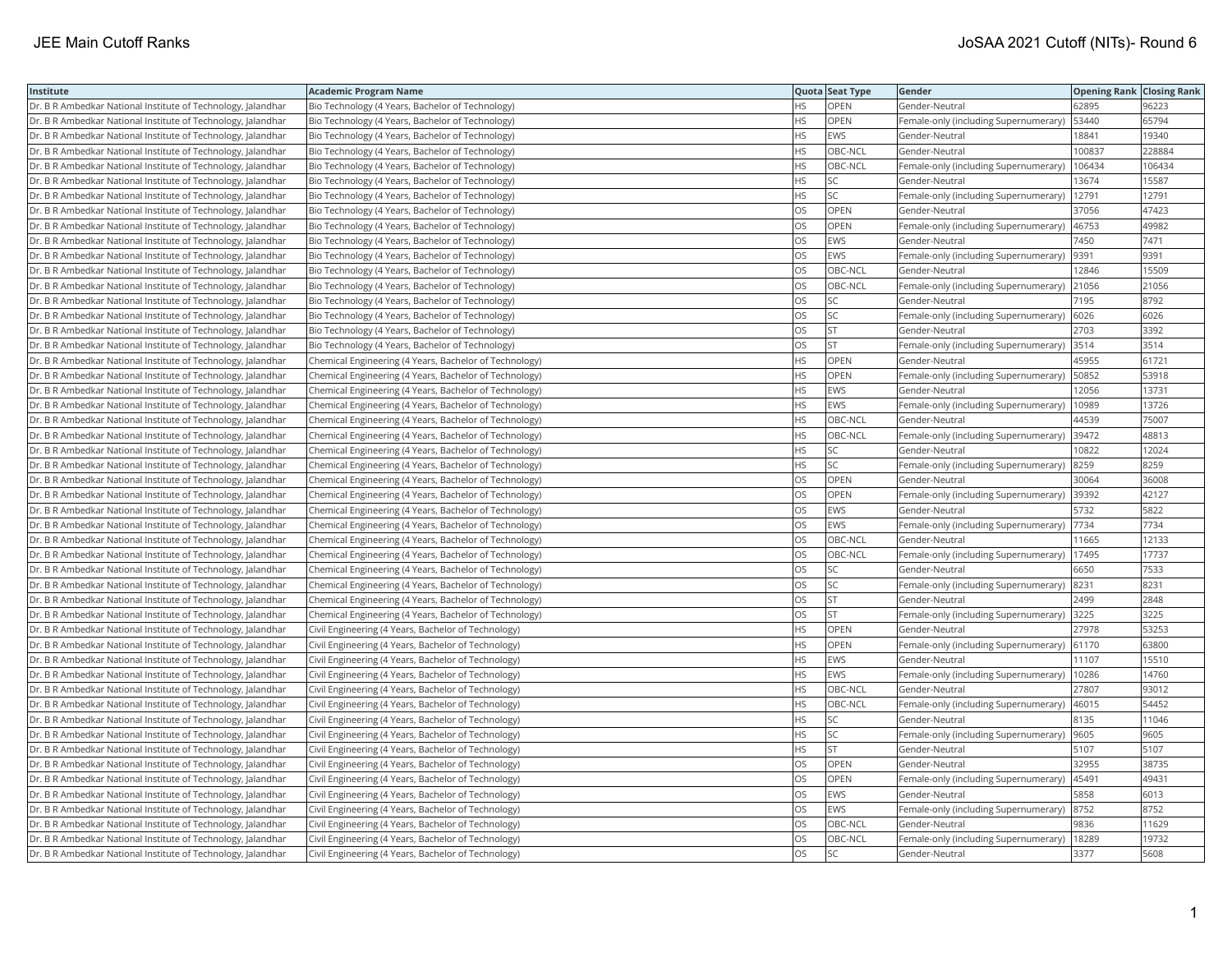| Institute | Academic Program Name | Quota | Seat Type | Gender | Opening Rank | Closing Rank |
|---|---|---|---|---|---|---|
| Dr. B R Ambedkar National Institute of Technology, Jalandhar | Bio Technology (4 Years, Bachelor of Technology) | HS | OPEN | Gender-Neutral | 62895 | 96223 |
| Dr. B R Ambedkar National Institute of Technology, Jalandhar | Bio Technology (4 Years, Bachelor of Technology) | HS | OPEN | Female-only (including Supernumerary) | 53440 | 65794 |
| Dr. B R Ambedkar National Institute of Technology, Jalandhar | Bio Technology (4 Years, Bachelor of Technology) | HS | EWS | Gender-Neutral | 18841 | 19340 |
| Dr. B R Ambedkar National Institute of Technology, Jalandhar | Bio Technology (4 Years, Bachelor of Technology) | HS | OBC-NCL | Gender-Neutral | 100837 | 228884 |
| Dr. B R Ambedkar National Institute of Technology, Jalandhar | Bio Technology (4 Years, Bachelor of Technology) | HS | OBC-NCL | Female-only (including Supernumerary) | 106434 | 106434 |
| Dr. B R Ambedkar National Institute of Technology, Jalandhar | Bio Technology (4 Years, Bachelor of Technology) | HS | SC | Gender-Neutral | 13674 | 15587 |
| Dr. B R Ambedkar National Institute of Technology, Jalandhar | Bio Technology (4 Years, Bachelor of Technology) | HS | SC | Female-only (including Supernumerary) | 12791 | 12791 |
| Dr. B R Ambedkar National Institute of Technology, Jalandhar | Bio Technology (4 Years, Bachelor of Technology) | OS | OPEN | Gender-Neutral | 37056 | 47423 |
| Dr. B R Ambedkar National Institute of Technology, Jalandhar | Bio Technology (4 Years, Bachelor of Technology) | OS | OPEN | Female-only (including Supernumerary) | 46753 | 49982 |
| Dr. B R Ambedkar National Institute of Technology, Jalandhar | Bio Technology (4 Years, Bachelor of Technology) | OS | EWS | Gender-Neutral | 7450 | 7471 |
| Dr. B R Ambedkar National Institute of Technology, Jalandhar | Bio Technology (4 Years, Bachelor of Technology) | OS | EWS | Female-only (including Supernumerary) | 9391 | 9391 |
| Dr. B R Ambedkar National Institute of Technology, Jalandhar | Bio Technology (4 Years, Bachelor of Technology) | OS | OBC-NCL | Gender-Neutral | 12846 | 15509 |
| Dr. B R Ambedkar National Institute of Technology, Jalandhar | Bio Technology (4 Years, Bachelor of Technology) | OS | OBC-NCL | Female-only (including Supernumerary) | 21056 | 21056 |
| Dr. B R Ambedkar National Institute of Technology, Jalandhar | Bio Technology (4 Years, Bachelor of Technology) | OS | SC | Gender-Neutral | 7195 | 8792 |
| Dr. B R Ambedkar National Institute of Technology, Jalandhar | Bio Technology (4 Years, Bachelor of Technology) | OS | SC | Female-only (including Supernumerary) | 6026 | 6026 |
| Dr. B R Ambedkar National Institute of Technology, Jalandhar | Bio Technology (4 Years, Bachelor of Technology) | OS | ST | Gender-Neutral | 2703 | 3392 |
| Dr. B R Ambedkar National Institute of Technology, Jalandhar | Bio Technology (4 Years, Bachelor of Technology) | OS | ST | Female-only (including Supernumerary) | 3514 | 3514 |
| Dr. B R Ambedkar National Institute of Technology, Jalandhar | Chemical Engineering (4 Years, Bachelor of Technology) | HS | OPEN | Gender-Neutral | 45955 | 61721 |
| Dr. B R Ambedkar National Institute of Technology, Jalandhar | Chemical Engineering (4 Years, Bachelor of Technology) | HS | OPEN | Female-only (including Supernumerary) | 50852 | 53918 |
| Dr. B R Ambedkar National Institute of Technology, Jalandhar | Chemical Engineering (4 Years, Bachelor of Technology) | HS | EWS | Gender-Neutral | 12056 | 13731 |
| Dr. B R Ambedkar National Institute of Technology, Jalandhar | Chemical Engineering (4 Years, Bachelor of Technology) | HS | EWS | Female-only (including Supernumerary) | 10989 | 13726 |
| Dr. B R Ambedkar National Institute of Technology, Jalandhar | Chemical Engineering (4 Years, Bachelor of Technology) | HS | OBC-NCL | Gender-Neutral | 44539 | 75007 |
| Dr. B R Ambedkar National Institute of Technology, Jalandhar | Chemical Engineering (4 Years, Bachelor of Technology) | HS | OBC-NCL | Female-only (including Supernumerary) | 39472 | 48813 |
| Dr. B R Ambedkar National Institute of Technology, Jalandhar | Chemical Engineering (4 Years, Bachelor of Technology) | HS | SC | Gender-Neutral | 10822 | 12024 |
| Dr. B R Ambedkar National Institute of Technology, Jalandhar | Chemical Engineering (4 Years, Bachelor of Technology) | HS | SC | Female-only (including Supernumerary) | 8259 | 8259 |
| Dr. B R Ambedkar National Institute of Technology, Jalandhar | Chemical Engineering (4 Years, Bachelor of Technology) | OS | OPEN | Gender-Neutral | 30064 | 36008 |
| Dr. B R Ambedkar National Institute of Technology, Jalandhar | Chemical Engineering (4 Years, Bachelor of Technology) | OS | OPEN | Female-only (including Supernumerary) | 39392 | 42127 |
| Dr. B R Ambedkar National Institute of Technology, Jalandhar | Chemical Engineering (4 Years, Bachelor of Technology) | OS | EWS | Gender-Neutral | 5732 | 5822 |
| Dr. B R Ambedkar National Institute of Technology, Jalandhar | Chemical Engineering (4 Years, Bachelor of Technology) | OS | EWS | Female-only (including Supernumerary) | 7734 | 7734 |
| Dr. B R Ambedkar National Institute of Technology, Jalandhar | Chemical Engineering (4 Years, Bachelor of Technology) | OS | OBC-NCL | Gender-Neutral | 11665 | 12133 |
| Dr. B R Ambedkar National Institute of Technology, Jalandhar | Chemical Engineering (4 Years, Bachelor of Technology) | OS | OBC-NCL | Female-only (including Supernumerary) | 17495 | 17737 |
| Dr. B R Ambedkar National Institute of Technology, Jalandhar | Chemical Engineering (4 Years, Bachelor of Technology) | OS | SC | Gender-Neutral | 6650 | 7533 |
| Dr. B R Ambedkar National Institute of Technology, Jalandhar | Chemical Engineering (4 Years, Bachelor of Technology) | OS | SC | Female-only (including Supernumerary) | 8231 | 8231 |
| Dr. B R Ambedkar National Institute of Technology, Jalandhar | Chemical Engineering (4 Years, Bachelor of Technology) | OS | ST | Gender-Neutral | 2499 | 2848 |
| Dr. B R Ambedkar National Institute of Technology, Jalandhar | Chemical Engineering (4 Years, Bachelor of Technology) | OS | ST | Female-only (including Supernumerary) | 3225 | 3225 |
| Dr. B R Ambedkar National Institute of Technology, Jalandhar | Civil Engineering (4 Years, Bachelor of Technology) | HS | OPEN | Gender-Neutral | 27978 | 53253 |
| Dr. B R Ambedkar National Institute of Technology, Jalandhar | Civil Engineering (4 Years, Bachelor of Technology) | HS | OPEN | Female-only (including Supernumerary) | 61170 | 63800 |
| Dr. B R Ambedkar National Institute of Technology, Jalandhar | Civil Engineering (4 Years, Bachelor of Technology) | HS | EWS | Gender-Neutral | 11107 | 15510 |
| Dr. B R Ambedkar National Institute of Technology, Jalandhar | Civil Engineering (4 Years, Bachelor of Technology) | HS | EWS | Female-only (including Supernumerary) | 10286 | 14760 |
| Dr. B R Ambedkar National Institute of Technology, Jalandhar | Civil Engineering (4 Years, Bachelor of Technology) | HS | OBC-NCL | Gender-Neutral | 27807 | 93012 |
| Dr. B R Ambedkar National Institute of Technology, Jalandhar | Civil Engineering (4 Years, Bachelor of Technology) | HS | OBC-NCL | Female-only (including Supernumerary) | 46015 | 54452 |
| Dr. B R Ambedkar National Institute of Technology, Jalandhar | Civil Engineering (4 Years, Bachelor of Technology) | HS | SC | Gender-Neutral | 8135 | 11046 |
| Dr. B R Ambedkar National Institute of Technology, Jalandhar | Civil Engineering (4 Years, Bachelor of Technology) | HS | SC | Female-only (including Supernumerary) | 9605 | 9605 |
| Dr. B R Ambedkar National Institute of Technology, Jalandhar | Civil Engineering (4 Years, Bachelor of Technology) | HS | ST | Gender-Neutral | 5107 | 5107 |
| Dr. B R Ambedkar National Institute of Technology, Jalandhar | Civil Engineering (4 Years, Bachelor of Technology) | OS | OPEN | Gender-Neutral | 32955 | 38735 |
| Dr. B R Ambedkar National Institute of Technology, Jalandhar | Civil Engineering (4 Years, Bachelor of Technology) | OS | OPEN | Female-only (including Supernumerary) | 45491 | 49431 |
| Dr. B R Ambedkar National Institute of Technology, Jalandhar | Civil Engineering (4 Years, Bachelor of Technology) | OS | EWS | Gender-Neutral | 5858 | 6013 |
| Dr. B R Ambedkar National Institute of Technology, Jalandhar | Civil Engineering (4 Years, Bachelor of Technology) | OS | EWS | Female-only (including Supernumerary) | 8752 | 8752 |
| Dr. B R Ambedkar National Institute of Technology, Jalandhar | Civil Engineering (4 Years, Bachelor of Technology) | OS | OBC-NCL | Gender-Neutral | 9836 | 11629 |
| Dr. B R Ambedkar National Institute of Technology, Jalandhar | Civil Engineering (4 Years, Bachelor of Technology) | OS | OBC-NCL | Female-only (including Supernumerary) | 18289 | 19732 |
| Dr. B R Ambedkar National Institute of Technology, Jalandhar | Civil Engineering (4 Years, Bachelor of Technology) | OS | SC | Gender-Neutral | 3377 | 5608 |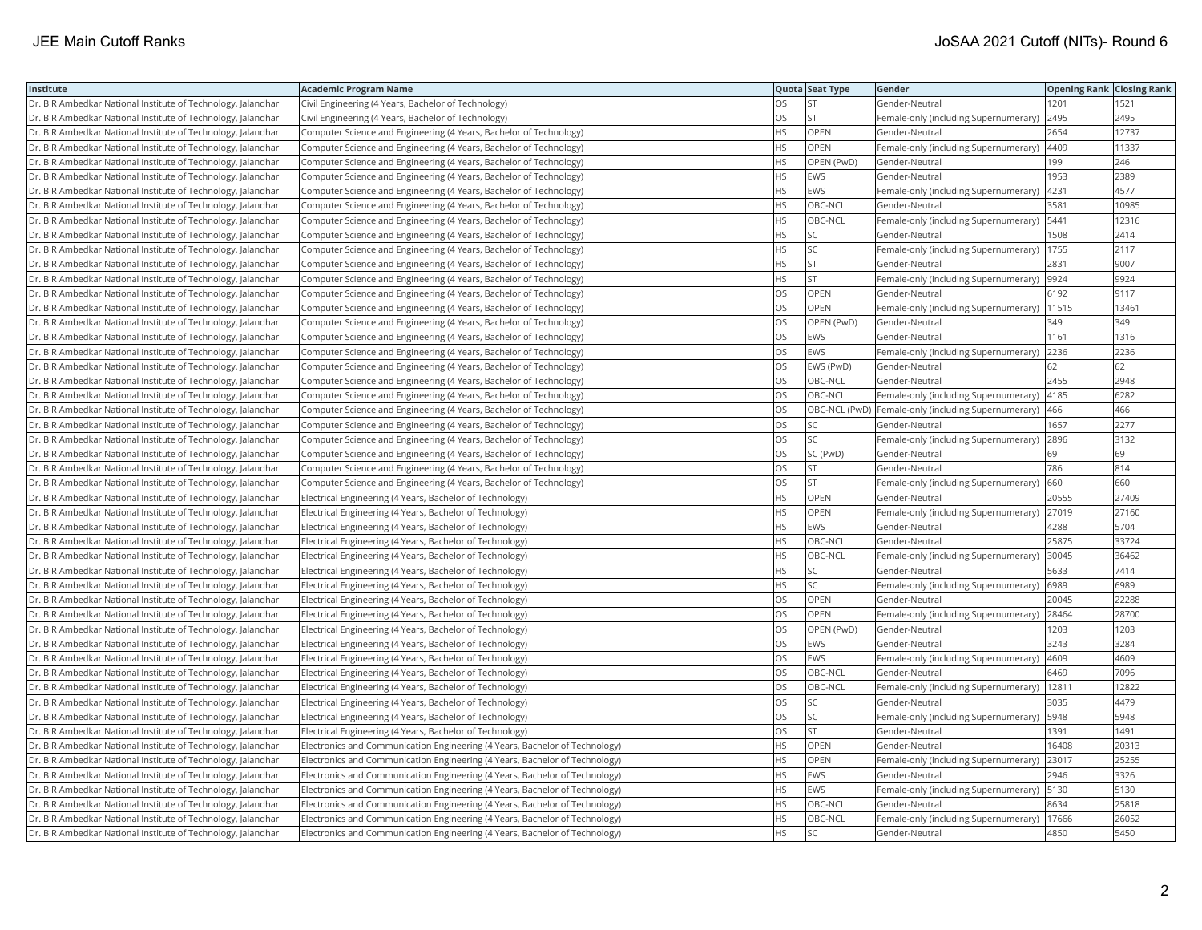| Institute | Academic Program Name | Quota | Seat Type | Gender | Opening Rank | Closing Rank |
|---|---|---|---|---|---|---|
| Dr. B R Ambedkar National Institute of Technology, Jalandhar | Civil Engineering (4 Years, Bachelor of Technology) | OS | ST | Gender-Neutral | 1201 | 1521 |
| Dr. B R Ambedkar National Institute of Technology, Jalandhar | Civil Engineering (4 Years, Bachelor of Technology) | OS | ST | Female-only (including Supernumerary) | 2495 | 2495 |
| Dr. B R Ambedkar National Institute of Technology, Jalandhar | Computer Science and Engineering (4 Years, Bachelor of Technology) | HS | OPEN | Gender-Neutral | 2654 | 12737 |
| Dr. B R Ambedkar National Institute of Technology, Jalandhar | Computer Science and Engineering (4 Years, Bachelor of Technology) | HS | OPEN | Female-only (including Supernumerary) | 4409 | 11337 |
| Dr. B R Ambedkar National Institute of Technology, Jalandhar | Computer Science and Engineering (4 Years, Bachelor of Technology) | HS | OPEN (PwD) | Gender-Neutral | 199 | 246 |
| Dr. B R Ambedkar National Institute of Technology, Jalandhar | Computer Science and Engineering (4 Years, Bachelor of Technology) | HS | EWS | Gender-Neutral | 1953 | 2389 |
| Dr. B R Ambedkar National Institute of Technology, Jalandhar | Computer Science and Engineering (4 Years, Bachelor of Technology) | HS | EWS | Female-only (including Supernumerary) | 4231 | 4577 |
| Dr. B R Ambedkar National Institute of Technology, Jalandhar | Computer Science and Engineering (4 Years, Bachelor of Technology) | HS | OBC-NCL | Gender-Neutral | 3581 | 10985 |
| Dr. B R Ambedkar National Institute of Technology, Jalandhar | Computer Science and Engineering (4 Years, Bachelor of Technology) | HS | OBC-NCL | Female-only (including Supernumerary) | 5441 | 12316 |
| Dr. B R Ambedkar National Institute of Technology, Jalandhar | Computer Science and Engineering (4 Years, Bachelor of Technology) | HS | SC | Gender-Neutral | 1508 | 2414 |
| Dr. B R Ambedkar National Institute of Technology, Jalandhar | Computer Science and Engineering (4 Years, Bachelor of Technology) | HS | SC | Female-only (including Supernumerary) | 1755 | 2117 |
| Dr. B R Ambedkar National Institute of Technology, Jalandhar | Computer Science and Engineering (4 Years, Bachelor of Technology) | HS | ST | Gender-Neutral | 2831 | 9007 |
| Dr. B R Ambedkar National Institute of Technology, Jalandhar | Computer Science and Engineering (4 Years, Bachelor of Technology) | HS | ST | Female-only (including Supernumerary) | 9924 | 9924 |
| Dr. B R Ambedkar National Institute of Technology, Jalandhar | Computer Science and Engineering (4 Years, Bachelor of Technology) | OS | OPEN | Gender-Neutral | 6192 | 9117 |
| Dr. B R Ambedkar National Institute of Technology, Jalandhar | Computer Science and Engineering (4 Years, Bachelor of Technology) | OS | OPEN | Female-only (including Supernumerary) | 11515 | 13461 |
| Dr. B R Ambedkar National Institute of Technology, Jalandhar | Computer Science and Engineering (4 Years, Bachelor of Technology) | OS | OPEN (PwD) | Gender-Neutral | 349 | 349 |
| Dr. B R Ambedkar National Institute of Technology, Jalandhar | Computer Science and Engineering (4 Years, Bachelor of Technology) | OS | EWS | Gender-Neutral | 1161 | 1316 |
| Dr. B R Ambedkar National Institute of Technology, Jalandhar | Computer Science and Engineering (4 Years, Bachelor of Technology) | OS | EWS | Female-only (including Supernumerary) | 2236 | 2236 |
| Dr. B R Ambedkar National Institute of Technology, Jalandhar | Computer Science and Engineering (4 Years, Bachelor of Technology) | OS | EWS (PwD) | Gender-Neutral | 62 | 62 |
| Dr. B R Ambedkar National Institute of Technology, Jalandhar | Computer Science and Engineering (4 Years, Bachelor of Technology) | OS | OBC-NCL | Gender-Neutral | 2455 | 2948 |
| Dr. B R Ambedkar National Institute of Technology, Jalandhar | Computer Science and Engineering (4 Years, Bachelor of Technology) | OS | OBC-NCL | Female-only (including Supernumerary) | 4185 | 6282 |
| Dr. B R Ambedkar National Institute of Technology, Jalandhar | Computer Science and Engineering (4 Years, Bachelor of Technology) | OS | OBC-NCL (PwD) | Female-only (including Supernumerary) | 466 | 466 |
| Dr. B R Ambedkar National Institute of Technology, Jalandhar | Computer Science and Engineering (4 Years, Bachelor of Technology) | OS | SC | Gender-Neutral | 1657 | 2277 |
| Dr. B R Ambedkar National Institute of Technology, Jalandhar | Computer Science and Engineering (4 Years, Bachelor of Technology) | OS | SC | Female-only (including Supernumerary) | 2896 | 3132 |
| Dr. B R Ambedkar National Institute of Technology, Jalandhar | Computer Science and Engineering (4 Years, Bachelor of Technology) | OS | SC (PwD) | Gender-Neutral | 69 | 69 |
| Dr. B R Ambedkar National Institute of Technology, Jalandhar | Computer Science and Engineering (4 Years, Bachelor of Technology) | OS | ST | Gender-Neutral | 786 | 814 |
| Dr. B R Ambedkar National Institute of Technology, Jalandhar | Computer Science and Engineering (4 Years, Bachelor of Technology) | OS | ST | Female-only (including Supernumerary) | 660 | 660 |
| Dr. B R Ambedkar National Institute of Technology, Jalandhar | Electrical Engineering (4 Years, Bachelor of Technology) | HS | OPEN | Gender-Neutral | 20555 | 27409 |
| Dr. B R Ambedkar National Institute of Technology, Jalandhar | Electrical Engineering (4 Years, Bachelor of Technology) | HS | OPEN | Female-only (including Supernumerary) | 27019 | 27160 |
| Dr. B R Ambedkar National Institute of Technology, Jalandhar | Electrical Engineering (4 Years, Bachelor of Technology) | HS | EWS | Gender-Neutral | 4288 | 5704 |
| Dr. B R Ambedkar National Institute of Technology, Jalandhar | Electrical Engineering (4 Years, Bachelor of Technology) | HS | OBC-NCL | Gender-Neutral | 25875 | 33724 |
| Dr. B R Ambedkar National Institute of Technology, Jalandhar | Electrical Engineering (4 Years, Bachelor of Technology) | HS | OBC-NCL | Female-only (including Supernumerary) | 30045 | 36462 |
| Dr. B R Ambedkar National Institute of Technology, Jalandhar | Electrical Engineering (4 Years, Bachelor of Technology) | HS | SC | Gender-Neutral | 5633 | 7414 |
| Dr. B R Ambedkar National Institute of Technology, Jalandhar | Electrical Engineering (4 Years, Bachelor of Technology) | HS | SC | Female-only (including Supernumerary) | 6989 | 6989 |
| Dr. B R Ambedkar National Institute of Technology, Jalandhar | Electrical Engineering (4 Years, Bachelor of Technology) | OS | OPEN | Gender-Neutral | 20045 | 22288 |
| Dr. B R Ambedkar National Institute of Technology, Jalandhar | Electrical Engineering (4 Years, Bachelor of Technology) | OS | OPEN | Female-only (including Supernumerary) | 28464 | 28700 |
| Dr. B R Ambedkar National Institute of Technology, Jalandhar | Electrical Engineering (4 Years, Bachelor of Technology) | OS | OPEN (PwD) | Gender-Neutral | 1203 | 1203 |
| Dr. B R Ambedkar National Institute of Technology, Jalandhar | Electrical Engineering (4 Years, Bachelor of Technology) | OS | EWS | Gender-Neutral | 3243 | 3284 |
| Dr. B R Ambedkar National Institute of Technology, Jalandhar | Electrical Engineering (4 Years, Bachelor of Technology) | OS | EWS | Female-only (including Supernumerary) | 4609 | 4609 |
| Dr. B R Ambedkar National Institute of Technology, Jalandhar | Electrical Engineering (4 Years, Bachelor of Technology) | OS | OBC-NCL | Gender-Neutral | 6469 | 7096 |
| Dr. B R Ambedkar National Institute of Technology, Jalandhar | Electrical Engineering (4 Years, Bachelor of Technology) | OS | OBC-NCL | Female-only (including Supernumerary) | 12811 | 12822 |
| Dr. B R Ambedkar National Institute of Technology, Jalandhar | Electrical Engineering (4 Years, Bachelor of Technology) | OS | SC | Gender-Neutral | 3035 | 4479 |
| Dr. B R Ambedkar National Institute of Technology, Jalandhar | Electrical Engineering (4 Years, Bachelor of Technology) | OS | SC | Female-only (including Supernumerary) | 5948 | 5948 |
| Dr. B R Ambedkar National Institute of Technology, Jalandhar | Electrical Engineering (4 Years, Bachelor of Technology) | OS | ST | Gender-Neutral | 1391 | 1491 |
| Dr. B R Ambedkar National Institute of Technology, Jalandhar | Electronics and Communication Engineering (4 Years, Bachelor of Technology) | HS | OPEN | Gender-Neutral | 16408 | 20313 |
| Dr. B R Ambedkar National Institute of Technology, Jalandhar | Electronics and Communication Engineering (4 Years, Bachelor of Technology) | HS | OPEN | Female-only (including Supernumerary) | 23017 | 25255 |
| Dr. B R Ambedkar National Institute of Technology, Jalandhar | Electronics and Communication Engineering (4 Years, Bachelor of Technology) | HS | EWS | Gender-Neutral | 2946 | 3326 |
| Dr. B R Ambedkar National Institute of Technology, Jalandhar | Electronics and Communication Engineering (4 Years, Bachelor of Technology) | HS | EWS | Female-only (including Supernumerary) | 5130 | 5130 |
| Dr. B R Ambedkar National Institute of Technology, Jalandhar | Electronics and Communication Engineering (4 Years, Bachelor of Technology) | HS | OBC-NCL | Gender-Neutral | 8634 | 25818 |
| Dr. B R Ambedkar National Institute of Technology, Jalandhar | Electronics and Communication Engineering (4 Years, Bachelor of Technology) | HS | OBC-NCL | Female-only (including Supernumerary) | 17666 | 26052 |
| Dr. B R Ambedkar National Institute of Technology, Jalandhar | Electronics and Communication Engineering (4 Years, Bachelor of Technology) | HS | SC | Gender-Neutral | 4850 | 5450 |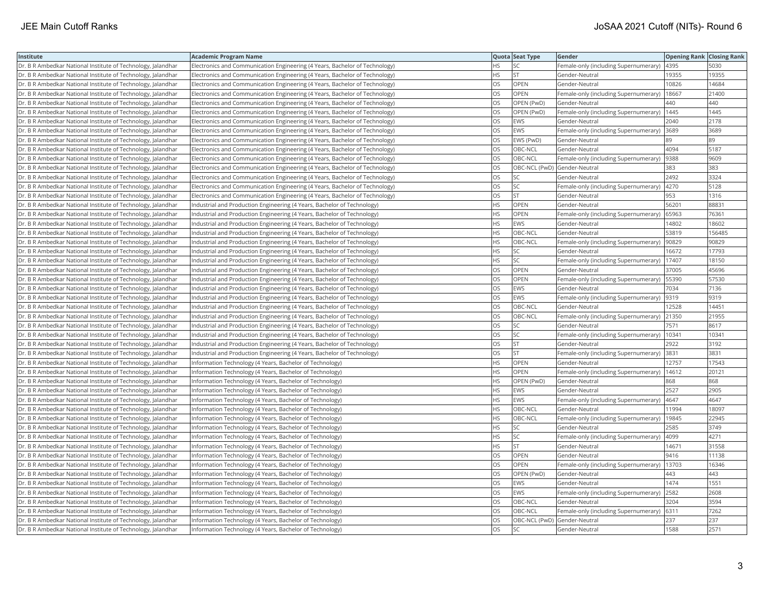| Institute | Academic Program Name | Quota | Seat Type | Gender | Opening Rank | Closing Rank |
|---|---|---|---|---|---|---|
| Dr. B R Ambedkar National Institute of Technology, Jalandhar | Electronics and Communication Engineering (4 Years, Bachelor of Technology) | HS | SC | Female-only (including Supernumerary) | 4395 | 5030 |
| Dr. B R Ambedkar National Institute of Technology, Jalandhar | Electronics and Communication Engineering (4 Years, Bachelor of Technology) | HS | ST | Gender-Neutral | 19355 | 19355 |
| Dr. B R Ambedkar National Institute of Technology, Jalandhar | Electronics and Communication Engineering (4 Years, Bachelor of Technology) | OS | OPEN | Gender-Neutral | 10826 | 14684 |
| Dr. B R Ambedkar National Institute of Technology, Jalandhar | Electronics and Communication Engineering (4 Years, Bachelor of Technology) | OS | OPEN | Female-only (including Supernumerary) | 18667 | 21400 |
| Dr. B R Ambedkar National Institute of Technology, Jalandhar | Electronics and Communication Engineering (4 Years, Bachelor of Technology) | OS | OPEN (PwD) | Gender-Neutral | 440 | 440 |
| Dr. B R Ambedkar National Institute of Technology, Jalandhar | Electronics and Communication Engineering (4 Years, Bachelor of Technology) | OS | OPEN (PwD) | Female-only (including Supernumerary) | 1445 | 1445 |
| Dr. B R Ambedkar National Institute of Technology, Jalandhar | Electronics and Communication Engineering (4 Years, Bachelor of Technology) | OS | EWS | Gender-Neutral | 2040 | 2178 |
| Dr. B R Ambedkar National Institute of Technology, Jalandhar | Electronics and Communication Engineering (4 Years, Bachelor of Technology) | OS | EWS | Female-only (including Supernumerary) | 3689 | 3689 |
| Dr. B R Ambedkar National Institute of Technology, Jalandhar | Electronics and Communication Engineering (4 Years, Bachelor of Technology) | OS | EWS (PwD) | Gender-Neutral | 89 | 89 |
| Dr. B R Ambedkar National Institute of Technology, Jalandhar | Electronics and Communication Engineering (4 Years, Bachelor of Technology) | OS | OBC-NCL | Gender-Neutral | 4094 | 5187 |
| Dr. B R Ambedkar National Institute of Technology, Jalandhar | Electronics and Communication Engineering (4 Years, Bachelor of Technology) | OS | OBC-NCL | Female-only (including Supernumerary) | 9388 | 9609 |
| Dr. B R Ambedkar National Institute of Technology, Jalandhar | Electronics and Communication Engineering (4 Years, Bachelor of Technology) | OS | OBC-NCL (PwD) | Gender-Neutral | 383 | 383 |
| Dr. B R Ambedkar National Institute of Technology, Jalandhar | Electronics and Communication Engineering (4 Years, Bachelor of Technology) | OS | SC | Gender-Neutral | 2492 | 3324 |
| Dr. B R Ambedkar National Institute of Technology, Jalandhar | Electronics and Communication Engineering (4 Years, Bachelor of Technology) | OS | SC | Female-only (including Supernumerary) | 4270 | 5128 |
| Dr. B R Ambedkar National Institute of Technology, Jalandhar | Electronics and Communication Engineering (4 Years, Bachelor of Technology) | OS | ST | Gender-Neutral | 953 | 1316 |
| Dr. B R Ambedkar National Institute of Technology, Jalandhar | Industrial and Production Engineering (4 Years, Bachelor of Technology) | HS | OPEN | Gender-Neutral | 56201 | 88831 |
| Dr. B R Ambedkar National Institute of Technology, Jalandhar | Industrial and Production Engineering (4 Years, Bachelor of Technology) | HS | OPEN | Female-only (including Supernumerary) | 65963 | 76361 |
| Dr. B R Ambedkar National Institute of Technology, Jalandhar | Industrial and Production Engineering (4 Years, Bachelor of Technology) | HS | EWS | Gender-Neutral | 14802 | 18602 |
| Dr. B R Ambedkar National Institute of Technology, Jalandhar | Industrial and Production Engineering (4 Years, Bachelor of Technology) | HS | OBC-NCL | Gender-Neutral | 53819 | 156485 |
| Dr. B R Ambedkar National Institute of Technology, Jalandhar | Industrial and Production Engineering (4 Years, Bachelor of Technology) | HS | OBC-NCL | Female-only (including Supernumerary) | 90829 | 90829 |
| Dr. B R Ambedkar National Institute of Technology, Jalandhar | Industrial and Production Engineering (4 Years, Bachelor of Technology) | HS | SC | Gender-Neutral | 16672 | 17793 |
| Dr. B R Ambedkar National Institute of Technology, Jalandhar | Industrial and Production Engineering (4 Years, Bachelor of Technology) | HS | SC | Female-only (including Supernumerary) | 17407 | 18150 |
| Dr. B R Ambedkar National Institute of Technology, Jalandhar | Industrial and Production Engineering (4 Years, Bachelor of Technology) | OS | OPEN | Gender-Neutral | 37005 | 45696 |
| Dr. B R Ambedkar National Institute of Technology, Jalandhar | Industrial and Production Engineering (4 Years, Bachelor of Technology) | OS | OPEN | Female-only (including Supernumerary) | 55390 | 57530 |
| Dr. B R Ambedkar National Institute of Technology, Jalandhar | Industrial and Production Engineering (4 Years, Bachelor of Technology) | OS | EWS | Gender-Neutral | 7034 | 7136 |
| Dr. B R Ambedkar National Institute of Technology, Jalandhar | Industrial and Production Engineering (4 Years, Bachelor of Technology) | OS | EWS | Female-only (including Supernumerary) | 9319 | 9319 |
| Dr. B R Ambedkar National Institute of Technology, Jalandhar | Industrial and Production Engineering (4 Years, Bachelor of Technology) | OS | OBC-NCL | Gender-Neutral | 12528 | 14451 |
| Dr. B R Ambedkar National Institute of Technology, Jalandhar | Industrial and Production Engineering (4 Years, Bachelor of Technology) | OS | OBC-NCL | Female-only (including Supernumerary) | 21350 | 21955 |
| Dr. B R Ambedkar National Institute of Technology, Jalandhar | Industrial and Production Engineering (4 Years, Bachelor of Technology) | OS | SC | Gender-Neutral | 7571 | 8617 |
| Dr. B R Ambedkar National Institute of Technology, Jalandhar | Industrial and Production Engineering (4 Years, Bachelor of Technology) | OS | SC | Female-only (including Supernumerary) | 10341 | 10341 |
| Dr. B R Ambedkar National Institute of Technology, Jalandhar | Industrial and Production Engineering (4 Years, Bachelor of Technology) | OS | ST | Gender-Neutral | 2922 | 3192 |
| Dr. B R Ambedkar National Institute of Technology, Jalandhar | Industrial and Production Engineering (4 Years, Bachelor of Technology) | OS | ST | Female-only (including Supernumerary) | 3831 | 3831 |
| Dr. B R Ambedkar National Institute of Technology, Jalandhar | Information Technology (4 Years, Bachelor of Technology) | HS | OPEN | Gender-Neutral | 12757 | 17543 |
| Dr. B R Ambedkar National Institute of Technology, Jalandhar | Information Technology (4 Years, Bachelor of Technology) | HS | OPEN | Female-only (including Supernumerary) | 14612 | 20121 |
| Dr. B R Ambedkar National Institute of Technology, Jalandhar | Information Technology (4 Years, Bachelor of Technology) | HS | OPEN (PwD) | Gender-Neutral | 868 | 868 |
| Dr. B R Ambedkar National Institute of Technology, Jalandhar | Information Technology (4 Years, Bachelor of Technology) | HS | EWS | Gender-Neutral | 2527 | 2905 |
| Dr. B R Ambedkar National Institute of Technology, Jalandhar | Information Technology (4 Years, Bachelor of Technology) | HS | EWS | Female-only (including Supernumerary) | 4647 | 4647 |
| Dr. B R Ambedkar National Institute of Technology, Jalandhar | Information Technology (4 Years, Bachelor of Technology) | HS | OBC-NCL | Gender-Neutral | 11994 | 18097 |
| Dr. B R Ambedkar National Institute of Technology, Jalandhar | Information Technology (4 Years, Bachelor of Technology) | HS | OBC-NCL | Female-only (including Supernumerary) | 19845 | 22945 |
| Dr. B R Ambedkar National Institute of Technology, Jalandhar | Information Technology (4 Years, Bachelor of Technology) | HS | SC | Gender-Neutral | 2585 | 3749 |
| Dr. B R Ambedkar National Institute of Technology, Jalandhar | Information Technology (4 Years, Bachelor of Technology) | HS | SC | Female-only (including Supernumerary) | 4099 | 4271 |
| Dr. B R Ambedkar National Institute of Technology, Jalandhar | Information Technology (4 Years, Bachelor of Technology) | HS | ST | Gender-Neutral | 14671 | 31558 |
| Dr. B R Ambedkar National Institute of Technology, Jalandhar | Information Technology (4 Years, Bachelor of Technology) | OS | OPEN | Gender-Neutral | 9416 | 11138 |
| Dr. B R Ambedkar National Institute of Technology, Jalandhar | Information Technology (4 Years, Bachelor of Technology) | OS | OPEN | Female-only (including Supernumerary) | 13703 | 16346 |
| Dr. B R Ambedkar National Institute of Technology, Jalandhar | Information Technology (4 Years, Bachelor of Technology) | OS | OPEN (PwD) | Gender-Neutral | 443 | 443 |
| Dr. B R Ambedkar National Institute of Technology, Jalandhar | Information Technology (4 Years, Bachelor of Technology) | OS | EWS | Gender-Neutral | 1474 | 1551 |
| Dr. B R Ambedkar National Institute of Technology, Jalandhar | Information Technology (4 Years, Bachelor of Technology) | OS | EWS | Female-only (including Supernumerary) | 2582 | 2608 |
| Dr. B R Ambedkar National Institute of Technology, Jalandhar | Information Technology (4 Years, Bachelor of Technology) | OS | OBC-NCL | Gender-Neutral | 3204 | 3594 |
| Dr. B R Ambedkar National Institute of Technology, Jalandhar | Information Technology (4 Years, Bachelor of Technology) | OS | OBC-NCL | Female-only (including Supernumerary) | 6311 | 7262 |
| Dr. B R Ambedkar National Institute of Technology, Jalandhar | Information Technology (4 Years, Bachelor of Technology) | OS | OBC-NCL (PwD) | Gender-Neutral | 237 | 237 |
| Dr. B R Ambedkar National Institute of Technology, Jalandhar | Information Technology (4 Years, Bachelor of Technology) | OS | SC | Gender-Neutral | 1588 | 2571 |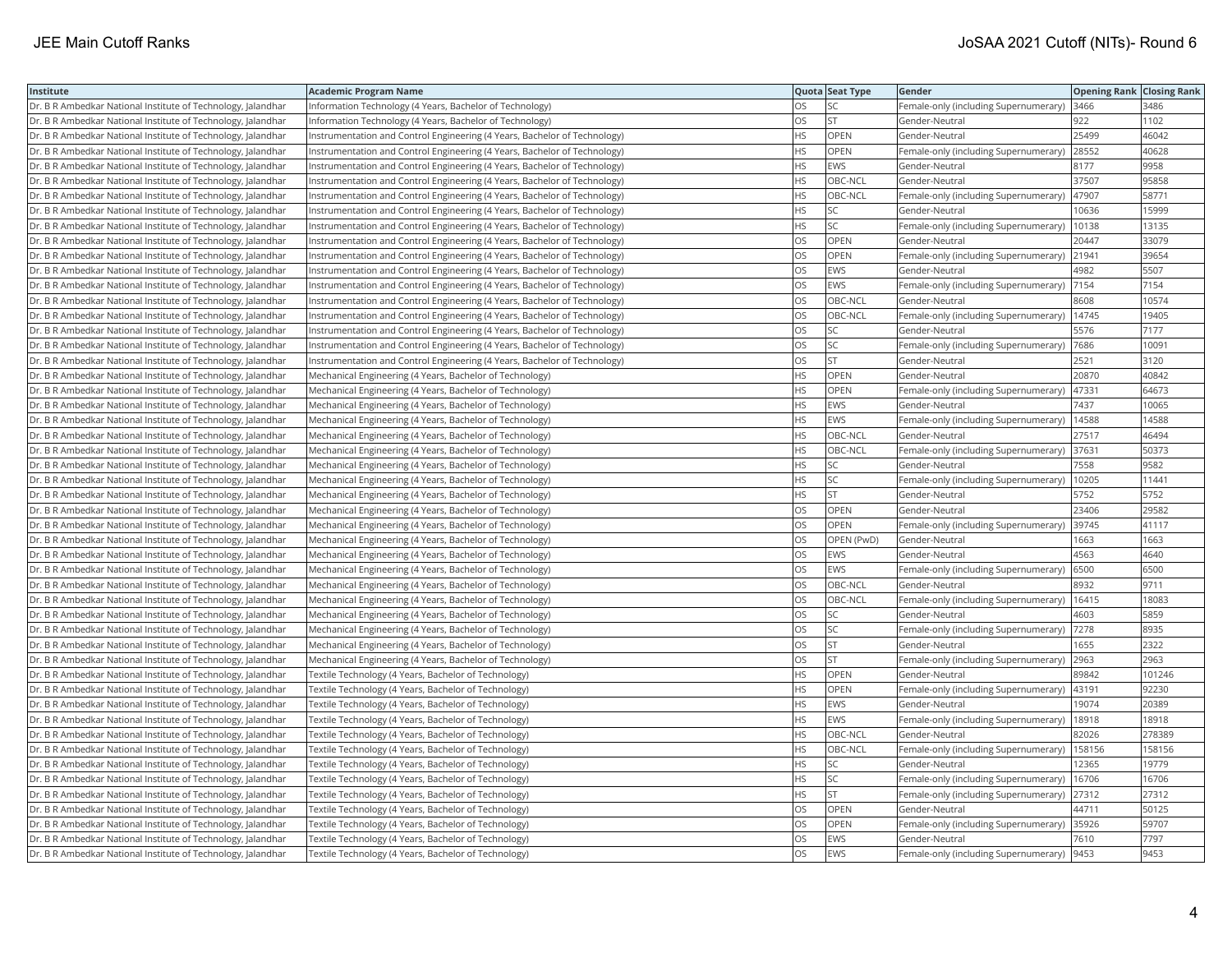| Institute | Academic Program Name | Quota | Seat Type | Gender | Opening Rank | Closing Rank |
|---|---|---|---|---|---|---|
| Dr. B R Ambedkar National Institute of Technology, Jalandhar | Information Technology (4 Years, Bachelor of Technology) | OS | SC | Female-only (including Supernumerary) | 3466 | 3486 |
| Dr. B R Ambedkar National Institute of Technology, Jalandhar | Information Technology (4 Years, Bachelor of Technology) | OS | ST | Gender-Neutral | 922 | 1102 |
| Dr. B R Ambedkar National Institute of Technology, Jalandhar | Instrumentation and Control Engineering (4 Years, Bachelor of Technology) | HS | OPEN | Gender-Neutral | 25499 | 46042 |
| Dr. B R Ambedkar National Institute of Technology, Jalandhar | Instrumentation and Control Engineering (4 Years, Bachelor of Technology) | HS | OPEN | Female-only (including Supernumerary) | 28552 | 40628 |
| Dr. B R Ambedkar National Institute of Technology, Jalandhar | Instrumentation and Control Engineering (4 Years, Bachelor of Technology) | HS | EWS | Gender-Neutral | 8177 | 9958 |
| Dr. B R Ambedkar National Institute of Technology, Jalandhar | Instrumentation and Control Engineering (4 Years, Bachelor of Technology) | HS | OBC-NCL | Gender-Neutral | 37507 | 95858 |
| Dr. B R Ambedkar National Institute of Technology, Jalandhar | Instrumentation and Control Engineering (4 Years, Bachelor of Technology) | HS | OBC-NCL | Female-only (including Supernumerary) | 47907 | 58771 |
| Dr. B R Ambedkar National Institute of Technology, Jalandhar | Instrumentation and Control Engineering (4 Years, Bachelor of Technology) | HS | SC | Gender-Neutral | 10636 | 15999 |
| Dr. B R Ambedkar National Institute of Technology, Jalandhar | Instrumentation and Control Engineering (4 Years, Bachelor of Technology) | HS | SC | Female-only (including Supernumerary) | 10138 | 13135 |
| Dr. B R Ambedkar National Institute of Technology, Jalandhar | Instrumentation and Control Engineering (4 Years, Bachelor of Technology) | OS | OPEN | Gender-Neutral | 20447 | 33079 |
| Dr. B R Ambedkar National Institute of Technology, Jalandhar | Instrumentation and Control Engineering (4 Years, Bachelor of Technology) | OS | OPEN | Female-only (including Supernumerary) | 21941 | 39654 |
| Dr. B R Ambedkar National Institute of Technology, Jalandhar | Instrumentation and Control Engineering (4 Years, Bachelor of Technology) | OS | EWS | Gender-Neutral | 4982 | 5507 |
| Dr. B R Ambedkar National Institute of Technology, Jalandhar | Instrumentation and Control Engineering (4 Years, Bachelor of Technology) | OS | EWS | Female-only (including Supernumerary) | 7154 | 7154 |
| Dr. B R Ambedkar National Institute of Technology, Jalandhar | Instrumentation and Control Engineering (4 Years, Bachelor of Technology) | OS | OBC-NCL | Gender-Neutral | 8608 | 10574 |
| Dr. B R Ambedkar National Institute of Technology, Jalandhar | Instrumentation and Control Engineering (4 Years, Bachelor of Technology) | OS | OBC-NCL | Female-only (including Supernumerary) | 14745 | 19405 |
| Dr. B R Ambedkar National Institute of Technology, Jalandhar | Instrumentation and Control Engineering (4 Years, Bachelor of Technology) | OS | SC | Gender-Neutral | 5576 | 7177 |
| Dr. B R Ambedkar National Institute of Technology, Jalandhar | Instrumentation and Control Engineering (4 Years, Bachelor of Technology) | OS | SC | Female-only (including Supernumerary) | 7686 | 10091 |
| Dr. B R Ambedkar National Institute of Technology, Jalandhar | Instrumentation and Control Engineering (4 Years, Bachelor of Technology) | OS | ST | Gender-Neutral | 2521 | 3120 |
| Dr. B R Ambedkar National Institute of Technology, Jalandhar | Mechanical Engineering (4 Years, Bachelor of Technology) | HS | OPEN | Gender-Neutral | 20870 | 40842 |
| Dr. B R Ambedkar National Institute of Technology, Jalandhar | Mechanical Engineering (4 Years, Bachelor of Technology) | HS | OPEN | Female-only (including Supernumerary) | 47331 | 64673 |
| Dr. B R Ambedkar National Institute of Technology, Jalandhar | Mechanical Engineering (4 Years, Bachelor of Technology) | HS | EWS | Gender-Neutral | 7437 | 10065 |
| Dr. B R Ambedkar National Institute of Technology, Jalandhar | Mechanical Engineering (4 Years, Bachelor of Technology) | HS | EWS | Female-only (including Supernumerary) | 14588 | 14588 |
| Dr. B R Ambedkar National Institute of Technology, Jalandhar | Mechanical Engineering (4 Years, Bachelor of Technology) | HS | OBC-NCL | Gender-Neutral | 27517 | 46494 |
| Dr. B R Ambedkar National Institute of Technology, Jalandhar | Mechanical Engineering (4 Years, Bachelor of Technology) | HS | OBC-NCL | Female-only (including Supernumerary) | 37631 | 50373 |
| Dr. B R Ambedkar National Institute of Technology, Jalandhar | Mechanical Engineering (4 Years, Bachelor of Technology) | HS | SC | Gender-Neutral | 7558 | 9582 |
| Dr. B R Ambedkar National Institute of Technology, Jalandhar | Mechanical Engineering (4 Years, Bachelor of Technology) | HS | SC | Female-only (including Supernumerary) | 10205 | 11441 |
| Dr. B R Ambedkar National Institute of Technology, Jalandhar | Mechanical Engineering (4 Years, Bachelor of Technology) | HS | ST | Gender-Neutral | 5752 | 5752 |
| Dr. B R Ambedkar National Institute of Technology, Jalandhar | Mechanical Engineering (4 Years, Bachelor of Technology) | OS | OPEN | Gender-Neutral | 23406 | 29582 |
| Dr. B R Ambedkar National Institute of Technology, Jalandhar | Mechanical Engineering (4 Years, Bachelor of Technology) | OS | OPEN | Female-only (including Supernumerary) | 39745 | 41117 |
| Dr. B R Ambedkar National Institute of Technology, Jalandhar | Mechanical Engineering (4 Years, Bachelor of Technology) | OS | OPEN (PwD) | Gender-Neutral | 1663 | 1663 |
| Dr. B R Ambedkar National Institute of Technology, Jalandhar | Mechanical Engineering (4 Years, Bachelor of Technology) | OS | EWS | Gender-Neutral | 4563 | 4640 |
| Dr. B R Ambedkar National Institute of Technology, Jalandhar | Mechanical Engineering (4 Years, Bachelor of Technology) | OS | EWS | Female-only (including Supernumerary) | 6500 | 6500 |
| Dr. B R Ambedkar National Institute of Technology, Jalandhar | Mechanical Engineering (4 Years, Bachelor of Technology) | OS | OBC-NCL | Gender-Neutral | 8932 | 9711 |
| Dr. B R Ambedkar National Institute of Technology, Jalandhar | Mechanical Engineering (4 Years, Bachelor of Technology) | OS | OBC-NCL | Female-only (including Supernumerary) | 16415 | 18083 |
| Dr. B R Ambedkar National Institute of Technology, Jalandhar | Mechanical Engineering (4 Years, Bachelor of Technology) | OS | SC | Gender-Neutral | 4603 | 5859 |
| Dr. B R Ambedkar National Institute of Technology, Jalandhar | Mechanical Engineering (4 Years, Bachelor of Technology) | OS | SC | Female-only (including Supernumerary) | 7278 | 8935 |
| Dr. B R Ambedkar National Institute of Technology, Jalandhar | Mechanical Engineering (4 Years, Bachelor of Technology) | OS | ST | Gender-Neutral | 1655 | 2322 |
| Dr. B R Ambedkar National Institute of Technology, Jalandhar | Mechanical Engineering (4 Years, Bachelor of Technology) | OS | ST | Female-only (including Supernumerary) | 2963 | 2963 |
| Dr. B R Ambedkar National Institute of Technology, Jalandhar | Textile Technology (4 Years, Bachelor of Technology) | HS | OPEN | Gender-Neutral | 89842 | 101246 |
| Dr. B R Ambedkar National Institute of Technology, Jalandhar | Textile Technology (4 Years, Bachelor of Technology) | HS | OPEN | Female-only (including Supernumerary) | 43191 | 92230 |
| Dr. B R Ambedkar National Institute of Technology, Jalandhar | Textile Technology (4 Years, Bachelor of Technology) | HS | EWS | Gender-Neutral | 19074 | 20389 |
| Dr. B R Ambedkar National Institute of Technology, Jalandhar | Textile Technology (4 Years, Bachelor of Technology) | HS | EWS | Female-only (including Supernumerary) | 18918 | 18918 |
| Dr. B R Ambedkar National Institute of Technology, Jalandhar | Textile Technology (4 Years, Bachelor of Technology) | HS | OBC-NCL | Gender-Neutral | 82026 | 278389 |
| Dr. B R Ambedkar National Institute of Technology, Jalandhar | Textile Technology (4 Years, Bachelor of Technology) | HS | OBC-NCL | Female-only (including Supernumerary) | 158156 | 158156 |
| Dr. B R Ambedkar National Institute of Technology, Jalandhar | Textile Technology (4 Years, Bachelor of Technology) | HS | SC | Gender-Neutral | 12365 | 19779 |
| Dr. B R Ambedkar National Institute of Technology, Jalandhar | Textile Technology (4 Years, Bachelor of Technology) | HS | SC | Female-only (including Supernumerary) | 16706 | 16706 |
| Dr. B R Ambedkar National Institute of Technology, Jalandhar | Textile Technology (4 Years, Bachelor of Technology) | HS | ST | Female-only (including Supernumerary) | 27312 | 27312 |
| Dr. B R Ambedkar National Institute of Technology, Jalandhar | Textile Technology (4 Years, Bachelor of Technology) | OS | OPEN | Gender-Neutral | 44711 | 50125 |
| Dr. B R Ambedkar National Institute of Technology, Jalandhar | Textile Technology (4 Years, Bachelor of Technology) | OS | OPEN | Female-only (including Supernumerary) | 35926 | 59707 |
| Dr. B R Ambedkar National Institute of Technology, Jalandhar | Textile Technology (4 Years, Bachelor of Technology) | OS | EWS | Gender-Neutral | 7610 | 7797 |
| Dr. B R Ambedkar National Institute of Technology, Jalandhar | Textile Technology (4 Years, Bachelor of Technology) | OS | EWS | Female-only (including Supernumerary) | 9453 | 9453 |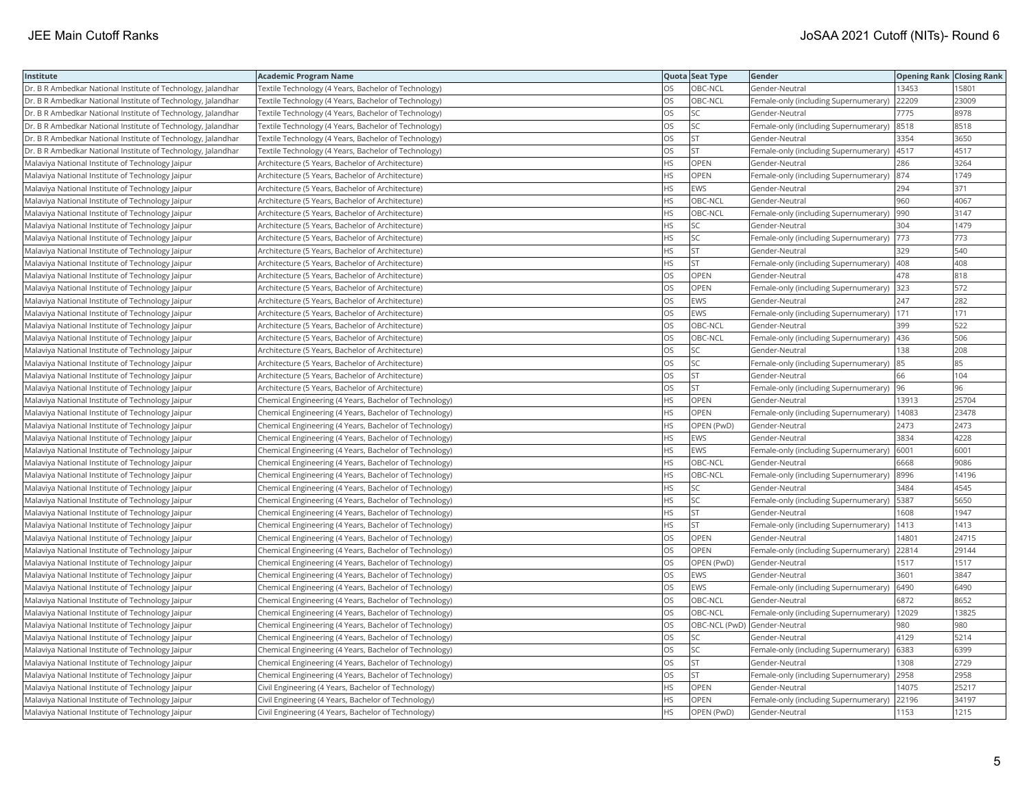| Institute | Academic Program Name | Quota | Seat Type | Gender | Opening Rank | Closing Rank |
|---|---|---|---|---|---|---|
| Dr. B R Ambedkar National Institute of Technology, Jalandhar | Textile Technology (4 Years, Bachelor of Technology) | OS | OBC-NCL | Gender-Neutral | 13453 | 15801 |
| Dr. B R Ambedkar National Institute of Technology, Jalandhar | Textile Technology (4 Years, Bachelor of Technology) | OS | OBC-NCL | Female-only (including Supernumerary) | 22209 | 23009 |
| Dr. B R Ambedkar National Institute of Technology, Jalandhar | Textile Technology (4 Years, Bachelor of Technology) | OS | SC | Gender-Neutral | 7775 | 8978 |
| Dr. B R Ambedkar National Institute of Technology, Jalandhar | Textile Technology (4 Years, Bachelor of Technology) | OS | SC | Female-only (including Supernumerary) | 8518 | 8518 |
| Dr. B R Ambedkar National Institute of Technology, Jalandhar | Textile Technology (4 Years, Bachelor of Technology) | OS | ST | Gender-Neutral | 3354 | 3650 |
| Dr. B R Ambedkar National Institute of Technology, Jalandhar | Textile Technology (4 Years, Bachelor of Technology) | OS | ST | Female-only (including Supernumerary) | 4517 | 4517 |
| Malaviya National Institute of Technology Jaipur | Architecture (5 Years, Bachelor of Architecture) | HS | OPEN | Gender-Neutral | 286 | 3264 |
| Malaviya National Institute of Technology Jaipur | Architecture (5 Years, Bachelor of Architecture) | HS | OPEN | Female-only (including Supernumerary) | 874 | 1749 |
| Malaviya National Institute of Technology Jaipur | Architecture (5 Years, Bachelor of Architecture) | HS | EWS | Gender-Neutral | 294 | 371 |
| Malaviya National Institute of Technology Jaipur | Architecture (5 Years, Bachelor of Architecture) | HS | OBC-NCL | Gender-Neutral | 960 | 4067 |
| Malaviya National Institute of Technology Jaipur | Architecture (5 Years, Bachelor of Architecture) | HS | OBC-NCL | Female-only (including Supernumerary) | 990 | 3147 |
| Malaviya National Institute of Technology Jaipur | Architecture (5 Years, Bachelor of Architecture) | HS | SC | Gender-Neutral | 304 | 1479 |
| Malaviya National Institute of Technology Jaipur | Architecture (5 Years, Bachelor of Architecture) | HS | SC | Female-only (including Supernumerary) | 773 | 773 |
| Malaviya National Institute of Technology Jaipur | Architecture (5 Years, Bachelor of Architecture) | HS | ST | Gender-Neutral | 329 | 540 |
| Malaviya National Institute of Technology Jaipur | Architecture (5 Years, Bachelor of Architecture) | HS | ST | Female-only (including Supernumerary) | 408 | 408 |
| Malaviya National Institute of Technology Jaipur | Architecture (5 Years, Bachelor of Architecture) | OS | OPEN | Gender-Neutral | 478 | 818 |
| Malaviya National Institute of Technology Jaipur | Architecture (5 Years, Bachelor of Architecture) | OS | OPEN | Female-only (including Supernumerary) | 323 | 572 |
| Malaviya National Institute of Technology Jaipur | Architecture (5 Years, Bachelor of Architecture) | OS | EWS | Gender-Neutral | 247 | 282 |
| Malaviya National Institute of Technology Jaipur | Architecture (5 Years, Bachelor of Architecture) | OS | EWS | Female-only (including Supernumerary) | 171 | 171 |
| Malaviya National Institute of Technology Jaipur | Architecture (5 Years, Bachelor of Architecture) | OS | OBC-NCL | Gender-Neutral | 399 | 522 |
| Malaviya National Institute of Technology Jaipur | Architecture (5 Years, Bachelor of Architecture) | OS | OBC-NCL | Female-only (including Supernumerary) | 436 | 506 |
| Malaviya National Institute of Technology Jaipur | Architecture (5 Years, Bachelor of Architecture) | OS | SC | Gender-Neutral | 138 | 208 |
| Malaviya National Institute of Technology Jaipur | Architecture (5 Years, Bachelor of Architecture) | OS | SC | Female-only (including Supernumerary) | 85 | 85 |
| Malaviya National Institute of Technology Jaipur | Architecture (5 Years, Bachelor of Architecture) | OS | ST | Gender-Neutral | 66 | 104 |
| Malaviya National Institute of Technology Jaipur | Architecture (5 Years, Bachelor of Architecture) | OS | ST | Female-only (including Supernumerary) | 96 | 96 |
| Malaviya National Institute of Technology Jaipur | Chemical Engineering (4 Years, Bachelor of Technology) | HS | OPEN | Gender-Neutral | 13913 | 25704 |
| Malaviya National Institute of Technology Jaipur | Chemical Engineering (4 Years, Bachelor of Technology) | HS | OPEN | Female-only (including Supernumerary) | 14083 | 23478 |
| Malaviya National Institute of Technology Jaipur | Chemical Engineering (4 Years, Bachelor of Technology) | HS | OPEN (PwD) | Gender-Neutral | 2473 | 2473 |
| Malaviya National Institute of Technology Jaipur | Chemical Engineering (4 Years, Bachelor of Technology) | HS | EWS | Gender-Neutral | 3834 | 4228 |
| Malaviya National Institute of Technology Jaipur | Chemical Engineering (4 Years, Bachelor of Technology) | HS | EWS | Female-only (including Supernumerary) | 6001 | 6001 |
| Malaviya National Institute of Technology Jaipur | Chemical Engineering (4 Years, Bachelor of Technology) | HS | OBC-NCL | Gender-Neutral | 6668 | 9086 |
| Malaviya National Institute of Technology Jaipur | Chemical Engineering (4 Years, Bachelor of Technology) | HS | OBC-NCL | Female-only (including Supernumerary) | 8996 | 14196 |
| Malaviya National Institute of Technology Jaipur | Chemical Engineering (4 Years, Bachelor of Technology) | HS | SC | Gender-Neutral | 3484 | 4545 |
| Malaviya National Institute of Technology Jaipur | Chemical Engineering (4 Years, Bachelor of Technology) | HS | SC | Female-only (including Supernumerary) | 5387 | 5650 |
| Malaviya National Institute of Technology Jaipur | Chemical Engineering (4 Years, Bachelor of Technology) | HS | ST | Gender-Neutral | 1608 | 1947 |
| Malaviya National Institute of Technology Jaipur | Chemical Engineering (4 Years, Bachelor of Technology) | HS | ST | Female-only (including Supernumerary) | 1413 | 1413 |
| Malaviya National Institute of Technology Jaipur | Chemical Engineering (4 Years, Bachelor of Technology) | OS | OPEN | Gender-Neutral | 14801 | 24715 |
| Malaviya National Institute of Technology Jaipur | Chemical Engineering (4 Years, Bachelor of Technology) | OS | OPEN | Female-only (including Supernumerary) | 22814 | 29144 |
| Malaviya National Institute of Technology Jaipur | Chemical Engineering (4 Years, Bachelor of Technology) | OS | OPEN (PwD) | Gender-Neutral | 1517 | 1517 |
| Malaviya National Institute of Technology Jaipur | Chemical Engineering (4 Years, Bachelor of Technology) | OS | EWS | Gender-Neutral | 3601 | 3847 |
| Malaviya National Institute of Technology Jaipur | Chemical Engineering (4 Years, Bachelor of Technology) | OS | EWS | Female-only (including Supernumerary) | 6490 | 6490 |
| Malaviya National Institute of Technology Jaipur | Chemical Engineering (4 Years, Bachelor of Technology) | OS | OBC-NCL | Gender-Neutral | 6872 | 8652 |
| Malaviya National Institute of Technology Jaipur | Chemical Engineering (4 Years, Bachelor of Technology) | OS | OBC-NCL | Female-only (including Supernumerary) | 12029 | 13825 |
| Malaviya National Institute of Technology Jaipur | Chemical Engineering (4 Years, Bachelor of Technology) | OS | OBC-NCL (PwD) | Gender-Neutral | 980 | 980 |
| Malaviya National Institute of Technology Jaipur | Chemical Engineering (4 Years, Bachelor of Technology) | OS | SC | Gender-Neutral | 4129 | 5214 |
| Malaviya National Institute of Technology Jaipur | Chemical Engineering (4 Years, Bachelor of Technology) | OS | SC | Female-only (including Supernumerary) | 6383 | 6399 |
| Malaviya National Institute of Technology Jaipur | Chemical Engineering (4 Years, Bachelor of Technology) | OS | ST | Gender-Neutral | 1308 | 2729 |
| Malaviya National Institute of Technology Jaipur | Chemical Engineering (4 Years, Bachelor of Technology) | OS | ST | Female-only (including Supernumerary) | 2958 | 2958 |
| Malaviya National Institute of Technology Jaipur | Civil Engineering (4 Years, Bachelor of Technology) | HS | OPEN | Gender-Neutral | 14075 | 25217 |
| Malaviya National Institute of Technology Jaipur | Civil Engineering (4 Years, Bachelor of Technology) | HS | OPEN | Female-only (including Supernumerary) | 22196 | 34197 |
| Malaviya National Institute of Technology Jaipur | Civil Engineering (4 Years, Bachelor of Technology) | HS | OPEN (PwD) | Gender-Neutral | 1153 | 1215 |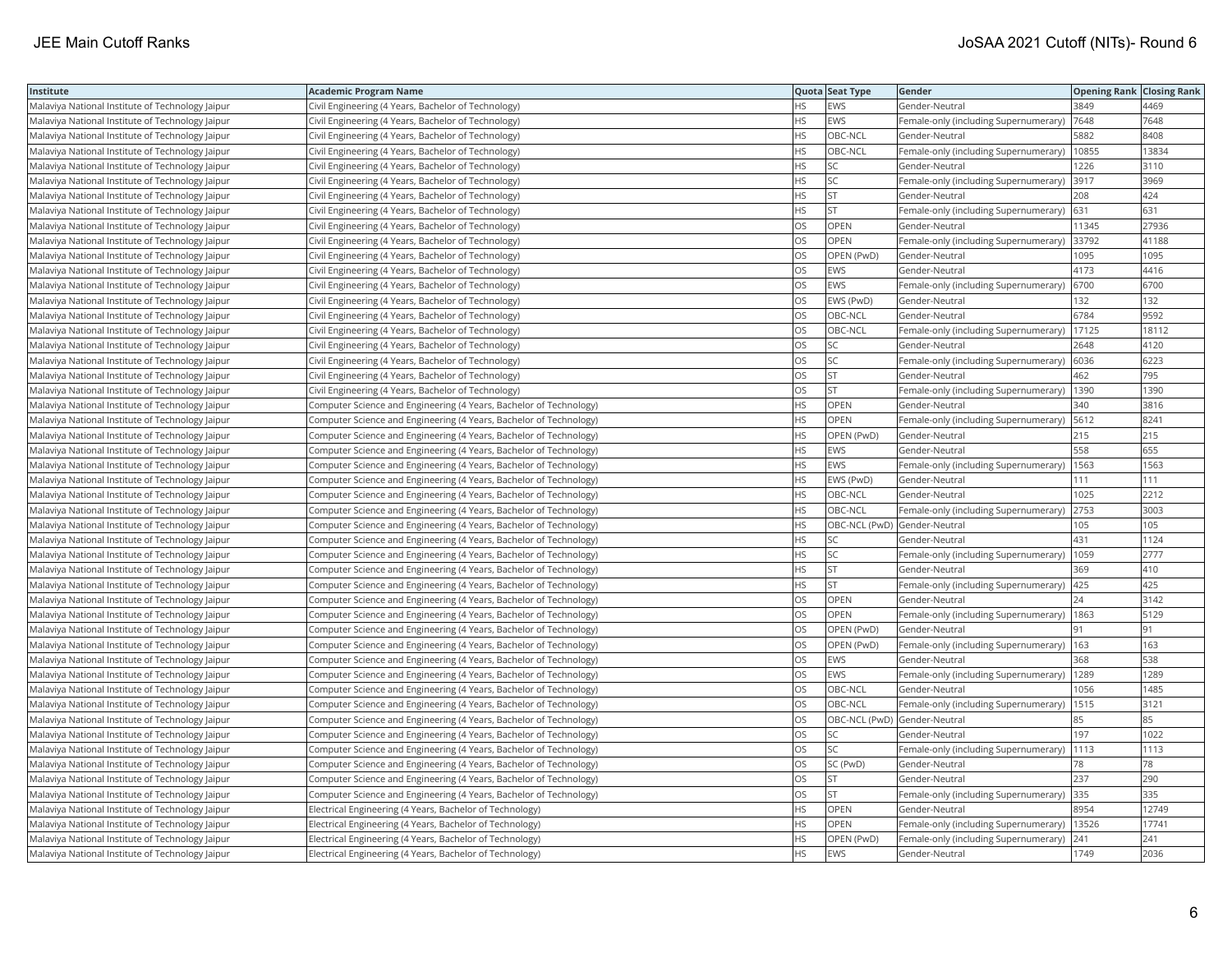| Institute | Academic Program Name | Quota | Seat Type | Gender | Opening Rank | Closing Rank |
|---|---|---|---|---|---|---|
| Malaviya National Institute of Technology Jaipur | Civil Engineering (4 Years, Bachelor of Technology) | HS | EWS | Gender-Neutral | 3849 | 4469 |
| Malaviya National Institute of Technology Jaipur | Civil Engineering (4 Years, Bachelor of Technology) | HS | EWS | Female-only (including Supernumerary) | 7648 | 7648 |
| Malaviya National Institute of Technology Jaipur | Civil Engineering (4 Years, Bachelor of Technology) | HS | OBC-NCL | Gender-Neutral | 5882 | 8408 |
| Malaviya National Institute of Technology Jaipur | Civil Engineering (4 Years, Bachelor of Technology) | HS | OBC-NCL | Female-only (including Supernumerary) | 10855 | 13834 |
| Malaviya National Institute of Technology Jaipur | Civil Engineering (4 Years, Bachelor of Technology) | HS | SC | Gender-Neutral | 1226 | 3110 |
| Malaviya National Institute of Technology Jaipur | Civil Engineering (4 Years, Bachelor of Technology) | HS | SC | Female-only (including Supernumerary) | 3917 | 3969 |
| Malaviya National Institute of Technology Jaipur | Civil Engineering (4 Years, Bachelor of Technology) | HS | ST | Gender-Neutral | 208 | 424 |
| Malaviya National Institute of Technology Jaipur | Civil Engineering (4 Years, Bachelor of Technology) | HS | ST | Female-only (including Supernumerary) | 631 | 631 |
| Malaviya National Institute of Technology Jaipur | Civil Engineering (4 Years, Bachelor of Technology) | OS | OPEN | Gender-Neutral | 11345 | 27936 |
| Malaviya National Institute of Technology Jaipur | Civil Engineering (4 Years, Bachelor of Technology) | OS | OPEN | Female-only (including Supernumerary) | 33792 | 41188 |
| Malaviya National Institute of Technology Jaipur | Civil Engineering (4 Years, Bachelor of Technology) | OS | OPEN (PwD) | Gender-Neutral | 1095 | 1095 |
| Malaviya National Institute of Technology Jaipur | Civil Engineering (4 Years, Bachelor of Technology) | OS | EWS | Gender-Neutral | 4173 | 4416 |
| Malaviya National Institute of Technology Jaipur | Civil Engineering (4 Years, Bachelor of Technology) | OS | EWS | Female-only (including Supernumerary) | 6700 | 6700 |
| Malaviya National Institute of Technology Jaipur | Civil Engineering (4 Years, Bachelor of Technology) | OS | EWS (PwD) | Gender-Neutral | 132 | 132 |
| Malaviya National Institute of Technology Jaipur | Civil Engineering (4 Years, Bachelor of Technology) | OS | OBC-NCL | Gender-Neutral | 6784 | 9592 |
| Malaviya National Institute of Technology Jaipur | Civil Engineering (4 Years, Bachelor of Technology) | OS | OBC-NCL | Female-only (including Supernumerary) | 17125 | 18112 |
| Malaviya National Institute of Technology Jaipur | Civil Engineering (4 Years, Bachelor of Technology) | OS | SC | Gender-Neutral | 2648 | 4120 |
| Malaviya National Institute of Technology Jaipur | Civil Engineering (4 Years, Bachelor of Technology) | OS | SC | Female-only (including Supernumerary) | 6036 | 6223 |
| Malaviya National Institute of Technology Jaipur | Civil Engineering (4 Years, Bachelor of Technology) | OS | ST | Gender-Neutral | 462 | 795 |
| Malaviya National Institute of Technology Jaipur | Civil Engineering (4 Years, Bachelor of Technology) | OS | ST | Female-only (including Supernumerary) | 1390 | 1390 |
| Malaviya National Institute of Technology Jaipur | Computer Science and Engineering (4 Years, Bachelor of Technology) | HS | OPEN | Gender-Neutral | 340 | 3816 |
| Malaviya National Institute of Technology Jaipur | Computer Science and Engineering (4 Years, Bachelor of Technology) | HS | OPEN | Female-only (including Supernumerary) | 5612 | 8241 |
| Malaviya National Institute of Technology Jaipur | Computer Science and Engineering (4 Years, Bachelor of Technology) | HS | OPEN (PwD) | Gender-Neutral | 215 | 215 |
| Malaviya National Institute of Technology Jaipur | Computer Science and Engineering (4 Years, Bachelor of Technology) | HS | EWS | Gender-Neutral | 558 | 655 |
| Malaviya National Institute of Technology Jaipur | Computer Science and Engineering (4 Years, Bachelor of Technology) | HS | EWS | Female-only (including Supernumerary) | 1563 | 1563 |
| Malaviya National Institute of Technology Jaipur | Computer Science and Engineering (4 Years, Bachelor of Technology) | HS | EWS (PwD) | Gender-Neutral | 111 | 111 |
| Malaviya National Institute of Technology Jaipur | Computer Science and Engineering (4 Years, Bachelor of Technology) | HS | OBC-NCL | Gender-Neutral | 1025 | 2212 |
| Malaviya National Institute of Technology Jaipur | Computer Science and Engineering (4 Years, Bachelor of Technology) | HS | OBC-NCL | Female-only (including Supernumerary) | 2753 | 3003 |
| Malaviya National Institute of Technology Jaipur | Computer Science and Engineering (4 Years, Bachelor of Technology) | HS | OBC-NCL (PwD) | Gender-Neutral | 105 | 105 |
| Malaviya National Institute of Technology Jaipur | Computer Science and Engineering (4 Years, Bachelor of Technology) | HS | SC | Gender-Neutral | 431 | 1124 |
| Malaviya National Institute of Technology Jaipur | Computer Science and Engineering (4 Years, Bachelor of Technology) | HS | SC | Female-only (including Supernumerary) | 1059 | 2777 |
| Malaviya National Institute of Technology Jaipur | Computer Science and Engineering (4 Years, Bachelor of Technology) | HS | ST | Gender-Neutral | 369 | 410 |
| Malaviya National Institute of Technology Jaipur | Computer Science and Engineering (4 Years, Bachelor of Technology) | HS | ST | Female-only (including Supernumerary) | 425 | 425 |
| Malaviya National Institute of Technology Jaipur | Computer Science and Engineering (4 Years, Bachelor of Technology) | OS | OPEN | Gender-Neutral | 24 | 3142 |
| Malaviya National Institute of Technology Jaipur | Computer Science and Engineering (4 Years, Bachelor of Technology) | OS | OPEN | Female-only (including Supernumerary) | 1863 | 5129 |
| Malaviya National Institute of Technology Jaipur | Computer Science and Engineering (4 Years, Bachelor of Technology) | OS | OPEN (PwD) | Gender-Neutral | 91 | 91 |
| Malaviya National Institute of Technology Jaipur | Computer Science and Engineering (4 Years, Bachelor of Technology) | OS | OPEN (PwD) | Female-only (including Supernumerary) | 163 | 163 |
| Malaviya National Institute of Technology Jaipur | Computer Science and Engineering (4 Years, Bachelor of Technology) | OS | EWS | Gender-Neutral | 368 | 538 |
| Malaviya National Institute of Technology Jaipur | Computer Science and Engineering (4 Years, Bachelor of Technology) | OS | EWS | Female-only (including Supernumerary) | 1289 | 1289 |
| Malaviya National Institute of Technology Jaipur | Computer Science and Engineering (4 Years, Bachelor of Technology) | OS | OBC-NCL | Gender-Neutral | 1056 | 1485 |
| Malaviya National Institute of Technology Jaipur | Computer Science and Engineering (4 Years, Bachelor of Technology) | OS | OBC-NCL | Female-only (including Supernumerary) | 1515 | 3121 |
| Malaviya National Institute of Technology Jaipur | Computer Science and Engineering (4 Years, Bachelor of Technology) | OS | OBC-NCL (PwD) | Gender-Neutral | 85 | 85 |
| Malaviya National Institute of Technology Jaipur | Computer Science and Engineering (4 Years, Bachelor of Technology) | OS | SC | Gender-Neutral | 197 | 1022 |
| Malaviya National Institute of Technology Jaipur | Computer Science and Engineering (4 Years, Bachelor of Technology) | OS | SC | Female-only (including Supernumerary) | 1113 | 1113 |
| Malaviya National Institute of Technology Jaipur | Computer Science and Engineering (4 Years, Bachelor of Technology) | OS | SC (PwD) | Gender-Neutral | 78 | 78 |
| Malaviya National Institute of Technology Jaipur | Computer Science and Engineering (4 Years, Bachelor of Technology) | OS | ST | Gender-Neutral | 237 | 290 |
| Malaviya National Institute of Technology Jaipur | Computer Science and Engineering (4 Years, Bachelor of Technology) | OS | ST | Female-only (including Supernumerary) | 335 | 335 |
| Malaviya National Institute of Technology Jaipur | Electrical Engineering (4 Years, Bachelor of Technology) | HS | OPEN | Gender-Neutral | 8954 | 12749 |
| Malaviya National Institute of Technology Jaipur | Electrical Engineering (4 Years, Bachelor of Technology) | HS | OPEN | Female-only (including Supernumerary) | 13526 | 17741 |
| Malaviya National Institute of Technology Jaipur | Electrical Engineering (4 Years, Bachelor of Technology) | HS | OPEN (PwD) | Female-only (including Supernumerary) | 241 | 241 |
| Malaviya National Institute of Technology Jaipur | Electrical Engineering (4 Years, Bachelor of Technology) | HS | EWS | Gender-Neutral | 1749 | 2036 |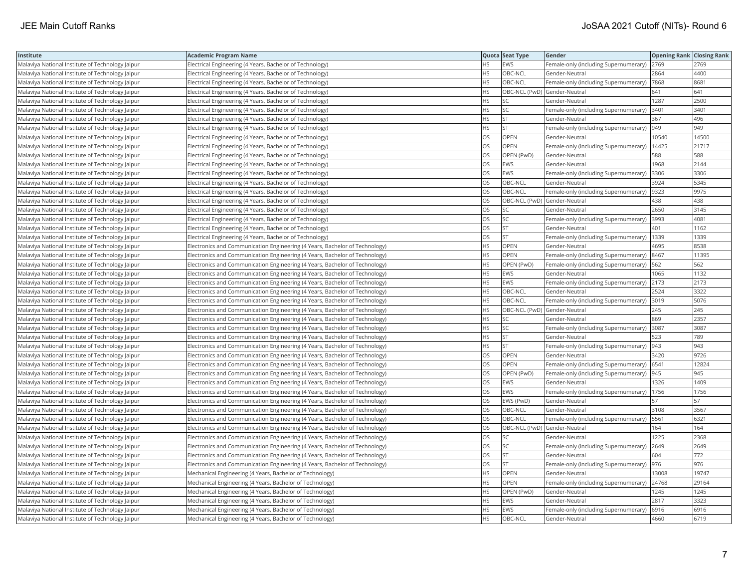| Institute | Academic Program Name | Quota | Seat Type | Gender | Opening Rank | Closing Rank |
|---|---|---|---|---|---|---|
| Malaviya National Institute of Technology Jaipur | Electrical Engineering (4 Years, Bachelor of Technology) | HS | EWS | Female-only (including Supernumerary) | 2769 | 2769 |
| Malaviya National Institute of Technology Jaipur | Electrical Engineering (4 Years, Bachelor of Technology) | HS | OBC-NCL | Gender-Neutral | 2864 | 4400 |
| Malaviya National Institute of Technology Jaipur | Electrical Engineering (4 Years, Bachelor of Technology) | HS | OBC-NCL | Female-only (including Supernumerary) | 7868 | 8681 |
| Malaviya National Institute of Technology Jaipur | Electrical Engineering (4 Years, Bachelor of Technology) | HS | OBC-NCL (PwD) | Gender-Neutral | 641 | 641 |
| Malaviya National Institute of Technology Jaipur | Electrical Engineering (4 Years, Bachelor of Technology) | HS | SC | Gender-Neutral | 1287 | 2500 |
| Malaviya National Institute of Technology Jaipur | Electrical Engineering (4 Years, Bachelor of Technology) | HS | SC | Female-only (including Supernumerary) | 3401 | 3401 |
| Malaviya National Institute of Technology Jaipur | Electrical Engineering (4 Years, Bachelor of Technology) | HS | ST | Gender-Neutral | 367 | 496 |
| Malaviya National Institute of Technology Jaipur | Electrical Engineering (4 Years, Bachelor of Technology) | HS | ST | Female-only (including Supernumerary) | 949 | 949 |
| Malaviya National Institute of Technology Jaipur | Electrical Engineering (4 Years, Bachelor of Technology) | OS | OPEN | Gender-Neutral | 10540 | 14500 |
| Malaviya National Institute of Technology Jaipur | Electrical Engineering (4 Years, Bachelor of Technology) | OS | OPEN | Female-only (including Supernumerary) | 14425 | 21717 |
| Malaviya National Institute of Technology Jaipur | Electrical Engineering (4 Years, Bachelor of Technology) | OS | OPEN (PwD) | Gender-Neutral | 588 | 588 |
| Malaviya National Institute of Technology Jaipur | Electrical Engineering (4 Years, Bachelor of Technology) | OS | EWS | Gender-Neutral | 1968 | 2144 |
| Malaviya National Institute of Technology Jaipur | Electrical Engineering (4 Years, Bachelor of Technology) | OS | EWS | Female-only (including Supernumerary) | 3306 | 3306 |
| Malaviya National Institute of Technology Jaipur | Electrical Engineering (4 Years, Bachelor of Technology) | OS | OBC-NCL | Gender-Neutral | 3924 | 5345 |
| Malaviya National Institute of Technology Jaipur | Electrical Engineering (4 Years, Bachelor of Technology) | OS | OBC-NCL | Female-only (including Supernumerary) | 9323 | 9975 |
| Malaviya National Institute of Technology Jaipur | Electrical Engineering (4 Years, Bachelor of Technology) | OS | OBC-NCL (PwD) | Gender-Neutral | 438 | 438 |
| Malaviya National Institute of Technology Jaipur | Electrical Engineering (4 Years, Bachelor of Technology) | OS | SC | Gender-Neutral | 2650 | 3145 |
| Malaviya National Institute of Technology Jaipur | Electrical Engineering (4 Years, Bachelor of Technology) | OS | SC | Female-only (including Supernumerary) | 3993 | 4081 |
| Malaviya National Institute of Technology Jaipur | Electrical Engineering (4 Years, Bachelor of Technology) | OS | ST | Gender-Neutral | 401 | 1162 |
| Malaviya National Institute of Technology Jaipur | Electrical Engineering (4 Years, Bachelor of Technology) | OS | ST | Female-only (including Supernumerary) | 1339 | 1339 |
| Malaviya National Institute of Technology Jaipur | Electronics and Communication Engineering (4 Years, Bachelor of Technology) | HS | OPEN | Gender-Neutral | 4695 | 8538 |
| Malaviya National Institute of Technology Jaipur | Electronics and Communication Engineering (4 Years, Bachelor of Technology) | HS | OPEN | Female-only (including Supernumerary) | 8467 | 11395 |
| Malaviya National Institute of Technology Jaipur | Electronics and Communication Engineering (4 Years, Bachelor of Technology) | HS | OPEN (PwD) | Female-only (including Supernumerary) | 562 | 562 |
| Malaviya National Institute of Technology Jaipur | Electronics and Communication Engineering (4 Years, Bachelor of Technology) | HS | EWS | Gender-Neutral | 1065 | 1132 |
| Malaviya National Institute of Technology Jaipur | Electronics and Communication Engineering (4 Years, Bachelor of Technology) | HS | EWS | Female-only (including Supernumerary) | 2173 | 2173 |
| Malaviya National Institute of Technology Jaipur | Electronics and Communication Engineering (4 Years, Bachelor of Technology) | HS | OBC-NCL | Gender-Neutral | 2524 | 3322 |
| Malaviya National Institute of Technology Jaipur | Electronics and Communication Engineering (4 Years, Bachelor of Technology) | HS | OBC-NCL | Female-only (including Supernumerary) | 3019 | 5076 |
| Malaviya National Institute of Technology Jaipur | Electronics and Communication Engineering (4 Years, Bachelor of Technology) | HS | OBC-NCL (PwD) | Gender-Neutral | 245 | 245 |
| Malaviya National Institute of Technology Jaipur | Electronics and Communication Engineering (4 Years, Bachelor of Technology) | HS | SC | Gender-Neutral | 869 | 2357 |
| Malaviya National Institute of Technology Jaipur | Electronics and Communication Engineering (4 Years, Bachelor of Technology) | HS | SC | Female-only (including Supernumerary) | 3087 | 3087 |
| Malaviya National Institute of Technology Jaipur | Electronics and Communication Engineering (4 Years, Bachelor of Technology) | HS | ST | Gender-Neutral | 523 | 789 |
| Malaviya National Institute of Technology Jaipur | Electronics and Communication Engineering (4 Years, Bachelor of Technology) | HS | ST | Female-only (including Supernumerary) | 943 | 943 |
| Malaviya National Institute of Technology Jaipur | Electronics and Communication Engineering (4 Years, Bachelor of Technology) | OS | OPEN | Gender-Neutral | 3420 | 9726 |
| Malaviya National Institute of Technology Jaipur | Electronics and Communication Engineering (4 Years, Bachelor of Technology) | OS | OPEN | Female-only (including Supernumerary) | 6541 | 12824 |
| Malaviya National Institute of Technology Jaipur | Electronics and Communication Engineering (4 Years, Bachelor of Technology) | OS | OPEN (PwD) | Female-only (including Supernumerary) | 945 | 945 |
| Malaviya National Institute of Technology Jaipur | Electronics and Communication Engineering (4 Years, Bachelor of Technology) | OS | EWS | Gender-Neutral | 1326 | 1409 |
| Malaviya National Institute of Technology Jaipur | Electronics and Communication Engineering (4 Years, Bachelor of Technology) | OS | EWS | Female-only (including Supernumerary) | 1756 | 1756 |
| Malaviya National Institute of Technology Jaipur | Electronics and Communication Engineering (4 Years, Bachelor of Technology) | OS | EWS (PwD) | Gender-Neutral | 57 | 57 |
| Malaviya National Institute of Technology Jaipur | Electronics and Communication Engineering (4 Years, Bachelor of Technology) | OS | OBC-NCL | Gender-Neutral | 3108 | 3567 |
| Malaviya National Institute of Technology Jaipur | Electronics and Communication Engineering (4 Years, Bachelor of Technology) | OS | OBC-NCL | Female-only (including Supernumerary) | 5561 | 6321 |
| Malaviya National Institute of Technology Jaipur | Electronics and Communication Engineering (4 Years, Bachelor of Technology) | OS | OBC-NCL (PwD) | Gender-Neutral | 164 | 164 |
| Malaviya National Institute of Technology Jaipur | Electronics and Communication Engineering (4 Years, Bachelor of Technology) | OS | SC | Gender-Neutral | 1225 | 2368 |
| Malaviya National Institute of Technology Jaipur | Electronics and Communication Engineering (4 Years, Bachelor of Technology) | OS | SC | Female-only (including Supernumerary) | 2649 | 2649 |
| Malaviya National Institute of Technology Jaipur | Electronics and Communication Engineering (4 Years, Bachelor of Technology) | OS | ST | Gender-Neutral | 604 | 772 |
| Malaviya National Institute of Technology Jaipur | Electronics and Communication Engineering (4 Years, Bachelor of Technology) | OS | ST | Female-only (including Supernumerary) | 976 | 976 |
| Malaviya National Institute of Technology Jaipur | Mechanical Engineering (4 Years, Bachelor of Technology) | HS | OPEN | Gender-Neutral | 13008 | 19747 |
| Malaviya National Institute of Technology Jaipur | Mechanical Engineering (4 Years, Bachelor of Technology) | HS | OPEN | Female-only (including Supernumerary) | 24768 | 29164 |
| Malaviya National Institute of Technology Jaipur | Mechanical Engineering (4 Years, Bachelor of Technology) | HS | OPEN (PwD) | Gender-Neutral | 1245 | 1245 |
| Malaviya National Institute of Technology Jaipur | Mechanical Engineering (4 Years, Bachelor of Technology) | HS | EWS | Gender-Neutral | 2817 | 3323 |
| Malaviya National Institute of Technology Jaipur | Mechanical Engineering (4 Years, Bachelor of Technology) | HS | EWS | Female-only (including Supernumerary) | 6916 | 6916 |
| Malaviya National Institute of Technology Jaipur | Mechanical Engineering (4 Years, Bachelor of Technology) | HS | OBC-NCL | Gender-Neutral | 4660 | 6719 |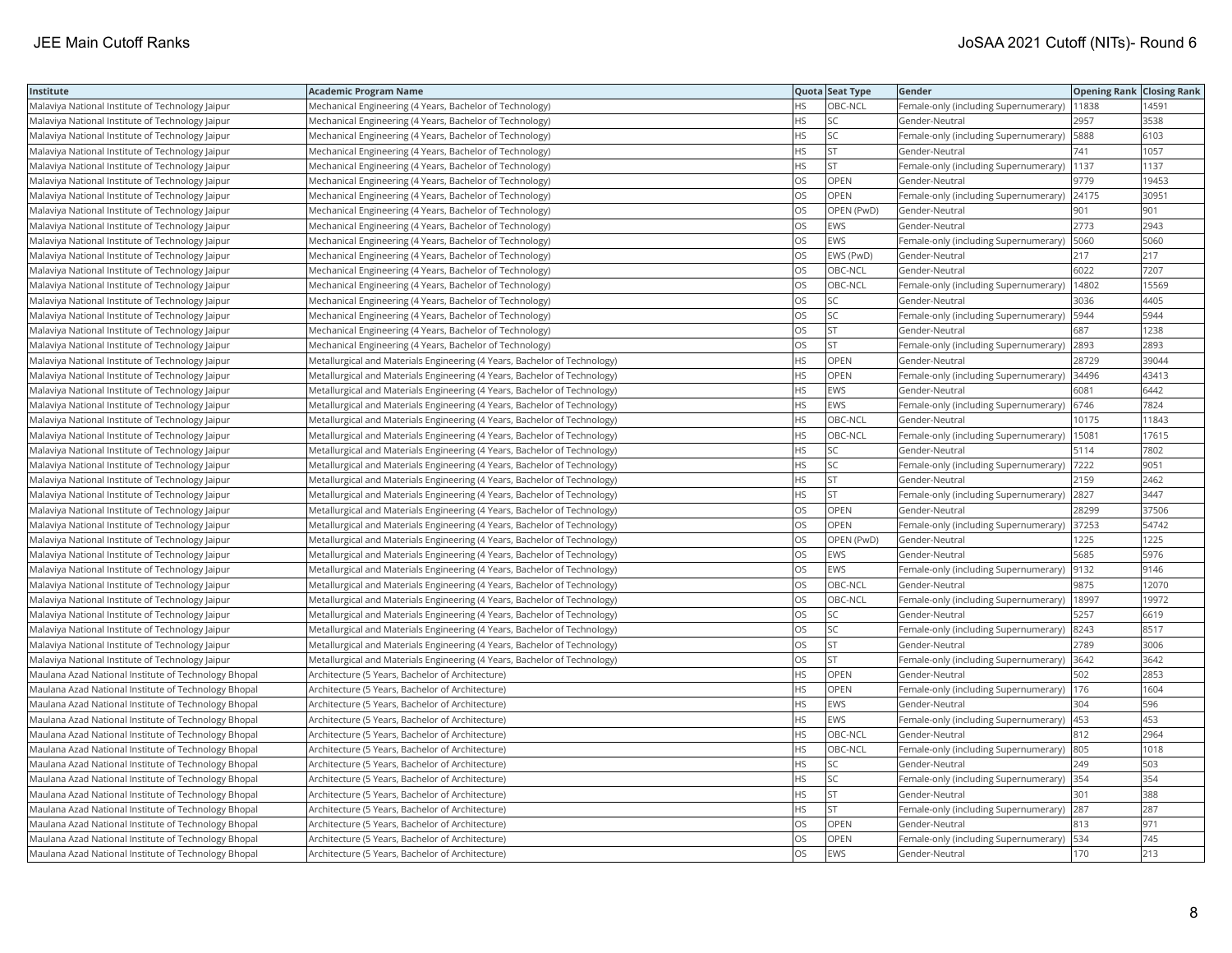| Institute | Academic Program Name | Quota | Seat Type | Gender | Opening Rank | Closing Rank |
|---|---|---|---|---|---|---|
| Malaviya National Institute of Technology Jaipur | Mechanical Engineering (4 Years, Bachelor of Technology) | HS | OBC-NCL | Female-only (including Supernumerary) | 11838 | 14591 |
| Malaviya National Institute of Technology Jaipur | Mechanical Engineering (4 Years, Bachelor of Technology) | HS | SC | Gender-Neutral | 2957 | 3538 |
| Malaviya National Institute of Technology Jaipur | Mechanical Engineering (4 Years, Bachelor of Technology) | HS | SC | Female-only (including Supernumerary) | 5888 | 6103 |
| Malaviya National Institute of Technology Jaipur | Mechanical Engineering (4 Years, Bachelor of Technology) | HS | ST | Gender-Neutral | 741 | 1057 |
| Malaviya National Institute of Technology Jaipur | Mechanical Engineering (4 Years, Bachelor of Technology) | HS | ST | Female-only (including Supernumerary) | 1137 | 1137 |
| Malaviya National Institute of Technology Jaipur | Mechanical Engineering (4 Years, Bachelor of Technology) | OS | OPEN | Gender-Neutral | 9779 | 19453 |
| Malaviya National Institute of Technology Jaipur | Mechanical Engineering (4 Years, Bachelor of Technology) | OS | OPEN | Female-only (including Supernumerary) | 24175 | 30951 |
| Malaviya National Institute of Technology Jaipur | Mechanical Engineering (4 Years, Bachelor of Technology) | OS | OPEN (PwD) | Gender-Neutral | 901 | 901 |
| Malaviya National Institute of Technology Jaipur | Mechanical Engineering (4 Years, Bachelor of Technology) | OS | EWS | Gender-Neutral | 2773 | 2943 |
| Malaviya National Institute of Technology Jaipur | Mechanical Engineering (4 Years, Bachelor of Technology) | OS | EWS | Female-only (including Supernumerary) | 5060 | 5060 |
| Malaviya National Institute of Technology Jaipur | Mechanical Engineering (4 Years, Bachelor of Technology) | OS | EWS (PwD) | Gender-Neutral | 217 | 217 |
| Malaviya National Institute of Technology Jaipur | Mechanical Engineering (4 Years, Bachelor of Technology) | OS | OBC-NCL | Gender-Neutral | 6022 | 7207 |
| Malaviya National Institute of Technology Jaipur | Mechanical Engineering (4 Years, Bachelor of Technology) | OS | OBC-NCL | Female-only (including Supernumerary) | 14802 | 15569 |
| Malaviya National Institute of Technology Jaipur | Mechanical Engineering (4 Years, Bachelor of Technology) | OS | SC | Gender-Neutral | 3036 | 4405 |
| Malaviya National Institute of Technology Jaipur | Mechanical Engineering (4 Years, Bachelor of Technology) | OS | SC | Female-only (including Supernumerary) | 5944 | 5944 |
| Malaviya National Institute of Technology Jaipur | Mechanical Engineering (4 Years, Bachelor of Technology) | OS | ST | Gender-Neutral | 687 | 1238 |
| Malaviya National Institute of Technology Jaipur | Mechanical Engineering (4 Years, Bachelor of Technology) | OS | ST | Female-only (including Supernumerary) | 2893 | 2893 |
| Malaviya National Institute of Technology Jaipur | Metallurgical and Materials Engineering (4 Years, Bachelor of Technology) | HS | OPEN | Gender-Neutral | 28729 | 39044 |
| Malaviya National Institute of Technology Jaipur | Metallurgical and Materials Engineering (4 Years, Bachelor of Technology) | HS | OPEN | Female-only (including Supernumerary) | 34496 | 43413 |
| Malaviya National Institute of Technology Jaipur | Metallurgical and Materials Engineering (4 Years, Bachelor of Technology) | HS | EWS | Gender-Neutral | 6081 | 6442 |
| Malaviya National Institute of Technology Jaipur | Metallurgical and Materials Engineering (4 Years, Bachelor of Technology) | HS | EWS | Female-only (including Supernumerary) | 6746 | 7824 |
| Malaviya National Institute of Technology Jaipur | Metallurgical and Materials Engineering (4 Years, Bachelor of Technology) | HS | OBC-NCL | Gender-Neutral | 10175 | 11843 |
| Malaviya National Institute of Technology Jaipur | Metallurgical and Materials Engineering (4 Years, Bachelor of Technology) | HS | OBC-NCL | Female-only (including Supernumerary) | 15081 | 17615 |
| Malaviya National Institute of Technology Jaipur | Metallurgical and Materials Engineering (4 Years, Bachelor of Technology) | HS | SC | Gender-Neutral | 5114 | 7802 |
| Malaviya National Institute of Technology Jaipur | Metallurgical and Materials Engineering (4 Years, Bachelor of Technology) | HS | SC | Female-only (including Supernumerary) | 7222 | 9051 |
| Malaviya National Institute of Technology Jaipur | Metallurgical and Materials Engineering (4 Years, Bachelor of Technology) | HS | ST | Gender-Neutral | 2159 | 2462 |
| Malaviya National Institute of Technology Jaipur | Metallurgical and Materials Engineering (4 Years, Bachelor of Technology) | HS | ST | Female-only (including Supernumerary) | 2827 | 3447 |
| Malaviya National Institute of Technology Jaipur | Metallurgical and Materials Engineering (4 Years, Bachelor of Technology) | OS | OPEN | Gender-Neutral | 28299 | 37506 |
| Malaviya National Institute of Technology Jaipur | Metallurgical and Materials Engineering (4 Years, Bachelor of Technology) | OS | OPEN | Female-only (including Supernumerary) | 37253 | 54742 |
| Malaviya National Institute of Technology Jaipur | Metallurgical and Materials Engineering (4 Years, Bachelor of Technology) | OS | OPEN (PwD) | Gender-Neutral | 1225 | 1225 |
| Malaviya National Institute of Technology Jaipur | Metallurgical and Materials Engineering (4 Years, Bachelor of Technology) | OS | EWS | Gender-Neutral | 5685 | 5976 |
| Malaviya National Institute of Technology Jaipur | Metallurgical and Materials Engineering (4 Years, Bachelor of Technology) | OS | EWS | Female-only (including Supernumerary) | 9132 | 9146 |
| Malaviya National Institute of Technology Jaipur | Metallurgical and Materials Engineering (4 Years, Bachelor of Technology) | OS | OBC-NCL | Gender-Neutral | 9875 | 12070 |
| Malaviya National Institute of Technology Jaipur | Metallurgical and Materials Engineering (4 Years, Bachelor of Technology) | OS | OBC-NCL | Female-only (including Supernumerary) | 18997 | 19972 |
| Malaviya National Institute of Technology Jaipur | Metallurgical and Materials Engineering (4 Years, Bachelor of Technology) | OS | SC | Gender-Neutral | 5257 | 6619 |
| Malaviya National Institute of Technology Jaipur | Metallurgical and Materials Engineering (4 Years, Bachelor of Technology) | OS | SC | Female-only (including Supernumerary) | 8243 | 8517 |
| Malaviya National Institute of Technology Jaipur | Metallurgical and Materials Engineering (4 Years, Bachelor of Technology) | OS | ST | Gender-Neutral | 2789 | 3006 |
| Malaviya National Institute of Technology Jaipur | Metallurgical and Materials Engineering (4 Years, Bachelor of Technology) | OS | ST | Female-only (including Supernumerary) | 3642 | 3642 |
| Maulana Azad National Institute of Technology Bhopal | Architecture (5 Years, Bachelor of Architecture) | HS | OPEN | Gender-Neutral | 502 | 2853 |
| Maulana Azad National Institute of Technology Bhopal | Architecture (5 Years, Bachelor of Architecture) | HS | OPEN | Female-only (including Supernumerary) | 176 | 1604 |
| Maulana Azad National Institute of Technology Bhopal | Architecture (5 Years, Bachelor of Architecture) | HS | EWS | Gender-Neutral | 304 | 596 |
| Maulana Azad National Institute of Technology Bhopal | Architecture (5 Years, Bachelor of Architecture) | HS | EWS | Female-only (including Supernumerary) | 453 | 453 |
| Maulana Azad National Institute of Technology Bhopal | Architecture (5 Years, Bachelor of Architecture) | HS | OBC-NCL | Gender-Neutral | 812 | 2964 |
| Maulana Azad National Institute of Technology Bhopal | Architecture (5 Years, Bachelor of Architecture) | HS | OBC-NCL | Female-only (including Supernumerary) | 805 | 1018 |
| Maulana Azad National Institute of Technology Bhopal | Architecture (5 Years, Bachelor of Architecture) | HS | SC | Gender-Neutral | 249 | 503 |
| Maulana Azad National Institute of Technology Bhopal | Architecture (5 Years, Bachelor of Architecture) | HS | SC | Female-only (including Supernumerary) | 354 | 354 |
| Maulana Azad National Institute of Technology Bhopal | Architecture (5 Years, Bachelor of Architecture) | HS | ST | Gender-Neutral | 301 | 388 |
| Maulana Azad National Institute of Technology Bhopal | Architecture (5 Years, Bachelor of Architecture) | HS | ST | Female-only (including Supernumerary) | 287 | 287 |
| Maulana Azad National Institute of Technology Bhopal | Architecture (5 Years, Bachelor of Architecture) | OS | OPEN | Gender-Neutral | 813 | 971 |
| Maulana Azad National Institute of Technology Bhopal | Architecture (5 Years, Bachelor of Architecture) | OS | OPEN | Female-only (including Supernumerary) | 534 | 745 |
| Maulana Azad National Institute of Technology Bhopal | Architecture (5 Years, Bachelor of Architecture) | OS | EWS | Gender-Neutral | 170 | 213 |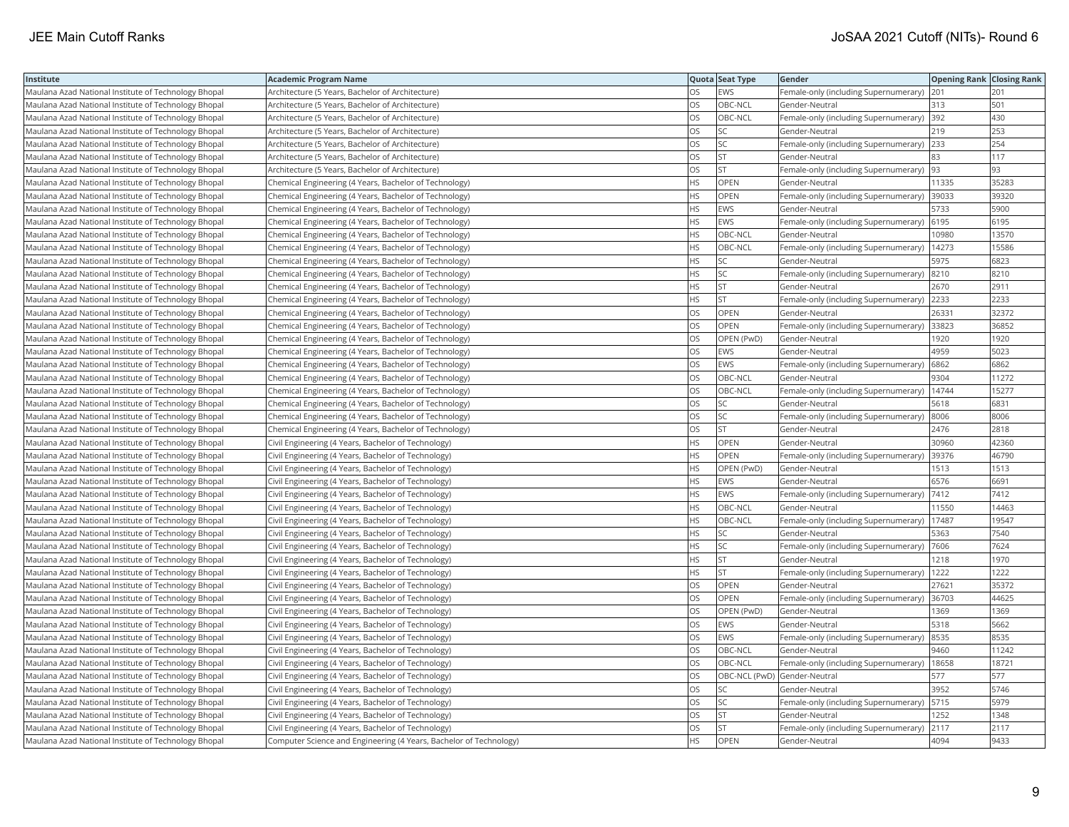| Institute | Academic Program Name | Quota | Seat Type | Gender | Opening Rank | Closing Rank |
|---|---|---|---|---|---|---|
| Maulana Azad National Institute of Technology Bhopal | Architecture (5 Years, Bachelor of Architecture) | OS | EWS | Female-only (including Supernumerary) | 201 | 201 |
| Maulana Azad National Institute of Technology Bhopal | Architecture (5 Years, Bachelor of Architecture) | OS | OBC-NCL | Gender-Neutral | 313 | 501 |
| Maulana Azad National Institute of Technology Bhopal | Architecture (5 Years, Bachelor of Architecture) | OS | OBC-NCL | Female-only (including Supernumerary) | 392 | 430 |
| Maulana Azad National Institute of Technology Bhopal | Architecture (5 Years, Bachelor of Architecture) | OS | SC | Gender-Neutral | 219 | 253 |
| Maulana Azad National Institute of Technology Bhopal | Architecture (5 Years, Bachelor of Architecture) | OS | SC | Female-only (including Supernumerary) | 233 | 254 |
| Maulana Azad National Institute of Technology Bhopal | Architecture (5 Years, Bachelor of Architecture) | OS | ST | Gender-Neutral | 83 | 117 |
| Maulana Azad National Institute of Technology Bhopal | Architecture (5 Years, Bachelor of Architecture) | OS | ST | Female-only (including Supernumerary) | 93 | 93 |
| Maulana Azad National Institute of Technology Bhopal | Chemical Engineering (4 Years, Bachelor of Technology) | HS | OPEN | Gender-Neutral | 11335 | 35283 |
| Maulana Azad National Institute of Technology Bhopal | Chemical Engineering (4 Years, Bachelor of Technology) | HS | OPEN | Female-only (including Supernumerary) | 39033 | 39320 |
| Maulana Azad National Institute of Technology Bhopal | Chemical Engineering (4 Years, Bachelor of Technology) | HS | EWS | Gender-Neutral | 5733 | 5900 |
| Maulana Azad National Institute of Technology Bhopal | Chemical Engineering (4 Years, Bachelor of Technology) | HS | EWS | Female-only (including Supernumerary) | 6195 | 6195 |
| Maulana Azad National Institute of Technology Bhopal | Chemical Engineering (4 Years, Bachelor of Technology) | HS | OBC-NCL | Gender-Neutral | 10980 | 13570 |
| Maulana Azad National Institute of Technology Bhopal | Chemical Engineering (4 Years, Bachelor of Technology) | HS | OBC-NCL | Female-only (including Supernumerary) | 14273 | 15586 |
| Maulana Azad National Institute of Technology Bhopal | Chemical Engineering (4 Years, Bachelor of Technology) | HS | SC | Gender-Neutral | 5975 | 6823 |
| Maulana Azad National Institute of Technology Bhopal | Chemical Engineering (4 Years, Bachelor of Technology) | HS | SC | Female-only (including Supernumerary) | 8210 | 8210 |
| Maulana Azad National Institute of Technology Bhopal | Chemical Engineering (4 Years, Bachelor of Technology) | HS | ST | Gender-Neutral | 2670 | 2911 |
| Maulana Azad National Institute of Technology Bhopal | Chemical Engineering (4 Years, Bachelor of Technology) | HS | ST | Female-only (including Supernumerary) | 2233 | 2233 |
| Maulana Azad National Institute of Technology Bhopal | Chemical Engineering (4 Years, Bachelor of Technology) | OS | OPEN | Gender-Neutral | 26331 | 32372 |
| Maulana Azad National Institute of Technology Bhopal | Chemical Engineering (4 Years, Bachelor of Technology) | OS | OPEN | Female-only (including Supernumerary) | 33823 | 36852 |
| Maulana Azad National Institute of Technology Bhopal | Chemical Engineering (4 Years, Bachelor of Technology) | OS | OPEN (PwD) | Gender-Neutral | 1920 | 1920 |
| Maulana Azad National Institute of Technology Bhopal | Chemical Engineering (4 Years, Bachelor of Technology) | OS | EWS | Gender-Neutral | 4959 | 5023 |
| Maulana Azad National Institute of Technology Bhopal | Chemical Engineering (4 Years, Bachelor of Technology) | OS | EWS | Female-only (including Supernumerary) | 6862 | 6862 |
| Maulana Azad National Institute of Technology Bhopal | Chemical Engineering (4 Years, Bachelor of Technology) | OS | OBC-NCL | Gender-Neutral | 9304 | 11272 |
| Maulana Azad National Institute of Technology Bhopal | Chemical Engineering (4 Years, Bachelor of Technology) | OS | OBC-NCL | Female-only (including Supernumerary) | 14744 | 15277 |
| Maulana Azad National Institute of Technology Bhopal | Chemical Engineering (4 Years, Bachelor of Technology) | OS | SC | Gender-Neutral | 5618 | 6831 |
| Maulana Azad National Institute of Technology Bhopal | Chemical Engineering (4 Years, Bachelor of Technology) | OS | SC | Female-only (including Supernumerary) | 8006 | 8006 |
| Maulana Azad National Institute of Technology Bhopal | Chemical Engineering (4 Years, Bachelor of Technology) | OS | ST | Gender-Neutral | 2476 | 2818 |
| Maulana Azad National Institute of Technology Bhopal | Civil Engineering (4 Years, Bachelor of Technology) | HS | OPEN | Gender-Neutral | 30960 | 42360 |
| Maulana Azad National Institute of Technology Bhopal | Civil Engineering (4 Years, Bachelor of Technology) | HS | OPEN | Female-only (including Supernumerary) | 39376 | 46790 |
| Maulana Azad National Institute of Technology Bhopal | Civil Engineering (4 Years, Bachelor of Technology) | HS | OPEN (PwD) | Gender-Neutral | 1513 | 1513 |
| Maulana Azad National Institute of Technology Bhopal | Civil Engineering (4 Years, Bachelor of Technology) | HS | EWS | Gender-Neutral | 6576 | 6691 |
| Maulana Azad National Institute of Technology Bhopal | Civil Engineering (4 Years, Bachelor of Technology) | HS | EWS | Female-only (including Supernumerary) | 7412 | 7412 |
| Maulana Azad National Institute of Technology Bhopal | Civil Engineering (4 Years, Bachelor of Technology) | HS | OBC-NCL | Gender-Neutral | 11550 | 14463 |
| Maulana Azad National Institute of Technology Bhopal | Civil Engineering (4 Years, Bachelor of Technology) | HS | OBC-NCL | Female-only (including Supernumerary) | 17487 | 19547 |
| Maulana Azad National Institute of Technology Bhopal | Civil Engineering (4 Years, Bachelor of Technology) | HS | SC | Gender-Neutral | 5363 | 7540 |
| Maulana Azad National Institute of Technology Bhopal | Civil Engineering (4 Years, Bachelor of Technology) | HS | SC | Female-only (including Supernumerary) | 7606 | 7624 |
| Maulana Azad National Institute of Technology Bhopal | Civil Engineering (4 Years, Bachelor of Technology) | HS | ST | Gender-Neutral | 1218 | 1970 |
| Maulana Azad National Institute of Technology Bhopal | Civil Engineering (4 Years, Bachelor of Technology) | HS | ST | Female-only (including Supernumerary) | 1222 | 1222 |
| Maulana Azad National Institute of Technology Bhopal | Civil Engineering (4 Years, Bachelor of Technology) | OS | OPEN | Gender-Neutral | 27621 | 35372 |
| Maulana Azad National Institute of Technology Bhopal | Civil Engineering (4 Years, Bachelor of Technology) | OS | OPEN | Female-only (including Supernumerary) | 36703 | 44625 |
| Maulana Azad National Institute of Technology Bhopal | Civil Engineering (4 Years, Bachelor of Technology) | OS | OPEN (PwD) | Gender-Neutral | 1369 | 1369 |
| Maulana Azad National Institute of Technology Bhopal | Civil Engineering (4 Years, Bachelor of Technology) | OS | EWS | Gender-Neutral | 5318 | 5662 |
| Maulana Azad National Institute of Technology Bhopal | Civil Engineering (4 Years, Bachelor of Technology) | OS | EWS | Female-only (including Supernumerary) | 8535 | 8535 |
| Maulana Azad National Institute of Technology Bhopal | Civil Engineering (4 Years, Bachelor of Technology) | OS | OBC-NCL | Gender-Neutral | 9460 | 11242 |
| Maulana Azad National Institute of Technology Bhopal | Civil Engineering (4 Years, Bachelor of Technology) | OS | OBC-NCL | Female-only (including Supernumerary) | 18658 | 18721 |
| Maulana Azad National Institute of Technology Bhopal | Civil Engineering (4 Years, Bachelor of Technology) | OS | OBC-NCL (PwD) | Gender-Neutral | 577 | 577 |
| Maulana Azad National Institute of Technology Bhopal | Civil Engineering (4 Years, Bachelor of Technology) | OS | SC | Gender-Neutral | 3952 | 5746 |
| Maulana Azad National Institute of Technology Bhopal | Civil Engineering (4 Years, Bachelor of Technology) | OS | SC | Female-only (including Supernumerary) | 5715 | 5979 |
| Maulana Azad National Institute of Technology Bhopal | Civil Engineering (4 Years, Bachelor of Technology) | OS | ST | Gender-Neutral | 1252 | 1348 |
| Maulana Azad National Institute of Technology Bhopal | Civil Engineering (4 Years, Bachelor of Technology) | OS | ST | Female-only (including Supernumerary) | 2117 | 2117 |
| Maulana Azad National Institute of Technology Bhopal | Computer Science and Engineering (4 Years, Bachelor of Technology) | HS | OPEN | Gender-Neutral | 4094 | 9433 |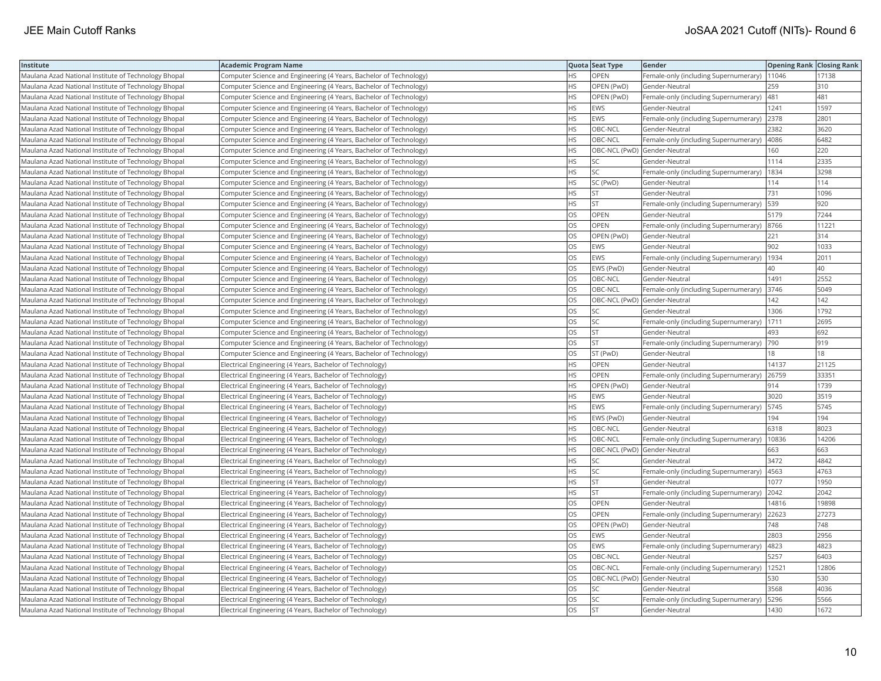| Institute | Academic Program Name | Quota | Seat Type | Gender | Opening Rank | Closing Rank |
|---|---|---|---|---|---|---|
| Maulana Azad National Institute of Technology Bhopal | Computer Science and Engineering (4 Years, Bachelor of Technology) | HS | OPEN | Female-only (including Supernumerary) | 11046 | 17138 |
| Maulana Azad National Institute of Technology Bhopal | Computer Science and Engineering (4 Years, Bachelor of Technology) | HS | OPEN (PwD) | Gender-Neutral | 259 | 310 |
| Maulana Azad National Institute of Technology Bhopal | Computer Science and Engineering (4 Years, Bachelor of Technology) | HS | OPEN (PwD) | Female-only (including Supernumerary) | 481 | 481 |
| Maulana Azad National Institute of Technology Bhopal | Computer Science and Engineering (4 Years, Bachelor of Technology) | HS | EWS | Gender-Neutral | 1241 | 1597 |
| Maulana Azad National Institute of Technology Bhopal | Computer Science and Engineering (4 Years, Bachelor of Technology) | HS | EWS | Female-only (including Supernumerary) | 2378 | 2801 |
| Maulana Azad National Institute of Technology Bhopal | Computer Science and Engineering (4 Years, Bachelor of Technology) | HS | OBC-NCL | Gender-Neutral | 2382 | 3620 |
| Maulana Azad National Institute of Technology Bhopal | Computer Science and Engineering (4 Years, Bachelor of Technology) | HS | OBC-NCL | Female-only (including Supernumerary) | 4086 | 6482 |
| Maulana Azad National Institute of Technology Bhopal | Computer Science and Engineering (4 Years, Bachelor of Technology) | HS | OBC-NCL (PwD) | Gender-Neutral | 160 | 220 |
| Maulana Azad National Institute of Technology Bhopal | Computer Science and Engineering (4 Years, Bachelor of Technology) | HS | SC | Gender-Neutral | 1114 | 2335 |
| Maulana Azad National Institute of Technology Bhopal | Computer Science and Engineering (4 Years, Bachelor of Technology) | HS | SC | Female-only (including Supernumerary) | 1834 | 3298 |
| Maulana Azad National Institute of Technology Bhopal | Computer Science and Engineering (4 Years, Bachelor of Technology) | HS | SC (PwD) | Gender-Neutral | 114 | 114 |
| Maulana Azad National Institute of Technology Bhopal | Computer Science and Engineering (4 Years, Bachelor of Technology) | HS | ST | Gender-Neutral | 731 | 1096 |
| Maulana Azad National Institute of Technology Bhopal | Computer Science and Engineering (4 Years, Bachelor of Technology) | HS | ST | Female-only (including Supernumerary) | 539 | 920 |
| Maulana Azad National Institute of Technology Bhopal | Computer Science and Engineering (4 Years, Bachelor of Technology) | OS | OPEN | Gender-Neutral | 5179 | 7244 |
| Maulana Azad National Institute of Technology Bhopal | Computer Science and Engineering (4 Years, Bachelor of Technology) | OS | OPEN | Female-only (including Supernumerary) | 8766 | 11221 |
| Maulana Azad National Institute of Technology Bhopal | Computer Science and Engineering (4 Years, Bachelor of Technology) | OS | OPEN (PwD) | Gender-Neutral | 221 | 314 |
| Maulana Azad National Institute of Technology Bhopal | Computer Science and Engineering (4 Years, Bachelor of Technology) | OS | EWS | Gender-Neutral | 902 | 1033 |
| Maulana Azad National Institute of Technology Bhopal | Computer Science and Engineering (4 Years, Bachelor of Technology) | OS | EWS | Female-only (including Supernumerary) | 1934 | 2011 |
| Maulana Azad National Institute of Technology Bhopal | Computer Science and Engineering (4 Years, Bachelor of Technology) | OS | EWS (PwD) | Gender-Neutral | 40 | 40 |
| Maulana Azad National Institute of Technology Bhopal | Computer Science and Engineering (4 Years, Bachelor of Technology) | OS | OBC-NCL | Gender-Neutral | 1491 | 2552 |
| Maulana Azad National Institute of Technology Bhopal | Computer Science and Engineering (4 Years, Bachelor of Technology) | OS | OBC-NCL | Female-only (including Supernumerary) | 3746 | 5049 |
| Maulana Azad National Institute of Technology Bhopal | Computer Science and Engineering (4 Years, Bachelor of Technology) | OS | OBC-NCL (PwD) | Gender-Neutral | 142 | 142 |
| Maulana Azad National Institute of Technology Bhopal | Computer Science and Engineering (4 Years, Bachelor of Technology) | OS | SC | Gender-Neutral | 1306 | 1792 |
| Maulana Azad National Institute of Technology Bhopal | Computer Science and Engineering (4 Years, Bachelor of Technology) | OS | SC | Female-only (including Supernumerary) | 1711 | 2695 |
| Maulana Azad National Institute of Technology Bhopal | Computer Science and Engineering (4 Years, Bachelor of Technology) | OS | ST | Gender-Neutral | 493 | 692 |
| Maulana Azad National Institute of Technology Bhopal | Computer Science and Engineering (4 Years, Bachelor of Technology) | OS | ST | Female-only (including Supernumerary) | 790 | 919 |
| Maulana Azad National Institute of Technology Bhopal | Computer Science and Engineering (4 Years, Bachelor of Technology) | OS | ST (PwD) | Gender-Neutral | 18 | 18 |
| Maulana Azad National Institute of Technology Bhopal | Electrical Engineering (4 Years, Bachelor of Technology) | HS | OPEN | Gender-Neutral | 14137 | 21125 |
| Maulana Azad National Institute of Technology Bhopal | Electrical Engineering (4 Years, Bachelor of Technology) | HS | OPEN | Female-only (including Supernumerary) | 26759 | 33351 |
| Maulana Azad National Institute of Technology Bhopal | Electrical Engineering (4 Years, Bachelor of Technology) | HS | OPEN (PwD) | Gender-Neutral | 914 | 1739 |
| Maulana Azad National Institute of Technology Bhopal | Electrical Engineering (4 Years, Bachelor of Technology) | HS | EWS | Gender-Neutral | 3020 | 3519 |
| Maulana Azad National Institute of Technology Bhopal | Electrical Engineering (4 Years, Bachelor of Technology) | HS | EWS | Female-only (including Supernumerary) | 5745 | 5745 |
| Maulana Azad National Institute of Technology Bhopal | Electrical Engineering (4 Years, Bachelor of Technology) | HS | EWS (PwD) | Gender-Neutral | 194 | 194 |
| Maulana Azad National Institute of Technology Bhopal | Electrical Engineering (4 Years, Bachelor of Technology) | HS | OBC-NCL | Gender-Neutral | 6318 | 8023 |
| Maulana Azad National Institute of Technology Bhopal | Electrical Engineering (4 Years, Bachelor of Technology) | HS | OBC-NCL | Female-only (including Supernumerary) | 10836 | 14206 |
| Maulana Azad National Institute of Technology Bhopal | Electrical Engineering (4 Years, Bachelor of Technology) | HS | OBC-NCL (PwD) | Gender-Neutral | 663 | 663 |
| Maulana Azad National Institute of Technology Bhopal | Electrical Engineering (4 Years, Bachelor of Technology) | HS | SC | Gender-Neutral | 3472 | 4842 |
| Maulana Azad National Institute of Technology Bhopal | Electrical Engineering (4 Years, Bachelor of Technology) | HS | SC | Female-only (including Supernumerary) | 4563 | 4763 |
| Maulana Azad National Institute of Technology Bhopal | Electrical Engineering (4 Years, Bachelor of Technology) | HS | ST | Gender-Neutral | 1077 | 1950 |
| Maulana Azad National Institute of Technology Bhopal | Electrical Engineering (4 Years, Bachelor of Technology) | HS | ST | Female-only (including Supernumerary) | 2042 | 2042 |
| Maulana Azad National Institute of Technology Bhopal | Electrical Engineering (4 Years, Bachelor of Technology) | OS | OPEN | Gender-Neutral | 14816 | 19898 |
| Maulana Azad National Institute of Technology Bhopal | Electrical Engineering (4 Years, Bachelor of Technology) | OS | OPEN | Female-only (including Supernumerary) | 22623 | 27273 |
| Maulana Azad National Institute of Technology Bhopal | Electrical Engineering (4 Years, Bachelor of Technology) | OS | OPEN (PwD) | Gender-Neutral | 748 | 748 |
| Maulana Azad National Institute of Technology Bhopal | Electrical Engineering (4 Years, Bachelor of Technology) | OS | EWS | Gender-Neutral | 2803 | 2956 |
| Maulana Azad National Institute of Technology Bhopal | Electrical Engineering (4 Years, Bachelor of Technology) | OS | EWS | Female-only (including Supernumerary) | 4823 | 4823 |
| Maulana Azad National Institute of Technology Bhopal | Electrical Engineering (4 Years, Bachelor of Technology) | OS | OBC-NCL | Gender-Neutral | 5257 | 6403 |
| Maulana Azad National Institute of Technology Bhopal | Electrical Engineering (4 Years, Bachelor of Technology) | OS | OBC-NCL | Female-only (including Supernumerary) | 12521 | 12806 |
| Maulana Azad National Institute of Technology Bhopal | Electrical Engineering (4 Years, Bachelor of Technology) | OS | OBC-NCL (PwD) | Gender-Neutral | 530 | 530 |
| Maulana Azad National Institute of Technology Bhopal | Electrical Engineering (4 Years, Bachelor of Technology) | OS | SC | Gender-Neutral | 3568 | 4036 |
| Maulana Azad National Institute of Technology Bhopal | Electrical Engineering (4 Years, Bachelor of Technology) | OS | SC | Female-only (including Supernumerary) | 5296 | 5566 |
| Maulana Azad National Institute of Technology Bhopal | Electrical Engineering (4 Years, Bachelor of Technology) | OS | ST | Gender-Neutral | 1430 | 1672 |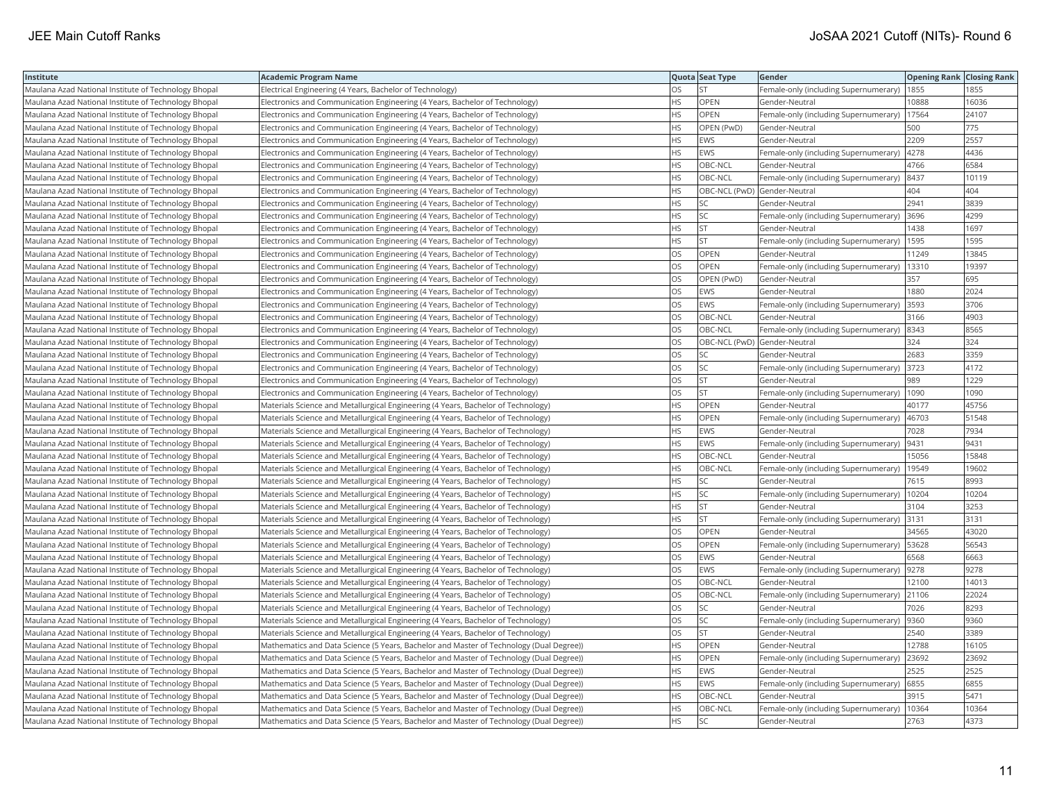| Institute | Academic Program Name | Quota | Seat Type | Gender | Opening Rank | Closing Rank |
|---|---|---|---|---|---|---|
| Maulana Azad National Institute of Technology Bhopal | Electrical Engineering (4 Years, Bachelor of Technology) | OS | ST | Female-only (including Supernumerary) | 1855 | 1855 |
| Maulana Azad National Institute of Technology Bhopal | Electronics and Communication Engineering (4 Years, Bachelor of Technology) | HS | OPEN | Gender-Neutral | 10888 | 16036 |
| Maulana Azad National Institute of Technology Bhopal | Electronics and Communication Engineering (4 Years, Bachelor of Technology) | HS | OPEN | Female-only (including Supernumerary) | 17564 | 24107 |
| Maulana Azad National Institute of Technology Bhopal | Electronics and Communication Engineering (4 Years, Bachelor of Technology) | HS | OPEN (PwD) | Gender-Neutral | 500 | 775 |
| Maulana Azad National Institute of Technology Bhopal | Electronics and Communication Engineering (4 Years, Bachelor of Technology) | HS | EWS | Gender-Neutral | 2209 | 2557 |
| Maulana Azad National Institute of Technology Bhopal | Electronics and Communication Engineering (4 Years, Bachelor of Technology) | HS | EWS | Female-only (including Supernumerary) | 4278 | 4436 |
| Maulana Azad National Institute of Technology Bhopal | Electronics and Communication Engineering (4 Years, Bachelor of Technology) | HS | OBC-NCL | Gender-Neutral | 4766 | 6584 |
| Maulana Azad National Institute of Technology Bhopal | Electronics and Communication Engineering (4 Years, Bachelor of Technology) | HS | OBC-NCL | Female-only (including Supernumerary) | 8437 | 10119 |
| Maulana Azad National Institute of Technology Bhopal | Electronics and Communication Engineering (4 Years, Bachelor of Technology) | HS | OBC-NCL (PwD) | Gender-Neutral | 404 | 404 |
| Maulana Azad National Institute of Technology Bhopal | Electronics and Communication Engineering (4 Years, Bachelor of Technology) | HS | SC | Gender-Neutral | 2941 | 3839 |
| Maulana Azad National Institute of Technology Bhopal | Electronics and Communication Engineering (4 Years, Bachelor of Technology) | HS | SC | Female-only (including Supernumerary) | 3696 | 4299 |
| Maulana Azad National Institute of Technology Bhopal | Electronics and Communication Engineering (4 Years, Bachelor of Technology) | HS | ST | Gender-Neutral | 1438 | 1697 |
| Maulana Azad National Institute of Technology Bhopal | Electronics and Communication Engineering (4 Years, Bachelor of Technology) | HS | ST | Female-only (including Supernumerary) | 1595 | 1595 |
| Maulana Azad National Institute of Technology Bhopal | Electronics and Communication Engineering (4 Years, Bachelor of Technology) | OS | OPEN | Gender-Neutral | 11249 | 13845 |
| Maulana Azad National Institute of Technology Bhopal | Electronics and Communication Engineering (4 Years, Bachelor of Technology) | OS | OPEN | Female-only (including Supernumerary) | 13310 | 19397 |
| Maulana Azad National Institute of Technology Bhopal | Electronics and Communication Engineering (4 Years, Bachelor of Technology) | OS | OPEN (PwD) | Gender-Neutral | 357 | 695 |
| Maulana Azad National Institute of Technology Bhopal | Electronics and Communication Engineering (4 Years, Bachelor of Technology) | OS | EWS | Gender-Neutral | 1880 | 2024 |
| Maulana Azad National Institute of Technology Bhopal | Electronics and Communication Engineering (4 Years, Bachelor of Technology) | OS | EWS | Female-only (including Supernumerary) | 3593 | 3706 |
| Maulana Azad National Institute of Technology Bhopal | Electronics and Communication Engineering (4 Years, Bachelor of Technology) | OS | OBC-NCL | Gender-Neutral | 3166 | 4903 |
| Maulana Azad National Institute of Technology Bhopal | Electronics and Communication Engineering (4 Years, Bachelor of Technology) | OS | OBC-NCL | Female-only (including Supernumerary) | 8343 | 8565 |
| Maulana Azad National Institute of Technology Bhopal | Electronics and Communication Engineering (4 Years, Bachelor of Technology) | OS | OBC-NCL (PwD) | Gender-Neutral | 324 | 324 |
| Maulana Azad National Institute of Technology Bhopal | Electronics and Communication Engineering (4 Years, Bachelor of Technology) | OS | SC | Gender-Neutral | 2683 | 3359 |
| Maulana Azad National Institute of Technology Bhopal | Electronics and Communication Engineering (4 Years, Bachelor of Technology) | OS | SC | Female-only (including Supernumerary) | 3723 | 4172 |
| Maulana Azad National Institute of Technology Bhopal | Electronics and Communication Engineering (4 Years, Bachelor of Technology) | OS | ST | Gender-Neutral | 989 | 1229 |
| Maulana Azad National Institute of Technology Bhopal | Electronics and Communication Engineering (4 Years, Bachelor of Technology) | OS | ST | Female-only (including Supernumerary) | 1090 | 1090 |
| Maulana Azad National Institute of Technology Bhopal | Materials Science and Metallurgical Engineering (4 Years, Bachelor of Technology) | HS | OPEN | Gender-Neutral | 40177 | 45756 |
| Maulana Azad National Institute of Technology Bhopal | Materials Science and Metallurgical Engineering (4 Years, Bachelor of Technology) | HS | OPEN | Female-only (including Supernumerary) | 46703 | 51548 |
| Maulana Azad National Institute of Technology Bhopal | Materials Science and Metallurgical Engineering (4 Years, Bachelor of Technology) | HS | EWS | Gender-Neutral | 7028 | 7934 |
| Maulana Azad National Institute of Technology Bhopal | Materials Science and Metallurgical Engineering (4 Years, Bachelor of Technology) | HS | EWS | Female-only (including Supernumerary) | 9431 | 9431 |
| Maulana Azad National Institute of Technology Bhopal | Materials Science and Metallurgical Engineering (4 Years, Bachelor of Technology) | HS | OBC-NCL | Gender-Neutral | 15056 | 15848 |
| Maulana Azad National Institute of Technology Bhopal | Materials Science and Metallurgical Engineering (4 Years, Bachelor of Technology) | HS | OBC-NCL | Female-only (including Supernumerary) | 19549 | 19602 |
| Maulana Azad National Institute of Technology Bhopal | Materials Science and Metallurgical Engineering (4 Years, Bachelor of Technology) | HS | SC | Gender-Neutral | 7615 | 8993 |
| Maulana Azad National Institute of Technology Bhopal | Materials Science and Metallurgical Engineering (4 Years, Bachelor of Technology) | HS | SC | Female-only (including Supernumerary) | 10204 | 10204 |
| Maulana Azad National Institute of Technology Bhopal | Materials Science and Metallurgical Engineering (4 Years, Bachelor of Technology) | HS | ST | Gender-Neutral | 3104 | 3253 |
| Maulana Azad National Institute of Technology Bhopal | Materials Science and Metallurgical Engineering (4 Years, Bachelor of Technology) | HS | ST | Female-only (including Supernumerary) | 3131 | 3131 |
| Maulana Azad National Institute of Technology Bhopal | Materials Science and Metallurgical Engineering (4 Years, Bachelor of Technology) | OS | OPEN | Gender-Neutral | 34565 | 43020 |
| Maulana Azad National Institute of Technology Bhopal | Materials Science and Metallurgical Engineering (4 Years, Bachelor of Technology) | OS | OPEN | Female-only (including Supernumerary) | 53628 | 56543 |
| Maulana Azad National Institute of Technology Bhopal | Materials Science and Metallurgical Engineering (4 Years, Bachelor of Technology) | OS | EWS | Gender-Neutral | 6568 | 6663 |
| Maulana Azad National Institute of Technology Bhopal | Materials Science and Metallurgical Engineering (4 Years, Bachelor of Technology) | OS | EWS | Female-only (including Supernumerary) | 9278 | 9278 |
| Maulana Azad National Institute of Technology Bhopal | Materials Science and Metallurgical Engineering (4 Years, Bachelor of Technology) | OS | OBC-NCL | Gender-Neutral | 12100 | 14013 |
| Maulana Azad National Institute of Technology Bhopal | Materials Science and Metallurgical Engineering (4 Years, Bachelor of Technology) | OS | OBC-NCL | Female-only (including Supernumerary) | 21106 | 22024 |
| Maulana Azad National Institute of Technology Bhopal | Materials Science and Metallurgical Engineering (4 Years, Bachelor of Technology) | OS | SC | Gender-Neutral | 7026 | 8293 |
| Maulana Azad National Institute of Technology Bhopal | Materials Science and Metallurgical Engineering (4 Years, Bachelor of Technology) | OS | SC | Female-only (including Supernumerary) | 9360 | 9360 |
| Maulana Azad National Institute of Technology Bhopal | Materials Science and Metallurgical Engineering (4 Years, Bachelor of Technology) | OS | ST | Gender-Neutral | 2540 | 3389 |
| Maulana Azad National Institute of Technology Bhopal | Mathematics and Data Science (5 Years, Bachelor and Master of Technology (Dual Degree)) | HS | OPEN | Gender-Neutral | 12788 | 16105 |
| Maulana Azad National Institute of Technology Bhopal | Mathematics and Data Science (5 Years, Bachelor and Master of Technology (Dual Degree)) | HS | OPEN | Female-only (including Supernumerary) | 23692 | 23692 |
| Maulana Azad National Institute of Technology Bhopal | Mathematics and Data Science (5 Years, Bachelor and Master of Technology (Dual Degree)) | HS | EWS | Gender-Neutral | 2525 | 2525 |
| Maulana Azad National Institute of Technology Bhopal | Mathematics and Data Science (5 Years, Bachelor and Master of Technology (Dual Degree)) | HS | EWS | Female-only (including Supernumerary) | 6855 | 6855 |
| Maulana Azad National Institute of Technology Bhopal | Mathematics and Data Science (5 Years, Bachelor and Master of Technology (Dual Degree)) | HS | OBC-NCL | Gender-Neutral | 3915 | 5471 |
| Maulana Azad National Institute of Technology Bhopal | Mathematics and Data Science (5 Years, Bachelor and Master of Technology (Dual Degree)) | HS | OBC-NCL | Female-only (including Supernumerary) | 10364 | 10364 |
| Maulana Azad National Institute of Technology Bhopal | Mathematics and Data Science (5 Years, Bachelor and Master of Technology (Dual Degree)) | HS | SC | Gender-Neutral | 2763 | 4373 |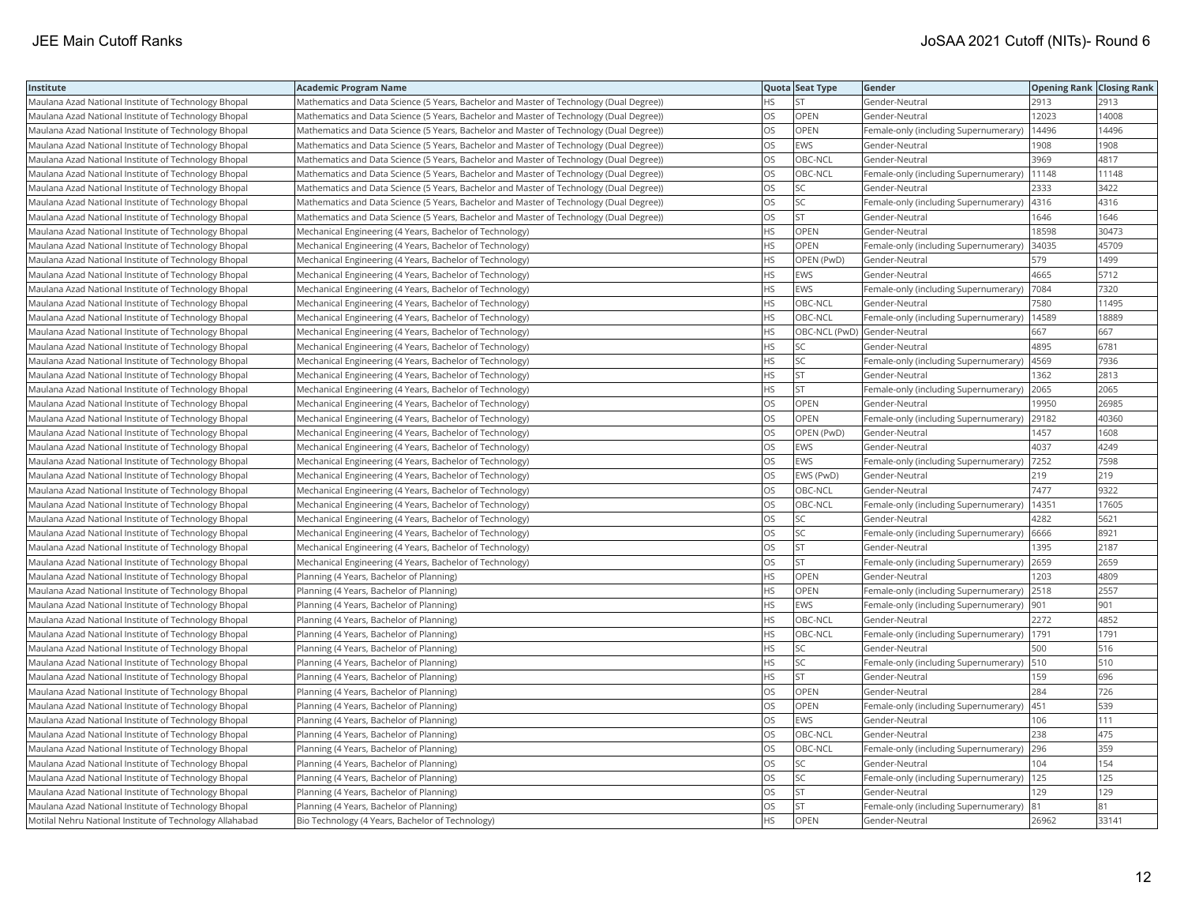| Institute | Academic Program Name | Quota | Seat Type | Gender | Opening Rank | Closing Rank |
|---|---|---|---|---|---|---|
| Maulana Azad National Institute of Technology Bhopal | Mathematics and Data Science (5 Years, Bachelor and Master of Technology (Dual Degree)) | HS | ST | Gender-Neutral | 2913 | 2913 |
| Maulana Azad National Institute of Technology Bhopal | Mathematics and Data Science (5 Years, Bachelor and Master of Technology (Dual Degree)) | OS | OPEN | Gender-Neutral | 12023 | 14008 |
| Maulana Azad National Institute of Technology Bhopal | Mathematics and Data Science (5 Years, Bachelor and Master of Technology (Dual Degree)) | OS | OPEN | Female-only (including Supernumerary) | 14496 | 14496 |
| Maulana Azad National Institute of Technology Bhopal | Mathematics and Data Science (5 Years, Bachelor and Master of Technology (Dual Degree)) | OS | EWS | Gender-Neutral | 1908 | 1908 |
| Maulana Azad National Institute of Technology Bhopal | Mathematics and Data Science (5 Years, Bachelor and Master of Technology (Dual Degree)) | OS | OBC-NCL | Gender-Neutral | 3969 | 4817 |
| Maulana Azad National Institute of Technology Bhopal | Mathematics and Data Science (5 Years, Bachelor and Master of Technology (Dual Degree)) | OS | OBC-NCL | Female-only (including Supernumerary) | 11148 | 11148 |
| Maulana Azad National Institute of Technology Bhopal | Mathematics and Data Science (5 Years, Bachelor and Master of Technology (Dual Degree)) | OS | SC | Gender-Neutral | 2333 | 3422 |
| Maulana Azad National Institute of Technology Bhopal | Mathematics and Data Science (5 Years, Bachelor and Master of Technology (Dual Degree)) | OS | SC | Female-only (including Supernumerary) | 4316 | 4316 |
| Maulana Azad National Institute of Technology Bhopal | Mathematics and Data Science (5 Years, Bachelor and Master of Technology (Dual Degree)) | OS | ST | Gender-Neutral | 1646 | 1646 |
| Maulana Azad National Institute of Technology Bhopal | Mechanical Engineering (4 Years, Bachelor of Technology) | HS | OPEN | Gender-Neutral | 18598 | 30473 |
| Maulana Azad National Institute of Technology Bhopal | Mechanical Engineering (4 Years, Bachelor of Technology) | HS | OPEN | Female-only (including Supernumerary) | 34035 | 45709 |
| Maulana Azad National Institute of Technology Bhopal | Mechanical Engineering (4 Years, Bachelor of Technology) | HS | OPEN (PwD) | Gender-Neutral | 579 | 1499 |
| Maulana Azad National Institute of Technology Bhopal | Mechanical Engineering (4 Years, Bachelor of Technology) | HS | EWS | Gender-Neutral | 4665 | 5712 |
| Maulana Azad National Institute of Technology Bhopal | Mechanical Engineering (4 Years, Bachelor of Technology) | HS | EWS | Female-only (including Supernumerary) | 7084 | 7320 |
| Maulana Azad National Institute of Technology Bhopal | Mechanical Engineering (4 Years, Bachelor of Technology) | HS | OBC-NCL | Gender-Neutral | 7580 | 11495 |
| Maulana Azad National Institute of Technology Bhopal | Mechanical Engineering (4 Years, Bachelor of Technology) | HS | OBC-NCL | Female-only (including Supernumerary) | 14589 | 18889 |
| Maulana Azad National Institute of Technology Bhopal | Mechanical Engineering (4 Years, Bachelor of Technology) | HS | OBC-NCL (PwD) | Gender-Neutral | 667 | 667 |
| Maulana Azad National Institute of Technology Bhopal | Mechanical Engineering (4 Years, Bachelor of Technology) | HS | SC | Gender-Neutral | 4895 | 6781 |
| Maulana Azad National Institute of Technology Bhopal | Mechanical Engineering (4 Years, Bachelor of Technology) | HS | SC | Female-only (including Supernumerary) | 4569 | 7936 |
| Maulana Azad National Institute of Technology Bhopal | Mechanical Engineering (4 Years, Bachelor of Technology) | HS | ST | Gender-Neutral | 1362 | 2813 |
| Maulana Azad National Institute of Technology Bhopal | Mechanical Engineering (4 Years, Bachelor of Technology) | HS | ST | Female-only (including Supernumerary) | 2065 | 2065 |
| Maulana Azad National Institute of Technology Bhopal | Mechanical Engineering (4 Years, Bachelor of Technology) | OS | OPEN | Gender-Neutral | 19950 | 26985 |
| Maulana Azad National Institute of Technology Bhopal | Mechanical Engineering (4 Years, Bachelor of Technology) | OS | OPEN | Female-only (including Supernumerary) | 29182 | 40360 |
| Maulana Azad National Institute of Technology Bhopal | Mechanical Engineering (4 Years, Bachelor of Technology) | OS | OPEN (PwD) | Gender-Neutral | 1457 | 1608 |
| Maulana Azad National Institute of Technology Bhopal | Mechanical Engineering (4 Years, Bachelor of Technology) | OS | EWS | Gender-Neutral | 4037 | 4249 |
| Maulana Azad National Institute of Technology Bhopal | Mechanical Engineering (4 Years, Bachelor of Technology) | OS | EWS | Female-only (including Supernumerary) | 7252 | 7598 |
| Maulana Azad National Institute of Technology Bhopal | Mechanical Engineering (4 Years, Bachelor of Technology) | OS | EWS (PwD) | Gender-Neutral | 219 | 219 |
| Maulana Azad National Institute of Technology Bhopal | Mechanical Engineering (4 Years, Bachelor of Technology) | OS | OBC-NCL | Gender-Neutral | 7477 | 9322 |
| Maulana Azad National Institute of Technology Bhopal | Mechanical Engineering (4 Years, Bachelor of Technology) | OS | OBC-NCL | Female-only (including Supernumerary) | 14351 | 17605 |
| Maulana Azad National Institute of Technology Bhopal | Mechanical Engineering (4 Years, Bachelor of Technology) | OS | SC | Gender-Neutral | 4282 | 5621 |
| Maulana Azad National Institute of Technology Bhopal | Mechanical Engineering (4 Years, Bachelor of Technology) | OS | SC | Female-only (including Supernumerary) | 6666 | 8921 |
| Maulana Azad National Institute of Technology Bhopal | Mechanical Engineering (4 Years, Bachelor of Technology) | OS | ST | Gender-Neutral | 1395 | 2187 |
| Maulana Azad National Institute of Technology Bhopal | Mechanical Engineering (4 Years, Bachelor of Technology) | OS | ST | Female-only (including Supernumerary) | 2659 | 2659 |
| Maulana Azad National Institute of Technology Bhopal | Planning (4 Years, Bachelor of Planning) | HS | OPEN | Gender-Neutral | 1203 | 4809 |
| Maulana Azad National Institute of Technology Bhopal | Planning (4 Years, Bachelor of Planning) | HS | OPEN | Female-only (including Supernumerary) | 2518 | 2557 |
| Maulana Azad National Institute of Technology Bhopal | Planning (4 Years, Bachelor of Planning) | HS | EWS | Female-only (including Supernumerary) | 901 | 901 |
| Maulana Azad National Institute of Technology Bhopal | Planning (4 Years, Bachelor of Planning) | HS | OBC-NCL | Gender-Neutral | 2272 | 4852 |
| Maulana Azad National Institute of Technology Bhopal | Planning (4 Years, Bachelor of Planning) | HS | OBC-NCL | Female-only (including Supernumerary) | 1791 | 1791 |
| Maulana Azad National Institute of Technology Bhopal | Planning (4 Years, Bachelor of Planning) | HS | SC | Gender-Neutral | 500 | 516 |
| Maulana Azad National Institute of Technology Bhopal | Planning (4 Years, Bachelor of Planning) | HS | SC | Female-only (including Supernumerary) | 510 | 510 |
| Maulana Azad National Institute of Technology Bhopal | Planning (4 Years, Bachelor of Planning) | HS | ST | Gender-Neutral | 159 | 696 |
| Maulana Azad National Institute of Technology Bhopal | Planning (4 Years, Bachelor of Planning) | OS | OPEN | Gender-Neutral | 284 | 726 |
| Maulana Azad National Institute of Technology Bhopal | Planning (4 Years, Bachelor of Planning) | OS | OPEN | Female-only (including Supernumerary) | 451 | 539 |
| Maulana Azad National Institute of Technology Bhopal | Planning (4 Years, Bachelor of Planning) | OS | EWS | Gender-Neutral | 106 | 111 |
| Maulana Azad National Institute of Technology Bhopal | Planning (4 Years, Bachelor of Planning) | OS | OBC-NCL | Gender-Neutral | 238 | 475 |
| Maulana Azad National Institute of Technology Bhopal | Planning (4 Years, Bachelor of Planning) | OS | OBC-NCL | Female-only (including Supernumerary) | 296 | 359 |
| Maulana Azad National Institute of Technology Bhopal | Planning (4 Years, Bachelor of Planning) | OS | SC | Gender-Neutral | 104 | 154 |
| Maulana Azad National Institute of Technology Bhopal | Planning (4 Years, Bachelor of Planning) | OS | SC | Female-only (including Supernumerary) | 125 | 125 |
| Maulana Azad National Institute of Technology Bhopal | Planning (4 Years, Bachelor of Planning) | OS | ST | Gender-Neutral | 129 | 129 |
| Maulana Azad National Institute of Technology Bhopal | Planning (4 Years, Bachelor of Planning) | OS | ST | Female-only (including Supernumerary) | 81 | 81 |
| Motilal Nehru National Institute of Technology Allahabad | Bio Technology (4 Years, Bachelor of Technology) | HS | OPEN | Gender-Neutral | 26962 | 33141 |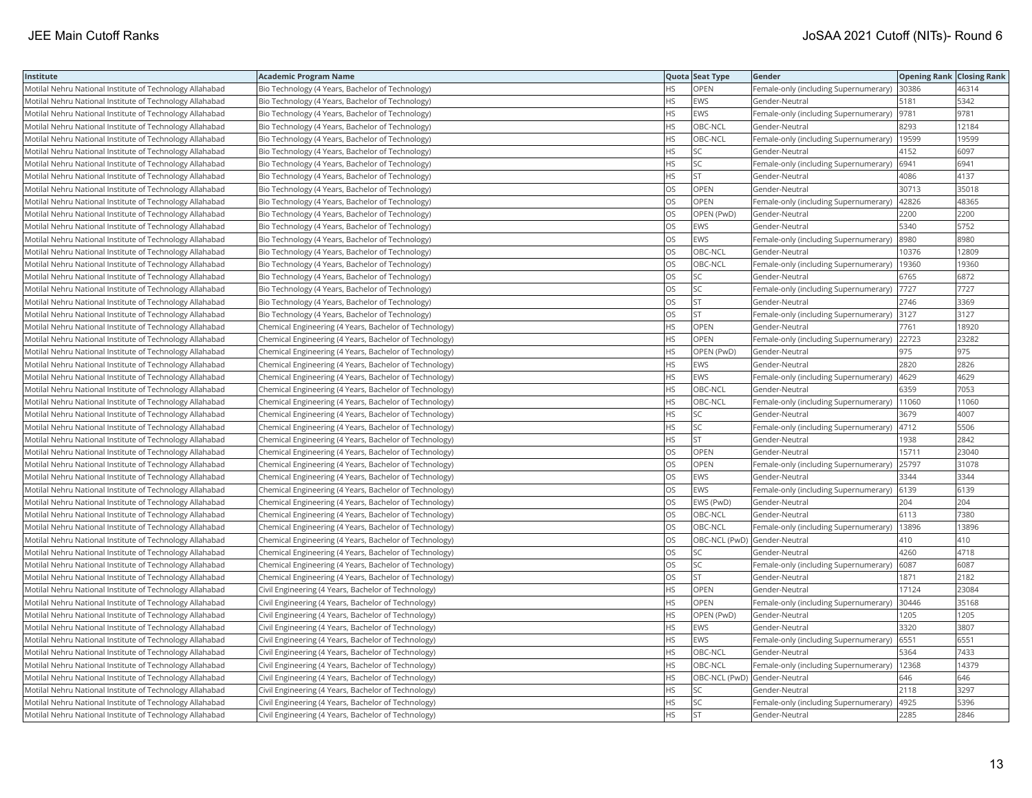| Institute | Academic Program Name | Quota | Seat Type | Gender | Opening Rank | Closing Rank |
|---|---|---|---|---|---|---|
| Motilal Nehru National Institute of Technology Allahabad | Bio Technology (4 Years, Bachelor of Technology) | HS | OPEN | Female-only (including Supernumerary) | 30386 | 46314 |
| Motilal Nehru National Institute of Technology Allahabad | Bio Technology (4 Years, Bachelor of Technology) | HS | EWS | Gender-Neutral | 5181 | 5342 |
| Motilal Nehru National Institute of Technology Allahabad | Bio Technology (4 Years, Bachelor of Technology) | HS | EWS | Female-only (including Supernumerary) | 9781 | 9781 |
| Motilal Nehru National Institute of Technology Allahabad | Bio Technology (4 Years, Bachelor of Technology) | HS | OBC-NCL | Gender-Neutral | 8293 | 12184 |
| Motilal Nehru National Institute of Technology Allahabad | Bio Technology (4 Years, Bachelor of Technology) | HS | OBC-NCL | Female-only (including Supernumerary) | 19599 | 19599 |
| Motilal Nehru National Institute of Technology Allahabad | Bio Technology (4 Years, Bachelor of Technology) | HS | SC | Gender-Neutral | 4152 | 6097 |
| Motilal Nehru National Institute of Technology Allahabad | Bio Technology (4 Years, Bachelor of Technology) | HS | SC | Female-only (including Supernumerary) | 6941 | 6941 |
| Motilal Nehru National Institute of Technology Allahabad | Bio Technology (4 Years, Bachelor of Technology) | HS | ST | Gender-Neutral | 4086 | 4137 |
| Motilal Nehru National Institute of Technology Allahabad | Bio Technology (4 Years, Bachelor of Technology) | OS | OPEN | Gender-Neutral | 30713 | 35018 |
| Motilal Nehru National Institute of Technology Allahabad | Bio Technology (4 Years, Bachelor of Technology) | OS | OPEN | Female-only (including Supernumerary) | 42826 | 48365 |
| Motilal Nehru National Institute of Technology Allahabad | Bio Technology (4 Years, Bachelor of Technology) | OS | OPEN (PwD) | Gender-Neutral | 2200 | 2200 |
| Motilal Nehru National Institute of Technology Allahabad | Bio Technology (4 Years, Bachelor of Technology) | OS | EWS | Gender-Neutral | 5340 | 5752 |
| Motilal Nehru National Institute of Technology Allahabad | Bio Technology (4 Years, Bachelor of Technology) | OS | EWS | Female-only (including Supernumerary) | 8980 | 8980 |
| Motilal Nehru National Institute of Technology Allahabad | Bio Technology (4 Years, Bachelor of Technology) | OS | OBC-NCL | Gender-Neutral | 10376 | 12809 |
| Motilal Nehru National Institute of Technology Allahabad | Bio Technology (4 Years, Bachelor of Technology) | OS | OBC-NCL | Female-only (including Supernumerary) | 19360 | 19360 |
| Motilal Nehru National Institute of Technology Allahabad | Bio Technology (4 Years, Bachelor of Technology) | OS | SC | Gender-Neutral | 6765 | 6872 |
| Motilal Nehru National Institute of Technology Allahabad | Bio Technology (4 Years, Bachelor of Technology) | OS | SC | Female-only (including Supernumerary) | 7727 | 7727 |
| Motilal Nehru National Institute of Technology Allahabad | Bio Technology (4 Years, Bachelor of Technology) | OS | ST | Gender-Neutral | 2746 | 3369 |
| Motilal Nehru National Institute of Technology Allahabad | Bio Technology (4 Years, Bachelor of Technology) | OS | ST | Female-only (including Supernumerary) | 3127 | 3127 |
| Motilal Nehru National Institute of Technology Allahabad | Chemical Engineering (4 Years, Bachelor of Technology) | HS | OPEN | Gender-Neutral | 7761 | 18920 |
| Motilal Nehru National Institute of Technology Allahabad | Chemical Engineering (4 Years, Bachelor of Technology) | HS | OPEN | Female-only (including Supernumerary) | 22723 | 23282 |
| Motilal Nehru National Institute of Technology Allahabad | Chemical Engineering (4 Years, Bachelor of Technology) | HS | OPEN (PwD) | Gender-Neutral | 975 | 975 |
| Motilal Nehru National Institute of Technology Allahabad | Chemical Engineering (4 Years, Bachelor of Technology) | HS | EWS | Gender-Neutral | 2820 | 2826 |
| Motilal Nehru National Institute of Technology Allahabad | Chemical Engineering (4 Years, Bachelor of Technology) | HS | EWS | Female-only (including Supernumerary) | 4629 | 4629 |
| Motilal Nehru National Institute of Technology Allahabad | Chemical Engineering (4 Years, Bachelor of Technology) | HS | OBC-NCL | Gender-Neutral | 6359 | 7053 |
| Motilal Nehru National Institute of Technology Allahabad | Chemical Engineering (4 Years, Bachelor of Technology) | HS | OBC-NCL | Female-only (including Supernumerary) | 11060 | 11060 |
| Motilal Nehru National Institute of Technology Allahabad | Chemical Engineering (4 Years, Bachelor of Technology) | HS | SC | Gender-Neutral | 3679 | 4007 |
| Motilal Nehru National Institute of Technology Allahabad | Chemical Engineering (4 Years, Bachelor of Technology) | HS | SC | Female-only (including Supernumerary) | 4712 | 5506 |
| Motilal Nehru National Institute of Technology Allahabad | Chemical Engineering (4 Years, Bachelor of Technology) | HS | ST | Gender-Neutral | 1938 | 2842 |
| Motilal Nehru National Institute of Technology Allahabad | Chemical Engineering (4 Years, Bachelor of Technology) | OS | OPEN | Gender-Neutral | 15711 | 23040 |
| Motilal Nehru National Institute of Technology Allahabad | Chemical Engineering (4 Years, Bachelor of Technology) | OS | OPEN | Female-only (including Supernumerary) | 25797 | 31078 |
| Motilal Nehru National Institute of Technology Allahabad | Chemical Engineering (4 Years, Bachelor of Technology) | OS | EWS | Gender-Neutral | 3344 | 3344 |
| Motilal Nehru National Institute of Technology Allahabad | Chemical Engineering (4 Years, Bachelor of Technology) | OS | EWS | Female-only (including Supernumerary) | 6139 | 6139 |
| Motilal Nehru National Institute of Technology Allahabad | Chemical Engineering (4 Years, Bachelor of Technology) | OS | EWS (PwD) | Gender-Neutral | 204 | 204 |
| Motilal Nehru National Institute of Technology Allahabad | Chemical Engineering (4 Years, Bachelor of Technology) | OS | OBC-NCL | Gender-Neutral | 6113 | 7380 |
| Motilal Nehru National Institute of Technology Allahabad | Chemical Engineering (4 Years, Bachelor of Technology) | OS | OBC-NCL | Female-only (including Supernumerary) | 13896 | 13896 |
| Motilal Nehru National Institute of Technology Allahabad | Chemical Engineering (4 Years, Bachelor of Technology) | OS | OBC-NCL (PwD) | Gender-Neutral | 410 | 410 |
| Motilal Nehru National Institute of Technology Allahabad | Chemical Engineering (4 Years, Bachelor of Technology) | OS | SC | Gender-Neutral | 4260 | 4718 |
| Motilal Nehru National Institute of Technology Allahabad | Chemical Engineering (4 Years, Bachelor of Technology) | OS | SC | Female-only (including Supernumerary) | 6087 | 6087 |
| Motilal Nehru National Institute of Technology Allahabad | Chemical Engineering (4 Years, Bachelor of Technology) | OS | ST | Gender-Neutral | 1871 | 2182 |
| Motilal Nehru National Institute of Technology Allahabad | Civil Engineering (4 Years, Bachelor of Technology) | HS | OPEN | Gender-Neutral | 17124 | 23084 |
| Motilal Nehru National Institute of Technology Allahabad | Civil Engineering (4 Years, Bachelor of Technology) | HS | OPEN | Female-only (including Supernumerary) | 30446 | 35168 |
| Motilal Nehru National Institute of Technology Allahabad | Civil Engineering (4 Years, Bachelor of Technology) | HS | OPEN (PwD) | Gender-Neutral | 1205 | 1205 |
| Motilal Nehru National Institute of Technology Allahabad | Civil Engineering (4 Years, Bachelor of Technology) | HS | EWS | Gender-Neutral | 3320 | 3807 |
| Motilal Nehru National Institute of Technology Allahabad | Civil Engineering (4 Years, Bachelor of Technology) | HS | EWS | Female-only (including Supernumerary) | 6551 | 6551 |
| Motilal Nehru National Institute of Technology Allahabad | Civil Engineering (4 Years, Bachelor of Technology) | HS | OBC-NCL | Gender-Neutral | 5364 | 7433 |
| Motilal Nehru National Institute of Technology Allahabad | Civil Engineering (4 Years, Bachelor of Technology) | HS | OBC-NCL | Female-only (including Supernumerary) | 12368 | 14379 |
| Motilal Nehru National Institute of Technology Allahabad | Civil Engineering (4 Years, Bachelor of Technology) | HS | OBC-NCL (PwD) | Gender-Neutral | 646 | 646 |
| Motilal Nehru National Institute of Technology Allahabad | Civil Engineering (4 Years, Bachelor of Technology) | HS | SC | Gender-Neutral | 2118 | 3297 |
| Motilal Nehru National Institute of Technology Allahabad | Civil Engineering (4 Years, Bachelor of Technology) | HS | SC | Female-only (including Supernumerary) | 4925 | 5396 |
| Motilal Nehru National Institute of Technology Allahabad | Civil Engineering (4 Years, Bachelor of Technology) | HS | ST | Gender-Neutral | 2285 | 2846 |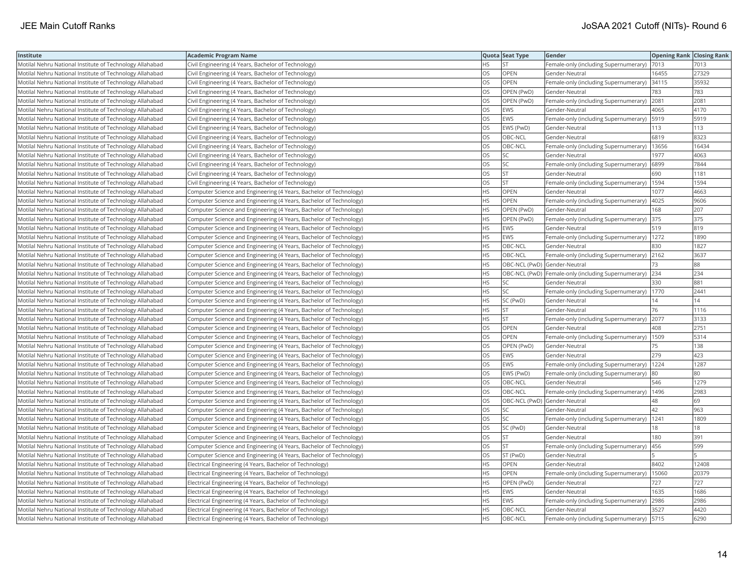| Institute | Academic Program Name | Quota | Seat Type | Gender | Opening Rank | Closing Rank |
|---|---|---|---|---|---|---|
| Motilal Nehru National Institute of Technology Allahabad | Civil Engineering (4 Years, Bachelor of Technology) | HS | ST | Female-only (including Supernumerary) | 7013 | 7013 |
| Motilal Nehru National Institute of Technology Allahabad | Civil Engineering (4 Years, Bachelor of Technology) | OS | OPEN | Gender-Neutral | 16455 | 27329 |
| Motilal Nehru National Institute of Technology Allahabad | Civil Engineering (4 Years, Bachelor of Technology) | OS | OPEN | Female-only (including Supernumerary) | 34115 | 35932 |
| Motilal Nehru National Institute of Technology Allahabad | Civil Engineering (4 Years, Bachelor of Technology) | OS | OPEN (PwD) | Gender-Neutral | 783 | 783 |
| Motilal Nehru National Institute of Technology Allahabad | Civil Engineering (4 Years, Bachelor of Technology) | OS | OPEN (PwD) | Female-only (including Supernumerary) | 2081 | 2081 |
| Motilal Nehru National Institute of Technology Allahabad | Civil Engineering (4 Years, Bachelor of Technology) | OS | EWS | Gender-Neutral | 4065 | 4170 |
| Motilal Nehru National Institute of Technology Allahabad | Civil Engineering (4 Years, Bachelor of Technology) | OS | EWS | Female-only (including Supernumerary) | 5919 | 5919 |
| Motilal Nehru National Institute of Technology Allahabad | Civil Engineering (4 Years, Bachelor of Technology) | OS | EWS (PwD) | Gender-Neutral | 113 | 113 |
| Motilal Nehru National Institute of Technology Allahabad | Civil Engineering (4 Years, Bachelor of Technology) | OS | OBC-NCL | Gender-Neutral | 6819 | 8323 |
| Motilal Nehru National Institute of Technology Allahabad | Civil Engineering (4 Years, Bachelor of Technology) | OS | OBC-NCL | Female-only (including Supernumerary) | 13656 | 16434 |
| Motilal Nehru National Institute of Technology Allahabad | Civil Engineering (4 Years, Bachelor of Technology) | OS | SC | Gender-Neutral | 1977 | 4063 |
| Motilal Nehru National Institute of Technology Allahabad | Civil Engineering (4 Years, Bachelor of Technology) | OS | SC | Female-only (including Supernumerary) | 6899 | 7844 |
| Motilal Nehru National Institute of Technology Allahabad | Civil Engineering (4 Years, Bachelor of Technology) | OS | ST | Gender-Neutral | 690 | 1181 |
| Motilal Nehru National Institute of Technology Allahabad | Civil Engineering (4 Years, Bachelor of Technology) | OS | ST | Female-only (including Supernumerary) | 1594 | 1594 |
| Motilal Nehru National Institute of Technology Allahabad | Computer Science and Engineering (4 Years, Bachelor of Technology) | HS | OPEN | Gender-Neutral | 1077 | 4663 |
| Motilal Nehru National Institute of Technology Allahabad | Computer Science and Engineering (4 Years, Bachelor of Technology) | HS | OPEN | Female-only (including Supernumerary) | 4025 | 9606 |
| Motilal Nehru National Institute of Technology Allahabad | Computer Science and Engineering (4 Years, Bachelor of Technology) | HS | OPEN (PwD) | Gender-Neutral | 168 | 207 |
| Motilal Nehru National Institute of Technology Allahabad | Computer Science and Engineering (4 Years, Bachelor of Technology) | HS | OPEN (PwD) | Female-only (including Supernumerary) | 375 | 375 |
| Motilal Nehru National Institute of Technology Allahabad | Computer Science and Engineering (4 Years, Bachelor of Technology) | HS | EWS | Gender-Neutral | 519 | 819 |
| Motilal Nehru National Institute of Technology Allahabad | Computer Science and Engineering (4 Years, Bachelor of Technology) | HS | EWS | Female-only (including Supernumerary) | 1272 | 1890 |
| Motilal Nehru National Institute of Technology Allahabad | Computer Science and Engineering (4 Years, Bachelor of Technology) | HS | OBC-NCL | Gender-Neutral | 830 | 1827 |
| Motilal Nehru National Institute of Technology Allahabad | Computer Science and Engineering (4 Years, Bachelor of Technology) | HS | OBC-NCL | Female-only (including Supernumerary) | 2162 | 3637 |
| Motilal Nehru National Institute of Technology Allahabad | Computer Science and Engineering (4 Years, Bachelor of Technology) | HS | OBC-NCL (PwD) | Gender-Neutral | 73 | 88 |
| Motilal Nehru National Institute of Technology Allahabad | Computer Science and Engineering (4 Years, Bachelor of Technology) | HS | OBC-NCL (PwD) | Female-only (including Supernumerary) | 234 | 234 |
| Motilal Nehru National Institute of Technology Allahabad | Computer Science and Engineering (4 Years, Bachelor of Technology) | HS | SC | Gender-Neutral | 330 | 881 |
| Motilal Nehru National Institute of Technology Allahabad | Computer Science and Engineering (4 Years, Bachelor of Technology) | HS | SC | Female-only (including Supernumerary) | 1770 | 2441 |
| Motilal Nehru National Institute of Technology Allahabad | Computer Science and Engineering (4 Years, Bachelor of Technology) | HS | SC (PwD) | Gender-Neutral | 14 | 14 |
| Motilal Nehru National Institute of Technology Allahabad | Computer Science and Engineering (4 Years, Bachelor of Technology) | HS | ST | Gender-Neutral | 76 | 1116 |
| Motilal Nehru National Institute of Technology Allahabad | Computer Science and Engineering (4 Years, Bachelor of Technology) | HS | ST | Female-only (including Supernumerary) | 2077 | 3133 |
| Motilal Nehru National Institute of Technology Allahabad | Computer Science and Engineering (4 Years, Bachelor of Technology) | OS | OPEN | Gender-Neutral | 408 | 2751 |
| Motilal Nehru National Institute of Technology Allahabad | Computer Science and Engineering (4 Years, Bachelor of Technology) | OS | OPEN | Female-only (including Supernumerary) | 1509 | 5314 |
| Motilal Nehru National Institute of Technology Allahabad | Computer Science and Engineering (4 Years, Bachelor of Technology) | OS | OPEN (PwD) | Gender-Neutral | 75 | 138 |
| Motilal Nehru National Institute of Technology Allahabad | Computer Science and Engineering (4 Years, Bachelor of Technology) | OS | EWS | Gender-Neutral | 279 | 423 |
| Motilal Nehru National Institute of Technology Allahabad | Computer Science and Engineering (4 Years, Bachelor of Technology) | OS | EWS | Female-only (including Supernumerary) | 1224 | 1287 |
| Motilal Nehru National Institute of Technology Allahabad | Computer Science and Engineering (4 Years, Bachelor of Technology) | OS | EWS (PwD) | Female-only (including Supernumerary) | 80 | 80 |
| Motilal Nehru National Institute of Technology Allahabad | Computer Science and Engineering (4 Years, Bachelor of Technology) | OS | OBC-NCL | Gender-Neutral | 546 | 1279 |
| Motilal Nehru National Institute of Technology Allahabad | Computer Science and Engineering (4 Years, Bachelor of Technology) | OS | OBC-NCL | Female-only (including Supernumerary) | 1496 | 2983 |
| Motilal Nehru National Institute of Technology Allahabad | Computer Science and Engineering (4 Years, Bachelor of Technology) | OS | OBC-NCL (PwD) | Gender-Neutral | 48 | 69 |
| Motilal Nehru National Institute of Technology Allahabad | Computer Science and Engineering (4 Years, Bachelor of Technology) | OS | SC | Gender-Neutral | 42 | 963 |
| Motilal Nehru National Institute of Technology Allahabad | Computer Science and Engineering (4 Years, Bachelor of Technology) | OS | SC | Female-only (including Supernumerary) | 1241 | 1809 |
| Motilal Nehru National Institute of Technology Allahabad | Computer Science and Engineering (4 Years, Bachelor of Technology) | OS | SC (PwD) | Gender-Neutral | 18 | 18 |
| Motilal Nehru National Institute of Technology Allahabad | Computer Science and Engineering (4 Years, Bachelor of Technology) | OS | ST | Gender-Neutral | 180 | 391 |
| Motilal Nehru National Institute of Technology Allahabad | Computer Science and Engineering (4 Years, Bachelor of Technology) | OS | ST | Female-only (including Supernumerary) | 456 | 599 |
| Motilal Nehru National Institute of Technology Allahabad | Computer Science and Engineering (4 Years, Bachelor of Technology) | OS | ST (PwD) | Gender-Neutral | 5 | 5 |
| Motilal Nehru National Institute of Technology Allahabad | Electrical Engineering (4 Years, Bachelor of Technology) | HS | OPEN | Gender-Neutral | 8402 | 12408 |
| Motilal Nehru National Institute of Technology Allahabad | Electrical Engineering (4 Years, Bachelor of Technology) | HS | OPEN | Female-only (including Supernumerary) | 15060 | 20379 |
| Motilal Nehru National Institute of Technology Allahabad | Electrical Engineering (4 Years, Bachelor of Technology) | HS | OPEN (PwD) | Gender-Neutral | 727 | 727 |
| Motilal Nehru National Institute of Technology Allahabad | Electrical Engineering (4 Years, Bachelor of Technology) | HS | EWS | Gender-Neutral | 1635 | 1686 |
| Motilal Nehru National Institute of Technology Allahabad | Electrical Engineering (4 Years, Bachelor of Technology) | HS | EWS | Female-only (including Supernumerary) | 2986 | 2986 |
| Motilal Nehru National Institute of Technology Allahabad | Electrical Engineering (4 Years, Bachelor of Technology) | HS | OBC-NCL | Gender-Neutral | 3527 | 4420 |
| Motilal Nehru National Institute of Technology Allahabad | Electrical Engineering (4 Years, Bachelor of Technology) | HS | OBC-NCL | Female-only (including Supernumerary) | 5715 | 6290 |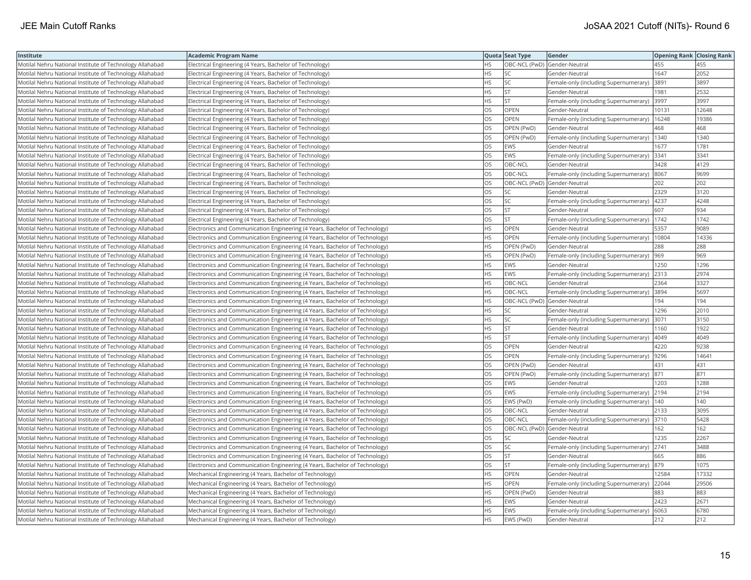| Institute | Academic Program Name | Quota | Seat Type | Gender | Opening Rank | Closing Rank |
|---|---|---|---|---|---|---|
| Motilal Nehru National Institute of Technology Allahabad | Electrical Engineering (4 Years, Bachelor of Technology) | HS | OBC-NCL (PwD) | Gender-Neutral | 455 | 455 |
| Motilal Nehru National Institute of Technology Allahabad | Electrical Engineering (4 Years, Bachelor of Technology) | HS | SC | Gender-Neutral | 1647 | 2052 |
| Motilal Nehru National Institute of Technology Allahabad | Electrical Engineering (4 Years, Bachelor of Technology) | HS | SC | Female-only (including Supernumerary) | 3891 | 3897 |
| Motilal Nehru National Institute of Technology Allahabad | Electrical Engineering (4 Years, Bachelor of Technology) | HS | ST | Gender-Neutral | 1981 | 2532 |
| Motilal Nehru National Institute of Technology Allahabad | Electrical Engineering (4 Years, Bachelor of Technology) | HS | ST | Female-only (including Supernumerary) | 3997 | 3997 |
| Motilal Nehru National Institute of Technology Allahabad | Electrical Engineering (4 Years, Bachelor of Technology) | OS | OPEN | Gender-Neutral | 10131 | 12648 |
| Motilal Nehru National Institute of Technology Allahabad | Electrical Engineering (4 Years, Bachelor of Technology) | OS | OPEN | Female-only (including Supernumerary) | 16248 | 19386 |
| Motilal Nehru National Institute of Technology Allahabad | Electrical Engineering (4 Years, Bachelor of Technology) | OS | OPEN (PwD) | Gender-Neutral | 468 | 468 |
| Motilal Nehru National Institute of Technology Allahabad | Electrical Engineering (4 Years, Bachelor of Technology) | OS | OPEN (PwD) | Female-only (including Supernumerary) | 1340 | 1340 |
| Motilal Nehru National Institute of Technology Allahabad | Electrical Engineering (4 Years, Bachelor of Technology) | OS | EWS | Gender-Neutral | 1677 | 1781 |
| Motilal Nehru National Institute of Technology Allahabad | Electrical Engineering (4 Years, Bachelor of Technology) | OS | EWS | Female-only (including Supernumerary) | 3341 | 3341 |
| Motilal Nehru National Institute of Technology Allahabad | Electrical Engineering (4 Years, Bachelor of Technology) | OS | OBC-NCL | Gender-Neutral | 3428 | 4129 |
| Motilal Nehru National Institute of Technology Allahabad | Electrical Engineering (4 Years, Bachelor of Technology) | OS | OBC-NCL | Female-only (including Supernumerary) | 8067 | 9699 |
| Motilal Nehru National Institute of Technology Allahabad | Electrical Engineering (4 Years, Bachelor of Technology) | OS | OBC-NCL (PwD) | Gender-Neutral | 202 | 202 |
| Motilal Nehru National Institute of Technology Allahabad | Electrical Engineering (4 Years, Bachelor of Technology) | OS | SC | Gender-Neutral | 2329 | 3120 |
| Motilal Nehru National Institute of Technology Allahabad | Electrical Engineering (4 Years, Bachelor of Technology) | OS | SC | Female-only (including Supernumerary) | 4237 | 4248 |
| Motilal Nehru National Institute of Technology Allahabad | Electrical Engineering (4 Years, Bachelor of Technology) | OS | ST | Gender-Neutral | 607 | 934 |
| Motilal Nehru National Institute of Technology Allahabad | Electrical Engineering (4 Years, Bachelor of Technology) | OS | ST | Female-only (including Supernumerary) | 1742 | 1742 |
| Motilal Nehru National Institute of Technology Allahabad | Electronics and Communication Engineering (4 Years, Bachelor of Technology) | HS | OPEN | Gender-Neutral | 5357 | 9089 |
| Motilal Nehru National Institute of Technology Allahabad | Electronics and Communication Engineering (4 Years, Bachelor of Technology) | HS | OPEN | Female-only (including Supernumerary) | 10804 | 14336 |
| Motilal Nehru National Institute of Technology Allahabad | Electronics and Communication Engineering (4 Years, Bachelor of Technology) | HS | OPEN (PwD) | Gender-Neutral | 288 | 288 |
| Motilal Nehru National Institute of Technology Allahabad | Electronics and Communication Engineering (4 Years, Bachelor of Technology) | HS | OPEN (PwD) | Female-only (including Supernumerary) | 969 | 969 |
| Motilal Nehru National Institute of Technology Allahabad | Electronics and Communication Engineering (4 Years, Bachelor of Technology) | HS | EWS | Gender-Neutral | 1250 | 1296 |
| Motilal Nehru National Institute of Technology Allahabad | Electronics and Communication Engineering (4 Years, Bachelor of Technology) | HS | EWS | Female-only (including Supernumerary) | 2313 | 2974 |
| Motilal Nehru National Institute of Technology Allahabad | Electronics and Communication Engineering (4 Years, Bachelor of Technology) | HS | OBC-NCL | Gender-Neutral | 2364 | 3327 |
| Motilal Nehru National Institute of Technology Allahabad | Electronics and Communication Engineering (4 Years, Bachelor of Technology) | HS | OBC-NCL | Female-only (including Supernumerary) | 3894 | 5697 |
| Motilal Nehru National Institute of Technology Allahabad | Electronics and Communication Engineering (4 Years, Bachelor of Technology) | HS | OBC-NCL (PwD) | Gender-Neutral | 194 | 194 |
| Motilal Nehru National Institute of Technology Allahabad | Electronics and Communication Engineering (4 Years, Bachelor of Technology) | HS | SC | Gender-Neutral | 1296 | 2010 |
| Motilal Nehru National Institute of Technology Allahabad | Electronics and Communication Engineering (4 Years, Bachelor of Technology) | HS | SC | Female-only (including Supernumerary) | 3071 | 3150 |
| Motilal Nehru National Institute of Technology Allahabad | Electronics and Communication Engineering (4 Years, Bachelor of Technology) | HS | ST | Gender-Neutral | 1160 | 1922 |
| Motilal Nehru National Institute of Technology Allahabad | Electronics and Communication Engineering (4 Years, Bachelor of Technology) | HS | ST | Female-only (including Supernumerary) | 4049 | 4049 |
| Motilal Nehru National Institute of Technology Allahabad | Electronics and Communication Engineering (4 Years, Bachelor of Technology) | OS | OPEN | Gender-Neutral | 4220 | 9238 |
| Motilal Nehru National Institute of Technology Allahabad | Electronics and Communication Engineering (4 Years, Bachelor of Technology) | OS | OPEN | Female-only (including Supernumerary) | 9296 | 14641 |
| Motilal Nehru National Institute of Technology Allahabad | Electronics and Communication Engineering (4 Years, Bachelor of Technology) | OS | OPEN (PwD) | Gender-Neutral | 431 | 431 |
| Motilal Nehru National Institute of Technology Allahabad | Electronics and Communication Engineering (4 Years, Bachelor of Technology) | OS | OPEN (PwD) | Female-only (including Supernumerary) | 871 | 871 |
| Motilal Nehru National Institute of Technology Allahabad | Electronics and Communication Engineering (4 Years, Bachelor of Technology) | OS | EWS | Gender-Neutral | 1203 | 1288 |
| Motilal Nehru National Institute of Technology Allahabad | Electronics and Communication Engineering (4 Years, Bachelor of Technology) | OS | EWS | Female-only (including Supernumerary) | 2194 | 2194 |
| Motilal Nehru National Institute of Technology Allahabad | Electronics and Communication Engineering (4 Years, Bachelor of Technology) | OS | EWS (PwD) | Female-only (including Supernumerary) | 140 | 140 |
| Motilal Nehru National Institute of Technology Allahabad | Electronics and Communication Engineering (4 Years, Bachelor of Technology) | OS | OBC-NCL | Gender-Neutral | 2133 | 3095 |
| Motilal Nehru National Institute of Technology Allahabad | Electronics and Communication Engineering (4 Years, Bachelor of Technology) | OS | OBC-NCL | Female-only (including Supernumerary) | 3710 | 5428 |
| Motilal Nehru National Institute of Technology Allahabad | Electronics and Communication Engineering (4 Years, Bachelor of Technology) | OS | OBC-NCL (PwD) | Gender-Neutral | 162 | 162 |
| Motilal Nehru National Institute of Technology Allahabad | Electronics and Communication Engineering (4 Years, Bachelor of Technology) | OS | SC | Gender-Neutral | 1235 | 2267 |
| Motilal Nehru National Institute of Technology Allahabad | Electronics and Communication Engineering (4 Years, Bachelor of Technology) | OS | SC | Female-only (including Supernumerary) | 2741 | 3488 |
| Motilal Nehru National Institute of Technology Allahabad | Electronics and Communication Engineering (4 Years, Bachelor of Technology) | OS | ST | Gender-Neutral | 665 | 886 |
| Motilal Nehru National Institute of Technology Allahabad | Electronics and Communication Engineering (4 Years, Bachelor of Technology) | OS | ST | Female-only (including Supernumerary) | 879 | 1075 |
| Motilal Nehru National Institute of Technology Allahabad | Mechanical Engineering (4 Years, Bachelor of Technology) | HS | OPEN | Gender-Neutral | 12584 | 17332 |
| Motilal Nehru National Institute of Technology Allahabad | Mechanical Engineering (4 Years, Bachelor of Technology) | HS | OPEN | Female-only (including Supernumerary) | 22044 | 29506 |
| Motilal Nehru National Institute of Technology Allahabad | Mechanical Engineering (4 Years, Bachelor of Technology) | HS | OPEN (PwD) | Gender-Neutral | 883 | 883 |
| Motilal Nehru National Institute of Technology Allahabad | Mechanical Engineering (4 Years, Bachelor of Technology) | HS | EWS | Gender-Neutral | 2423 | 2671 |
| Motilal Nehru National Institute of Technology Allahabad | Mechanical Engineering (4 Years, Bachelor of Technology) | HS | EWS | Female-only (including Supernumerary) | 6063 | 6780 |
| Motilal Nehru National Institute of Technology Allahabad | Mechanical Engineering (4 Years, Bachelor of Technology) | HS | EWS (PwD) | Gender-Neutral | 212 | 212 |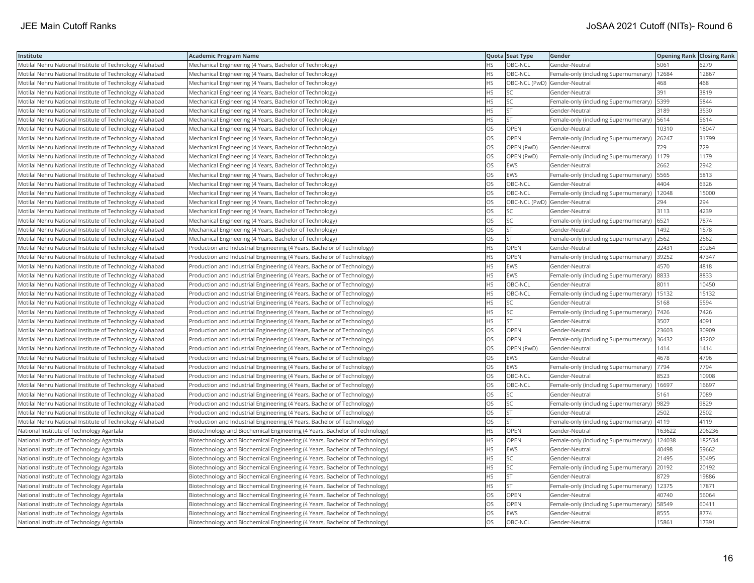| Institute | Academic Program Name | Quota | Seat Type | Gender | Opening Rank | Closing Rank |
|---|---|---|---|---|---|---|
| Motilal Nehru National Institute of Technology Allahabad | Mechanical Engineering (4 Years, Bachelor of Technology) | HS | OBC-NCL | Gender-Neutral | 5061 | 6279 |
| Motilal Nehru National Institute of Technology Allahabad | Mechanical Engineering (4 Years, Bachelor of Technology) | HS | OBC-NCL | Female-only (including Supernumerary) | 12684 | 12867 |
| Motilal Nehru National Institute of Technology Allahabad | Mechanical Engineering (4 Years, Bachelor of Technology) | HS | OBC-NCL (PwD) | Gender-Neutral | 468 | 468 |
| Motilal Nehru National Institute of Technology Allahabad | Mechanical Engineering (4 Years, Bachelor of Technology) | HS | SC | Gender-Neutral | 391 | 3819 |
| Motilal Nehru National Institute of Technology Allahabad | Mechanical Engineering (4 Years, Bachelor of Technology) | HS | SC | Female-only (including Supernumerary) | 5399 | 5844 |
| Motilal Nehru National Institute of Technology Allahabad | Mechanical Engineering (4 Years, Bachelor of Technology) | HS | ST | Gender-Neutral | 3189 | 3530 |
| Motilal Nehru National Institute of Technology Allahabad | Mechanical Engineering (4 Years, Bachelor of Technology) | HS | ST | Female-only (including Supernumerary) | 5614 | 5614 |
| Motilal Nehru National Institute of Technology Allahabad | Mechanical Engineering (4 Years, Bachelor of Technology) | OS | OPEN | Gender-Neutral | 10310 | 18047 |
| Motilal Nehru National Institute of Technology Allahabad | Mechanical Engineering (4 Years, Bachelor of Technology) | OS | OPEN | Female-only (including Supernumerary) | 26247 | 31799 |
| Motilal Nehru National Institute of Technology Allahabad | Mechanical Engineering (4 Years, Bachelor of Technology) | OS | OPEN (PwD) | Gender-Neutral | 729 | 729 |
| Motilal Nehru National Institute of Technology Allahabad | Mechanical Engineering (4 Years, Bachelor of Technology) | OS | OPEN (PwD) | Female-only (including Supernumerary) | 1179 | 1179 |
| Motilal Nehru National Institute of Technology Allahabad | Mechanical Engineering (4 Years, Bachelor of Technology) | OS | EWS | Gender-Neutral | 2662 | 2942 |
| Motilal Nehru National Institute of Technology Allahabad | Mechanical Engineering (4 Years, Bachelor of Technology) | OS | EWS | Female-only (including Supernumerary) | 5565 | 5813 |
| Motilal Nehru National Institute of Technology Allahabad | Mechanical Engineering (4 Years, Bachelor of Technology) | OS | OBC-NCL | Gender-Neutral | 4404 | 6326 |
| Motilal Nehru National Institute of Technology Allahabad | Mechanical Engineering (4 Years, Bachelor of Technology) | OS | OBC-NCL | Female-only (including Supernumerary) | 12048 | 15000 |
| Motilal Nehru National Institute of Technology Allahabad | Mechanical Engineering (4 Years, Bachelor of Technology) | OS | OBC-NCL (PwD) | Gender-Neutral | 294 | 294 |
| Motilal Nehru National Institute of Technology Allahabad | Mechanical Engineering (4 Years, Bachelor of Technology) | OS | SC | Gender-Neutral | 3113 | 4239 |
| Motilal Nehru National Institute of Technology Allahabad | Mechanical Engineering (4 Years, Bachelor of Technology) | OS | SC | Female-only (including Supernumerary) | 6521 | 7874 |
| Motilal Nehru National Institute of Technology Allahabad | Mechanical Engineering (4 Years, Bachelor of Technology) | OS | ST | Gender-Neutral | 1492 | 1578 |
| Motilal Nehru National Institute of Technology Allahabad | Mechanical Engineering (4 Years, Bachelor of Technology) | OS | ST | Female-only (including Supernumerary) | 2562 | 2562 |
| Motilal Nehru National Institute of Technology Allahabad | Production and Industrial Engineering (4 Years, Bachelor of Technology) | HS | OPEN | Gender-Neutral | 22431 | 30264 |
| Motilal Nehru National Institute of Technology Allahabad | Production and Industrial Engineering (4 Years, Bachelor of Technology) | HS | OPEN | Female-only (including Supernumerary) | 39252 | 47347 |
| Motilal Nehru National Institute of Technology Allahabad | Production and Industrial Engineering (4 Years, Bachelor of Technology) | HS | EWS | Gender-Neutral | 4570 | 4818 |
| Motilal Nehru National Institute of Technology Allahabad | Production and Industrial Engineering (4 Years, Bachelor of Technology) | HS | EWS | Female-only (including Supernumerary) | 8833 | 8833 |
| Motilal Nehru National Institute of Technology Allahabad | Production and Industrial Engineering (4 Years, Bachelor of Technology) | HS | OBC-NCL | Gender-Neutral | 8011 | 10450 |
| Motilal Nehru National Institute of Technology Allahabad | Production and Industrial Engineering (4 Years, Bachelor of Technology) | HS | OBC-NCL | Female-only (including Supernumerary) | 15132 | 15132 |
| Motilal Nehru National Institute of Technology Allahabad | Production and Industrial Engineering (4 Years, Bachelor of Technology) | HS | SC | Gender-Neutral | 5168 | 5594 |
| Motilal Nehru National Institute of Technology Allahabad | Production and Industrial Engineering (4 Years, Bachelor of Technology) | HS | SC | Female-only (including Supernumerary) | 7426 | 7426 |
| Motilal Nehru National Institute of Technology Allahabad | Production and Industrial Engineering (4 Years, Bachelor of Technology) | HS | ST | Gender-Neutral | 3507 | 4091 |
| Motilal Nehru National Institute of Technology Allahabad | Production and Industrial Engineering (4 Years, Bachelor of Technology) | OS | OPEN | Gender-Neutral | 23603 | 30909 |
| Motilal Nehru National Institute of Technology Allahabad | Production and Industrial Engineering (4 Years, Bachelor of Technology) | OS | OPEN | Female-only (including Supernumerary) | 36432 | 43202 |
| Motilal Nehru National Institute of Technology Allahabad | Production and Industrial Engineering (4 Years, Bachelor of Technology) | OS | OPEN (PwD) | Gender-Neutral | 1414 | 1414 |
| Motilal Nehru National Institute of Technology Allahabad | Production and Industrial Engineering (4 Years, Bachelor of Technology) | OS | EWS | Gender-Neutral | 4678 | 4796 |
| Motilal Nehru National Institute of Technology Allahabad | Production and Industrial Engineering (4 Years, Bachelor of Technology) | OS | EWS | Female-only (including Supernumerary) | 7794 | 7794 |
| Motilal Nehru National Institute of Technology Allahabad | Production and Industrial Engineering (4 Years, Bachelor of Technology) | OS | OBC-NCL | Gender-Neutral | 8523 | 10908 |
| Motilal Nehru National Institute of Technology Allahabad | Production and Industrial Engineering (4 Years, Bachelor of Technology) | OS | OBC-NCL | Female-only (including Supernumerary) | 16697 | 16697 |
| Motilal Nehru National Institute of Technology Allahabad | Production and Industrial Engineering (4 Years, Bachelor of Technology) | OS | SC | Gender-Neutral | 5161 | 7089 |
| Motilal Nehru National Institute of Technology Allahabad | Production and Industrial Engineering (4 Years, Bachelor of Technology) | OS | SC | Female-only (including Supernumerary) | 9829 | 9829 |
| Motilal Nehru National Institute of Technology Allahabad | Production and Industrial Engineering (4 Years, Bachelor of Technology) | OS | ST | Gender-Neutral | 2502 | 2502 |
| Motilal Nehru National Institute of Technology Allahabad | Production and Industrial Engineering (4 Years, Bachelor of Technology) | OS | ST | Female-only (including Supernumerary) | 4119 | 4119 |
| National Institute of Technology Agartala | Biotechnology and Biochemical Engineering (4 Years, Bachelor of Technology) | HS | OPEN | Gender-Neutral | 163622 | 206236 |
| National Institute of Technology Agartala | Biotechnology and Biochemical Engineering (4 Years, Bachelor of Technology) | HS | OPEN | Female-only (including Supernumerary) | 124038 | 182534 |
| National Institute of Technology Agartala | Biotechnology and Biochemical Engineering (4 Years, Bachelor of Technology) | HS | EWS | Gender-Neutral | 40498 | 59662 |
| National Institute of Technology Agartala | Biotechnology and Biochemical Engineering (4 Years, Bachelor of Technology) | HS | SC | Gender-Neutral | 21495 | 30495 |
| National Institute of Technology Agartala | Biotechnology and Biochemical Engineering (4 Years, Bachelor of Technology) | HS | SC | Female-only (including Supernumerary) | 20192 | 20192 |
| National Institute of Technology Agartala | Biotechnology and Biochemical Engineering (4 Years, Bachelor of Technology) | HS | ST | Gender-Neutral | 8729 | 19886 |
| National Institute of Technology Agartala | Biotechnology and Biochemical Engineering (4 Years, Bachelor of Technology) | HS | ST | Female-only (including Supernumerary) | 12375 | 17871 |
| National Institute of Technology Agartala | Biotechnology and Biochemical Engineering (4 Years, Bachelor of Technology) | OS | OPEN | Gender-Neutral | 40740 | 56064 |
| National Institute of Technology Agartala | Biotechnology and Biochemical Engineering (4 Years, Bachelor of Technology) | OS | OPEN | Female-only (including Supernumerary) | 58549 | 60411 |
| National Institute of Technology Agartala | Biotechnology and Biochemical Engineering (4 Years, Bachelor of Technology) | OS | EWS | Gender-Neutral | 8555 | 8774 |
| National Institute of Technology Agartala | Biotechnology and Biochemical Engineering (4 Years, Bachelor of Technology) | OS | OBC-NCL | Gender-Neutral | 15861 | 17391 |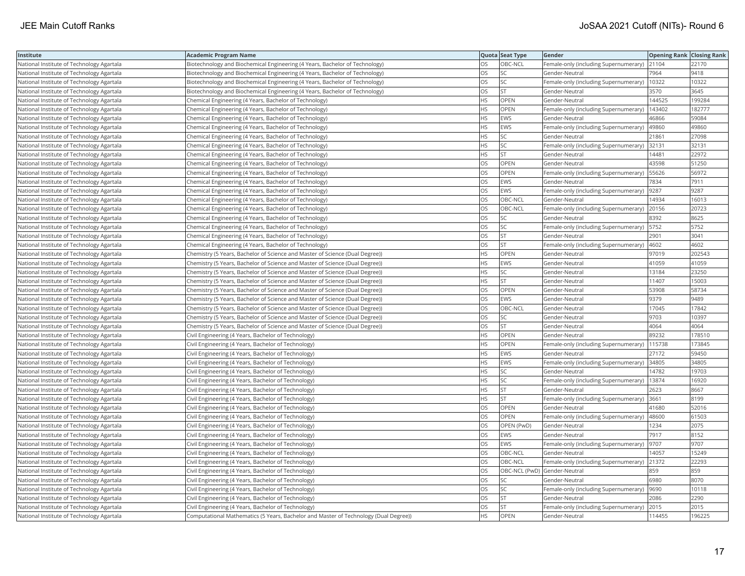| Institute | Academic Program Name | Quota | Seat Type | Gender | Opening Rank | Closing Rank |
|---|---|---|---|---|---|---|
| National Institute of Technology Agartala | Biotechnology and Biochemical Engineering (4 Years, Bachelor of Technology) | OS | OBC-NCL | Female-only (including Supernumerary) | 21104 | 22170 |
| National Institute of Technology Agartala | Biotechnology and Biochemical Engineering (4 Years, Bachelor of Technology) | OS | SC | Gender-Neutral | 7964 | 9418 |
| National Institute of Technology Agartala | Biotechnology and Biochemical Engineering (4 Years, Bachelor of Technology) | OS | SC | Female-only (including Supernumerary) | 10322 | 10322 |
| National Institute of Technology Agartala | Biotechnology and Biochemical Engineering (4 Years, Bachelor of Technology) | OS | ST | Gender-Neutral | 3570 | 3645 |
| National Institute of Technology Agartala | Chemical Engineering (4 Years, Bachelor of Technology) | HS | OPEN | Gender-Neutral | 144525 | 199284 |
| National Institute of Technology Agartala | Chemical Engineering (4 Years, Bachelor of Technology) | HS | OPEN | Female-only (including Supernumerary) | 143402 | 182777 |
| National Institute of Technology Agartala | Chemical Engineering (4 Years, Bachelor of Technology) | HS | EWS | Gender-Neutral | 46866 | 59084 |
| National Institute of Technology Agartala | Chemical Engineering (4 Years, Bachelor of Technology) | HS | EWS | Female-only (including Supernumerary) | 49860 | 49860 |
| National Institute of Technology Agartala | Chemical Engineering (4 Years, Bachelor of Technology) | HS | SC | Gender-Neutral | 21861 | 27098 |
| National Institute of Technology Agartala | Chemical Engineering (4 Years, Bachelor of Technology) | HS | SC | Female-only (including Supernumerary) | 32131 | 32131 |
| National Institute of Technology Agartala | Chemical Engineering (4 Years, Bachelor of Technology) | HS | ST | Gender-Neutral | 14481 | 22972 |
| National Institute of Technology Agartala | Chemical Engineering (4 Years, Bachelor of Technology) | OS | OPEN | Gender-Neutral | 43598 | 51250 |
| National Institute of Technology Agartala | Chemical Engineering (4 Years, Bachelor of Technology) | OS | OPEN | Female-only (including Supernumerary) | 55626 | 56972 |
| National Institute of Technology Agartala | Chemical Engineering (4 Years, Bachelor of Technology) | OS | EWS | Gender-Neutral | 7834 | 7911 |
| National Institute of Technology Agartala | Chemical Engineering (4 Years, Bachelor of Technology) | OS | EWS | Female-only (including Supernumerary) | 9287 | 9287 |
| National Institute of Technology Agartala | Chemical Engineering (4 Years, Bachelor of Technology) | OS | OBC-NCL | Gender-Neutral | 14934 | 16013 |
| National Institute of Technology Agartala | Chemical Engineering (4 Years, Bachelor of Technology) | OS | OBC-NCL | Female-only (including Supernumerary) | 20156 | 20723 |
| National Institute of Technology Agartala | Chemical Engineering (4 Years, Bachelor of Technology) | OS | SC | Gender-Neutral | 8392 | 8625 |
| National Institute of Technology Agartala | Chemical Engineering (4 Years, Bachelor of Technology) | OS | SC | Female-only (including Supernumerary) | 5752 | 5752 |
| National Institute of Technology Agartala | Chemical Engineering (4 Years, Bachelor of Technology) | OS | ST | Gender-Neutral | 2901 | 3041 |
| National Institute of Technology Agartala | Chemical Engineering (4 Years, Bachelor of Technology) | OS | ST | Female-only (including Supernumerary) | 4602 | 4602 |
| National Institute of Technology Agartala | Chemistry (5 Years, Bachelor of Science and Master of Science (Dual Degree)) | HS | OPEN | Gender-Neutral | 97019 | 202543 |
| National Institute of Technology Agartala | Chemistry (5 Years, Bachelor of Science and Master of Science (Dual Degree)) | HS | EWS | Gender-Neutral | 41059 | 41059 |
| National Institute of Technology Agartala | Chemistry (5 Years, Bachelor of Science and Master of Science (Dual Degree)) | HS | SC | Gender-Neutral | 13184 | 23250 |
| National Institute of Technology Agartala | Chemistry (5 Years, Bachelor of Science and Master of Science (Dual Degree)) | HS | ST | Gender-Neutral | 11407 | 15003 |
| National Institute of Technology Agartala | Chemistry (5 Years, Bachelor of Science and Master of Science (Dual Degree)) | OS | OPEN | Gender-Neutral | 53908 | 58734 |
| National Institute of Technology Agartala | Chemistry (5 Years, Bachelor of Science and Master of Science (Dual Degree)) | OS | EWS | Gender-Neutral | 9379 | 9489 |
| National Institute of Technology Agartala | Chemistry (5 Years, Bachelor of Science and Master of Science (Dual Degree)) | OS | OBC-NCL | Gender-Neutral | 17045 | 17842 |
| National Institute of Technology Agartala | Chemistry (5 Years, Bachelor of Science and Master of Science (Dual Degree)) | OS | SC | Gender-Neutral | 9703 | 10397 |
| National Institute of Technology Agartala | Chemistry (5 Years, Bachelor of Science and Master of Science (Dual Degree)) | OS | ST | Gender-Neutral | 4064 | 4064 |
| National Institute of Technology Agartala | Civil Engineering (4 Years, Bachelor of Technology) | HS | OPEN | Gender-Neutral | 89232 | 178510 |
| National Institute of Technology Agartala | Civil Engineering (4 Years, Bachelor of Technology) | HS | OPEN | Female-only (including Supernumerary) | 115738 | 173845 |
| National Institute of Technology Agartala | Civil Engineering (4 Years, Bachelor of Technology) | HS | EWS | Gender-Neutral | 27172 | 59450 |
| National Institute of Technology Agartala | Civil Engineering (4 Years, Bachelor of Technology) | HS | EWS | Female-only (including Supernumerary) | 34805 | 34805 |
| National Institute of Technology Agartala | Civil Engineering (4 Years, Bachelor of Technology) | HS | SC | Gender-Neutral | 14782 | 19703 |
| National Institute of Technology Agartala | Civil Engineering (4 Years, Bachelor of Technology) | HS | SC | Female-only (including Supernumerary) | 13874 | 16920 |
| National Institute of Technology Agartala | Civil Engineering (4 Years, Bachelor of Technology) | HS | ST | Gender-Neutral | 2623 | 8667 |
| National Institute of Technology Agartala | Civil Engineering (4 Years, Bachelor of Technology) | HS | ST | Female-only (including Supernumerary) | 3661 | 8199 |
| National Institute of Technology Agartala | Civil Engineering (4 Years, Bachelor of Technology) | OS | OPEN | Gender-Neutral | 41680 | 52016 |
| National Institute of Technology Agartala | Civil Engineering (4 Years, Bachelor of Technology) | OS | OPEN | Female-only (including Supernumerary) | 48600 | 61503 |
| National Institute of Technology Agartala | Civil Engineering (4 Years, Bachelor of Technology) | OS | OPEN (PwD) | Gender-Neutral | 1234 | 2075 |
| National Institute of Technology Agartala | Civil Engineering (4 Years, Bachelor of Technology) | OS | EWS | Gender-Neutral | 7917 | 8152 |
| National Institute of Technology Agartala | Civil Engineering (4 Years, Bachelor of Technology) | OS | EWS | Female-only (including Supernumerary) | 9707 | 9707 |
| National Institute of Technology Agartala | Civil Engineering (4 Years, Bachelor of Technology) | OS | OBC-NCL | Gender-Neutral | 14057 | 15249 |
| National Institute of Technology Agartala | Civil Engineering (4 Years, Bachelor of Technology) | OS | OBC-NCL | Female-only (including Supernumerary) | 21372 | 22293 |
| National Institute of Technology Agartala | Civil Engineering (4 Years, Bachelor of Technology) | OS | OBC-NCL (PwD) | Gender-Neutral | 859 | 859 |
| National Institute of Technology Agartala | Civil Engineering (4 Years, Bachelor of Technology) | OS | SC | Gender-Neutral | 6980 | 8070 |
| National Institute of Technology Agartala | Civil Engineering (4 Years, Bachelor of Technology) | OS | SC | Female-only (including Supernumerary) | 9690 | 10118 |
| National Institute of Technology Agartala | Civil Engineering (4 Years, Bachelor of Technology) | OS | ST | Gender-Neutral | 2086 | 2290 |
| National Institute of Technology Agartala | Civil Engineering (4 Years, Bachelor of Technology) | OS | ST | Female-only (including Supernumerary) | 2015 | 2015 |
| National Institute of Technology Agartala | Computational Mathematics (5 Years, Bachelor and Master of Technology (Dual Degree)) | HS | OPEN | Gender-Neutral | 114455 | 196225 |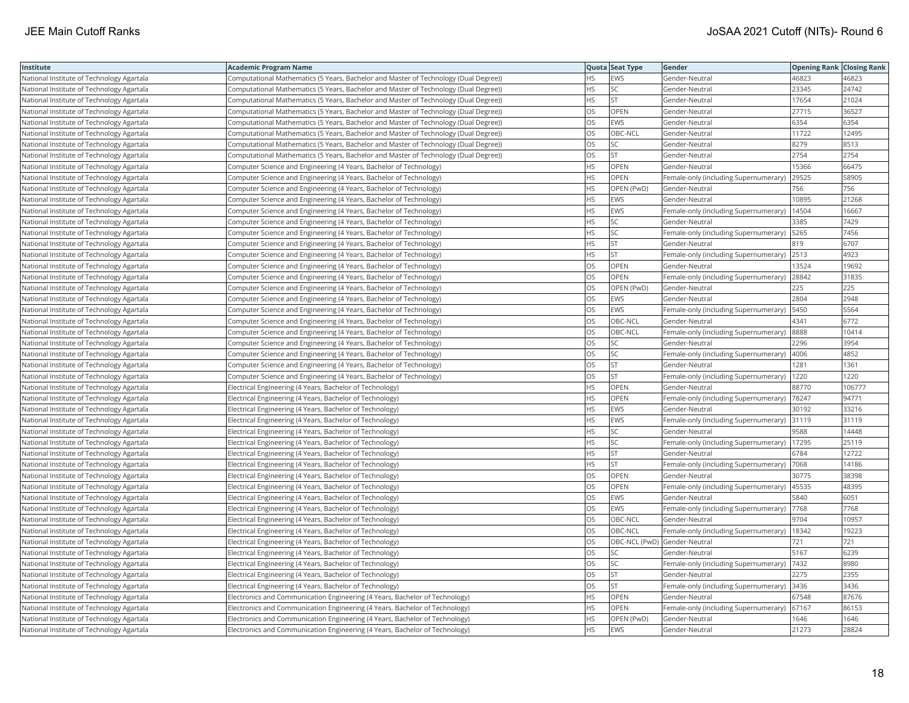| Institute | Academic Program Name | Quota | Seat Type | Gender | Opening Rank | Closing Rank |
|---|---|---|---|---|---|---|
| National Institute of Technology Agartala | Computational Mathematics (5 Years, Bachelor and Master of Technology (Dual Degree)) | HS | EWS | Gender-Neutral | 46823 | 46823 |
| National Institute of Technology Agartala | Computational Mathematics (5 Years, Bachelor and Master of Technology (Dual Degree)) | HS | SC | Gender-Neutral | 23345 | 24742 |
| National Institute of Technology Agartala | Computational Mathematics (5 Years, Bachelor and Master of Technology (Dual Degree)) | HS | ST | Gender-Neutral | 17654 | 21024 |
| National Institute of Technology Agartala | Computational Mathematics (5 Years, Bachelor and Master of Technology (Dual Degree)) | OS | OPEN | Gender-Neutral | 27715 | 36527 |
| National Institute of Technology Agartala | Computational Mathematics (5 Years, Bachelor and Master of Technology (Dual Degree)) | OS | EWS | Gender-Neutral | 6354 | 6354 |
| National Institute of Technology Agartala | Computational Mathematics (5 Years, Bachelor and Master of Technology (Dual Degree)) | OS | OBC-NCL | Gender-Neutral | 11722 | 12495 |
| National Institute of Technology Agartala | Computational Mathematics (5 Years, Bachelor and Master of Technology (Dual Degree)) | OS | SC | Gender-Neutral | 8279 | 8513 |
| National Institute of Technology Agartala | Computational Mathematics (5 Years, Bachelor and Master of Technology (Dual Degree)) | OS | ST | Gender-Neutral | 2754 | 2754 |
| National Institute of Technology Agartala | Computer Science and Engineering (4 Years, Bachelor of Technology) | HS | OPEN | Gender-Neutral | 15366 | 66475 |
| National Institute of Technology Agartala | Computer Science and Engineering (4 Years, Bachelor of Technology) | HS | OPEN | Female-only (including Supernumerary) | 29525 | 58905 |
| National Institute of Technology Agartala | Computer Science and Engineering (4 Years, Bachelor of Technology) | HS | OPEN (PwD) | Gender-Neutral | 756 | 756 |
| National Institute of Technology Agartala | Computer Science and Engineering (4 Years, Bachelor of Technology) | HS | EWS | Gender-Neutral | 10895 | 21268 |
| National Institute of Technology Agartala | Computer Science and Engineering (4 Years, Bachelor of Technology) | HS | EWS | Female-only (including Supernumerary) | 14504 | 16667 |
| National Institute of Technology Agartala | Computer Science and Engineering (4 Years, Bachelor of Technology) | HS | SC | Gender-Neutral | 3385 | 7429 |
| National Institute of Technology Agartala | Computer Science and Engineering (4 Years, Bachelor of Technology) | HS | SC | Female-only (including Supernumerary) | 5265 | 7456 |
| National Institute of Technology Agartala | Computer Science and Engineering (4 Years, Bachelor of Technology) | HS | ST | Gender-Neutral | 819 | 6707 |
| National Institute of Technology Agartala | Computer Science and Engineering (4 Years, Bachelor of Technology) | HS | ST | Female-only (including Supernumerary) | 2513 | 4923 |
| National Institute of Technology Agartala | Computer Science and Engineering (4 Years, Bachelor of Technology) | OS | OPEN | Gender-Neutral | 13524 | 19692 |
| National Institute of Technology Agartala | Computer Science and Engineering (4 Years, Bachelor of Technology) | OS | OPEN | Female-only (including Supernumerary) | 28842 | 31835 |
| National Institute of Technology Agartala | Computer Science and Engineering (4 Years, Bachelor of Technology) | OS | OPEN (PwD) | Gender-Neutral | 225 | 225 |
| National Institute of Technology Agartala | Computer Science and Engineering (4 Years, Bachelor of Technology) | OS | EWS | Gender-Neutral | 2804 | 2948 |
| National Institute of Technology Agartala | Computer Science and Engineering (4 Years, Bachelor of Technology) | OS | EWS | Female-only (including Supernumerary) | 5450 | 5564 |
| National Institute of Technology Agartala | Computer Science and Engineering (4 Years, Bachelor of Technology) | OS | OBC-NCL | Gender-Neutral | 4341 | 6772 |
| National Institute of Technology Agartala | Computer Science and Engineering (4 Years, Bachelor of Technology) | OS | OBC-NCL | Female-only (including Supernumerary) | 8888 | 10414 |
| National Institute of Technology Agartala | Computer Science and Engineering (4 Years, Bachelor of Technology) | OS | SC | Gender-Neutral | 2296 | 3954 |
| National Institute of Technology Agartala | Computer Science and Engineering (4 Years, Bachelor of Technology) | OS | SC | Female-only (including Supernumerary) | 4006 | 4852 |
| National Institute of Technology Agartala | Computer Science and Engineering (4 Years, Bachelor of Technology) | OS | ST | Gender-Neutral | 1281 | 1361 |
| National Institute of Technology Agartala | Computer Science and Engineering (4 Years, Bachelor of Technology) | OS | ST | Female-only (including Supernumerary) | 1220 | 1220 |
| National Institute of Technology Agartala | Electrical Engineering (4 Years, Bachelor of Technology) | HS | OPEN | Gender-Neutral | 88770 | 106777 |
| National Institute of Technology Agartala | Electrical Engineering (4 Years, Bachelor of Technology) | HS | OPEN | Female-only (including Supernumerary) | 78247 | 94771 |
| National Institute of Technology Agartala | Electrical Engineering (4 Years, Bachelor of Technology) | HS | EWS | Gender-Neutral | 30192 | 33216 |
| National Institute of Technology Agartala | Electrical Engineering (4 Years, Bachelor of Technology) | HS | EWS | Female-only (including Supernumerary) | 31119 | 31119 |
| National Institute of Technology Agartala | Electrical Engineering (4 Years, Bachelor of Technology) | HS | SC | Gender-Neutral | 9588 | 14448 |
| National Institute of Technology Agartala | Electrical Engineering (4 Years, Bachelor of Technology) | HS | SC | Female-only (including Supernumerary) | 17295 | 25119 |
| National Institute of Technology Agartala | Electrical Engineering (4 Years, Bachelor of Technology) | HS | ST | Gender-Neutral | 6784 | 12722 |
| National Institute of Technology Agartala | Electrical Engineering (4 Years, Bachelor of Technology) | HS | ST | Female-only (including Supernumerary) | 7068 | 14186 |
| National Institute of Technology Agartala | Electrical Engineering (4 Years, Bachelor of Technology) | OS | OPEN | Gender-Neutral | 30775 | 38398 |
| National Institute of Technology Agartala | Electrical Engineering (4 Years, Bachelor of Technology) | OS | OPEN | Female-only (including Supernumerary) | 45535 | 48395 |
| National Institute of Technology Agartala | Electrical Engineering (4 Years, Bachelor of Technology) | OS | EWS | Gender-Neutral | 5840 | 6051 |
| National Institute of Technology Agartala | Electrical Engineering (4 Years, Bachelor of Technology) | OS | EWS | Female-only (including Supernumerary) | 7768 | 7768 |
| National Institute of Technology Agartala | Electrical Engineering (4 Years, Bachelor of Technology) | OS | OBC-NCL | Gender-Neutral | 9704 | 10957 |
| National Institute of Technology Agartala | Electrical Engineering (4 Years, Bachelor of Technology) | OS | OBC-NCL | Female-only (including Supernumerary) | 18342 | 19223 |
| National Institute of Technology Agartala | Electrical Engineering (4 Years, Bachelor of Technology) | OS | OBC-NCL (PwD) | Gender-Neutral | 721 | 721 |
| National Institute of Technology Agartala | Electrical Engineering (4 Years, Bachelor of Technology) | OS | SC | Gender-Neutral | 5167 | 6239 |
| National Institute of Technology Agartala | Electrical Engineering (4 Years, Bachelor of Technology) | OS | SC | Female-only (including Supernumerary) | 7432 | 8980 |
| National Institute of Technology Agartala | Electrical Engineering (4 Years, Bachelor of Technology) | OS | ST | Gender-Neutral | 2275 | 2355 |
| National Institute of Technology Agartala | Electrical Engineering (4 Years, Bachelor of Technology) | OS | ST | Female-only (including Supernumerary) | 3436 | 3436 |
| National Institute of Technology Agartala | Electronics and Communication Engineering (4 Years, Bachelor of Technology) | HS | OPEN | Gender-Neutral | 67548 | 87676 |
| National Institute of Technology Agartala | Electronics and Communication Engineering (4 Years, Bachelor of Technology) | HS | OPEN | Female-only (including Supernumerary) | 67167 | 86153 |
| National Institute of Technology Agartala | Electronics and Communication Engineering (4 Years, Bachelor of Technology) | HS | OPEN (PwD) | Gender-Neutral | 1646 | 1646 |
| National Institute of Technology Agartala | Electronics and Communication Engineering (4 Years, Bachelor of Technology) | HS | EWS | Gender-Neutral | 21273 | 28824 |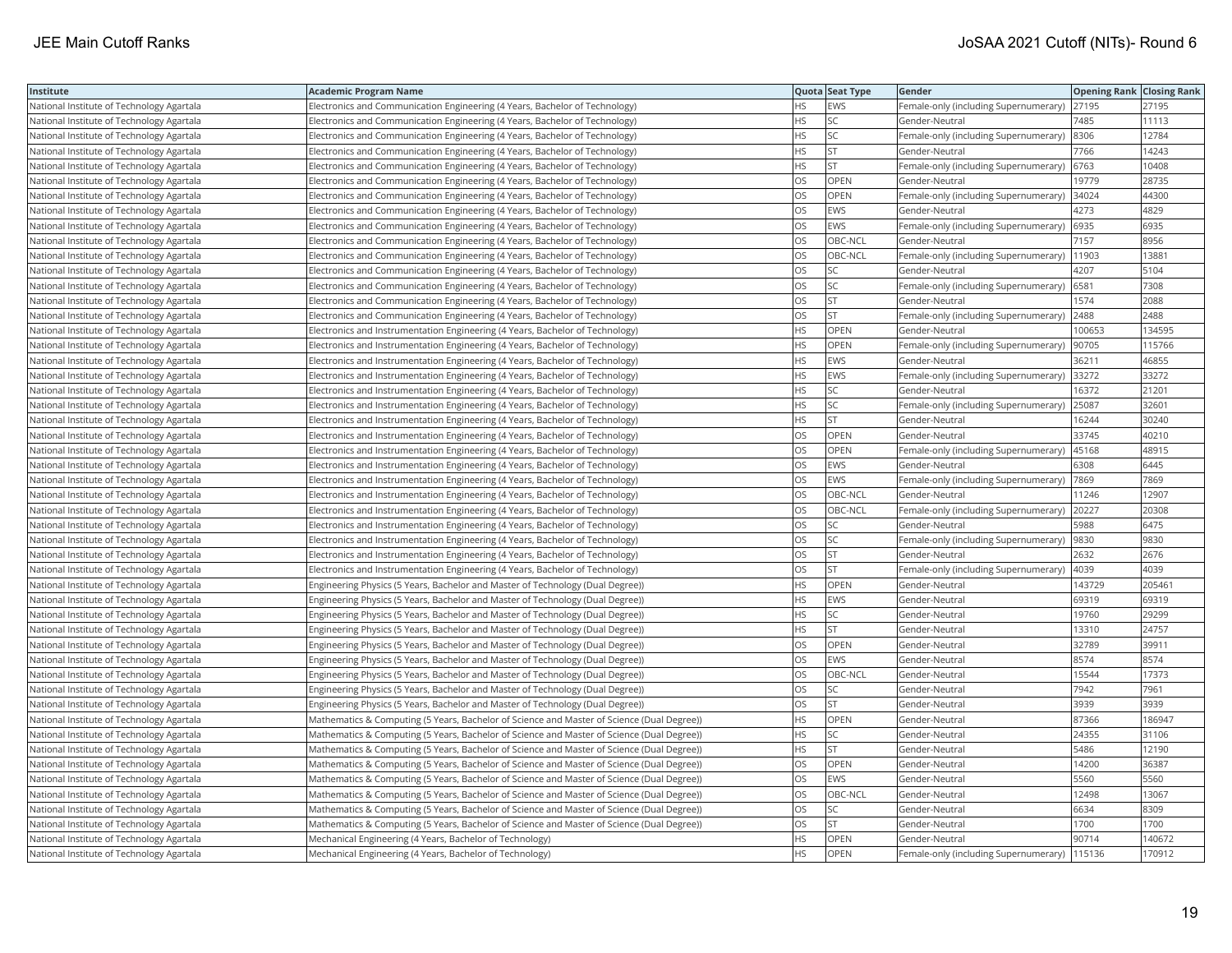| Institute | Academic Program Name | Quota | Seat Type | Gender | Opening Rank | Closing Rank |
|---|---|---|---|---|---|---|
| National Institute of Technology Agartala | Electronics and Communication Engineering (4 Years, Bachelor of Technology) | HS | EWS | Female-only (including Supernumerary) | 27195 | 27195 |
| National Institute of Technology Agartala | Electronics and Communication Engineering (4 Years, Bachelor of Technology) | HS | SC | Gender-Neutral | 7485 | 11113 |
| National Institute of Technology Agartala | Electronics and Communication Engineering (4 Years, Bachelor of Technology) | HS | SC | Female-only (including Supernumerary) | 8306 | 12784 |
| National Institute of Technology Agartala | Electronics and Communication Engineering (4 Years, Bachelor of Technology) | HS | ST | Gender-Neutral | 7766 | 14243 |
| National Institute of Technology Agartala | Electronics and Communication Engineering (4 Years, Bachelor of Technology) | HS | ST | Female-only (including Supernumerary) | 6763 | 10408 |
| National Institute of Technology Agartala | Electronics and Communication Engineering (4 Years, Bachelor of Technology) | OS | OPEN | Gender-Neutral | 19779 | 28735 |
| National Institute of Technology Agartala | Electronics and Communication Engineering (4 Years, Bachelor of Technology) | OS | OPEN | Female-only (including Supernumerary) | 34024 | 44300 |
| National Institute of Technology Agartala | Electronics and Communication Engineering (4 Years, Bachelor of Technology) | OS | EWS | Gender-Neutral | 4273 | 4829 |
| National Institute of Technology Agartala | Electronics and Communication Engineering (4 Years, Bachelor of Technology) | OS | EWS | Female-only (including Supernumerary) | 6935 | 6935 |
| National Institute of Technology Agartala | Electronics and Communication Engineering (4 Years, Bachelor of Technology) | OS | OBC-NCL | Gender-Neutral | 7157 | 8956 |
| National Institute of Technology Agartala | Electronics and Communication Engineering (4 Years, Bachelor of Technology) | OS | OBC-NCL | Female-only (including Supernumerary) | 11903 | 13881 |
| National Institute of Technology Agartala | Electronics and Communication Engineering (4 Years, Bachelor of Technology) | OS | SC | Gender-Neutral | 4207 | 5104 |
| National Institute of Technology Agartala | Electronics and Communication Engineering (4 Years, Bachelor of Technology) | OS | SC | Female-only (including Supernumerary) | 6581 | 7308 |
| National Institute of Technology Agartala | Electronics and Communication Engineering (4 Years, Bachelor of Technology) | OS | ST | Gender-Neutral | 1574 | 2088 |
| National Institute of Technology Agartala | Electronics and Communication Engineering (4 Years, Bachelor of Technology) | OS | ST | Female-only (including Supernumerary) | 2488 | 2488 |
| National Institute of Technology Agartala | Electronics and Instrumentation Engineering (4 Years, Bachelor of Technology) | HS | OPEN | Gender-Neutral | 100653 | 134595 |
| National Institute of Technology Agartala | Electronics and Instrumentation Engineering (4 Years, Bachelor of Technology) | HS | OPEN | Female-only (including Supernumerary) | 90705 | 115766 |
| National Institute of Technology Agartala | Electronics and Instrumentation Engineering (4 Years, Bachelor of Technology) | HS | EWS | Gender-Neutral | 36211 | 46855 |
| National Institute of Technology Agartala | Electronics and Instrumentation Engineering (4 Years, Bachelor of Technology) | HS | EWS | Female-only (including Supernumerary) | 33272 | 33272 |
| National Institute of Technology Agartala | Electronics and Instrumentation Engineering (4 Years, Bachelor of Technology) | HS | SC | Gender-Neutral | 16372 | 21201 |
| National Institute of Technology Agartala | Electronics and Instrumentation Engineering (4 Years, Bachelor of Technology) | HS | SC | Female-only (including Supernumerary) | 25087 | 32601 |
| National Institute of Technology Agartala | Electronics and Instrumentation Engineering (4 Years, Bachelor of Technology) | HS | ST | Gender-Neutral | 16244 | 30240 |
| National Institute of Technology Agartala | Electronics and Instrumentation Engineering (4 Years, Bachelor of Technology) | OS | OPEN | Gender-Neutral | 33745 | 40210 |
| National Institute of Technology Agartala | Electronics and Instrumentation Engineering (4 Years, Bachelor of Technology) | OS | OPEN | Female-only (including Supernumerary) | 45168 | 48915 |
| National Institute of Technology Agartala | Electronics and Instrumentation Engineering (4 Years, Bachelor of Technology) | OS | EWS | Gender-Neutral | 6308 | 6445 |
| National Institute of Technology Agartala | Electronics and Instrumentation Engineering (4 Years, Bachelor of Technology) | OS | EWS | Female-only (including Supernumerary) | 7869 | 7869 |
| National Institute of Technology Agartala | Electronics and Instrumentation Engineering (4 Years, Bachelor of Technology) | OS | OBC-NCL | Gender-Neutral | 11246 | 12907 |
| National Institute of Technology Agartala | Electronics and Instrumentation Engineering (4 Years, Bachelor of Technology) | OS | OBC-NCL | Female-only (including Supernumerary) | 20227 | 20308 |
| National Institute of Technology Agartala | Electronics and Instrumentation Engineering (4 Years, Bachelor of Technology) | OS | SC | Gender-Neutral | 5988 | 6475 |
| National Institute of Technology Agartala | Electronics and Instrumentation Engineering (4 Years, Bachelor of Technology) | OS | SC | Female-only (including Supernumerary) | 9830 | 9830 |
| National Institute of Technology Agartala | Electronics and Instrumentation Engineering (4 Years, Bachelor of Technology) | OS | ST | Gender-Neutral | 2632 | 2676 |
| National Institute of Technology Agartala | Electronics and Instrumentation Engineering (4 Years, Bachelor of Technology) | OS | ST | Female-only (including Supernumerary) | 4039 | 4039 |
| National Institute of Technology Agartala | Engineering Physics (5 Years, Bachelor and Master of Technology (Dual Degree)) | HS | OPEN | Gender-Neutral | 143729 | 205461 |
| National Institute of Technology Agartala | Engineering Physics (5 Years, Bachelor and Master of Technology (Dual Degree)) | HS | EWS | Gender-Neutral | 69319 | 69319 |
| National Institute of Technology Agartala | Engineering Physics (5 Years, Bachelor and Master of Technology (Dual Degree)) | HS | SC | Gender-Neutral | 19760 | 29299 |
| National Institute of Technology Agartala | Engineering Physics (5 Years, Bachelor and Master of Technology (Dual Degree)) | HS | ST | Gender-Neutral | 13310 | 24757 |
| National Institute of Technology Agartala | Engineering Physics (5 Years, Bachelor and Master of Technology (Dual Degree)) | OS | OPEN | Gender-Neutral | 32789 | 39911 |
| National Institute of Technology Agartala | Engineering Physics (5 Years, Bachelor and Master of Technology (Dual Degree)) | OS | EWS | Gender-Neutral | 8574 | 8574 |
| National Institute of Technology Agartala | Engineering Physics (5 Years, Bachelor and Master of Technology (Dual Degree)) | OS | OBC-NCL | Gender-Neutral | 15544 | 17373 |
| National Institute of Technology Agartala | Engineering Physics (5 Years, Bachelor and Master of Technology (Dual Degree)) | OS | SC | Gender-Neutral | 7942 | 7961 |
| National Institute of Technology Agartala | Engineering Physics (5 Years, Bachelor and Master of Technology (Dual Degree)) | OS | ST | Gender-Neutral | 3939 | 3939 |
| National Institute of Technology Agartala | Mathematics & Computing (5 Years, Bachelor of Science and Master of Science (Dual Degree)) | HS | OPEN | Gender-Neutral | 87366 | 186947 |
| National Institute of Technology Agartala | Mathematics & Computing (5 Years, Bachelor of Science and Master of Science (Dual Degree)) | HS | SC | Gender-Neutral | 24355 | 31106 |
| National Institute of Technology Agartala | Mathematics & Computing (5 Years, Bachelor of Science and Master of Science (Dual Degree)) | HS | ST | Gender-Neutral | 5486 | 12190 |
| National Institute of Technology Agartala | Mathematics & Computing (5 Years, Bachelor of Science and Master of Science (Dual Degree)) | OS | OPEN | Gender-Neutral | 14200 | 36387 |
| National Institute of Technology Agartala | Mathematics & Computing (5 Years, Bachelor of Science and Master of Science (Dual Degree)) | OS | EWS | Gender-Neutral | 5560 | 5560 |
| National Institute of Technology Agartala | Mathematics & Computing (5 Years, Bachelor of Science and Master of Science (Dual Degree)) | OS | OBC-NCL | Gender-Neutral | 12498 | 13067 |
| National Institute of Technology Agartala | Mathematics & Computing (5 Years, Bachelor of Science and Master of Science (Dual Degree)) | OS | SC | Gender-Neutral | 6634 | 8309 |
| National Institute of Technology Agartala | Mathematics & Computing (5 Years, Bachelor of Science and Master of Science (Dual Degree)) | OS | ST | Gender-Neutral | 1700 | 1700 |
| National Institute of Technology Agartala | Mechanical Engineering (4 Years, Bachelor of Technology) | HS | OPEN | Gender-Neutral | 90714 | 140672 |
| National Institute of Technology Agartala | Mechanical Engineering (4 Years, Bachelor of Technology) | HS | OPEN | Female-only (including Supernumerary) | 115136 | 170912 |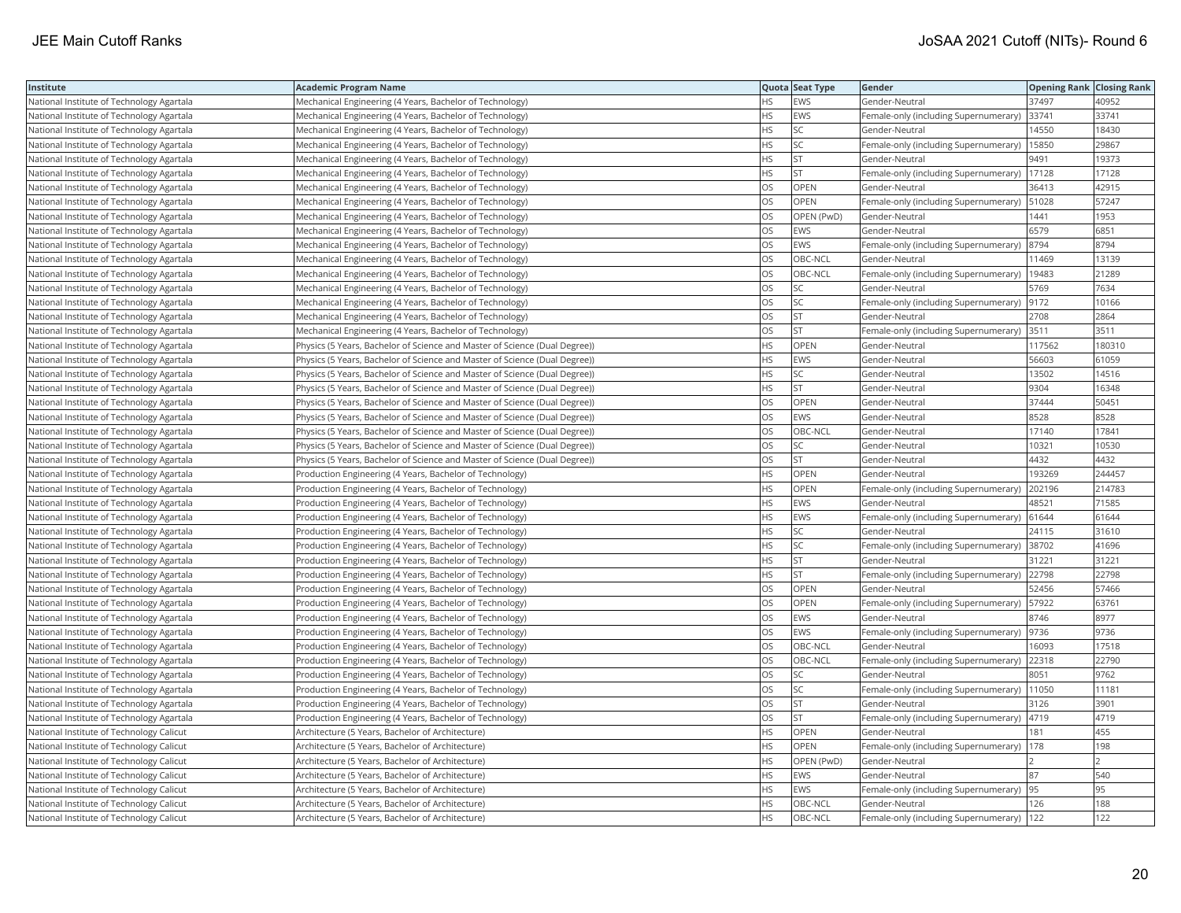| Institute | Academic Program Name | Quota | Seat Type | Gender | Opening Rank | Closing Rank |
|---|---|---|---|---|---|---|
| National Institute of Technology Agartala | Mechanical Engineering (4 Years, Bachelor of Technology) | HS | EWS | Gender-Neutral | 37497 | 40952 |
| National Institute of Technology Agartala | Mechanical Engineering (4 Years, Bachelor of Technology) | HS | EWS | Female-only (including Supernumerary) | 33741 | 33741 |
| National Institute of Technology Agartala | Mechanical Engineering (4 Years, Bachelor of Technology) | HS | SC | Gender-Neutral | 14550 | 18430 |
| National Institute of Technology Agartala | Mechanical Engineering (4 Years, Bachelor of Technology) | HS | SC | Female-only (including Supernumerary) | 15850 | 29867 |
| National Institute of Technology Agartala | Mechanical Engineering (4 Years, Bachelor of Technology) | HS | ST | Gender-Neutral | 9491 | 19373 |
| National Institute of Technology Agartala | Mechanical Engineering (4 Years, Bachelor of Technology) | HS | ST | Female-only (including Supernumerary) | 17128 | 17128 |
| National Institute of Technology Agartala | Mechanical Engineering (4 Years, Bachelor of Technology) | OS | OPEN | Gender-Neutral | 36413 | 42915 |
| National Institute of Technology Agartala | Mechanical Engineering (4 Years, Bachelor of Technology) | OS | OPEN | Female-only (including Supernumerary) | 51028 | 57247 |
| National Institute of Technology Agartala | Mechanical Engineering (4 Years, Bachelor of Technology) | OS | OPEN (PwD) | Gender-Neutral | 1441 | 1953 |
| National Institute of Technology Agartala | Mechanical Engineering (4 Years, Bachelor of Technology) | OS | EWS | Gender-Neutral | 6579 | 6851 |
| National Institute of Technology Agartala | Mechanical Engineering (4 Years, Bachelor of Technology) | OS | EWS | Female-only (including Supernumerary) | 8794 | 8794 |
| National Institute of Technology Agartala | Mechanical Engineering (4 Years, Bachelor of Technology) | OS | OBC-NCL | Gender-Neutral | 11469 | 13139 |
| National Institute of Technology Agartala | Mechanical Engineering (4 Years, Bachelor of Technology) | OS | OBC-NCL | Female-only (including Supernumerary) | 19483 | 21289 |
| National Institute of Technology Agartala | Mechanical Engineering (4 Years, Bachelor of Technology) | OS | SC | Gender-Neutral | 5769 | 7634 |
| National Institute of Technology Agartala | Mechanical Engineering (4 Years, Bachelor of Technology) | OS | SC | Female-only (including Supernumerary) | 9172 | 10166 |
| National Institute of Technology Agartala | Mechanical Engineering (4 Years, Bachelor of Technology) | OS | ST | Gender-Neutral | 2708 | 2864 |
| National Institute of Technology Agartala | Mechanical Engineering (4 Years, Bachelor of Technology) | OS | ST | Female-only (including Supernumerary) | 3511 | 3511 |
| National Institute of Technology Agartala | Physics (5 Years, Bachelor of Science and Master of Science (Dual Degree)) | HS | OPEN | Gender-Neutral | 117562 | 180310 |
| National Institute of Technology Agartala | Physics (5 Years, Bachelor of Science and Master of Science (Dual Degree)) | HS | EWS | Gender-Neutral | 56603 | 61059 |
| National Institute of Technology Agartala | Physics (5 Years, Bachelor of Science and Master of Science (Dual Degree)) | HS | SC | Gender-Neutral | 13502 | 14516 |
| National Institute of Technology Agartala | Physics (5 Years, Bachelor of Science and Master of Science (Dual Degree)) | HS | ST | Gender-Neutral | 9304 | 16348 |
| National Institute of Technology Agartala | Physics (5 Years, Bachelor of Science and Master of Science (Dual Degree)) | OS | OPEN | Gender-Neutral | 37444 | 50451 |
| National Institute of Technology Agartala | Physics (5 Years, Bachelor of Science and Master of Science (Dual Degree)) | OS | EWS | Gender-Neutral | 8528 | 8528 |
| National Institute of Technology Agartala | Physics (5 Years, Bachelor of Science and Master of Science (Dual Degree)) | OS | OBC-NCL | Gender-Neutral | 17140 | 17841 |
| National Institute of Technology Agartala | Physics (5 Years, Bachelor of Science and Master of Science (Dual Degree)) | OS | SC | Gender-Neutral | 10321 | 10530 |
| National Institute of Technology Agartala | Physics (5 Years, Bachelor of Science and Master of Science (Dual Degree)) | OS | ST | Gender-Neutral | 4432 | 4432 |
| National Institute of Technology Agartala | Production Engineering (4 Years, Bachelor of Technology) | HS | OPEN | Gender-Neutral | 193269 | 244457 |
| National Institute of Technology Agartala | Production Engineering (4 Years, Bachelor of Technology) | HS | OPEN | Female-only (including Supernumerary) | 202196 | 214783 |
| National Institute of Technology Agartala | Production Engineering (4 Years, Bachelor of Technology) | HS | EWS | Gender-Neutral | 48521 | 71585 |
| National Institute of Technology Agartala | Production Engineering (4 Years, Bachelor of Technology) | HS | EWS | Female-only (including Supernumerary) | 61644 | 61644 |
| National Institute of Technology Agartala | Production Engineering (4 Years, Bachelor of Technology) | HS | SC | Gender-Neutral | 24115 | 31610 |
| National Institute of Technology Agartala | Production Engineering (4 Years, Bachelor of Technology) | HS | SC | Female-only (including Supernumerary) | 38702 | 41696 |
| National Institute of Technology Agartala | Production Engineering (4 Years, Bachelor of Technology) | HS | ST | Gender-Neutral | 31221 | 31221 |
| National Institute of Technology Agartala | Production Engineering (4 Years, Bachelor of Technology) | HS | ST | Female-only (including Supernumerary) | 22798 | 22798 |
| National Institute of Technology Agartala | Production Engineering (4 Years, Bachelor of Technology) | OS | OPEN | Gender-Neutral | 52456 | 57466 |
| National Institute of Technology Agartala | Production Engineering (4 Years, Bachelor of Technology) | OS | OPEN | Female-only (including Supernumerary) | 57922 | 63761 |
| National Institute of Technology Agartala | Production Engineering (4 Years, Bachelor of Technology) | OS | EWS | Gender-Neutral | 8746 | 8977 |
| National Institute of Technology Agartala | Production Engineering (4 Years, Bachelor of Technology) | OS | EWS | Female-only (including Supernumerary) | 9736 | 9736 |
| National Institute of Technology Agartala | Production Engineering (4 Years, Bachelor of Technology) | OS | OBC-NCL | Gender-Neutral | 16093 | 17518 |
| National Institute of Technology Agartala | Production Engineering (4 Years, Bachelor of Technology) | OS | OBC-NCL | Female-only (including Supernumerary) | 22318 | 22790 |
| National Institute of Technology Agartala | Production Engineering (4 Years, Bachelor of Technology) | OS | SC | Gender-Neutral | 8051 | 9762 |
| National Institute of Technology Agartala | Production Engineering (4 Years, Bachelor of Technology) | OS | SC | Female-only (including Supernumerary) | 11050 | 11181 |
| National Institute of Technology Agartala | Production Engineering (4 Years, Bachelor of Technology) | OS | ST | Gender-Neutral | 3126 | 3901 |
| National Institute of Technology Agartala | Production Engineering (4 Years, Bachelor of Technology) | OS | ST | Female-only (including Supernumerary) | 4719 | 4719 |
| National Institute of Technology Calicut | Architecture (5 Years, Bachelor of Architecture) | HS | OPEN | Gender-Neutral | 181 | 455 |
| National Institute of Technology Calicut | Architecture (5 Years, Bachelor of Architecture) | HS | OPEN | Female-only (including Supernumerary) | 178 | 198 |
| National Institute of Technology Calicut | Architecture (5 Years, Bachelor of Architecture) | HS | OPEN (PwD) | Gender-Neutral | 2 | 2 |
| National Institute of Technology Calicut | Architecture (5 Years, Bachelor of Architecture) | HS | EWS | Gender-Neutral | 87 | 540 |
| National Institute of Technology Calicut | Architecture (5 Years, Bachelor of Architecture) | HS | EWS | Female-only (including Supernumerary) | 95 | 95 |
| National Institute of Technology Calicut | Architecture (5 Years, Bachelor of Architecture) | HS | OBC-NCL | Gender-Neutral | 126 | 188 |
| National Institute of Technology Calicut | Architecture (5 Years, Bachelor of Architecture) | HS | OBC-NCL | Female-only (including Supernumerary) | 122 | 122 |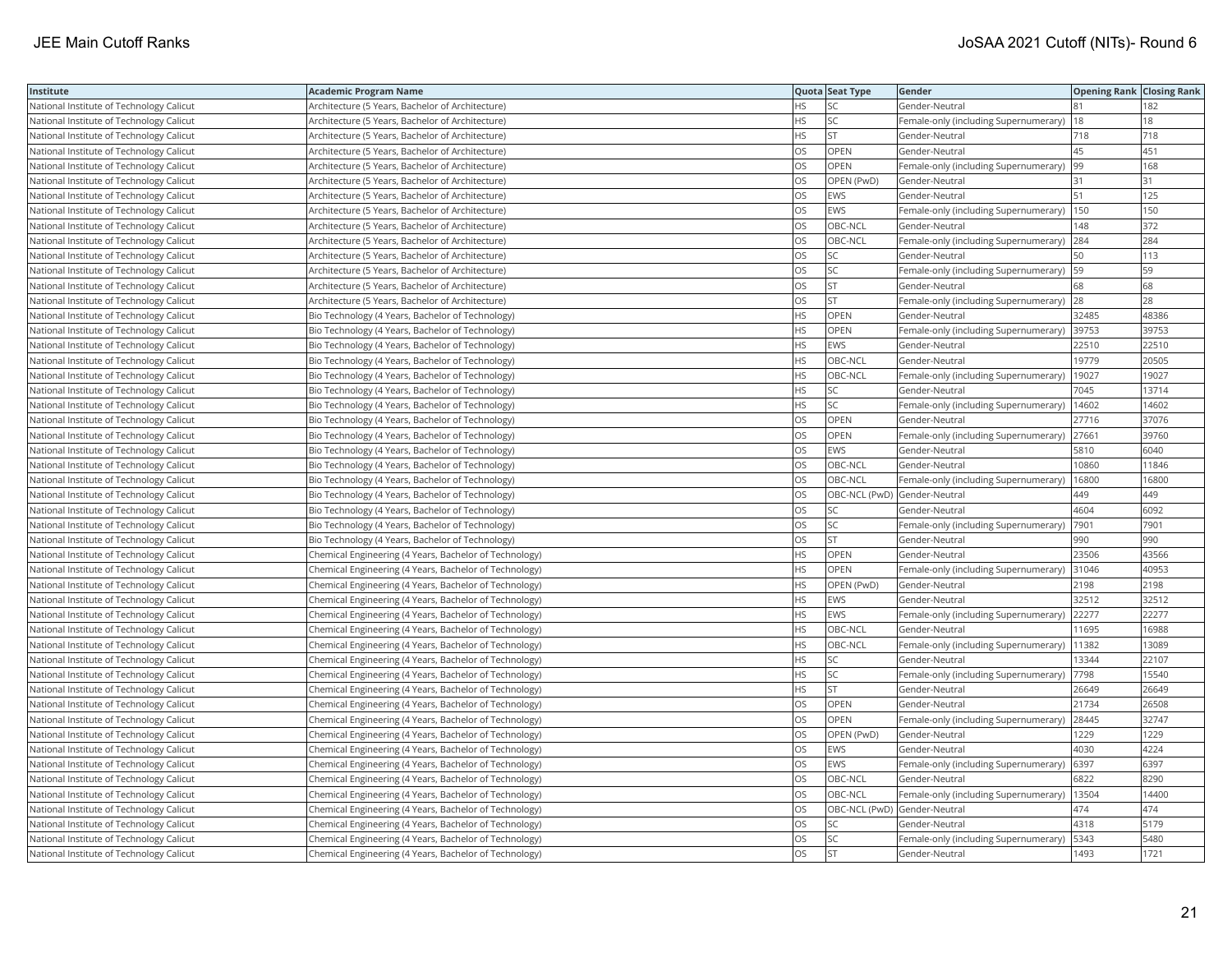| Institute | Academic Program Name | Quota | Seat Type | Gender | Opening Rank | Closing Rank |
|---|---|---|---|---|---|---|
| National Institute of Technology Calicut | Architecture (5 Years, Bachelor of Architecture) | HS | SC | Gender-Neutral | 81 | 182 |
| National Institute of Technology Calicut | Architecture (5 Years, Bachelor of Architecture) | HS | SC | Female-only (including Supernumerary) | 18 | 18 |
| National Institute of Technology Calicut | Architecture (5 Years, Bachelor of Architecture) | HS | ST | Gender-Neutral | 718 | 718 |
| National Institute of Technology Calicut | Architecture (5 Years, Bachelor of Architecture) | OS | OPEN | Gender-Neutral | 45 | 451 |
| National Institute of Technology Calicut | Architecture (5 Years, Bachelor of Architecture) | OS | OPEN | Female-only (including Supernumerary) | 99 | 168 |
| National Institute of Technology Calicut | Architecture (5 Years, Bachelor of Architecture) | OS | OPEN (PwD) | Gender-Neutral | 31 | 31 |
| National Institute of Technology Calicut | Architecture (5 Years, Bachelor of Architecture) | OS | EWS | Gender-Neutral | 51 | 125 |
| National Institute of Technology Calicut | Architecture (5 Years, Bachelor of Architecture) | OS | EWS | Female-only (including Supernumerary) | 150 | 150 |
| National Institute of Technology Calicut | Architecture (5 Years, Bachelor of Architecture) | OS | OBC-NCL | Gender-Neutral | 148 | 372 |
| National Institute of Technology Calicut | Architecture (5 Years, Bachelor of Architecture) | OS | OBC-NCL | Female-only (including Supernumerary) | 284 | 284 |
| National Institute of Technology Calicut | Architecture (5 Years, Bachelor of Architecture) | OS | SC | Gender-Neutral | 50 | 113 |
| National Institute of Technology Calicut | Architecture (5 Years, Bachelor of Architecture) | OS | SC | Female-only (including Supernumerary) | 59 | 59 |
| National Institute of Technology Calicut | Architecture (5 Years, Bachelor of Architecture) | OS | ST | Gender-Neutral | 68 | 68 |
| National Institute of Technology Calicut | Architecture (5 Years, Bachelor of Architecture) | OS | ST | Female-only (including Supernumerary) | 28 | 28 |
| National Institute of Technology Calicut | Bio Technology (4 Years, Bachelor of Technology) | HS | OPEN | Gender-Neutral | 32485 | 48386 |
| National Institute of Technology Calicut | Bio Technology (4 Years, Bachelor of Technology) | HS | OPEN | Female-only (including Supernumerary) | 39753 | 39753 |
| National Institute of Technology Calicut | Bio Technology (4 Years, Bachelor of Technology) | HS | EWS | Gender-Neutral | 22510 | 22510 |
| National Institute of Technology Calicut | Bio Technology (4 Years, Bachelor of Technology) | HS | OBC-NCL | Gender-Neutral | 19779 | 20505 |
| National Institute of Technology Calicut | Bio Technology (4 Years, Bachelor of Technology) | HS | OBC-NCL | Female-only (including Supernumerary) | 19027 | 19027 |
| National Institute of Technology Calicut | Bio Technology (4 Years, Bachelor of Technology) | HS | SC | Gender-Neutral | 7045 | 13714 |
| National Institute of Technology Calicut | Bio Technology (4 Years, Bachelor of Technology) | HS | SC | Female-only (including Supernumerary) | 14602 | 14602 |
| National Institute of Technology Calicut | Bio Technology (4 Years, Bachelor of Technology) | OS | OPEN | Gender-Neutral | 27716 | 37076 |
| National Institute of Technology Calicut | Bio Technology (4 Years, Bachelor of Technology) | OS | OPEN | Female-only (including Supernumerary) | 27661 | 39760 |
| National Institute of Technology Calicut | Bio Technology (4 Years, Bachelor of Technology) | OS | EWS | Gender-Neutral | 5810 | 6040 |
| National Institute of Technology Calicut | Bio Technology (4 Years, Bachelor of Technology) | OS | OBC-NCL | Gender-Neutral | 10860 | 11846 |
| National Institute of Technology Calicut | Bio Technology (4 Years, Bachelor of Technology) | OS | OBC-NCL | Female-only (including Supernumerary) | 16800 | 16800 |
| National Institute of Technology Calicut | Bio Technology (4 Years, Bachelor of Technology) | OS | OBC-NCL (PwD) | Gender-Neutral | 449 | 449 |
| National Institute of Technology Calicut | Bio Technology (4 Years, Bachelor of Technology) | OS | SC | Gender-Neutral | 4604 | 6092 |
| National Institute of Technology Calicut | Bio Technology (4 Years, Bachelor of Technology) | OS | SC | Female-only (including Supernumerary) | 7901 | 7901 |
| National Institute of Technology Calicut | Bio Technology (4 Years, Bachelor of Technology) | OS | ST | Gender-Neutral | 990 | 990 |
| National Institute of Technology Calicut | Chemical Engineering (4 Years, Bachelor of Technology) | HS | OPEN | Gender-Neutral | 23506 | 43566 |
| National Institute of Technology Calicut | Chemical Engineering (4 Years, Bachelor of Technology) | HS | OPEN | Female-only (including Supernumerary) | 31046 | 40953 |
| National Institute of Technology Calicut | Chemical Engineering (4 Years, Bachelor of Technology) | HS | OPEN (PwD) | Gender-Neutral | 2198 | 2198 |
| National Institute of Technology Calicut | Chemical Engineering (4 Years, Bachelor of Technology) | HS | EWS | Gender-Neutral | 32512 | 32512 |
| National Institute of Technology Calicut | Chemical Engineering (4 Years, Bachelor of Technology) | HS | EWS | Female-only (including Supernumerary) | 22277 | 22277 |
| National Institute of Technology Calicut | Chemical Engineering (4 Years, Bachelor of Technology) | HS | OBC-NCL | Gender-Neutral | 11695 | 16988 |
| National Institute of Technology Calicut | Chemical Engineering (4 Years, Bachelor of Technology) | HS | OBC-NCL | Female-only (including Supernumerary) | 11382 | 13089 |
| National Institute of Technology Calicut | Chemical Engineering (4 Years, Bachelor of Technology) | HS | SC | Gender-Neutral | 13344 | 22107 |
| National Institute of Technology Calicut | Chemical Engineering (4 Years, Bachelor of Technology) | HS | SC | Female-only (including Supernumerary) | 7798 | 15540 |
| National Institute of Technology Calicut | Chemical Engineering (4 Years, Bachelor of Technology) | HS | ST | Gender-Neutral | 26649 | 26649 |
| National Institute of Technology Calicut | Chemical Engineering (4 Years, Bachelor of Technology) | OS | OPEN | Gender-Neutral | 21734 | 26508 |
| National Institute of Technology Calicut | Chemical Engineering (4 Years, Bachelor of Technology) | OS | OPEN | Female-only (including Supernumerary) | 28445 | 32747 |
| National Institute of Technology Calicut | Chemical Engineering (4 Years, Bachelor of Technology) | OS | OPEN (PwD) | Gender-Neutral | 1229 | 1229 |
| National Institute of Technology Calicut | Chemical Engineering (4 Years, Bachelor of Technology) | OS | EWS | Gender-Neutral | 4030 | 4224 |
| National Institute of Technology Calicut | Chemical Engineering (4 Years, Bachelor of Technology) | OS | EWS | Female-only (including Supernumerary) | 6397 | 6397 |
| National Institute of Technology Calicut | Chemical Engineering (4 Years, Bachelor of Technology) | OS | OBC-NCL | Gender-Neutral | 6822 | 8290 |
| National Institute of Technology Calicut | Chemical Engineering (4 Years, Bachelor of Technology) | OS | OBC-NCL | Female-only (including Supernumerary) | 13504 | 14400 |
| National Institute of Technology Calicut | Chemical Engineering (4 Years, Bachelor of Technology) | OS | OBC-NCL (PwD) | Gender-Neutral | 474 | 474 |
| National Institute of Technology Calicut | Chemical Engineering (4 Years, Bachelor of Technology) | OS | SC | Gender-Neutral | 4318 | 5179 |
| National Institute of Technology Calicut | Chemical Engineering (4 Years, Bachelor of Technology) | OS | SC | Female-only (including Supernumerary) | 5343 | 5480 |
| National Institute of Technology Calicut | Chemical Engineering (4 Years, Bachelor of Technology) | OS | ST | Gender-Neutral | 1493 | 1721 |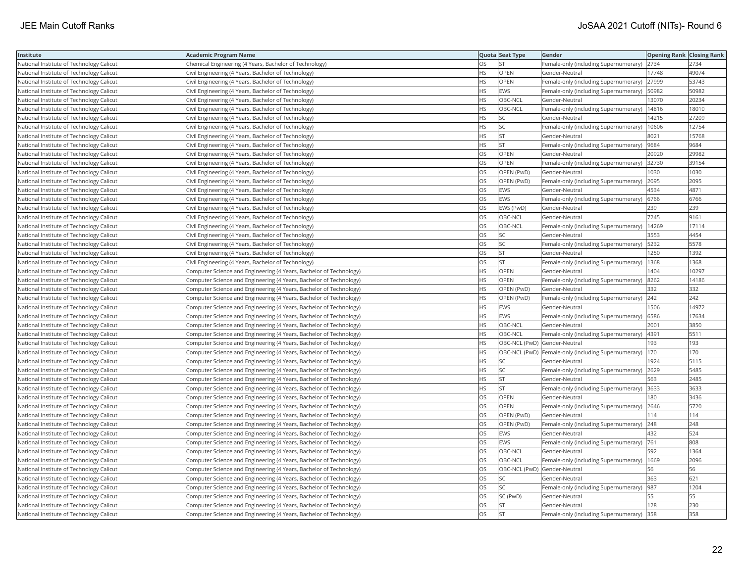| Institute | Academic Program Name | Quota | Seat Type | Gender | Opening Rank | Closing Rank |
|---|---|---|---|---|---|---|
| National Institute of Technology Calicut | Chemical Engineering (4 Years, Bachelor of Technology) | OS | ST | Female-only (including Supernumerary) | 2734 | 2734 |
| National Institute of Technology Calicut | Civil Engineering (4 Years, Bachelor of Technology) | HS | OPEN | Gender-Neutral | 17748 | 49074 |
| National Institute of Technology Calicut | Civil Engineering (4 Years, Bachelor of Technology) | HS | OPEN | Female-only (including Supernumerary) | 27999 | 53743 |
| National Institute of Technology Calicut | Civil Engineering (4 Years, Bachelor of Technology) | HS | EWS | Female-only (including Supernumerary) | 50982 | 50982 |
| National Institute of Technology Calicut | Civil Engineering (4 Years, Bachelor of Technology) | HS | OBC-NCL | Gender-Neutral | 13070 | 20234 |
| National Institute of Technology Calicut | Civil Engineering (4 Years, Bachelor of Technology) | HS | OBC-NCL | Female-only (including Supernumerary) | 14816 | 18010 |
| National Institute of Technology Calicut | Civil Engineering (4 Years, Bachelor of Technology) | HS | SC | Gender-Neutral | 14215 | 27209 |
| National Institute of Technology Calicut | Civil Engineering (4 Years, Bachelor of Technology) | HS | SC | Female-only (including Supernumerary) | 10606 | 12754 |
| National Institute of Technology Calicut | Civil Engineering (4 Years, Bachelor of Technology) | HS | ST | Gender-Neutral | 8021 | 15768 |
| National Institute of Technology Calicut | Civil Engineering (4 Years, Bachelor of Technology) | HS | ST | Female-only (including Supernumerary) | 9684 | 9684 |
| National Institute of Technology Calicut | Civil Engineering (4 Years, Bachelor of Technology) | OS | OPEN | Gender-Neutral | 20920 | 29982 |
| National Institute of Technology Calicut | Civil Engineering (4 Years, Bachelor of Technology) | OS | OPEN | Female-only (including Supernumerary) | 32730 | 39154 |
| National Institute of Technology Calicut | Civil Engineering (4 Years, Bachelor of Technology) | OS | OPEN (PwD) | Gender-Neutral | 1030 | 1030 |
| National Institute of Technology Calicut | Civil Engineering (4 Years, Bachelor of Technology) | OS | OPEN (PwD) | Female-only (including Supernumerary) | 2095 | 2095 |
| National Institute of Technology Calicut | Civil Engineering (4 Years, Bachelor of Technology) | OS | EWS | Gender-Neutral | 4534 | 4871 |
| National Institute of Technology Calicut | Civil Engineering (4 Years, Bachelor of Technology) | OS | EWS | Female-only (including Supernumerary) | 6766 | 6766 |
| National Institute of Technology Calicut | Civil Engineering (4 Years, Bachelor of Technology) | OS | EWS (PwD) | Gender-Neutral | 239 | 239 |
| National Institute of Technology Calicut | Civil Engineering (4 Years, Bachelor of Technology) | OS | OBC-NCL | Gender-Neutral | 7245 | 9161 |
| National Institute of Technology Calicut | Civil Engineering (4 Years, Bachelor of Technology) | OS | OBC-NCL | Female-only (including Supernumerary) | 14269 | 17114 |
| National Institute of Technology Calicut | Civil Engineering (4 Years, Bachelor of Technology) | OS | SC | Gender-Neutral | 3553 | 4454 |
| National Institute of Technology Calicut | Civil Engineering (4 Years, Bachelor of Technology) | OS | SC | Female-only (including Supernumerary) | 5232 | 5578 |
| National Institute of Technology Calicut | Civil Engineering (4 Years, Bachelor of Technology) | OS | ST | Gender-Neutral | 1250 | 1392 |
| National Institute of Technology Calicut | Civil Engineering (4 Years, Bachelor of Technology) | OS | ST | Female-only (including Supernumerary) | 1368 | 1368 |
| National Institute of Technology Calicut | Computer Science and Engineering (4 Years, Bachelor of Technology) | HS | OPEN | Gender-Neutral | 1404 | 10297 |
| National Institute of Technology Calicut | Computer Science and Engineering (4 Years, Bachelor of Technology) | HS | OPEN | Female-only (including Supernumerary) | 8262 | 14186 |
| National Institute of Technology Calicut | Computer Science and Engineering (4 Years, Bachelor of Technology) | HS | OPEN (PwD) | Gender-Neutral | 332 | 332 |
| National Institute of Technology Calicut | Computer Science and Engineering (4 Years, Bachelor of Technology) | HS | OPEN (PwD) | Female-only (including Supernumerary) | 242 | 242 |
| National Institute of Technology Calicut | Computer Science and Engineering (4 Years, Bachelor of Technology) | HS | EWS | Gender-Neutral | 1506 | 14972 |
| National Institute of Technology Calicut | Computer Science and Engineering (4 Years, Bachelor of Technology) | HS | EWS | Female-only (including Supernumerary) | 6586 | 17634 |
| National Institute of Technology Calicut | Computer Science and Engineering (4 Years, Bachelor of Technology) | HS | OBC-NCL | Gender-Neutral | 2001 | 3850 |
| National Institute of Technology Calicut | Computer Science and Engineering (4 Years, Bachelor of Technology) | HS | OBC-NCL | Female-only (including Supernumerary) | 4391 | 5511 |
| National Institute of Technology Calicut | Computer Science and Engineering (4 Years, Bachelor of Technology) | HS | OBC-NCL (PwD) | Gender-Neutral | 193 | 193 |
| National Institute of Technology Calicut | Computer Science and Engineering (4 Years, Bachelor of Technology) | HS | OBC-NCL (PwD) | Female-only (including Supernumerary) | 170 | 170 |
| National Institute of Technology Calicut | Computer Science and Engineering (4 Years, Bachelor of Technology) | HS | SC | Gender-Neutral | 1924 | 5115 |
| National Institute of Technology Calicut | Computer Science and Engineering (4 Years, Bachelor of Technology) | HS | SC | Female-only (including Supernumerary) | 2629 | 5485 |
| National Institute of Technology Calicut | Computer Science and Engineering (4 Years, Bachelor of Technology) | HS | ST | Gender-Neutral | 563 | 2485 |
| National Institute of Technology Calicut | Computer Science and Engineering (4 Years, Bachelor of Technology) | HS | ST | Female-only (including Supernumerary) | 3633 | 3633 |
| National Institute of Technology Calicut | Computer Science and Engineering (4 Years, Bachelor of Technology) | OS | OPEN | Gender-Neutral | 180 | 3436 |
| National Institute of Technology Calicut | Computer Science and Engineering (4 Years, Bachelor of Technology) | OS | OPEN | Female-only (including Supernumerary) | 2646 | 5720 |
| National Institute of Technology Calicut | Computer Science and Engineering (4 Years, Bachelor of Technology) | OS | OPEN (PwD) | Gender-Neutral | 114 | 114 |
| National Institute of Technology Calicut | Computer Science and Engineering (4 Years, Bachelor of Technology) | OS | OPEN (PwD) | Female-only (including Supernumerary) | 248 | 248 |
| National Institute of Technology Calicut | Computer Science and Engineering (4 Years, Bachelor of Technology) | OS | EWS | Gender-Neutral | 432 | 524 |
| National Institute of Technology Calicut | Computer Science and Engineering (4 Years, Bachelor of Technology) | OS | EWS | Female-only (including Supernumerary) | 761 | 808 |
| National Institute of Technology Calicut | Computer Science and Engineering (4 Years, Bachelor of Technology) | OS | OBC-NCL | Gender-Neutral | 592 | 1364 |
| National Institute of Technology Calicut | Computer Science and Engineering (4 Years, Bachelor of Technology) | OS | OBC-NCL | Female-only (including Supernumerary) | 1669 | 2096 |
| National Institute of Technology Calicut | Computer Science and Engineering (4 Years, Bachelor of Technology) | OS | OBC-NCL (PwD) | Gender-Neutral | 56 | 56 |
| National Institute of Technology Calicut | Computer Science and Engineering (4 Years, Bachelor of Technology) | OS | SC | Gender-Neutral | 363 | 621 |
| National Institute of Technology Calicut | Computer Science and Engineering (4 Years, Bachelor of Technology) | OS | SC | Female-only (including Supernumerary) | 987 | 1204 |
| National Institute of Technology Calicut | Computer Science and Engineering (4 Years, Bachelor of Technology) | OS | SC (PwD) | Gender-Neutral | 55 | 55 |
| National Institute of Technology Calicut | Computer Science and Engineering (4 Years, Bachelor of Technology) | OS | ST | Gender-Neutral | 128 | 230 |
| National Institute of Technology Calicut | Computer Science and Engineering (4 Years, Bachelor of Technology) | OS | ST | Female-only (including Supernumerary) | 358 | 358 |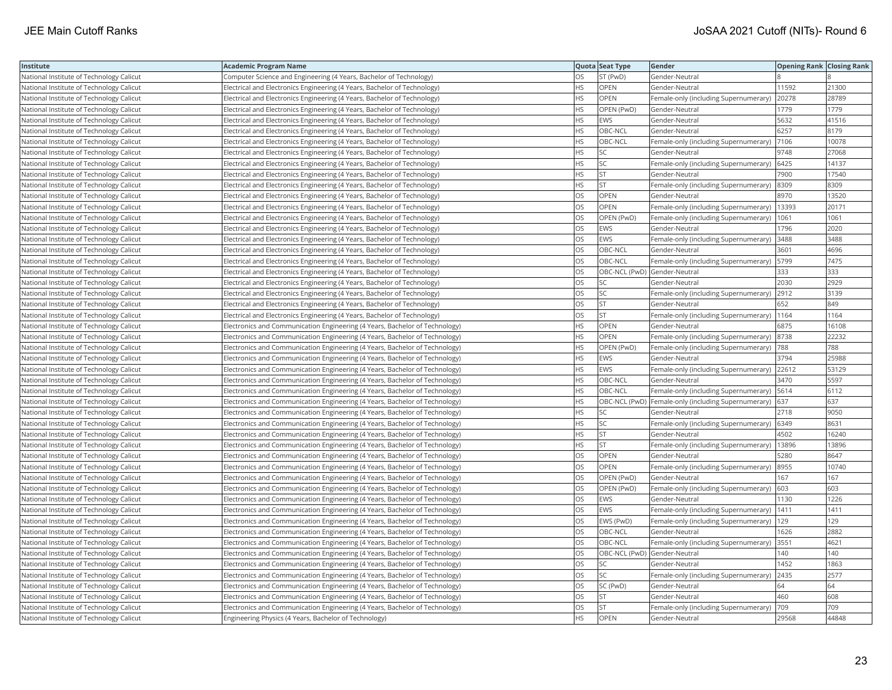| Institute | Academic Program Name | Quota | Seat Type | Gender | Opening Rank | Closing Rank |
|---|---|---|---|---|---|---|
| National Institute of Technology Calicut | Computer Science and Engineering (4 Years, Bachelor of Technology) | OS | ST (PwD) | Gender-Neutral | 8 | 8 |
| National Institute of Technology Calicut | Electrical and Electronics Engineering (4 Years, Bachelor of Technology) | HS | OPEN | Gender-Neutral | 11592 | 21300 |
| National Institute of Technology Calicut | Electrical and Electronics Engineering (4 Years, Bachelor of Technology) | HS | OPEN | Female-only (including Supernumerary) | 20278 | 28789 |
| National Institute of Technology Calicut | Electrical and Electronics Engineering (4 Years, Bachelor of Technology) | HS | OPEN (PwD) | Gender-Neutral | 1779 | 1779 |
| National Institute of Technology Calicut | Electrical and Electronics Engineering (4 Years, Bachelor of Technology) | HS | EWS | Gender-Neutral | 5632 | 41516 |
| National Institute of Technology Calicut | Electrical and Electronics Engineering (4 Years, Bachelor of Technology) | HS | OBC-NCL | Gender-Neutral | 6257 | 8179 |
| National Institute of Technology Calicut | Electrical and Electronics Engineering (4 Years, Bachelor of Technology) | HS | OBC-NCL | Female-only (including Supernumerary) | 7106 | 10078 |
| National Institute of Technology Calicut | Electrical and Electronics Engineering (4 Years, Bachelor of Technology) | HS | SC | Gender-Neutral | 9748 | 27068 |
| National Institute of Technology Calicut | Electrical and Electronics Engineering (4 Years, Bachelor of Technology) | HS | SC | Female-only (including Supernumerary) | 6425 | 14137 |
| National Institute of Technology Calicut | Electrical and Electronics Engineering (4 Years, Bachelor of Technology) | HS | ST | Gender-Neutral | 7900 | 17540 |
| National Institute of Technology Calicut | Electrical and Electronics Engineering (4 Years, Bachelor of Technology) | HS | ST | Female-only (including Supernumerary) | 8309 | 8309 |
| National Institute of Technology Calicut | Electrical and Electronics Engineering (4 Years, Bachelor of Technology) | OS | OPEN | Gender-Neutral | 8970 | 13520 |
| National Institute of Technology Calicut | Electrical and Electronics Engineering (4 Years, Bachelor of Technology) | OS | OPEN | Female-only (including Supernumerary) | 13393 | 20171 |
| National Institute of Technology Calicut | Electrical and Electronics Engineering (4 Years, Bachelor of Technology) | OS | OPEN (PwD) | Female-only (including Supernumerary) | 1061 | 1061 |
| National Institute of Technology Calicut | Electrical and Electronics Engineering (4 Years, Bachelor of Technology) | OS | EWS | Gender-Neutral | 1796 | 2020 |
| National Institute of Technology Calicut | Electrical and Electronics Engineering (4 Years, Bachelor of Technology) | OS | EWS | Female-only (including Supernumerary) | 3488 | 3488 |
| National Institute of Technology Calicut | Electrical and Electronics Engineering (4 Years, Bachelor of Technology) | OS | OBC-NCL | Gender-Neutral | 3601 | 4696 |
| National Institute of Technology Calicut | Electrical and Electronics Engineering (4 Years, Bachelor of Technology) | OS | OBC-NCL | Female-only (including Supernumerary) | 5799 | 7475 |
| National Institute of Technology Calicut | Electrical and Electronics Engineering (4 Years, Bachelor of Technology) | OS | OBC-NCL (PwD) | Gender-Neutral | 333 | 333 |
| National Institute of Technology Calicut | Electrical and Electronics Engineering (4 Years, Bachelor of Technology) | OS | SC | Gender-Neutral | 2030 | 2929 |
| National Institute of Technology Calicut | Electrical and Electronics Engineering (4 Years, Bachelor of Technology) | OS | SC | Female-only (including Supernumerary) | 2912 | 3139 |
| National Institute of Technology Calicut | Electrical and Electronics Engineering (4 Years, Bachelor of Technology) | OS | ST | Gender-Neutral | 652 | 849 |
| National Institute of Technology Calicut | Electrical and Electronics Engineering (4 Years, Bachelor of Technology) | OS | ST | Female-only (including Supernumerary) | 1164 | 1164 |
| National Institute of Technology Calicut | Electronics and Communication Engineering (4 Years, Bachelor of Technology) | HS | OPEN | Gender-Neutral | 6875 | 16108 |
| National Institute of Technology Calicut | Electronics and Communication Engineering (4 Years, Bachelor of Technology) | HS | OPEN | Female-only (including Supernumerary) | 8738 | 22232 |
| National Institute of Technology Calicut | Electronics and Communication Engineering (4 Years, Bachelor of Technology) | HS | OPEN (PwD) | Female-only (including Supernumerary) | 788 | 788 |
| National Institute of Technology Calicut | Electronics and Communication Engineering (4 Years, Bachelor of Technology) | HS | EWS | Gender-Neutral | 3794 | 25988 |
| National Institute of Technology Calicut | Electronics and Communication Engineering (4 Years, Bachelor of Technology) | HS | EWS | Female-only (including Supernumerary) | 22612 | 53129 |
| National Institute of Technology Calicut | Electronics and Communication Engineering (4 Years, Bachelor of Technology) | HS | OBC-NCL | Gender-Neutral | 3470 | 5597 |
| National Institute of Technology Calicut | Electronics and Communication Engineering (4 Years, Bachelor of Technology) | HS | OBC-NCL | Female-only (including Supernumerary) | 5614 | 6112 |
| National Institute of Technology Calicut | Electronics and Communication Engineering (4 Years, Bachelor of Technology) | HS | OBC-NCL (PwD) | Female-only (including Supernumerary) | 637 | 637 |
| National Institute of Technology Calicut | Electronics and Communication Engineering (4 Years, Bachelor of Technology) | HS | SC | Gender-Neutral | 2718 | 9050 |
| National Institute of Technology Calicut | Electronics and Communication Engineering (4 Years, Bachelor of Technology) | HS | SC | Female-only (including Supernumerary) | 6349 | 8631 |
| National Institute of Technology Calicut | Electronics and Communication Engineering (4 Years, Bachelor of Technology) | HS | ST | Gender-Neutral | 4502 | 16240 |
| National Institute of Technology Calicut | Electronics and Communication Engineering (4 Years, Bachelor of Technology) | HS | ST | Female-only (including Supernumerary) | 13896 | 13896 |
| National Institute of Technology Calicut | Electronics and Communication Engineering (4 Years, Bachelor of Technology) | OS | OPEN | Gender-Neutral | 5280 | 8647 |
| National Institute of Technology Calicut | Electronics and Communication Engineering (4 Years, Bachelor of Technology) | OS | OPEN | Female-only (including Supernumerary) | 8955 | 10740 |
| National Institute of Technology Calicut | Electronics and Communication Engineering (4 Years, Bachelor of Technology) | OS | OPEN (PwD) | Gender-Neutral | 167 | 167 |
| National Institute of Technology Calicut | Electronics and Communication Engineering (4 Years, Bachelor of Technology) | OS | OPEN (PwD) | Female-only (including Supernumerary) | 603 | 603 |
| National Institute of Technology Calicut | Electronics and Communication Engineering (4 Years, Bachelor of Technology) | OS | EWS | Gender-Neutral | 1130 | 1226 |
| National Institute of Technology Calicut | Electronics and Communication Engineering (4 Years, Bachelor of Technology) | OS | EWS | Female-only (including Supernumerary) | 1411 | 1411 |
| National Institute of Technology Calicut | Electronics and Communication Engineering (4 Years, Bachelor of Technology) | OS | EWS (PwD) | Female-only (including Supernumerary) | 129 | 129 |
| National Institute of Technology Calicut | Electronics and Communication Engineering (4 Years, Bachelor of Technology) | OS | OBC-NCL | Gender-Neutral | 1626 | 2882 |
| National Institute of Technology Calicut | Electronics and Communication Engineering (4 Years, Bachelor of Technology) | OS | OBC-NCL | Female-only (including Supernumerary) | 3551 | 4621 |
| National Institute of Technology Calicut | Electronics and Communication Engineering (4 Years, Bachelor of Technology) | OS | OBC-NCL (PwD) | Gender-Neutral | 140 | 140 |
| National Institute of Technology Calicut | Electronics and Communication Engineering (4 Years, Bachelor of Technology) | OS | SC | Gender-Neutral | 1452 | 1863 |
| National Institute of Technology Calicut | Electronics and Communication Engineering (4 Years, Bachelor of Technology) | OS | SC | Female-only (including Supernumerary) | 2435 | 2577 |
| National Institute of Technology Calicut | Electronics and Communication Engineering (4 Years, Bachelor of Technology) | OS | SC (PwD) | Gender-Neutral | 64 | 64 |
| National Institute of Technology Calicut | Electronics and Communication Engineering (4 Years, Bachelor of Technology) | OS | ST | Gender-Neutral | 460 | 608 |
| National Institute of Technology Calicut | Electronics and Communication Engineering (4 Years, Bachelor of Technology) | OS | ST | Female-only (including Supernumerary) | 709 | 709 |
| National Institute of Technology Calicut | Engineering Physics (4 Years, Bachelor of Technology) | HS | OPEN | Gender-Neutral | 29568 | 44848 |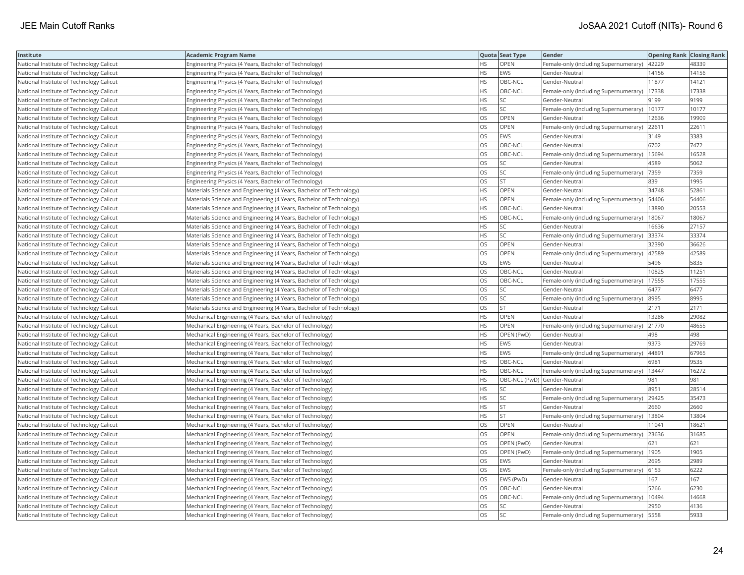| Institute | Academic Program Name | Quota | Seat Type | Gender | Opening Rank | Closing Rank |
|---|---|---|---|---|---|---|
| National Institute of Technology Calicut | Engineering Physics (4 Years, Bachelor of Technology) | HS | OPEN | Female-only (including Supernumerary) | 42229 | 48339 |
| National Institute of Technology Calicut | Engineering Physics (4 Years, Bachelor of Technology) | HS | EWS | Gender-Neutral | 14156 | 14156 |
| National Institute of Technology Calicut | Engineering Physics (4 Years, Bachelor of Technology) | HS | OBC-NCL | Gender-Neutral | 11877 | 14121 |
| National Institute of Technology Calicut | Engineering Physics (4 Years, Bachelor of Technology) | HS | OBC-NCL | Female-only (including Supernumerary) | 17338 | 17338 |
| National Institute of Technology Calicut | Engineering Physics (4 Years, Bachelor of Technology) | HS | SC | Gender-Neutral | 9199 | 9199 |
| National Institute of Technology Calicut | Engineering Physics (4 Years, Bachelor of Technology) | HS | SC | Female-only (including Supernumerary) | 10177 | 10177 |
| National Institute of Technology Calicut | Engineering Physics (4 Years, Bachelor of Technology) | OS | OPEN | Gender-Neutral | 12636 | 19909 |
| National Institute of Technology Calicut | Engineering Physics (4 Years, Bachelor of Technology) | OS | OPEN | Female-only (including Supernumerary) | 22611 | 22611 |
| National Institute of Technology Calicut | Engineering Physics (4 Years, Bachelor of Technology) | OS | EWS | Gender-Neutral | 3149 | 3383 |
| National Institute of Technology Calicut | Engineering Physics (4 Years, Bachelor of Technology) | OS | OBC-NCL | Gender-Neutral | 6702 | 7472 |
| National Institute of Technology Calicut | Engineering Physics (4 Years, Bachelor of Technology) | OS | OBC-NCL | Female-only (including Supernumerary) | 15694 | 16528 |
| National Institute of Technology Calicut | Engineering Physics (4 Years, Bachelor of Technology) | OS | SC | Gender-Neutral | 4589 | 5062 |
| National Institute of Technology Calicut | Engineering Physics (4 Years, Bachelor of Technology) | OS | SC | Female-only (including Supernumerary) | 7359 | 7359 |
| National Institute of Technology Calicut | Engineering Physics (4 Years, Bachelor of Technology) | OS | ST | Gender-Neutral | 839 | 1995 |
| National Institute of Technology Calicut | Materials Science and Engineering (4 Years, Bachelor of Technology) | HS | OPEN | Gender-Neutral | 34748 | 52861 |
| National Institute of Technology Calicut | Materials Science and Engineering (4 Years, Bachelor of Technology) | HS | OPEN | Female-only (including Supernumerary) | 54406 | 54406 |
| National Institute of Technology Calicut | Materials Science and Engineering (4 Years, Bachelor of Technology) | HS | OBC-NCL | Gender-Neutral | 13890 | 20553 |
| National Institute of Technology Calicut | Materials Science and Engineering (4 Years, Bachelor of Technology) | HS | OBC-NCL | Female-only (including Supernumerary) | 18067 | 18067 |
| National Institute of Technology Calicut | Materials Science and Engineering (4 Years, Bachelor of Technology) | HS | SC | Gender-Neutral | 16636 | 27157 |
| National Institute of Technology Calicut | Materials Science and Engineering (4 Years, Bachelor of Technology) | HS | SC | Female-only (including Supernumerary) | 33374 | 33374 |
| National Institute of Technology Calicut | Materials Science and Engineering (4 Years, Bachelor of Technology) | OS | OPEN | Gender-Neutral | 32390 | 36626 |
| National Institute of Technology Calicut | Materials Science and Engineering (4 Years, Bachelor of Technology) | OS | OPEN | Female-only (including Supernumerary) | 42589 | 42589 |
| National Institute of Technology Calicut | Materials Science and Engineering (4 Years, Bachelor of Technology) | OS | EWS | Gender-Neutral | 5496 | 5835 |
| National Institute of Technology Calicut | Materials Science and Engineering (4 Years, Bachelor of Technology) | OS | OBC-NCL | Gender-Neutral | 10825 | 11251 |
| National Institute of Technology Calicut | Materials Science and Engineering (4 Years, Bachelor of Technology) | OS | OBC-NCL | Female-only (including Supernumerary) | 17555 | 17555 |
| National Institute of Technology Calicut | Materials Science and Engineering (4 Years, Bachelor of Technology) | OS | SC | Gender-Neutral | 6477 | 6477 |
| National Institute of Technology Calicut | Materials Science and Engineering (4 Years, Bachelor of Technology) | OS | SC | Female-only (including Supernumerary) | 8995 | 8995 |
| National Institute of Technology Calicut | Materials Science and Engineering (4 Years, Bachelor of Technology) | OS | ST | Gender-Neutral | 2171 | 2171 |
| National Institute of Technology Calicut | Mechanical Engineering (4 Years, Bachelor of Technology) | HS | OPEN | Gender-Neutral | 13286 | 29082 |
| National Institute of Technology Calicut | Mechanical Engineering (4 Years, Bachelor of Technology) | HS | OPEN | Female-only (including Supernumerary) | 21770 | 48655 |
| National Institute of Technology Calicut | Mechanical Engineering (4 Years, Bachelor of Technology) | HS | OPEN (PwD) | Gender-Neutral | 498 | 498 |
| National Institute of Technology Calicut | Mechanical Engineering (4 Years, Bachelor of Technology) | HS | EWS | Gender-Neutral | 9373 | 29769 |
| National Institute of Technology Calicut | Mechanical Engineering (4 Years, Bachelor of Technology) | HS | EWS | Female-only (including Supernumerary) | 44891 | 67965 |
| National Institute of Technology Calicut | Mechanical Engineering (4 Years, Bachelor of Technology) | HS | OBC-NCL | Gender-Neutral | 6981 | 9535 |
| National Institute of Technology Calicut | Mechanical Engineering (4 Years, Bachelor of Technology) | HS | OBC-NCL | Female-only (including Supernumerary) | 13447 | 16272 |
| National Institute of Technology Calicut | Mechanical Engineering (4 Years, Bachelor of Technology) | HS | OBC-NCL (PwD) | Gender-Neutral | 981 | 981 |
| National Institute of Technology Calicut | Mechanical Engineering (4 Years, Bachelor of Technology) | HS | SC | Gender-Neutral | 8951 | 28514 |
| National Institute of Technology Calicut | Mechanical Engineering (4 Years, Bachelor of Technology) | HS | SC | Female-only (including Supernumerary) | 29425 | 35473 |
| National Institute of Technology Calicut | Mechanical Engineering (4 Years, Bachelor of Technology) | HS | ST | Gender-Neutral | 2660 | 2660 |
| National Institute of Technology Calicut | Mechanical Engineering (4 Years, Bachelor of Technology) | HS | ST | Female-only (including Supernumerary) | 13804 | 13804 |
| National Institute of Technology Calicut | Mechanical Engineering (4 Years, Bachelor of Technology) | OS | OPEN | Gender-Neutral | 11041 | 18621 |
| National Institute of Technology Calicut | Mechanical Engineering (4 Years, Bachelor of Technology) | OS | OPEN | Female-only (including Supernumerary) | 23636 | 31685 |
| National Institute of Technology Calicut | Mechanical Engineering (4 Years, Bachelor of Technology) | OS | OPEN (PwD) | Gender-Neutral | 621 | 621 |
| National Institute of Technology Calicut | Mechanical Engineering (4 Years, Bachelor of Technology) | OS | OPEN (PwD) | Female-only (including Supernumerary) | 1905 | 1905 |
| National Institute of Technology Calicut | Mechanical Engineering (4 Years, Bachelor of Technology) | OS | EWS | Gender-Neutral | 2695 | 2989 |
| National Institute of Technology Calicut | Mechanical Engineering (4 Years, Bachelor of Technology) | OS | EWS | Female-only (including Supernumerary) | 6153 | 6222 |
| National Institute of Technology Calicut | Mechanical Engineering (4 Years, Bachelor of Technology) | OS | EWS (PwD) | Gender-Neutral | 167 | 167 |
| National Institute of Technology Calicut | Mechanical Engineering (4 Years, Bachelor of Technology) | OS | OBC-NCL | Gender-Neutral | 5266 | 6230 |
| National Institute of Technology Calicut | Mechanical Engineering (4 Years, Bachelor of Technology) | OS | OBC-NCL | Female-only (including Supernumerary) | 10494 | 14668 |
| National Institute of Technology Calicut | Mechanical Engineering (4 Years, Bachelor of Technology) | OS | SC | Gender-Neutral | 2950 | 4136 |
| National Institute of Technology Calicut | Mechanical Engineering (4 Years, Bachelor of Technology) | OS | SC | Female-only (including Supernumerary) | 5558 | 5933 |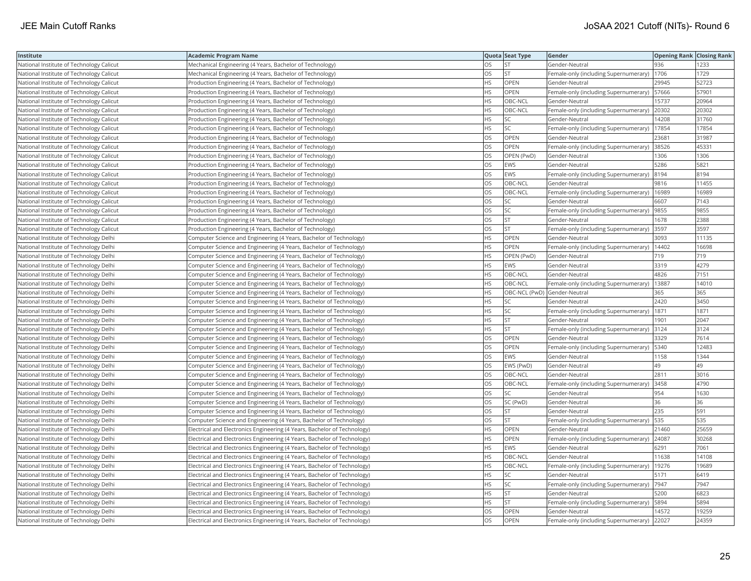| Institute | Academic Program Name | Quota | Seat Type | Gender | Opening Rank | Closing Rank |
|---|---|---|---|---|---|---|
| National Institute of Technology Calicut | Mechanical Engineering (4 Years, Bachelor of Technology) | OS | ST | Gender-Neutral | 936 | 1233 |
| National Institute of Technology Calicut | Mechanical Engineering (4 Years, Bachelor of Technology) | OS | ST | Female-only (including Supernumerary) | 1706 | 1729 |
| National Institute of Technology Calicut | Production Engineering (4 Years, Bachelor of Technology) | HS | OPEN | Gender-Neutral | 29945 | 52723 |
| National Institute of Technology Calicut | Production Engineering (4 Years, Bachelor of Technology) | HS | OPEN | Female-only (including Supernumerary) | 57666 | 57901 |
| National Institute of Technology Calicut | Production Engineering (4 Years, Bachelor of Technology) | HS | OBC-NCL | Gender-Neutral | 15737 | 20964 |
| National Institute of Technology Calicut | Production Engineering (4 Years, Bachelor of Technology) | HS | OBC-NCL | Female-only (including Supernumerary) | 20302 | 20302 |
| National Institute of Technology Calicut | Production Engineering (4 Years, Bachelor of Technology) | HS | SC | Gender-Neutral | 14208 | 31760 |
| National Institute of Technology Calicut | Production Engineering (4 Years, Bachelor of Technology) | HS | SC | Female-only (including Supernumerary) | 17854 | 17854 |
| National Institute of Technology Calicut | Production Engineering (4 Years, Bachelor of Technology) | OS | OPEN | Gender-Neutral | 23681 | 31987 |
| National Institute of Technology Calicut | Production Engineering (4 Years, Bachelor of Technology) | OS | OPEN | Female-only (including Supernumerary) | 38526 | 45331 |
| National Institute of Technology Calicut | Production Engineering (4 Years, Bachelor of Technology) | OS | OPEN (PwD) | Gender-Neutral | 1306 | 1306 |
| National Institute of Technology Calicut | Production Engineering (4 Years, Bachelor of Technology) | OS | EWS | Gender-Neutral | 5286 | 5821 |
| National Institute of Technology Calicut | Production Engineering (4 Years, Bachelor of Technology) | OS | EWS | Female-only (including Supernumerary) | 8194 | 8194 |
| National Institute of Technology Calicut | Production Engineering (4 Years, Bachelor of Technology) | OS | OBC-NCL | Gender-Neutral | 9816 | 11455 |
| National Institute of Technology Calicut | Production Engineering (4 Years, Bachelor of Technology) | OS | OBC-NCL | Female-only (including Supernumerary) | 16989 | 16989 |
| National Institute of Technology Calicut | Production Engineering (4 Years, Bachelor of Technology) | OS | SC | Gender-Neutral | 6607 | 7143 |
| National Institute of Technology Calicut | Production Engineering (4 Years, Bachelor of Technology) | OS | SC | Female-only (including Supernumerary) | 9855 | 9855 |
| National Institute of Technology Calicut | Production Engineering (4 Years, Bachelor of Technology) | OS | ST | Gender-Neutral | 1678 | 2388 |
| National Institute of Technology Calicut | Production Engineering (4 Years, Bachelor of Technology) | OS | ST | Female-only (including Supernumerary) | 3597 | 3597 |
| National Institute of Technology Delhi | Computer Science and Engineering (4 Years, Bachelor of Technology) | HS | OPEN | Gender-Neutral | 3093 | 11135 |
| National Institute of Technology Delhi | Computer Science and Engineering (4 Years, Bachelor of Technology) | HS | OPEN | Female-only (including Supernumerary) | 14402 | 16698 |
| National Institute of Technology Delhi | Computer Science and Engineering (4 Years, Bachelor of Technology) | HS | OPEN (PwD) | Gender-Neutral | 719 | 719 |
| National Institute of Technology Delhi | Computer Science and Engineering (4 Years, Bachelor of Technology) | HS | EWS | Gender-Neutral | 3319 | 4279 |
| National Institute of Technology Delhi | Computer Science and Engineering (4 Years, Bachelor of Technology) | HS | OBC-NCL | Gender-Neutral | 4826 | 7151 |
| National Institute of Technology Delhi | Computer Science and Engineering (4 Years, Bachelor of Technology) | HS | OBC-NCL | Female-only (including Supernumerary) | 13887 | 14010 |
| National Institute of Technology Delhi | Computer Science and Engineering (4 Years, Bachelor of Technology) | HS | OBC-NCL (PwD) | Gender-Neutral | 365 | 365 |
| National Institute of Technology Delhi | Computer Science and Engineering (4 Years, Bachelor of Technology) | HS | SC | Gender-Neutral | 2420 | 3450 |
| National Institute of Technology Delhi | Computer Science and Engineering (4 Years, Bachelor of Technology) | HS | SC | Female-only (including Supernumerary) | 1871 | 1871 |
| National Institute of Technology Delhi | Computer Science and Engineering (4 Years, Bachelor of Technology) | HS | ST | Gender-Neutral | 1901 | 2047 |
| National Institute of Technology Delhi | Computer Science and Engineering (4 Years, Bachelor of Technology) | HS | ST | Female-only (including Supernumerary) | 3124 | 3124 |
| National Institute of Technology Delhi | Computer Science and Engineering (4 Years, Bachelor of Technology) | OS | OPEN | Gender-Neutral | 3329 | 7614 |
| National Institute of Technology Delhi | Computer Science and Engineering (4 Years, Bachelor of Technology) | OS | OPEN | Female-only (including Supernumerary) | 5340 | 12483 |
| National Institute of Technology Delhi | Computer Science and Engineering (4 Years, Bachelor of Technology) | OS | EWS | Gender-Neutral | 1158 | 1344 |
| National Institute of Technology Delhi | Computer Science and Engineering (4 Years, Bachelor of Technology) | OS | EWS (PwD) | Gender-Neutral | 49 | 49 |
| National Institute of Technology Delhi | Computer Science and Engineering (4 Years, Bachelor of Technology) | OS | OBC-NCL | Gender-Neutral | 2811 | 3016 |
| National Institute of Technology Delhi | Computer Science and Engineering (4 Years, Bachelor of Technology) | OS | OBC-NCL | Female-only (including Supernumerary) | 3458 | 4790 |
| National Institute of Technology Delhi | Computer Science and Engineering (4 Years, Bachelor of Technology) | OS | SC | Gender-Neutral | 954 | 1630 |
| National Institute of Technology Delhi | Computer Science and Engineering (4 Years, Bachelor of Technology) | OS | SC (PwD) | Gender-Neutral | 36 | 36 |
| National Institute of Technology Delhi | Computer Science and Engineering (4 Years, Bachelor of Technology) | OS | ST | Gender-Neutral | 235 | 591 |
| National Institute of Technology Delhi | Computer Science and Engineering (4 Years, Bachelor of Technology) | OS | ST | Female-only (including Supernumerary) | 535 | 535 |
| National Institute of Technology Delhi | Electrical and Electronics Engineering (4 Years, Bachelor of Technology) | HS | OPEN | Gender-Neutral | 21460 | 25659 |
| National Institute of Technology Delhi | Electrical and Electronics Engineering (4 Years, Bachelor of Technology) | HS | OPEN | Female-only (including Supernumerary) | 24087 | 30268 |
| National Institute of Technology Delhi | Electrical and Electronics Engineering (4 Years, Bachelor of Technology) | HS | EWS | Gender-Neutral | 6291 | 7061 |
| National Institute of Technology Delhi | Electrical and Electronics Engineering (4 Years, Bachelor of Technology) | HS | OBC-NCL | Gender-Neutral | 11638 | 14108 |
| National Institute of Technology Delhi | Electrical and Electronics Engineering (4 Years, Bachelor of Technology) | HS | OBC-NCL | Female-only (including Supernumerary) | 19276 | 19689 |
| National Institute of Technology Delhi | Electrical and Electronics Engineering (4 Years, Bachelor of Technology) | HS | SC | Gender-Neutral | 5171 | 6419 |
| National Institute of Technology Delhi | Electrical and Electronics Engineering (4 Years, Bachelor of Technology) | HS | SC | Female-only (including Supernumerary) | 7947 | 7947 |
| National Institute of Technology Delhi | Electrical and Electronics Engineering (4 Years, Bachelor of Technology) | HS | ST | Gender-Neutral | 5200 | 6823 |
| National Institute of Technology Delhi | Electrical and Electronics Engineering (4 Years, Bachelor of Technology) | HS | ST | Female-only (including Supernumerary) | 5894 | 5894 |
| National Institute of Technology Delhi | Electrical and Electronics Engineering (4 Years, Bachelor of Technology) | OS | OPEN | Gender-Neutral | 14572 | 19259 |
| National Institute of Technology Delhi | Electrical and Electronics Engineering (4 Years, Bachelor of Technology) | OS | OPEN | Female-only (including Supernumerary) | 22027 | 24359 |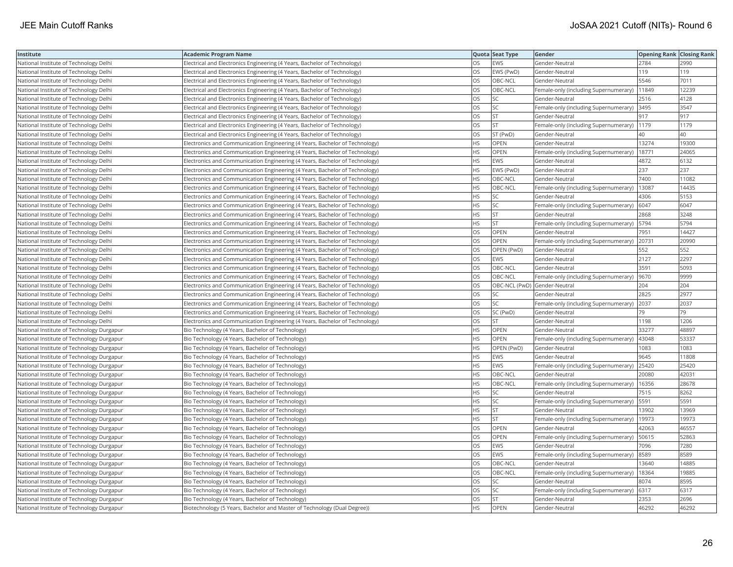| Institute | Academic Program Name | Quota | Seat Type | Gender | Opening Rank | Closing Rank |
|---|---|---|---|---|---|---|
| National Institute of Technology Delhi | Electrical and Electronics Engineering (4 Years, Bachelor of Technology) | OS | EWS | Gender-Neutral | 2784 | 2990 |
| National Institute of Technology Delhi | Electrical and Electronics Engineering (4 Years, Bachelor of Technology) | OS | EWS (PwD) | Gender-Neutral | 119 | 119 |
| National Institute of Technology Delhi | Electrical and Electronics Engineering (4 Years, Bachelor of Technology) | OS | OBC-NCL | Gender-Neutral | 5546 | 7011 |
| National Institute of Technology Delhi | Electrical and Electronics Engineering (4 Years, Bachelor of Technology) | OS | OBC-NCL | Female-only (including Supernumerary) | 11849 | 12239 |
| National Institute of Technology Delhi | Electrical and Electronics Engineering (4 Years, Bachelor of Technology) | OS | SC | Gender-Neutral | 2516 | 4128 |
| National Institute of Technology Delhi | Electrical and Electronics Engineering (4 Years, Bachelor of Technology) | OS | SC | Female-only (including Supernumerary) | 3495 | 3547 |
| National Institute of Technology Delhi | Electrical and Electronics Engineering (4 Years, Bachelor of Technology) | OS | ST | Gender-Neutral | 917 | 917 |
| National Institute of Technology Delhi | Electrical and Electronics Engineering (4 Years, Bachelor of Technology) | OS | ST | Female-only (including Supernumerary) | 1179 | 1179 |
| National Institute of Technology Delhi | Electrical and Electronics Engineering (4 Years, Bachelor of Technology) | OS | ST (PwD) | Gender-Neutral | 40 | 40 |
| National Institute of Technology Delhi | Electronics and Communication Engineering (4 Years, Bachelor of Technology) | HS | OPEN | Gender-Neutral | 13274 | 19300 |
| National Institute of Technology Delhi | Electronics and Communication Engineering (4 Years, Bachelor of Technology) | HS | OPEN | Female-only (including Supernumerary) | 18771 | 24065 |
| National Institute of Technology Delhi | Electronics and Communication Engineering (4 Years, Bachelor of Technology) | HS | EWS | Gender-Neutral | 4872 | 6132 |
| National Institute of Technology Delhi | Electronics and Communication Engineering (4 Years, Bachelor of Technology) | HS | EWS (PwD) | Gender-Neutral | 237 | 237 |
| National Institute of Technology Delhi | Electronics and Communication Engineering (4 Years, Bachelor of Technology) | HS | OBC-NCL | Gender-Neutral | 7400 | 11082 |
| National Institute of Technology Delhi | Electronics and Communication Engineering (4 Years, Bachelor of Technology) | HS | OBC-NCL | Female-only (including Supernumerary) | 13087 | 14435 |
| National Institute of Technology Delhi | Electronics and Communication Engineering (4 Years, Bachelor of Technology) | HS | SC | Gender-Neutral | 4306 | 5153 |
| National Institute of Technology Delhi | Electronics and Communication Engineering (4 Years, Bachelor of Technology) | HS | SC | Female-only (including Supernumerary) | 6047 | 6047 |
| National Institute of Technology Delhi | Electronics and Communication Engineering (4 Years, Bachelor of Technology) | HS | ST | Gender-Neutral | 2868 | 3248 |
| National Institute of Technology Delhi | Electronics and Communication Engineering (4 Years, Bachelor of Technology) | HS | ST | Female-only (including Supernumerary) | 5794 | 5794 |
| National Institute of Technology Delhi | Electronics and Communication Engineering (4 Years, Bachelor of Technology) | OS | OPEN | Gender-Neutral | 7951 | 14427 |
| National Institute of Technology Delhi | Electronics and Communication Engineering (4 Years, Bachelor of Technology) | OS | OPEN | Female-only (including Supernumerary) | 20731 | 20990 |
| National Institute of Technology Delhi | Electronics and Communication Engineering (4 Years, Bachelor of Technology) | OS | OPEN (PwD) | Gender-Neutral | 552 | 552 |
| National Institute of Technology Delhi | Electronics and Communication Engineering (4 Years, Bachelor of Technology) | OS | EWS | Gender-Neutral | 2127 | 2297 |
| National Institute of Technology Delhi | Electronics and Communication Engineering (4 Years, Bachelor of Technology) | OS | OBC-NCL | Gender-Neutral | 3591 | 5093 |
| National Institute of Technology Delhi | Electronics and Communication Engineering (4 Years, Bachelor of Technology) | OS | OBC-NCL | Female-only (including Supernumerary) | 9670 | 9999 |
| National Institute of Technology Delhi | Electronics and Communication Engineering (4 Years, Bachelor of Technology) | OS | OBC-NCL (PwD) | Gender-Neutral | 204 | 204 |
| National Institute of Technology Delhi | Electronics and Communication Engineering (4 Years, Bachelor of Technology) | OS | SC | Gender-Neutral | 2825 | 2977 |
| National Institute of Technology Delhi | Electronics and Communication Engineering (4 Years, Bachelor of Technology) | OS | SC | Female-only (including Supernumerary) | 2037 | 2037 |
| National Institute of Technology Delhi | Electronics and Communication Engineering (4 Years, Bachelor of Technology) | OS | SC (PwD) | Gender-Neutral | 79 | 79 |
| National Institute of Technology Delhi | Electronics and Communication Engineering (4 Years, Bachelor of Technology) | OS | ST | Gender-Neutral | 1198 | 1206 |
| National Institute of Technology Durgapur | Bio Technology (4 Years, Bachelor of Technology) | HS | OPEN | Gender-Neutral | 33277 | 48897 |
| National Institute of Technology Durgapur | Bio Technology (4 Years, Bachelor of Technology) | HS | OPEN | Female-only (including Supernumerary) | 43048 | 53337 |
| National Institute of Technology Durgapur | Bio Technology (4 Years, Bachelor of Technology) | HS | OPEN (PwD) | Gender-Neutral | 1083 | 1083 |
| National Institute of Technology Durgapur | Bio Technology (4 Years, Bachelor of Technology) | HS | EWS | Gender-Neutral | 9645 | 11808 |
| National Institute of Technology Durgapur | Bio Technology (4 Years, Bachelor of Technology) | HS | EWS | Female-only (including Supernumerary) | 25420 | 25420 |
| National Institute of Technology Durgapur | Bio Technology (4 Years, Bachelor of Technology) | HS | OBC-NCL | Gender-Neutral | 20080 | 42031 |
| National Institute of Technology Durgapur | Bio Technology (4 Years, Bachelor of Technology) | HS | OBC-NCL | Female-only (including Supernumerary) | 16356 | 28678 |
| National Institute of Technology Durgapur | Bio Technology (4 Years, Bachelor of Technology) | HS | SC | Gender-Neutral | 7515 | 8262 |
| National Institute of Technology Durgapur | Bio Technology (4 Years, Bachelor of Technology) | HS | SC | Female-only (including Supernumerary) | 5591 | 5591 |
| National Institute of Technology Durgapur | Bio Technology (4 Years, Bachelor of Technology) | HS | ST | Gender-Neutral | 13902 | 13969 |
| National Institute of Technology Durgapur | Bio Technology (4 Years, Bachelor of Technology) | HS | ST | Female-only (including Supernumerary) | 19973 | 19973 |
| National Institute of Technology Durgapur | Bio Technology (4 Years, Bachelor of Technology) | OS | OPEN | Gender-Neutral | 42063 | 46557 |
| National Institute of Technology Durgapur | Bio Technology (4 Years, Bachelor of Technology) | OS | OPEN | Female-only (including Supernumerary) | 50615 | 52863 |
| National Institute of Technology Durgapur | Bio Technology (4 Years, Bachelor of Technology) | OS | EWS | Gender-Neutral | 7096 | 7280 |
| National Institute of Technology Durgapur | Bio Technology (4 Years, Bachelor of Technology) | OS | EWS | Female-only (including Supernumerary) | 8589 | 8589 |
| National Institute of Technology Durgapur | Bio Technology (4 Years, Bachelor of Technology) | OS | OBC-NCL | Gender-Neutral | 13640 | 14885 |
| National Institute of Technology Durgapur | Bio Technology (4 Years, Bachelor of Technology) | OS | OBC-NCL | Female-only (including Supernumerary) | 18364 | 19885 |
| National Institute of Technology Durgapur | Bio Technology (4 Years, Bachelor of Technology) | OS | SC | Gender-Neutral | 8074 | 8595 |
| National Institute of Technology Durgapur | Bio Technology (4 Years, Bachelor of Technology) | OS | SC | Female-only (including Supernumerary) | 6317 | 6317 |
| National Institute of Technology Durgapur | Bio Technology (4 Years, Bachelor of Technology) | OS | ST | Gender-Neutral | 2353 | 2696 |
| National Institute of Technology Durgapur | Biotechnology (5 Years, Bachelor and Master of Technology (Dual Degree)) | HS | OPEN | Gender-Neutral | 46292 | 46292 |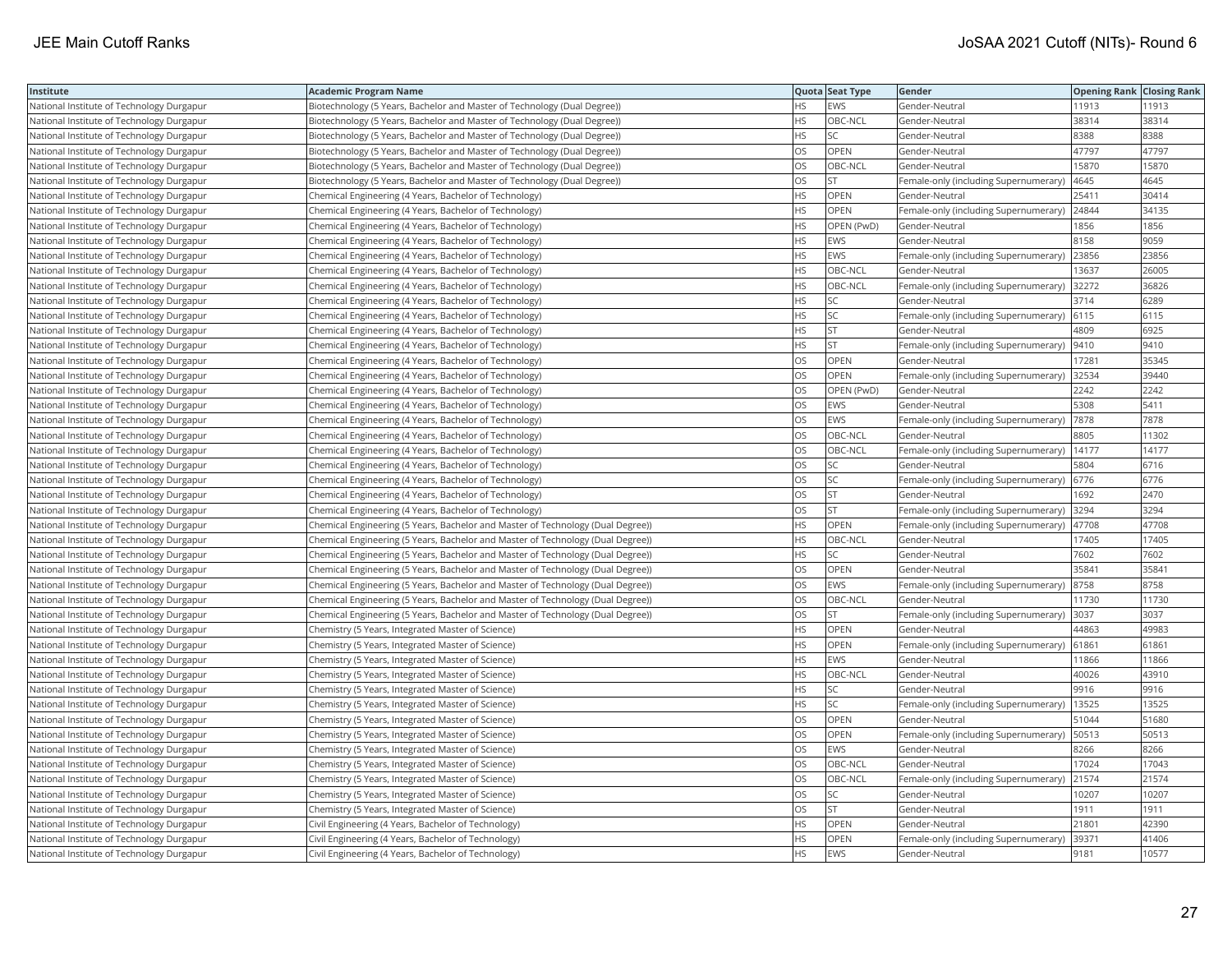| Institute | Academic Program Name | Quota | Seat Type | Gender | Opening Rank | Closing Rank |
| --- | --- | --- | --- | --- | --- | --- |
| National Institute of Technology Durgapur | Biotechnology (5 Years, Bachelor and Master of Technology (Dual Degree)) | HS | EWS | Gender-Neutral | 11913 | 11913 |
| National Institute of Technology Durgapur | Biotechnology (5 Years, Bachelor and Master of Technology (Dual Degree)) | HS | OBC-NCL | Gender-Neutral | 38314 | 38314 |
| National Institute of Technology Durgapur | Biotechnology (5 Years, Bachelor and Master of Technology (Dual Degree)) | HS | SC | Gender-Neutral | 8388 | 8388 |
| National Institute of Technology Durgapur | Biotechnology (5 Years, Bachelor and Master of Technology (Dual Degree)) | OS | OPEN | Gender-Neutral | 47797 | 47797 |
| National Institute of Technology Durgapur | Biotechnology (5 Years, Bachelor and Master of Technology (Dual Degree)) | OS | OBC-NCL | Gender-Neutral | 15870 | 15870 |
| National Institute of Technology Durgapur | Biotechnology (5 Years, Bachelor and Master of Technology (Dual Degree)) | OS | ST | Female-only (including Supernumerary) | 4645 | 4645 |
| National Institute of Technology Durgapur | Chemical Engineering (4 Years, Bachelor of Technology) | HS | OPEN | Gender-Neutral | 25411 | 30414 |
| National Institute of Technology Durgapur | Chemical Engineering (4 Years, Bachelor of Technology) | HS | OPEN | Female-only (including Supernumerary) | 24844 | 34135 |
| National Institute of Technology Durgapur | Chemical Engineering (4 Years, Bachelor of Technology) | HS | OPEN (PwD) | Gender-Neutral | 1856 | 1856 |
| National Institute of Technology Durgapur | Chemical Engineering (4 Years, Bachelor of Technology) | HS | EWS | Gender-Neutral | 8158 | 9059 |
| National Institute of Technology Durgapur | Chemical Engineering (4 Years, Bachelor of Technology) | HS | EWS | Female-only (including Supernumerary) | 23856 | 23856 |
| National Institute of Technology Durgapur | Chemical Engineering (4 Years, Bachelor of Technology) | HS | OBC-NCL | Gender-Neutral | 13637 | 26005 |
| National Institute of Technology Durgapur | Chemical Engineering (4 Years, Bachelor of Technology) | HS | OBC-NCL | Female-only (including Supernumerary) | 32272 | 36826 |
| National Institute of Technology Durgapur | Chemical Engineering (4 Years, Bachelor of Technology) | HS | SC | Gender-Neutral | 3714 | 6289 |
| National Institute of Technology Durgapur | Chemical Engineering (4 Years, Bachelor of Technology) | HS | SC | Female-only (including Supernumerary) | 6115 | 6115 |
| National Institute of Technology Durgapur | Chemical Engineering (4 Years, Bachelor of Technology) | HS | ST | Gender-Neutral | 4809 | 6925 |
| National Institute of Technology Durgapur | Chemical Engineering (4 Years, Bachelor of Technology) | HS | ST | Female-only (including Supernumerary) | 9410 | 9410 |
| National Institute of Technology Durgapur | Chemical Engineering (4 Years, Bachelor of Technology) | OS | OPEN | Gender-Neutral | 17281 | 35345 |
| National Institute of Technology Durgapur | Chemical Engineering (4 Years, Bachelor of Technology) | OS | OPEN | Female-only (including Supernumerary) | 32534 | 39440 |
| National Institute of Technology Durgapur | Chemical Engineering (4 Years, Bachelor of Technology) | OS | OPEN (PwD) | Gender-Neutral | 2242 | 2242 |
| National Institute of Technology Durgapur | Chemical Engineering (4 Years, Bachelor of Technology) | OS | EWS | Gender-Neutral | 5308 | 5411 |
| National Institute of Technology Durgapur | Chemical Engineering (4 Years, Bachelor of Technology) | OS | EWS | Female-only (including Supernumerary) | 7878 | 7878 |
| National Institute of Technology Durgapur | Chemical Engineering (4 Years, Bachelor of Technology) | OS | OBC-NCL | Gender-Neutral | 8805 | 11302 |
| National Institute of Technology Durgapur | Chemical Engineering (4 Years, Bachelor of Technology) | OS | OBC-NCL | Female-only (including Supernumerary) | 14177 | 14177 |
| National Institute of Technology Durgapur | Chemical Engineering (4 Years, Bachelor of Technology) | OS | SC | Gender-Neutral | 5804 | 6716 |
| National Institute of Technology Durgapur | Chemical Engineering (4 Years, Bachelor of Technology) | OS | SC | Female-only (including Supernumerary) | 6776 | 6776 |
| National Institute of Technology Durgapur | Chemical Engineering (4 Years, Bachelor of Technology) | OS | ST | Gender-Neutral | 1692 | 2470 |
| National Institute of Technology Durgapur | Chemical Engineering (4 Years, Bachelor of Technology) | OS | ST | Female-only (including Supernumerary) | 3294 | 3294 |
| National Institute of Technology Durgapur | Chemical Engineering (5 Years, Bachelor and Master of Technology (Dual Degree)) | HS | OPEN | Female-only (including Supernumerary) | 47708 | 47708 |
| National Institute of Technology Durgapur | Chemical Engineering (5 Years, Bachelor and Master of Technology (Dual Degree)) | HS | OBC-NCL | Gender-Neutral | 17405 | 17405 |
| National Institute of Technology Durgapur | Chemical Engineering (5 Years, Bachelor and Master of Technology (Dual Degree)) | HS | SC | Gender-Neutral | 7602 | 7602 |
| National Institute of Technology Durgapur | Chemical Engineering (5 Years, Bachelor and Master of Technology (Dual Degree)) | OS | OPEN | Gender-Neutral | 35841 | 35841 |
| National Institute of Technology Durgapur | Chemical Engineering (5 Years, Bachelor and Master of Technology (Dual Degree)) | OS | EWS | Female-only (including Supernumerary) | 8758 | 8758 |
| National Institute of Technology Durgapur | Chemical Engineering (5 Years, Bachelor and Master of Technology (Dual Degree)) | OS | OBC-NCL | Gender-Neutral | 11730 | 11730 |
| National Institute of Technology Durgapur | Chemical Engineering (5 Years, Bachelor and Master of Technology (Dual Degree)) | OS | ST | Female-only (including Supernumerary) | 3037 | 3037 |
| National Institute of Technology Durgapur | Chemistry (5 Years, Integrated Master of Science) | HS | OPEN | Gender-Neutral | 44863 | 49983 |
| National Institute of Technology Durgapur | Chemistry (5 Years, Integrated Master of Science) | HS | OPEN | Female-only (including Supernumerary) | 61861 | 61861 |
| National Institute of Technology Durgapur | Chemistry (5 Years, Integrated Master of Science) | HS | EWS | Gender-Neutral | 11866 | 11866 |
| National Institute of Technology Durgapur | Chemistry (5 Years, Integrated Master of Science) | HS | OBC-NCL | Gender-Neutral | 40026 | 43910 |
| National Institute of Technology Durgapur | Chemistry (5 Years, Integrated Master of Science) | HS | SC | Gender-Neutral | 9916 | 9916 |
| National Institute of Technology Durgapur | Chemistry (5 Years, Integrated Master of Science) | HS | SC | Female-only (including Supernumerary) | 13525 | 13525 |
| National Institute of Technology Durgapur | Chemistry (5 Years, Integrated Master of Science) | OS | OPEN | Gender-Neutral | 51044 | 51680 |
| National Institute of Technology Durgapur | Chemistry (5 Years, Integrated Master of Science) | OS | OPEN | Female-only (including Supernumerary) | 50513 | 50513 |
| National Institute of Technology Durgapur | Chemistry (5 Years, Integrated Master of Science) | OS | EWS | Gender-Neutral | 8266 | 8266 |
| National Institute of Technology Durgapur | Chemistry (5 Years, Integrated Master of Science) | OS | OBC-NCL | Gender-Neutral | 17024 | 17043 |
| National Institute of Technology Durgapur | Chemistry (5 Years, Integrated Master of Science) | OS | OBC-NCL | Female-only (including Supernumerary) | 21574 | 21574 |
| National Institute of Technology Durgapur | Chemistry (5 Years, Integrated Master of Science) | OS | SC | Gender-Neutral | 10207 | 10207 |
| National Institute of Technology Durgapur | Chemistry (5 Years, Integrated Master of Science) | OS | ST | Gender-Neutral | 1911 | 1911 |
| National Institute of Technology Durgapur | Civil Engineering (4 Years, Bachelor of Technology) | HS | OPEN | Gender-Neutral | 21801 | 42390 |
| National Institute of Technology Durgapur | Civil Engineering (4 Years, Bachelor of Technology) | HS | OPEN | Female-only (including Supernumerary) | 39371 | 41406 |
| National Institute of Technology Durgapur | Civil Engineering (4 Years, Bachelor of Technology) | HS | EWS | Gender-Neutral | 9181 | 10577 |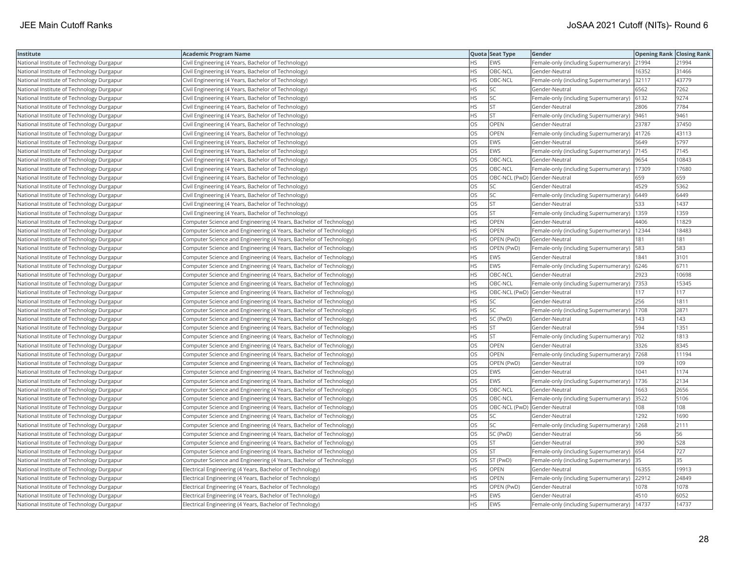| Institute | Academic Program Name | Quota | Seat Type | Gender | Opening Rank | Closing Rank |
|---|---|---|---|---|---|---|
| National Institute of Technology Durgapur | Civil Engineering (4 Years, Bachelor of Technology) | HS | EWS | Female-only (including Supernumerary) | 21994 | 21994 |
| National Institute of Technology Durgapur | Civil Engineering (4 Years, Bachelor of Technology) | HS | OBC-NCL | Gender-Neutral | 16352 | 31466 |
| National Institute of Technology Durgapur | Civil Engineering (4 Years, Bachelor of Technology) | HS | OBC-NCL | Female-only (including Supernumerary) | 32117 | 43779 |
| National Institute of Technology Durgapur | Civil Engineering (4 Years, Bachelor of Technology) | HS | SC | Gender-Neutral | 6562 | 7262 |
| National Institute of Technology Durgapur | Civil Engineering (4 Years, Bachelor of Technology) | HS | SC | Female-only (including Supernumerary) | 6132 | 9274 |
| National Institute of Technology Durgapur | Civil Engineering (4 Years, Bachelor of Technology) | HS | ST | Gender-Neutral | 2806 | 7784 |
| National Institute of Technology Durgapur | Civil Engineering (4 Years, Bachelor of Technology) | HS | ST | Female-only (including Supernumerary) | 9461 | 9461 |
| National Institute of Technology Durgapur | Civil Engineering (4 Years, Bachelor of Technology) | OS | OPEN | Gender-Neutral | 23787 | 37450 |
| National Institute of Technology Durgapur | Civil Engineering (4 Years, Bachelor of Technology) | OS | OPEN | Female-only (including Supernumerary) | 41726 | 43113 |
| National Institute of Technology Durgapur | Civil Engineering (4 Years, Bachelor of Technology) | OS | EWS | Gender-Neutral | 5649 | 5797 |
| National Institute of Technology Durgapur | Civil Engineering (4 Years, Bachelor of Technology) | OS | EWS | Female-only (including Supernumerary) | 7145 | 7145 |
| National Institute of Technology Durgapur | Civil Engineering (4 Years, Bachelor of Technology) | OS | OBC-NCL | Gender-Neutral | 9654 | 10843 |
| National Institute of Technology Durgapur | Civil Engineering (4 Years, Bachelor of Technology) | OS | OBC-NCL | Female-only (including Supernumerary) | 17309 | 17680 |
| National Institute of Technology Durgapur | Civil Engineering (4 Years, Bachelor of Technology) | OS | OBC-NCL (PwD) | Gender-Neutral | 659 | 659 |
| National Institute of Technology Durgapur | Civil Engineering (4 Years, Bachelor of Technology) | OS | SC | Gender-Neutral | 4529 | 5362 |
| National Institute of Technology Durgapur | Civil Engineering (4 Years, Bachelor of Technology) | OS | SC | Female-only (including Supernumerary) | 6449 | 6449 |
| National Institute of Technology Durgapur | Civil Engineering (4 Years, Bachelor of Technology) | OS | ST | Gender-Neutral | 533 | 1437 |
| National Institute of Technology Durgapur | Civil Engineering (4 Years, Bachelor of Technology) | OS | ST | Female-only (including Supernumerary) | 1359 | 1359 |
| National Institute of Technology Durgapur | Computer Science and Engineering (4 Years, Bachelor of Technology) | HS | OPEN | Gender-Neutral | 4406 | 11829 |
| National Institute of Technology Durgapur | Computer Science and Engineering (4 Years, Bachelor of Technology) | HS | OPEN | Female-only (including Supernumerary) | 12344 | 18483 |
| National Institute of Technology Durgapur | Computer Science and Engineering (4 Years, Bachelor of Technology) | HS | OPEN (PwD) | Gender-Neutral | 181 | 181 |
| National Institute of Technology Durgapur | Computer Science and Engineering (4 Years, Bachelor of Technology) | HS | OPEN (PwD) | Female-only (including Supernumerary) | 583 | 583 |
| National Institute of Technology Durgapur | Computer Science and Engineering (4 Years, Bachelor of Technology) | HS | EWS | Gender-Neutral | 1841 | 3101 |
| National Institute of Technology Durgapur | Computer Science and Engineering (4 Years, Bachelor of Technology) | HS | EWS | Female-only (including Supernumerary) | 6246 | 6711 |
| National Institute of Technology Durgapur | Computer Science and Engineering (4 Years, Bachelor of Technology) | HS | OBC-NCL | Gender-Neutral | 2923 | 10698 |
| National Institute of Technology Durgapur | Computer Science and Engineering (4 Years, Bachelor of Technology) | HS | OBC-NCL | Female-only (including Supernumerary) | 7353 | 15345 |
| National Institute of Technology Durgapur | Computer Science and Engineering (4 Years, Bachelor of Technology) | HS | OBC-NCL (PwD) | Gender-Neutral | 117 | 117 |
| National Institute of Technology Durgapur | Computer Science and Engineering (4 Years, Bachelor of Technology) | HS | SC | Gender-Neutral | 256 | 1811 |
| National Institute of Technology Durgapur | Computer Science and Engineering (4 Years, Bachelor of Technology) | HS | SC | Female-only (including Supernumerary) | 1708 | 2871 |
| National Institute of Technology Durgapur | Computer Science and Engineering (4 Years, Bachelor of Technology) | HS | SC (PwD) | Gender-Neutral | 143 | 143 |
| National Institute of Technology Durgapur | Computer Science and Engineering (4 Years, Bachelor of Technology) | HS | ST | Gender-Neutral | 594 | 1351 |
| National Institute of Technology Durgapur | Computer Science and Engineering (4 Years, Bachelor of Technology) | HS | ST | Female-only (including Supernumerary) | 702 | 1813 |
| National Institute of Technology Durgapur | Computer Science and Engineering (4 Years, Bachelor of Technology) | OS | OPEN | Gender-Neutral | 3326 | 8345 |
| National Institute of Technology Durgapur | Computer Science and Engineering (4 Years, Bachelor of Technology) | OS | OPEN | Female-only (including Supernumerary) | 7268 | 11194 |
| National Institute of Technology Durgapur | Computer Science and Engineering (4 Years, Bachelor of Technology) | OS | OPEN (PwD) | Gender-Neutral | 109 | 109 |
| National Institute of Technology Durgapur | Computer Science and Engineering (4 Years, Bachelor of Technology) | OS | EWS | Gender-Neutral | 1041 | 1174 |
| National Institute of Technology Durgapur | Computer Science and Engineering (4 Years, Bachelor of Technology) | OS | EWS | Female-only (including Supernumerary) | 1736 | 2134 |
| National Institute of Technology Durgapur | Computer Science and Engineering (4 Years, Bachelor of Technology) | OS | OBC-NCL | Gender-Neutral | 1663 | 2656 |
| National Institute of Technology Durgapur | Computer Science and Engineering (4 Years, Bachelor of Technology) | OS | OBC-NCL | Female-only (including Supernumerary) | 3522 | 5106 |
| National Institute of Technology Durgapur | Computer Science and Engineering (4 Years, Bachelor of Technology) | OS | OBC-NCL (PwD) | Gender-Neutral | 108 | 108 |
| National Institute of Technology Durgapur | Computer Science and Engineering (4 Years, Bachelor of Technology) | OS | SC | Gender-Neutral | 1292 | 1690 |
| National Institute of Technology Durgapur | Computer Science and Engineering (4 Years, Bachelor of Technology) | OS | SC | Female-only (including Supernumerary) | 1268 | 2111 |
| National Institute of Technology Durgapur | Computer Science and Engineering (4 Years, Bachelor of Technology) | OS | SC (PwD) | Gender-Neutral | 56 | 56 |
| National Institute of Technology Durgapur | Computer Science and Engineering (4 Years, Bachelor of Technology) | OS | ST | Gender-Neutral | 390 | 528 |
| National Institute of Technology Durgapur | Computer Science and Engineering (4 Years, Bachelor of Technology) | OS | ST | Female-only (including Supernumerary) | 654 | 727 |
| National Institute of Technology Durgapur | Computer Science and Engineering (4 Years, Bachelor of Technology) | OS | ST (PwD) | Female-only (including Supernumerary) | 35 | 35 |
| National Institute of Technology Durgapur | Electrical Engineering (4 Years, Bachelor of Technology) | HS | OPEN | Gender-Neutral | 16355 | 19913 |
| National Institute of Technology Durgapur | Electrical Engineering (4 Years, Bachelor of Technology) | HS | OPEN | Female-only (including Supernumerary) | 22912 | 24849 |
| National Institute of Technology Durgapur | Electrical Engineering (4 Years, Bachelor of Technology) | HS | OPEN (PwD) | Gender-Neutral | 1078 | 1078 |
| National Institute of Technology Durgapur | Electrical Engineering (4 Years, Bachelor of Technology) | HS | EWS | Gender-Neutral | 4510 | 6052 |
| National Institute of Technology Durgapur | Electrical Engineering (4 Years, Bachelor of Technology) | HS | EWS | Female-only (including Supernumerary) | 14737 | 14737 |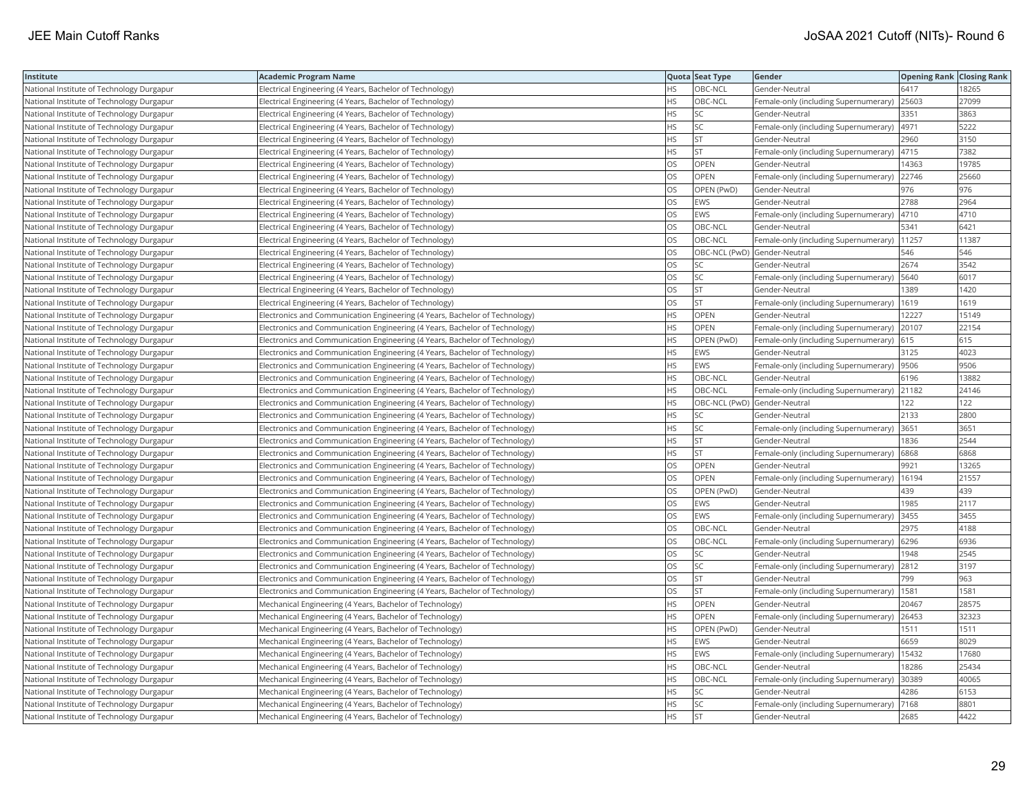| Institute | Academic Program Name | Quota | Seat Type | Gender | Opening Rank | Closing Rank |
|---|---|---|---|---|---|---|
| National Institute of Technology Durgapur | Electrical Engineering (4 Years, Bachelor of Technology) | HS | OBC-NCL | Gender-Neutral | 6417 | 18265 |
| National Institute of Technology Durgapur | Electrical Engineering (4 Years, Bachelor of Technology) | HS | OBC-NCL | Female-only (including Supernumerary) | 25603 | 27099 |
| National Institute of Technology Durgapur | Electrical Engineering (4 Years, Bachelor of Technology) | HS | SC | Gender-Neutral | 3351 | 3863 |
| National Institute of Technology Durgapur | Electrical Engineering (4 Years, Bachelor of Technology) | HS | SC | Female-only (including Supernumerary) | 4971 | 5222 |
| National Institute of Technology Durgapur | Electrical Engineering (4 Years, Bachelor of Technology) | HS | ST | Gender-Neutral | 2960 | 3150 |
| National Institute of Technology Durgapur | Electrical Engineering (4 Years, Bachelor of Technology) | HS | ST | Female-only (including Supernumerary) | 4715 | 7382 |
| National Institute of Technology Durgapur | Electrical Engineering (4 Years, Bachelor of Technology) | OS | OPEN | Gender-Neutral | 14363 | 19785 |
| National Institute of Technology Durgapur | Electrical Engineering (4 Years, Bachelor of Technology) | OS | OPEN | Female-only (including Supernumerary) | 22746 | 25660 |
| National Institute of Technology Durgapur | Electrical Engineering (4 Years, Bachelor of Technology) | OS | OPEN (PwD) | Gender-Neutral | 976 | 976 |
| National Institute of Technology Durgapur | Electrical Engineering (4 Years, Bachelor of Technology) | OS | EWS | Gender-Neutral | 2788 | 2964 |
| National Institute of Technology Durgapur | Electrical Engineering (4 Years, Bachelor of Technology) | OS | EWS | Female-only (including Supernumerary) | 4710 | 4710 |
| National Institute of Technology Durgapur | Electrical Engineering (4 Years, Bachelor of Technology) | OS | OBC-NCL | Gender-Neutral | 5341 | 6421 |
| National Institute of Technology Durgapur | Electrical Engineering (4 Years, Bachelor of Technology) | OS | OBC-NCL | Female-only (including Supernumerary) | 11257 | 11387 |
| National Institute of Technology Durgapur | Electrical Engineering (4 Years, Bachelor of Technology) | OS | OBC-NCL (PwD) | Gender-Neutral | 546 | 546 |
| National Institute of Technology Durgapur | Electrical Engineering (4 Years, Bachelor of Technology) | OS | SC | Gender-Neutral | 2674 | 3542 |
| National Institute of Technology Durgapur | Electrical Engineering (4 Years, Bachelor of Technology) | OS | SC | Female-only (including Supernumerary) | 5640 | 6017 |
| National Institute of Technology Durgapur | Electrical Engineering (4 Years, Bachelor of Technology) | OS | ST | Gender-Neutral | 1389 | 1420 |
| National Institute of Technology Durgapur | Electrical Engineering (4 Years, Bachelor of Technology) | OS | ST | Female-only (including Supernumerary) | 1619 | 1619 |
| National Institute of Technology Durgapur | Electronics and Communication Engineering (4 Years, Bachelor of Technology) | HS | OPEN | Gender-Neutral | 12227 | 15149 |
| National Institute of Technology Durgapur | Electronics and Communication Engineering (4 Years, Bachelor of Technology) | HS | OPEN | Female-only (including Supernumerary) | 20107 | 22154 |
| National Institute of Technology Durgapur | Electronics and Communication Engineering (4 Years, Bachelor of Technology) | HS | OPEN (PwD) | Female-only (including Supernumerary) | 615 | 615 |
| National Institute of Technology Durgapur | Electronics and Communication Engineering (4 Years, Bachelor of Technology) | HS | EWS | Gender-Neutral | 3125 | 4023 |
| National Institute of Technology Durgapur | Electronics and Communication Engineering (4 Years, Bachelor of Technology) | HS | EWS | Female-only (including Supernumerary) | 9506 | 9506 |
| National Institute of Technology Durgapur | Electronics and Communication Engineering (4 Years, Bachelor of Technology) | HS | OBC-NCL | Gender-Neutral | 6196 | 13882 |
| National Institute of Technology Durgapur | Electronics and Communication Engineering (4 Years, Bachelor of Technology) | HS | OBC-NCL | Female-only (including Supernumerary) | 21182 | 24146 |
| National Institute of Technology Durgapur | Electronics and Communication Engineering (4 Years, Bachelor of Technology) | HS | OBC-NCL (PwD) | Gender-Neutral | 122 | 122 |
| National Institute of Technology Durgapur | Electronics and Communication Engineering (4 Years, Bachelor of Technology) | HS | SC | Gender-Neutral | 2133 | 2800 |
| National Institute of Technology Durgapur | Electronics and Communication Engineering (4 Years, Bachelor of Technology) | HS | SC | Female-only (including Supernumerary) | 3651 | 3651 |
| National Institute of Technology Durgapur | Electronics and Communication Engineering (4 Years, Bachelor of Technology) | HS | ST | Gender-Neutral | 1836 | 2544 |
| National Institute of Technology Durgapur | Electronics and Communication Engineering (4 Years, Bachelor of Technology) | HS | ST | Female-only (including Supernumerary) | 6868 | 6868 |
| National Institute of Technology Durgapur | Electronics and Communication Engineering (4 Years, Bachelor of Technology) | OS | OPEN | Gender-Neutral | 9921 | 13265 |
| National Institute of Technology Durgapur | Electronics and Communication Engineering (4 Years, Bachelor of Technology) | OS | OPEN | Female-only (including Supernumerary) | 16194 | 21557 |
| National Institute of Technology Durgapur | Electronics and Communication Engineering (4 Years, Bachelor of Technology) | OS | OPEN (PwD) | Gender-Neutral | 439 | 439 |
| National Institute of Technology Durgapur | Electronics and Communication Engineering (4 Years, Bachelor of Technology) | OS | EWS | Gender-Neutral | 1985 | 2117 |
| National Institute of Technology Durgapur | Electronics and Communication Engineering (4 Years, Bachelor of Technology) | OS | EWS | Female-only (including Supernumerary) | 3455 | 3455 |
| National Institute of Technology Durgapur | Electronics and Communication Engineering (4 Years, Bachelor of Technology) | OS | OBC-NCL | Gender-Neutral | 2975 | 4188 |
| National Institute of Technology Durgapur | Electronics and Communication Engineering (4 Years, Bachelor of Technology) | OS | OBC-NCL | Female-only (including Supernumerary) | 6296 | 6936 |
| National Institute of Technology Durgapur | Electronics and Communication Engineering (4 Years, Bachelor of Technology) | OS | SC | Gender-Neutral | 1948 | 2545 |
| National Institute of Technology Durgapur | Electronics and Communication Engineering (4 Years, Bachelor of Technology) | OS | SC | Female-only (including Supernumerary) | 2812 | 3197 |
| National Institute of Technology Durgapur | Electronics and Communication Engineering (4 Years, Bachelor of Technology) | OS | ST | Gender-Neutral | 799 | 963 |
| National Institute of Technology Durgapur | Electronics and Communication Engineering (4 Years, Bachelor of Technology) | OS | ST | Female-only (including Supernumerary) | 1581 | 1581 |
| National Institute of Technology Durgapur | Mechanical Engineering (4 Years, Bachelor of Technology) | HS | OPEN | Gender-Neutral | 20467 | 28575 |
| National Institute of Technology Durgapur | Mechanical Engineering (4 Years, Bachelor of Technology) | HS | OPEN | Female-only (including Supernumerary) | 26453 | 32323 |
| National Institute of Technology Durgapur | Mechanical Engineering (4 Years, Bachelor of Technology) | HS | OPEN (PwD) | Gender-Neutral | 1511 | 1511 |
| National Institute of Technology Durgapur | Mechanical Engineering (4 Years, Bachelor of Technology) | HS | EWS | Gender-Neutral | 6659 | 8029 |
| National Institute of Technology Durgapur | Mechanical Engineering (4 Years, Bachelor of Technology) | HS | EWS | Female-only (including Supernumerary) | 15432 | 17680 |
| National Institute of Technology Durgapur | Mechanical Engineering (4 Years, Bachelor of Technology) | HS | OBC-NCL | Gender-Neutral | 18286 | 25434 |
| National Institute of Technology Durgapur | Mechanical Engineering (4 Years, Bachelor of Technology) | HS | OBC-NCL | Female-only (including Supernumerary) | 30389 | 40065 |
| National Institute of Technology Durgapur | Mechanical Engineering (4 Years, Bachelor of Technology) | HS | SC | Gender-Neutral | 4286 | 6153 |
| National Institute of Technology Durgapur | Mechanical Engineering (4 Years, Bachelor of Technology) | HS | SC | Female-only (including Supernumerary) | 7168 | 8801 |
| National Institute of Technology Durgapur | Mechanical Engineering (4 Years, Bachelor of Technology) | HS | ST | Gender-Neutral | 2685 | 4422 |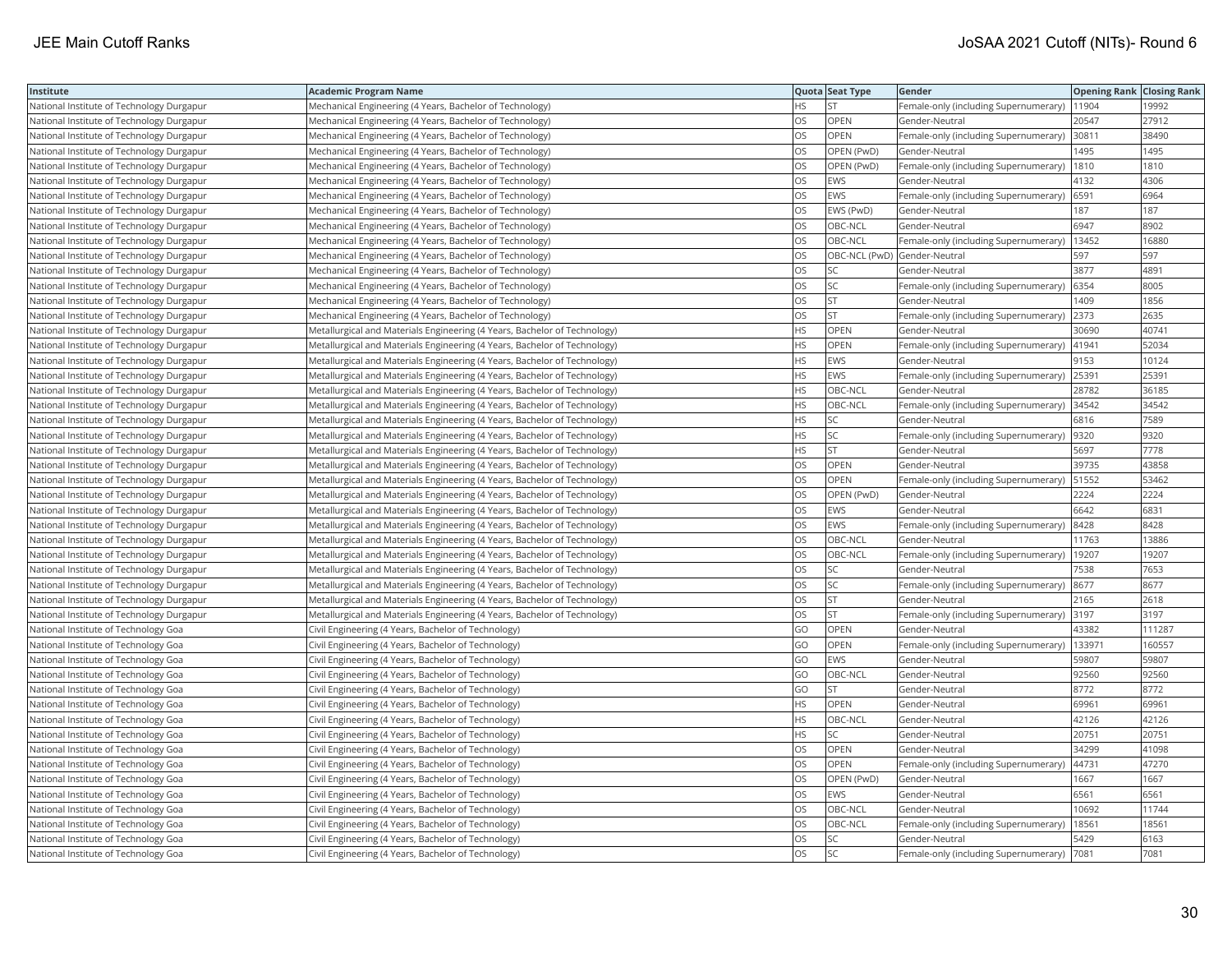| Institute | Academic Program Name | Quota | Seat Type | Gender | Opening Rank | Closing Rank |
|---|---|---|---|---|---|---|
| National Institute of Technology Durgapur | Mechanical Engineering (4 Years, Bachelor of Technology) | HS | ST | Female-only (including Supernumerary) | 11904 | 19992 |
| National Institute of Technology Durgapur | Mechanical Engineering (4 Years, Bachelor of Technology) | OS | OPEN | Gender-Neutral | 20547 | 27912 |
| National Institute of Technology Durgapur | Mechanical Engineering (4 Years, Bachelor of Technology) | OS | OPEN | Female-only (including Supernumerary) | 30811 | 38490 |
| National Institute of Technology Durgapur | Mechanical Engineering (4 Years, Bachelor of Technology) | OS | OPEN (PwD) | Gender-Neutral | 1495 | 1495 |
| National Institute of Technology Durgapur | Mechanical Engineering (4 Years, Bachelor of Technology) | OS | OPEN (PwD) | Female-only (including Supernumerary) | 1810 | 1810 |
| National Institute of Technology Durgapur | Mechanical Engineering (4 Years, Bachelor of Technology) | OS | EWS | Gender-Neutral | 4132 | 4306 |
| National Institute of Technology Durgapur | Mechanical Engineering (4 Years, Bachelor of Technology) | OS | EWS | Female-only (including Supernumerary) | 6591 | 6964 |
| National Institute of Technology Durgapur | Mechanical Engineering (4 Years, Bachelor of Technology) | OS | EWS (PwD) | Gender-Neutral | 187 | 187 |
| National Institute of Technology Durgapur | Mechanical Engineering (4 Years, Bachelor of Technology) | OS | OBC-NCL | Gender-Neutral | 6947 | 8902 |
| National Institute of Technology Durgapur | Mechanical Engineering (4 Years, Bachelor of Technology) | OS | OBC-NCL | Female-only (including Supernumerary) | 13452 | 16880 |
| National Institute of Technology Durgapur | Mechanical Engineering (4 Years, Bachelor of Technology) | OS | OBC-NCL (PwD) | Gender-Neutral | 597 | 597 |
| National Institute of Technology Durgapur | Mechanical Engineering (4 Years, Bachelor of Technology) | OS | SC | Gender-Neutral | 3877 | 4891 |
| National Institute of Technology Durgapur | Mechanical Engineering (4 Years, Bachelor of Technology) | OS | SC | Female-only (including Supernumerary) | 6354 | 8005 |
| National Institute of Technology Durgapur | Mechanical Engineering (4 Years, Bachelor of Technology) | OS | ST | Gender-Neutral | 1409 | 1856 |
| National Institute of Technology Durgapur | Mechanical Engineering (4 Years, Bachelor of Technology) | OS | ST | Female-only (including Supernumerary) | 2373 | 2635 |
| National Institute of Technology Durgapur | Metallurgical and Materials Engineering (4 Years, Bachelor of Technology) | HS | OPEN | Gender-Neutral | 30690 | 40741 |
| National Institute of Technology Durgapur | Metallurgical and Materials Engineering (4 Years, Bachelor of Technology) | HS | OPEN | Female-only (including Supernumerary) | 41941 | 52034 |
| National Institute of Technology Durgapur | Metallurgical and Materials Engineering (4 Years, Bachelor of Technology) | HS | EWS | Gender-Neutral | 9153 | 10124 |
| National Institute of Technology Durgapur | Metallurgical and Materials Engineering (4 Years, Bachelor of Technology) | HS | EWS | Female-only (including Supernumerary) | 25391 | 25391 |
| National Institute of Technology Durgapur | Metallurgical and Materials Engineering (4 Years, Bachelor of Technology) | HS | OBC-NCL | Gender-Neutral | 28782 | 36185 |
| National Institute of Technology Durgapur | Metallurgical and Materials Engineering (4 Years, Bachelor of Technology) | HS | OBC-NCL | Female-only (including Supernumerary) | 34542 | 34542 |
| National Institute of Technology Durgapur | Metallurgical and Materials Engineering (4 Years, Bachelor of Technology) | HS | SC | Gender-Neutral | 6816 | 7589 |
| National Institute of Technology Durgapur | Metallurgical and Materials Engineering (4 Years, Bachelor of Technology) | HS | SC | Female-only (including Supernumerary) | 9320 | 9320 |
| National Institute of Technology Durgapur | Metallurgical and Materials Engineering (4 Years, Bachelor of Technology) | HS | ST | Gender-Neutral | 5697 | 7778 |
| National Institute of Technology Durgapur | Metallurgical and Materials Engineering (4 Years, Bachelor of Technology) | OS | OPEN | Gender-Neutral | 39735 | 43858 |
| National Institute of Technology Durgapur | Metallurgical and Materials Engineering (4 Years, Bachelor of Technology) | OS | OPEN | Female-only (including Supernumerary) | 51552 | 53462 |
| National Institute of Technology Durgapur | Metallurgical and Materials Engineering (4 Years, Bachelor of Technology) | OS | OPEN (PwD) | Gender-Neutral | 2224 | 2224 |
| National Institute of Technology Durgapur | Metallurgical and Materials Engineering (4 Years, Bachelor of Technology) | OS | EWS | Gender-Neutral | 6642 | 6831 |
| National Institute of Technology Durgapur | Metallurgical and Materials Engineering (4 Years, Bachelor of Technology) | OS | EWS | Female-only (including Supernumerary) | 8428 | 8428 |
| National Institute of Technology Durgapur | Metallurgical and Materials Engineering (4 Years, Bachelor of Technology) | OS | OBC-NCL | Gender-Neutral | 11763 | 13886 |
| National Institute of Technology Durgapur | Metallurgical and Materials Engineering (4 Years, Bachelor of Technology) | OS | OBC-NCL | Female-only (including Supernumerary) | 19207 | 19207 |
| National Institute of Technology Durgapur | Metallurgical and Materials Engineering (4 Years, Bachelor of Technology) | OS | SC | Gender-Neutral | 7538 | 7653 |
| National Institute of Technology Durgapur | Metallurgical and Materials Engineering (4 Years, Bachelor of Technology) | OS | SC | Female-only (including Supernumerary) | 8677 | 8677 |
| National Institute of Technology Durgapur | Metallurgical and Materials Engineering (4 Years, Bachelor of Technology) | OS | ST | Gender-Neutral | 2165 | 2618 |
| National Institute of Technology Durgapur | Metallurgical and Materials Engineering (4 Years, Bachelor of Technology) | OS | ST | Female-only (including Supernumerary) | 3197 | 3197 |
| National Institute of Technology Goa | Civil Engineering (4 Years, Bachelor of Technology) | GO | OPEN | Gender-Neutral | 43382 | 111287 |
| National Institute of Technology Goa | Civil Engineering (4 Years, Bachelor of Technology) | GO | OPEN | Female-only (including Supernumerary) | 133971 | 160557 |
| National Institute of Technology Goa | Civil Engineering (4 Years, Bachelor of Technology) | GO | EWS | Gender-Neutral | 59807 | 59807 |
| National Institute of Technology Goa | Civil Engineering (4 Years, Bachelor of Technology) | GO | OBC-NCL | Gender-Neutral | 92560 | 92560 |
| National Institute of Technology Goa | Civil Engineering (4 Years, Bachelor of Technology) | GO | ST | Gender-Neutral | 8772 | 8772 |
| National Institute of Technology Goa | Civil Engineering (4 Years, Bachelor of Technology) | HS | OPEN | Gender-Neutral | 69961 | 69961 |
| National Institute of Technology Goa | Civil Engineering (4 Years, Bachelor of Technology) | HS | OBC-NCL | Gender-Neutral | 42126 | 42126 |
| National Institute of Technology Goa | Civil Engineering (4 Years, Bachelor of Technology) | HS | SC | Gender-Neutral | 20751 | 20751 |
| National Institute of Technology Goa | Civil Engineering (4 Years, Bachelor of Technology) | OS | OPEN | Gender-Neutral | 34299 | 41098 |
| National Institute of Technology Goa | Civil Engineering (4 Years, Bachelor of Technology) | OS | OPEN | Female-only (including Supernumerary) | 44731 | 47270 |
| National Institute of Technology Goa | Civil Engineering (4 Years, Bachelor of Technology) | OS | OPEN (PwD) | Gender-Neutral | 1667 | 1667 |
| National Institute of Technology Goa | Civil Engineering (4 Years, Bachelor of Technology) | OS | EWS | Gender-Neutral | 6561 | 6561 |
| National Institute of Technology Goa | Civil Engineering (4 Years, Bachelor of Technology) | OS | OBC-NCL | Gender-Neutral | 10692 | 11744 |
| National Institute of Technology Goa | Civil Engineering (4 Years, Bachelor of Technology) | OS | OBC-NCL | Female-only (including Supernumerary) | 18561 | 18561 |
| National Institute of Technology Goa | Civil Engineering (4 Years, Bachelor of Technology) | OS | SC | Gender-Neutral | 5429 | 6163 |
| National Institute of Technology Goa | Civil Engineering (4 Years, Bachelor of Technology) | OS | SC | Female-only (including Supernumerary) | 7081 | 7081 |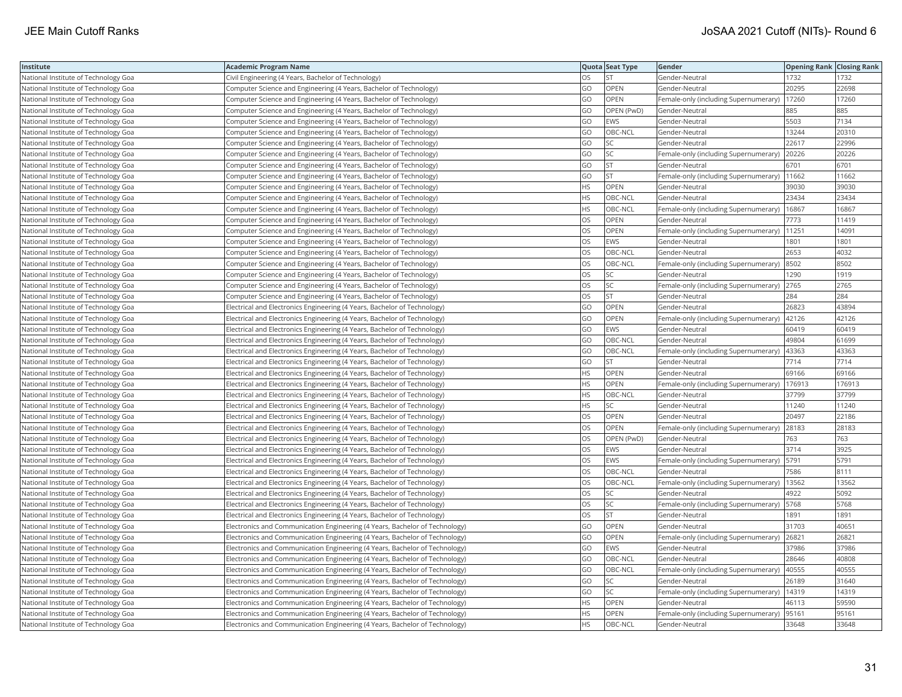| Institute | Academic Program Name | Quota | Seat Type | Gender | Opening Rank | Closing Rank |
|---|---|---|---|---|---|---|
| National Institute of Technology Goa | Civil Engineering (4 Years, Bachelor of Technology) | OS | ST | Gender-Neutral | 1732 | 1732 |
| National Institute of Technology Goa | Computer Science and Engineering (4 Years, Bachelor of Technology) | GO | OPEN | Gender-Neutral | 20295 | 22698 |
| National Institute of Technology Goa | Computer Science and Engineering (4 Years, Bachelor of Technology) | GO | OPEN | Female-only (including Supernumerary) | 17260 | 17260 |
| National Institute of Technology Goa | Computer Science and Engineering (4 Years, Bachelor of Technology) | GO | OPEN (PwD) | Gender-Neutral | 885 | 885 |
| National Institute of Technology Goa | Computer Science and Engineering (4 Years, Bachelor of Technology) | GO | EWS | Gender-Neutral | 5503 | 7134 |
| National Institute of Technology Goa | Computer Science and Engineering (4 Years, Bachelor of Technology) | GO | OBC-NCL | Gender-Neutral | 13244 | 20310 |
| National Institute of Technology Goa | Computer Science and Engineering (4 Years, Bachelor of Technology) | GO | SC | Gender-Neutral | 22617 | 22996 |
| National Institute of Technology Goa | Computer Science and Engineering (4 Years, Bachelor of Technology) | GO | SC | Female-only (including Supernumerary) | 20226 | 20226 |
| National Institute of Technology Goa | Computer Science and Engineering (4 Years, Bachelor of Technology) | GO | ST | Gender-Neutral | 6701 | 6701 |
| National Institute of Technology Goa | Computer Science and Engineering (4 Years, Bachelor of Technology) | GO | ST | Female-only (including Supernumerary) | 11662 | 11662 |
| National Institute of Technology Goa | Computer Science and Engineering (4 Years, Bachelor of Technology) | HS | OPEN | Gender-Neutral | 39030 | 39030 |
| National Institute of Technology Goa | Computer Science and Engineering (4 Years, Bachelor of Technology) | HS | OBC-NCL | Gender-Neutral | 23434 | 23434 |
| National Institute of Technology Goa | Computer Science and Engineering (4 Years, Bachelor of Technology) | HS | OBC-NCL | Female-only (including Supernumerary) | 16867 | 16867 |
| National Institute of Technology Goa | Computer Science and Engineering (4 Years, Bachelor of Technology) | OS | OPEN | Gender-Neutral | 7773 | 11419 |
| National Institute of Technology Goa | Computer Science and Engineering (4 Years, Bachelor of Technology) | OS | OPEN | Female-only (including Supernumerary) | 11251 | 14091 |
| National Institute of Technology Goa | Computer Science and Engineering (4 Years, Bachelor of Technology) | OS | EWS | Gender-Neutral | 1801 | 1801 |
| National Institute of Technology Goa | Computer Science and Engineering (4 Years, Bachelor of Technology) | OS | OBC-NCL | Gender-Neutral | 2653 | 4032 |
| National Institute of Technology Goa | Computer Science and Engineering (4 Years, Bachelor of Technology) | OS | OBC-NCL | Female-only (including Supernumerary) | 8502 | 8502 |
| National Institute of Technology Goa | Computer Science and Engineering (4 Years, Bachelor of Technology) | OS | SC | Gender-Neutral | 1290 | 1919 |
| National Institute of Technology Goa | Computer Science and Engineering (4 Years, Bachelor of Technology) | OS | SC | Female-only (including Supernumerary) | 2765 | 2765 |
| National Institute of Technology Goa | Computer Science and Engineering (4 Years, Bachelor of Technology) | OS | ST | Gender-Neutral | 284 | 284 |
| National Institute of Technology Goa | Electrical and Electronics Engineering (4 Years, Bachelor of Technology) | GO | OPEN | Gender-Neutral | 26823 | 43894 |
| National Institute of Technology Goa | Electrical and Electronics Engineering (4 Years, Bachelor of Technology) | GO | OPEN | Female-only (including Supernumerary) | 42126 | 42126 |
| National Institute of Technology Goa | Electrical and Electronics Engineering (4 Years, Bachelor of Technology) | GO | EWS | Gender-Neutral | 60419 | 60419 |
| National Institute of Technology Goa | Electrical and Electronics Engineering (4 Years, Bachelor of Technology) | GO | OBC-NCL | Gender-Neutral | 49804 | 61699 |
| National Institute of Technology Goa | Electrical and Electronics Engineering (4 Years, Bachelor of Technology) | GO | OBC-NCL | Female-only (including Supernumerary) | 43363 | 43363 |
| National Institute of Technology Goa | Electrical and Electronics Engineering (4 Years, Bachelor of Technology) | GO | ST | Gender-Neutral | 7714 | 7714 |
| National Institute of Technology Goa | Electrical and Electronics Engineering (4 Years, Bachelor of Technology) | HS | OPEN | Gender-Neutral | 69166 | 69166 |
| National Institute of Technology Goa | Electrical and Electronics Engineering (4 Years, Bachelor of Technology) | HS | OPEN | Female-only (including Supernumerary) | 176913 | 176913 |
| National Institute of Technology Goa | Electrical and Electronics Engineering (4 Years, Bachelor of Technology) | HS | OBC-NCL | Gender-Neutral | 37799 | 37799 |
| National Institute of Technology Goa | Electrical and Electronics Engineering (4 Years, Bachelor of Technology) | HS | SC | Gender-Neutral | 11240 | 11240 |
| National Institute of Technology Goa | Electrical and Electronics Engineering (4 Years, Bachelor of Technology) | OS | OPEN | Gender-Neutral | 20497 | 22186 |
| National Institute of Technology Goa | Electrical and Electronics Engineering (4 Years, Bachelor of Technology) | OS | OPEN | Female-only (including Supernumerary) | 28183 | 28183 |
| National Institute of Technology Goa | Electrical and Electronics Engineering (4 Years, Bachelor of Technology) | OS | OPEN (PwD) | Gender-Neutral | 763 | 763 |
| National Institute of Technology Goa | Electrical and Electronics Engineering (4 Years, Bachelor of Technology) | OS | EWS | Gender-Neutral | 3714 | 3925 |
| National Institute of Technology Goa | Electrical and Electronics Engineering (4 Years, Bachelor of Technology) | OS | EWS | Female-only (including Supernumerary) | 5791 | 5791 |
| National Institute of Technology Goa | Electrical and Electronics Engineering (4 Years, Bachelor of Technology) | OS | OBC-NCL | Gender-Neutral | 7586 | 8111 |
| National Institute of Technology Goa | Electrical and Electronics Engineering (4 Years, Bachelor of Technology) | OS | OBC-NCL | Female-only (including Supernumerary) | 13562 | 13562 |
| National Institute of Technology Goa | Electrical and Electronics Engineering (4 Years, Bachelor of Technology) | OS | SC | Gender-Neutral | 4922 | 5092 |
| National Institute of Technology Goa | Electrical and Electronics Engineering (4 Years, Bachelor of Technology) | OS | SC | Female-only (including Supernumerary) | 5768 | 5768 |
| National Institute of Technology Goa | Electrical and Electronics Engineering (4 Years, Bachelor of Technology) | OS | ST | Gender-Neutral | 1891 | 1891 |
| National Institute of Technology Goa | Electronics and Communication Engineering (4 Years, Bachelor of Technology) | GO | OPEN | Gender-Neutral | 31703 | 40651 |
| National Institute of Technology Goa | Electronics and Communication Engineering (4 Years, Bachelor of Technology) | GO | OPEN | Female-only (including Supernumerary) | 26821 | 26821 |
| National Institute of Technology Goa | Electronics and Communication Engineering (4 Years, Bachelor of Technology) | GO | EWS | Gender-Neutral | 37986 | 37986 |
| National Institute of Technology Goa | Electronics and Communication Engineering (4 Years, Bachelor of Technology) | GO | OBC-NCL | Gender-Neutral | 28646 | 40808 |
| National Institute of Technology Goa | Electronics and Communication Engineering (4 Years, Bachelor of Technology) | GO | OBC-NCL | Female-only (including Supernumerary) | 40555 | 40555 |
| National Institute of Technology Goa | Electronics and Communication Engineering (4 Years, Bachelor of Technology) | GO | SC | Gender-Neutral | 26189 | 31640 |
| National Institute of Technology Goa | Electronics and Communication Engineering (4 Years, Bachelor of Technology) | GO | SC | Female-only (including Supernumerary) | 14319 | 14319 |
| National Institute of Technology Goa | Electronics and Communication Engineering (4 Years, Bachelor of Technology) | HS | OPEN | Gender-Neutral | 46113 | 59590 |
| National Institute of Technology Goa | Electronics and Communication Engineering (4 Years, Bachelor of Technology) | HS | OPEN | Female-only (including Supernumerary) | 95161 | 95161 |
| National Institute of Technology Goa | Electronics and Communication Engineering (4 Years, Bachelor of Technology) | HS | OBC-NCL | Gender-Neutral | 33648 | 33648 |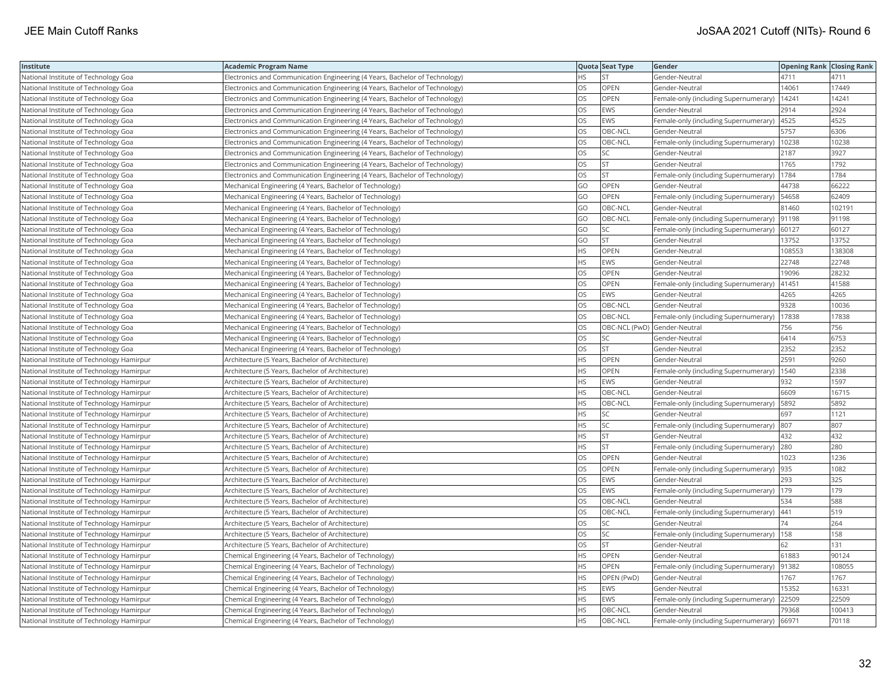| Institute | Academic Program Name | Quota | Seat Type | Gender | Opening Rank | Closing Rank |
|---|---|---|---|---|---|---|
| National Institute of Technology Goa | Electronics and Communication Engineering (4 Years, Bachelor of Technology) | HS | ST | Gender-Neutral | 4711 | 4711 |
| National Institute of Technology Goa | Electronics and Communication Engineering (4 Years, Bachelor of Technology) | OS | OPEN | Gender-Neutral | 14061 | 17449 |
| National Institute of Technology Goa | Electronics and Communication Engineering (4 Years, Bachelor of Technology) | OS | OPEN | Female-only (including Supernumerary) | 14241 | 14241 |
| National Institute of Technology Goa | Electronics and Communication Engineering (4 Years, Bachelor of Technology) | OS | EWS | Gender-Neutral | 2914 | 2924 |
| National Institute of Technology Goa | Electronics and Communication Engineering (4 Years, Bachelor of Technology) | OS | EWS | Female-only (including Supernumerary) | 4525 | 4525 |
| National Institute of Technology Goa | Electronics and Communication Engineering (4 Years, Bachelor of Technology) | OS | OBC-NCL | Gender-Neutral | 5757 | 6306 |
| National Institute of Technology Goa | Electronics and Communication Engineering (4 Years, Bachelor of Technology) | OS | OBC-NCL | Female-only (including Supernumerary) | 10238 | 10238 |
| National Institute of Technology Goa | Electronics and Communication Engineering (4 Years, Bachelor of Technology) | OS | SC | Gender-Neutral | 2187 | 3927 |
| National Institute of Technology Goa | Electronics and Communication Engineering (4 Years, Bachelor of Technology) | OS | ST | Gender-Neutral | 1765 | 1792 |
| National Institute of Technology Goa | Electronics and Communication Engineering (4 Years, Bachelor of Technology) | OS | ST | Female-only (including Supernumerary) | 1784 | 1784 |
| National Institute of Technology Goa | Mechanical Engineering (4 Years, Bachelor of Technology) | GO | OPEN | Gender-Neutral | 44738 | 66222 |
| National Institute of Technology Goa | Mechanical Engineering (4 Years, Bachelor of Technology) | GO | OPEN | Female-only (including Supernumerary) | 54658 | 62409 |
| National Institute of Technology Goa | Mechanical Engineering (4 Years, Bachelor of Technology) | GO | OBC-NCL | Gender-Neutral | 81460 | 102191 |
| National Institute of Technology Goa | Mechanical Engineering (4 Years, Bachelor of Technology) | GO | OBC-NCL | Female-only (including Supernumerary) | 91198 | 91198 |
| National Institute of Technology Goa | Mechanical Engineering (4 Years, Bachelor of Technology) | GO | SC | Female-only (including Supernumerary) | 60127 | 60127 |
| National Institute of Technology Goa | Mechanical Engineering (4 Years, Bachelor of Technology) | GO | ST | Gender-Neutral | 13752 | 13752 |
| National Institute of Technology Goa | Mechanical Engineering (4 Years, Bachelor of Technology) | HS | OPEN | Gender-Neutral | 108553 | 138308 |
| National Institute of Technology Goa | Mechanical Engineering (4 Years, Bachelor of Technology) | HS | EWS | Gender-Neutral | 22748 | 22748 |
| National Institute of Technology Goa | Mechanical Engineering (4 Years, Bachelor of Technology) | OS | OPEN | Gender-Neutral | 19096 | 28232 |
| National Institute of Technology Goa | Mechanical Engineering (4 Years, Bachelor of Technology) | OS | OPEN | Female-only (including Supernumerary) | 41451 | 41588 |
| National Institute of Technology Goa | Mechanical Engineering (4 Years, Bachelor of Technology) | OS | EWS | Gender-Neutral | 4265 | 4265 |
| National Institute of Technology Goa | Mechanical Engineering (4 Years, Bachelor of Technology) | OS | OBC-NCL | Gender-Neutral | 9328 | 10036 |
| National Institute of Technology Goa | Mechanical Engineering (4 Years, Bachelor of Technology) | OS | OBC-NCL | Female-only (including Supernumerary) | 17838 | 17838 |
| National Institute of Technology Goa | Mechanical Engineering (4 Years, Bachelor of Technology) | OS | OBC-NCL (PwD) | Gender-Neutral | 756 | 756 |
| National Institute of Technology Goa | Mechanical Engineering (4 Years, Bachelor of Technology) | OS | SC | Gender-Neutral | 6414 | 6753 |
| National Institute of Technology Goa | Mechanical Engineering (4 Years, Bachelor of Technology) | OS | ST | Gender-Neutral | 2352 | 2352 |
| National Institute of Technology Hamirpur | Architecture (5 Years, Bachelor of Architecture) | HS | OPEN | Gender-Neutral | 2591 | 9260 |
| National Institute of Technology Hamirpur | Architecture (5 Years, Bachelor of Architecture) | HS | OPEN | Female-only (including Supernumerary) | 1540 | 2338 |
| National Institute of Technology Hamirpur | Architecture (5 Years, Bachelor of Architecture) | HS | EWS | Gender-Neutral | 932 | 1597 |
| National Institute of Technology Hamirpur | Architecture (5 Years, Bachelor of Architecture) | HS | OBC-NCL | Gender-Neutral | 6609 | 16715 |
| National Institute of Technology Hamirpur | Architecture (5 Years, Bachelor of Architecture) | HS | OBC-NCL | Female-only (including Supernumerary) | 5892 | 5892 |
| National Institute of Technology Hamirpur | Architecture (5 Years, Bachelor of Architecture) | HS | SC | Gender-Neutral | 697 | 1121 |
| National Institute of Technology Hamirpur | Architecture (5 Years, Bachelor of Architecture) | HS | SC | Female-only (including Supernumerary) | 807 | 807 |
| National Institute of Technology Hamirpur | Architecture (5 Years, Bachelor of Architecture) | HS | ST | Gender-Neutral | 432 | 432 |
| National Institute of Technology Hamirpur | Architecture (5 Years, Bachelor of Architecture) | HS | ST | Female-only (including Supernumerary) | 280 | 280 |
| National Institute of Technology Hamirpur | Architecture (5 Years, Bachelor of Architecture) | OS | OPEN | Gender-Neutral | 1023 | 1236 |
| National Institute of Technology Hamirpur | Architecture (5 Years, Bachelor of Architecture) | OS | OPEN | Female-only (including Supernumerary) | 935 | 1082 |
| National Institute of Technology Hamirpur | Architecture (5 Years, Bachelor of Architecture) | OS | EWS | Gender-Neutral | 293 | 325 |
| National Institute of Technology Hamirpur | Architecture (5 Years, Bachelor of Architecture) | OS | EWS | Female-only (including Supernumerary) | 179 | 179 |
| National Institute of Technology Hamirpur | Architecture (5 Years, Bachelor of Architecture) | OS | OBC-NCL | Gender-Neutral | 534 | 588 |
| National Institute of Technology Hamirpur | Architecture (5 Years, Bachelor of Architecture) | OS | OBC-NCL | Female-only (including Supernumerary) | 441 | 519 |
| National Institute of Technology Hamirpur | Architecture (5 Years, Bachelor of Architecture) | OS | SC | Gender-Neutral | 74 | 264 |
| National Institute of Technology Hamirpur | Architecture (5 Years, Bachelor of Architecture) | OS | SC | Female-only (including Supernumerary) | 158 | 158 |
| National Institute of Technology Hamirpur | Architecture (5 Years, Bachelor of Architecture) | OS | ST | Gender-Neutral | 62 | 131 |
| National Institute of Technology Hamirpur | Chemical Engineering (4 Years, Bachelor of Technology) | HS | OPEN | Gender-Neutral | 61883 | 90124 |
| National Institute of Technology Hamirpur | Chemical Engineering (4 Years, Bachelor of Technology) | HS | OPEN | Female-only (including Supernumerary) | 91382 | 108055 |
| National Institute of Technology Hamirpur | Chemical Engineering (4 Years, Bachelor of Technology) | HS | OPEN (PwD) | Gender-Neutral | 1767 | 1767 |
| National Institute of Technology Hamirpur | Chemical Engineering (4 Years, Bachelor of Technology) | HS | EWS | Gender-Neutral | 15352 | 16331 |
| National Institute of Technology Hamirpur | Chemical Engineering (4 Years, Bachelor of Technology) | HS | EWS | Female-only (including Supernumerary) | 22509 | 22509 |
| National Institute of Technology Hamirpur | Chemical Engineering (4 Years, Bachelor of Technology) | HS | OBC-NCL | Gender-Neutral | 79368 | 100413 |
| National Institute of Technology Hamirpur | Chemical Engineering (4 Years, Bachelor of Technology) | HS | OBC-NCL | Female-only (including Supernumerary) | 66971 | 70118 |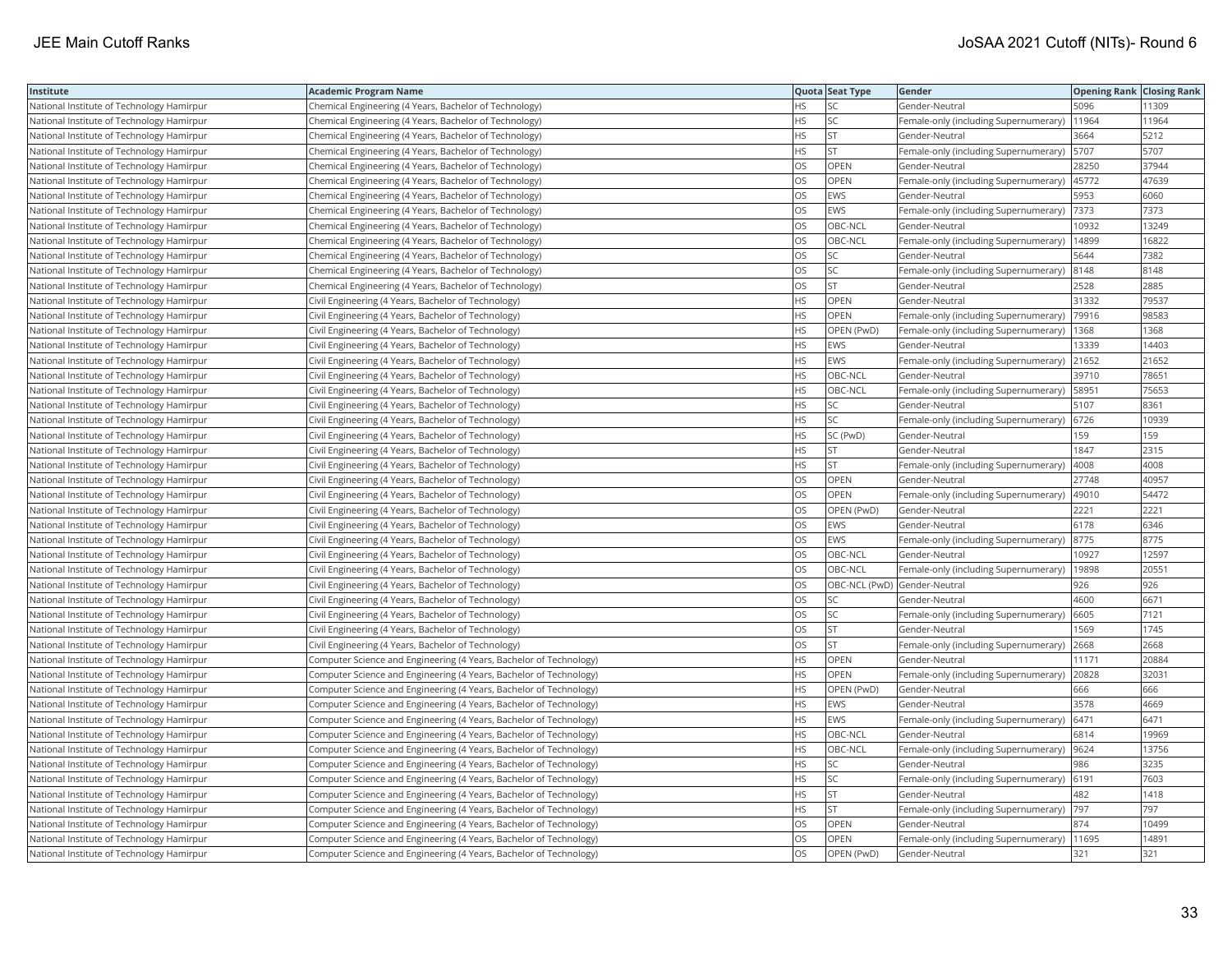| Institute | Academic Program Name | Quota | Seat Type | Gender | Opening Rank | Closing Rank |
|---|---|---|---|---|---|---|
| National Institute of Technology Hamirpur | Chemical Engineering (4 Years, Bachelor of Technology) | HS | SC | Gender-Neutral | 5096 | 11309 |
| National Institute of Technology Hamirpur | Chemical Engineering (4 Years, Bachelor of Technology) | HS | SC | Female-only (including Supernumerary) | 11964 | 11964 |
| National Institute of Technology Hamirpur | Chemical Engineering (4 Years, Bachelor of Technology) | HS | ST | Gender-Neutral | 3664 | 5212 |
| National Institute of Technology Hamirpur | Chemical Engineering (4 Years, Bachelor of Technology) | HS | ST | Female-only (including Supernumerary) | 5707 | 5707 |
| National Institute of Technology Hamirpur | Chemical Engineering (4 Years, Bachelor of Technology) | OS | OPEN | Gender-Neutral | 28250 | 37944 |
| National Institute of Technology Hamirpur | Chemical Engineering (4 Years, Bachelor of Technology) | OS | OPEN | Female-only (including Supernumerary) | 45772 | 47639 |
| National Institute of Technology Hamirpur | Chemical Engineering (4 Years, Bachelor of Technology) | OS | EWS | Gender-Neutral | 5953 | 6060 |
| National Institute of Technology Hamirpur | Chemical Engineering (4 Years, Bachelor of Technology) | OS | EWS | Female-only (including Supernumerary) | 7373 | 7373 |
| National Institute of Technology Hamirpur | Chemical Engineering (4 Years, Bachelor of Technology) | OS | OBC-NCL | Gender-Neutral | 10932 | 13249 |
| National Institute of Technology Hamirpur | Chemical Engineering (4 Years, Bachelor of Technology) | OS | OBC-NCL | Female-only (including Supernumerary) | 14899 | 16822 |
| National Institute of Technology Hamirpur | Chemical Engineering (4 Years, Bachelor of Technology) | OS | SC | Gender-Neutral | 5644 | 7382 |
| National Institute of Technology Hamirpur | Chemical Engineering (4 Years, Bachelor of Technology) | OS | SC | Female-only (including Supernumerary) | 8148 | 8148 |
| National Institute of Technology Hamirpur | Chemical Engineering (4 Years, Bachelor of Technology) | OS | ST | Gender-Neutral | 2528 | 2885 |
| National Institute of Technology Hamirpur | Civil Engineering (4 Years, Bachelor of Technology) | HS | OPEN | Gender-Neutral | 31332 | 79537 |
| National Institute of Technology Hamirpur | Civil Engineering (4 Years, Bachelor of Technology) | HS | OPEN | Female-only (including Supernumerary) | 79916 | 98583 |
| National Institute of Technology Hamirpur | Civil Engineering (4 Years, Bachelor of Technology) | HS | OPEN (PwD) | Female-only (including Supernumerary) | 1368 | 1368 |
| National Institute of Technology Hamirpur | Civil Engineering (4 Years, Bachelor of Technology) | HS | EWS | Gender-Neutral | 13339 | 14403 |
| National Institute of Technology Hamirpur | Civil Engineering (4 Years, Bachelor of Technology) | HS | EWS | Female-only (including Supernumerary) | 21652 | 21652 |
| National Institute of Technology Hamirpur | Civil Engineering (4 Years, Bachelor of Technology) | HS | OBC-NCL | Gender-Neutral | 39710 | 78651 |
| National Institute of Technology Hamirpur | Civil Engineering (4 Years, Bachelor of Technology) | HS | OBC-NCL | Female-only (including Supernumerary) | 58951 | 75653 |
| National Institute of Technology Hamirpur | Civil Engineering (4 Years, Bachelor of Technology) | HS | SC | Gender-Neutral | 5107 | 8361 |
| National Institute of Technology Hamirpur | Civil Engineering (4 Years, Bachelor of Technology) | HS | SC | Female-only (including Supernumerary) | 6726 | 10939 |
| National Institute of Technology Hamirpur | Civil Engineering (4 Years, Bachelor of Technology) | HS | SC (PwD) | Gender-Neutral | 159 | 159 |
| National Institute of Technology Hamirpur | Civil Engineering (4 Years, Bachelor of Technology) | HS | ST | Gender-Neutral | 1847 | 2315 |
| National Institute of Technology Hamirpur | Civil Engineering (4 Years, Bachelor of Technology) | HS | ST | Female-only (including Supernumerary) | 4008 | 4008 |
| National Institute of Technology Hamirpur | Civil Engineering (4 Years, Bachelor of Technology) | OS | OPEN | Gender-Neutral | 27748 | 40957 |
| National Institute of Technology Hamirpur | Civil Engineering (4 Years, Bachelor of Technology) | OS | OPEN | Female-only (including Supernumerary) | 49010 | 54472 |
| National Institute of Technology Hamirpur | Civil Engineering (4 Years, Bachelor of Technology) | OS | OPEN (PwD) | Gender-Neutral | 2221 | 2221 |
| National Institute of Technology Hamirpur | Civil Engineering (4 Years, Bachelor of Technology) | OS | EWS | Gender-Neutral | 6178 | 6346 |
| National Institute of Technology Hamirpur | Civil Engineering (4 Years, Bachelor of Technology) | OS | EWS | Female-only (including Supernumerary) | 8775 | 8775 |
| National Institute of Technology Hamirpur | Civil Engineering (4 Years, Bachelor of Technology) | OS | OBC-NCL | Gender-Neutral | 10927 | 12597 |
| National Institute of Technology Hamirpur | Civil Engineering (4 Years, Bachelor of Technology) | OS | OBC-NCL | Female-only (including Supernumerary) | 19898 | 20551 |
| National Institute of Technology Hamirpur | Civil Engineering (4 Years, Bachelor of Technology) | OS | OBC-NCL (PwD) | Gender-Neutral | 926 | 926 |
| National Institute of Technology Hamirpur | Civil Engineering (4 Years, Bachelor of Technology) | OS | SC | Gender-Neutral | 4600 | 6671 |
| National Institute of Technology Hamirpur | Civil Engineering (4 Years, Bachelor of Technology) | OS | SC | Female-only (including Supernumerary) | 6605 | 7121 |
| National Institute of Technology Hamirpur | Civil Engineering (4 Years, Bachelor of Technology) | OS | ST | Gender-Neutral | 1569 | 1745 |
| National Institute of Technology Hamirpur | Civil Engineering (4 Years, Bachelor of Technology) | OS | ST | Female-only (including Supernumerary) | 2668 | 2668 |
| National Institute of Technology Hamirpur | Computer Science and Engineering (4 Years, Bachelor of Technology) | HS | OPEN | Gender-Neutral | 11171 | 20884 |
| National Institute of Technology Hamirpur | Computer Science and Engineering (4 Years, Bachelor of Technology) | HS | OPEN | Female-only (including Supernumerary) | 20828 | 32031 |
| National Institute of Technology Hamirpur | Computer Science and Engineering (4 Years, Bachelor of Technology) | HS | OPEN (PwD) | Gender-Neutral | 666 | 666 |
| National Institute of Technology Hamirpur | Computer Science and Engineering (4 Years, Bachelor of Technology) | HS | EWS | Gender-Neutral | 3578 | 4669 |
| National Institute of Technology Hamirpur | Computer Science and Engineering (4 Years, Bachelor of Technology) | HS | EWS | Female-only (including Supernumerary) | 6471 | 6471 |
| National Institute of Technology Hamirpur | Computer Science and Engineering (4 Years, Bachelor of Technology) | HS | OBC-NCL | Gender-Neutral | 6814 | 19969 |
| National Institute of Technology Hamirpur | Computer Science and Engineering (4 Years, Bachelor of Technology) | HS | OBC-NCL | Female-only (including Supernumerary) | 9624 | 13756 |
| National Institute of Technology Hamirpur | Computer Science and Engineering (4 Years, Bachelor of Technology) | HS | SC | Gender-Neutral | 986 | 3235 |
| National Institute of Technology Hamirpur | Computer Science and Engineering (4 Years, Bachelor of Technology) | HS | SC | Female-only (including Supernumerary) | 6191 | 7603 |
| National Institute of Technology Hamirpur | Computer Science and Engineering (4 Years, Bachelor of Technology) | HS | ST | Gender-Neutral | 482 | 1418 |
| National Institute of Technology Hamirpur | Computer Science and Engineering (4 Years, Bachelor of Technology) | HS | ST | Female-only (including Supernumerary) | 797 | 797 |
| National Institute of Technology Hamirpur | Computer Science and Engineering (4 Years, Bachelor of Technology) | OS | OPEN | Gender-Neutral | 874 | 10499 |
| National Institute of Technology Hamirpur | Computer Science and Engineering (4 Years, Bachelor of Technology) | OS | OPEN | Female-only (including Supernumerary) | 11695 | 14891 |
| National Institute of Technology Hamirpur | Computer Science and Engineering (4 Years, Bachelor of Technology) | OS | OPEN (PwD) | Gender-Neutral | 321 | 321 |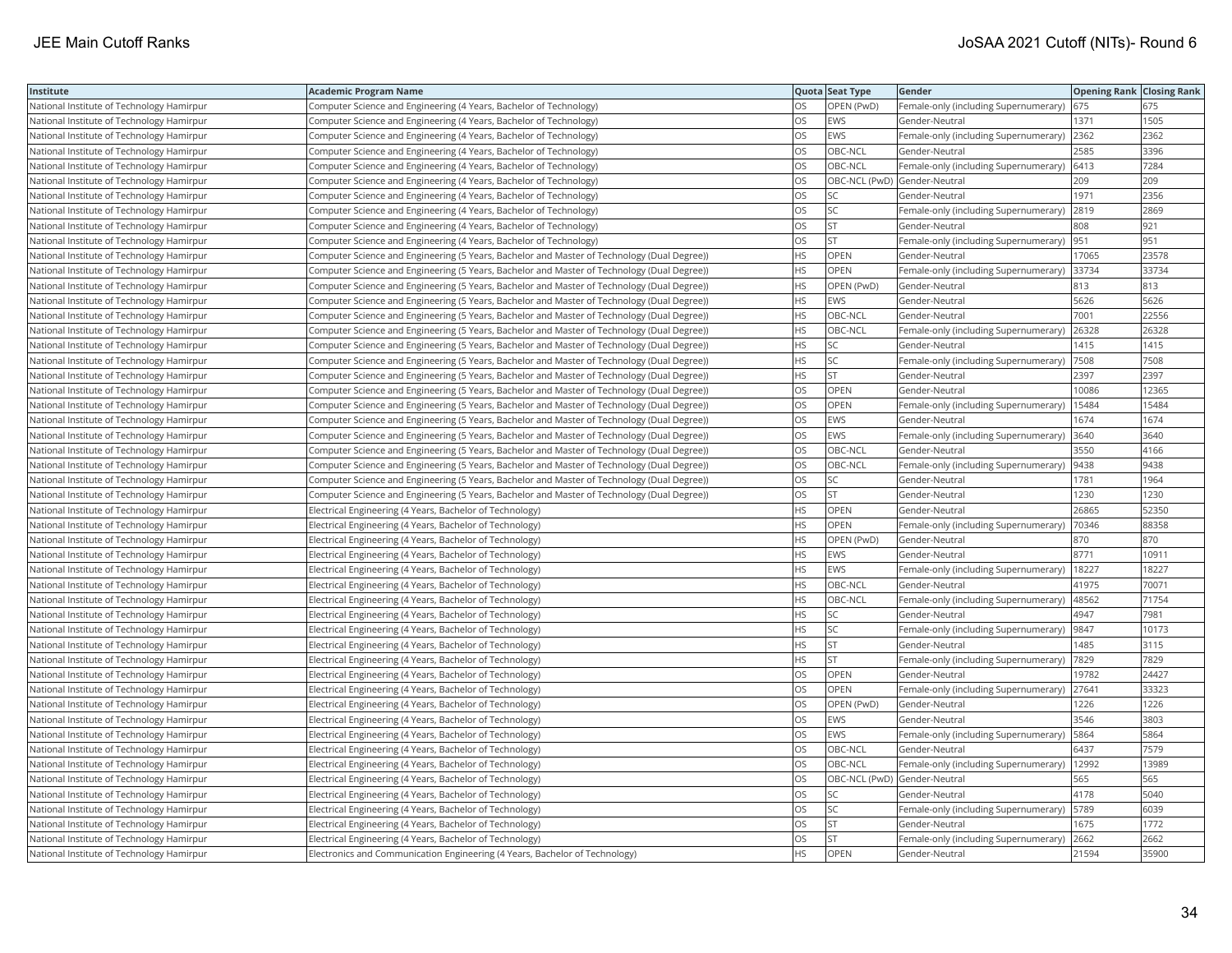| Institute | Academic Program Name | Quota | Seat Type | Gender | Opening Rank | Closing Rank |
|---|---|---|---|---|---|---|
| National Institute of Technology Hamirpur | Computer Science and Engineering (4 Years, Bachelor of Technology) | OS | OPEN (PwD) | Female-only (including Supernumerary) | 675 | 675 |
| National Institute of Technology Hamirpur | Computer Science and Engineering (4 Years, Bachelor of Technology) | OS | EWS | Gender-Neutral | 1371 | 1505 |
| National Institute of Technology Hamirpur | Computer Science and Engineering (4 Years, Bachelor of Technology) | OS | EWS | Female-only (including Supernumerary) | 2362 | 2362 |
| National Institute of Technology Hamirpur | Computer Science and Engineering (4 Years, Bachelor of Technology) | OS | OBC-NCL | Gender-Neutral | 2585 | 3396 |
| National Institute of Technology Hamirpur | Computer Science and Engineering (4 Years, Bachelor of Technology) | OS | OBC-NCL | Female-only (including Supernumerary) | 6413 | 7284 |
| National Institute of Technology Hamirpur | Computer Science and Engineering (4 Years, Bachelor of Technology) | OS | OBC-NCL (PwD) | Gender-Neutral | 209 | 209 |
| National Institute of Technology Hamirpur | Computer Science and Engineering (4 Years, Bachelor of Technology) | OS | SC | Gender-Neutral | 1971 | 2356 |
| National Institute of Technology Hamirpur | Computer Science and Engineering (4 Years, Bachelor of Technology) | OS | SC | Female-only (including Supernumerary) | 2819 | 2869 |
| National Institute of Technology Hamirpur | Computer Science and Engineering (4 Years, Bachelor of Technology) | OS | ST | Gender-Neutral | 808 | 921 |
| National Institute of Technology Hamirpur | Computer Science and Engineering (4 Years, Bachelor of Technology) | OS | ST | Female-only (including Supernumerary) | 951 | 951 |
| National Institute of Technology Hamirpur | Computer Science and Engineering (5 Years, Bachelor and Master of Technology (Dual Degree)) | HS | OPEN | Gender-Neutral | 17065 | 23578 |
| National Institute of Technology Hamirpur | Computer Science and Engineering (5 Years, Bachelor and Master of Technology (Dual Degree)) | HS | OPEN | Female-only (including Supernumerary) | 33734 | 33734 |
| National Institute of Technology Hamirpur | Computer Science and Engineering (5 Years, Bachelor and Master of Technology (Dual Degree)) | HS | OPEN (PwD) | Gender-Neutral | 813 | 813 |
| National Institute of Technology Hamirpur | Computer Science and Engineering (5 Years, Bachelor and Master of Technology (Dual Degree)) | HS | EWS | Gender-Neutral | 5626 | 5626 |
| National Institute of Technology Hamirpur | Computer Science and Engineering (5 Years, Bachelor and Master of Technology (Dual Degree)) | HS | OBC-NCL | Gender-Neutral | 7001 | 22556 |
| National Institute of Technology Hamirpur | Computer Science and Engineering (5 Years, Bachelor and Master of Technology (Dual Degree)) | HS | OBC-NCL | Female-only (including Supernumerary) | 26328 | 26328 |
| National Institute of Technology Hamirpur | Computer Science and Engineering (5 Years, Bachelor and Master of Technology (Dual Degree)) | HS | SC | Gender-Neutral | 1415 | 1415 |
| National Institute of Technology Hamirpur | Computer Science and Engineering (5 Years, Bachelor and Master of Technology (Dual Degree)) | HS | SC | Female-only (including Supernumerary) | 7508 | 7508 |
| National Institute of Technology Hamirpur | Computer Science and Engineering (5 Years, Bachelor and Master of Technology (Dual Degree)) | HS | ST | Gender-Neutral | 2397 | 2397 |
| National Institute of Technology Hamirpur | Computer Science and Engineering (5 Years, Bachelor and Master of Technology (Dual Degree)) | OS | OPEN | Gender-Neutral | 10086 | 12365 |
| National Institute of Technology Hamirpur | Computer Science and Engineering (5 Years, Bachelor and Master of Technology (Dual Degree)) | OS | OPEN | Female-only (including Supernumerary) | 15484 | 15484 |
| National Institute of Technology Hamirpur | Computer Science and Engineering (5 Years, Bachelor and Master of Technology (Dual Degree)) | OS | EWS | Gender-Neutral | 1674 | 1674 |
| National Institute of Technology Hamirpur | Computer Science and Engineering (5 Years, Bachelor and Master of Technology (Dual Degree)) | OS | EWS | Female-only (including Supernumerary) | 3640 | 3640 |
| National Institute of Technology Hamirpur | Computer Science and Engineering (5 Years, Bachelor and Master of Technology (Dual Degree)) | OS | OBC-NCL | Gender-Neutral | 3550 | 4166 |
| National Institute of Technology Hamirpur | Computer Science and Engineering (5 Years, Bachelor and Master of Technology (Dual Degree)) | OS | OBC-NCL | Female-only (including Supernumerary) | 9438 | 9438 |
| National Institute of Technology Hamirpur | Computer Science and Engineering (5 Years, Bachelor and Master of Technology (Dual Degree)) | OS | SC | Gender-Neutral | 1781 | 1964 |
| National Institute of Technology Hamirpur | Computer Science and Engineering (5 Years, Bachelor and Master of Technology (Dual Degree)) | OS | ST | Gender-Neutral | 1230 | 1230 |
| National Institute of Technology Hamirpur | Electrical Engineering (4 Years, Bachelor of Technology) | HS | OPEN | Gender-Neutral | 26865 | 52350 |
| National Institute of Technology Hamirpur | Electrical Engineering (4 Years, Bachelor of Technology) | HS | OPEN | Female-only (including Supernumerary) | 70346 | 88358 |
| National Institute of Technology Hamirpur | Electrical Engineering (4 Years, Bachelor of Technology) | HS | OPEN (PwD) | Gender-Neutral | 870 | 870 |
| National Institute of Technology Hamirpur | Electrical Engineering (4 Years, Bachelor of Technology) | HS | EWS | Gender-Neutral | 8771 | 10911 |
| National Institute of Technology Hamirpur | Electrical Engineering (4 Years, Bachelor of Technology) | HS | EWS | Female-only (including Supernumerary) | 18227 | 18227 |
| National Institute of Technology Hamirpur | Electrical Engineering (4 Years, Bachelor of Technology) | HS | OBC-NCL | Gender-Neutral | 41975 | 70071 |
| National Institute of Technology Hamirpur | Electrical Engineering (4 Years, Bachelor of Technology) | HS | OBC-NCL | Female-only (including Supernumerary) | 48562 | 71754 |
| National Institute of Technology Hamirpur | Electrical Engineering (4 Years, Bachelor of Technology) | HS | SC | Gender-Neutral | 4947 | 7981 |
| National Institute of Technology Hamirpur | Electrical Engineering (4 Years, Bachelor of Technology) | HS | SC | Female-only (including Supernumerary) | 9847 | 10173 |
| National Institute of Technology Hamirpur | Electrical Engineering (4 Years, Bachelor of Technology) | HS | ST | Gender-Neutral | 1485 | 3115 |
| National Institute of Technology Hamirpur | Electrical Engineering (4 Years, Bachelor of Technology) | HS | ST | Female-only (including Supernumerary) | 7829 | 7829 |
| National Institute of Technology Hamirpur | Electrical Engineering (4 Years, Bachelor of Technology) | OS | OPEN | Gender-Neutral | 19782 | 24427 |
| National Institute of Technology Hamirpur | Electrical Engineering (4 Years, Bachelor of Technology) | OS | OPEN | Female-only (including Supernumerary) | 27641 | 33323 |
| National Institute of Technology Hamirpur | Electrical Engineering (4 Years, Bachelor of Technology) | OS | OPEN (PwD) | Gender-Neutral | 1226 | 1226 |
| National Institute of Technology Hamirpur | Electrical Engineering (4 Years, Bachelor of Technology) | OS | EWS | Gender-Neutral | 3546 | 3803 |
| National Institute of Technology Hamirpur | Electrical Engineering (4 Years, Bachelor of Technology) | OS | EWS | Female-only (including Supernumerary) | 5864 | 5864 |
| National Institute of Technology Hamirpur | Electrical Engineering (4 Years, Bachelor of Technology) | OS | OBC-NCL | Gender-Neutral | 6437 | 7579 |
| National Institute of Technology Hamirpur | Electrical Engineering (4 Years, Bachelor of Technology) | OS | OBC-NCL | Female-only (including Supernumerary) | 12992 | 13989 |
| National Institute of Technology Hamirpur | Electrical Engineering (4 Years, Bachelor of Technology) | OS | OBC-NCL (PwD) | Gender-Neutral | 565 | 565 |
| National Institute of Technology Hamirpur | Electrical Engineering (4 Years, Bachelor of Technology) | OS | SC | Gender-Neutral | 4178 | 5040 |
| National Institute of Technology Hamirpur | Electrical Engineering (4 Years, Bachelor of Technology) | OS | SC | Female-only (including Supernumerary) | 5789 | 6039 |
| National Institute of Technology Hamirpur | Electrical Engineering (4 Years, Bachelor of Technology) | OS | ST | Gender-Neutral | 1675 | 1772 |
| National Institute of Technology Hamirpur | Electrical Engineering (4 Years, Bachelor of Technology) | OS | ST | Female-only (including Supernumerary) | 2662 | 2662 |
| National Institute of Technology Hamirpur | Electronics and Communication Engineering (4 Years, Bachelor of Technology) | HS | OPEN | Gender-Neutral | 21594 | 35900 |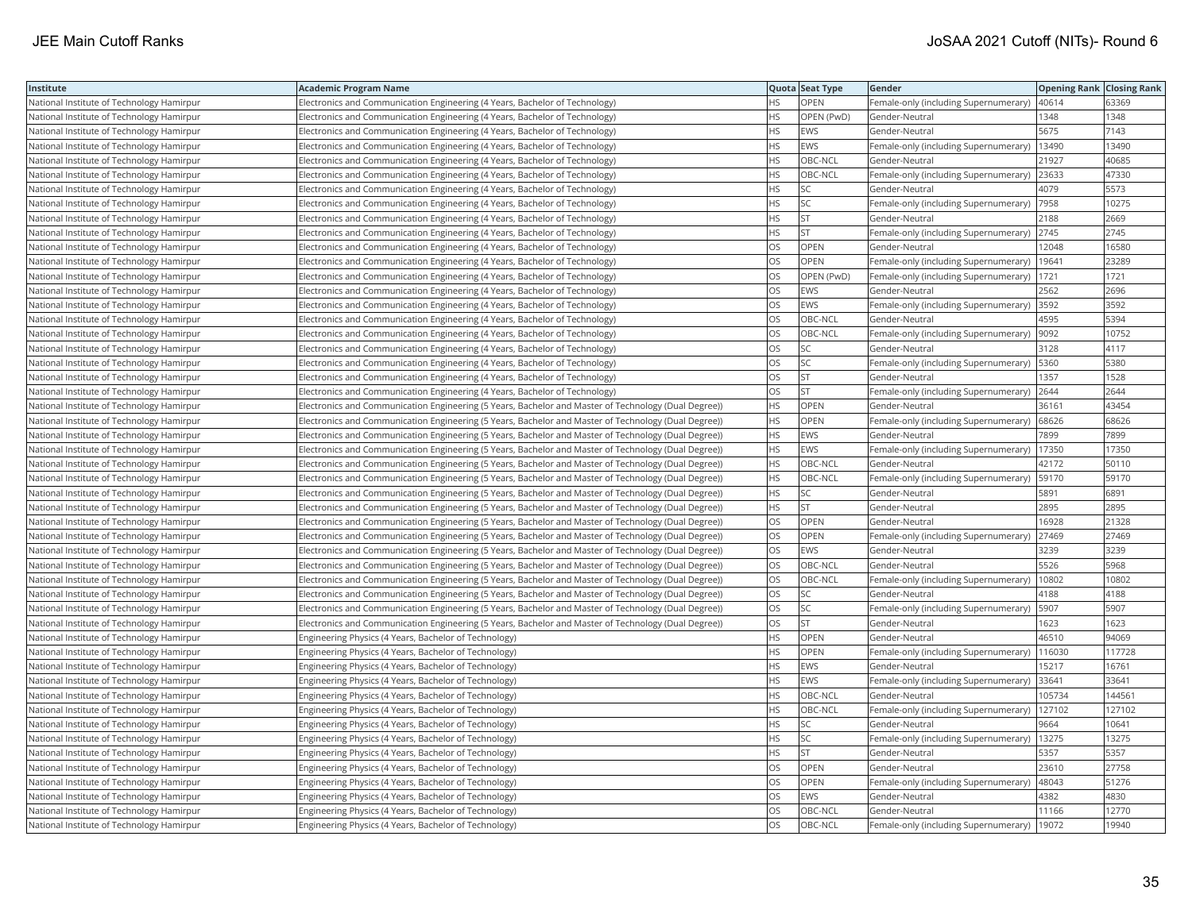| Institute | Academic Program Name | Quota | Seat Type | Gender | Opening Rank | Closing Rank |
| --- | --- | --- | --- | --- | --- | --- |
| National Institute of Technology Hamirpur | Electronics and Communication Engineering (4 Years, Bachelor of Technology) | HS | OPEN | Female-only (including Supernumerary) | 40614 | 63369 |
| National Institute of Technology Hamirpur | Electronics and Communication Engineering (4 Years, Bachelor of Technology) | HS | OPEN (PwD) | Gender-Neutral | 1348 | 1348 |
| National Institute of Technology Hamirpur | Electronics and Communication Engineering (4 Years, Bachelor of Technology) | HS | EWS | Gender-Neutral | 5675 | 7143 |
| National Institute of Technology Hamirpur | Electronics and Communication Engineering (4 Years, Bachelor of Technology) | HS | EWS | Female-only (including Supernumerary) | 13490 | 13490 |
| National Institute of Technology Hamirpur | Electronics and Communication Engineering (4 Years, Bachelor of Technology) | HS | OBC-NCL | Gender-Neutral | 21927 | 40685 |
| National Institute of Technology Hamirpur | Electronics and Communication Engineering (4 Years, Bachelor of Technology) | HS | OBC-NCL | Female-only (including Supernumerary) | 23633 | 47330 |
| National Institute of Technology Hamirpur | Electronics and Communication Engineering (4 Years, Bachelor of Technology) | HS | SC | Gender-Neutral | 4079 | 5573 |
| National Institute of Technology Hamirpur | Electronics and Communication Engineering (4 Years, Bachelor of Technology) | HS | SC | Female-only (including Supernumerary) | 7958 | 10275 |
| National Institute of Technology Hamirpur | Electronics and Communication Engineering (4 Years, Bachelor of Technology) | HS | ST | Gender-Neutral | 2188 | 2669 |
| National Institute of Technology Hamirpur | Electronics and Communication Engineering (4 Years, Bachelor of Technology) | HS | ST | Female-only (including Supernumerary) | 2745 | 2745 |
| National Institute of Technology Hamirpur | Electronics and Communication Engineering (4 Years, Bachelor of Technology) | OS | OPEN | Gender-Neutral | 12048 | 16580 |
| National Institute of Technology Hamirpur | Electronics and Communication Engineering (4 Years, Bachelor of Technology) | OS | OPEN | Female-only (including Supernumerary) | 19641 | 23289 |
| National Institute of Technology Hamirpur | Electronics and Communication Engineering (4 Years, Bachelor of Technology) | OS | OPEN (PwD) | Female-only (including Supernumerary) | 1721 | 1721 |
| National Institute of Technology Hamirpur | Electronics and Communication Engineering (4 Years, Bachelor of Technology) | OS | EWS | Gender-Neutral | 2562 | 2696 |
| National Institute of Technology Hamirpur | Electronics and Communication Engineering (4 Years, Bachelor of Technology) | OS | EWS | Female-only (including Supernumerary) | 3592 | 3592 |
| National Institute of Technology Hamirpur | Electronics and Communication Engineering (4 Years, Bachelor of Technology) | OS | OBC-NCL | Gender-Neutral | 4595 | 5394 |
| National Institute of Technology Hamirpur | Electronics and Communication Engineering (4 Years, Bachelor of Technology) | OS | OBC-NCL | Female-only (including Supernumerary) | 9092 | 10752 |
| National Institute of Technology Hamirpur | Electronics and Communication Engineering (4 Years, Bachelor of Technology) | OS | SC | Gender-Neutral | 3128 | 4117 |
| National Institute of Technology Hamirpur | Electronics and Communication Engineering (4 Years, Bachelor of Technology) | OS | SC | Female-only (including Supernumerary) | 5360 | 5380 |
| National Institute of Technology Hamirpur | Electronics and Communication Engineering (4 Years, Bachelor of Technology) | OS | ST | Gender-Neutral | 1357 | 1528 |
| National Institute of Technology Hamirpur | Electronics and Communication Engineering (4 Years, Bachelor of Technology) | OS | ST | Female-only (including Supernumerary) | 2644 | 2644 |
| National Institute of Technology Hamirpur | Electronics and Communication Engineering (5 Years, Bachelor and Master of Technology (Dual Degree)) | HS | OPEN | Gender-Neutral | 36161 | 43454 |
| National Institute of Technology Hamirpur | Electronics and Communication Engineering (5 Years, Bachelor and Master of Technology (Dual Degree)) | HS | OPEN | Female-only (including Supernumerary) | 68626 | 68626 |
| National Institute of Technology Hamirpur | Electronics and Communication Engineering (5 Years, Bachelor and Master of Technology (Dual Degree)) | HS | EWS | Gender-Neutral | 7899 | 7899 |
| National Institute of Technology Hamirpur | Electronics and Communication Engineering (5 Years, Bachelor and Master of Technology (Dual Degree)) | HS | EWS | Female-only (including Supernumerary) | 17350 | 17350 |
| National Institute of Technology Hamirpur | Electronics and Communication Engineering (5 Years, Bachelor and Master of Technology (Dual Degree)) | HS | OBC-NCL | Gender-Neutral | 42172 | 50110 |
| National Institute of Technology Hamirpur | Electronics and Communication Engineering (5 Years, Bachelor and Master of Technology (Dual Degree)) | HS | OBC-NCL | Female-only (including Supernumerary) | 59170 | 59170 |
| National Institute of Technology Hamirpur | Electronics and Communication Engineering (5 Years, Bachelor and Master of Technology (Dual Degree)) | HS | SC | Gender-Neutral | 5891 | 6891 |
| National Institute of Technology Hamirpur | Electronics and Communication Engineering (5 Years, Bachelor and Master of Technology (Dual Degree)) | HS | ST | Gender-Neutral | 2895 | 2895 |
| National Institute of Technology Hamirpur | Electronics and Communication Engineering (5 Years, Bachelor and Master of Technology (Dual Degree)) | OS | OPEN | Gender-Neutral | 16928 | 21328 |
| National Institute of Technology Hamirpur | Electronics and Communication Engineering (5 Years, Bachelor and Master of Technology (Dual Degree)) | OS | OPEN | Female-only (including Supernumerary) | 27469 | 27469 |
| National Institute of Technology Hamirpur | Electronics and Communication Engineering (5 Years, Bachelor and Master of Technology (Dual Degree)) | OS | EWS | Gender-Neutral | 3239 | 3239 |
| National Institute of Technology Hamirpur | Electronics and Communication Engineering (5 Years, Bachelor and Master of Technology (Dual Degree)) | OS | OBC-NCL | Gender-Neutral | 5526 | 5968 |
| National Institute of Technology Hamirpur | Electronics and Communication Engineering (5 Years, Bachelor and Master of Technology (Dual Degree)) | OS | OBC-NCL | Female-only (including Supernumerary) | 10802 | 10802 |
| National Institute of Technology Hamirpur | Electronics and Communication Engineering (5 Years, Bachelor and Master of Technology (Dual Degree)) | OS | SC | Gender-Neutral | 4188 | 4188 |
| National Institute of Technology Hamirpur | Electronics and Communication Engineering (5 Years, Bachelor and Master of Technology (Dual Degree)) | OS | SC | Female-only (including Supernumerary) | 5907 | 5907 |
| National Institute of Technology Hamirpur | Electronics and Communication Engineering (5 Years, Bachelor and Master of Technology (Dual Degree)) | OS | ST | Gender-Neutral | 1623 | 1623 |
| National Institute of Technology Hamirpur | Engineering Physics (4 Years, Bachelor of Technology) | HS | OPEN | Gender-Neutral | 46510 | 94069 |
| National Institute of Technology Hamirpur | Engineering Physics (4 Years, Bachelor of Technology) | HS | OPEN | Female-only (including Supernumerary) | 116030 | 117728 |
| National Institute of Technology Hamirpur | Engineering Physics (4 Years, Bachelor of Technology) | HS | EWS | Gender-Neutral | 15217 | 16761 |
| National Institute of Technology Hamirpur | Engineering Physics (4 Years, Bachelor of Technology) | HS | EWS | Female-only (including Supernumerary) | 33641 | 33641 |
| National Institute of Technology Hamirpur | Engineering Physics (4 Years, Bachelor of Technology) | HS | OBC-NCL | Gender-Neutral | 105734 | 144561 |
| National Institute of Technology Hamirpur | Engineering Physics (4 Years, Bachelor of Technology) | HS | OBC-NCL | Female-only (including Supernumerary) | 127102 | 127102 |
| National Institute of Technology Hamirpur | Engineering Physics (4 Years, Bachelor of Technology) | HS | SC | Gender-Neutral | 9664 | 10641 |
| National Institute of Technology Hamirpur | Engineering Physics (4 Years, Bachelor of Technology) | HS | SC | Female-only (including Supernumerary) | 13275 | 13275 |
| National Institute of Technology Hamirpur | Engineering Physics (4 Years, Bachelor of Technology) | HS | ST | Gender-Neutral | 5357 | 5357 |
| National Institute of Technology Hamirpur | Engineering Physics (4 Years, Bachelor of Technology) | OS | OPEN | Gender-Neutral | 23610 | 27758 |
| National Institute of Technology Hamirpur | Engineering Physics (4 Years, Bachelor of Technology) | OS | OPEN | Female-only (including Supernumerary) | 48043 | 51276 |
| National Institute of Technology Hamirpur | Engineering Physics (4 Years, Bachelor of Technology) | OS | EWS | Gender-Neutral | 4382 | 4830 |
| National Institute of Technology Hamirpur | Engineering Physics (4 Years, Bachelor of Technology) | OS | OBC-NCL | Gender-Neutral | 11166 | 12770 |
| National Institute of Technology Hamirpur | Engineering Physics (4 Years, Bachelor of Technology) | OS | OBC-NCL | Female-only (including Supernumerary) | 19072 | 19940 |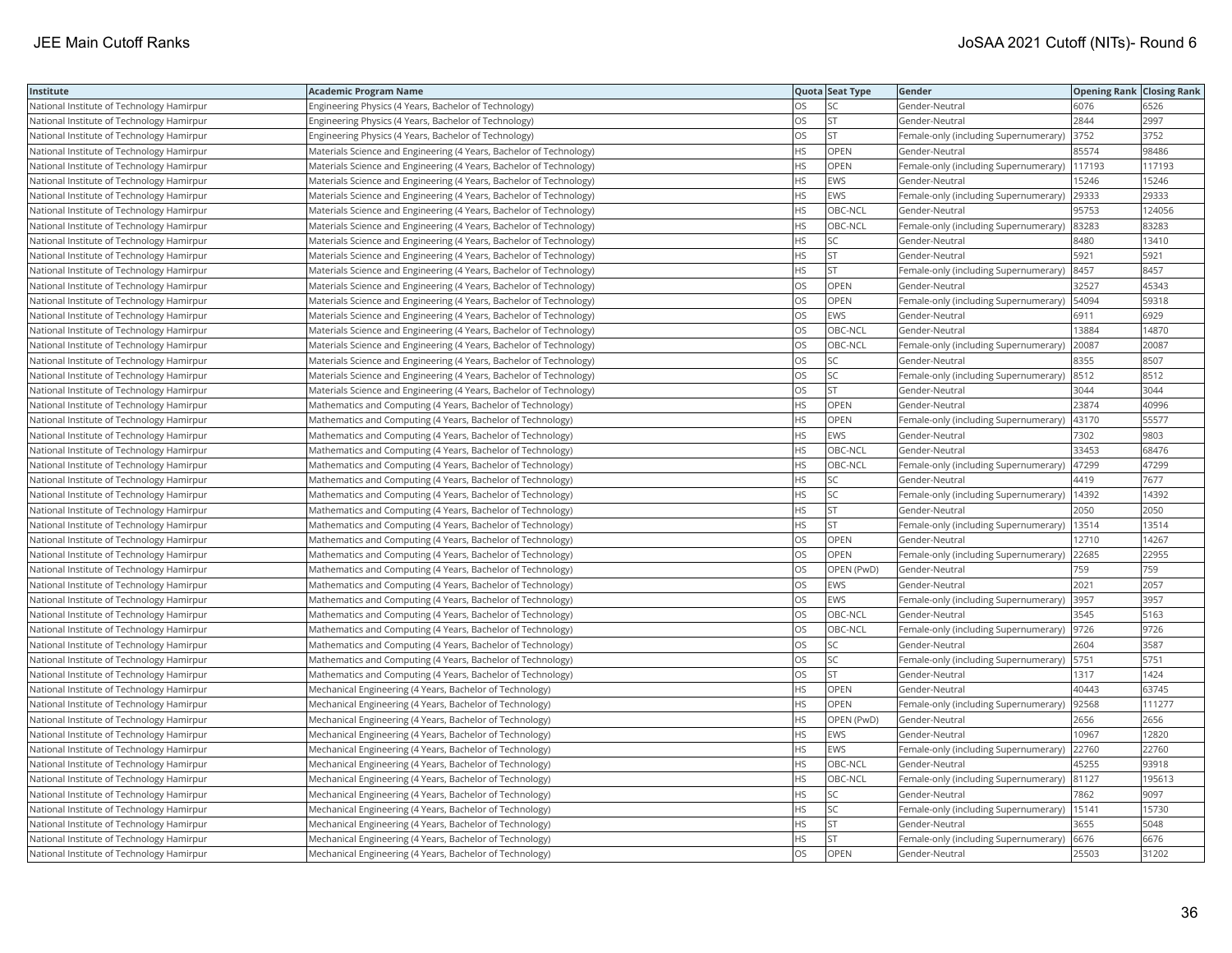| Institute | Academic Program Name | Quota | Seat Type | Gender | Opening Rank | Closing Rank |
|---|---|---|---|---|---|---|
| National Institute of Technology Hamirpur | Engineering Physics (4 Years, Bachelor of Technology) | OS | SC | Gender-Neutral | 6076 | 6526 |
| National Institute of Technology Hamirpur | Engineering Physics (4 Years, Bachelor of Technology) | OS | ST | Gender-Neutral | 2844 | 2997 |
| National Institute of Technology Hamirpur | Engineering Physics (4 Years, Bachelor of Technology) | OS | ST | Female-only (including Supernumerary) | 3752 | 3752 |
| National Institute of Technology Hamirpur | Materials Science and Engineering (4 Years, Bachelor of Technology) | HS | OPEN | Gender-Neutral | 85574 | 98486 |
| National Institute of Technology Hamirpur | Materials Science and Engineering (4 Years, Bachelor of Technology) | HS | OPEN | Female-only (including Supernumerary) | 117193 | 117193 |
| National Institute of Technology Hamirpur | Materials Science and Engineering (4 Years, Bachelor of Technology) | HS | EWS | Gender-Neutral | 15246 | 15246 |
| National Institute of Technology Hamirpur | Materials Science and Engineering (4 Years, Bachelor of Technology) | HS | EWS | Female-only (including Supernumerary) | 29333 | 29333 |
| National Institute of Technology Hamirpur | Materials Science and Engineering (4 Years, Bachelor of Technology) | HS | OBC-NCL | Gender-Neutral | 95753 | 124056 |
| National Institute of Technology Hamirpur | Materials Science and Engineering (4 Years, Bachelor of Technology) | HS | OBC-NCL | Female-only (including Supernumerary) | 83283 | 83283 |
| National Institute of Technology Hamirpur | Materials Science and Engineering (4 Years, Bachelor of Technology) | HS | SC | Gender-Neutral | 8480 | 13410 |
| National Institute of Technology Hamirpur | Materials Science and Engineering (4 Years, Bachelor of Technology) | HS | ST | Gender-Neutral | 5921 | 5921 |
| National Institute of Technology Hamirpur | Materials Science and Engineering (4 Years, Bachelor of Technology) | HS | ST | Female-only (including Supernumerary) | 8457 | 8457 |
| National Institute of Technology Hamirpur | Materials Science and Engineering (4 Years, Bachelor of Technology) | OS | OPEN | Gender-Neutral | 32527 | 45343 |
| National Institute of Technology Hamirpur | Materials Science and Engineering (4 Years, Bachelor of Technology) | OS | OPEN | Female-only (including Supernumerary) | 54094 | 59318 |
| National Institute of Technology Hamirpur | Materials Science and Engineering (4 Years, Bachelor of Technology) | OS | EWS | Gender-Neutral | 6911 | 6929 |
| National Institute of Technology Hamirpur | Materials Science and Engineering (4 Years, Bachelor of Technology) | OS | OBC-NCL | Gender-Neutral | 13884 | 14870 |
| National Institute of Technology Hamirpur | Materials Science and Engineering (4 Years, Bachelor of Technology) | OS | OBC-NCL | Female-only (including Supernumerary) | 20087 | 20087 |
| National Institute of Technology Hamirpur | Materials Science and Engineering (4 Years, Bachelor of Technology) | OS | SC | Gender-Neutral | 8355 | 8507 |
| National Institute of Technology Hamirpur | Materials Science and Engineering (4 Years, Bachelor of Technology) | OS | SC | Female-only (including Supernumerary) | 8512 | 8512 |
| National Institute of Technology Hamirpur | Materials Science and Engineering (4 Years, Bachelor of Technology) | OS | ST | Gender-Neutral | 3044 | 3044 |
| National Institute of Technology Hamirpur | Mathematics and Computing (4 Years, Bachelor of Technology) | HS | OPEN | Gender-Neutral | 23874 | 40996 |
| National Institute of Technology Hamirpur | Mathematics and Computing (4 Years, Bachelor of Technology) | HS | OPEN | Female-only (including Supernumerary) | 43170 | 55577 |
| National Institute of Technology Hamirpur | Mathematics and Computing (4 Years, Bachelor of Technology) | HS | EWS | Gender-Neutral | 7302 | 9803 |
| National Institute of Technology Hamirpur | Mathematics and Computing (4 Years, Bachelor of Technology) | HS | OBC-NCL | Gender-Neutral | 33453 | 68476 |
| National Institute of Technology Hamirpur | Mathematics and Computing (4 Years, Bachelor of Technology) | HS | OBC-NCL | Female-only (including Supernumerary) | 47299 | 47299 |
| National Institute of Technology Hamirpur | Mathematics and Computing (4 Years, Bachelor of Technology) | HS | SC | Gender-Neutral | 4419 | 7677 |
| National Institute of Technology Hamirpur | Mathematics and Computing (4 Years, Bachelor of Technology) | HS | SC | Female-only (including Supernumerary) | 14392 | 14392 |
| National Institute of Technology Hamirpur | Mathematics and Computing (4 Years, Bachelor of Technology) | HS | ST | Gender-Neutral | 2050 | 2050 |
| National Institute of Technology Hamirpur | Mathematics and Computing (4 Years, Bachelor of Technology) | HS | ST | Female-only (including Supernumerary) | 13514 | 13514 |
| National Institute of Technology Hamirpur | Mathematics and Computing (4 Years, Bachelor of Technology) | OS | OPEN | Gender-Neutral | 12710 | 14267 |
| National Institute of Technology Hamirpur | Mathematics and Computing (4 Years, Bachelor of Technology) | OS | OPEN | Female-only (including Supernumerary) | 22685 | 22955 |
| National Institute of Technology Hamirpur | Mathematics and Computing (4 Years, Bachelor of Technology) | OS | OPEN (PwD) | Gender-Neutral | 759 | 759 |
| National Institute of Technology Hamirpur | Mathematics and Computing (4 Years, Bachelor of Technology) | OS | EWS | Gender-Neutral | 2021 | 2057 |
| National Institute of Technology Hamirpur | Mathematics and Computing (4 Years, Bachelor of Technology) | OS | EWS | Female-only (including Supernumerary) | 3957 | 3957 |
| National Institute of Technology Hamirpur | Mathematics and Computing (4 Years, Bachelor of Technology) | OS | OBC-NCL | Gender-Neutral | 3545 | 5163 |
| National Institute of Technology Hamirpur | Mathematics and Computing (4 Years, Bachelor of Technology) | OS | OBC-NCL | Female-only (including Supernumerary) | 9726 | 9726 |
| National Institute of Technology Hamirpur | Mathematics and Computing (4 Years, Bachelor of Technology) | OS | SC | Gender-Neutral | 2604 | 3587 |
| National Institute of Technology Hamirpur | Mathematics and Computing (4 Years, Bachelor of Technology) | OS | SC | Female-only (including Supernumerary) | 5751 | 5751 |
| National Institute of Technology Hamirpur | Mathematics and Computing (4 Years, Bachelor of Technology) | OS | ST | Gender-Neutral | 1317 | 1424 |
| National Institute of Technology Hamirpur | Mechanical Engineering (4 Years, Bachelor of Technology) | HS | OPEN | Gender-Neutral | 40443 | 63745 |
| National Institute of Technology Hamirpur | Mechanical Engineering (4 Years, Bachelor of Technology) | HS | OPEN | Female-only (including Supernumerary) | 92568 | 111277 |
| National Institute of Technology Hamirpur | Mechanical Engineering (4 Years, Bachelor of Technology) | HS | OPEN (PwD) | Gender-Neutral | 2656 | 2656 |
| National Institute of Technology Hamirpur | Mechanical Engineering (4 Years, Bachelor of Technology) | HS | EWS | Gender-Neutral | 10967 | 12820 |
| National Institute of Technology Hamirpur | Mechanical Engineering (4 Years, Bachelor of Technology) | HS | EWS | Female-only (including Supernumerary) | 22760 | 22760 |
| National Institute of Technology Hamirpur | Mechanical Engineering (4 Years, Bachelor of Technology) | HS | OBC-NCL | Gender-Neutral | 45255 | 93918 |
| National Institute of Technology Hamirpur | Mechanical Engineering (4 Years, Bachelor of Technology) | HS | OBC-NCL | Female-only (including Supernumerary) | 81127 | 195613 |
| National Institute of Technology Hamirpur | Mechanical Engineering (4 Years, Bachelor of Technology) | HS | SC | Gender-Neutral | 7862 | 9097 |
| National Institute of Technology Hamirpur | Mechanical Engineering (4 Years, Bachelor of Technology) | HS | SC | Female-only (including Supernumerary) | 15141 | 15730 |
| National Institute of Technology Hamirpur | Mechanical Engineering (4 Years, Bachelor of Technology) | HS | ST | Gender-Neutral | 3655 | 5048 |
| National Institute of Technology Hamirpur | Mechanical Engineering (4 Years, Bachelor of Technology) | HS | ST | Female-only (including Supernumerary) | 6676 | 6676 |
| National Institute of Technology Hamirpur | Mechanical Engineering (4 Years, Bachelor of Technology) | OS | OPEN | Gender-Neutral | 25503 | 31202 |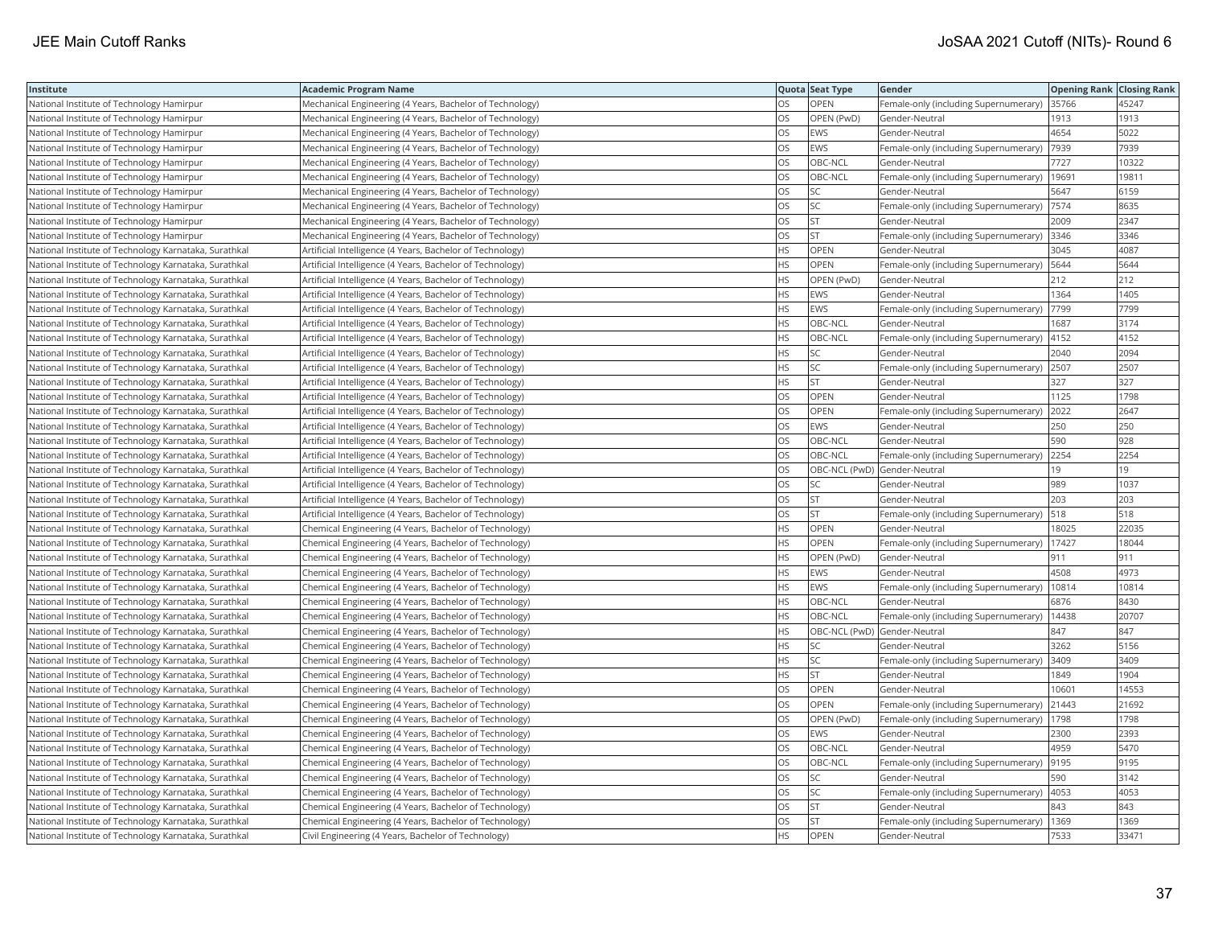| Institute | Academic Program Name | Quota | Seat Type | Gender | Opening Rank | Closing Rank |
|---|---|---|---|---|---|---|
| National Institute of Technology Hamirpur | Mechanical Engineering (4 Years, Bachelor of Technology) | OS | OPEN | Female-only (including Supernumerary) | 35766 | 45247 |
| National Institute of Technology Hamirpur | Mechanical Engineering (4 Years, Bachelor of Technology) | OS | OPEN (PwD) | Gender-Neutral | 1913 | 1913 |
| National Institute of Technology Hamirpur | Mechanical Engineering (4 Years, Bachelor of Technology) | OS | EWS | Gender-Neutral | 4654 | 5022 |
| National Institute of Technology Hamirpur | Mechanical Engineering (4 Years, Bachelor of Technology) | OS | EWS | Female-only (including Supernumerary) | 7939 | 7939 |
| National Institute of Technology Hamirpur | Mechanical Engineering (4 Years, Bachelor of Technology) | OS | OBC-NCL | Gender-Neutral | 7727 | 10322 |
| National Institute of Technology Hamirpur | Mechanical Engineering (4 Years, Bachelor of Technology) | OS | OBC-NCL | Female-only (including Supernumerary) | 19691 | 19811 |
| National Institute of Technology Hamirpur | Mechanical Engineering (4 Years, Bachelor of Technology) | OS | SC | Gender-Neutral | 5647 | 6159 |
| National Institute of Technology Hamirpur | Mechanical Engineering (4 Years, Bachelor of Technology) | OS | SC | Female-only (including Supernumerary) | 7574 | 8635 |
| National Institute of Technology Hamirpur | Mechanical Engineering (4 Years, Bachelor of Technology) | OS | ST | Gender-Neutral | 2009 | 2347 |
| National Institute of Technology Hamirpur | Mechanical Engineering (4 Years, Bachelor of Technology) | OS | ST | Female-only (including Supernumerary) | 3346 | 3346 |
| National Institute of Technology Karnataka, Surathkal | Artificial Intelligence (4 Years, Bachelor of Technology) | HS | OPEN | Gender-Neutral | 3045 | 4087 |
| National Institute of Technology Karnataka, Surathkal | Artificial Intelligence (4 Years, Bachelor of Technology) | HS | OPEN | Female-only (including Supernumerary) | 5644 | 5644 |
| National Institute of Technology Karnataka, Surathkal | Artificial Intelligence (4 Years, Bachelor of Technology) | HS | OPEN (PwD) | Gender-Neutral | 212 | 212 |
| National Institute of Technology Karnataka, Surathkal | Artificial Intelligence (4 Years, Bachelor of Technology) | HS | EWS | Gender-Neutral | 1364 | 1405 |
| National Institute of Technology Karnataka, Surathkal | Artificial Intelligence (4 Years, Bachelor of Technology) | HS | EWS | Female-only (including Supernumerary) | 7799 | 7799 |
| National Institute of Technology Karnataka, Surathkal | Artificial Intelligence (4 Years, Bachelor of Technology) | HS | OBC-NCL | Gender-Neutral | 1687 | 3174 |
| National Institute of Technology Karnataka, Surathkal | Artificial Intelligence (4 Years, Bachelor of Technology) | HS | OBC-NCL | Female-only (including Supernumerary) | 4152 | 4152 |
| National Institute of Technology Karnataka, Surathkal | Artificial Intelligence (4 Years, Bachelor of Technology) | HS | SC | Gender-Neutral | 2040 | 2094 |
| National Institute of Technology Karnataka, Surathkal | Artificial Intelligence (4 Years, Bachelor of Technology) | HS | SC | Female-only (including Supernumerary) | 2507 | 2507 |
| National Institute of Technology Karnataka, Surathkal | Artificial Intelligence (4 Years, Bachelor of Technology) | HS | ST | Gender-Neutral | 327 | 327 |
| National Institute of Technology Karnataka, Surathkal | Artificial Intelligence (4 Years, Bachelor of Technology) | OS | OPEN | Gender-Neutral | 1125 | 1798 |
| National Institute of Technology Karnataka, Surathkal | Artificial Intelligence (4 Years, Bachelor of Technology) | OS | OPEN | Female-only (including Supernumerary) | 2022 | 2647 |
| National Institute of Technology Karnataka, Surathkal | Artificial Intelligence (4 Years, Bachelor of Technology) | OS | EWS | Gender-Neutral | 250 | 250 |
| National Institute of Technology Karnataka, Surathkal | Artificial Intelligence (4 Years, Bachelor of Technology) | OS | OBC-NCL | Gender-Neutral | 590 | 928 |
| National Institute of Technology Karnataka, Surathkal | Artificial Intelligence (4 Years, Bachelor of Technology) | OS | OBC-NCL | Female-only (including Supernumerary) | 2254 | 2254 |
| National Institute of Technology Karnataka, Surathkal | Artificial Intelligence (4 Years, Bachelor of Technology) | OS | OBC-NCL (PwD) | Gender-Neutral | 19 | 19 |
| National Institute of Technology Karnataka, Surathkal | Artificial Intelligence (4 Years, Bachelor of Technology) | OS | SC | Gender-Neutral | 989 | 1037 |
| National Institute of Technology Karnataka, Surathkal | Artificial Intelligence (4 Years, Bachelor of Technology) | OS | ST | Gender-Neutral | 203 | 203 |
| National Institute of Technology Karnataka, Surathkal | Artificial Intelligence (4 Years, Bachelor of Technology) | OS | ST | Female-only (including Supernumerary) | 518 | 518 |
| National Institute of Technology Karnataka, Surathkal | Chemical Engineering (4 Years, Bachelor of Technology) | HS | OPEN | Gender-Neutral | 18025 | 22035 |
| National Institute of Technology Karnataka, Surathkal | Chemical Engineering (4 Years, Bachelor of Technology) | HS | OPEN | Female-only (including Supernumerary) | 17427 | 18044 |
| National Institute of Technology Karnataka, Surathkal | Chemical Engineering (4 Years, Bachelor of Technology) | HS | OPEN (PwD) | Gender-Neutral | 911 | 911 |
| National Institute of Technology Karnataka, Surathkal | Chemical Engineering (4 Years, Bachelor of Technology) | HS | EWS | Gender-Neutral | 4508 | 4973 |
| National Institute of Technology Karnataka, Surathkal | Chemical Engineering (4 Years, Bachelor of Technology) | HS | EWS | Female-only (including Supernumerary) | 10814 | 10814 |
| National Institute of Technology Karnataka, Surathkal | Chemical Engineering (4 Years, Bachelor of Technology) | HS | OBC-NCL | Gender-Neutral | 6876 | 8430 |
| National Institute of Technology Karnataka, Surathkal | Chemical Engineering (4 Years, Bachelor of Technology) | HS | OBC-NCL | Female-only (including Supernumerary) | 14438 | 20707 |
| National Institute of Technology Karnataka, Surathkal | Chemical Engineering (4 Years, Bachelor of Technology) | HS | OBC-NCL (PwD) | Gender-Neutral | 847 | 847 |
| National Institute of Technology Karnataka, Surathkal | Chemical Engineering (4 Years, Bachelor of Technology) | HS | SC | Gender-Neutral | 3262 | 5156 |
| National Institute of Technology Karnataka, Surathkal | Chemical Engineering (4 Years, Bachelor of Technology) | HS | SC | Female-only (including Supernumerary) | 3409 | 3409 |
| National Institute of Technology Karnataka, Surathkal | Chemical Engineering (4 Years, Bachelor of Technology) | HS | ST | Gender-Neutral | 1849 | 1904 |
| National Institute of Technology Karnataka, Surathkal | Chemical Engineering (4 Years, Bachelor of Technology) | OS | OPEN | Gender-Neutral | 10601 | 14553 |
| National Institute of Technology Karnataka, Surathkal | Chemical Engineering (4 Years, Bachelor of Technology) | OS | OPEN | Female-only (including Supernumerary) | 21443 | 21692 |
| National Institute of Technology Karnataka, Surathkal | Chemical Engineering (4 Years, Bachelor of Technology) | OS | OPEN (PwD) | Female-only (including Supernumerary) | 1798 | 1798 |
| National Institute of Technology Karnataka, Surathkal | Chemical Engineering (4 Years, Bachelor of Technology) | OS | EWS | Gender-Neutral | 2300 | 2393 |
| National Institute of Technology Karnataka, Surathkal | Chemical Engineering (4 Years, Bachelor of Technology) | OS | OBC-NCL | Gender-Neutral | 4959 | 5470 |
| National Institute of Technology Karnataka, Surathkal | Chemical Engineering (4 Years, Bachelor of Technology) | OS | OBC-NCL | Female-only (including Supernumerary) | 9195 | 9195 |
| National Institute of Technology Karnataka, Surathkal | Chemical Engineering (4 Years, Bachelor of Technology) | OS | SC | Gender-Neutral | 590 | 3142 |
| National Institute of Technology Karnataka, Surathkal | Chemical Engineering (4 Years, Bachelor of Technology) | OS | SC | Female-only (including Supernumerary) | 4053 | 4053 |
| National Institute of Technology Karnataka, Surathkal | Chemical Engineering (4 Years, Bachelor of Technology) | OS | ST | Gender-Neutral | 843 | 843 |
| National Institute of Technology Karnataka, Surathkal | Chemical Engineering (4 Years, Bachelor of Technology) | OS | ST | Female-only (including Supernumerary) | 1369 | 1369 |
| National Institute of Technology Karnataka, Surathkal | Civil Engineering (4 Years, Bachelor of Technology) | HS | OPEN | Gender-Neutral | 7533 | 33471 |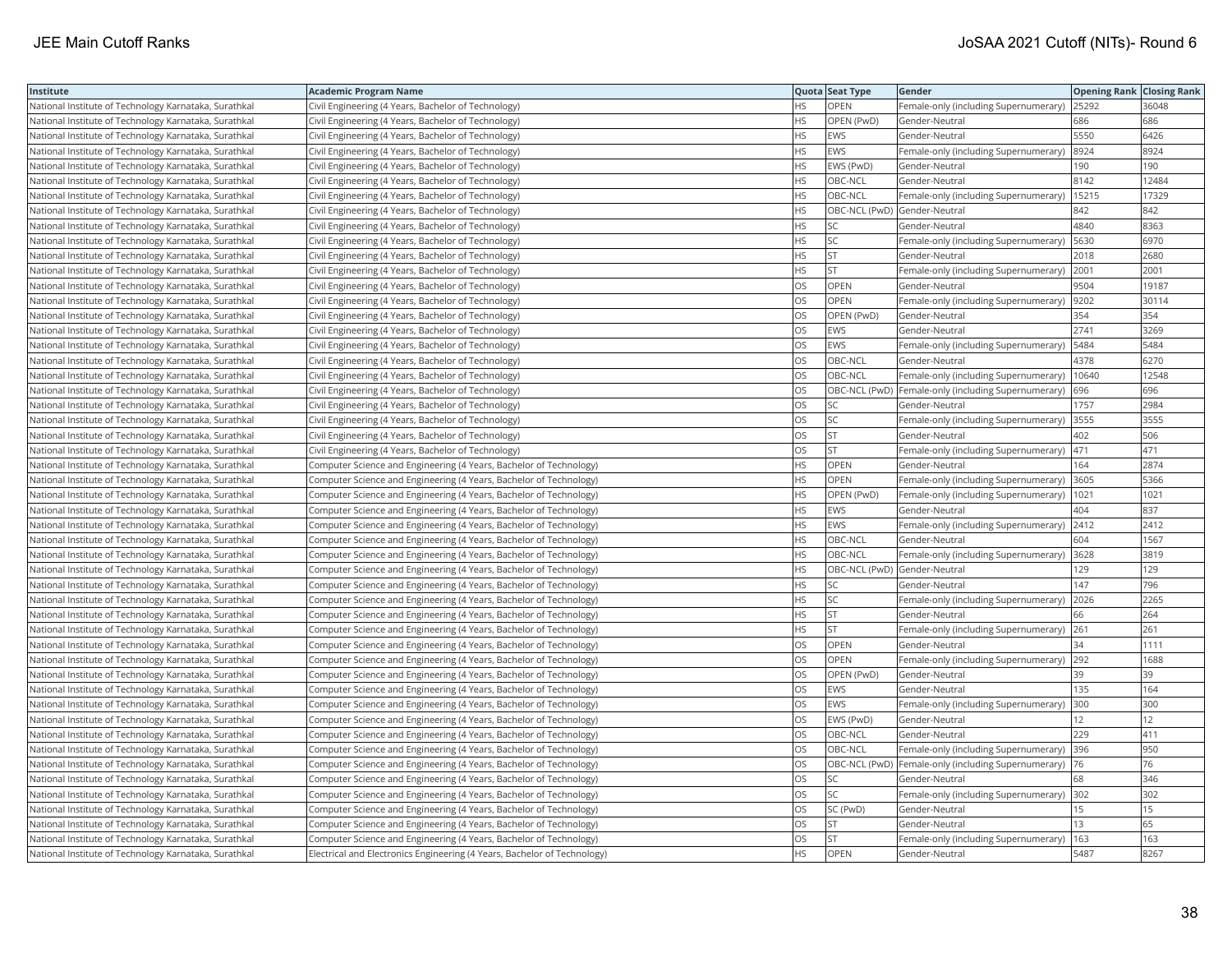| Institute | Academic Program Name | Quota | Seat Type | Gender | Opening Rank | Closing Rank |
|---|---|---|---|---|---|---|
| National Institute of Technology Karnataka, Surathkal | Civil Engineering (4 Years, Bachelor of Technology) | HS | OPEN | Female-only (including Supernumerary) | 25292 | 36048 |
| National Institute of Technology Karnataka, Surathkal | Civil Engineering (4 Years, Bachelor of Technology) | HS | OPEN (PwD) | Gender-Neutral | 686 | 686 |
| National Institute of Technology Karnataka, Surathkal | Civil Engineering (4 Years, Bachelor of Technology) | HS | EWS | Gender-Neutral | 5550 | 6426 |
| National Institute of Technology Karnataka, Surathkal | Civil Engineering (4 Years, Bachelor of Technology) | HS | EWS | Female-only (including Supernumerary) | 8924 | 8924 |
| National Institute of Technology Karnataka, Surathkal | Civil Engineering (4 Years, Bachelor of Technology) | HS | EWS (PwD) | Gender-Neutral | 190 | 190 |
| National Institute of Technology Karnataka, Surathkal | Civil Engineering (4 Years, Bachelor of Technology) | HS | OBC-NCL | Gender-Neutral | 8142 | 12484 |
| National Institute of Technology Karnataka, Surathkal | Civil Engineering (4 Years, Bachelor of Technology) | HS | OBC-NCL | Female-only (including Supernumerary) | 15215 | 17329 |
| National Institute of Technology Karnataka, Surathkal | Civil Engineering (4 Years, Bachelor of Technology) | HS | OBC-NCL (PwD) | Gender-Neutral | 842 | 842 |
| National Institute of Technology Karnataka, Surathkal | Civil Engineering (4 Years, Bachelor of Technology) | HS | SC | Gender-Neutral | 4840 | 8363 |
| National Institute of Technology Karnataka, Surathkal | Civil Engineering (4 Years, Bachelor of Technology) | HS | SC | Female-only (including Supernumerary) | 5630 | 6970 |
| National Institute of Technology Karnataka, Surathkal | Civil Engineering (4 Years, Bachelor of Technology) | HS | ST | Gender-Neutral | 2018 | 2680 |
| National Institute of Technology Karnataka, Surathkal | Civil Engineering (4 Years, Bachelor of Technology) | HS | ST | Female-only (including Supernumerary) | 2001 | 2001 |
| National Institute of Technology Karnataka, Surathkal | Civil Engineering (4 Years, Bachelor of Technology) | OS | OPEN | Gender-Neutral | 9504 | 19187 |
| National Institute of Technology Karnataka, Surathkal | Civil Engineering (4 Years, Bachelor of Technology) | OS | OPEN | Female-only (including Supernumerary) | 9202 | 30114 |
| National Institute of Technology Karnataka, Surathkal | Civil Engineering (4 Years, Bachelor of Technology) | OS | OPEN (PwD) | Gender-Neutral | 354 | 354 |
| National Institute of Technology Karnataka, Surathkal | Civil Engineering (4 Years, Bachelor of Technology) | OS | EWS | Gender-Neutral | 2741 | 3269 |
| National Institute of Technology Karnataka, Surathkal | Civil Engineering (4 Years, Bachelor of Technology) | OS | EWS | Female-only (including Supernumerary) | 5484 | 5484 |
| National Institute of Technology Karnataka, Surathkal | Civil Engineering (4 Years, Bachelor of Technology) | OS | OBC-NCL | Gender-Neutral | 4378 | 6270 |
| National Institute of Technology Karnataka, Surathkal | Civil Engineering (4 Years, Bachelor of Technology) | OS | OBC-NCL | Female-only (including Supernumerary) | 10640 | 12548 |
| National Institute of Technology Karnataka, Surathkal | Civil Engineering (4 Years, Bachelor of Technology) | OS | OBC-NCL (PwD) | Female-only (including Supernumerary) | 696 | 696 |
| National Institute of Technology Karnataka, Surathkal | Civil Engineering (4 Years, Bachelor of Technology) | OS | SC | Gender-Neutral | 1757 | 2984 |
| National Institute of Technology Karnataka, Surathkal | Civil Engineering (4 Years, Bachelor of Technology) | OS | SC | Female-only (including Supernumerary) | 3555 | 3555 |
| National Institute of Technology Karnataka, Surathkal | Civil Engineering (4 Years, Bachelor of Technology) | OS | ST | Gender-Neutral | 402 | 506 |
| National Institute of Technology Karnataka, Surathkal | Civil Engineering (4 Years, Bachelor of Technology) | OS | ST | Female-only (including Supernumerary) | 471 | 471 |
| National Institute of Technology Karnataka, Surathkal | Computer Science and Engineering (4 Years, Bachelor of Technology) | HS | OPEN | Gender-Neutral | 164 | 2874 |
| National Institute of Technology Karnataka, Surathkal | Computer Science and Engineering (4 Years, Bachelor of Technology) | HS | OPEN | Female-only (including Supernumerary) | 3605 | 5366 |
| National Institute of Technology Karnataka, Surathkal | Computer Science and Engineering (4 Years, Bachelor of Technology) | HS | OPEN (PwD) | Female-only (including Supernumerary) | 1021 | 1021 |
| National Institute of Technology Karnataka, Surathkal | Computer Science and Engineering (4 Years, Bachelor of Technology) | HS | EWS | Gender-Neutral | 404 | 837 |
| National Institute of Technology Karnataka, Surathkal | Computer Science and Engineering (4 Years, Bachelor of Technology) | HS | EWS | Female-only (including Supernumerary) | 2412 | 2412 |
| National Institute of Technology Karnataka, Surathkal | Computer Science and Engineering (4 Years, Bachelor of Technology) | HS | OBC-NCL | Gender-Neutral | 604 | 1567 |
| National Institute of Technology Karnataka, Surathkal | Computer Science and Engineering (4 Years, Bachelor of Technology) | HS | OBC-NCL | Female-only (including Supernumerary) | 3628 | 3819 |
| National Institute of Technology Karnataka, Surathkal | Computer Science and Engineering (4 Years, Bachelor of Technology) | HS | OBC-NCL (PwD) | Gender-Neutral | 129 | 129 |
| National Institute of Technology Karnataka, Surathkal | Computer Science and Engineering (4 Years, Bachelor of Technology) | HS | SC | Gender-Neutral | 147 | 796 |
| National Institute of Technology Karnataka, Surathkal | Computer Science and Engineering (4 Years, Bachelor of Technology) | HS | SC | Female-only (including Supernumerary) | 2026 | 2265 |
| National Institute of Technology Karnataka, Surathkal | Computer Science and Engineering (4 Years, Bachelor of Technology) | HS | ST | Gender-Neutral | 66 | 264 |
| National Institute of Technology Karnataka, Surathkal | Computer Science and Engineering (4 Years, Bachelor of Technology) | HS | ST | Female-only (including Supernumerary) | 261 | 261 |
| National Institute of Technology Karnataka, Surathkal | Computer Science and Engineering (4 Years, Bachelor of Technology) | OS | OPEN | Gender-Neutral | 34 | 1111 |
| National Institute of Technology Karnataka, Surathkal | Computer Science and Engineering (4 Years, Bachelor of Technology) | OS | OPEN | Female-only (including Supernumerary) | 292 | 1688 |
| National Institute of Technology Karnataka, Surathkal | Computer Science and Engineering (4 Years, Bachelor of Technology) | OS | OPEN (PwD) | Gender-Neutral | 39 | 39 |
| National Institute of Technology Karnataka, Surathkal | Computer Science and Engineering (4 Years, Bachelor of Technology) | OS | EWS | Gender-Neutral | 135 | 164 |
| National Institute of Technology Karnataka, Surathkal | Computer Science and Engineering (4 Years, Bachelor of Technology) | OS | EWS | Female-only (including Supernumerary) | 300 | 300 |
| National Institute of Technology Karnataka, Surathkal | Computer Science and Engineering (4 Years, Bachelor of Technology) | OS | EWS (PwD) | Gender-Neutral | 12 | 12 |
| National Institute of Technology Karnataka, Surathkal | Computer Science and Engineering (4 Years, Bachelor of Technology) | OS | OBC-NCL | Gender-Neutral | 229 | 411 |
| National Institute of Technology Karnataka, Surathkal | Computer Science and Engineering (4 Years, Bachelor of Technology) | OS | OBC-NCL | Female-only (including Supernumerary) | 396 | 950 |
| National Institute of Technology Karnataka, Surathkal | Computer Science and Engineering (4 Years, Bachelor of Technology) | OS | OBC-NCL (PwD) | Female-only (including Supernumerary) | 76 | 76 |
| National Institute of Technology Karnataka, Surathkal | Computer Science and Engineering (4 Years, Bachelor of Technology) | OS | SC | Gender-Neutral | 68 | 346 |
| National Institute of Technology Karnataka, Surathkal | Computer Science and Engineering (4 Years, Bachelor of Technology) | OS | SC | Female-only (including Supernumerary) | 302 | 302 |
| National Institute of Technology Karnataka, Surathkal | Computer Science and Engineering (4 Years, Bachelor of Technology) | OS | SC (PwD) | Gender-Neutral | 15 | 15 |
| National Institute of Technology Karnataka, Surathkal | Computer Science and Engineering (4 Years, Bachelor of Technology) | OS | ST | Gender-Neutral | 13 | 65 |
| National Institute of Technology Karnataka, Surathkal | Computer Science and Engineering (4 Years, Bachelor of Technology) | OS | ST | Female-only (including Supernumerary) | 163 | 163 |
| National Institute of Technology Karnataka, Surathkal | Electrical and Electronics Engineering (4 Years, Bachelor of Technology) | HS | OPEN | Gender-Neutral | 5487 | 8267 |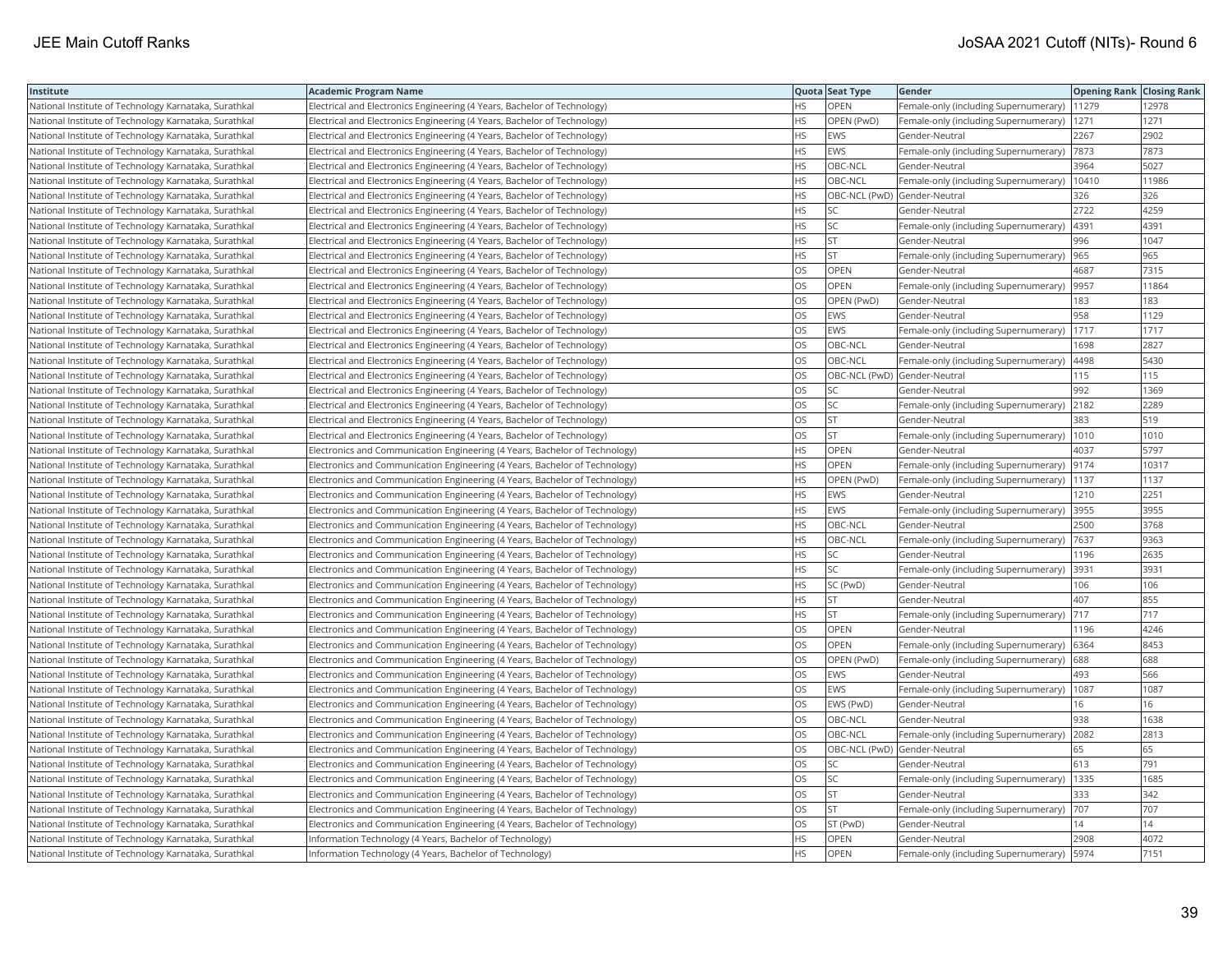| Institute | Academic Program Name | Quota | Seat Type | Gender | Opening Rank | Closing Rank |
|---|---|---|---|---|---|---|
| National Institute of Technology Karnataka, Surathkal | Electrical and Electronics Engineering (4 Years, Bachelor of Technology) | HS | OPEN | Female-only (including Supernumerary) | 11279 | 12978 |
| National Institute of Technology Karnataka, Surathkal | Electrical and Electronics Engineering (4 Years, Bachelor of Technology) | HS | OPEN (PwD) | Female-only (including Supernumerary) | 1271 | 1271 |
| National Institute of Technology Karnataka, Surathkal | Electrical and Electronics Engineering (4 Years, Bachelor of Technology) | HS | EWS | Gender-Neutral | 2267 | 2902 |
| National Institute of Technology Karnataka, Surathkal | Electrical and Electronics Engineering (4 Years, Bachelor of Technology) | HS | EWS | Female-only (including Supernumerary) | 7873 | 7873 |
| National Institute of Technology Karnataka, Surathkal | Electrical and Electronics Engineering (4 Years, Bachelor of Technology) | HS | OBC-NCL | Gender-Neutral | 3964 | 5027 |
| National Institute of Technology Karnataka, Surathkal | Electrical and Electronics Engineering (4 Years, Bachelor of Technology) | HS | OBC-NCL | Female-only (including Supernumerary) | 10410 | 11986 |
| National Institute of Technology Karnataka, Surathkal | Electrical and Electronics Engineering (4 Years, Bachelor of Technology) | HS | OBC-NCL (PwD) | Gender-Neutral | 326 | 326 |
| National Institute of Technology Karnataka, Surathkal | Electrical and Electronics Engineering (4 Years, Bachelor of Technology) | HS | SC | Gender-Neutral | 2722 | 4259 |
| National Institute of Technology Karnataka, Surathkal | Electrical and Electronics Engineering (4 Years, Bachelor of Technology) | HS | SC | Female-only (including Supernumerary) | 4391 | 4391 |
| National Institute of Technology Karnataka, Surathkal | Electrical and Electronics Engineering (4 Years, Bachelor of Technology) | HS | ST | Gender-Neutral | 996 | 1047 |
| National Institute of Technology Karnataka, Surathkal | Electrical and Electronics Engineering (4 Years, Bachelor of Technology) | HS | ST | Female-only (including Supernumerary) | 965 | 965 |
| National Institute of Technology Karnataka, Surathkal | Electrical and Electronics Engineering (4 Years, Bachelor of Technology) | OS | OPEN | Gender-Neutral | 4687 | 7315 |
| National Institute of Technology Karnataka, Surathkal | Electrical and Electronics Engineering (4 Years, Bachelor of Technology) | OS | OPEN | Female-only (including Supernumerary) | 9957 | 11864 |
| National Institute of Technology Karnataka, Surathkal | Electrical and Electronics Engineering (4 Years, Bachelor of Technology) | OS | OPEN (PwD) | Gender-Neutral | 183 | 183 |
| National Institute of Technology Karnataka, Surathkal | Electrical and Electronics Engineering (4 Years, Bachelor of Technology) | OS | EWS | Gender-Neutral | 958 | 1129 |
| National Institute of Technology Karnataka, Surathkal | Electrical and Electronics Engineering (4 Years, Bachelor of Technology) | OS | EWS | Female-only (including Supernumerary) | 1717 | 1717 |
| National Institute of Technology Karnataka, Surathkal | Electrical and Electronics Engineering (4 Years, Bachelor of Technology) | OS | OBC-NCL | Gender-Neutral | 1698 | 2827 |
| National Institute of Technology Karnataka, Surathkal | Electrical and Electronics Engineering (4 Years, Bachelor of Technology) | OS | OBC-NCL | Female-only (including Supernumerary) | 4498 | 5430 |
| National Institute of Technology Karnataka, Surathkal | Electrical and Electronics Engineering (4 Years, Bachelor of Technology) | OS | OBC-NCL (PwD) | Gender-Neutral | 115 | 115 |
| National Institute of Technology Karnataka, Surathkal | Electrical and Electronics Engineering (4 Years, Bachelor of Technology) | OS | SC | Gender-Neutral | 992 | 1369 |
| National Institute of Technology Karnataka, Surathkal | Electrical and Electronics Engineering (4 Years, Bachelor of Technology) | OS | SC | Female-only (including Supernumerary) | 2182 | 2289 |
| National Institute of Technology Karnataka, Surathkal | Electrical and Electronics Engineering (4 Years, Bachelor of Technology) | OS | ST | Gender-Neutral | 383 | 519 |
| National Institute of Technology Karnataka, Surathkal | Electrical and Electronics Engineering (4 Years, Bachelor of Technology) | OS | ST | Female-only (including Supernumerary) | 1010 | 1010 |
| National Institute of Technology Karnataka, Surathkal | Electronics and Communication Engineering (4 Years, Bachelor of Technology) | HS | OPEN | Gender-Neutral | 4037 | 5797 |
| National Institute of Technology Karnataka, Surathkal | Electronics and Communication Engineering (4 Years, Bachelor of Technology) | HS | OPEN | Female-only (including Supernumerary) | 9174 | 10317 |
| National Institute of Technology Karnataka, Surathkal | Electronics and Communication Engineering (4 Years, Bachelor of Technology) | HS | OPEN (PwD) | Female-only (including Supernumerary) | 1137 | 1137 |
| National Institute of Technology Karnataka, Surathkal | Electronics and Communication Engineering (4 Years, Bachelor of Technology) | HS | EWS | Gender-Neutral | 1210 | 2251 |
| National Institute of Technology Karnataka, Surathkal | Electronics and Communication Engineering (4 Years, Bachelor of Technology) | HS | EWS | Female-only (including Supernumerary) | 3955 | 3955 |
| National Institute of Technology Karnataka, Surathkal | Electronics and Communication Engineering (4 Years, Bachelor of Technology) | HS | OBC-NCL | Gender-Neutral | 2500 | 3768 |
| National Institute of Technology Karnataka, Surathkal | Electronics and Communication Engineering (4 Years, Bachelor of Technology) | HS | OBC-NCL | Female-only (including Supernumerary) | 7637 | 9363 |
| National Institute of Technology Karnataka, Surathkal | Electronics and Communication Engineering (4 Years, Bachelor of Technology) | HS | SC | Gender-Neutral | 1196 | 2635 |
| National Institute of Technology Karnataka, Surathkal | Electronics and Communication Engineering (4 Years, Bachelor of Technology) | HS | SC | Female-only (including Supernumerary) | 3931 | 3931 |
| National Institute of Technology Karnataka, Surathkal | Electronics and Communication Engineering (4 Years, Bachelor of Technology) | HS | SC (PwD) | Gender-Neutral | 106 | 106 |
| National Institute of Technology Karnataka, Surathkal | Electronics and Communication Engineering (4 Years, Bachelor of Technology) | HS | ST | Gender-Neutral | 407 | 855 |
| National Institute of Technology Karnataka, Surathkal | Electronics and Communication Engineering (4 Years, Bachelor of Technology) | HS | ST | Female-only (including Supernumerary) | 717 | 717 |
| National Institute of Technology Karnataka, Surathkal | Electronics and Communication Engineering (4 Years, Bachelor of Technology) | OS | OPEN | Gender-Neutral | 1196 | 4246 |
| National Institute of Technology Karnataka, Surathkal | Electronics and Communication Engineering (4 Years, Bachelor of Technology) | OS | OPEN | Female-only (including Supernumerary) | 6364 | 8453 |
| National Institute of Technology Karnataka, Surathkal | Electronics and Communication Engineering (4 Years, Bachelor of Technology) | OS | OPEN (PwD) | Female-only (including Supernumerary) | 688 | 688 |
| National Institute of Technology Karnataka, Surathkal | Electronics and Communication Engineering (4 Years, Bachelor of Technology) | OS | EWS | Gender-Neutral | 493 | 566 |
| National Institute of Technology Karnataka, Surathkal | Electronics and Communication Engineering (4 Years, Bachelor of Technology) | OS | EWS | Female-only (including Supernumerary) | 1087 | 1087 |
| National Institute of Technology Karnataka, Surathkal | Electronics and Communication Engineering (4 Years, Bachelor of Technology) | OS | EWS (PwD) | Gender-Neutral | 16 | 16 |
| National Institute of Technology Karnataka, Surathkal | Electronics and Communication Engineering (4 Years, Bachelor of Technology) | OS | OBC-NCL | Gender-Neutral | 938 | 1638 |
| National Institute of Technology Karnataka, Surathkal | Electronics and Communication Engineering (4 Years, Bachelor of Technology) | OS | OBC-NCL | Female-only (including Supernumerary) | 2082 | 2813 |
| National Institute of Technology Karnataka, Surathkal | Electronics and Communication Engineering (4 Years, Bachelor of Technology) | OS | OBC-NCL (PwD) | Gender-Neutral | 65 | 65 |
| National Institute of Technology Karnataka, Surathkal | Electronics and Communication Engineering (4 Years, Bachelor of Technology) | OS | SC | Gender-Neutral | 613 | 791 |
| National Institute of Technology Karnataka, Surathkal | Electronics and Communication Engineering (4 Years, Bachelor of Technology) | OS | SC | Female-only (including Supernumerary) | 1335 | 1685 |
| National Institute of Technology Karnataka, Surathkal | Electronics and Communication Engineering (4 Years, Bachelor of Technology) | OS | ST | Gender-Neutral | 333 | 342 |
| National Institute of Technology Karnataka, Surathkal | Electronics and Communication Engineering (4 Years, Bachelor of Technology) | OS | ST | Female-only (including Supernumerary) | 707 | 707 |
| National Institute of Technology Karnataka, Surathkal | Electronics and Communication Engineering (4 Years, Bachelor of Technology) | OS | ST (PwD) | Gender-Neutral | 14 | 14 |
| National Institute of Technology Karnataka, Surathkal | Information Technology (4 Years, Bachelor of Technology) | HS | OPEN | Gender-Neutral | 2908 | 4072 |
| National Institute of Technology Karnataka, Surathkal | Information Technology (4 Years, Bachelor of Technology) | HS | OPEN | Female-only (including Supernumerary) | 5974 | 7151 |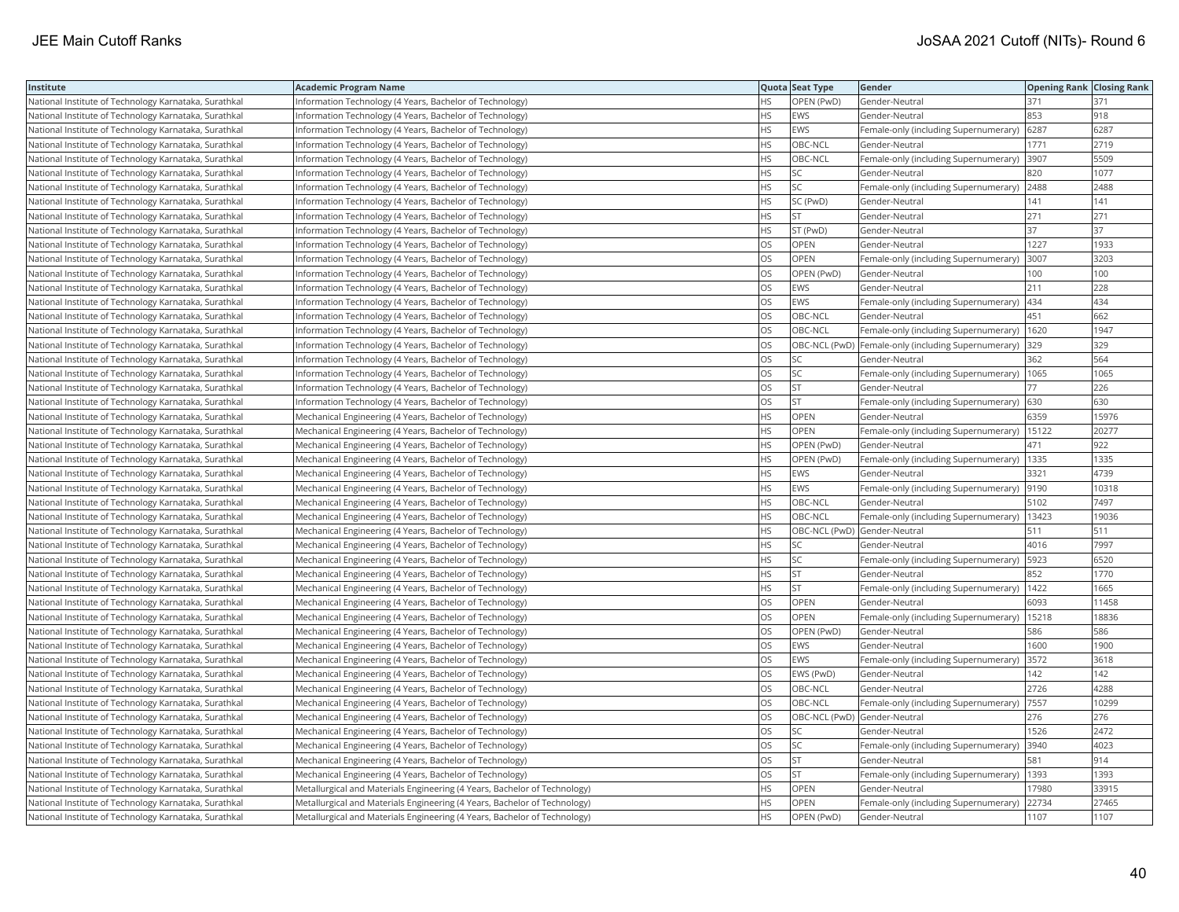| Institute | Academic Program Name | Quota | Seat Type | Gender | Opening Rank | Closing Rank |
|---|---|---|---|---|---|---|
| National Institute of Technology Karnataka, Surathkal | Information Technology (4 Years, Bachelor of Technology) | HS | OPEN (PwD) | Gender-Neutral | 371 | 371 |
| National Institute of Technology Karnataka, Surathkal | Information Technology (4 Years, Bachelor of Technology) | HS | EWS | Gender-Neutral | 853 | 918 |
| National Institute of Technology Karnataka, Surathkal | Information Technology (4 Years, Bachelor of Technology) | HS | EWS | Female-only (including Supernumerary) | 6287 | 6287 |
| National Institute of Technology Karnataka, Surathkal | Information Technology (4 Years, Bachelor of Technology) | HS | OBC-NCL | Gender-Neutral | 1771 | 2719 |
| National Institute of Technology Karnataka, Surathkal | Information Technology (4 Years, Bachelor of Technology) | HS | OBC-NCL | Female-only (including Supernumerary) | 3907 | 5509 |
| National Institute of Technology Karnataka, Surathkal | Information Technology (4 Years, Bachelor of Technology) | HS | SC | Gender-Neutral | 820 | 1077 |
| National Institute of Technology Karnataka, Surathkal | Information Technology (4 Years, Bachelor of Technology) | HS | SC | Female-only (including Supernumerary) | 2488 | 2488 |
| National Institute of Technology Karnataka, Surathkal | Information Technology (4 Years, Bachelor of Technology) | HS | SC (PwD) | Gender-Neutral | 141 | 141 |
| National Institute of Technology Karnataka, Surathkal | Information Technology (4 Years, Bachelor of Technology) | HS | ST | Gender-Neutral | 271 | 271 |
| National Institute of Technology Karnataka, Surathkal | Information Technology (4 Years, Bachelor of Technology) | HS | ST (PwD) | Gender-Neutral | 37 | 37 |
| National Institute of Technology Karnataka, Surathkal | Information Technology (4 Years, Bachelor of Technology) | OS | OPEN | Gender-Neutral | 1227 | 1933 |
| National Institute of Technology Karnataka, Surathkal | Information Technology (4 Years, Bachelor of Technology) | OS | OPEN | Female-only (including Supernumerary) | 3007 | 3203 |
| National Institute of Technology Karnataka, Surathkal | Information Technology (4 Years, Bachelor of Technology) | OS | OPEN (PwD) | Gender-Neutral | 100 | 100 |
| National Institute of Technology Karnataka, Surathkal | Information Technology (4 Years, Bachelor of Technology) | OS | EWS | Gender-Neutral | 211 | 228 |
| National Institute of Technology Karnataka, Surathkal | Information Technology (4 Years, Bachelor of Technology) | OS | EWS | Female-only (including Supernumerary) | 434 | 434 |
| National Institute of Technology Karnataka, Surathkal | Information Technology (4 Years, Bachelor of Technology) | OS | OBC-NCL | Gender-Neutral | 451 | 662 |
| National Institute of Technology Karnataka, Surathkal | Information Technology (4 Years, Bachelor of Technology) | OS | OBC-NCL | Female-only (including Supernumerary) | 1620 | 1947 |
| National Institute of Technology Karnataka, Surathkal | Information Technology (4 Years, Bachelor of Technology) | OS | OBC-NCL (PwD) | Female-only (including Supernumerary) | 329 | 329 |
| National Institute of Technology Karnataka, Surathkal | Information Technology (4 Years, Bachelor of Technology) | OS | SC | Gender-Neutral | 362 | 564 |
| National Institute of Technology Karnataka, Surathkal | Information Technology (4 Years, Bachelor of Technology) | OS | SC | Female-only (including Supernumerary) | 1065 | 1065 |
| National Institute of Technology Karnataka, Surathkal | Information Technology (4 Years, Bachelor of Technology) | OS | ST | Gender-Neutral | 77 | 226 |
| National Institute of Technology Karnataka, Surathkal | Information Technology (4 Years, Bachelor of Technology) | OS | ST | Female-only (including Supernumerary) | 630 | 630 |
| National Institute of Technology Karnataka, Surathkal | Mechanical Engineering (4 Years, Bachelor of Technology) | HS | OPEN | Gender-Neutral | 6359 | 15976 |
| National Institute of Technology Karnataka, Surathkal | Mechanical Engineering (4 Years, Bachelor of Technology) | HS | OPEN | Female-only (including Supernumerary) | 15122 | 20277 |
| National Institute of Technology Karnataka, Surathkal | Mechanical Engineering (4 Years, Bachelor of Technology) | HS | OPEN (PwD) | Gender-Neutral | 471 | 922 |
| National Institute of Technology Karnataka, Surathkal | Mechanical Engineering (4 Years, Bachelor of Technology) | HS | OPEN (PwD) | Female-only (including Supernumerary) | 1335 | 1335 |
| National Institute of Technology Karnataka, Surathkal | Mechanical Engineering (4 Years, Bachelor of Technology) | HS | EWS | Gender-Neutral | 3321 | 4739 |
| National Institute of Technology Karnataka, Surathkal | Mechanical Engineering (4 Years, Bachelor of Technology) | HS | EWS | Female-only (including Supernumerary) | 9190 | 10318 |
| National Institute of Technology Karnataka, Surathkal | Mechanical Engineering (4 Years, Bachelor of Technology) | HS | OBC-NCL | Gender-Neutral | 5102 | 7497 |
| National Institute of Technology Karnataka, Surathkal | Mechanical Engineering (4 Years, Bachelor of Technology) | HS | OBC-NCL | Female-only (including Supernumerary) | 13423 | 19036 |
| National Institute of Technology Karnataka, Surathkal | Mechanical Engineering (4 Years, Bachelor of Technology) | HS | OBC-NCL (PwD) | Gender-Neutral | 511 | 511 |
| National Institute of Technology Karnataka, Surathkal | Mechanical Engineering (4 Years, Bachelor of Technology) | HS | SC | Gender-Neutral | 4016 | 7997 |
| National Institute of Technology Karnataka, Surathkal | Mechanical Engineering (4 Years, Bachelor of Technology) | HS | SC | Female-only (including Supernumerary) | 5923 | 6520 |
| National Institute of Technology Karnataka, Surathkal | Mechanical Engineering (4 Years, Bachelor of Technology) | HS | ST | Gender-Neutral | 852 | 1770 |
| National Institute of Technology Karnataka, Surathkal | Mechanical Engineering (4 Years, Bachelor of Technology) | HS | ST | Female-only (including Supernumerary) | 1422 | 1665 |
| National Institute of Technology Karnataka, Surathkal | Mechanical Engineering (4 Years, Bachelor of Technology) | OS | OPEN | Gender-Neutral | 6093 | 11458 |
| National Institute of Technology Karnataka, Surathkal | Mechanical Engineering (4 Years, Bachelor of Technology) | OS | OPEN | Female-only (including Supernumerary) | 15218 | 18836 |
| National Institute of Technology Karnataka, Surathkal | Mechanical Engineering (4 Years, Bachelor of Technology) | OS | OPEN (PwD) | Gender-Neutral | 586 | 586 |
| National Institute of Technology Karnataka, Surathkal | Mechanical Engineering (4 Years, Bachelor of Technology) | OS | EWS | Gender-Neutral | 1600 | 1900 |
| National Institute of Technology Karnataka, Surathkal | Mechanical Engineering (4 Years, Bachelor of Technology) | OS | EWS | Female-only (including Supernumerary) | 3572 | 3618 |
| National Institute of Technology Karnataka, Surathkal | Mechanical Engineering (4 Years, Bachelor of Technology) | OS | EWS (PwD) | Gender-Neutral | 142 | 142 |
| National Institute of Technology Karnataka, Surathkal | Mechanical Engineering (4 Years, Bachelor of Technology) | OS | OBC-NCL | Gender-Neutral | 2726 | 4288 |
| National Institute of Technology Karnataka, Surathkal | Mechanical Engineering (4 Years, Bachelor of Technology) | OS | OBC-NCL | Female-only (including Supernumerary) | 7557 | 10299 |
| National Institute of Technology Karnataka, Surathkal | Mechanical Engineering (4 Years, Bachelor of Technology) | OS | OBC-NCL (PwD) | Gender-Neutral | 276 | 276 |
| National Institute of Technology Karnataka, Surathkal | Mechanical Engineering (4 Years, Bachelor of Technology) | OS | SC | Gender-Neutral | 1526 | 2472 |
| National Institute of Technology Karnataka, Surathkal | Mechanical Engineering (4 Years, Bachelor of Technology) | OS | SC | Female-only (including Supernumerary) | 3940 | 4023 |
| National Institute of Technology Karnataka, Surathkal | Mechanical Engineering (4 Years, Bachelor of Technology) | OS | ST | Gender-Neutral | 581 | 914 |
| National Institute of Technology Karnataka, Surathkal | Mechanical Engineering (4 Years, Bachelor of Technology) | OS | ST | Female-only (including Supernumerary) | 1393 | 1393 |
| National Institute of Technology Karnataka, Surathkal | Metallurgical and Materials Engineering (4 Years, Bachelor of Technology) | HS | OPEN | Gender-Neutral | 17980 | 33915 |
| National Institute of Technology Karnataka, Surathkal | Metallurgical and Materials Engineering (4 Years, Bachelor of Technology) | HS | OPEN | Female-only (including Supernumerary) | 22734 | 27465 |
| National Institute of Technology Karnataka, Surathkal | Metallurgical and Materials Engineering (4 Years, Bachelor of Technology) | HS | OPEN (PwD) | Gender-Neutral | 1107 | 1107 |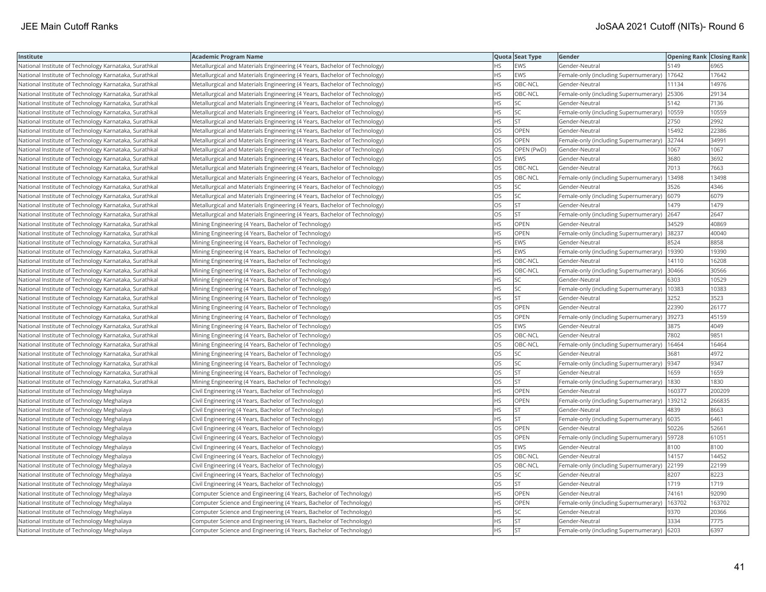| Institute | Academic Program Name | Quota | Seat Type | Gender | Opening Rank | Closing Rank |
|---|---|---|---|---|---|---|
| National Institute of Technology Karnataka, Surathkal | Metallurgical and Materials Engineering (4 Years, Bachelor of Technology) | HS | EWS | Gender-Neutral | 5149 | 6965 |
| National Institute of Technology Karnataka, Surathkal | Metallurgical and Materials Engineering (4 Years, Bachelor of Technology) | HS | EWS | Female-only (including Supernumerary) | 17642 | 17642 |
| National Institute of Technology Karnataka, Surathkal | Metallurgical and Materials Engineering (4 Years, Bachelor of Technology) | HS | OBC-NCL | Gender-Neutral | 11134 | 14976 |
| National Institute of Technology Karnataka, Surathkal | Metallurgical and Materials Engineering (4 Years, Bachelor of Technology) | HS | OBC-NCL | Female-only (including Supernumerary) | 25306 | 29134 |
| National Institute of Technology Karnataka, Surathkal | Metallurgical and Materials Engineering (4 Years, Bachelor of Technology) | HS | SC | Gender-Neutral | 5142 | 7136 |
| National Institute of Technology Karnataka, Surathkal | Metallurgical and Materials Engineering (4 Years, Bachelor of Technology) | HS | SC | Female-only (including Supernumerary) | 10559 | 10559 |
| National Institute of Technology Karnataka, Surathkal | Metallurgical and Materials Engineering (4 Years, Bachelor of Technology) | HS | ST | Gender-Neutral | 2750 | 2992 |
| National Institute of Technology Karnataka, Surathkal | Metallurgical and Materials Engineering (4 Years, Bachelor of Technology) | OS | OPEN | Gender-Neutral | 15492 | 22386 |
| National Institute of Technology Karnataka, Surathkal | Metallurgical and Materials Engineering (4 Years, Bachelor of Technology) | OS | OPEN | Female-only (including Supernumerary) | 32744 | 34991 |
| National Institute of Technology Karnataka, Surathkal | Metallurgical and Materials Engineering (4 Years, Bachelor of Technology) | OS | OPEN (PwD) | Gender-Neutral | 1067 | 1067 |
| National Institute of Technology Karnataka, Surathkal | Metallurgical and Materials Engineering (4 Years, Bachelor of Technology) | OS | EWS | Gender-Neutral | 3680 | 3692 |
| National Institute of Technology Karnataka, Surathkal | Metallurgical and Materials Engineering (4 Years, Bachelor of Technology) | OS | OBC-NCL | Gender-Neutral | 7013 | 7663 |
| National Institute of Technology Karnataka, Surathkal | Metallurgical and Materials Engineering (4 Years, Bachelor of Technology) | OS | OBC-NCL | Female-only (including Supernumerary) | 13498 | 13498 |
| National Institute of Technology Karnataka, Surathkal | Metallurgical and Materials Engineering (4 Years, Bachelor of Technology) | OS | SC | Gender-Neutral | 3526 | 4346 |
| National Institute of Technology Karnataka, Surathkal | Metallurgical and Materials Engineering (4 Years, Bachelor of Technology) | OS | SC | Female-only (including Supernumerary) | 6079 | 6079 |
| National Institute of Technology Karnataka, Surathkal | Metallurgical and Materials Engineering (4 Years, Bachelor of Technology) | OS | ST | Gender-Neutral | 1479 | 1479 |
| National Institute of Technology Karnataka, Surathkal | Metallurgical and Materials Engineering (4 Years, Bachelor of Technology) | OS | ST | Female-only (including Supernumerary) | 2647 | 2647 |
| National Institute of Technology Karnataka, Surathkal | Mining Engineering (4 Years, Bachelor of Technology) | HS | OPEN | Gender-Neutral | 34529 | 40869 |
| National Institute of Technology Karnataka, Surathkal | Mining Engineering (4 Years, Bachelor of Technology) | HS | OPEN | Female-only (including Supernumerary) | 38237 | 40040 |
| National Institute of Technology Karnataka, Surathkal | Mining Engineering (4 Years, Bachelor of Technology) | HS | EWS | Gender-Neutral | 8524 | 8858 |
| National Institute of Technology Karnataka, Surathkal | Mining Engineering (4 Years, Bachelor of Technology) | HS | EWS | Female-only (including Supernumerary) | 19390 | 19390 |
| National Institute of Technology Karnataka, Surathkal | Mining Engineering (4 Years, Bachelor of Technology) | HS | OBC-NCL | Gender-Neutral | 14110 | 16208 |
| National Institute of Technology Karnataka, Surathkal | Mining Engineering (4 Years, Bachelor of Technology) | HS | OBC-NCL | Female-only (including Supernumerary) | 30466 | 30566 |
| National Institute of Technology Karnataka, Surathkal | Mining Engineering (4 Years, Bachelor of Technology) | HS | SC | Gender-Neutral | 6303 | 10529 |
| National Institute of Technology Karnataka, Surathkal | Mining Engineering (4 Years, Bachelor of Technology) | HS | SC | Female-only (including Supernumerary) | 10383 | 10383 |
| National Institute of Technology Karnataka, Surathkal | Mining Engineering (4 Years, Bachelor of Technology) | HS | ST | Gender-Neutral | 3252 | 3523 |
| National Institute of Technology Karnataka, Surathkal | Mining Engineering (4 Years, Bachelor of Technology) | OS | OPEN | Gender-Neutral | 22390 | 26177 |
| National Institute of Technology Karnataka, Surathkal | Mining Engineering (4 Years, Bachelor of Technology) | OS | OPEN | Female-only (including Supernumerary) | 39273 | 45159 |
| National Institute of Technology Karnataka, Surathkal | Mining Engineering (4 Years, Bachelor of Technology) | OS | EWS | Gender-Neutral | 3875 | 4049 |
| National Institute of Technology Karnataka, Surathkal | Mining Engineering (4 Years, Bachelor of Technology) | OS | OBC-NCL | Gender-Neutral | 7802 | 9851 |
| National Institute of Technology Karnataka, Surathkal | Mining Engineering (4 Years, Bachelor of Technology) | OS | OBC-NCL | Female-only (including Supernumerary) | 16464 | 16464 |
| National Institute of Technology Karnataka, Surathkal | Mining Engineering (4 Years, Bachelor of Technology) | OS | SC | Gender-Neutral | 3681 | 4972 |
| National Institute of Technology Karnataka, Surathkal | Mining Engineering (4 Years, Bachelor of Technology) | OS | SC | Female-only (including Supernumerary) | 9347 | 9347 |
| National Institute of Technology Karnataka, Surathkal | Mining Engineering (4 Years, Bachelor of Technology) | OS | ST | Gender-Neutral | 1659 | 1659 |
| National Institute of Technology Karnataka, Surathkal | Mining Engineering (4 Years, Bachelor of Technology) | OS | ST | Female-only (including Supernumerary) | 1830 | 1830 |
| National Institute of Technology Meghalaya | Civil Engineering (4 Years, Bachelor of Technology) | HS | OPEN | Gender-Neutral | 160377 | 200209 |
| National Institute of Technology Meghalaya | Civil Engineering (4 Years, Bachelor of Technology) | HS | OPEN | Female-only (including Supernumerary) | 139212 | 266835 |
| National Institute of Technology Meghalaya | Civil Engineering (4 Years, Bachelor of Technology) | HS | ST | Gender-Neutral | 4839 | 8663 |
| National Institute of Technology Meghalaya | Civil Engineering (4 Years, Bachelor of Technology) | HS | ST | Female-only (including Supernumerary) | 6035 | 6461 |
| National Institute of Technology Meghalaya | Civil Engineering (4 Years, Bachelor of Technology) | OS | OPEN | Gender-Neutral | 50226 | 52661 |
| National Institute of Technology Meghalaya | Civil Engineering (4 Years, Bachelor of Technology) | OS | OPEN | Female-only (including Supernumerary) | 59728 | 61051 |
| National Institute of Technology Meghalaya | Civil Engineering (4 Years, Bachelor of Technology) | OS | EWS | Gender-Neutral | 8100 | 8100 |
| National Institute of Technology Meghalaya | Civil Engineering (4 Years, Bachelor of Technology) | OS | OBC-NCL | Gender-Neutral | 14157 | 14452 |
| National Institute of Technology Meghalaya | Civil Engineering (4 Years, Bachelor of Technology) | OS | OBC-NCL | Female-only (including Supernumerary) | 22199 | 22199 |
| National Institute of Technology Meghalaya | Civil Engineering (4 Years, Bachelor of Technology) | OS | SC | Gender-Neutral | 8207 | 8223 |
| National Institute of Technology Meghalaya | Civil Engineering (4 Years, Bachelor of Technology) | OS | ST | Gender-Neutral | 1719 | 1719 |
| National Institute of Technology Meghalaya | Computer Science and Engineering (4 Years, Bachelor of Technology) | HS | OPEN | Gender-Neutral | 74161 | 92090 |
| National Institute of Technology Meghalaya | Computer Science and Engineering (4 Years, Bachelor of Technology) | HS | OPEN | Female-only (including Supernumerary) | 163702 | 163702 |
| National Institute of Technology Meghalaya | Computer Science and Engineering (4 Years, Bachelor of Technology) | HS | SC | Gender-Neutral | 9370 | 20366 |
| National Institute of Technology Meghalaya | Computer Science and Engineering (4 Years, Bachelor of Technology) | HS | ST | Gender-Neutral | 3334 | 7775 |
| National Institute of Technology Meghalaya | Computer Science and Engineering (4 Years, Bachelor of Technology) | HS | ST | Female-only (including Supernumerary) | 6203 | 6397 |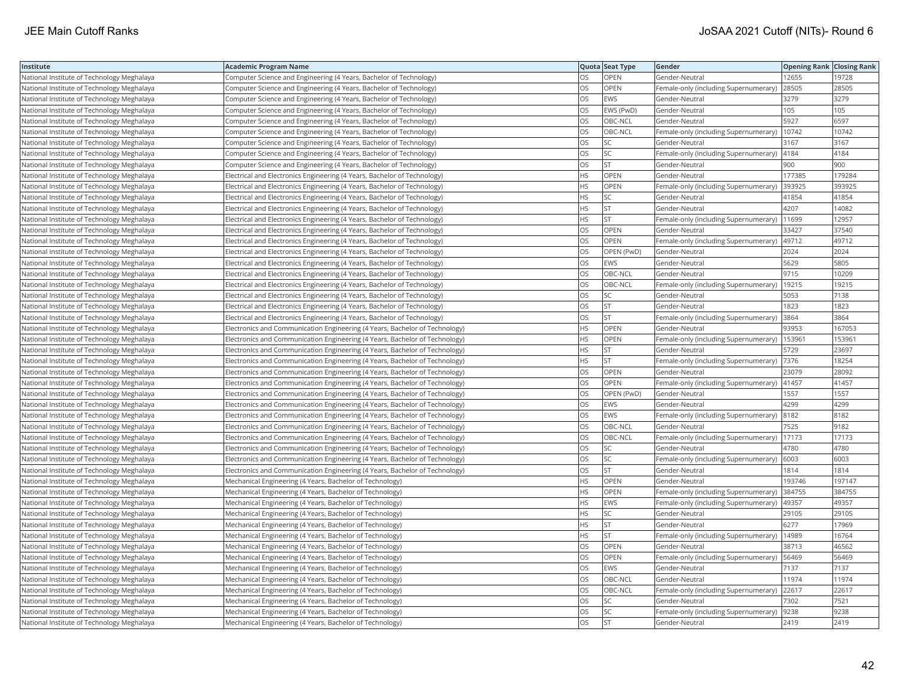| Institute | Academic Program Name | Quota | Seat Type | Gender | Opening Rank | Closing Rank |
|---|---|---|---|---|---|---|
| National Institute of Technology Meghalaya | Computer Science and Engineering (4 Years, Bachelor of Technology) | OS | OPEN | Gender-Neutral | 12655 | 19728 |
| National Institute of Technology Meghalaya | Computer Science and Engineering (4 Years, Bachelor of Technology) | OS | OPEN | Female-only (including Supernumerary) | 28505 | 28505 |
| National Institute of Technology Meghalaya | Computer Science and Engineering (4 Years, Bachelor of Technology) | OS | EWS | Gender-Neutral | 3279 | 3279 |
| National Institute of Technology Meghalaya | Computer Science and Engineering (4 Years, Bachelor of Technology) | OS | EWS (PwD) | Gender-Neutral | 105 | 105 |
| National Institute of Technology Meghalaya | Computer Science and Engineering (4 Years, Bachelor of Technology) | OS | OBC-NCL | Gender-Neutral | 5927 | 6597 |
| National Institute of Technology Meghalaya | Computer Science and Engineering (4 Years, Bachelor of Technology) | OS | OBC-NCL | Female-only (including Supernumerary) | 10742 | 10742 |
| National Institute of Technology Meghalaya | Computer Science and Engineering (4 Years, Bachelor of Technology) | OS | SC | Gender-Neutral | 3167 | 3167 |
| National Institute of Technology Meghalaya | Computer Science and Engineering (4 Years, Bachelor of Technology) | OS | SC | Female-only (including Supernumerary) | 4184 | 4184 |
| National Institute of Technology Meghalaya | Computer Science and Engineering (4 Years, Bachelor of Technology) | OS | ST | Gender-Neutral | 900 | 900 |
| National Institute of Technology Meghalaya | Electrical and Electronics Engineering (4 Years, Bachelor of Technology) | HS | OPEN | Gender-Neutral | 177385 | 179284 |
| National Institute of Technology Meghalaya | Electrical and Electronics Engineering (4 Years, Bachelor of Technology) | HS | OPEN | Female-only (including Supernumerary) | 393925 | 393925 |
| National Institute of Technology Meghalaya | Electrical and Electronics Engineering (4 Years, Bachelor of Technology) | HS | SC | Gender-Neutral | 41854 | 41854 |
| National Institute of Technology Meghalaya | Electrical and Electronics Engineering (4 Years, Bachelor of Technology) | HS | ST | Gender-Neutral | 4207 | 14082 |
| National Institute of Technology Meghalaya | Electrical and Electronics Engineering (4 Years, Bachelor of Technology) | HS | ST | Female-only (including Supernumerary) | 11699 | 12957 |
| National Institute of Technology Meghalaya | Electrical and Electronics Engineering (4 Years, Bachelor of Technology) | OS | OPEN | Gender-Neutral | 33427 | 37540 |
| National Institute of Technology Meghalaya | Electrical and Electronics Engineering (4 Years, Bachelor of Technology) | OS | OPEN | Female-only (including Supernumerary) | 49712 | 49712 |
| National Institute of Technology Meghalaya | Electrical and Electronics Engineering (4 Years, Bachelor of Technology) | OS | OPEN (PwD) | Gender-Neutral | 2024 | 2024 |
| National Institute of Technology Meghalaya | Electrical and Electronics Engineering (4 Years, Bachelor of Technology) | OS | EWS | Gender-Neutral | 5629 | 5805 |
| National Institute of Technology Meghalaya | Electrical and Electronics Engineering (4 Years, Bachelor of Technology) | OS | OBC-NCL | Gender-Neutral | 9715 | 10209 |
| National Institute of Technology Meghalaya | Electrical and Electronics Engineering (4 Years, Bachelor of Technology) | OS | OBC-NCL | Female-only (including Supernumerary) | 19215 | 19215 |
| National Institute of Technology Meghalaya | Electrical and Electronics Engineering (4 Years, Bachelor of Technology) | OS | SC | Gender-Neutral | 5053 | 7138 |
| National Institute of Technology Meghalaya | Electrical and Electronics Engineering (4 Years, Bachelor of Technology) | OS | ST | Gender-Neutral | 1823 | 1823 |
| National Institute of Technology Meghalaya | Electrical and Electronics Engineering (4 Years, Bachelor of Technology) | OS | ST | Female-only (including Supernumerary) | 3864 | 3864 |
| National Institute of Technology Meghalaya | Electronics and Communication Engineering (4 Years, Bachelor of Technology) | HS | OPEN | Gender-Neutral | 93953 | 167053 |
| National Institute of Technology Meghalaya | Electronics and Communication Engineering (4 Years, Bachelor of Technology) | HS | OPEN | Female-only (including Supernumerary) | 153961 | 153961 |
| National Institute of Technology Meghalaya | Electronics and Communication Engineering (4 Years, Bachelor of Technology) | HS | ST | Gender-Neutral | 5729 | 23697 |
| National Institute of Technology Meghalaya | Electronics and Communication Engineering (4 Years, Bachelor of Technology) | HS | ST | Female-only (including Supernumerary) | 7376 | 18254 |
| National Institute of Technology Meghalaya | Electronics and Communication Engineering (4 Years, Bachelor of Technology) | OS | OPEN | Gender-Neutral | 23079 | 28092 |
| National Institute of Technology Meghalaya | Electronics and Communication Engineering (4 Years, Bachelor of Technology) | OS | OPEN | Female-only (including Supernumerary) | 41457 | 41457 |
| National Institute of Technology Meghalaya | Electronics and Communication Engineering (4 Years, Bachelor of Technology) | OS | OPEN (PwD) | Gender-Neutral | 1557 | 1557 |
| National Institute of Technology Meghalaya | Electronics and Communication Engineering (4 Years, Bachelor of Technology) | OS | EWS | Gender-Neutral | 4299 | 4299 |
| National Institute of Technology Meghalaya | Electronics and Communication Engineering (4 Years, Bachelor of Technology) | OS | EWS | Female-only (including Supernumerary) | 8182 | 8182 |
| National Institute of Technology Meghalaya | Electronics and Communication Engineering (4 Years, Bachelor of Technology) | OS | OBC-NCL | Gender-Neutral | 7525 | 9182 |
| National Institute of Technology Meghalaya | Electronics and Communication Engineering (4 Years, Bachelor of Technology) | OS | OBC-NCL | Female-only (including Supernumerary) | 17173 | 17173 |
| National Institute of Technology Meghalaya | Electronics and Communication Engineering (4 Years, Bachelor of Technology) | OS | SC | Gender-Neutral | 4780 | 4780 |
| National Institute of Technology Meghalaya | Electronics and Communication Engineering (4 Years, Bachelor of Technology) | OS | SC | Female-only (including Supernumerary) | 6003 | 6003 |
| National Institute of Technology Meghalaya | Electronics and Communication Engineering (4 Years, Bachelor of Technology) | OS | ST | Gender-Neutral | 1814 | 1814 |
| National Institute of Technology Meghalaya | Mechanical Engineering (4 Years, Bachelor of Technology) | HS | OPEN | Gender-Neutral | 193746 | 197147 |
| National Institute of Technology Meghalaya | Mechanical Engineering (4 Years, Bachelor of Technology) | HS | OPEN | Female-only (including Supernumerary) | 384755 | 384755 |
| National Institute of Technology Meghalaya | Mechanical Engineering (4 Years, Bachelor of Technology) | HS | EWS | Female-only (including Supernumerary) | 49357 | 49357 |
| National Institute of Technology Meghalaya | Mechanical Engineering (4 Years, Bachelor of Technology) | HS | SC | Gender-Neutral | 29105 | 29105 |
| National Institute of Technology Meghalaya | Mechanical Engineering (4 Years, Bachelor of Technology) | HS | ST | Gender-Neutral | 6277 | 17969 |
| National Institute of Technology Meghalaya | Mechanical Engineering (4 Years, Bachelor of Technology) | HS | ST | Female-only (including Supernumerary) | 14989 | 16764 |
| National Institute of Technology Meghalaya | Mechanical Engineering (4 Years, Bachelor of Technology) | OS | OPEN | Gender-Neutral | 38713 | 46562 |
| National Institute of Technology Meghalaya | Mechanical Engineering (4 Years, Bachelor of Technology) | OS | OPEN | Female-only (including Supernumerary) | 56469 | 56469 |
| National Institute of Technology Meghalaya | Mechanical Engineering (4 Years, Bachelor of Technology) | OS | EWS | Gender-Neutral | 7137 | 7137 |
| National Institute of Technology Meghalaya | Mechanical Engineering (4 Years, Bachelor of Technology) | OS | OBC-NCL | Gender-Neutral | 11974 | 11974 |
| National Institute of Technology Meghalaya | Mechanical Engineering (4 Years, Bachelor of Technology) | OS | OBC-NCL | Female-only (including Supernumerary) | 22617 | 22617 |
| National Institute of Technology Meghalaya | Mechanical Engineering (4 Years, Bachelor of Technology) | OS | SC | Gender-Neutral | 7302 | 7521 |
| National Institute of Technology Meghalaya | Mechanical Engineering (4 Years, Bachelor of Technology) | OS | SC | Female-only (including Supernumerary) | 9238 | 9238 |
| National Institute of Technology Meghalaya | Mechanical Engineering (4 Years, Bachelor of Technology) | OS | ST | Gender-Neutral | 2419 | 2419 |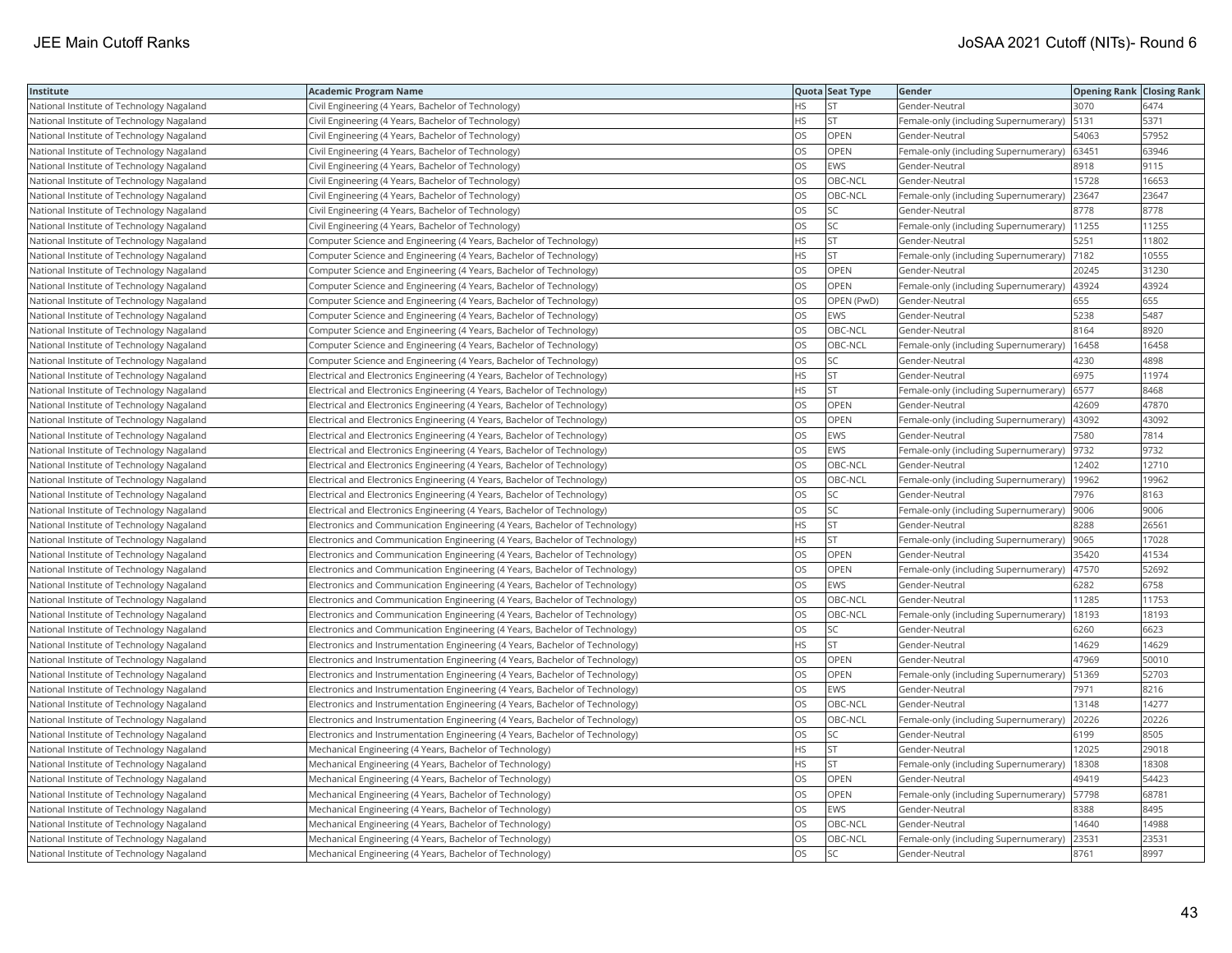| Institute | Academic Program Name | Quota | Seat Type | Gender | Opening Rank | Closing Rank |
|---|---|---|---|---|---|---|
| National Institute of Technology Nagaland | Civil Engineering (4 Years, Bachelor of Technology) | HS | ST | Gender-Neutral | 3070 | 6474 |
| National Institute of Technology Nagaland | Civil Engineering (4 Years, Bachelor of Technology) | HS | ST | Female-only (including Supernumerary) | 5131 | 5371 |
| National Institute of Technology Nagaland | Civil Engineering (4 Years, Bachelor of Technology) | OS | OPEN | Gender-Neutral | 54063 | 57952 |
| National Institute of Technology Nagaland | Civil Engineering (4 Years, Bachelor of Technology) | OS | OPEN | Female-only (including Supernumerary) | 63451 | 63946 |
| National Institute of Technology Nagaland | Civil Engineering (4 Years, Bachelor of Technology) | OS | EWS | Gender-Neutral | 8918 | 9115 |
| National Institute of Technology Nagaland | Civil Engineering (4 Years, Bachelor of Technology) | OS | OBC-NCL | Gender-Neutral | 15728 | 16653 |
| National Institute of Technology Nagaland | Civil Engineering (4 Years, Bachelor of Technology) | OS | OBC-NCL | Female-only (including Supernumerary) | 23647 | 23647 |
| National Institute of Technology Nagaland | Civil Engineering (4 Years, Bachelor of Technology) | OS | SC | Gender-Neutral | 8778 | 8778 |
| National Institute of Technology Nagaland | Civil Engineering (4 Years, Bachelor of Technology) | OS | SC | Female-only (including Supernumerary) | 11255 | 11255 |
| National Institute of Technology Nagaland | Computer Science and Engineering (4 Years, Bachelor of Technology) | HS | ST | Gender-Neutral | 5251 | 11802 |
| National Institute of Technology Nagaland | Computer Science and Engineering (4 Years, Bachelor of Technology) | HS | ST | Female-only (including Supernumerary) | 7182 | 10555 |
| National Institute of Technology Nagaland | Computer Science and Engineering (4 Years, Bachelor of Technology) | OS | OPEN | Gender-Neutral | 20245 | 31230 |
| National Institute of Technology Nagaland | Computer Science and Engineering (4 Years, Bachelor of Technology) | OS | OPEN | Female-only (including Supernumerary) | 43924 | 43924 |
| National Institute of Technology Nagaland | Computer Science and Engineering (4 Years, Bachelor of Technology) | OS | OPEN (PwD) | Gender-Neutral | 655 | 655 |
| National Institute of Technology Nagaland | Computer Science and Engineering (4 Years, Bachelor of Technology) | OS | EWS | Gender-Neutral | 5238 | 5487 |
| National Institute of Technology Nagaland | Computer Science and Engineering (4 Years, Bachelor of Technology) | OS | OBC-NCL | Gender-Neutral | 8164 | 8920 |
| National Institute of Technology Nagaland | Computer Science and Engineering (4 Years, Bachelor of Technology) | OS | OBC-NCL | Female-only (including Supernumerary) | 16458 | 16458 |
| National Institute of Technology Nagaland | Computer Science and Engineering (4 Years, Bachelor of Technology) | OS | SC | Gender-Neutral | 4230 | 4898 |
| National Institute of Technology Nagaland | Electrical and Electronics Engineering (4 Years, Bachelor of Technology) | HS | ST | Gender-Neutral | 6975 | 11974 |
| National Institute of Technology Nagaland | Electrical and Electronics Engineering (4 Years, Bachelor of Technology) | HS | ST | Female-only (including Supernumerary) | 6577 | 8468 |
| National Institute of Technology Nagaland | Electrical and Electronics Engineering (4 Years, Bachelor of Technology) | OS | OPEN | Gender-Neutral | 42609 | 47870 |
| National Institute of Technology Nagaland | Electrical and Electronics Engineering (4 Years, Bachelor of Technology) | OS | OPEN | Female-only (including Supernumerary) | 43092 | 43092 |
| National Institute of Technology Nagaland | Electrical and Electronics Engineering (4 Years, Bachelor of Technology) | OS | EWS | Gender-Neutral | 7580 | 7814 |
| National Institute of Technology Nagaland | Electrical and Electronics Engineering (4 Years, Bachelor of Technology) | OS | EWS | Female-only (including Supernumerary) | 9732 | 9732 |
| National Institute of Technology Nagaland | Electrical and Electronics Engineering (4 Years, Bachelor of Technology) | OS | OBC-NCL | Gender-Neutral | 12402 | 12710 |
| National Institute of Technology Nagaland | Electrical and Electronics Engineering (4 Years, Bachelor of Technology) | OS | OBC-NCL | Female-only (including Supernumerary) | 19962 | 19962 |
| National Institute of Technology Nagaland | Electrical and Electronics Engineering (4 Years, Bachelor of Technology) | OS | SC | Gender-Neutral | 7976 | 8163 |
| National Institute of Technology Nagaland | Electrical and Electronics Engineering (4 Years, Bachelor of Technology) | OS | SC | Female-only (including Supernumerary) | 9006 | 9006 |
| National Institute of Technology Nagaland | Electronics and Communication Engineering (4 Years, Bachelor of Technology) | HS | ST | Gender-Neutral | 8288 | 26561 |
| National Institute of Technology Nagaland | Electronics and Communication Engineering (4 Years, Bachelor of Technology) | HS | ST | Female-only (including Supernumerary) | 9065 | 17028 |
| National Institute of Technology Nagaland | Electronics and Communication Engineering (4 Years, Bachelor of Technology) | OS | OPEN | Gender-Neutral | 35420 | 41534 |
| National Institute of Technology Nagaland | Electronics and Communication Engineering (4 Years, Bachelor of Technology) | OS | OPEN | Female-only (including Supernumerary) | 47570 | 52692 |
| National Institute of Technology Nagaland | Electronics and Communication Engineering (4 Years, Bachelor of Technology) | OS | EWS | Gender-Neutral | 6282 | 6758 |
| National Institute of Technology Nagaland | Electronics and Communication Engineering (4 Years, Bachelor of Technology) | OS | OBC-NCL | Gender-Neutral | 11285 | 11753 |
| National Institute of Technology Nagaland | Electronics and Communication Engineering (4 Years, Bachelor of Technology) | OS | OBC-NCL | Female-only (including Supernumerary) | 18193 | 18193 |
| National Institute of Technology Nagaland | Electronics and Communication Engineering (4 Years, Bachelor of Technology) | OS | SC | Gender-Neutral | 6260 | 6623 |
| National Institute of Technology Nagaland | Electronics and Instrumentation Engineering (4 Years, Bachelor of Technology) | HS | ST | Gender-Neutral | 14629 | 14629 |
| National Institute of Technology Nagaland | Electronics and Instrumentation Engineering (4 Years, Bachelor of Technology) | OS | OPEN | Gender-Neutral | 47969 | 50010 |
| National Institute of Technology Nagaland | Electronics and Instrumentation Engineering (4 Years, Bachelor of Technology) | OS | OPEN | Female-only (including Supernumerary) | 51369 | 52703 |
| National Institute of Technology Nagaland | Electronics and Instrumentation Engineering (4 Years, Bachelor of Technology) | OS | EWS | Gender-Neutral | 7971 | 8216 |
| National Institute of Technology Nagaland | Electronics and Instrumentation Engineering (4 Years, Bachelor of Technology) | OS | OBC-NCL | Gender-Neutral | 13148 | 14277 |
| National Institute of Technology Nagaland | Electronics and Instrumentation Engineering (4 Years, Bachelor of Technology) | OS | OBC-NCL | Female-only (including Supernumerary) | 20226 | 20226 |
| National Institute of Technology Nagaland | Electronics and Instrumentation Engineering (4 Years, Bachelor of Technology) | OS | SC | Gender-Neutral | 6199 | 8505 |
| National Institute of Technology Nagaland | Mechanical Engineering (4 Years, Bachelor of Technology) | HS | ST | Gender-Neutral | 12025 | 29018 |
| National Institute of Technology Nagaland | Mechanical Engineering (4 Years, Bachelor of Technology) | HS | ST | Female-only (including Supernumerary) | 18308 | 18308 |
| National Institute of Technology Nagaland | Mechanical Engineering (4 Years, Bachelor of Technology) | OS | OPEN | Gender-Neutral | 49419 | 54423 |
| National Institute of Technology Nagaland | Mechanical Engineering (4 Years, Bachelor of Technology) | OS | OPEN | Female-only (including Supernumerary) | 57798 | 68781 |
| National Institute of Technology Nagaland | Mechanical Engineering (4 Years, Bachelor of Technology) | OS | EWS | Gender-Neutral | 8388 | 8495 |
| National Institute of Technology Nagaland | Mechanical Engineering (4 Years, Bachelor of Technology) | OS | OBC-NCL | Gender-Neutral | 14640 | 14988 |
| National Institute of Technology Nagaland | Mechanical Engineering (4 Years, Bachelor of Technology) | OS | OBC-NCL | Female-only (including Supernumerary) | 23531 | 23531 |
| National Institute of Technology Nagaland | Mechanical Engineering (4 Years, Bachelor of Technology) | OS | SC | Gender-Neutral | 8761 | 8997 |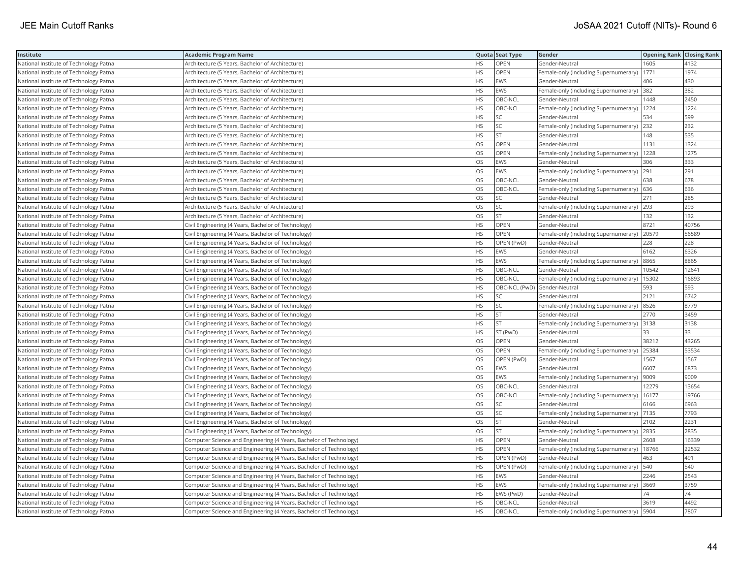| Institute | Academic Program Name | Quota | Seat Type | Gender | Opening Rank | Closing Rank |
|---|---|---|---|---|---|---|
| National Institute of Technology Patna | Architecture (5 Years, Bachelor of Architecture) | HS | OPEN | Gender-Neutral | 1605 | 4132 |
| National Institute of Technology Patna | Architecture (5 Years, Bachelor of Architecture) | HS | OPEN | Female-only (including Supernumerary) | 1771 | 1974 |
| National Institute of Technology Patna | Architecture (5 Years, Bachelor of Architecture) | HS | EWS | Gender-Neutral | 406 | 430 |
| National Institute of Technology Patna | Architecture (5 Years, Bachelor of Architecture) | HS | EWS | Female-only (including Supernumerary) | 382 | 382 |
| National Institute of Technology Patna | Architecture (5 Years, Bachelor of Architecture) | HS | OBC-NCL | Gender-Neutral | 1448 | 2450 |
| National Institute of Technology Patna | Architecture (5 Years, Bachelor of Architecture) | HS | OBC-NCL | Female-only (including Supernumerary) | 1224 | 1224 |
| National Institute of Technology Patna | Architecture (5 Years, Bachelor of Architecture) | HS | SC | Gender-Neutral | 534 | 599 |
| National Institute of Technology Patna | Architecture (5 Years, Bachelor of Architecture) | HS | SC | Female-only (including Supernumerary) | 232 | 232 |
| National Institute of Technology Patna | Architecture (5 Years, Bachelor of Architecture) | HS | ST | Gender-Neutral | 148 | 535 |
| National Institute of Technology Patna | Architecture (5 Years, Bachelor of Architecture) | OS | OPEN | Gender-Neutral | 1131 | 1324 |
| National Institute of Technology Patna | Architecture (5 Years, Bachelor of Architecture) | OS | OPEN | Female-only (including Supernumerary) | 1228 | 1275 |
| National Institute of Technology Patna | Architecture (5 Years, Bachelor of Architecture) | OS | EWS | Gender-Neutral | 306 | 333 |
| National Institute of Technology Patna | Architecture (5 Years, Bachelor of Architecture) | OS | EWS | Female-only (including Supernumerary) | 291 | 291 |
| National Institute of Technology Patna | Architecture (5 Years, Bachelor of Architecture) | OS | OBC-NCL | Gender-Neutral | 638 | 678 |
| National Institute of Technology Patna | Architecture (5 Years, Bachelor of Architecture) | OS | OBC-NCL | Female-only (including Supernumerary) | 636 | 636 |
| National Institute of Technology Patna | Architecture (5 Years, Bachelor of Architecture) | OS | SC | Gender-Neutral | 271 | 285 |
| National Institute of Technology Patna | Architecture (5 Years, Bachelor of Architecture) | OS | SC | Female-only (including Supernumerary) | 293 | 293 |
| National Institute of Technology Patna | Architecture (5 Years, Bachelor of Architecture) | OS | ST | Gender-Neutral | 132 | 132 |
| National Institute of Technology Patna | Civil Engineering (4 Years, Bachelor of Technology) | HS | OPEN | Gender-Neutral | 8721 | 40756 |
| National Institute of Technology Patna | Civil Engineering (4 Years, Bachelor of Technology) | HS | OPEN | Female-only (including Supernumerary) | 20579 | 56589 |
| National Institute of Technology Patna | Civil Engineering (4 Years, Bachelor of Technology) | HS | OPEN (PwD) | Gender-Neutral | 228 | 228 |
| National Institute of Technology Patna | Civil Engineering (4 Years, Bachelor of Technology) | HS | EWS | Gender-Neutral | 6162 | 6326 |
| National Institute of Technology Patna | Civil Engineering (4 Years, Bachelor of Technology) | HS | EWS | Female-only (including Supernumerary) | 8865 | 8865 |
| National Institute of Technology Patna | Civil Engineering (4 Years, Bachelor of Technology) | HS | OBC-NCL | Gender-Neutral | 10542 | 12641 |
| National Institute of Technology Patna | Civil Engineering (4 Years, Bachelor of Technology) | HS | OBC-NCL | Female-only (including Supernumerary) | 15302 | 16893 |
| National Institute of Technology Patna | Civil Engineering (4 Years, Bachelor of Technology) | HS | OBC-NCL (PwD) | Gender-Neutral | 593 | 593 |
| National Institute of Technology Patna | Civil Engineering (4 Years, Bachelor of Technology) | HS | SC | Gender-Neutral | 2121 | 6742 |
| National Institute of Technology Patna | Civil Engineering (4 Years, Bachelor of Technology) | HS | SC | Female-only (including Supernumerary) | 8526 | 8779 |
| National Institute of Technology Patna | Civil Engineering (4 Years, Bachelor of Technology) | HS | ST | Gender-Neutral | 2770 | 3459 |
| National Institute of Technology Patna | Civil Engineering (4 Years, Bachelor of Technology) | HS | ST | Female-only (including Supernumerary) | 3138 | 3138 |
| National Institute of Technology Patna | Civil Engineering (4 Years, Bachelor of Technology) | HS | ST (PwD) | Gender-Neutral | 33 | 33 |
| National Institute of Technology Patna | Civil Engineering (4 Years, Bachelor of Technology) | OS | OPEN | Gender-Neutral | 38212 | 43265 |
| National Institute of Technology Patna | Civil Engineering (4 Years, Bachelor of Technology) | OS | OPEN | Female-only (including Supernumerary) | 25384 | 53534 |
| National Institute of Technology Patna | Civil Engineering (4 Years, Bachelor of Technology) | OS | OPEN (PwD) | Gender-Neutral | 1567 | 1567 |
| National Institute of Technology Patna | Civil Engineering (4 Years, Bachelor of Technology) | OS | EWS | Gender-Neutral | 6607 | 6873 |
| National Institute of Technology Patna | Civil Engineering (4 Years, Bachelor of Technology) | OS | EWS | Female-only (including Supernumerary) | 9009 | 9009 |
| National Institute of Technology Patna | Civil Engineering (4 Years, Bachelor of Technology) | OS | OBC-NCL | Gender-Neutral | 12279 | 13654 |
| National Institute of Technology Patna | Civil Engineering (4 Years, Bachelor of Technology) | OS | OBC-NCL | Female-only (including Supernumerary) | 16177 | 19766 |
| National Institute of Technology Patna | Civil Engineering (4 Years, Bachelor of Technology) | OS | SC | Gender-Neutral | 6166 | 6963 |
| National Institute of Technology Patna | Civil Engineering (4 Years, Bachelor of Technology) | OS | SC | Female-only (including Supernumerary) | 7135 | 7793 |
| National Institute of Technology Patna | Civil Engineering (4 Years, Bachelor of Technology) | OS | ST | Gender-Neutral | 2102 | 2231 |
| National Institute of Technology Patna | Civil Engineering (4 Years, Bachelor of Technology) | OS | ST | Female-only (including Supernumerary) | 2835 | 2835 |
| National Institute of Technology Patna | Computer Science and Engineering (4 Years, Bachelor of Technology) | HS | OPEN | Gender-Neutral | 2608 | 16339 |
| National Institute of Technology Patna | Computer Science and Engineering (4 Years, Bachelor of Technology) | HS | OPEN | Female-only (including Supernumerary) | 18766 | 22532 |
| National Institute of Technology Patna | Computer Science and Engineering (4 Years, Bachelor of Technology) | HS | OPEN (PwD) | Gender-Neutral | 463 | 491 |
| National Institute of Technology Patna | Computer Science and Engineering (4 Years, Bachelor of Technology) | HS | OPEN (PwD) | Female-only (including Supernumerary) | 540 | 540 |
| National Institute of Technology Patna | Computer Science and Engineering (4 Years, Bachelor of Technology) | HS | EWS | Gender-Neutral | 2246 | 2543 |
| National Institute of Technology Patna | Computer Science and Engineering (4 Years, Bachelor of Technology) | HS | EWS | Female-only (including Supernumerary) | 3669 | 3759 |
| National Institute of Technology Patna | Computer Science and Engineering (4 Years, Bachelor of Technology) | HS | EWS (PwD) | Gender-Neutral | 74 | 74 |
| National Institute of Technology Patna | Computer Science and Engineering (4 Years, Bachelor of Technology) | HS | OBC-NCL | Gender-Neutral | 3619 | 4492 |
| National Institute of Technology Patna | Computer Science and Engineering (4 Years, Bachelor of Technology) | HS | OBC-NCL | Female-only (including Supernumerary) | 5904 | 7807 |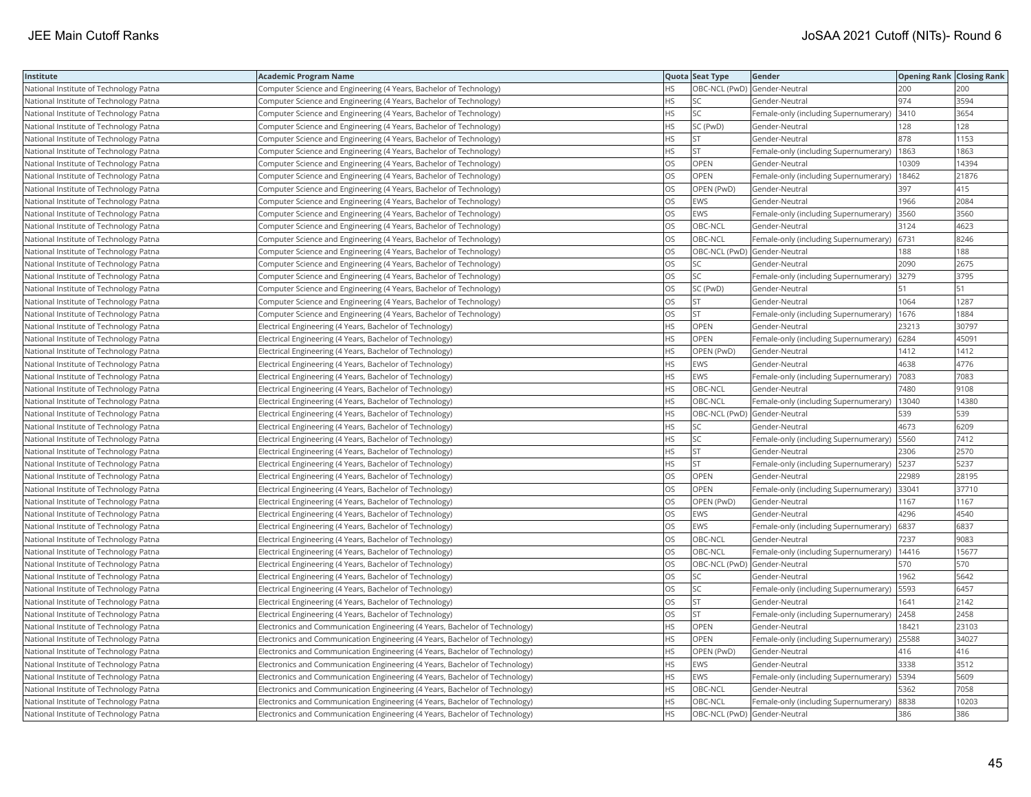| Institute | Academic Program Name | Quota | Seat Type | Gender | Opening Rank | Closing Rank |
|---|---|---|---|---|---|---|
| National Institute of Technology Patna | Computer Science and Engineering (4 Years, Bachelor of Technology) | HS | OBC-NCL (PwD) | Gender-Neutral | 200 | 200 |
| National Institute of Technology Patna | Computer Science and Engineering (4 Years, Bachelor of Technology) | HS | SC | Gender-Neutral | 974 | 3594 |
| National Institute of Technology Patna | Computer Science and Engineering (4 Years, Bachelor of Technology) | HS | SC | Female-only (including Supernumerary) | 3410 | 3654 |
| National Institute of Technology Patna | Computer Science and Engineering (4 Years, Bachelor of Technology) | HS | SC (PwD) | Gender-Neutral | 128 | 128 |
| National Institute of Technology Patna | Computer Science and Engineering (4 Years, Bachelor of Technology) | HS | ST | Gender-Neutral | 878 | 1153 |
| National Institute of Technology Patna | Computer Science and Engineering (4 Years, Bachelor of Technology) | HS | ST | Female-only (including Supernumerary) | 1863 | 1863 |
| National Institute of Technology Patna | Computer Science and Engineering (4 Years, Bachelor of Technology) | OS | OPEN | Gender-Neutral | 10309 | 14394 |
| National Institute of Technology Patna | Computer Science and Engineering (4 Years, Bachelor of Technology) | OS | OPEN | Female-only (including Supernumerary) | 18462 | 21876 |
| National Institute of Technology Patna | Computer Science and Engineering (4 Years, Bachelor of Technology) | OS | OPEN (PwD) | Gender-Neutral | 397 | 415 |
| National Institute of Technology Patna | Computer Science and Engineering (4 Years, Bachelor of Technology) | OS | EWS | Gender-Neutral | 1966 | 2084 |
| National Institute of Technology Patna | Computer Science and Engineering (4 Years, Bachelor of Technology) | OS | EWS | Female-only (including Supernumerary) | 3560 | 3560 |
| National Institute of Technology Patna | Computer Science and Engineering (4 Years, Bachelor of Technology) | OS | OBC-NCL | Gender-Neutral | 3124 | 4623 |
| National Institute of Technology Patna | Computer Science and Engineering (4 Years, Bachelor of Technology) | OS | OBC-NCL | Female-only (including Supernumerary) | 6731 | 8246 |
| National Institute of Technology Patna | Computer Science and Engineering (4 Years, Bachelor of Technology) | OS | OBC-NCL (PwD) | Gender-Neutral | 188 | 188 |
| National Institute of Technology Patna | Computer Science and Engineering (4 Years, Bachelor of Technology) | OS | SC | Gender-Neutral | 2090 | 2675 |
| National Institute of Technology Patna | Computer Science and Engineering (4 Years, Bachelor of Technology) | OS | SC | Female-only (including Supernumerary) | 3279 | 3795 |
| National Institute of Technology Patna | Computer Science and Engineering (4 Years, Bachelor of Technology) | OS | SC (PwD) | Gender-Neutral | 51 | 51 |
| National Institute of Technology Patna | Computer Science and Engineering (4 Years, Bachelor of Technology) | OS | ST | Gender-Neutral | 1064 | 1287 |
| National Institute of Technology Patna | Computer Science and Engineering (4 Years, Bachelor of Technology) | OS | ST | Female-only (including Supernumerary) | 1676 | 1884 |
| National Institute of Technology Patna | Electrical Engineering (4 Years, Bachelor of Technology) | HS | OPEN | Gender-Neutral | 23213 | 30797 |
| National Institute of Technology Patna | Electrical Engineering (4 Years, Bachelor of Technology) | HS | OPEN | Female-only (including Supernumerary) | 6284 | 45091 |
| National Institute of Technology Patna | Electrical Engineering (4 Years, Bachelor of Technology) | HS | OPEN (PwD) | Gender-Neutral | 1412 | 1412 |
| National Institute of Technology Patna | Electrical Engineering (4 Years, Bachelor of Technology) | HS | EWS | Gender-Neutral | 4638 | 4776 |
| National Institute of Technology Patna | Electrical Engineering (4 Years, Bachelor of Technology) | HS | EWS | Female-only (including Supernumerary) | 7083 | 7083 |
| National Institute of Technology Patna | Electrical Engineering (4 Years, Bachelor of Technology) | HS | OBC-NCL | Gender-Neutral | 7480 | 9108 |
| National Institute of Technology Patna | Electrical Engineering (4 Years, Bachelor of Technology) | HS | OBC-NCL | Female-only (including Supernumerary) | 13040 | 14380 |
| National Institute of Technology Patna | Electrical Engineering (4 Years, Bachelor of Technology) | HS | OBC-NCL (PwD) | Gender-Neutral | 539 | 539 |
| National Institute of Technology Patna | Electrical Engineering (4 Years, Bachelor of Technology) | HS | SC | Gender-Neutral | 4673 | 6209 |
| National Institute of Technology Patna | Electrical Engineering (4 Years, Bachelor of Technology) | HS | SC | Female-only (including Supernumerary) | 5560 | 7412 |
| National Institute of Technology Patna | Electrical Engineering (4 Years, Bachelor of Technology) | HS | ST | Gender-Neutral | 2306 | 2570 |
| National Institute of Technology Patna | Electrical Engineering (4 Years, Bachelor of Technology) | HS | ST | Female-only (including Supernumerary) | 5237 | 5237 |
| National Institute of Technology Patna | Electrical Engineering (4 Years, Bachelor of Technology) | OS | OPEN | Gender-Neutral | 22989 | 28195 |
| National Institute of Technology Patna | Electrical Engineering (4 Years, Bachelor of Technology) | OS | OPEN | Female-only (including Supernumerary) | 33041 | 37710 |
| National Institute of Technology Patna | Electrical Engineering (4 Years, Bachelor of Technology) | OS | OPEN (PwD) | Gender-Neutral | 1167 | 1167 |
| National Institute of Technology Patna | Electrical Engineering (4 Years, Bachelor of Technology) | OS | EWS | Gender-Neutral | 4296 | 4540 |
| National Institute of Technology Patna | Electrical Engineering (4 Years, Bachelor of Technology) | OS | EWS | Female-only (including Supernumerary) | 6837 | 6837 |
| National Institute of Technology Patna | Electrical Engineering (4 Years, Bachelor of Technology) | OS | OBC-NCL | Gender-Neutral | 7237 | 9083 |
| National Institute of Technology Patna | Electrical Engineering (4 Years, Bachelor of Technology) | OS | OBC-NCL | Female-only (including Supernumerary) | 14416 | 15677 |
| National Institute of Technology Patna | Electrical Engineering (4 Years, Bachelor of Technology) | OS | OBC-NCL (PwD) | Gender-Neutral | 570 | 570 |
| National Institute of Technology Patna | Electrical Engineering (4 Years, Bachelor of Technology) | OS | SC | Gender-Neutral | 1962 | 5642 |
| National Institute of Technology Patna | Electrical Engineering (4 Years, Bachelor of Technology) | OS | SC | Female-only (including Supernumerary) | 5593 | 6457 |
| National Institute of Technology Patna | Electrical Engineering (4 Years, Bachelor of Technology) | OS | ST | Gender-Neutral | 1641 | 2142 |
| National Institute of Technology Patna | Electrical Engineering (4 Years, Bachelor of Technology) | OS | ST | Female-only (including Supernumerary) | 2458 | 2458 |
| National Institute of Technology Patna | Electronics and Communication Engineering (4 Years, Bachelor of Technology) | HS | OPEN | Gender-Neutral | 18421 | 23103 |
| National Institute of Technology Patna | Electronics and Communication Engineering (4 Years, Bachelor of Technology) | HS | OPEN | Female-only (including Supernumerary) | 25588 | 34027 |
| National Institute of Technology Patna | Electronics and Communication Engineering (4 Years, Bachelor of Technology) | HS | OPEN (PwD) | Gender-Neutral | 416 | 416 |
| National Institute of Technology Patna | Electronics and Communication Engineering (4 Years, Bachelor of Technology) | HS | EWS | Gender-Neutral | 3338 | 3512 |
| National Institute of Technology Patna | Electronics and Communication Engineering (4 Years, Bachelor of Technology) | HS | EWS | Female-only (including Supernumerary) | 5394 | 5609 |
| National Institute of Technology Patna | Electronics and Communication Engineering (4 Years, Bachelor of Technology) | HS | OBC-NCL | Gender-Neutral | 5362 | 7058 |
| National Institute of Technology Patna | Electronics and Communication Engineering (4 Years, Bachelor of Technology) | HS | OBC-NCL | Female-only (including Supernumerary) | 8838 | 10203 |
| National Institute of Technology Patna | Electronics and Communication Engineering (4 Years, Bachelor of Technology) | HS | OBC-NCL (PwD) | Gender-Neutral | 386 | 386 |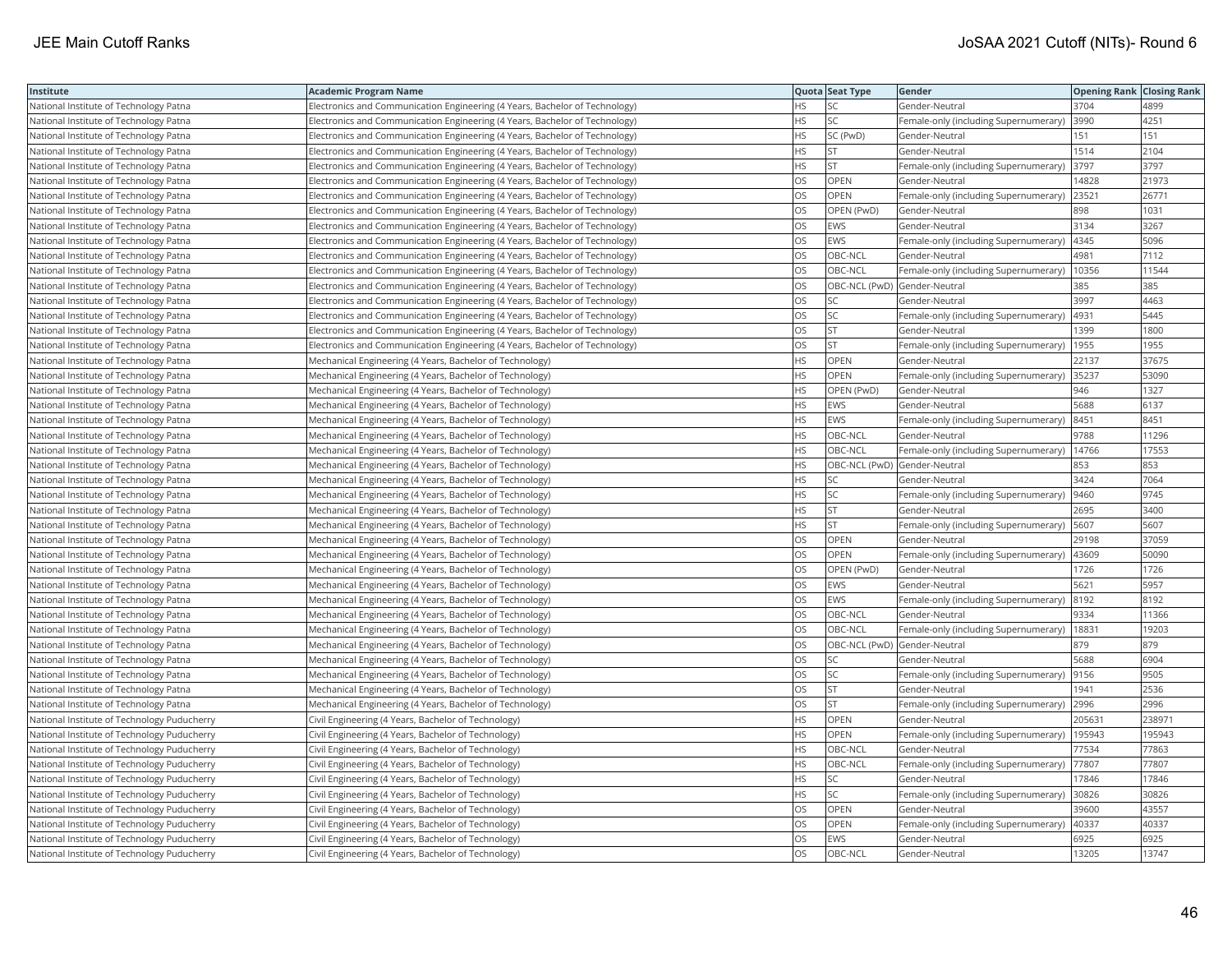| Institute | Academic Program Name | Quota | Seat Type | Gender | Opening Rank | Closing Rank |
|---|---|---|---|---|---|---|
| National Institute of Technology Patna | Electronics and Communication Engineering (4 Years, Bachelor of Technology) | HS | SC | Gender-Neutral | 3704 | 4899 |
| National Institute of Technology Patna | Electronics and Communication Engineering (4 Years, Bachelor of Technology) | HS | SC | Female-only (including Supernumerary) | 3990 | 4251 |
| National Institute of Technology Patna | Electronics and Communication Engineering (4 Years, Bachelor of Technology) | HS | SC (PwD) | Gender-Neutral | 151 | 151 |
| National Institute of Technology Patna | Electronics and Communication Engineering (4 Years, Bachelor of Technology) | HS | ST | Gender-Neutral | 1514 | 2104 |
| National Institute of Technology Patna | Electronics and Communication Engineering (4 Years, Bachelor of Technology) | HS | ST | Female-only (including Supernumerary) | 3797 | 3797 |
| National Institute of Technology Patna | Electronics and Communication Engineering (4 Years, Bachelor of Technology) | OS | OPEN | Gender-Neutral | 14828 | 21973 |
| National Institute of Technology Patna | Electronics and Communication Engineering (4 Years, Bachelor of Technology) | OS | OPEN | Female-only (including Supernumerary) | 23521 | 26771 |
| National Institute of Technology Patna | Electronics and Communication Engineering (4 Years, Bachelor of Technology) | OS | OPEN (PwD) | Gender-Neutral | 898 | 1031 |
| National Institute of Technology Patna | Electronics and Communication Engineering (4 Years, Bachelor of Technology) | OS | EWS | Gender-Neutral | 3134 | 3267 |
| National Institute of Technology Patna | Electronics and Communication Engineering (4 Years, Bachelor of Technology) | OS | EWS | Female-only (including Supernumerary) | 4345 | 5096 |
| National Institute of Technology Patna | Electronics and Communication Engineering (4 Years, Bachelor of Technology) | OS | OBC-NCL | Gender-Neutral | 4981 | 7112 |
| National Institute of Technology Patna | Electronics and Communication Engineering (4 Years, Bachelor of Technology) | OS | OBC-NCL | Female-only (including Supernumerary) | 10356 | 11544 |
| National Institute of Technology Patna | Electronics and Communication Engineering (4 Years, Bachelor of Technology) | OS | OBC-NCL (PwD) | Gender-Neutral | 385 | 385 |
| National Institute of Technology Patna | Electronics and Communication Engineering (4 Years, Bachelor of Technology) | OS | SC | Gender-Neutral | 3997 | 4463 |
| National Institute of Technology Patna | Electronics and Communication Engineering (4 Years, Bachelor of Technology) | OS | SC | Female-only (including Supernumerary) | 4931 | 5445 |
| National Institute of Technology Patna | Electronics and Communication Engineering (4 Years, Bachelor of Technology) | OS | ST | Gender-Neutral | 1399 | 1800 |
| National Institute of Technology Patna | Electronics and Communication Engineering (4 Years, Bachelor of Technology) | OS | ST | Female-only (including Supernumerary) | 1955 | 1955 |
| National Institute of Technology Patna | Mechanical Engineering (4 Years, Bachelor of Technology) | HS | OPEN | Gender-Neutral | 22137 | 37675 |
| National Institute of Technology Patna | Mechanical Engineering (4 Years, Bachelor of Technology) | HS | OPEN | Female-only (including Supernumerary) | 35237 | 53090 |
| National Institute of Technology Patna | Mechanical Engineering (4 Years, Bachelor of Technology) | HS | OPEN (PwD) | Gender-Neutral | 946 | 1327 |
| National Institute of Technology Patna | Mechanical Engineering (4 Years, Bachelor of Technology) | HS | EWS | Gender-Neutral | 5688 | 6137 |
| National Institute of Technology Patna | Mechanical Engineering (4 Years, Bachelor of Technology) | HS | EWS | Female-only (including Supernumerary) | 8451 | 8451 |
| National Institute of Technology Patna | Mechanical Engineering (4 Years, Bachelor of Technology) | HS | OBC-NCL | Gender-Neutral | 9788 | 11296 |
| National Institute of Technology Patna | Mechanical Engineering (4 Years, Bachelor of Technology) | HS | OBC-NCL | Female-only (including Supernumerary) | 14766 | 17553 |
| National Institute of Technology Patna | Mechanical Engineering (4 Years, Bachelor of Technology) | HS | OBC-NCL (PwD) | Gender-Neutral | 853 | 853 |
| National Institute of Technology Patna | Mechanical Engineering (4 Years, Bachelor of Technology) | HS | SC | Gender-Neutral | 3424 | 7064 |
| National Institute of Technology Patna | Mechanical Engineering (4 Years, Bachelor of Technology) | HS | SC | Female-only (including Supernumerary) | 9460 | 9745 |
| National Institute of Technology Patna | Mechanical Engineering (4 Years, Bachelor of Technology) | HS | ST | Gender-Neutral | 2695 | 3400 |
| National Institute of Technology Patna | Mechanical Engineering (4 Years, Bachelor of Technology) | HS | ST | Female-only (including Supernumerary) | 5607 | 5607 |
| National Institute of Technology Patna | Mechanical Engineering (4 Years, Bachelor of Technology) | OS | OPEN | Gender-Neutral | 29198 | 37059 |
| National Institute of Technology Patna | Mechanical Engineering (4 Years, Bachelor of Technology) | OS | OPEN | Female-only (including Supernumerary) | 43609 | 50090 |
| National Institute of Technology Patna | Mechanical Engineering (4 Years, Bachelor of Technology) | OS | OPEN (PwD) | Gender-Neutral | 1726 | 1726 |
| National Institute of Technology Patna | Mechanical Engineering (4 Years, Bachelor of Technology) | OS | EWS | Gender-Neutral | 5621 | 5957 |
| National Institute of Technology Patna | Mechanical Engineering (4 Years, Bachelor of Technology) | OS | EWS | Female-only (including Supernumerary) | 8192 | 8192 |
| National Institute of Technology Patna | Mechanical Engineering (4 Years, Bachelor of Technology) | OS | OBC-NCL | Gender-Neutral | 9334 | 11366 |
| National Institute of Technology Patna | Mechanical Engineering (4 Years, Bachelor of Technology) | OS | OBC-NCL | Female-only (including Supernumerary) | 18831 | 19203 |
| National Institute of Technology Patna | Mechanical Engineering (4 Years, Bachelor of Technology) | OS | OBC-NCL (PwD) | Gender-Neutral | 879 | 879 |
| National Institute of Technology Patna | Mechanical Engineering (4 Years, Bachelor of Technology) | OS | SC | Gender-Neutral | 5688 | 6904 |
| National Institute of Technology Patna | Mechanical Engineering (4 Years, Bachelor of Technology) | OS | SC | Female-only (including Supernumerary) | 9156 | 9505 |
| National Institute of Technology Patna | Mechanical Engineering (4 Years, Bachelor of Technology) | OS | ST | Gender-Neutral | 1941 | 2536 |
| National Institute of Technology Patna | Mechanical Engineering (4 Years, Bachelor of Technology) | OS | ST | Female-only (including Supernumerary) | 2996 | 2996 |
| National Institute of Technology Puducherry | Civil Engineering (4 Years, Bachelor of Technology) | HS | OPEN | Gender-Neutral | 205631 | 238971 |
| National Institute of Technology Puducherry | Civil Engineering (4 Years, Bachelor of Technology) | HS | OPEN | Female-only (including Supernumerary) | 195943 | 195943 |
| National Institute of Technology Puducherry | Civil Engineering (4 Years, Bachelor of Technology) | HS | OBC-NCL | Gender-Neutral | 77534 | 77863 |
| National Institute of Technology Puducherry | Civil Engineering (4 Years, Bachelor of Technology) | HS | OBC-NCL | Female-only (including Supernumerary) | 77807 | 77807 |
| National Institute of Technology Puducherry | Civil Engineering (4 Years, Bachelor of Technology) | HS | SC | Gender-Neutral | 17846 | 17846 |
| National Institute of Technology Puducherry | Civil Engineering (4 Years, Bachelor of Technology) | HS | SC | Female-only (including Supernumerary) | 30826 | 30826 |
| National Institute of Technology Puducherry | Civil Engineering (4 Years, Bachelor of Technology) | OS | OPEN | Gender-Neutral | 39600 | 43557 |
| National Institute of Technology Puducherry | Civil Engineering (4 Years, Bachelor of Technology) | OS | OPEN | Female-only (including Supernumerary) | 40337 | 40337 |
| National Institute of Technology Puducherry | Civil Engineering (4 Years, Bachelor of Technology) | OS | EWS | Gender-Neutral | 6925 | 6925 |
| National Institute of Technology Puducherry | Civil Engineering (4 Years, Bachelor of Technology) | OS | OBC-NCL | Gender-Neutral | 13205 | 13747 |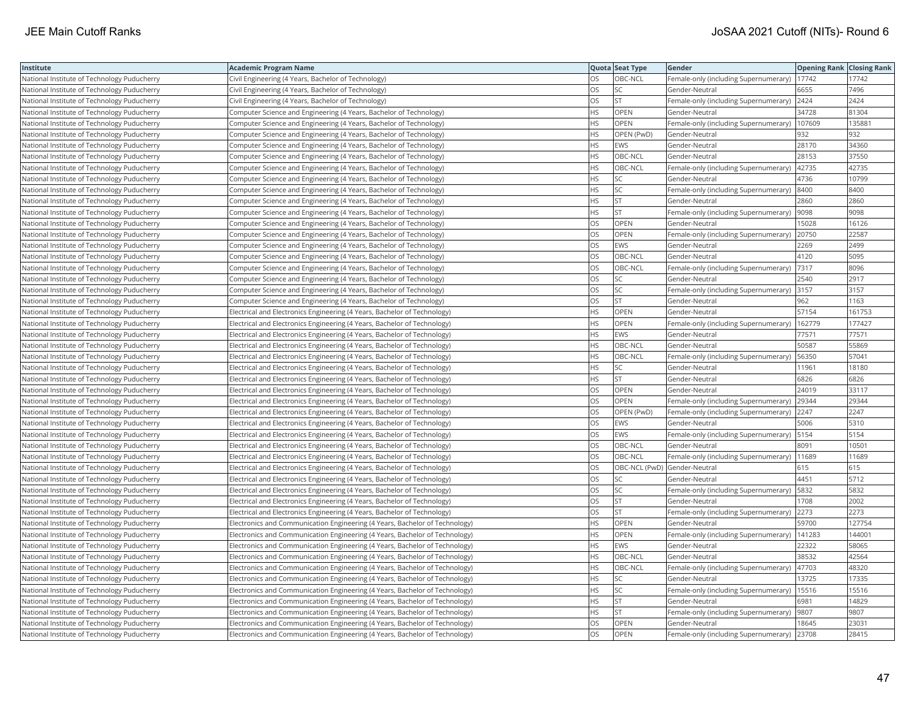| Institute | Academic Program Name | Quota | Seat Type | Gender | Opening Rank | Closing Rank |
|---|---|---|---|---|---|---|
| National Institute of Technology Puducherry | Civil Engineering (4 Years, Bachelor of Technology) | OS | OBC-NCL | Female-only (including Supernumerary) | 17742 | 17742 |
| National Institute of Technology Puducherry | Civil Engineering (4 Years, Bachelor of Technology) | OS | SC | Gender-Neutral | 6655 | 7496 |
| National Institute of Technology Puducherry | Civil Engineering (4 Years, Bachelor of Technology) | OS | ST | Female-only (including Supernumerary) | 2424 | 2424 |
| National Institute of Technology Puducherry | Computer Science and Engineering (4 Years, Bachelor of Technology) | HS | OPEN | Gender-Neutral | 34728 | 81304 |
| National Institute of Technology Puducherry | Computer Science and Engineering (4 Years, Bachelor of Technology) | HS | OPEN | Female-only (including Supernumerary) | 107609 | 135881 |
| National Institute of Technology Puducherry | Computer Science and Engineering (4 Years, Bachelor of Technology) | HS | OPEN (PwD) | Gender-Neutral | 932 | 932 |
| National Institute of Technology Puducherry | Computer Science and Engineering (4 Years, Bachelor of Technology) | HS | EWS | Gender-Neutral | 28170 | 34360 |
| National Institute of Technology Puducherry | Computer Science and Engineering (4 Years, Bachelor of Technology) | HS | OBC-NCL | Gender-Neutral | 28153 | 37550 |
| National Institute of Technology Puducherry | Computer Science and Engineering (4 Years, Bachelor of Technology) | HS | OBC-NCL | Female-only (including Supernumerary) | 42735 | 42735 |
| National Institute of Technology Puducherry | Computer Science and Engineering (4 Years, Bachelor of Technology) | HS | SC | Gender-Neutral | 4736 | 10799 |
| National Institute of Technology Puducherry | Computer Science and Engineering (4 Years, Bachelor of Technology) | HS | SC | Female-only (including Supernumerary) | 8400 | 8400 |
| National Institute of Technology Puducherry | Computer Science and Engineering (4 Years, Bachelor of Technology) | HS | ST | Gender-Neutral | 2860 | 2860 |
| National Institute of Technology Puducherry | Computer Science and Engineering (4 Years, Bachelor of Technology) | HS | ST | Female-only (including Supernumerary) | 9098 | 9098 |
| National Institute of Technology Puducherry | Computer Science and Engineering (4 Years, Bachelor of Technology) | OS | OPEN | Gender-Neutral | 15028 | 16126 |
| National Institute of Technology Puducherry | Computer Science and Engineering (4 Years, Bachelor of Technology) | OS | OPEN | Female-only (including Supernumerary) | 20750 | 22587 |
| National Institute of Technology Puducherry | Computer Science and Engineering (4 Years, Bachelor of Technology) | OS | EWS | Gender-Neutral | 2269 | 2499 |
| National Institute of Technology Puducherry | Computer Science and Engineering (4 Years, Bachelor of Technology) | OS | OBC-NCL | Gender-Neutral | 4120 | 5095 |
| National Institute of Technology Puducherry | Computer Science and Engineering (4 Years, Bachelor of Technology) | OS | OBC-NCL | Female-only (including Supernumerary) | 7317 | 8096 |
| National Institute of Technology Puducherry | Computer Science and Engineering (4 Years, Bachelor of Technology) | OS | SC | Gender-Neutral | 2540 | 2917 |
| National Institute of Technology Puducherry | Computer Science and Engineering (4 Years, Bachelor of Technology) | OS | SC | Female-only (including Supernumerary) | 3157 | 3157 |
| National Institute of Technology Puducherry | Computer Science and Engineering (4 Years, Bachelor of Technology) | OS | ST | Gender-Neutral | 962 | 1163 |
| National Institute of Technology Puducherry | Electrical and Electronics Engineering (4 Years, Bachelor of Technology) | HS | OPEN | Gender-Neutral | 57154 | 161753 |
| National Institute of Technology Puducherry | Electrical and Electronics Engineering (4 Years, Bachelor of Technology) | HS | OPEN | Female-only (including Supernumerary) | 162779 | 177427 |
| National Institute of Technology Puducherry | Electrical and Electronics Engineering (4 Years, Bachelor of Technology) | HS | EWS | Gender-Neutral | 77571 | 77571 |
| National Institute of Technology Puducherry | Electrical and Electronics Engineering (4 Years, Bachelor of Technology) | HS | OBC-NCL | Gender-Neutral | 50587 | 55869 |
| National Institute of Technology Puducherry | Electrical and Electronics Engineering (4 Years, Bachelor of Technology) | HS | OBC-NCL | Female-only (including Supernumerary) | 56350 | 57041 |
| National Institute of Technology Puducherry | Electrical and Electronics Engineering (4 Years, Bachelor of Technology) | HS | SC | Gender-Neutral | 11961 | 18180 |
| National Institute of Technology Puducherry | Electrical and Electronics Engineering (4 Years, Bachelor of Technology) | HS | ST | Gender-Neutral | 6826 | 6826 |
| National Institute of Technology Puducherry | Electrical and Electronics Engineering (4 Years, Bachelor of Technology) | OS | OPEN | Gender-Neutral | 24019 | 33117 |
| National Institute of Technology Puducherry | Electrical and Electronics Engineering (4 Years, Bachelor of Technology) | OS | OPEN | Female-only (including Supernumerary) | 29344 | 29344 |
| National Institute of Technology Puducherry | Electrical and Electronics Engineering (4 Years, Bachelor of Technology) | OS | OPEN (PwD) | Female-only (including Supernumerary) | 2247 | 2247 |
| National Institute of Technology Puducherry | Electrical and Electronics Engineering (4 Years, Bachelor of Technology) | OS | EWS | Gender-Neutral | 5006 | 5310 |
| National Institute of Technology Puducherry | Electrical and Electronics Engineering (4 Years, Bachelor of Technology) | OS | EWS | Female-only (including Supernumerary) | 5154 | 5154 |
| National Institute of Technology Puducherry | Electrical and Electronics Engineering (4 Years, Bachelor of Technology) | OS | OBC-NCL | Gender-Neutral | 8091 | 10501 |
| National Institute of Technology Puducherry | Electrical and Electronics Engineering (4 Years, Bachelor of Technology) | OS | OBC-NCL | Female-only (including Supernumerary) | 11689 | 11689 |
| National Institute of Technology Puducherry | Electrical and Electronics Engineering (4 Years, Bachelor of Technology) | OS | OBC-NCL (PwD) | Gender-Neutral | 615 | 615 |
| National Institute of Technology Puducherry | Electrical and Electronics Engineering (4 Years, Bachelor of Technology) | OS | SC | Gender-Neutral | 4451 | 5712 |
| National Institute of Technology Puducherry | Electrical and Electronics Engineering (4 Years, Bachelor of Technology) | OS | SC | Female-only (including Supernumerary) | 5832 | 5832 |
| National Institute of Technology Puducherry | Electrical and Electronics Engineering (4 Years, Bachelor of Technology) | OS | ST | Gender-Neutral | 1708 | 2002 |
| National Institute of Technology Puducherry | Electrical and Electronics Engineering (4 Years, Bachelor of Technology) | OS | ST | Female-only (including Supernumerary) | 2273 | 2273 |
| National Institute of Technology Puducherry | Electronics and Communication Engineering (4 Years, Bachelor of Technology) | HS | OPEN | Gender-Neutral | 59700 | 127754 |
| National Institute of Technology Puducherry | Electronics and Communication Engineering (4 Years, Bachelor of Technology) | HS | OPEN | Female-only (including Supernumerary) | 141283 | 144001 |
| National Institute of Technology Puducherry | Electronics and Communication Engineering (4 Years, Bachelor of Technology) | HS | EWS | Gender-Neutral | 22322 | 58065 |
| National Institute of Technology Puducherry | Electronics and Communication Engineering (4 Years, Bachelor of Technology) | HS | OBC-NCL | Gender-Neutral | 38532 | 42564 |
| National Institute of Technology Puducherry | Electronics and Communication Engineering (4 Years, Bachelor of Technology) | HS | OBC-NCL | Female-only (including Supernumerary) | 47703 | 48320 |
| National Institute of Technology Puducherry | Electronics and Communication Engineering (4 Years, Bachelor of Technology) | HS | SC | Gender-Neutral | 13725 | 17335 |
| National Institute of Technology Puducherry | Electronics and Communication Engineering (4 Years, Bachelor of Technology) | HS | SC | Female-only (including Supernumerary) | 15516 | 15516 |
| National Institute of Technology Puducherry | Electronics and Communication Engineering (4 Years, Bachelor of Technology) | HS | ST | Gender-Neutral | 6981 | 14829 |
| National Institute of Technology Puducherry | Electronics and Communication Engineering (4 Years, Bachelor of Technology) | HS | ST | Female-only (including Supernumerary) | 9807 | 9807 |
| National Institute of Technology Puducherry | Electronics and Communication Engineering (4 Years, Bachelor of Technology) | OS | OPEN | Gender-Neutral | 18645 | 23031 |
| National Institute of Technology Puducherry | Electronics and Communication Engineering (4 Years, Bachelor of Technology) | OS | OPEN | Female-only (including Supernumerary) | 23708 | 28415 |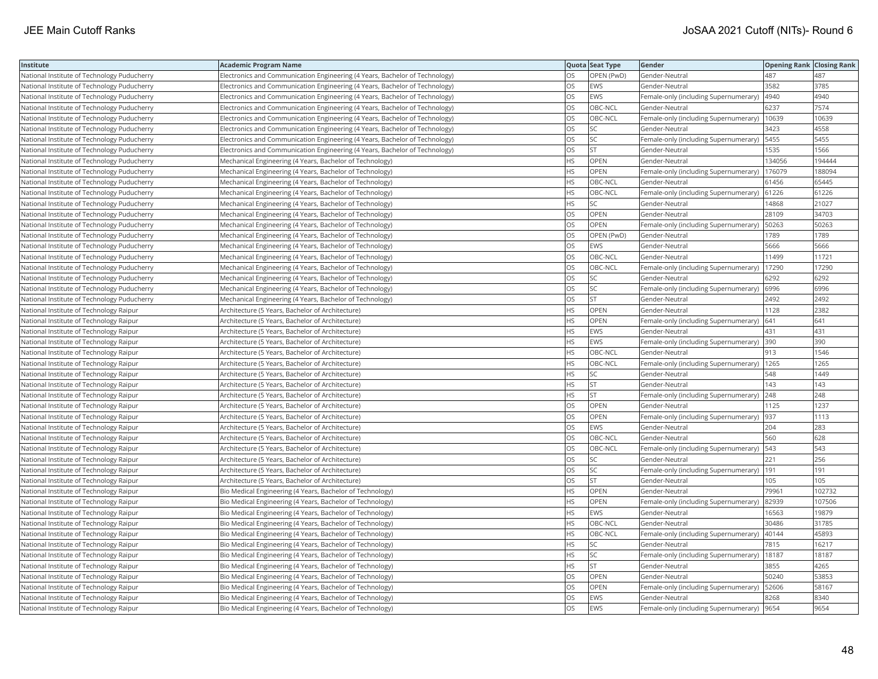| Institute | Academic Program Name | Quota | Seat Type | Gender | Opening Rank | Closing Rank |
|---|---|---|---|---|---|---|
| National Institute of Technology Puducherry | Electronics and Communication Engineering (4 Years, Bachelor of Technology) | OS | OPEN (PwD) | Gender-Neutral | 487 | 487 |
| National Institute of Technology Puducherry | Electronics and Communication Engineering (4 Years, Bachelor of Technology) | OS | EWS | Gender-Neutral | 3582 | 3785 |
| National Institute of Technology Puducherry | Electronics and Communication Engineering (4 Years, Bachelor of Technology) | OS | EWS | Female-only (including Supernumerary) | 4940 | 4940 |
| National Institute of Technology Puducherry | Electronics and Communication Engineering (4 Years, Bachelor of Technology) | OS | OBC-NCL | Gender-Neutral | 6237 | 7574 |
| National Institute of Technology Puducherry | Electronics and Communication Engineering (4 Years, Bachelor of Technology) | OS | OBC-NCL | Female-only (including Supernumerary) | 10639 | 10639 |
| National Institute of Technology Puducherry | Electronics and Communication Engineering (4 Years, Bachelor of Technology) | OS | SC | Gender-Neutral | 3423 | 4558 |
| National Institute of Technology Puducherry | Electronics and Communication Engineering (4 Years, Bachelor of Technology) | OS | SC | Female-only (including Supernumerary) | 5455 | 5455 |
| National Institute of Technology Puducherry | Electronics and Communication Engineering (4 Years, Bachelor of Technology) | OS | ST | Gender-Neutral | 1535 | 1566 |
| National Institute of Technology Puducherry | Mechanical Engineering (4 Years, Bachelor of Technology) | HS | OPEN | Gender-Neutral | 134056 | 194444 |
| National Institute of Technology Puducherry | Mechanical Engineering (4 Years, Bachelor of Technology) | HS | OPEN | Female-only (including Supernumerary) | 176079 | 188094 |
| National Institute of Technology Puducherry | Mechanical Engineering (4 Years, Bachelor of Technology) | HS | OBC-NCL | Gender-Neutral | 61456 | 65445 |
| National Institute of Technology Puducherry | Mechanical Engineering (4 Years, Bachelor of Technology) | HS | OBC-NCL | Female-only (including Supernumerary) | 61226 | 61226 |
| National Institute of Technology Puducherry | Mechanical Engineering (4 Years, Bachelor of Technology) | HS | SC | Gender-Neutral | 14868 | 21027 |
| National Institute of Technology Puducherry | Mechanical Engineering (4 Years, Bachelor of Technology) | OS | OPEN | Gender-Neutral | 28109 | 34703 |
| National Institute of Technology Puducherry | Mechanical Engineering (4 Years, Bachelor of Technology) | OS | OPEN | Female-only (including Supernumerary) | 50263 | 50263 |
| National Institute of Technology Puducherry | Mechanical Engineering (4 Years, Bachelor of Technology) | OS | OPEN (PwD) | Gender-Neutral | 1789 | 1789 |
| National Institute of Technology Puducherry | Mechanical Engineering (4 Years, Bachelor of Technology) | OS | EWS | Gender-Neutral | 5666 | 5666 |
| National Institute of Technology Puducherry | Mechanical Engineering (4 Years, Bachelor of Technology) | OS | OBC-NCL | Gender-Neutral | 11499 | 11721 |
| National Institute of Technology Puducherry | Mechanical Engineering (4 Years, Bachelor of Technology) | OS | OBC-NCL | Female-only (including Supernumerary) | 17290 | 17290 |
| National Institute of Technology Puducherry | Mechanical Engineering (4 Years, Bachelor of Technology) | OS | SC | Gender-Neutral | 6292 | 6292 |
| National Institute of Technology Puducherry | Mechanical Engineering (4 Years, Bachelor of Technology) | OS | SC | Female-only (including Supernumerary) | 6996 | 6996 |
| National Institute of Technology Puducherry | Mechanical Engineering (4 Years, Bachelor of Technology) | OS | ST | Gender-Neutral | 2492 | 2492 |
| National Institute of Technology Raipur | Architecture (5 Years, Bachelor of Architecture) | HS | OPEN | Gender-Neutral | 1128 | 2382 |
| National Institute of Technology Raipur | Architecture (5 Years, Bachelor of Architecture) | HS | OPEN | Female-only (including Supernumerary) | 641 | 641 |
| National Institute of Technology Raipur | Architecture (5 Years, Bachelor of Architecture) | HS | EWS | Gender-Neutral | 431 | 431 |
| National Institute of Technology Raipur | Architecture (5 Years, Bachelor of Architecture) | HS | EWS | Female-only (including Supernumerary) | 390 | 390 |
| National Institute of Technology Raipur | Architecture (5 Years, Bachelor of Architecture) | HS | OBC-NCL | Gender-Neutral | 913 | 1546 |
| National Institute of Technology Raipur | Architecture (5 Years, Bachelor of Architecture) | HS | OBC-NCL | Female-only (including Supernumerary) | 1265 | 1265 |
| National Institute of Technology Raipur | Architecture (5 Years, Bachelor of Architecture) | HS | SC | Gender-Neutral | 548 | 1449 |
| National Institute of Technology Raipur | Architecture (5 Years, Bachelor of Architecture) | HS | ST | Gender-Neutral | 143 | 143 |
| National Institute of Technology Raipur | Architecture (5 Years, Bachelor of Architecture) | HS | ST | Female-only (including Supernumerary) | 248 | 248 |
| National Institute of Technology Raipur | Architecture (5 Years, Bachelor of Architecture) | OS | OPEN | Gender-Neutral | 1125 | 1237 |
| National Institute of Technology Raipur | Architecture (5 Years, Bachelor of Architecture) | OS | OPEN | Female-only (including Supernumerary) | 937 | 1113 |
| National Institute of Technology Raipur | Architecture (5 Years, Bachelor of Architecture) | OS | EWS | Gender-Neutral | 204 | 283 |
| National Institute of Technology Raipur | Architecture (5 Years, Bachelor of Architecture) | OS | OBC-NCL | Gender-Neutral | 560 | 628 |
| National Institute of Technology Raipur | Architecture (5 Years, Bachelor of Architecture) | OS | OBC-NCL | Female-only (including Supernumerary) | 543 | 543 |
| National Institute of Technology Raipur | Architecture (5 Years, Bachelor of Architecture) | OS | SC | Gender-Neutral | 221 | 256 |
| National Institute of Technology Raipur | Architecture (5 Years, Bachelor of Architecture) | OS | SC | Female-only (including Supernumerary) | 191 | 191 |
| National Institute of Technology Raipur | Architecture (5 Years, Bachelor of Architecture) | OS | ST | Gender-Neutral | 105 | 105 |
| National Institute of Technology Raipur | Bio Medical Engineering (4 Years, Bachelor of Technology) | HS | OPEN | Gender-Neutral | 79961 | 102732 |
| National Institute of Technology Raipur | Bio Medical Engineering (4 Years, Bachelor of Technology) | HS | OPEN | Female-only (including Supernumerary) | 82939 | 107506 |
| National Institute of Technology Raipur | Bio Medical Engineering (4 Years, Bachelor of Technology) | HS | EWS | Gender-Neutral | 16563 | 19879 |
| National Institute of Technology Raipur | Bio Medical Engineering (4 Years, Bachelor of Technology) | HS | OBC-NCL | Gender-Neutral | 30486 | 31785 |
| National Institute of Technology Raipur | Bio Medical Engineering (4 Years, Bachelor of Technology) | HS | OBC-NCL | Female-only (including Supernumerary) | 40144 | 45893 |
| National Institute of Technology Raipur | Bio Medical Engineering (4 Years, Bachelor of Technology) | HS | SC | Gender-Neutral | 7815 | 16217 |
| National Institute of Technology Raipur | Bio Medical Engineering (4 Years, Bachelor of Technology) | HS | SC | Female-only (including Supernumerary) | 18187 | 18187 |
| National Institute of Technology Raipur | Bio Medical Engineering (4 Years, Bachelor of Technology) | HS | ST | Gender-Neutral | 3855 | 4265 |
| National Institute of Technology Raipur | Bio Medical Engineering (4 Years, Bachelor of Technology) | OS | OPEN | Gender-Neutral | 50240 | 53853 |
| National Institute of Technology Raipur | Bio Medical Engineering (4 Years, Bachelor of Technology) | OS | OPEN | Female-only (including Supernumerary) | 52606 | 58167 |
| National Institute of Technology Raipur | Bio Medical Engineering (4 Years, Bachelor of Technology) | OS | EWS | Gender-Neutral | 8268 | 8340 |
| National Institute of Technology Raipur | Bio Medical Engineering (4 Years, Bachelor of Technology) | OS | EWS | Female-only (including Supernumerary) | 9654 | 9654 |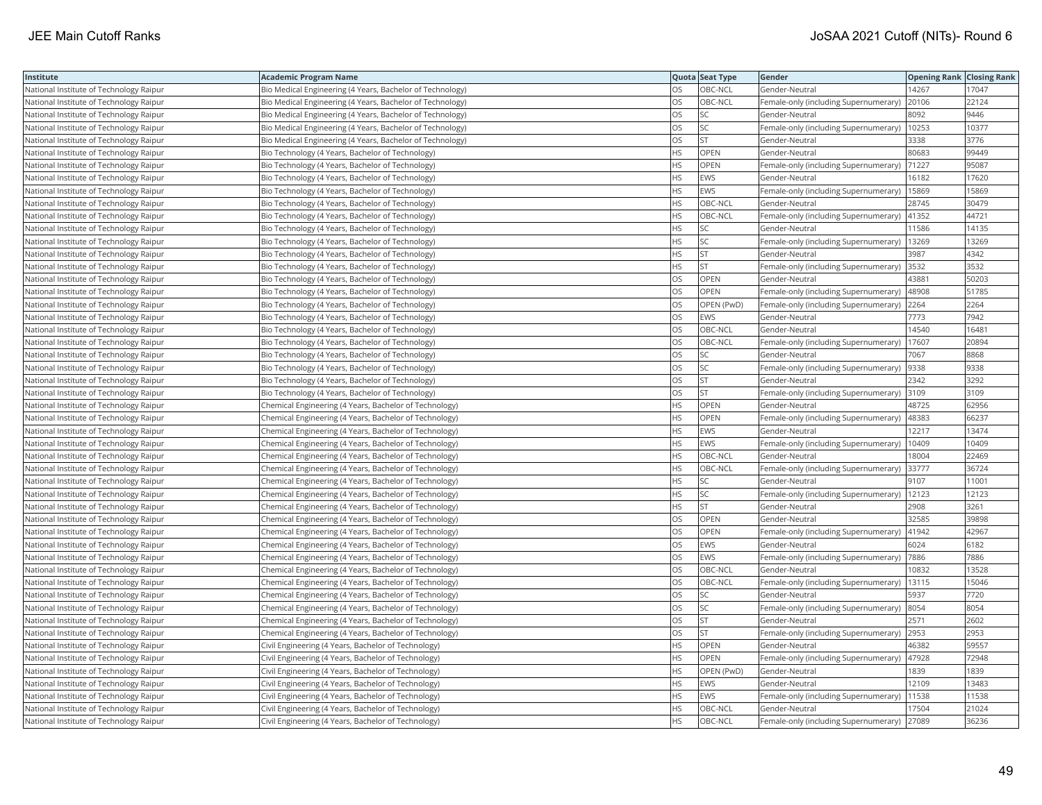| Institute | Academic Program Name | Quota | Seat Type | Gender | Opening Rank | Closing Rank |
|---|---|---|---|---|---|---|
| National Institute of Technology Raipur | Bio Medical Engineering (4 Years, Bachelor of Technology) | OS | OBC-NCL | Gender-Neutral | 14267 | 17047 |
| National Institute of Technology Raipur | Bio Medical Engineering (4 Years, Bachelor of Technology) | OS | OBC-NCL | Female-only (including Supernumerary) | 20106 | 22124 |
| National Institute of Technology Raipur | Bio Medical Engineering (4 Years, Bachelor of Technology) | OS | SC | Gender-Neutral | 8092 | 9446 |
| National Institute of Technology Raipur | Bio Medical Engineering (4 Years, Bachelor of Technology) | OS | SC | Female-only (including Supernumerary) | 10253 | 10377 |
| National Institute of Technology Raipur | Bio Medical Engineering (4 Years, Bachelor of Technology) | OS | ST | Gender-Neutral | 3338 | 3776 |
| National Institute of Technology Raipur | Bio Technology (4 Years, Bachelor of Technology) | HS | OPEN | Gender-Neutral | 80683 | 99449 |
| National Institute of Technology Raipur | Bio Technology (4 Years, Bachelor of Technology) | HS | OPEN | Female-only (including Supernumerary) | 71227 | 95087 |
| National Institute of Technology Raipur | Bio Technology (4 Years, Bachelor of Technology) | HS | EWS | Gender-Neutral | 16182 | 17620 |
| National Institute of Technology Raipur | Bio Technology (4 Years, Bachelor of Technology) | HS | EWS | Female-only (including Supernumerary) | 15869 | 15869 |
| National Institute of Technology Raipur | Bio Technology (4 Years, Bachelor of Technology) | HS | OBC-NCL | Gender-Neutral | 28745 | 30479 |
| National Institute of Technology Raipur | Bio Technology (4 Years, Bachelor of Technology) | HS | OBC-NCL | Female-only (including Supernumerary) | 41352 | 44721 |
| National Institute of Technology Raipur | Bio Technology (4 Years, Bachelor of Technology) | HS | SC | Gender-Neutral | 11586 | 14135 |
| National Institute of Technology Raipur | Bio Technology (4 Years, Bachelor of Technology) | HS | SC | Female-only (including Supernumerary) | 13269 | 13269 |
| National Institute of Technology Raipur | Bio Technology (4 Years, Bachelor of Technology) | HS | ST | Gender-Neutral | 3987 | 4342 |
| National Institute of Technology Raipur | Bio Technology (4 Years, Bachelor of Technology) | HS | ST | Female-only (including Supernumerary) | 3532 | 3532 |
| National Institute of Technology Raipur | Bio Technology (4 Years, Bachelor of Technology) | OS | OPEN | Gender-Neutral | 43881 | 50203 |
| National Institute of Technology Raipur | Bio Technology (4 Years, Bachelor of Technology) | OS | OPEN | Female-only (including Supernumerary) | 48908 | 51785 |
| National Institute of Technology Raipur | Bio Technology (4 Years, Bachelor of Technology) | OS | OPEN (PwD) | Female-only (including Supernumerary) | 2264 | 2264 |
| National Institute of Technology Raipur | Bio Technology (4 Years, Bachelor of Technology) | OS | EWS | Gender-Neutral | 7773 | 7942 |
| National Institute of Technology Raipur | Bio Technology (4 Years, Bachelor of Technology) | OS | OBC-NCL | Gender-Neutral | 14540 | 16481 |
| National Institute of Technology Raipur | Bio Technology (4 Years, Bachelor of Technology) | OS | OBC-NCL | Female-only (including Supernumerary) | 17607 | 20894 |
| National Institute of Technology Raipur | Bio Technology (4 Years, Bachelor of Technology) | OS | SC | Gender-Neutral | 7067 | 8868 |
| National Institute of Technology Raipur | Bio Technology (4 Years, Bachelor of Technology) | OS | SC | Female-only (including Supernumerary) | 9338 | 9338 |
| National Institute of Technology Raipur | Bio Technology (4 Years, Bachelor of Technology) | OS | ST | Gender-Neutral | 2342 | 3292 |
| National Institute of Technology Raipur | Bio Technology (4 Years, Bachelor of Technology) | OS | ST | Female-only (including Supernumerary) | 3109 | 3109 |
| National Institute of Technology Raipur | Chemical Engineering (4 Years, Bachelor of Technology) | HS | OPEN | Gender-Neutral | 48725 | 62956 |
| National Institute of Technology Raipur | Chemical Engineering (4 Years, Bachelor of Technology) | HS | OPEN | Female-only (including Supernumerary) | 48383 | 66237 |
| National Institute of Technology Raipur | Chemical Engineering (4 Years, Bachelor of Technology) | HS | EWS | Gender-Neutral | 12217 | 13474 |
| National Institute of Technology Raipur | Chemical Engineering (4 Years, Bachelor of Technology) | HS | EWS | Female-only (including Supernumerary) | 10409 | 10409 |
| National Institute of Technology Raipur | Chemical Engineering (4 Years, Bachelor of Technology) | HS | OBC-NCL | Gender-Neutral | 18004 | 22469 |
| National Institute of Technology Raipur | Chemical Engineering (4 Years, Bachelor of Technology) | HS | OBC-NCL | Female-only (including Supernumerary) | 33777 | 36724 |
| National Institute of Technology Raipur | Chemical Engineering (4 Years, Bachelor of Technology) | HS | SC | Gender-Neutral | 9107 | 11001 |
| National Institute of Technology Raipur | Chemical Engineering (4 Years, Bachelor of Technology) | HS | SC | Female-only (including Supernumerary) | 12123 | 12123 |
| National Institute of Technology Raipur | Chemical Engineering (4 Years, Bachelor of Technology) | HS | ST | Gender-Neutral | 2908 | 3261 |
| National Institute of Technology Raipur | Chemical Engineering (4 Years, Bachelor of Technology) | OS | OPEN | Gender-Neutral | 32585 | 39898 |
| National Institute of Technology Raipur | Chemical Engineering (4 Years, Bachelor of Technology) | OS | OPEN | Female-only (including Supernumerary) | 41942 | 42967 |
| National Institute of Technology Raipur | Chemical Engineering (4 Years, Bachelor of Technology) | OS | EWS | Gender-Neutral | 6024 | 6182 |
| National Institute of Technology Raipur | Chemical Engineering (4 Years, Bachelor of Technology) | OS | EWS | Female-only (including Supernumerary) | 7886 | 7886 |
| National Institute of Technology Raipur | Chemical Engineering (4 Years, Bachelor of Technology) | OS | OBC-NCL | Gender-Neutral | 10832 | 13528 |
| National Institute of Technology Raipur | Chemical Engineering (4 Years, Bachelor of Technology) | OS | OBC-NCL | Female-only (including Supernumerary) | 13115 | 15046 |
| National Institute of Technology Raipur | Chemical Engineering (4 Years, Bachelor of Technology) | OS | SC | Gender-Neutral | 5937 | 7720 |
| National Institute of Technology Raipur | Chemical Engineering (4 Years, Bachelor of Technology) | OS | SC | Female-only (including Supernumerary) | 8054 | 8054 |
| National Institute of Technology Raipur | Chemical Engineering (4 Years, Bachelor of Technology) | OS | ST | Gender-Neutral | 2571 | 2602 |
| National Institute of Technology Raipur | Chemical Engineering (4 Years, Bachelor of Technology) | OS | ST | Female-only (including Supernumerary) | 2953 | 2953 |
| National Institute of Technology Raipur | Civil Engineering (4 Years, Bachelor of Technology) | HS | OPEN | Gender-Neutral | 46382 | 59557 |
| National Institute of Technology Raipur | Civil Engineering (4 Years, Bachelor of Technology) | HS | OPEN | Female-only (including Supernumerary) | 47928 | 72948 |
| National Institute of Technology Raipur | Civil Engineering (4 Years, Bachelor of Technology) | HS | OPEN (PwD) | Gender-Neutral | 1839 | 1839 |
| National Institute of Technology Raipur | Civil Engineering (4 Years, Bachelor of Technology) | HS | EWS | Gender-Neutral | 12109 | 13483 |
| National Institute of Technology Raipur | Civil Engineering (4 Years, Bachelor of Technology) | HS | EWS | Female-only (including Supernumerary) | 11538 | 11538 |
| National Institute of Technology Raipur | Civil Engineering (4 Years, Bachelor of Technology) | HS | OBC-NCL | Gender-Neutral | 17504 | 21024 |
| National Institute of Technology Raipur | Civil Engineering (4 Years, Bachelor of Technology) | HS | OBC-NCL | Female-only (including Supernumerary) | 27089 | 36236 |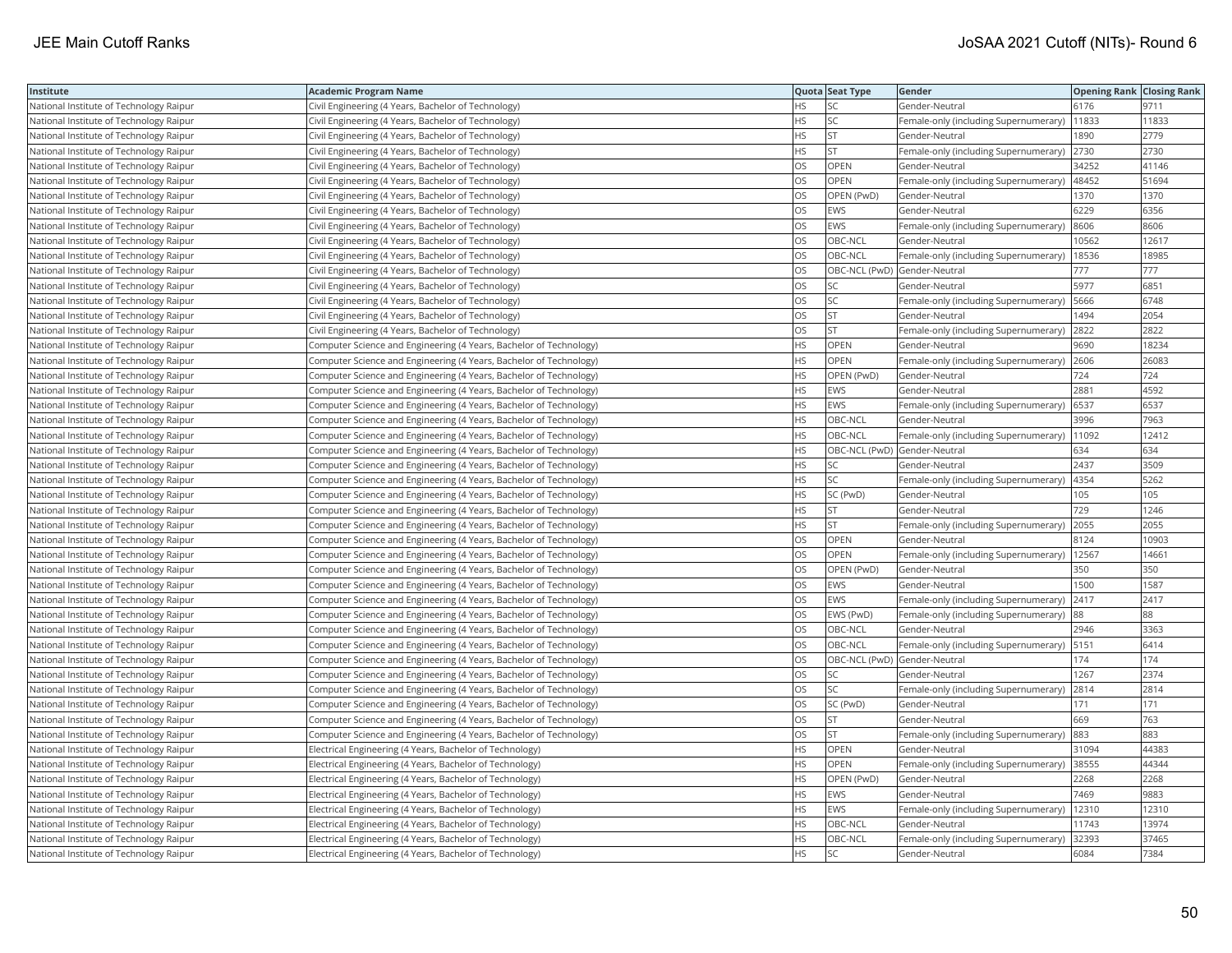| Institute | Academic Program Name | Quota | Seat Type | Gender | Opening Rank | Closing Rank |
|---|---|---|---|---|---|---|
| National Institute of Technology Raipur | Civil Engineering (4 Years, Bachelor of Technology) | HS | SC | Gender-Neutral | 6176 | 9711 |
| National Institute of Technology Raipur | Civil Engineering (4 Years, Bachelor of Technology) | HS | SC | Female-only (including Supernumerary) | 11833 | 11833 |
| National Institute of Technology Raipur | Civil Engineering (4 Years, Bachelor of Technology) | HS | ST | Gender-Neutral | 1890 | 2779 |
| National Institute of Technology Raipur | Civil Engineering (4 Years, Bachelor of Technology) | HS | ST | Female-only (including Supernumerary) | 2730 | 2730 |
| National Institute of Technology Raipur | Civil Engineering (4 Years, Bachelor of Technology) | OS | OPEN | Gender-Neutral | 34252 | 41146 |
| National Institute of Technology Raipur | Civil Engineering (4 Years, Bachelor of Technology) | OS | OPEN | Female-only (including Supernumerary) | 48452 | 51694 |
| National Institute of Technology Raipur | Civil Engineering (4 Years, Bachelor of Technology) | OS | OPEN (PwD) | Gender-Neutral | 1370 | 1370 |
| National Institute of Technology Raipur | Civil Engineering (4 Years, Bachelor of Technology) | OS | EWS | Gender-Neutral | 6229 | 6356 |
| National Institute of Technology Raipur | Civil Engineering (4 Years, Bachelor of Technology) | OS | EWS | Female-only (including Supernumerary) | 8606 | 8606 |
| National Institute of Technology Raipur | Civil Engineering (4 Years, Bachelor of Technology) | OS | OBC-NCL | Gender-Neutral | 10562 | 12617 |
| National Institute of Technology Raipur | Civil Engineering (4 Years, Bachelor of Technology) | OS | OBC-NCL | Female-only (including Supernumerary) | 18536 | 18985 |
| National Institute of Technology Raipur | Civil Engineering (4 Years, Bachelor of Technology) | OS | OBC-NCL (PwD) | Gender-Neutral | 777 | 777 |
| National Institute of Technology Raipur | Civil Engineering (4 Years, Bachelor of Technology) | OS | SC | Gender-Neutral | 5977 | 6851 |
| National Institute of Technology Raipur | Civil Engineering (4 Years, Bachelor of Technology) | OS | SC | Female-only (including Supernumerary) | 5666 | 6748 |
| National Institute of Technology Raipur | Civil Engineering (4 Years, Bachelor of Technology) | OS | ST | Gender-Neutral | 1494 | 2054 |
| National Institute of Technology Raipur | Civil Engineering (4 Years, Bachelor of Technology) | OS | ST | Female-only (including Supernumerary) | 2822 | 2822 |
| National Institute of Technology Raipur | Computer Science and Engineering (4 Years, Bachelor of Technology) | HS | OPEN | Gender-Neutral | 9690 | 18234 |
| National Institute of Technology Raipur | Computer Science and Engineering (4 Years, Bachelor of Technology) | HS | OPEN | Female-only (including Supernumerary) | 2606 | 26083 |
| National Institute of Technology Raipur | Computer Science and Engineering (4 Years, Bachelor of Technology) | HS | OPEN (PwD) | Gender-Neutral | 724 | 724 |
| National Institute of Technology Raipur | Computer Science and Engineering (4 Years, Bachelor of Technology) | HS | EWS | Gender-Neutral | 2881 | 4592 |
| National Institute of Technology Raipur | Computer Science and Engineering (4 Years, Bachelor of Technology) | HS | EWS | Female-only (including Supernumerary) | 6537 | 6537 |
| National Institute of Technology Raipur | Computer Science and Engineering (4 Years, Bachelor of Technology) | HS | OBC-NCL | Gender-Neutral | 3996 | 7963 |
| National Institute of Technology Raipur | Computer Science and Engineering (4 Years, Bachelor of Technology) | HS | OBC-NCL | Female-only (including Supernumerary) | 11092 | 12412 |
| National Institute of Technology Raipur | Computer Science and Engineering (4 Years, Bachelor of Technology) | HS | OBC-NCL (PwD) | Gender-Neutral | 634 | 634 |
| National Institute of Technology Raipur | Computer Science and Engineering (4 Years, Bachelor of Technology) | HS | SC | Gender-Neutral | 2437 | 3509 |
| National Institute of Technology Raipur | Computer Science and Engineering (4 Years, Bachelor of Technology) | HS | SC | Female-only (including Supernumerary) | 4354 | 5262 |
| National Institute of Technology Raipur | Computer Science and Engineering (4 Years, Bachelor of Technology) | HS | SC (PwD) | Gender-Neutral | 105 | 105 |
| National Institute of Technology Raipur | Computer Science and Engineering (4 Years, Bachelor of Technology) | HS | ST | Gender-Neutral | 729 | 1246 |
| National Institute of Technology Raipur | Computer Science and Engineering (4 Years, Bachelor of Technology) | HS | ST | Female-only (including Supernumerary) | 2055 | 2055 |
| National Institute of Technology Raipur | Computer Science and Engineering (4 Years, Bachelor of Technology) | OS | OPEN | Gender-Neutral | 8124 | 10903 |
| National Institute of Technology Raipur | Computer Science and Engineering (4 Years, Bachelor of Technology) | OS | OPEN | Female-only (including Supernumerary) | 12567 | 14661 |
| National Institute of Technology Raipur | Computer Science and Engineering (4 Years, Bachelor of Technology) | OS | OPEN (PwD) | Gender-Neutral | 350 | 350 |
| National Institute of Technology Raipur | Computer Science and Engineering (4 Years, Bachelor of Technology) | OS | EWS | Gender-Neutral | 1500 | 1587 |
| National Institute of Technology Raipur | Computer Science and Engineering (4 Years, Bachelor of Technology) | OS | EWS | Female-only (including Supernumerary) | 2417 | 2417 |
| National Institute of Technology Raipur | Computer Science and Engineering (4 Years, Bachelor of Technology) | OS | EWS (PwD) | Female-only (including Supernumerary) | 88 | 88 |
| National Institute of Technology Raipur | Computer Science and Engineering (4 Years, Bachelor of Technology) | OS | OBC-NCL | Gender-Neutral | 2946 | 3363 |
| National Institute of Technology Raipur | Computer Science and Engineering (4 Years, Bachelor of Technology) | OS | OBC-NCL | Female-only (including Supernumerary) | 5151 | 6414 |
| National Institute of Technology Raipur | Computer Science and Engineering (4 Years, Bachelor of Technology) | OS | OBC-NCL (PwD) | Gender-Neutral | 174 | 174 |
| National Institute of Technology Raipur | Computer Science and Engineering (4 Years, Bachelor of Technology) | OS | SC | Gender-Neutral | 1267 | 2374 |
| National Institute of Technology Raipur | Computer Science and Engineering (4 Years, Bachelor of Technology) | OS | SC | Female-only (including Supernumerary) | 2814 | 2814 |
| National Institute of Technology Raipur | Computer Science and Engineering (4 Years, Bachelor of Technology) | OS | SC (PwD) | Gender-Neutral | 171 | 171 |
| National Institute of Technology Raipur | Computer Science and Engineering (4 Years, Bachelor of Technology) | OS | ST | Gender-Neutral | 669 | 763 |
| National Institute of Technology Raipur | Computer Science and Engineering (4 Years, Bachelor of Technology) | OS | ST | Female-only (including Supernumerary) | 883 | 883 |
| National Institute of Technology Raipur | Electrical Engineering (4 Years, Bachelor of Technology) | HS | OPEN | Gender-Neutral | 31094 | 44383 |
| National Institute of Technology Raipur | Electrical Engineering (4 Years, Bachelor of Technology) | HS | OPEN | Female-only (including Supernumerary) | 38555 | 44344 |
| National Institute of Technology Raipur | Electrical Engineering (4 Years, Bachelor of Technology) | HS | OPEN (PwD) | Gender-Neutral | 2268 | 2268 |
| National Institute of Technology Raipur | Electrical Engineering (4 Years, Bachelor of Technology) | HS | EWS | Gender-Neutral | 7469 | 9883 |
| National Institute of Technology Raipur | Electrical Engineering (4 Years, Bachelor of Technology) | HS | EWS | Female-only (including Supernumerary) | 12310 | 12310 |
| National Institute of Technology Raipur | Electrical Engineering (4 Years, Bachelor of Technology) | HS | OBC-NCL | Gender-Neutral | 11743 | 13974 |
| National Institute of Technology Raipur | Electrical Engineering (4 Years, Bachelor of Technology) | HS | OBC-NCL | Female-only (including Supernumerary) | 32393 | 37465 |
| National Institute of Technology Raipur | Electrical Engineering (4 Years, Bachelor of Technology) | HS | SC | Gender-Neutral | 6084 | 7384 |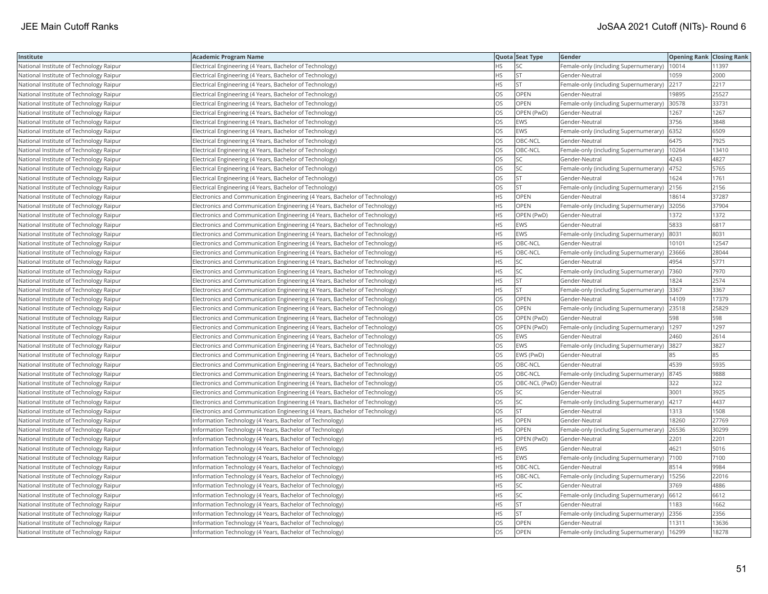| Institute | Academic Program Name | Quota | Seat Type | Gender | Opening Rank | Closing Rank |
|---|---|---|---|---|---|---|
| National Institute of Technology Raipur | Electrical Engineering (4 Years, Bachelor of Technology) | HS | SC | Female-only (including Supernumerary) | 10014 | 11397 |
| National Institute of Technology Raipur | Electrical Engineering (4 Years, Bachelor of Technology) | HS | ST | Gender-Neutral | 1059 | 2000 |
| National Institute of Technology Raipur | Electrical Engineering (4 Years, Bachelor of Technology) | HS | ST | Female-only (including Supernumerary) | 2217 | 2217 |
| National Institute of Technology Raipur | Electrical Engineering (4 Years, Bachelor of Technology) | OS | OPEN | Gender-Neutral | 19895 | 25527 |
| National Institute of Technology Raipur | Electrical Engineering (4 Years, Bachelor of Technology) | OS | OPEN | Female-only (including Supernumerary) | 30578 | 33731 |
| National Institute of Technology Raipur | Electrical Engineering (4 Years, Bachelor of Technology) | OS | OPEN (PwD) | Gender-Neutral | 1267 | 1267 |
| National Institute of Technology Raipur | Electrical Engineering (4 Years, Bachelor of Technology) | OS | EWS | Gender-Neutral | 3756 | 3848 |
| National Institute of Technology Raipur | Electrical Engineering (4 Years, Bachelor of Technology) | OS | EWS | Female-only (including Supernumerary) | 6352 | 6509 |
| National Institute of Technology Raipur | Electrical Engineering (4 Years, Bachelor of Technology) | OS | OBC-NCL | Gender-Neutral | 6475 | 7925 |
| National Institute of Technology Raipur | Electrical Engineering (4 Years, Bachelor of Technology) | OS | OBC-NCL | Female-only (including Supernumerary) | 10264 | 13410 |
| National Institute of Technology Raipur | Electrical Engineering (4 Years, Bachelor of Technology) | OS | SC | Gender-Neutral | 4243 | 4827 |
| National Institute of Technology Raipur | Electrical Engineering (4 Years, Bachelor of Technology) | OS | SC | Female-only (including Supernumerary) | 4752 | 5765 |
| National Institute of Technology Raipur | Electrical Engineering (4 Years, Bachelor of Technology) | OS | ST | Gender-Neutral | 1624 | 1761 |
| National Institute of Technology Raipur | Electrical Engineering (4 Years, Bachelor of Technology) | OS | ST | Female-only (including Supernumerary) | 2156 | 2156 |
| National Institute of Technology Raipur | Electronics and Communication Engineering (4 Years, Bachelor of Technology) | HS | OPEN | Gender-Neutral | 18614 | 37287 |
| National Institute of Technology Raipur | Electronics and Communication Engineering (4 Years, Bachelor of Technology) | HS | OPEN | Female-only (including Supernumerary) | 32056 | 37904 |
| National Institute of Technology Raipur | Electronics and Communication Engineering (4 Years, Bachelor of Technology) | HS | OPEN (PwD) | Gender-Neutral | 1372 | 1372 |
| National Institute of Technology Raipur | Electronics and Communication Engineering (4 Years, Bachelor of Technology) | HS | EWS | Gender-Neutral | 5833 | 6817 |
| National Institute of Technology Raipur | Electronics and Communication Engineering (4 Years, Bachelor of Technology) | HS | EWS | Female-only (including Supernumerary) | 8031 | 8031 |
| National Institute of Technology Raipur | Electronics and Communication Engineering (4 Years, Bachelor of Technology) | HS | OBC-NCL | Gender-Neutral | 10101 | 12547 |
| National Institute of Technology Raipur | Electronics and Communication Engineering (4 Years, Bachelor of Technology) | HS | OBC-NCL | Female-only (including Supernumerary) | 23666 | 28044 |
| National Institute of Technology Raipur | Electronics and Communication Engineering (4 Years, Bachelor of Technology) | HS | SC | Gender-Neutral | 4954 | 5771 |
| National Institute of Technology Raipur | Electronics and Communication Engineering (4 Years, Bachelor of Technology) | HS | SC | Female-only (including Supernumerary) | 7360 | 7970 |
| National Institute of Technology Raipur | Electronics and Communication Engineering (4 Years, Bachelor of Technology) | HS | ST | Gender-Neutral | 1824 | 2574 |
| National Institute of Technology Raipur | Electronics and Communication Engineering (4 Years, Bachelor of Technology) | HS | ST | Female-only (including Supernumerary) | 3367 | 3367 |
| National Institute of Technology Raipur | Electronics and Communication Engineering (4 Years, Bachelor of Technology) | OS | OPEN | Gender-Neutral | 14109 | 17379 |
| National Institute of Technology Raipur | Electronics and Communication Engineering (4 Years, Bachelor of Technology) | OS | OPEN | Female-only (including Supernumerary) | 23518 | 25829 |
| National Institute of Technology Raipur | Electronics and Communication Engineering (4 Years, Bachelor of Technology) | OS | OPEN (PwD) | Gender-Neutral | 598 | 598 |
| National Institute of Technology Raipur | Electronics and Communication Engineering (4 Years, Bachelor of Technology) | OS | OPEN (PwD) | Female-only (including Supernumerary) | 1297 | 1297 |
| National Institute of Technology Raipur | Electronics and Communication Engineering (4 Years, Bachelor of Technology) | OS | EWS | Gender-Neutral | 2460 | 2614 |
| National Institute of Technology Raipur | Electronics and Communication Engineering (4 Years, Bachelor of Technology) | OS | EWS | Female-only (including Supernumerary) | 3827 | 3827 |
| National Institute of Technology Raipur | Electronics and Communication Engineering (4 Years, Bachelor of Technology) | OS | EWS (PwD) | Gender-Neutral | 85 | 85 |
| National Institute of Technology Raipur | Electronics and Communication Engineering (4 Years, Bachelor of Technology) | OS | OBC-NCL | Gender-Neutral | 4539 | 5935 |
| National Institute of Technology Raipur | Electronics and Communication Engineering (4 Years, Bachelor of Technology) | OS | OBC-NCL | Female-only (including Supernumerary) | 8745 | 9888 |
| National Institute of Technology Raipur | Electronics and Communication Engineering (4 Years, Bachelor of Technology) | OS | OBC-NCL (PwD) | Gender-Neutral | 322 | 322 |
| National Institute of Technology Raipur | Electronics and Communication Engineering (4 Years, Bachelor of Technology) | OS | SC | Gender-Neutral | 3001 | 3925 |
| National Institute of Technology Raipur | Electronics and Communication Engineering (4 Years, Bachelor of Technology) | OS | SC | Female-only (including Supernumerary) | 4217 | 4437 |
| National Institute of Technology Raipur | Electronics and Communication Engineering (4 Years, Bachelor of Technology) | OS | ST | Gender-Neutral | 1313 | 1508 |
| National Institute of Technology Raipur | Information Technology (4 Years, Bachelor of Technology) | HS | OPEN | Gender-Neutral | 18260 | 27769 |
| National Institute of Technology Raipur | Information Technology (4 Years, Bachelor of Technology) | HS | OPEN | Female-only (including Supernumerary) | 26536 | 30299 |
| National Institute of Technology Raipur | Information Technology (4 Years, Bachelor of Technology) | HS | OPEN (PwD) | Gender-Neutral | 2201 | 2201 |
| National Institute of Technology Raipur | Information Technology (4 Years, Bachelor of Technology) | HS | EWS | Gender-Neutral | 4621 | 5016 |
| National Institute of Technology Raipur | Information Technology (4 Years, Bachelor of Technology) | HS | EWS | Female-only (including Supernumerary) | 7100 | 7100 |
| National Institute of Technology Raipur | Information Technology (4 Years, Bachelor of Technology) | HS | OBC-NCL | Gender-Neutral | 8514 | 9984 |
| National Institute of Technology Raipur | Information Technology (4 Years, Bachelor of Technology) | HS | OBC-NCL | Female-only (including Supernumerary) | 15256 | 22016 |
| National Institute of Technology Raipur | Information Technology (4 Years, Bachelor of Technology) | HS | SC | Gender-Neutral | 3769 | 4886 |
| National Institute of Technology Raipur | Information Technology (4 Years, Bachelor of Technology) | HS | SC | Female-only (including Supernumerary) | 6612 | 6612 |
| National Institute of Technology Raipur | Information Technology (4 Years, Bachelor of Technology) | HS | ST | Gender-Neutral | 1183 | 1662 |
| National Institute of Technology Raipur | Information Technology (4 Years, Bachelor of Technology) | HS | ST | Female-only (including Supernumerary) | 2356 | 2356 |
| National Institute of Technology Raipur | Information Technology (4 Years, Bachelor of Technology) | OS | OPEN | Gender-Neutral | 11311 | 13636 |
| National Institute of Technology Raipur | Information Technology (4 Years, Bachelor of Technology) | OS | OPEN | Female-only (including Supernumerary) | 16299 | 18278 |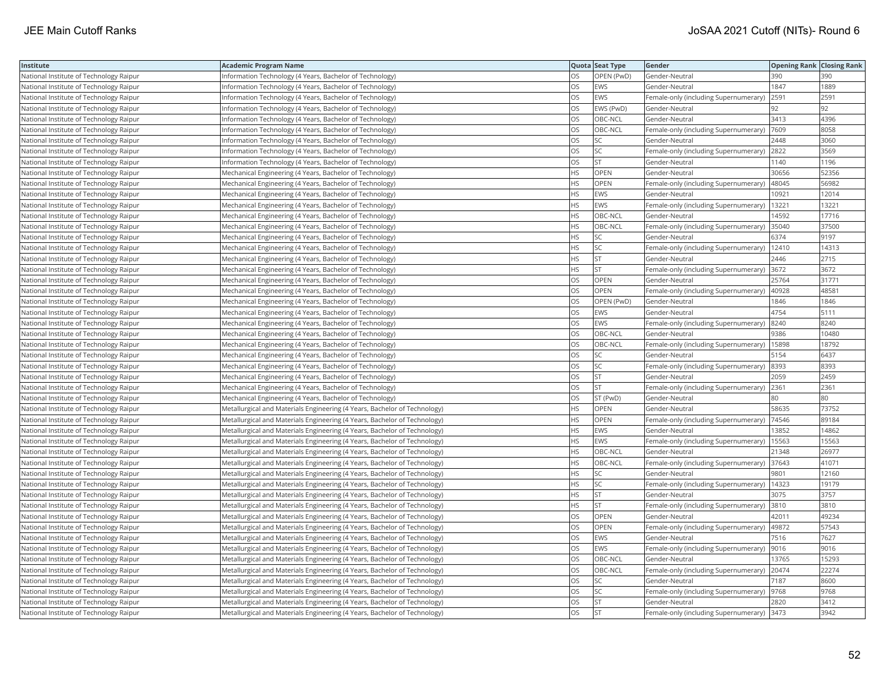| Institute | Academic Program Name | Quota | Seat Type | Gender | Opening Rank | Closing Rank |
|---|---|---|---|---|---|---|
| National Institute of Technology Raipur | Information Technology (4 Years, Bachelor of Technology) | OS | OPEN (PwD) | Gender-Neutral | 390 | 390 |
| National Institute of Technology Raipur | Information Technology (4 Years, Bachelor of Technology) | OS | EWS | Gender-Neutral | 1847 | 1889 |
| National Institute of Technology Raipur | Information Technology (4 Years, Bachelor of Technology) | OS | EWS | Female-only (including Supernumerary) | 2591 | 2591 |
| National Institute of Technology Raipur | Information Technology (4 Years, Bachelor of Technology) | OS | EWS (PwD) | Gender-Neutral | 92 | 92 |
| National Institute of Technology Raipur | Information Technology (4 Years, Bachelor of Technology) | OS | OBC-NCL | Gender-Neutral | 3413 | 4396 |
| National Institute of Technology Raipur | Information Technology (4 Years, Bachelor of Technology) | OS | OBC-NCL | Female-only (including Supernumerary) | 7609 | 8058 |
| National Institute of Technology Raipur | Information Technology (4 Years, Bachelor of Technology) | OS | SC | Gender-Neutral | 2448 | 3060 |
| National Institute of Technology Raipur | Information Technology (4 Years, Bachelor of Technology) | OS | SC | Female-only (including Supernumerary) | 2822 | 3569 |
| National Institute of Technology Raipur | Information Technology (4 Years, Bachelor of Technology) | OS | ST | Gender-Neutral | 1140 | 1196 |
| National Institute of Technology Raipur | Mechanical Engineering (4 Years, Bachelor of Technology) | HS | OPEN | Gender-Neutral | 30656 | 52356 |
| National Institute of Technology Raipur | Mechanical Engineering (4 Years, Bachelor of Technology) | HS | OPEN | Female-only (including Supernumerary) | 48045 | 56982 |
| National Institute of Technology Raipur | Mechanical Engineering (4 Years, Bachelor of Technology) | HS | EWS | Gender-Neutral | 10921 | 12014 |
| National Institute of Technology Raipur | Mechanical Engineering (4 Years, Bachelor of Technology) | HS | EWS | Female-only (including Supernumerary) | 13221 | 13221 |
| National Institute of Technology Raipur | Mechanical Engineering (4 Years, Bachelor of Technology) | HS | OBC-NCL | Gender-Neutral | 14592 | 17716 |
| National Institute of Technology Raipur | Mechanical Engineering (4 Years, Bachelor of Technology) | HS | OBC-NCL | Female-only (including Supernumerary) | 35040 | 37500 |
| National Institute of Technology Raipur | Mechanical Engineering (4 Years, Bachelor of Technology) | HS | SC | Gender-Neutral | 6374 | 9197 |
| National Institute of Technology Raipur | Mechanical Engineering (4 Years, Bachelor of Technology) | HS | SC | Female-only (including Supernumerary) | 12410 | 14313 |
| National Institute of Technology Raipur | Mechanical Engineering (4 Years, Bachelor of Technology) | HS | ST | Gender-Neutral | 2446 | 2715 |
| National Institute of Technology Raipur | Mechanical Engineering (4 Years, Bachelor of Technology) | HS | ST | Female-only (including Supernumerary) | 3672 | 3672 |
| National Institute of Technology Raipur | Mechanical Engineering (4 Years, Bachelor of Technology) | OS | OPEN | Gender-Neutral | 25764 | 31771 |
| National Institute of Technology Raipur | Mechanical Engineering (4 Years, Bachelor of Technology) | OS | OPEN | Female-only (including Supernumerary) | 40928 | 48581 |
| National Institute of Technology Raipur | Mechanical Engineering (4 Years, Bachelor of Technology) | OS | OPEN (PwD) | Gender-Neutral | 1846 | 1846 |
| National Institute of Technology Raipur | Mechanical Engineering (4 Years, Bachelor of Technology) | OS | EWS | Gender-Neutral | 4754 | 5111 |
| National Institute of Technology Raipur | Mechanical Engineering (4 Years, Bachelor of Technology) | OS | EWS | Female-only (including Supernumerary) | 8240 | 8240 |
| National Institute of Technology Raipur | Mechanical Engineering (4 Years, Bachelor of Technology) | OS | OBC-NCL | Gender-Neutral | 9386 | 10480 |
| National Institute of Technology Raipur | Mechanical Engineering (4 Years, Bachelor of Technology) | OS | OBC-NCL | Female-only (including Supernumerary) | 15898 | 18792 |
| National Institute of Technology Raipur | Mechanical Engineering (4 Years, Bachelor of Technology) | OS | SC | Gender-Neutral | 5154 | 6437 |
| National Institute of Technology Raipur | Mechanical Engineering (4 Years, Bachelor of Technology) | OS | SC | Female-only (including Supernumerary) | 8393 | 8393 |
| National Institute of Technology Raipur | Mechanical Engineering (4 Years, Bachelor of Technology) | OS | ST | Gender-Neutral | 2059 | 2459 |
| National Institute of Technology Raipur | Mechanical Engineering (4 Years, Bachelor of Technology) | OS | ST | Female-only (including Supernumerary) | 2361 | 2361 |
| National Institute of Technology Raipur | Mechanical Engineering (4 Years, Bachelor of Technology) | OS | ST (PwD) | Gender-Neutral | 80 | 80 |
| National Institute of Technology Raipur | Metallurgical and Materials Engineering (4 Years, Bachelor of Technology) | HS | OPEN | Gender-Neutral | 58635 | 73752 |
| National Institute of Technology Raipur | Metallurgical and Materials Engineering (4 Years, Bachelor of Technology) | HS | OPEN | Female-only (including Supernumerary) | 74546 | 89184 |
| National Institute of Technology Raipur | Metallurgical and Materials Engineering (4 Years, Bachelor of Technology) | HS | EWS | Gender-Neutral | 13852 | 14862 |
| National Institute of Technology Raipur | Metallurgical and Materials Engineering (4 Years, Bachelor of Technology) | HS | EWS | Female-only (including Supernumerary) | 15563 | 15563 |
| National Institute of Technology Raipur | Metallurgical and Materials Engineering (4 Years, Bachelor of Technology) | HS | OBC-NCL | Gender-Neutral | 21348 | 26977 |
| National Institute of Technology Raipur | Metallurgical and Materials Engineering (4 Years, Bachelor of Technology) | HS | OBC-NCL | Female-only (including Supernumerary) | 37643 | 41071 |
| National Institute of Technology Raipur | Metallurgical and Materials Engineering (4 Years, Bachelor of Technology) | HS | SC | Gender-Neutral | 9801 | 12160 |
| National Institute of Technology Raipur | Metallurgical and Materials Engineering (4 Years, Bachelor of Technology) | HS | SC | Female-only (including Supernumerary) | 14323 | 19179 |
| National Institute of Technology Raipur | Metallurgical and Materials Engineering (4 Years, Bachelor of Technology) | HS | ST | Gender-Neutral | 3075 | 3757 |
| National Institute of Technology Raipur | Metallurgical and Materials Engineering (4 Years, Bachelor of Technology) | HS | ST | Female-only (including Supernumerary) | 3810 | 3810 |
| National Institute of Technology Raipur | Metallurgical and Materials Engineering (4 Years, Bachelor of Technology) | OS | OPEN | Gender-Neutral | 42011 | 49234 |
| National Institute of Technology Raipur | Metallurgical and Materials Engineering (4 Years, Bachelor of Technology) | OS | OPEN | Female-only (including Supernumerary) | 49872 | 57543 |
| National Institute of Technology Raipur | Metallurgical and Materials Engineering (4 Years, Bachelor of Technology) | OS | EWS | Gender-Neutral | 7516 | 7627 |
| National Institute of Technology Raipur | Metallurgical and Materials Engineering (4 Years, Bachelor of Technology) | OS | EWS | Female-only (including Supernumerary) | 9016 | 9016 |
| National Institute of Technology Raipur | Metallurgical and Materials Engineering (4 Years, Bachelor of Technology) | OS | OBC-NCL | Gender-Neutral | 13765 | 15293 |
| National Institute of Technology Raipur | Metallurgical and Materials Engineering (4 Years, Bachelor of Technology) | OS | OBC-NCL | Female-only (including Supernumerary) | 20474 | 22274 |
| National Institute of Technology Raipur | Metallurgical and Materials Engineering (4 Years, Bachelor of Technology) | OS | SC | Gender-Neutral | 7187 | 8600 |
| National Institute of Technology Raipur | Metallurgical and Materials Engineering (4 Years, Bachelor of Technology) | OS | SC | Female-only (including Supernumerary) | 9768 | 9768 |
| National Institute of Technology Raipur | Metallurgical and Materials Engineering (4 Years, Bachelor of Technology) | OS | ST | Gender-Neutral | 2820 | 3412 |
| National Institute of Technology Raipur | Metallurgical and Materials Engineering (4 Years, Bachelor of Technology) | OS | ST | Female-only (including Supernumerary) | 3473 | 3942 |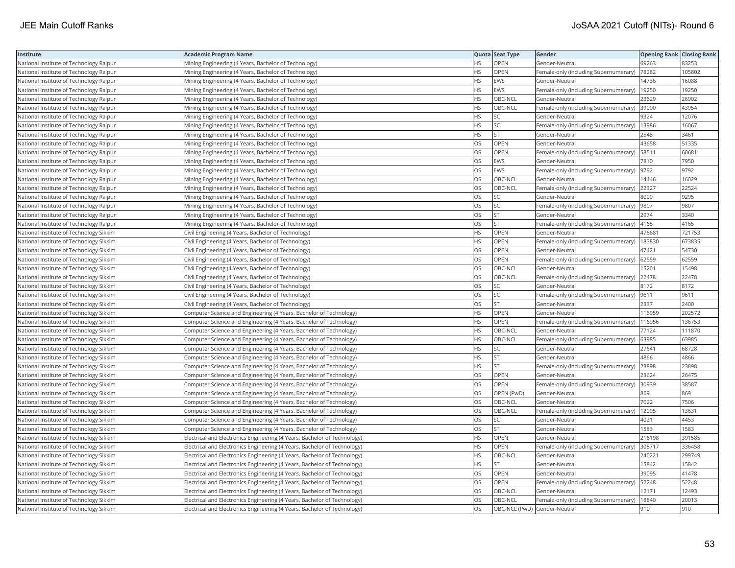| Institute | Academic Program Name | Quota | Seat Type | Gender | Opening Rank | Closing Rank |
|---|---|---|---|---|---|---|
| National Institute of Technology Raipur | Mining Engineering (4 Years, Bachelor of Technology) | HS | OPEN | Gender-Neutral | 69263 | 83253 |
| National Institute of Technology Raipur | Mining Engineering (4 Years, Bachelor of Technology) | HS | OPEN | Female-only (including Supernumerary) | 78282 | 105802 |
| National Institute of Technology Raipur | Mining Engineering (4 Years, Bachelor of Technology) | HS | EWS | Gender-Neutral | 14736 | 16088 |
| National Institute of Technology Raipur | Mining Engineering (4 Years, Bachelor of Technology) | HS | EWS | Female-only (including Supernumerary) | 19250 | 19250 |
| National Institute of Technology Raipur | Mining Engineering (4 Years, Bachelor of Technology) | HS | OBC-NCL | Gender-Neutral | 23629 | 26902 |
| National Institute of Technology Raipur | Mining Engineering (4 Years, Bachelor of Technology) | HS | OBC-NCL | Female-only (including Supernumerary) | 39000 | 43954 |
| National Institute of Technology Raipur | Mining Engineering (4 Years, Bachelor of Technology) | HS | SC | Gender-Neutral | 9324 | 12076 |
| National Institute of Technology Raipur | Mining Engineering (4 Years, Bachelor of Technology) | HS | SC | Female-only (including Supernumerary) | 13986 | 16067 |
| National Institute of Technology Raipur | Mining Engineering (4 Years, Bachelor of Technology) | HS | ST | Gender-Neutral | 2548 | 3461 |
| National Institute of Technology Raipur | Mining Engineering (4 Years, Bachelor of Technology) | OS | OPEN | Gender-Neutral | 43658 | 51335 |
| National Institute of Technology Raipur | Mining Engineering (4 Years, Bachelor of Technology) | OS | OPEN | Female-only (including Supernumerary) | 58511 | 60681 |
| National Institute of Technology Raipur | Mining Engineering (4 Years, Bachelor of Technology) | OS | EWS | Gender-Neutral | 7810 | 7950 |
| National Institute of Technology Raipur | Mining Engineering (4 Years, Bachelor of Technology) | OS | EWS | Female-only (including Supernumerary) | 9792 | 9792 |
| National Institute of Technology Raipur | Mining Engineering (4 Years, Bachelor of Technology) | OS | OBC-NCL | Gender-Neutral | 14446 | 16029 |
| National Institute of Technology Raipur | Mining Engineering (4 Years, Bachelor of Technology) | OS | OBC-NCL | Female-only (including Supernumerary) | 22327 | 22524 |
| National Institute of Technology Raipur | Mining Engineering (4 Years, Bachelor of Technology) | OS | SC | Gender-Neutral | 8000 | 9295 |
| National Institute of Technology Raipur | Mining Engineering (4 Years, Bachelor of Technology) | OS | SC | Female-only (including Supernumerary) | 9807 | 9807 |
| National Institute of Technology Raipur | Mining Engineering (4 Years, Bachelor of Technology) | OS | ST | Gender-Neutral | 2974 | 3340 |
| National Institute of Technology Raipur | Mining Engineering (4 Years, Bachelor of Technology) | OS | ST | Female-only (including Supernumerary) | 4165 | 4165 |
| National Institute of Technology Sikkim | Civil Engineering (4 Years, Bachelor of Technology) | HS | OPEN | Gender-Neutral | 476681 | 721753 |
| National Institute of Technology Sikkim | Civil Engineering (4 Years, Bachelor of Technology) | HS | OPEN | Female-only (including Supernumerary) | 183830 | 673835 |
| National Institute of Technology Sikkim | Civil Engineering (4 Years, Bachelor of Technology) | OS | OPEN | Gender-Neutral | 47421 | 54730 |
| National Institute of Technology Sikkim | Civil Engineering (4 Years, Bachelor of Technology) | OS | OPEN | Female-only (including Supernumerary) | 62559 | 62559 |
| National Institute of Technology Sikkim | Civil Engineering (4 Years, Bachelor of Technology) | OS | OBC-NCL | Gender-Neutral | 15201 | 15498 |
| National Institute of Technology Sikkim | Civil Engineering (4 Years, Bachelor of Technology) | OS | OBC-NCL | Female-only (including Supernumerary) | 22478 | 22478 |
| National Institute of Technology Sikkim | Civil Engineering (4 Years, Bachelor of Technology) | OS | SC | Gender-Neutral | 8172 | 8172 |
| National Institute of Technology Sikkim | Civil Engineering (4 Years, Bachelor of Technology) | OS | SC | Female-only (including Supernumerary) | 9611 | 9611 |
| National Institute of Technology Sikkim | Civil Engineering (4 Years, Bachelor of Technology) | OS | ST | Gender-Neutral | 2337 | 2400 |
| National Institute of Technology Sikkim | Computer Science and Engineering (4 Years, Bachelor of Technology) | HS | OPEN | Gender-Neutral | 116959 | 202572 |
| National Institute of Technology Sikkim | Computer Science and Engineering (4 Years, Bachelor of Technology) | HS | OPEN | Female-only (including Supernumerary) | 116956 | 136753 |
| National Institute of Technology Sikkim | Computer Science and Engineering (4 Years, Bachelor of Technology) | HS | OBC-NCL | Gender-Neutral | 77124 | 111870 |
| National Institute of Technology Sikkim | Computer Science and Engineering (4 Years, Bachelor of Technology) | HS | OBC-NCL | Female-only (including Supernumerary) | 63985 | 63985 |
| National Institute of Technology Sikkim | Computer Science and Engineering (4 Years, Bachelor of Technology) | HS | SC | Gender-Neutral | 27641 | 68728 |
| National Institute of Technology Sikkim | Computer Science and Engineering (4 Years, Bachelor of Technology) | HS | ST | Gender-Neutral | 4866 | 4866 |
| National Institute of Technology Sikkim | Computer Science and Engineering (4 Years, Bachelor of Technology) | HS | ST | Female-only (including Supernumerary) | 23898 | 23898 |
| National Institute of Technology Sikkim | Computer Science and Engineering (4 Years, Bachelor of Technology) | OS | OPEN | Gender-Neutral | 23624 | 26475 |
| National Institute of Technology Sikkim | Computer Science and Engineering (4 Years, Bachelor of Technology) | OS | OPEN | Female-only (including Supernumerary) | 30939 | 38587 |
| National Institute of Technology Sikkim | Computer Science and Engineering (4 Years, Bachelor of Technology) | OS | OPEN (PwD) | Gender-Neutral | 869 | 869 |
| National Institute of Technology Sikkim | Computer Science and Engineering (4 Years, Bachelor of Technology) | OS | OBC-NCL | Gender-Neutral | 7022 | 7506 |
| National Institute of Technology Sikkim | Computer Science and Engineering (4 Years, Bachelor of Technology) | OS | OBC-NCL | Female-only (including Supernumerary) | 12095 | 13631 |
| National Institute of Technology Sikkim | Computer Science and Engineering (4 Years, Bachelor of Technology) | OS | SC | Gender-Neutral | 4021 | 4453 |
| National Institute of Technology Sikkim | Computer Science and Engineering (4 Years, Bachelor of Technology) | OS | ST | Gender-Neutral | 1583 | 1583 |
| National Institute of Technology Sikkim | Electrical and Electronics Engineering (4 Years, Bachelor of Technology) | HS | OPEN | Gender-Neutral | 216198 | 391585 |
| National Institute of Technology Sikkim | Electrical and Electronics Engineering (4 Years, Bachelor of Technology) | HS | OPEN | Female-only (including Supernumerary) | 308717 | 336458 |
| National Institute of Technology Sikkim | Electrical and Electronics Engineering (4 Years, Bachelor of Technology) | HS | OBC-NCL | Gender-Neutral | 240221 | 299749 |
| National Institute of Technology Sikkim | Electrical and Electronics Engineering (4 Years, Bachelor of Technology) | HS | ST | Gender-Neutral | 15842 | 15842 |
| National Institute of Technology Sikkim | Electrical and Electronics Engineering (4 Years, Bachelor of Technology) | OS | OPEN | Gender-Neutral | 39095 | 41478 |
| National Institute of Technology Sikkim | Electrical and Electronics Engineering (4 Years, Bachelor of Technology) | OS | OPEN | Female-only (including Supernumerary) | 52248 | 52248 |
| National Institute of Technology Sikkim | Electrical and Electronics Engineering (4 Years, Bachelor of Technology) | OS | OBC-NCL | Gender-Neutral | 12171 | 12493 |
| National Institute of Technology Sikkim | Electrical and Electronics Engineering (4 Years, Bachelor of Technology) | OS | OBC-NCL | Female-only (including Supernumerary) | 18840 | 20013 |
| National Institute of Technology Sikkim | Electrical and Electronics Engineering (4 Years, Bachelor of Technology) | OS | OBC-NCL (PwD) | Gender-Neutral | 910 | 910 |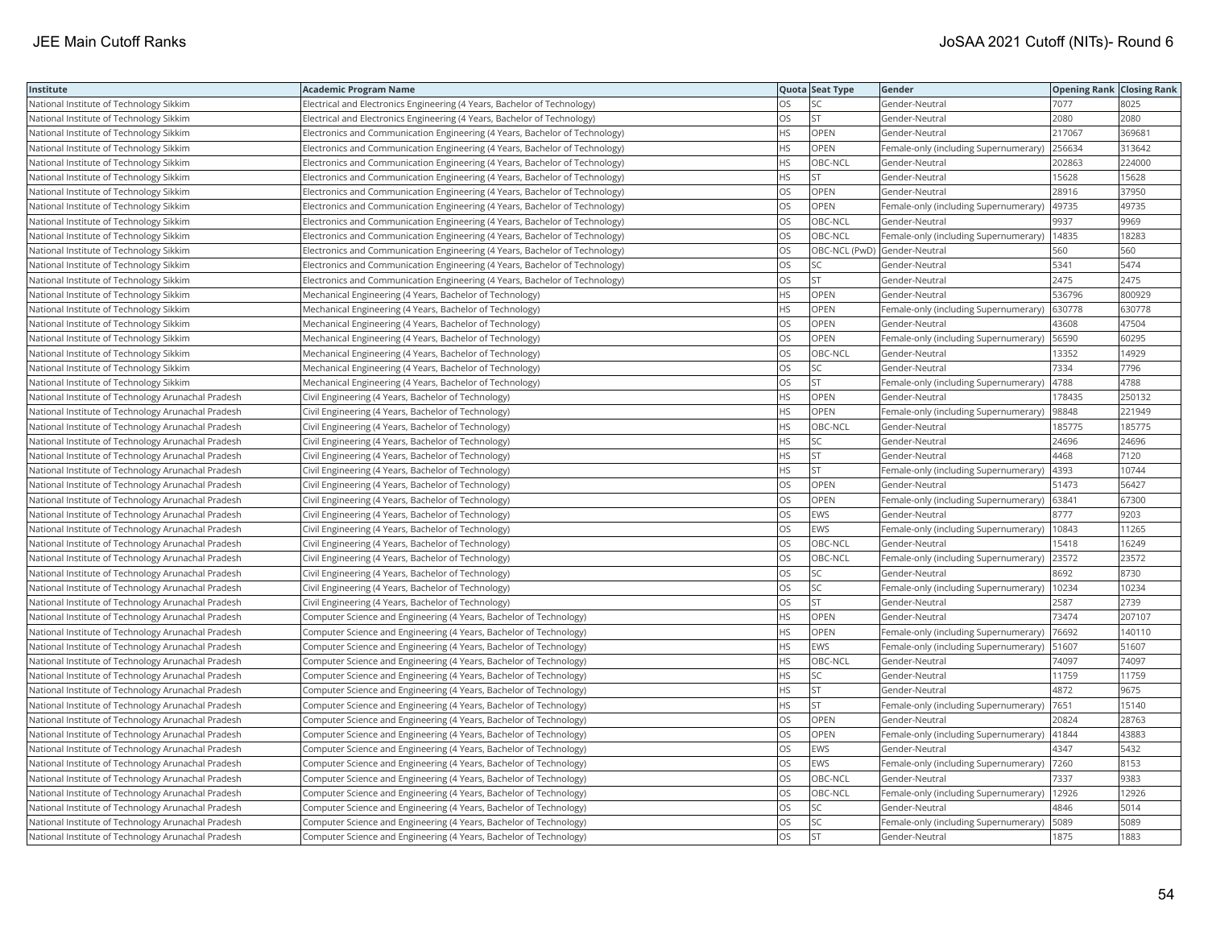| Institute | Academic Program Name | Quota | Seat Type | Gender | Opening Rank | Closing Rank |
|---|---|---|---|---|---|---|
| National Institute of Technology Sikkim | Electrical and Electronics Engineering (4 Years, Bachelor of Technology) | OS | SC | Gender-Neutral | 7077 | 8025 |
| National Institute of Technology Sikkim | Electrical and Electronics Engineering (4 Years, Bachelor of Technology) | OS | ST | Gender-Neutral | 2080 | 2080 |
| National Institute of Technology Sikkim | Electronics and Communication Engineering (4 Years, Bachelor of Technology) | HS | OPEN | Gender-Neutral | 217067 | 369681 |
| National Institute of Technology Sikkim | Electronics and Communication Engineering (4 Years, Bachelor of Technology) | HS | OPEN | Female-only (including Supernumerary) | 256634 | 313642 |
| National Institute of Technology Sikkim | Electronics and Communication Engineering (4 Years, Bachelor of Technology) | HS | OBC-NCL | Gender-Neutral | 202863 | 224000 |
| National Institute of Technology Sikkim | Electronics and Communication Engineering (4 Years, Bachelor of Technology) | HS | ST | Gender-Neutral | 15628 | 15628 |
| National Institute of Technology Sikkim | Electronics and Communication Engineering (4 Years, Bachelor of Technology) | OS | OPEN | Gender-Neutral | 28916 | 37950 |
| National Institute of Technology Sikkim | Electronics and Communication Engineering (4 Years, Bachelor of Technology) | OS | OPEN | Female-only (including Supernumerary) | 49735 | 49735 |
| National Institute of Technology Sikkim | Electronics and Communication Engineering (4 Years, Bachelor of Technology) | OS | OBC-NCL | Gender-Neutral | 9937 | 9969 |
| National Institute of Technology Sikkim | Electronics and Communication Engineering (4 Years, Bachelor of Technology) | OS | OBC-NCL | Female-only (including Supernumerary) | 14835 | 18283 |
| National Institute of Technology Sikkim | Electronics and Communication Engineering (4 Years, Bachelor of Technology) | OS | OBC-NCL (PwD) | Gender-Neutral | 560 | 560 |
| National Institute of Technology Sikkim | Electronics and Communication Engineering (4 Years, Bachelor of Technology) | OS | SC | Gender-Neutral | 5341 | 5474 |
| National Institute of Technology Sikkim | Electronics and Communication Engineering (4 Years, Bachelor of Technology) | OS | ST | Gender-Neutral | 2475 | 2475 |
| National Institute of Technology Sikkim | Mechanical Engineering (4 Years, Bachelor of Technology) | HS | OPEN | Gender-Neutral | 536796 | 800929 |
| National Institute of Technology Sikkim | Mechanical Engineering (4 Years, Bachelor of Technology) | HS | OPEN | Female-only (including Supernumerary) | 630778 | 630778 |
| National Institute of Technology Sikkim | Mechanical Engineering (4 Years, Bachelor of Technology) | OS | OPEN | Gender-Neutral | 43608 | 47504 |
| National Institute of Technology Sikkim | Mechanical Engineering (4 Years, Bachelor of Technology) | OS | OPEN | Female-only (including Supernumerary) | 56590 | 60295 |
| National Institute of Technology Sikkim | Mechanical Engineering (4 Years, Bachelor of Technology) | OS | OBC-NCL | Gender-Neutral | 13352 | 14929 |
| National Institute of Technology Sikkim | Mechanical Engineering (4 Years, Bachelor of Technology) | OS | SC | Gender-Neutral | 7334 | 7796 |
| National Institute of Technology Sikkim | Mechanical Engineering (4 Years, Bachelor of Technology) | OS | ST | Female-only (including Supernumerary) | 4788 | 4788 |
| National Institute of Technology Arunachal Pradesh | Civil Engineering (4 Years, Bachelor of Technology) | HS | OPEN | Gender-Neutral | 178435 | 250132 |
| National Institute of Technology Arunachal Pradesh | Civil Engineering (4 Years, Bachelor of Technology) | HS | OPEN | Female-only (including Supernumerary) | 98848 | 221949 |
| National Institute of Technology Arunachal Pradesh | Civil Engineering (4 Years, Bachelor of Technology) | HS | OBC-NCL | Gender-Neutral | 185775 | 185775 |
| National Institute of Technology Arunachal Pradesh | Civil Engineering (4 Years, Bachelor of Technology) | HS | SC | Gender-Neutral | 24696 | 24696 |
| National Institute of Technology Arunachal Pradesh | Civil Engineering (4 Years, Bachelor of Technology) | HS | ST | Gender-Neutral | 4468 | 7120 |
| National Institute of Technology Arunachal Pradesh | Civil Engineering (4 Years, Bachelor of Technology) | HS | ST | Female-only (including Supernumerary) | 4393 | 10744 |
| National Institute of Technology Arunachal Pradesh | Civil Engineering (4 Years, Bachelor of Technology) | OS | OPEN | Gender-Neutral | 51473 | 56427 |
| National Institute of Technology Arunachal Pradesh | Civil Engineering (4 Years, Bachelor of Technology) | OS | OPEN | Female-only (including Supernumerary) | 63841 | 67300 |
| National Institute of Technology Arunachal Pradesh | Civil Engineering (4 Years, Bachelor of Technology) | OS | EWS | Gender-Neutral | 8777 | 9203 |
| National Institute of Technology Arunachal Pradesh | Civil Engineering (4 Years, Bachelor of Technology) | OS | EWS | Female-only (including Supernumerary) | 10843 | 11265 |
| National Institute of Technology Arunachal Pradesh | Civil Engineering (4 Years, Bachelor of Technology) | OS | OBC-NCL | Gender-Neutral | 15418 | 16249 |
| National Institute of Technology Arunachal Pradesh | Civil Engineering (4 Years, Bachelor of Technology) | OS | OBC-NCL | Female-only (including Supernumerary) | 23572 | 23572 |
| National Institute of Technology Arunachal Pradesh | Civil Engineering (4 Years, Bachelor of Technology) | OS | SC | Gender-Neutral | 8692 | 8730 |
| National Institute of Technology Arunachal Pradesh | Civil Engineering (4 Years, Bachelor of Technology) | OS | SC | Female-only (including Supernumerary) | 10234 | 10234 |
| National Institute of Technology Arunachal Pradesh | Civil Engineering (4 Years, Bachelor of Technology) | OS | ST | Gender-Neutral | 2587 | 2739 |
| National Institute of Technology Arunachal Pradesh | Computer Science and Engineering (4 Years, Bachelor of Technology) | HS | OPEN | Gender-Neutral | 73474 | 207107 |
| National Institute of Technology Arunachal Pradesh | Computer Science and Engineering (4 Years, Bachelor of Technology) | HS | OPEN | Female-only (including Supernumerary) | 76692 | 140110 |
| National Institute of Technology Arunachal Pradesh | Computer Science and Engineering (4 Years, Bachelor of Technology) | HS | EWS | Female-only (including Supernumerary) | 51607 | 51607 |
| National Institute of Technology Arunachal Pradesh | Computer Science and Engineering (4 Years, Bachelor of Technology) | HS | OBC-NCL | Gender-Neutral | 74097 | 74097 |
| National Institute of Technology Arunachal Pradesh | Computer Science and Engineering (4 Years, Bachelor of Technology) | HS | SC | Gender-Neutral | 11759 | 11759 |
| National Institute of Technology Arunachal Pradesh | Computer Science and Engineering (4 Years, Bachelor of Technology) | HS | ST | Gender-Neutral | 4872 | 9675 |
| National Institute of Technology Arunachal Pradesh | Computer Science and Engineering (4 Years, Bachelor of Technology) | HS | ST | Female-only (including Supernumerary) | 7651 | 15140 |
| National Institute of Technology Arunachal Pradesh | Computer Science and Engineering (4 Years, Bachelor of Technology) | OS | OPEN | Gender-Neutral | 20824 | 28763 |
| National Institute of Technology Arunachal Pradesh | Computer Science and Engineering (4 Years, Bachelor of Technology) | OS | OPEN | Female-only (including Supernumerary) | 41844 | 43883 |
| National Institute of Technology Arunachal Pradesh | Computer Science and Engineering (4 Years, Bachelor of Technology) | OS | EWS | Gender-Neutral | 4347 | 5432 |
| National Institute of Technology Arunachal Pradesh | Computer Science and Engineering (4 Years, Bachelor of Technology) | OS | EWS | Female-only (including Supernumerary) | 7260 | 8153 |
| National Institute of Technology Arunachal Pradesh | Computer Science and Engineering (4 Years, Bachelor of Technology) | OS | OBC-NCL | Gender-Neutral | 7337 | 9383 |
| National Institute of Technology Arunachal Pradesh | Computer Science and Engineering (4 Years, Bachelor of Technology) | OS | OBC-NCL | Female-only (including Supernumerary) | 12926 | 12926 |
| National Institute of Technology Arunachal Pradesh | Computer Science and Engineering (4 Years, Bachelor of Technology) | OS | SC | Gender-Neutral | 4846 | 5014 |
| National Institute of Technology Arunachal Pradesh | Computer Science and Engineering (4 Years, Bachelor of Technology) | OS | SC | Female-only (including Supernumerary) | 5089 | 5089 |
| National Institute of Technology Arunachal Pradesh | Computer Science and Engineering (4 Years, Bachelor of Technology) | OS | ST | Gender-Neutral | 1875 | 1883 |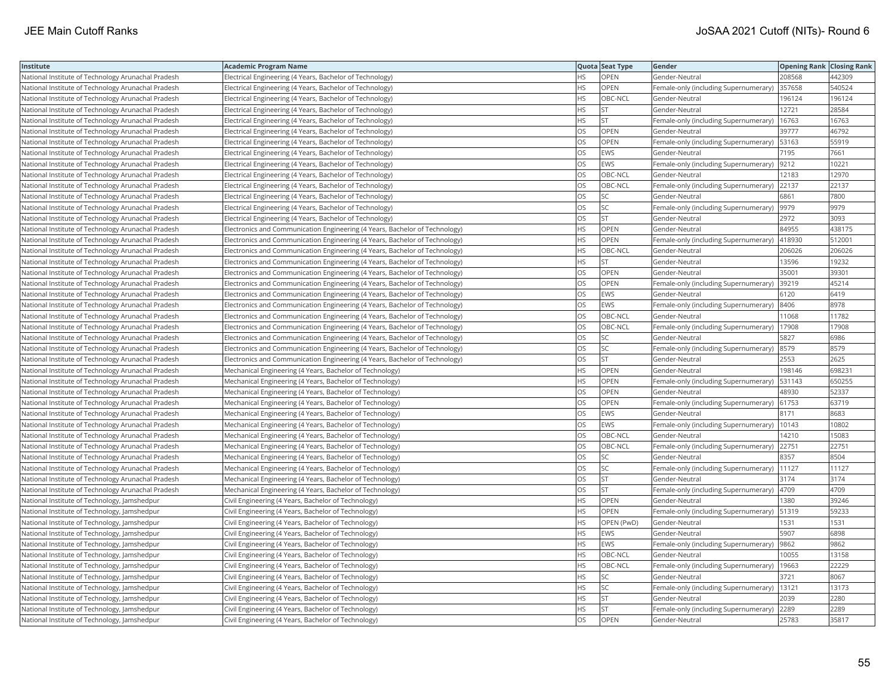| Institute | Academic Program Name | Quota | Seat Type | Gender | Opening Rank | Closing Rank |
|---|---|---|---|---|---|---|
| National Institute of Technology Arunachal Pradesh | Electrical Engineering (4 Years, Bachelor of Technology) | HS | OPEN | Gender-Neutral | 208568 | 442309 |
| National Institute of Technology Arunachal Pradesh | Electrical Engineering (4 Years, Bachelor of Technology) | HS | OPEN | Female-only (including Supernumerary) | 357658 | 540524 |
| National Institute of Technology Arunachal Pradesh | Electrical Engineering (4 Years, Bachelor of Technology) | HS | OBC-NCL | Gender-Neutral | 196124 | 196124 |
| National Institute of Technology Arunachal Pradesh | Electrical Engineering (4 Years, Bachelor of Technology) | HS | ST | Gender-Neutral | 12721 | 28584 |
| National Institute of Technology Arunachal Pradesh | Electrical Engineering (4 Years, Bachelor of Technology) | HS | ST | Female-only (including Supernumerary) | 16763 | 16763 |
| National Institute of Technology Arunachal Pradesh | Electrical Engineering (4 Years, Bachelor of Technology) | OS | OPEN | Gender-Neutral | 39777 | 46792 |
| National Institute of Technology Arunachal Pradesh | Electrical Engineering (4 Years, Bachelor of Technology) | OS | OPEN | Female-only (including Supernumerary) | 53163 | 55919 |
| National Institute of Technology Arunachal Pradesh | Electrical Engineering (4 Years, Bachelor of Technology) | OS | EWS | Gender-Neutral | 7195 | 7661 |
| National Institute of Technology Arunachal Pradesh | Electrical Engineering (4 Years, Bachelor of Technology) | OS | EWS | Female-only (including Supernumerary) | 9212 | 10221 |
| National Institute of Technology Arunachal Pradesh | Electrical Engineering (4 Years, Bachelor of Technology) | OS | OBC-NCL | Gender-Neutral | 12183 | 12970 |
| National Institute of Technology Arunachal Pradesh | Electrical Engineering (4 Years, Bachelor of Technology) | OS | OBC-NCL | Female-only (including Supernumerary) | 22137 | 22137 |
| National Institute of Technology Arunachal Pradesh | Electrical Engineering (4 Years, Bachelor of Technology) | OS | SC | Gender-Neutral | 6861 | 7800 |
| National Institute of Technology Arunachal Pradesh | Electrical Engineering (4 Years, Bachelor of Technology) | OS | SC | Female-only (including Supernumerary) | 9979 | 9979 |
| National Institute of Technology Arunachal Pradesh | Electrical Engineering (4 Years, Bachelor of Technology) | OS | ST | Gender-Neutral | 2972 | 3093 |
| National Institute of Technology Arunachal Pradesh | Electronics and Communication Engineering (4 Years, Bachelor of Technology) | HS | OPEN | Gender-Neutral | 84955 | 438175 |
| National Institute of Technology Arunachal Pradesh | Electronics and Communication Engineering (4 Years, Bachelor of Technology) | HS | OPEN | Female-only (including Supernumerary) | 418930 | 512001 |
| National Institute of Technology Arunachal Pradesh | Electronics and Communication Engineering (4 Years, Bachelor of Technology) | HS | OBC-NCL | Gender-Neutral | 206026 | 206026 |
| National Institute of Technology Arunachal Pradesh | Electronics and Communication Engineering (4 Years, Bachelor of Technology) | HS | ST | Gender-Neutral | 13596 | 19232 |
| National Institute of Technology Arunachal Pradesh | Electronics and Communication Engineering (4 Years, Bachelor of Technology) | OS | OPEN | Gender-Neutral | 35001 | 39301 |
| National Institute of Technology Arunachal Pradesh | Electronics and Communication Engineering (4 Years, Bachelor of Technology) | OS | OPEN | Female-only (including Supernumerary) | 39219 | 45214 |
| National Institute of Technology Arunachal Pradesh | Electronics and Communication Engineering (4 Years, Bachelor of Technology) | OS | EWS | Gender-Neutral | 6120 | 6419 |
| National Institute of Technology Arunachal Pradesh | Electronics and Communication Engineering (4 Years, Bachelor of Technology) | OS | EWS | Female-only (including Supernumerary) | 8406 | 8978 |
| National Institute of Technology Arunachal Pradesh | Electronics and Communication Engineering (4 Years, Bachelor of Technology) | OS | OBC-NCL | Gender-Neutral | 11068 | 11782 |
| National Institute of Technology Arunachal Pradesh | Electronics and Communication Engineering (4 Years, Bachelor of Technology) | OS | OBC-NCL | Female-only (including Supernumerary) | 17908 | 17908 |
| National Institute of Technology Arunachal Pradesh | Electronics and Communication Engineering (4 Years, Bachelor of Technology) | OS | SC | Gender-Neutral | 5827 | 6986 |
| National Institute of Technology Arunachal Pradesh | Electronics and Communication Engineering (4 Years, Bachelor of Technology) | OS | SC | Female-only (including Supernumerary) | 8579 | 8579 |
| National Institute of Technology Arunachal Pradesh | Electronics and Communication Engineering (4 Years, Bachelor of Technology) | OS | ST | Gender-Neutral | 2553 | 2625 |
| National Institute of Technology Arunachal Pradesh | Mechanical Engineering (4 Years, Bachelor of Technology) | HS | OPEN | Gender-Neutral | 198146 | 698231 |
| National Institute of Technology Arunachal Pradesh | Mechanical Engineering (4 Years, Bachelor of Technology) | HS | OPEN | Female-only (including Supernumerary) | 531143 | 650255 |
| National Institute of Technology Arunachal Pradesh | Mechanical Engineering (4 Years, Bachelor of Technology) | OS | OPEN | Gender-Neutral | 48930 | 52337 |
| National Institute of Technology Arunachal Pradesh | Mechanical Engineering (4 Years, Bachelor of Technology) | OS | OPEN | Female-only (including Supernumerary) | 61753 | 63719 |
| National Institute of Technology Arunachal Pradesh | Mechanical Engineering (4 Years, Bachelor of Technology) | OS | EWS | Gender-Neutral | 8171 | 8683 |
| National Institute of Technology Arunachal Pradesh | Mechanical Engineering (4 Years, Bachelor of Technology) | OS | EWS | Female-only (including Supernumerary) | 10143 | 10802 |
| National Institute of Technology Arunachal Pradesh | Mechanical Engineering (4 Years, Bachelor of Technology) | OS | OBC-NCL | Gender-Neutral | 14210 | 15083 |
| National Institute of Technology Arunachal Pradesh | Mechanical Engineering (4 Years, Bachelor of Technology) | OS | OBC-NCL | Female-only (including Supernumerary) | 22751 | 22751 |
| National Institute of Technology Arunachal Pradesh | Mechanical Engineering (4 Years, Bachelor of Technology) | OS | SC | Gender-Neutral | 8357 | 8504 |
| National Institute of Technology Arunachal Pradesh | Mechanical Engineering (4 Years, Bachelor of Technology) | OS | SC | Female-only (including Supernumerary) | 11127 | 11127 |
| National Institute of Technology Arunachal Pradesh | Mechanical Engineering (4 Years, Bachelor of Technology) | OS | ST | Gender-Neutral | 3174 | 3174 |
| National Institute of Technology Arunachal Pradesh | Mechanical Engineering (4 Years, Bachelor of Technology) | OS | ST | Female-only (including Supernumerary) | 4709 | 4709 |
| National Institute of Technology, Jamshedpur | Civil Engineering (4 Years, Bachelor of Technology) | HS | OPEN | Gender-Neutral | 1380 | 39246 |
| National Institute of Technology, Jamshedpur | Civil Engineering (4 Years, Bachelor of Technology) | HS | OPEN | Female-only (including Supernumerary) | 51319 | 59233 |
| National Institute of Technology, Jamshedpur | Civil Engineering (4 Years, Bachelor of Technology) | HS | OPEN (PwD) | Gender-Neutral | 1531 | 1531 |
| National Institute of Technology, Jamshedpur | Civil Engineering (4 Years, Bachelor of Technology) | HS | EWS | Gender-Neutral | 5907 | 6898 |
| National Institute of Technology, Jamshedpur | Civil Engineering (4 Years, Bachelor of Technology) | HS | EWS | Female-only (including Supernumerary) | 9862 | 9862 |
| National Institute of Technology, Jamshedpur | Civil Engineering (4 Years, Bachelor of Technology) | HS | OBC-NCL | Gender-Neutral | 10055 | 13158 |
| National Institute of Technology, Jamshedpur | Civil Engineering (4 Years, Bachelor of Technology) | HS | OBC-NCL | Female-only (including Supernumerary) | 19663 | 22229 |
| National Institute of Technology, Jamshedpur | Civil Engineering (4 Years, Bachelor of Technology) | HS | SC | Gender-Neutral | 3721 | 8067 |
| National Institute of Technology, Jamshedpur | Civil Engineering (4 Years, Bachelor of Technology) | HS | SC | Female-only (including Supernumerary) | 13121 | 13173 |
| National Institute of Technology, Jamshedpur | Civil Engineering (4 Years, Bachelor of Technology) | HS | ST | Gender-Neutral | 2039 | 2280 |
| National Institute of Technology, Jamshedpur | Civil Engineering (4 Years, Bachelor of Technology) | HS | ST | Female-only (including Supernumerary) | 2289 | 2289 |
| National Institute of Technology, Jamshedpur | Civil Engineering (4 Years, Bachelor of Technology) | OS | OPEN | Gender-Neutral | 25783 | 35817 |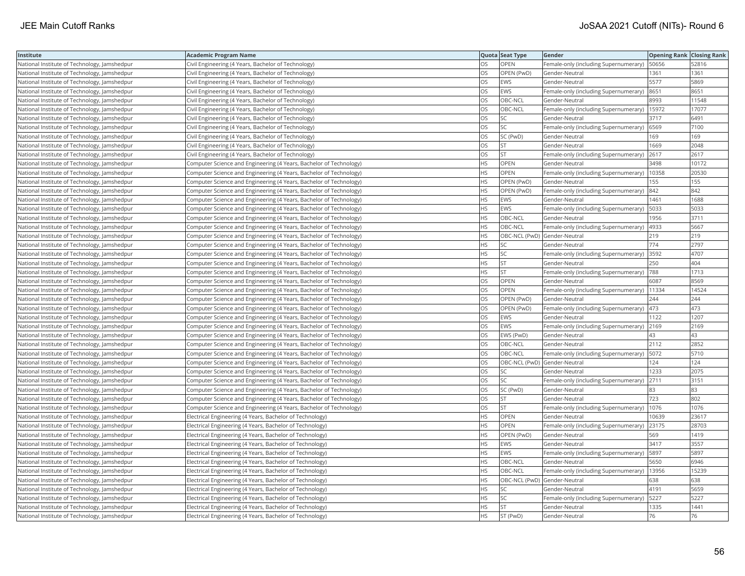| Institute | Academic Program Name | Quota | Seat Type | Gender | Opening Rank | Closing Rank |
|---|---|---|---|---|---|---|
| National Institute of Technology, Jamshedpur | Civil Engineering (4 Years, Bachelor of Technology) | OS | OPEN | Female-only (including Supernumerary) | 50656 | 52816 |
| National Institute of Technology, Jamshedpur | Civil Engineering (4 Years, Bachelor of Technology) | OS | OPEN (PwD) | Gender-Neutral | 1361 | 1361 |
| National Institute of Technology, Jamshedpur | Civil Engineering (4 Years, Bachelor of Technology) | OS | EWS | Gender-Neutral | 5577 | 5869 |
| National Institute of Technology, Jamshedpur | Civil Engineering (4 Years, Bachelor of Technology) | OS | EWS | Female-only (including Supernumerary) | 8651 | 8651 |
| National Institute of Technology, Jamshedpur | Civil Engineering (4 Years, Bachelor of Technology) | OS | OBC-NCL | Gender-Neutral | 8993 | 11548 |
| National Institute of Technology, Jamshedpur | Civil Engineering (4 Years, Bachelor of Technology) | OS | OBC-NCL | Female-only (including Supernumerary) | 15972 | 17077 |
| National Institute of Technology, Jamshedpur | Civil Engineering (4 Years, Bachelor of Technology) | OS | SC | Gender-Neutral | 3717 | 6491 |
| National Institute of Technology, Jamshedpur | Civil Engineering (4 Years, Bachelor of Technology) | OS | SC | Female-only (including Supernumerary) | 6569 | 7100 |
| National Institute of Technology, Jamshedpur | Civil Engineering (4 Years, Bachelor of Technology) | OS | SC (PwD) | Gender-Neutral | 169 | 169 |
| National Institute of Technology, Jamshedpur | Civil Engineering (4 Years, Bachelor of Technology) | OS | ST | Gender-Neutral | 1669 | 2048 |
| National Institute of Technology, Jamshedpur | Civil Engineering (4 Years, Bachelor of Technology) | OS | ST | Female-only (including Supernumerary) | 2617 | 2617 |
| National Institute of Technology, Jamshedpur | Computer Science and Engineering (4 Years, Bachelor of Technology) | HS | OPEN | Gender-Neutral | 3498 | 10172 |
| National Institute of Technology, Jamshedpur | Computer Science and Engineering (4 Years, Bachelor of Technology) | HS | OPEN | Female-only (including Supernumerary) | 10358 | 20530 |
| National Institute of Technology, Jamshedpur | Computer Science and Engineering (4 Years, Bachelor of Technology) | HS | OPEN (PwD) | Gender-Neutral | 155 | 155 |
| National Institute of Technology, Jamshedpur | Computer Science and Engineering (4 Years, Bachelor of Technology) | HS | OPEN (PwD) | Female-only (including Supernumerary) | 842 | 842 |
| National Institute of Technology, Jamshedpur | Computer Science and Engineering (4 Years, Bachelor of Technology) | HS | EWS | Gender-Neutral | 1461 | 1688 |
| National Institute of Technology, Jamshedpur | Computer Science and Engineering (4 Years, Bachelor of Technology) | HS | EWS | Female-only (including Supernumerary) | 5033 | 5033 |
| National Institute of Technology, Jamshedpur | Computer Science and Engineering (4 Years, Bachelor of Technology) | HS | OBC-NCL | Gender-Neutral | 1956 | 3711 |
| National Institute of Technology, Jamshedpur | Computer Science and Engineering (4 Years, Bachelor of Technology) | HS | OBC-NCL | Female-only (including Supernumerary) | 4933 | 5667 |
| National Institute of Technology, Jamshedpur | Computer Science and Engineering (4 Years, Bachelor of Technology) | HS | OBC-NCL (PwD) | Gender-Neutral | 219 | 219 |
| National Institute of Technology, Jamshedpur | Computer Science and Engineering (4 Years, Bachelor of Technology) | HS | SC | Gender-Neutral | 774 | 2797 |
| National Institute of Technology, Jamshedpur | Computer Science and Engineering (4 Years, Bachelor of Technology) | HS | SC | Female-only (including Supernumerary) | 3592 | 4707 |
| National Institute of Technology, Jamshedpur | Computer Science and Engineering (4 Years, Bachelor of Technology) | HS | ST | Gender-Neutral | 250 | 404 |
| National Institute of Technology, Jamshedpur | Computer Science and Engineering (4 Years, Bachelor of Technology) | HS | ST | Female-only (including Supernumerary) | 788 | 1713 |
| National Institute of Technology, Jamshedpur | Computer Science and Engineering (4 Years, Bachelor of Technology) | OS | OPEN | Gender-Neutral | 6087 | 8569 |
| National Institute of Technology, Jamshedpur | Computer Science and Engineering (4 Years, Bachelor of Technology) | OS | OPEN | Female-only (including Supernumerary) | 11334 | 14524 |
| National Institute of Technology, Jamshedpur | Computer Science and Engineering (4 Years, Bachelor of Technology) | OS | OPEN (PwD) | Gender-Neutral | 244 | 244 |
| National Institute of Technology, Jamshedpur | Computer Science and Engineering (4 Years, Bachelor of Technology) | OS | OPEN (PwD) | Female-only (including Supernumerary) | 473 | 473 |
| National Institute of Technology, Jamshedpur | Computer Science and Engineering (4 Years, Bachelor of Technology) | OS | EWS | Gender-Neutral | 1122 | 1207 |
| National Institute of Technology, Jamshedpur | Computer Science and Engineering (4 Years, Bachelor of Technology) | OS | EWS | Female-only (including Supernumerary) | 2169 | 2169 |
| National Institute of Technology, Jamshedpur | Computer Science and Engineering (4 Years, Bachelor of Technology) | OS | EWS (PwD) | Gender-Neutral | 43 | 43 |
| National Institute of Technology, Jamshedpur | Computer Science and Engineering (4 Years, Bachelor of Technology) | OS | OBC-NCL | Gender-Neutral | 2112 | 2852 |
| National Institute of Technology, Jamshedpur | Computer Science and Engineering (4 Years, Bachelor of Technology) | OS | OBC-NCL | Female-only (including Supernumerary) | 5072 | 5710 |
| National Institute of Technology, Jamshedpur | Computer Science and Engineering (4 Years, Bachelor of Technology) | OS | OBC-NCL (PwD) | Gender-Neutral | 124 | 124 |
| National Institute of Technology, Jamshedpur | Computer Science and Engineering (4 Years, Bachelor of Technology) | OS | SC | Gender-Neutral | 1233 | 2075 |
| National Institute of Technology, Jamshedpur | Computer Science and Engineering (4 Years, Bachelor of Technology) | OS | SC | Female-only (including Supernumerary) | 2711 | 3151 |
| National Institute of Technology, Jamshedpur | Computer Science and Engineering (4 Years, Bachelor of Technology) | OS | SC (PwD) | Gender-Neutral | 83 | 83 |
| National Institute of Technology, Jamshedpur | Computer Science and Engineering (4 Years, Bachelor of Technology) | OS | ST | Gender-Neutral | 723 | 802 |
| National Institute of Technology, Jamshedpur | Computer Science and Engineering (4 Years, Bachelor of Technology) | OS | ST | Female-only (including Supernumerary) | 1076 | 1076 |
| National Institute of Technology, Jamshedpur | Electrical Engineering (4 Years, Bachelor of Technology) | HS | OPEN | Gender-Neutral | 10639 | 23617 |
| National Institute of Technology, Jamshedpur | Electrical Engineering (4 Years, Bachelor of Technology) | HS | OPEN | Female-only (including Supernumerary) | 23175 | 28703 |
| National Institute of Technology, Jamshedpur | Electrical Engineering (4 Years, Bachelor of Technology) | HS | OPEN (PwD) | Gender-Neutral | 569 | 1419 |
| National Institute of Technology, Jamshedpur | Electrical Engineering (4 Years, Bachelor of Technology) | HS | EWS | Gender-Neutral | 3417 | 3557 |
| National Institute of Technology, Jamshedpur | Electrical Engineering (4 Years, Bachelor of Technology) | HS | EWS | Female-only (including Supernumerary) | 5897 | 5897 |
| National Institute of Technology, Jamshedpur | Electrical Engineering (4 Years, Bachelor of Technology) | HS | OBC-NCL | Gender-Neutral | 5650 | 6946 |
| National Institute of Technology, Jamshedpur | Electrical Engineering (4 Years, Bachelor of Technology) | HS | OBC-NCL | Female-only (including Supernumerary) | 13956 | 15239 |
| National Institute of Technology, Jamshedpur | Electrical Engineering (4 Years, Bachelor of Technology) | HS | OBC-NCL (PwD) | Gender-Neutral | 638 | 638 |
| National Institute of Technology, Jamshedpur | Electrical Engineering (4 Years, Bachelor of Technology) | HS | SC | Gender-Neutral | 4191 | 5659 |
| National Institute of Technology, Jamshedpur | Electrical Engineering (4 Years, Bachelor of Technology) | HS | SC | Female-only (including Supernumerary) | 5227 | 5227 |
| National Institute of Technology, Jamshedpur | Electrical Engineering (4 Years, Bachelor of Technology) | HS | ST | Gender-Neutral | 1335 | 1441 |
| National Institute of Technology, Jamshedpur | Electrical Engineering (4 Years, Bachelor of Technology) | HS | ST (PwD) | Gender-Neutral | 76 | 76 |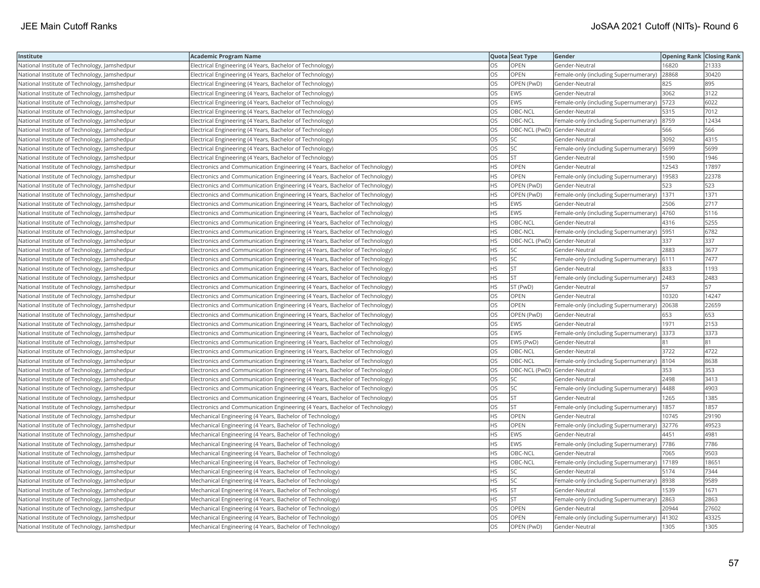| Institute | Academic Program Name | Quota | Seat Type | Gender | Opening Rank | Closing Rank |
|---|---|---|---|---|---|---|
| National Institute of Technology, Jamshedpur | Electrical Engineering (4 Years, Bachelor of Technology) | OS | OPEN | Gender-Neutral | 16820 | 21333 |
| National Institute of Technology, Jamshedpur | Electrical Engineering (4 Years, Bachelor of Technology) | OS | OPEN | Female-only (including Supernumerary) | 28868 | 30420 |
| National Institute of Technology, Jamshedpur | Electrical Engineering (4 Years, Bachelor of Technology) | OS | OPEN (PwD) | Gender-Neutral | 825 | 895 |
| National Institute of Technology, Jamshedpur | Electrical Engineering (4 Years, Bachelor of Technology) | OS | EWS | Gender-Neutral | 3062 | 3122 |
| National Institute of Technology, Jamshedpur | Electrical Engineering (4 Years, Bachelor of Technology) | OS | EWS | Female-only (including Supernumerary) | 5723 | 6022 |
| National Institute of Technology, Jamshedpur | Electrical Engineering (4 Years, Bachelor of Technology) | OS | OBC-NCL | Gender-Neutral | 5315 | 7012 |
| National Institute of Technology, Jamshedpur | Electrical Engineering (4 Years, Bachelor of Technology) | OS | OBC-NCL | Female-only (including Supernumerary) | 8759 | 12434 |
| National Institute of Technology, Jamshedpur | Electrical Engineering (4 Years, Bachelor of Technology) | OS | OBC-NCL (PwD) | Gender-Neutral | 566 | 566 |
| National Institute of Technology, Jamshedpur | Electrical Engineering (4 Years, Bachelor of Technology) | OS | SC | Gender-Neutral | 3092 | 4315 |
| National Institute of Technology, Jamshedpur | Electrical Engineering (4 Years, Bachelor of Technology) | OS | SC | Female-only (including Supernumerary) | 5699 | 5699 |
| National Institute of Technology, Jamshedpur | Electrical Engineering (4 Years, Bachelor of Technology) | OS | ST | Gender-Neutral | 1590 | 1946 |
| National Institute of Technology, Jamshedpur | Electronics and Communication Engineering (4 Years, Bachelor of Technology) | HS | OPEN | Gender-Neutral | 12543 | 17897 |
| National Institute of Technology, Jamshedpur | Electronics and Communication Engineering (4 Years, Bachelor of Technology) | HS | OPEN | Female-only (including Supernumerary) | 19583 | 22378 |
| National Institute of Technology, Jamshedpur | Electronics and Communication Engineering (4 Years, Bachelor of Technology) | HS | OPEN (PwD) | Gender-Neutral | 523 | 523 |
| National Institute of Technology, Jamshedpur | Electronics and Communication Engineering (4 Years, Bachelor of Technology) | HS | OPEN (PwD) | Female-only (including Supernumerary) | 1371 | 1371 |
| National Institute of Technology, Jamshedpur | Electronics and Communication Engineering (4 Years, Bachelor of Technology) | HS | EWS | Gender-Neutral | 2506 | 2717 |
| National Institute of Technology, Jamshedpur | Electronics and Communication Engineering (4 Years, Bachelor of Technology) | HS | EWS | Female-only (including Supernumerary) | 4760 | 5116 |
| National Institute of Technology, Jamshedpur | Electronics and Communication Engineering (4 Years, Bachelor of Technology) | HS | OBC-NCL | Gender-Neutral | 4316 | 5255 |
| National Institute of Technology, Jamshedpur | Electronics and Communication Engineering (4 Years, Bachelor of Technology) | HS | OBC-NCL | Female-only (including Supernumerary) | 5951 | 6782 |
| National Institute of Technology, Jamshedpur | Electronics and Communication Engineering (4 Years, Bachelor of Technology) | HS | OBC-NCL (PwD) | Gender-Neutral | 337 | 337 |
| National Institute of Technology, Jamshedpur | Electronics and Communication Engineering (4 Years, Bachelor of Technology) | HS | SC | Gender-Neutral | 2883 | 3677 |
| National Institute of Technology, Jamshedpur | Electronics and Communication Engineering (4 Years, Bachelor of Technology) | HS | SC | Female-only (including Supernumerary) | 6111 | 7477 |
| National Institute of Technology, Jamshedpur | Electronics and Communication Engineering (4 Years, Bachelor of Technology) | HS | ST | Gender-Neutral | 833 | 1193 |
| National Institute of Technology, Jamshedpur | Electronics and Communication Engineering (4 Years, Bachelor of Technology) | HS | ST | Female-only (including Supernumerary) | 2483 | 2483 |
| National Institute of Technology, Jamshedpur | Electronics and Communication Engineering (4 Years, Bachelor of Technology) | HS | ST (PwD) | Gender-Neutral | 57 | 57 |
| National Institute of Technology, Jamshedpur | Electronics and Communication Engineering (4 Years, Bachelor of Technology) | OS | OPEN | Gender-Neutral | 10320 | 14247 |
| National Institute of Technology, Jamshedpur | Electronics and Communication Engineering (4 Years, Bachelor of Technology) | OS | OPEN | Female-only (including Supernumerary) | 20638 | 22659 |
| National Institute of Technology, Jamshedpur | Electronics and Communication Engineering (4 Years, Bachelor of Technology) | OS | OPEN (PwD) | Gender-Neutral | 653 | 653 |
| National Institute of Technology, Jamshedpur | Electronics and Communication Engineering (4 Years, Bachelor of Technology) | OS | EWS | Gender-Neutral | 1971 | 2153 |
| National Institute of Technology, Jamshedpur | Electronics and Communication Engineering (4 Years, Bachelor of Technology) | OS | EWS | Female-only (including Supernumerary) | 3373 | 3373 |
| National Institute of Technology, Jamshedpur | Electronics and Communication Engineering (4 Years, Bachelor of Technology) | OS | EWS (PwD) | Gender-Neutral | 81 | 81 |
| National Institute of Technology, Jamshedpur | Electronics and Communication Engineering (4 Years, Bachelor of Technology) | OS | OBC-NCL | Gender-Neutral | 3722 | 4722 |
| National Institute of Technology, Jamshedpur | Electronics and Communication Engineering (4 Years, Bachelor of Technology) | OS | OBC-NCL | Female-only (including Supernumerary) | 8104 | 8638 |
| National Institute of Technology, Jamshedpur | Electronics and Communication Engineering (4 Years, Bachelor of Technology) | OS | OBC-NCL (PwD) | Gender-Neutral | 353 | 353 |
| National Institute of Technology, Jamshedpur | Electronics and Communication Engineering (4 Years, Bachelor of Technology) | OS | SC | Gender-Neutral | 2498 | 3413 |
| National Institute of Technology, Jamshedpur | Electronics and Communication Engineering (4 Years, Bachelor of Technology) | OS | SC | Female-only (including Supernumerary) | 4488 | 4903 |
| National Institute of Technology, Jamshedpur | Electronics and Communication Engineering (4 Years, Bachelor of Technology) | OS | ST | Gender-Neutral | 1265 | 1385 |
| National Institute of Technology, Jamshedpur | Electronics and Communication Engineering (4 Years, Bachelor of Technology) | OS | ST | Female-only (including Supernumerary) | 1857 | 1857 |
| National Institute of Technology, Jamshedpur | Mechanical Engineering (4 Years, Bachelor of Technology) | HS | OPEN | Gender-Neutral | 10745 | 29190 |
| National Institute of Technology, Jamshedpur | Mechanical Engineering (4 Years, Bachelor of Technology) | HS | OPEN | Female-only (including Supernumerary) | 32776 | 49523 |
| National Institute of Technology, Jamshedpur | Mechanical Engineering (4 Years, Bachelor of Technology) | HS | EWS | Gender-Neutral | 4451 | 4981 |
| National Institute of Technology, Jamshedpur | Mechanical Engineering (4 Years, Bachelor of Technology) | HS | EWS | Female-only (including Supernumerary) | 7786 | 7786 |
| National Institute of Technology, Jamshedpur | Mechanical Engineering (4 Years, Bachelor of Technology) | HS | OBC-NCL | Gender-Neutral | 7065 | 9503 |
| National Institute of Technology, Jamshedpur | Mechanical Engineering (4 Years, Bachelor of Technology) | HS | OBC-NCL | Female-only (including Supernumerary) | 17189 | 18651 |
| National Institute of Technology, Jamshedpur | Mechanical Engineering (4 Years, Bachelor of Technology) | HS | SC | Gender-Neutral | 5174 | 7344 |
| National Institute of Technology, Jamshedpur | Mechanical Engineering (4 Years, Bachelor of Technology) | HS | SC | Female-only (including Supernumerary) | 8938 | 9589 |
| National Institute of Technology, Jamshedpur | Mechanical Engineering (4 Years, Bachelor of Technology) | HS | ST | Gender-Neutral | 1539 | 1671 |
| National Institute of Technology, Jamshedpur | Mechanical Engineering (4 Years, Bachelor of Technology) | HS | ST | Female-only (including Supernumerary) | 2863 | 2863 |
| National Institute of Technology, Jamshedpur | Mechanical Engineering (4 Years, Bachelor of Technology) | OS | OPEN | Gender-Neutral | 20944 | 27602 |
| National Institute of Technology, Jamshedpur | Mechanical Engineering (4 Years, Bachelor of Technology) | OS | OPEN | Female-only (including Supernumerary) | 41302 | 43325 |
| National Institute of Technology, Jamshedpur | Mechanical Engineering (4 Years, Bachelor of Technology) | OS | OPEN (PwD) | Gender-Neutral | 1305 | 1305 |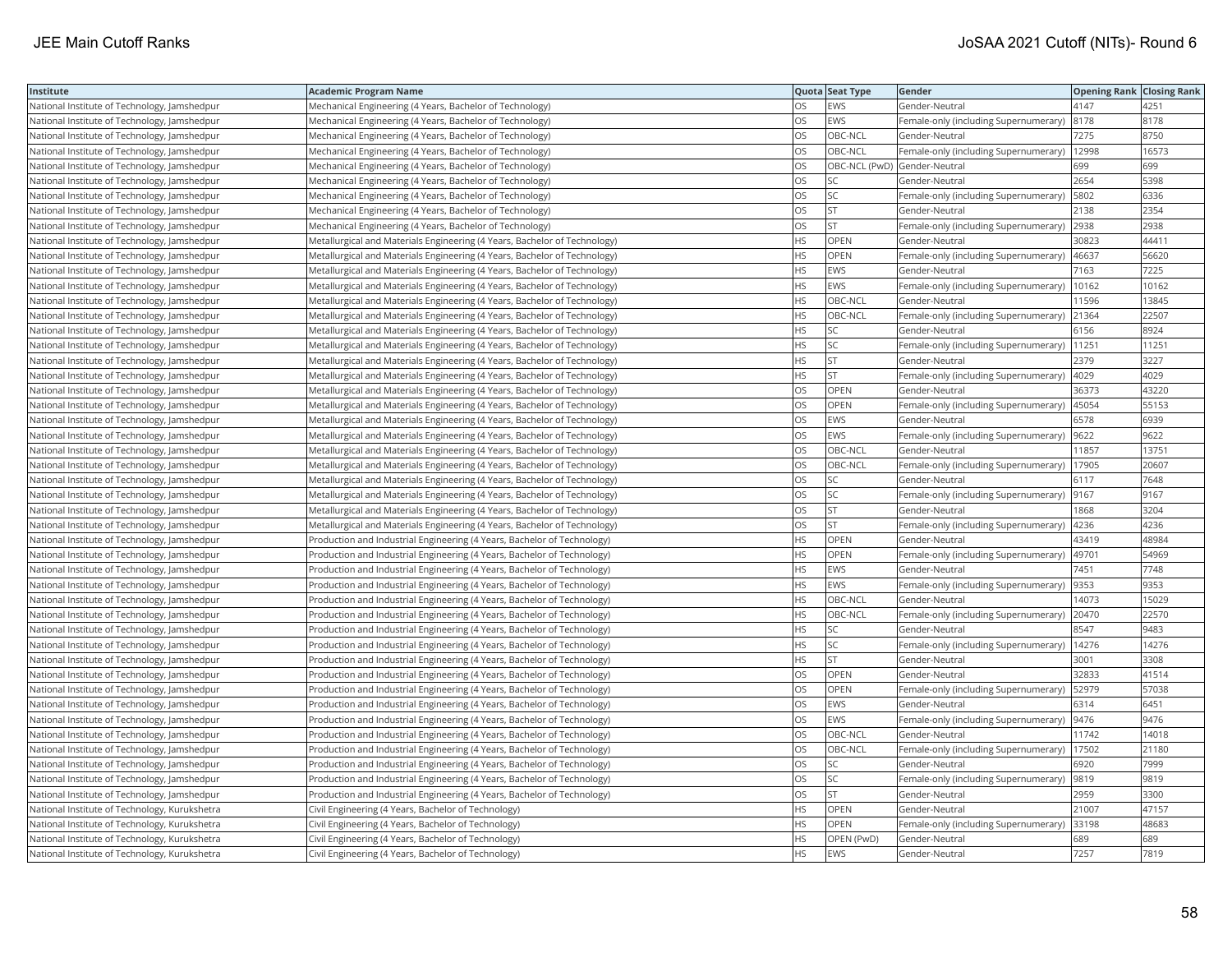| Institute | Academic Program Name | Quota | Seat Type | Gender | Opening Rank | Closing Rank |
|---|---|---|---|---|---|---|
| National Institute of Technology, Jamshedpur | Mechanical Engineering (4 Years, Bachelor of Technology) | OS | EWS | Gender-Neutral | 4147 | 4251 |
| National Institute of Technology, Jamshedpur | Mechanical Engineering (4 Years, Bachelor of Technology) | OS | EWS | Female-only (including Supernumerary) | 8178 | 8178 |
| National Institute of Technology, Jamshedpur | Mechanical Engineering (4 Years, Bachelor of Technology) | OS | OBC-NCL | Gender-Neutral | 7275 | 8750 |
| National Institute of Technology, Jamshedpur | Mechanical Engineering (4 Years, Bachelor of Technology) | OS | OBC-NCL | Female-only (including Supernumerary) | 12998 | 16573 |
| National Institute of Technology, Jamshedpur | Mechanical Engineering (4 Years, Bachelor of Technology) | OS | OBC-NCL (PwD) | Gender-Neutral | 699 | 699 |
| National Institute of Technology, Jamshedpur | Mechanical Engineering (4 Years, Bachelor of Technology) | OS | SC | Gender-Neutral | 2654 | 5398 |
| National Institute of Technology, Jamshedpur | Mechanical Engineering (4 Years, Bachelor of Technology) | OS | SC | Female-only (including Supernumerary) | 5802 | 6336 |
| National Institute of Technology, Jamshedpur | Mechanical Engineering (4 Years, Bachelor of Technology) | OS | ST | Gender-Neutral | 2138 | 2354 |
| National Institute of Technology, Jamshedpur | Mechanical Engineering (4 Years, Bachelor of Technology) | OS | ST | Female-only (including Supernumerary) | 2938 | 2938 |
| National Institute of Technology, Jamshedpur | Metallurgical and Materials Engineering (4 Years, Bachelor of Technology) | HS | OPEN | Gender-Neutral | 30823 | 44411 |
| National Institute of Technology, Jamshedpur | Metallurgical and Materials Engineering (4 Years, Bachelor of Technology) | HS | OPEN | Female-only (including Supernumerary) | 46637 | 56620 |
| National Institute of Technology, Jamshedpur | Metallurgical and Materials Engineering (4 Years, Bachelor of Technology) | HS | EWS | Gender-Neutral | 7163 | 7225 |
| National Institute of Technology, Jamshedpur | Metallurgical and Materials Engineering (4 Years, Bachelor of Technology) | HS | EWS | Female-only (including Supernumerary) | 10162 | 10162 |
| National Institute of Technology, Jamshedpur | Metallurgical and Materials Engineering (4 Years, Bachelor of Technology) | HS | OBC-NCL | Gender-Neutral | 11596 | 13845 |
| National Institute of Technology, Jamshedpur | Metallurgical and Materials Engineering (4 Years, Bachelor of Technology) | HS | OBC-NCL | Female-only (including Supernumerary) | 21364 | 22507 |
| National Institute of Technology, Jamshedpur | Metallurgical and Materials Engineering (4 Years, Bachelor of Technology) | HS | SC | Gender-Neutral | 6156 | 8924 |
| National Institute of Technology, Jamshedpur | Metallurgical and Materials Engineering (4 Years, Bachelor of Technology) | HS | SC | Female-only (including Supernumerary) | 11251 | 11251 |
| National Institute of Technology, Jamshedpur | Metallurgical and Materials Engineering (4 Years, Bachelor of Technology) | HS | ST | Gender-Neutral | 2379 | 3227 |
| National Institute of Technology, Jamshedpur | Metallurgical and Materials Engineering (4 Years, Bachelor of Technology) | HS | ST | Female-only (including Supernumerary) | 4029 | 4029 |
| National Institute of Technology, Jamshedpur | Metallurgical and Materials Engineering (4 Years, Bachelor of Technology) | OS | OPEN | Gender-Neutral | 36373 | 43220 |
| National Institute of Technology, Jamshedpur | Metallurgical and Materials Engineering (4 Years, Bachelor of Technology) | OS | OPEN | Female-only (including Supernumerary) | 45054 | 55153 |
| National Institute of Technology, Jamshedpur | Metallurgical and Materials Engineering (4 Years, Bachelor of Technology) | OS | EWS | Gender-Neutral | 6578 | 6939 |
| National Institute of Technology, Jamshedpur | Metallurgical and Materials Engineering (4 Years, Bachelor of Technology) | OS | EWS | Female-only (including Supernumerary) | 9622 | 9622 |
| National Institute of Technology, Jamshedpur | Metallurgical and Materials Engineering (4 Years, Bachelor of Technology) | OS | OBC-NCL | Gender-Neutral | 11857 | 13751 |
| National Institute of Technology, Jamshedpur | Metallurgical and Materials Engineering (4 Years, Bachelor of Technology) | OS | OBC-NCL | Female-only (including Supernumerary) | 17905 | 20607 |
| National Institute of Technology, Jamshedpur | Metallurgical and Materials Engineering (4 Years, Bachelor of Technology) | OS | SC | Gender-Neutral | 6117 | 7648 |
| National Institute of Technology, Jamshedpur | Metallurgical and Materials Engineering (4 Years, Bachelor of Technology) | OS | SC | Female-only (including Supernumerary) | 9167 | 9167 |
| National Institute of Technology, Jamshedpur | Metallurgical and Materials Engineering (4 Years, Bachelor of Technology) | OS | ST | Gender-Neutral | 1868 | 3204 |
| National Institute of Technology, Jamshedpur | Metallurgical and Materials Engineering (4 Years, Bachelor of Technology) | OS | ST | Female-only (including Supernumerary) | 4236 | 4236 |
| National Institute of Technology, Jamshedpur | Production and Industrial Engineering (4 Years, Bachelor of Technology) | HS | OPEN | Gender-Neutral | 43419 | 48984 |
| National Institute of Technology, Jamshedpur | Production and Industrial Engineering (4 Years, Bachelor of Technology) | HS | OPEN | Female-only (including Supernumerary) | 49701 | 54969 |
| National Institute of Technology, Jamshedpur | Production and Industrial Engineering (4 Years, Bachelor of Technology) | HS | EWS | Gender-Neutral | 7451 | 7748 |
| National Institute of Technology, Jamshedpur | Production and Industrial Engineering (4 Years, Bachelor of Technology) | HS | EWS | Female-only (including Supernumerary) | 9353 | 9353 |
| National Institute of Technology, Jamshedpur | Production and Industrial Engineering (4 Years, Bachelor of Technology) | HS | OBC-NCL | Gender-Neutral | 14073 | 15029 |
| National Institute of Technology, Jamshedpur | Production and Industrial Engineering (4 Years, Bachelor of Technology) | HS | OBC-NCL | Female-only (including Supernumerary) | 20470 | 22570 |
| National Institute of Technology, Jamshedpur | Production and Industrial Engineering (4 Years, Bachelor of Technology) | HS | SC | Gender-Neutral | 8547 | 9483 |
| National Institute of Technology, Jamshedpur | Production and Industrial Engineering (4 Years, Bachelor of Technology) | HS | SC | Female-only (including Supernumerary) | 14276 | 14276 |
| National Institute of Technology, Jamshedpur | Production and Industrial Engineering (4 Years, Bachelor of Technology) | HS | ST | Gender-Neutral | 3001 | 3308 |
| National Institute of Technology, Jamshedpur | Production and Industrial Engineering (4 Years, Bachelor of Technology) | OS | OPEN | Gender-Neutral | 32833 | 41514 |
| National Institute of Technology, Jamshedpur | Production and Industrial Engineering (4 Years, Bachelor of Technology) | OS | OPEN | Female-only (including Supernumerary) | 52979 | 57038 |
| National Institute of Technology, Jamshedpur | Production and Industrial Engineering (4 Years, Bachelor of Technology) | OS | EWS | Gender-Neutral | 6314 | 6451 |
| National Institute of Technology, Jamshedpur | Production and Industrial Engineering (4 Years, Bachelor of Technology) | OS | EWS | Female-only (including Supernumerary) | 9476 | 9476 |
| National Institute of Technology, Jamshedpur | Production and Industrial Engineering (4 Years, Bachelor of Technology) | OS | OBC-NCL | Gender-Neutral | 11742 | 14018 |
| National Institute of Technology, Jamshedpur | Production and Industrial Engineering (4 Years, Bachelor of Technology) | OS | OBC-NCL | Female-only (including Supernumerary) | 17502 | 21180 |
| National Institute of Technology, Jamshedpur | Production and Industrial Engineering (4 Years, Bachelor of Technology) | OS | SC | Gender-Neutral | 6920 | 7999 |
| National Institute of Technology, Jamshedpur | Production and Industrial Engineering (4 Years, Bachelor of Technology) | OS | SC | Female-only (including Supernumerary) | 9819 | 9819 |
| National Institute of Technology, Jamshedpur | Production and Industrial Engineering (4 Years, Bachelor of Technology) | OS | ST | Gender-Neutral | 2959 | 3300 |
| National Institute of Technology, Kurukshetra | Civil Engineering (4 Years, Bachelor of Technology) | HS | OPEN | Gender-Neutral | 21007 | 47157 |
| National Institute of Technology, Kurukshetra | Civil Engineering (4 Years, Bachelor of Technology) | HS | OPEN | Female-only (including Supernumerary) | 33198 | 48683 |
| National Institute of Technology, Kurukshetra | Civil Engineering (4 Years, Bachelor of Technology) | HS | OPEN (PwD) | Gender-Neutral | 689 | 689 |
| National Institute of Technology, Kurukshetra | Civil Engineering (4 Years, Bachelor of Technology) | HS | EWS | Gender-Neutral | 7257 | 7819 |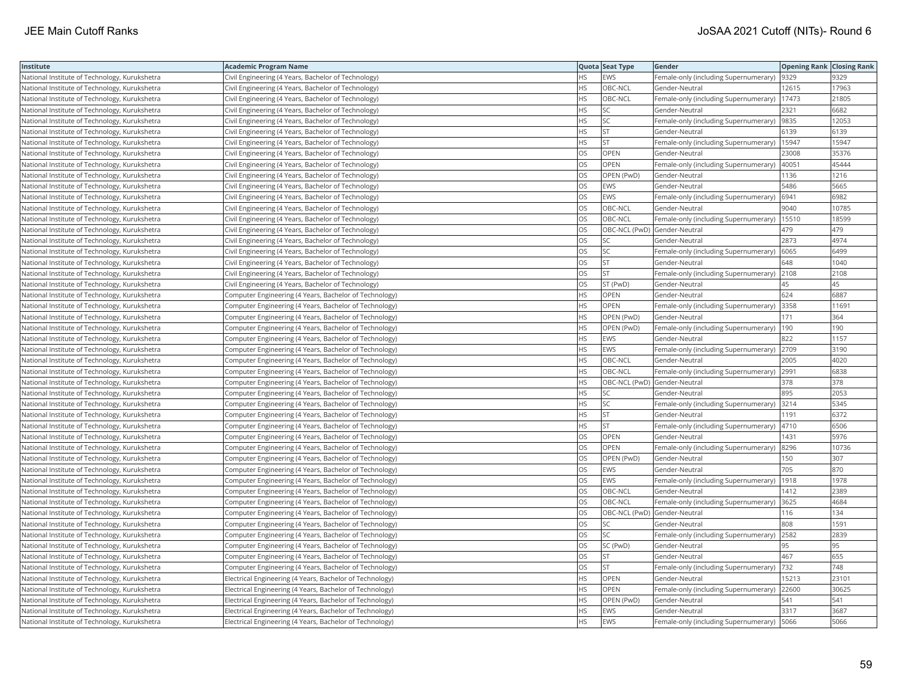| Institute | Academic Program Name | Quota | Seat Type | Gender | Opening Rank | Closing Rank |
|---|---|---|---|---|---|---|
| National Institute of Technology, Kurukshetra | Civil Engineering (4 Years, Bachelor of Technology) | HS | EWS | Female-only (including Supernumerary) | 9329 | 9329 |
| National Institute of Technology, Kurukshetra | Civil Engineering (4 Years, Bachelor of Technology) | HS | OBC-NCL | Gender-Neutral | 12615 | 17963 |
| National Institute of Technology, Kurukshetra | Civil Engineering (4 Years, Bachelor of Technology) | HS | OBC-NCL | Female-only (including Supernumerary) | 17473 | 21805 |
| National Institute of Technology, Kurukshetra | Civil Engineering (4 Years, Bachelor of Technology) | HS | SC | Gender-Neutral | 2321 | 6682 |
| National Institute of Technology, Kurukshetra | Civil Engineering (4 Years, Bachelor of Technology) | HS | SC | Female-only (including Supernumerary) | 9835 | 12053 |
| National Institute of Technology, Kurukshetra | Civil Engineering (4 Years, Bachelor of Technology) | HS | ST | Gender-Neutral | 6139 | 6139 |
| National Institute of Technology, Kurukshetra | Civil Engineering (4 Years, Bachelor of Technology) | HS | ST | Female-only (including Supernumerary) | 15947 | 15947 |
| National Institute of Technology, Kurukshetra | Civil Engineering (4 Years, Bachelor of Technology) | OS | OPEN | Gender-Neutral | 23008 | 35376 |
| National Institute of Technology, Kurukshetra | Civil Engineering (4 Years, Bachelor of Technology) | OS | OPEN | Female-only (including Supernumerary) | 40051 | 45444 |
| National Institute of Technology, Kurukshetra | Civil Engineering (4 Years, Bachelor of Technology) | OS | OPEN (PwD) | Gender-Neutral | 1136 | 1216 |
| National Institute of Technology, Kurukshetra | Civil Engineering (4 Years, Bachelor of Technology) | OS | EWS | Gender-Neutral | 5486 | 5665 |
| National Institute of Technology, Kurukshetra | Civil Engineering (4 Years, Bachelor of Technology) | OS | EWS | Female-only (including Supernumerary) | 6941 | 6982 |
| National Institute of Technology, Kurukshetra | Civil Engineering (4 Years, Bachelor of Technology) | OS | OBC-NCL | Gender-Neutral | 9040 | 10785 |
| National Institute of Technology, Kurukshetra | Civil Engineering (4 Years, Bachelor of Technology) | OS | OBC-NCL | Female-only (including Supernumerary) | 15510 | 18599 |
| National Institute of Technology, Kurukshetra | Civil Engineering (4 Years, Bachelor of Technology) | OS | OBC-NCL (PwD) | Gender-Neutral | 479 | 479 |
| National Institute of Technology, Kurukshetra | Civil Engineering (4 Years, Bachelor of Technology) | OS | SC | Gender-Neutral | 2873 | 4974 |
| National Institute of Technology, Kurukshetra | Civil Engineering (4 Years, Bachelor of Technology) | OS | SC | Female-only (including Supernumerary) | 6065 | 6499 |
| National Institute of Technology, Kurukshetra | Civil Engineering (4 Years, Bachelor of Technology) | OS | ST | Gender-Neutral | 648 | 1040 |
| National Institute of Technology, Kurukshetra | Civil Engineering (4 Years, Bachelor of Technology) | OS | ST | Female-only (including Supernumerary) | 2108 | 2108 |
| National Institute of Technology, Kurukshetra | Civil Engineering (4 Years, Bachelor of Technology) | OS | ST (PwD) | Gender-Neutral | 45 | 45 |
| National Institute of Technology, Kurukshetra | Computer Engineering (4 Years, Bachelor of Technology) | HS | OPEN | Gender-Neutral | 624 | 6887 |
| National Institute of Technology, Kurukshetra | Computer Engineering (4 Years, Bachelor of Technology) | HS | OPEN | Female-only (including Supernumerary) | 3358 | 11691 |
| National Institute of Technology, Kurukshetra | Computer Engineering (4 Years, Bachelor of Technology) | HS | OPEN (PwD) | Gender-Neutral | 171 | 364 |
| National Institute of Technology, Kurukshetra | Computer Engineering (4 Years, Bachelor of Technology) | HS | OPEN (PwD) | Female-only (including Supernumerary) | 190 | 190 |
| National Institute of Technology, Kurukshetra | Computer Engineering (4 Years, Bachelor of Technology) | HS | EWS | Gender-Neutral | 822 | 1157 |
| National Institute of Technology, Kurukshetra | Computer Engineering (4 Years, Bachelor of Technology) | HS | EWS | Female-only (including Supernumerary) | 2709 | 3190 |
| National Institute of Technology, Kurukshetra | Computer Engineering (4 Years, Bachelor of Technology) | HS | OBC-NCL | Gender-Neutral | 2005 | 4020 |
| National Institute of Technology, Kurukshetra | Computer Engineering (4 Years, Bachelor of Technology) | HS | OBC-NCL | Female-only (including Supernumerary) | 2991 | 6838 |
| National Institute of Technology, Kurukshetra | Computer Engineering (4 Years, Bachelor of Technology) | HS | OBC-NCL (PwD) | Gender-Neutral | 378 | 378 |
| National Institute of Technology, Kurukshetra | Computer Engineering (4 Years, Bachelor of Technology) | HS | SC | Gender-Neutral | 895 | 2053 |
| National Institute of Technology, Kurukshetra | Computer Engineering (4 Years, Bachelor of Technology) | HS | SC | Female-only (including Supernumerary) | 3214 | 5345 |
| National Institute of Technology, Kurukshetra | Computer Engineering (4 Years, Bachelor of Technology) | HS | ST | Gender-Neutral | 1191 | 6372 |
| National Institute of Technology, Kurukshetra | Computer Engineering (4 Years, Bachelor of Technology) | HS | ST | Female-only (including Supernumerary) | 4710 | 6506 |
| National Institute of Technology, Kurukshetra | Computer Engineering (4 Years, Bachelor of Technology) | OS | OPEN | Gender-Neutral | 1431 | 5976 |
| National Institute of Technology, Kurukshetra | Computer Engineering (4 Years, Bachelor of Technology) | OS | OPEN | Female-only (including Supernumerary) | 8296 | 10736 |
| National Institute of Technology, Kurukshetra | Computer Engineering (4 Years, Bachelor of Technology) | OS | OPEN (PwD) | Gender-Neutral | 150 | 307 |
| National Institute of Technology, Kurukshetra | Computer Engineering (4 Years, Bachelor of Technology) | OS | EWS | Gender-Neutral | 705 | 870 |
| National Institute of Technology, Kurukshetra | Computer Engineering (4 Years, Bachelor of Technology) | OS | EWS | Female-only (including Supernumerary) | 1918 | 1978 |
| National Institute of Technology, Kurukshetra | Computer Engineering (4 Years, Bachelor of Technology) | OS | OBC-NCL | Gender-Neutral | 1412 | 2389 |
| National Institute of Technology, Kurukshetra | Computer Engineering (4 Years, Bachelor of Technology) | OS | OBC-NCL | Female-only (including Supernumerary) | 3625 | 4684 |
| National Institute of Technology, Kurukshetra | Computer Engineering (4 Years, Bachelor of Technology) | OS | OBC-NCL (PwD) | Gender-Neutral | 116 | 134 |
| National Institute of Technology, Kurukshetra | Computer Engineering (4 Years, Bachelor of Technology) | OS | SC | Gender-Neutral | 808 | 1591 |
| National Institute of Technology, Kurukshetra | Computer Engineering (4 Years, Bachelor of Technology) | OS | SC | Female-only (including Supernumerary) | 2582 | 2839 |
| National Institute of Technology, Kurukshetra | Computer Engineering (4 Years, Bachelor of Technology) | OS | SC (PwD) | Gender-Neutral | 95 | 95 |
| National Institute of Technology, Kurukshetra | Computer Engineering (4 Years, Bachelor of Technology) | OS | ST | Gender-Neutral | 467 | 655 |
| National Institute of Technology, Kurukshetra | Computer Engineering (4 Years, Bachelor of Technology) | OS | ST | Female-only (including Supernumerary) | 732 | 748 |
| National Institute of Technology, Kurukshetra | Electrical Engineering (4 Years, Bachelor of Technology) | HS | OPEN | Gender-Neutral | 15213 | 23101 |
| National Institute of Technology, Kurukshetra | Electrical Engineering (4 Years, Bachelor of Technology) | HS | OPEN | Female-only (including Supernumerary) | 22600 | 30625 |
| National Institute of Technology, Kurukshetra | Electrical Engineering (4 Years, Bachelor of Technology) | HS | OPEN (PwD) | Gender-Neutral | 541 | 541 |
| National Institute of Technology, Kurukshetra | Electrical Engineering (4 Years, Bachelor of Technology) | HS | EWS | Gender-Neutral | 3317 | 3687 |
| National Institute of Technology, Kurukshetra | Electrical Engineering (4 Years, Bachelor of Technology) | HS | EWS | Female-only (including Supernumerary) | 5066 | 5066 |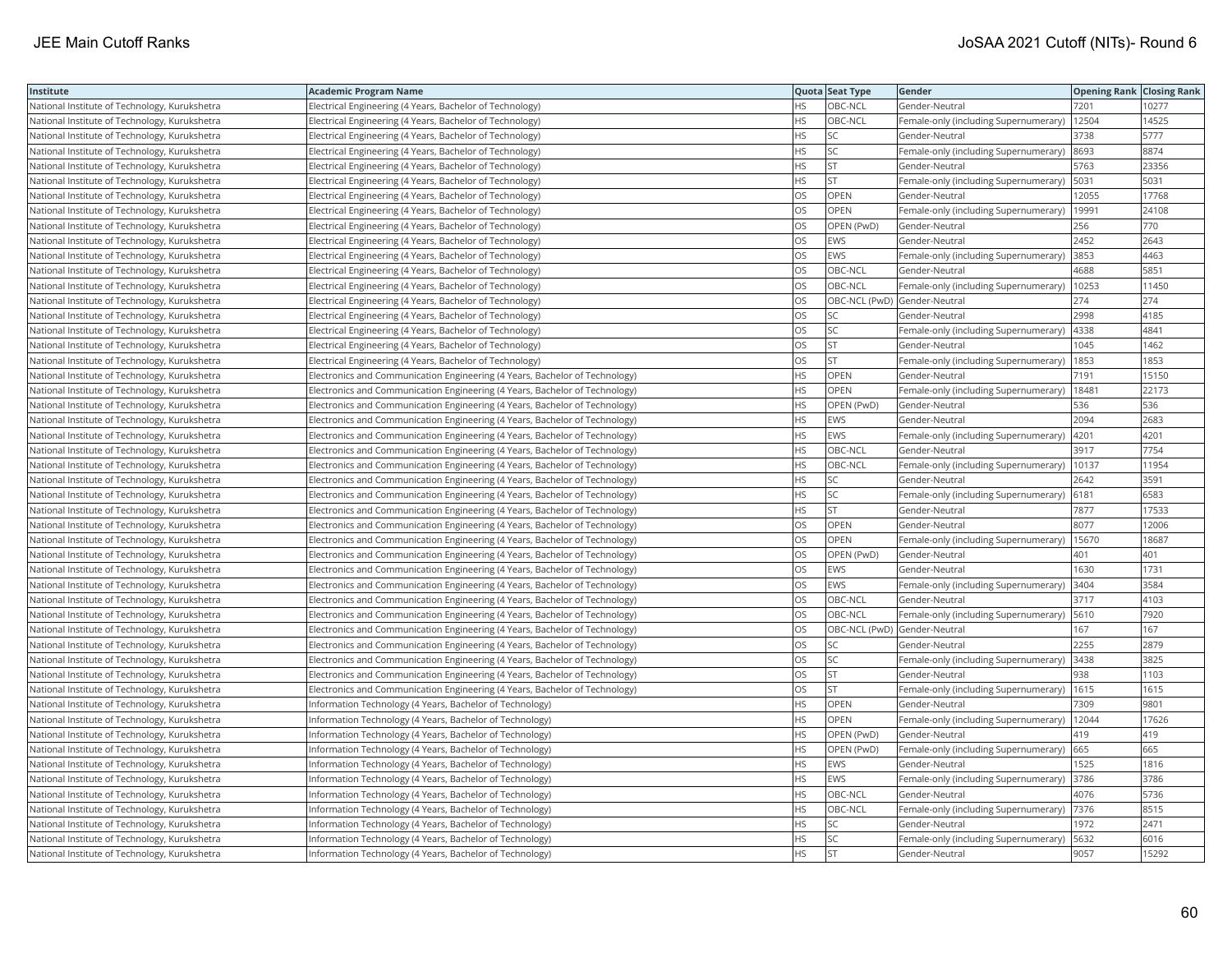| Institute | Academic Program Name | Quota | Seat Type | Gender | Opening Rank | Closing Rank |
|---|---|---|---|---|---|---|
| National Institute of Technology, Kurukshetra | Electrical Engineering (4 Years, Bachelor of Technology) | HS | OBC-NCL | Gender-Neutral | 7201 | 10277 |
| National Institute of Technology, Kurukshetra | Electrical Engineering (4 Years, Bachelor of Technology) | HS | OBC-NCL | Female-only (including Supernumerary) | 12504 | 14525 |
| National Institute of Technology, Kurukshetra | Electrical Engineering (4 Years, Bachelor of Technology) | HS | SC | Gender-Neutral | 3738 | 5777 |
| National Institute of Technology, Kurukshetra | Electrical Engineering (4 Years, Bachelor of Technology) | HS | SC | Female-only (including Supernumerary) | 8693 | 8874 |
| National Institute of Technology, Kurukshetra | Electrical Engineering (4 Years, Bachelor of Technology) | HS | ST | Gender-Neutral | 5763 | 23356 |
| National Institute of Technology, Kurukshetra | Electrical Engineering (4 Years, Bachelor of Technology) | HS | ST | Female-only (including Supernumerary) | 5031 | 5031 |
| National Institute of Technology, Kurukshetra | Electrical Engineering (4 Years, Bachelor of Technology) | OS | OPEN | Gender-Neutral | 12055 | 17768 |
| National Institute of Technology, Kurukshetra | Electrical Engineering (4 Years, Bachelor of Technology) | OS | OPEN | Female-only (including Supernumerary) | 19991 | 24108 |
| National Institute of Technology, Kurukshetra | Electrical Engineering (4 Years, Bachelor of Technology) | OS | OPEN (PwD) | Gender-Neutral | 256 | 770 |
| National Institute of Technology, Kurukshetra | Electrical Engineering (4 Years, Bachelor of Technology) | OS | EWS | Gender-Neutral | 2452 | 2643 |
| National Institute of Technology, Kurukshetra | Electrical Engineering (4 Years, Bachelor of Technology) | OS | EWS | Female-only (including Supernumerary) | 3853 | 4463 |
| National Institute of Technology, Kurukshetra | Electrical Engineering (4 Years, Bachelor of Technology) | OS | OBC-NCL | Gender-Neutral | 4688 | 5851 |
| National Institute of Technology, Kurukshetra | Electrical Engineering (4 Years, Bachelor of Technology) | OS | OBC-NCL | Female-only (including Supernumerary) | 10253 | 11450 |
| National Institute of Technology, Kurukshetra | Electrical Engineering (4 Years, Bachelor of Technology) | OS | OBC-NCL (PwD) | Gender-Neutral | 274 | 274 |
| National Institute of Technology, Kurukshetra | Electrical Engineering (4 Years, Bachelor of Technology) | OS | SC | Gender-Neutral | 2998 | 4185 |
| National Institute of Technology, Kurukshetra | Electrical Engineering (4 Years, Bachelor of Technology) | OS | SC | Female-only (including Supernumerary) | 4338 | 4841 |
| National Institute of Technology, Kurukshetra | Electrical Engineering (4 Years, Bachelor of Technology) | OS | ST | Gender-Neutral | 1045 | 1462 |
| National Institute of Technology, Kurukshetra | Electrical Engineering (4 Years, Bachelor of Technology) | OS | ST | Female-only (including Supernumerary) | 1853 | 1853 |
| National Institute of Technology, Kurukshetra | Electronics and Communication Engineering (4 Years, Bachelor of Technology) | HS | OPEN | Gender-Neutral | 7191 | 15150 |
| National Institute of Technology, Kurukshetra | Electronics and Communication Engineering (4 Years, Bachelor of Technology) | HS | OPEN | Female-only (including Supernumerary) | 18481 | 22173 |
| National Institute of Technology, Kurukshetra | Electronics and Communication Engineering (4 Years, Bachelor of Technology) | HS | OPEN (PwD) | Gender-Neutral | 536 | 536 |
| National Institute of Technology, Kurukshetra | Electronics and Communication Engineering (4 Years, Bachelor of Technology) | HS | EWS | Gender-Neutral | 2094 | 2683 |
| National Institute of Technology, Kurukshetra | Electronics and Communication Engineering (4 Years, Bachelor of Technology) | HS | EWS | Female-only (including Supernumerary) | 4201 | 4201 |
| National Institute of Technology, Kurukshetra | Electronics and Communication Engineering (4 Years, Bachelor of Technology) | HS | OBC-NCL | Gender-Neutral | 3917 | 7754 |
| National Institute of Technology, Kurukshetra | Electronics and Communication Engineering (4 Years, Bachelor of Technology) | HS | OBC-NCL | Female-only (including Supernumerary) | 10137 | 11954 |
| National Institute of Technology, Kurukshetra | Electronics and Communication Engineering (4 Years, Bachelor of Technology) | HS | SC | Gender-Neutral | 2642 | 3591 |
| National Institute of Technology, Kurukshetra | Electronics and Communication Engineering (4 Years, Bachelor of Technology) | HS | SC | Female-only (including Supernumerary) | 6181 | 6583 |
| National Institute of Technology, Kurukshetra | Electronics and Communication Engineering (4 Years, Bachelor of Technology) | HS | ST | Gender-Neutral | 7877 | 17533 |
| National Institute of Technology, Kurukshetra | Electronics and Communication Engineering (4 Years, Bachelor of Technology) | OS | OPEN | Gender-Neutral | 8077 | 12006 |
| National Institute of Technology, Kurukshetra | Electronics and Communication Engineering (4 Years, Bachelor of Technology) | OS | OPEN | Female-only (including Supernumerary) | 15670 | 18687 |
| National Institute of Technology, Kurukshetra | Electronics and Communication Engineering (4 Years, Bachelor of Technology) | OS | OPEN (PwD) | Gender-Neutral | 401 | 401 |
| National Institute of Technology, Kurukshetra | Electronics and Communication Engineering (4 Years, Bachelor of Technology) | OS | EWS | Gender-Neutral | 1630 | 1731 |
| National Institute of Technology, Kurukshetra | Electronics and Communication Engineering (4 Years, Bachelor of Technology) | OS | EWS | Female-only (including Supernumerary) | 3404 | 3584 |
| National Institute of Technology, Kurukshetra | Electronics and Communication Engineering (4 Years, Bachelor of Technology) | OS | OBC-NCL | Gender-Neutral | 3717 | 4103 |
| National Institute of Technology, Kurukshetra | Electronics and Communication Engineering (4 Years, Bachelor of Technology) | OS | OBC-NCL | Female-only (including Supernumerary) | 5610 | 7920 |
| National Institute of Technology, Kurukshetra | Electronics and Communication Engineering (4 Years, Bachelor of Technology) | OS | OBC-NCL (PwD) | Gender-Neutral | 167 | 167 |
| National Institute of Technology, Kurukshetra | Electronics and Communication Engineering (4 Years, Bachelor of Technology) | OS | SC | Gender-Neutral | 2255 | 2879 |
| National Institute of Technology, Kurukshetra | Electronics and Communication Engineering (4 Years, Bachelor of Technology) | OS | SC | Female-only (including Supernumerary) | 3438 | 3825 |
| National Institute of Technology, Kurukshetra | Electronics and Communication Engineering (4 Years, Bachelor of Technology) | OS | ST | Gender-Neutral | 938 | 1103 |
| National Institute of Technology, Kurukshetra | Electronics and Communication Engineering (4 Years, Bachelor of Technology) | OS | ST | Female-only (including Supernumerary) | 1615 | 1615 |
| National Institute of Technology, Kurukshetra | Information Technology (4 Years, Bachelor of Technology) | HS | OPEN | Gender-Neutral | 7309 | 9801 |
| National Institute of Technology, Kurukshetra | Information Technology (4 Years, Bachelor of Technology) | HS | OPEN | Female-only (including Supernumerary) | 12044 | 17626 |
| National Institute of Technology, Kurukshetra | Information Technology (4 Years, Bachelor of Technology) | HS | OPEN (PwD) | Gender-Neutral | 419 | 419 |
| National Institute of Technology, Kurukshetra | Information Technology (4 Years, Bachelor of Technology) | HS | OPEN (PwD) | Female-only (including Supernumerary) | 665 | 665 |
| National Institute of Technology, Kurukshetra | Information Technology (4 Years, Bachelor of Technology) | HS | EWS | Gender-Neutral | 1525 | 1816 |
| National Institute of Technology, Kurukshetra | Information Technology (4 Years, Bachelor of Technology) | HS | EWS | Female-only (including Supernumerary) | 3786 | 3786 |
| National Institute of Technology, Kurukshetra | Information Technology (4 Years, Bachelor of Technology) | HS | OBC-NCL | Gender-Neutral | 4076 | 5736 |
| National Institute of Technology, Kurukshetra | Information Technology (4 Years, Bachelor of Technology) | HS | OBC-NCL | Female-only (including Supernumerary) | 7376 | 8515 |
| National Institute of Technology, Kurukshetra | Information Technology (4 Years, Bachelor of Technology) | HS | SC | Gender-Neutral | 1972 | 2471 |
| National Institute of Technology, Kurukshetra | Information Technology (4 Years, Bachelor of Technology) | HS | SC | Female-only (including Supernumerary) | 5632 | 6016 |
| National Institute of Technology, Kurukshetra | Information Technology (4 Years, Bachelor of Technology) | HS | ST | Gender-Neutral | 9057 | 15292 |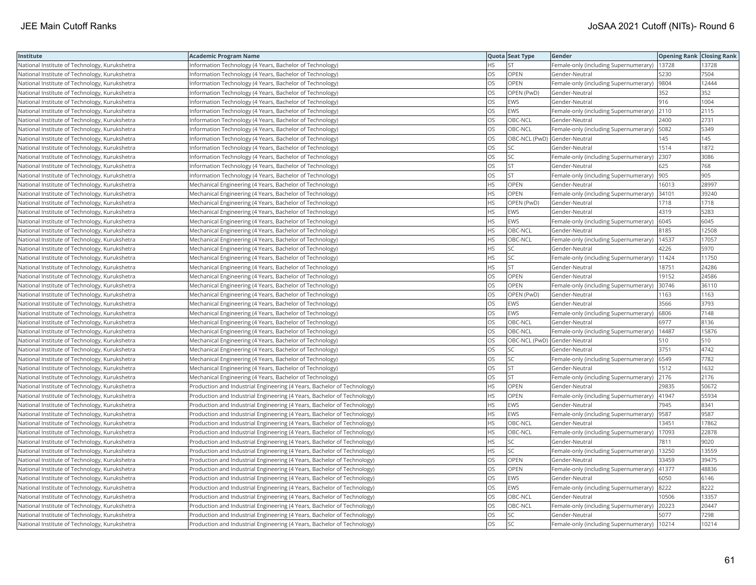| Institute | Academic Program Name | Quota | Seat Type | Gender | Opening Rank | Closing Rank |
|---|---|---|---|---|---|---|
| National Institute of Technology, Kurukshetra | Information Technology (4 Years, Bachelor of Technology) | HS | ST | Female-only (including Supernumerary) | 13728 | 13728 |
| National Institute of Technology, Kurukshetra | Information Technology (4 Years, Bachelor of Technology) | OS | OPEN | Gender-Neutral | 5230 | 7504 |
| National Institute of Technology, Kurukshetra | Information Technology (4 Years, Bachelor of Technology) | OS | OPEN | Female-only (including Supernumerary) | 9804 | 12444 |
| National Institute of Technology, Kurukshetra | Information Technology (4 Years, Bachelor of Technology) | OS | OPEN (PwD) | Gender-Neutral | 352 | 352 |
| National Institute of Technology, Kurukshetra | Information Technology (4 Years, Bachelor of Technology) | OS | EWS | Gender-Neutral | 916 | 1004 |
| National Institute of Technology, Kurukshetra | Information Technology (4 Years, Bachelor of Technology) | OS | EWS | Female-only (including Supernumerary) | 2110 | 2115 |
| National Institute of Technology, Kurukshetra | Information Technology (4 Years, Bachelor of Technology) | OS | OBC-NCL | Gender-Neutral | 2400 | 2731 |
| National Institute of Technology, Kurukshetra | Information Technology (4 Years, Bachelor of Technology) | OS | OBC-NCL | Female-only (including Supernumerary) | 5082 | 5349 |
| National Institute of Technology, Kurukshetra | Information Technology (4 Years, Bachelor of Technology) | OS | OBC-NCL (PwD) | Gender-Neutral | 145 | 145 |
| National Institute of Technology, Kurukshetra | Information Technology (4 Years, Bachelor of Technology) | OS | SC | Gender-Neutral | 1514 | 1872 |
| National Institute of Technology, Kurukshetra | Information Technology (4 Years, Bachelor of Technology) | OS | SC | Female-only (including Supernumerary) | 2307 | 3086 |
| National Institute of Technology, Kurukshetra | Information Technology (4 Years, Bachelor of Technology) | OS | ST | Gender-Neutral | 625 | 768 |
| National Institute of Technology, Kurukshetra | Information Technology (4 Years, Bachelor of Technology) | OS | ST | Female-only (including Supernumerary) | 905 | 905 |
| National Institute of Technology, Kurukshetra | Mechanical Engineering (4 Years, Bachelor of Technology) | HS | OPEN | Gender-Neutral | 16013 | 28997 |
| National Institute of Technology, Kurukshetra | Mechanical Engineering (4 Years, Bachelor of Technology) | HS | OPEN | Female-only (including Supernumerary) | 34101 | 39240 |
| National Institute of Technology, Kurukshetra | Mechanical Engineering (4 Years, Bachelor of Technology) | HS | OPEN (PwD) | Gender-Neutral | 1718 | 1718 |
| National Institute of Technology, Kurukshetra | Mechanical Engineering (4 Years, Bachelor of Technology) | HS | EWS | Gender-Neutral | 4319 | 5283 |
| National Institute of Technology, Kurukshetra | Mechanical Engineering (4 Years, Bachelor of Technology) | HS | EWS | Female-only (including Supernumerary) | 6045 | 6045 |
| National Institute of Technology, Kurukshetra | Mechanical Engineering (4 Years, Bachelor of Technology) | HS | OBC-NCL | Gender-Neutral | 8185 | 12508 |
| National Institute of Technology, Kurukshetra | Mechanical Engineering (4 Years, Bachelor of Technology) | HS | OBC-NCL | Female-only (including Supernumerary) | 14537 | 17057 |
| National Institute of Technology, Kurukshetra | Mechanical Engineering (4 Years, Bachelor of Technology) | HS | SC | Gender-Neutral | 4226 | 5970 |
| National Institute of Technology, Kurukshetra | Mechanical Engineering (4 Years, Bachelor of Technology) | HS | SC | Female-only (including Supernumerary) | 11424 | 11750 |
| National Institute of Technology, Kurukshetra | Mechanical Engineering (4 Years, Bachelor of Technology) | HS | ST | Gender-Neutral | 18751 | 24286 |
| National Institute of Technology, Kurukshetra | Mechanical Engineering (4 Years, Bachelor of Technology) | OS | OPEN | Gender-Neutral | 19152 | 24586 |
| National Institute of Technology, Kurukshetra | Mechanical Engineering (4 Years, Bachelor of Technology) | OS | OPEN | Female-only (including Supernumerary) | 30746 | 36110 |
| National Institute of Technology, Kurukshetra | Mechanical Engineering (4 Years, Bachelor of Technology) | OS | OPEN (PwD) | Gender-Neutral | 1163 | 1163 |
| National Institute of Technology, Kurukshetra | Mechanical Engineering (4 Years, Bachelor of Technology) | OS | EWS | Gender-Neutral | 3566 | 3793 |
| National Institute of Technology, Kurukshetra | Mechanical Engineering (4 Years, Bachelor of Technology) | OS | EWS | Female-only (including Supernumerary) | 6806 | 7148 |
| National Institute of Technology, Kurukshetra | Mechanical Engineering (4 Years, Bachelor of Technology) | OS | OBC-NCL | Gender-Neutral | 6977 | 8136 |
| National Institute of Technology, Kurukshetra | Mechanical Engineering (4 Years, Bachelor of Technology) | OS | OBC-NCL | Female-only (including Supernumerary) | 14487 | 15876 |
| National Institute of Technology, Kurukshetra | Mechanical Engineering (4 Years, Bachelor of Technology) | OS | OBC-NCL (PwD) | Gender-Neutral | 510 | 510 |
| National Institute of Technology, Kurukshetra | Mechanical Engineering (4 Years, Bachelor of Technology) | OS | SC | Gender-Neutral | 3751 | 4742 |
| National Institute of Technology, Kurukshetra | Mechanical Engineering (4 Years, Bachelor of Technology) | OS | SC | Female-only (including Supernumerary) | 6549 | 7782 |
| National Institute of Technology, Kurukshetra | Mechanical Engineering (4 Years, Bachelor of Technology) | OS | ST | Gender-Neutral | 1512 | 1632 |
| National Institute of Technology, Kurukshetra | Mechanical Engineering (4 Years, Bachelor of Technology) | OS | ST | Female-only (including Supernumerary) | 2176 | 2176 |
| National Institute of Technology, Kurukshetra | Production and Industrial Engineering (4 Years, Bachelor of Technology) | HS | OPEN | Gender-Neutral | 29835 | 50672 |
| National Institute of Technology, Kurukshetra | Production and Industrial Engineering (4 Years, Bachelor of Technology) | HS | OPEN | Female-only (including Supernumerary) | 41947 | 55934 |
| National Institute of Technology, Kurukshetra | Production and Industrial Engineering (4 Years, Bachelor of Technology) | HS | EWS | Gender-Neutral | 7945 | 8341 |
| National Institute of Technology, Kurukshetra | Production and Industrial Engineering (4 Years, Bachelor of Technology) | HS | EWS | Female-only (including Supernumerary) | 9587 | 9587 |
| National Institute of Technology, Kurukshetra | Production and Industrial Engineering (4 Years, Bachelor of Technology) | HS | OBC-NCL | Gender-Neutral | 13451 | 17862 |
| National Institute of Technology, Kurukshetra | Production and Industrial Engineering (4 Years, Bachelor of Technology) | HS | OBC-NCL | Female-only (including Supernumerary) | 17093 | 22878 |
| National Institute of Technology, Kurukshetra | Production and Industrial Engineering (4 Years, Bachelor of Technology) | HS | SC | Gender-Neutral | 7811 | 9020 |
| National Institute of Technology, Kurukshetra | Production and Industrial Engineering (4 Years, Bachelor of Technology) | HS | SC | Female-only (including Supernumerary) | 13250 | 13559 |
| National Institute of Technology, Kurukshetra | Production and Industrial Engineering (4 Years, Bachelor of Technology) | OS | OPEN | Gender-Neutral | 33459 | 39475 |
| National Institute of Technology, Kurukshetra | Production and Industrial Engineering (4 Years, Bachelor of Technology) | OS | OPEN | Female-only (including Supernumerary) | 41377 | 48836 |
| National Institute of Technology, Kurukshetra | Production and Industrial Engineering (4 Years, Bachelor of Technology) | OS | EWS | Gender-Neutral | 6050 | 6146 |
| National Institute of Technology, Kurukshetra | Production and Industrial Engineering (4 Years, Bachelor of Technology) | OS | EWS | Female-only (including Supernumerary) | 8222 | 8222 |
| National Institute of Technology, Kurukshetra | Production and Industrial Engineering (4 Years, Bachelor of Technology) | OS | OBC-NCL | Gender-Neutral | 10506 | 13357 |
| National Institute of Technology, Kurukshetra | Production and Industrial Engineering (4 Years, Bachelor of Technology) | OS | OBC-NCL | Female-only (including Supernumerary) | 20223 | 20447 |
| National Institute of Technology, Kurukshetra | Production and Industrial Engineering (4 Years, Bachelor of Technology) | OS | SC | Gender-Neutral | 5077 | 7298 |
| National Institute of Technology, Kurukshetra | Production and Industrial Engineering (4 Years, Bachelor of Technology) | OS | SC | Female-only (including Supernumerary) | 10214 | 10214 |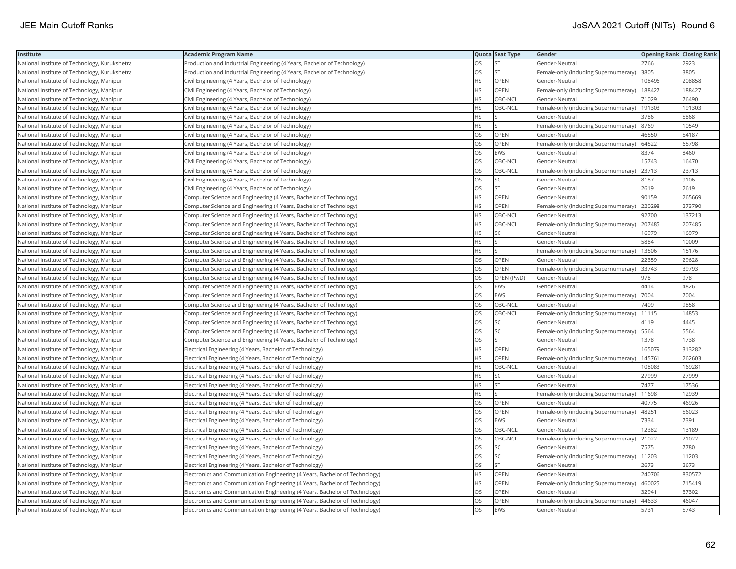| Institute | Academic Program Name | Quota | Seat Type | Gender | Opening Rank | Closing Rank |
|---|---|---|---|---|---|---|
| National Institute of Technology, Kurukshetra | Production and Industrial Engineering (4 Years, Bachelor of Technology) | OS | ST | Gender-Neutral | 2766 | 2923 |
| National Institute of Technology, Kurukshetra | Production and Industrial Engineering (4 Years, Bachelor of Technology) | OS | ST | Female-only (including Supernumerary) | 3805 | 3805 |
| National Institute of Technology, Manipur | Civil Engineering (4 Years, Bachelor of Technology) | HS | OPEN | Gender-Neutral | 108496 | 208858 |
| National Institute of Technology, Manipur | Civil Engineering (4 Years, Bachelor of Technology) | HS | OPEN | Female-only (including Supernumerary) | 188427 | 188427 |
| National Institute of Technology, Manipur | Civil Engineering (4 Years, Bachelor of Technology) | HS | OBC-NCL | Gender-Neutral | 71029 | 76490 |
| National Institute of Technology, Manipur | Civil Engineering (4 Years, Bachelor of Technology) | HS | OBC-NCL | Female-only (including Supernumerary) | 191303 | 191303 |
| National Institute of Technology, Manipur | Civil Engineering (4 Years, Bachelor of Technology) | HS | ST | Gender-Neutral | 3786 | 5868 |
| National Institute of Technology, Manipur | Civil Engineering (4 Years, Bachelor of Technology) | HS | ST | Female-only (including Supernumerary) | 8769 | 10549 |
| National Institute of Technology, Manipur | Civil Engineering (4 Years, Bachelor of Technology) | OS | OPEN | Gender-Neutral | 46550 | 54187 |
| National Institute of Technology, Manipur | Civil Engineering (4 Years, Bachelor of Technology) | OS | OPEN | Female-only (including Supernumerary) | 64522 | 65798 |
| National Institute of Technology, Manipur | Civil Engineering (4 Years, Bachelor of Technology) | OS | EWS | Gender-Neutral | 8374 | 8460 |
| National Institute of Technology, Manipur | Civil Engineering (4 Years, Bachelor of Technology) | OS | OBC-NCL | Gender-Neutral | 15743 | 16470 |
| National Institute of Technology, Manipur | Civil Engineering (4 Years, Bachelor of Technology) | OS | OBC-NCL | Female-only (including Supernumerary) | 23713 | 23713 |
| National Institute of Technology, Manipur | Civil Engineering (4 Years, Bachelor of Technology) | OS | SC | Gender-Neutral | 8187 | 9106 |
| National Institute of Technology, Manipur | Civil Engineering (4 Years, Bachelor of Technology) | OS | ST | Gender-Neutral | 2619 | 2619 |
| National Institute of Technology, Manipur | Computer Science and Engineering (4 Years, Bachelor of Technology) | HS | OPEN | Gender-Neutral | 90159 | 265669 |
| National Institute of Technology, Manipur | Computer Science and Engineering (4 Years, Bachelor of Technology) | HS | OPEN | Female-only (including Supernumerary) | 220298 | 273790 |
| National Institute of Technology, Manipur | Computer Science and Engineering (4 Years, Bachelor of Technology) | HS | OBC-NCL | Gender-Neutral | 92700 | 137213 |
| National Institute of Technology, Manipur | Computer Science and Engineering (4 Years, Bachelor of Technology) | HS | OBC-NCL | Female-only (including Supernumerary) | 207485 | 207485 |
| National Institute of Technology, Manipur | Computer Science and Engineering (4 Years, Bachelor of Technology) | HS | SC | Gender-Neutral | 16979 | 16979 |
| National Institute of Technology, Manipur | Computer Science and Engineering (4 Years, Bachelor of Technology) | HS | ST | Gender-Neutral | 5884 | 10009 |
| National Institute of Technology, Manipur | Computer Science and Engineering (4 Years, Bachelor of Technology) | HS | ST | Female-only (including Supernumerary) | 13506 | 15176 |
| National Institute of Technology, Manipur | Computer Science and Engineering (4 Years, Bachelor of Technology) | OS | OPEN | Gender-Neutral | 22359 | 29628 |
| National Institute of Technology, Manipur | Computer Science and Engineering (4 Years, Bachelor of Technology) | OS | OPEN | Female-only (including Supernumerary) | 33743 | 39793 |
| National Institute of Technology, Manipur | Computer Science and Engineering (4 Years, Bachelor of Technology) | OS | OPEN (PwD) | Gender-Neutral | 978 | 978 |
| National Institute of Technology, Manipur | Computer Science and Engineering (4 Years, Bachelor of Technology) | OS | EWS | Gender-Neutral | 4414 | 4826 |
| National Institute of Technology, Manipur | Computer Science and Engineering (4 Years, Bachelor of Technology) | OS | EWS | Female-only (including Supernumerary) | 7004 | 7004 |
| National Institute of Technology, Manipur | Computer Science and Engineering (4 Years, Bachelor of Technology) | OS | OBC-NCL | Gender-Neutral | 7409 | 9858 |
| National Institute of Technology, Manipur | Computer Science and Engineering (4 Years, Bachelor of Technology) | OS | OBC-NCL | Female-only (including Supernumerary) | 11115 | 14853 |
| National Institute of Technology, Manipur | Computer Science and Engineering (4 Years, Bachelor of Technology) | OS | SC | Gender-Neutral | 4119 | 4445 |
| National Institute of Technology, Manipur | Computer Science and Engineering (4 Years, Bachelor of Technology) | OS | SC | Female-only (including Supernumerary) | 5564 | 5564 |
| National Institute of Technology, Manipur | Computer Science and Engineering (4 Years, Bachelor of Technology) | OS | ST | Gender-Neutral | 1378 | 1738 |
| National Institute of Technology, Manipur | Electrical Engineering (4 Years, Bachelor of Technology) | HS | OPEN | Gender-Neutral | 165079 | 313282 |
| National Institute of Technology, Manipur | Electrical Engineering (4 Years, Bachelor of Technology) | HS | OPEN | Female-only (including Supernumerary) | 145761 | 262603 |
| National Institute of Technology, Manipur | Electrical Engineering (4 Years, Bachelor of Technology) | HS | OBC-NCL | Gender-Neutral | 108083 | 169281 |
| National Institute of Technology, Manipur | Electrical Engineering (4 Years, Bachelor of Technology) | HS | SC | Gender-Neutral | 27999 | 27999 |
| National Institute of Technology, Manipur | Electrical Engineering (4 Years, Bachelor of Technology) | HS | ST | Gender-Neutral | 7477 | 17536 |
| National Institute of Technology, Manipur | Electrical Engineering (4 Years, Bachelor of Technology) | HS | ST | Female-only (including Supernumerary) | 11698 | 12939 |
| National Institute of Technology, Manipur | Electrical Engineering (4 Years, Bachelor of Technology) | OS | OPEN | Gender-Neutral | 40775 | 46926 |
| National Institute of Technology, Manipur | Electrical Engineering (4 Years, Bachelor of Technology) | OS | OPEN | Female-only (including Supernumerary) | 48251 | 56023 |
| National Institute of Technology, Manipur | Electrical Engineering (4 Years, Bachelor of Technology) | OS | EWS | Gender-Neutral | 7334 | 7391 |
| National Institute of Technology, Manipur | Electrical Engineering (4 Years, Bachelor of Technology) | OS | OBC-NCL | Gender-Neutral | 12382 | 13189 |
| National Institute of Technology, Manipur | Electrical Engineering (4 Years, Bachelor of Technology) | OS | OBC-NCL | Female-only (including Supernumerary) | 21022 | 21022 |
| National Institute of Technology, Manipur | Electrical Engineering (4 Years, Bachelor of Technology) | OS | SC | Gender-Neutral | 7575 | 7780 |
| National Institute of Technology, Manipur | Electrical Engineering (4 Years, Bachelor of Technology) | OS | SC | Female-only (including Supernumerary) | 11203 | 11203 |
| National Institute of Technology, Manipur | Electrical Engineering (4 Years, Bachelor of Technology) | OS | ST | Gender-Neutral | 2673 | 2673 |
| National Institute of Technology, Manipur | Electronics and Communication Engineering (4 Years, Bachelor of Technology) | HS | OPEN | Gender-Neutral | 240706 | 830572 |
| National Institute of Technology, Manipur | Electronics and Communication Engineering (4 Years, Bachelor of Technology) | HS | OPEN | Female-only (including Supernumerary) | 460025 | 715419 |
| National Institute of Technology, Manipur | Electronics and Communication Engineering (4 Years, Bachelor of Technology) | OS | OPEN | Gender-Neutral | 32941 | 37302 |
| National Institute of Technology, Manipur | Electronics and Communication Engineering (4 Years, Bachelor of Technology) | OS | OPEN | Female-only (including Supernumerary) | 44633 | 46047 |
| National Institute of Technology, Manipur | Electronics and Communication Engineering (4 Years, Bachelor of Technology) | OS | EWS | Gender-Neutral | 5731 | 5743 |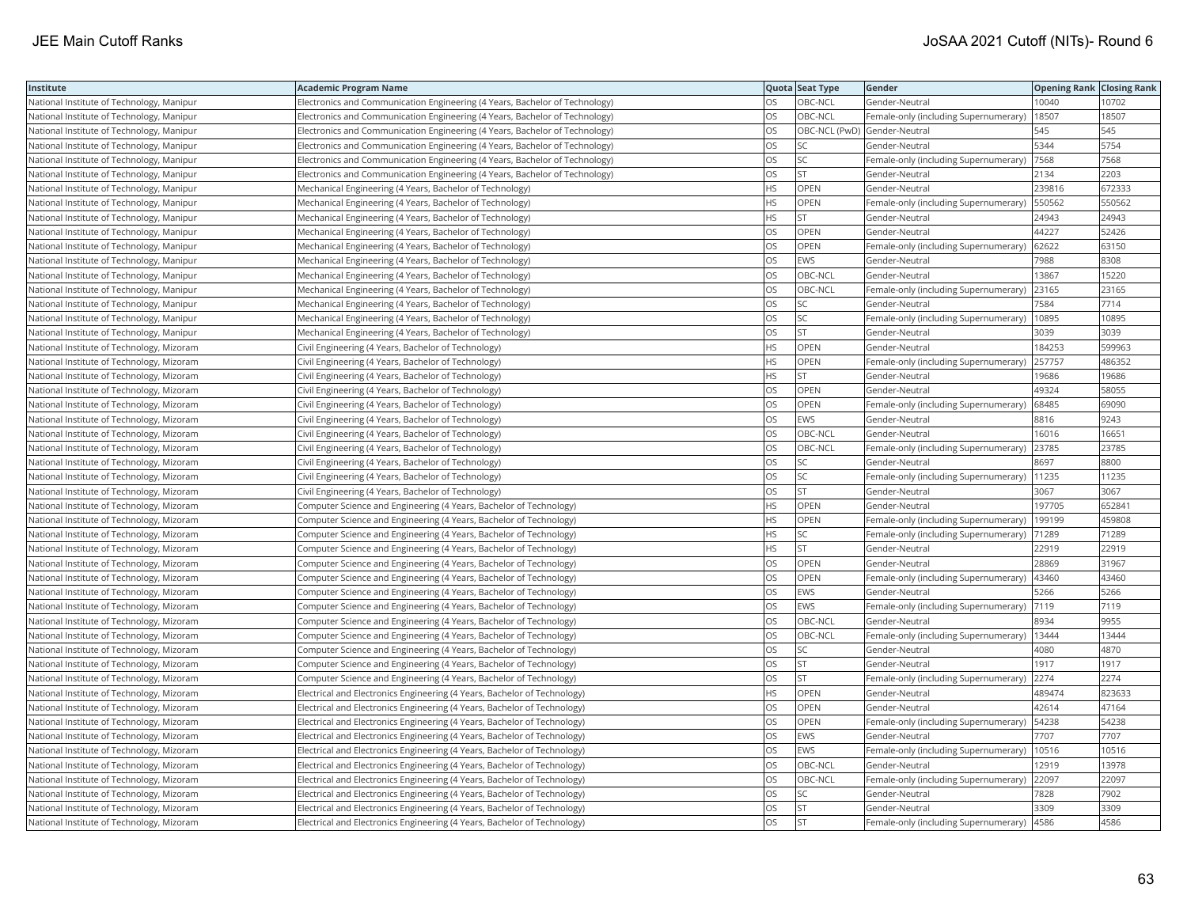| Institute | Academic Program Name | Quota | Seat Type | Gender | Opening Rank | Closing Rank |
|---|---|---|---|---|---|---|
| National Institute of Technology, Manipur | Electronics and Communication Engineering (4 Years, Bachelor of Technology) | OS | OBC-NCL | Gender-Neutral | 10040 | 10702 |
| National Institute of Technology, Manipur | Electronics and Communication Engineering (4 Years, Bachelor of Technology) | OS | OBC-NCL | Female-only (including Supernumerary) | 18507 | 18507 |
| National Institute of Technology, Manipur | Electronics and Communication Engineering (4 Years, Bachelor of Technology) | OS | OBC-NCL (PwD) | Gender-Neutral | 545 | 545 |
| National Institute of Technology, Manipur | Electronics and Communication Engineering (4 Years, Bachelor of Technology) | OS | SC | Gender-Neutral | 5344 | 5754 |
| National Institute of Technology, Manipur | Electronics and Communication Engineering (4 Years, Bachelor of Technology) | OS | SC | Female-only (including Supernumerary) | 7568 | 7568 |
| National Institute of Technology, Manipur | Electronics and Communication Engineering (4 Years, Bachelor of Technology) | OS | ST | Gender-Neutral | 2134 | 2203 |
| National Institute of Technology, Manipur | Mechanical Engineering (4 Years, Bachelor of Technology) | HS | OPEN | Gender-Neutral | 239816 | 672333 |
| National Institute of Technology, Manipur | Mechanical Engineering (4 Years, Bachelor of Technology) | HS | OPEN | Female-only (including Supernumerary) | 550562 | 550562 |
| National Institute of Technology, Manipur | Mechanical Engineering (4 Years, Bachelor of Technology) | HS | ST | Gender-Neutral | 24943 | 24943 |
| National Institute of Technology, Manipur | Mechanical Engineering (4 Years, Bachelor of Technology) | OS | OPEN | Gender-Neutral | 44227 | 52426 |
| National Institute of Technology, Manipur | Mechanical Engineering (4 Years, Bachelor of Technology) | OS | OPEN | Female-only (including Supernumerary) | 62622 | 63150 |
| National Institute of Technology, Manipur | Mechanical Engineering (4 Years, Bachelor of Technology) | OS | EWS | Gender-Neutral | 7988 | 8308 |
| National Institute of Technology, Manipur | Mechanical Engineering (4 Years, Bachelor of Technology) | OS | OBC-NCL | Gender-Neutral | 13867 | 15220 |
| National Institute of Technology, Manipur | Mechanical Engineering (4 Years, Bachelor of Technology) | OS | OBC-NCL | Female-only (including Supernumerary) | 23165 | 23165 |
| National Institute of Technology, Manipur | Mechanical Engineering (4 Years, Bachelor of Technology) | OS | SC | Gender-Neutral | 7584 | 7714 |
| National Institute of Technology, Manipur | Mechanical Engineering (4 Years, Bachelor of Technology) | OS | SC | Female-only (including Supernumerary) | 10895 | 10895 |
| National Institute of Technology, Manipur | Mechanical Engineering (4 Years, Bachelor of Technology) | OS | ST | Gender-Neutral | 3039 | 3039 |
| National Institute of Technology, Mizoram | Civil Engineering (4 Years, Bachelor of Technology) | HS | OPEN | Gender-Neutral | 184253 | 599963 |
| National Institute of Technology, Mizoram | Civil Engineering (4 Years, Bachelor of Technology) | HS | OPEN | Female-only (including Supernumerary) | 257757 | 486352 |
| National Institute of Technology, Mizoram | Civil Engineering (4 Years, Bachelor of Technology) | HS | ST | Gender-Neutral | 19686 | 19686 |
| National Institute of Technology, Mizoram | Civil Engineering (4 Years, Bachelor of Technology) | OS | OPEN | Gender-Neutral | 49324 | 58055 |
| National Institute of Technology, Mizoram | Civil Engineering (4 Years, Bachelor of Technology) | OS | OPEN | Female-only (including Supernumerary) | 68485 | 69090 |
| National Institute of Technology, Mizoram | Civil Engineering (4 Years, Bachelor of Technology) | OS | EWS | Gender-Neutral | 8816 | 9243 |
| National Institute of Technology, Mizoram | Civil Engineering (4 Years, Bachelor of Technology) | OS | OBC-NCL | Gender-Neutral | 16016 | 16651 |
| National Institute of Technology, Mizoram | Civil Engineering (4 Years, Bachelor of Technology) | OS | OBC-NCL | Female-only (including Supernumerary) | 23785 | 23785 |
| National Institute of Technology, Mizoram | Civil Engineering (4 Years, Bachelor of Technology) | OS | SC | Gender-Neutral | 8697 | 8800 |
| National Institute of Technology, Mizoram | Civil Engineering (4 Years, Bachelor of Technology) | OS | SC | Female-only (including Supernumerary) | 11235 | 11235 |
| National Institute of Technology, Mizoram | Civil Engineering (4 Years, Bachelor of Technology) | OS | ST | Gender-Neutral | 3067 | 3067 |
| National Institute of Technology, Mizoram | Computer Science and Engineering (4 Years, Bachelor of Technology) | HS | OPEN | Gender-Neutral | 197705 | 652841 |
| National Institute of Technology, Mizoram | Computer Science and Engineering (4 Years, Bachelor of Technology) | HS | OPEN | Female-only (including Supernumerary) | 199199 | 459808 |
| National Institute of Technology, Mizoram | Computer Science and Engineering (4 Years, Bachelor of Technology) | HS | SC | Female-only (including Supernumerary) | 71289 | 71289 |
| National Institute of Technology, Mizoram | Computer Science and Engineering (4 Years, Bachelor of Technology) | HS | ST | Gender-Neutral | 22919 | 22919 |
| National Institute of Technology, Mizoram | Computer Science and Engineering (4 Years, Bachelor of Technology) | OS | OPEN | Gender-Neutral | 28869 | 31967 |
| National Institute of Technology, Mizoram | Computer Science and Engineering (4 Years, Bachelor of Technology) | OS | OPEN | Female-only (including Supernumerary) | 43460 | 43460 |
| National Institute of Technology, Mizoram | Computer Science and Engineering (4 Years, Bachelor of Technology) | OS | EWS | Gender-Neutral | 5266 | 5266 |
| National Institute of Technology, Mizoram | Computer Science and Engineering (4 Years, Bachelor of Technology) | OS | EWS | Female-only (including Supernumerary) | 7119 | 7119 |
| National Institute of Technology, Mizoram | Computer Science and Engineering (4 Years, Bachelor of Technology) | OS | OBC-NCL | Gender-Neutral | 8934 | 9955 |
| National Institute of Technology, Mizoram | Computer Science and Engineering (4 Years, Bachelor of Technology) | OS | OBC-NCL | Female-only (including Supernumerary) | 13444 | 13444 |
| National Institute of Technology, Mizoram | Computer Science and Engineering (4 Years, Bachelor of Technology) | OS | SC | Gender-Neutral | 4080 | 4870 |
| National Institute of Technology, Mizoram | Computer Science and Engineering (4 Years, Bachelor of Technology) | OS | ST | Gender-Neutral | 1917 | 1917 |
| National Institute of Technology, Mizoram | Computer Science and Engineering (4 Years, Bachelor of Technology) | OS | ST | Female-only (including Supernumerary) | 2274 | 2274 |
| National Institute of Technology, Mizoram | Electrical and Electronics Engineering (4 Years, Bachelor of Technology) | HS | OPEN | Gender-Neutral | 489474 | 823633 |
| National Institute of Technology, Mizoram | Electrical and Electronics Engineering (4 Years, Bachelor of Technology) | OS | OPEN | Gender-Neutral | 42614 | 47164 |
| National Institute of Technology, Mizoram | Electrical and Electronics Engineering (4 Years, Bachelor of Technology) | OS | OPEN | Female-only (including Supernumerary) | 54238 | 54238 |
| National Institute of Technology, Mizoram | Electrical and Electronics Engineering (4 Years, Bachelor of Technology) | OS | EWS | Gender-Neutral | 7707 | 7707 |
| National Institute of Technology, Mizoram | Electrical and Electronics Engineering (4 Years, Bachelor of Technology) | OS | EWS | Female-only (including Supernumerary) | 10516 | 10516 |
| National Institute of Technology, Mizoram | Electrical and Electronics Engineering (4 Years, Bachelor of Technology) | OS | OBC-NCL | Gender-Neutral | 12919 | 13978 |
| National Institute of Technology, Mizoram | Electrical and Electronics Engineering (4 Years, Bachelor of Technology) | OS | OBC-NCL | Female-only (including Supernumerary) | 22097 | 22097 |
| National Institute of Technology, Mizoram | Electrical and Electronics Engineering (4 Years, Bachelor of Technology) | OS | SC | Gender-Neutral | 7828 | 7902 |
| National Institute of Technology, Mizoram | Electrical and Electronics Engineering (4 Years, Bachelor of Technology) | OS | ST | Gender-Neutral | 3309 | 3309 |
| National Institute of Technology, Mizoram | Electrical and Electronics Engineering (4 Years, Bachelor of Technology) | OS | ST | Female-only (including Supernumerary) | 4586 | 4586 |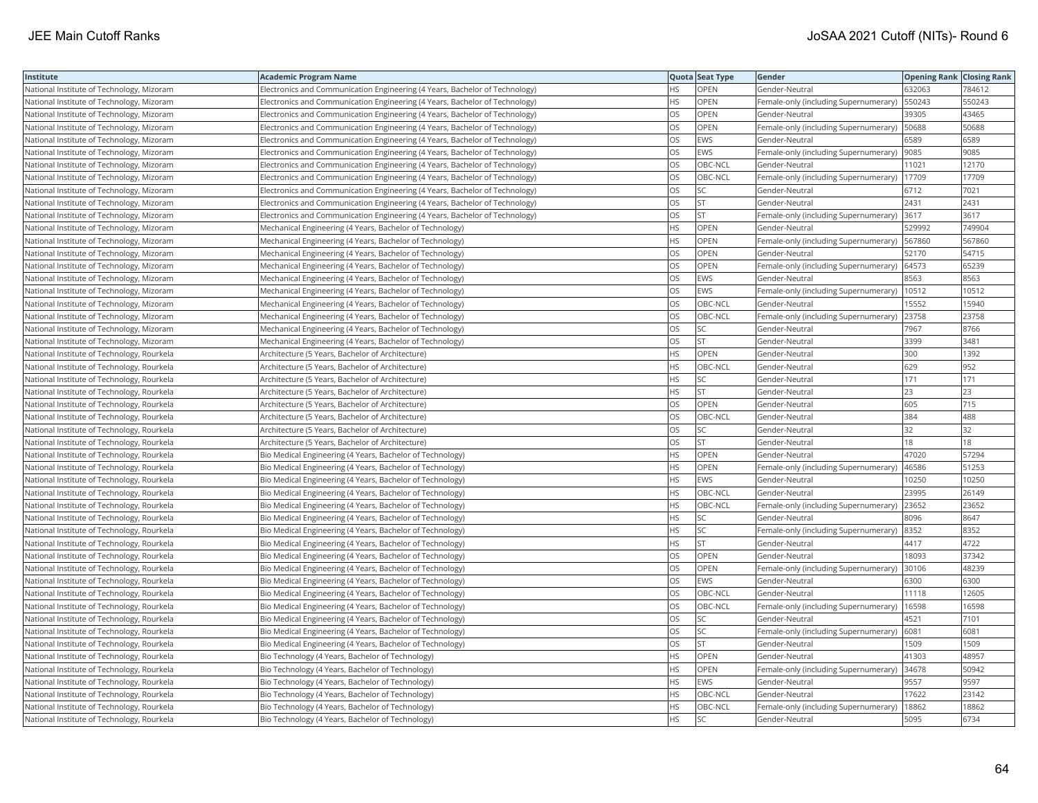| Institute | Academic Program Name | Quota | Seat Type | Gender | Opening Rank | Closing Rank |
|---|---|---|---|---|---|---|
| National Institute of Technology, Mizoram | Electronics and Communication Engineering (4 Years, Bachelor of Technology) | HS | OPEN | Gender-Neutral | 632063 | 784612 |
| National Institute of Technology, Mizoram | Electronics and Communication Engineering (4 Years, Bachelor of Technology) | HS | OPEN | Female-only (including Supernumerary) | 550243 | 550243 |
| National Institute of Technology, Mizoram | Electronics and Communication Engineering (4 Years, Bachelor of Technology) | OS | OPEN | Gender-Neutral | 39305 | 43465 |
| National Institute of Technology, Mizoram | Electronics and Communication Engineering (4 Years, Bachelor of Technology) | OS | OPEN | Female-only (including Supernumerary) | 50688 | 50688 |
| National Institute of Technology, Mizoram | Electronics and Communication Engineering (4 Years, Bachelor of Technology) | OS | EWS | Gender-Neutral | 6589 | 6589 |
| National Institute of Technology, Mizoram | Electronics and Communication Engineering (4 Years, Bachelor of Technology) | OS | EWS | Female-only (including Supernumerary) | 9085 | 9085 |
| National Institute of Technology, Mizoram | Electronics and Communication Engineering (4 Years, Bachelor of Technology) | OS | OBC-NCL | Gender-Neutral | 11021 | 12170 |
| National Institute of Technology, Mizoram | Electronics and Communication Engineering (4 Years, Bachelor of Technology) | OS | OBC-NCL | Female-only (including Supernumerary) | 17709 | 17709 |
| National Institute of Technology, Mizoram | Electronics and Communication Engineering (4 Years, Bachelor of Technology) | OS | SC | Gender-Neutral | 6712 | 7021 |
| National Institute of Technology, Mizoram | Electronics and Communication Engineering (4 Years, Bachelor of Technology) | OS | ST | Gender-Neutral | 2431 | 2431 |
| National Institute of Technology, Mizoram | Electronics and Communication Engineering (4 Years, Bachelor of Technology) | OS | ST | Female-only (including Supernumerary) | 3617 | 3617 |
| National Institute of Technology, Mizoram | Mechanical Engineering (4 Years, Bachelor of Technology) | HS | OPEN | Gender-Neutral | 529992 | 749904 |
| National Institute of Technology, Mizoram | Mechanical Engineering (4 Years, Bachelor of Technology) | HS | OPEN | Female-only (including Supernumerary) | 567860 | 567860 |
| National Institute of Technology, Mizoram | Mechanical Engineering (4 Years, Bachelor of Technology) | OS | OPEN | Gender-Neutral | 52170 | 54715 |
| National Institute of Technology, Mizoram | Mechanical Engineering (4 Years, Bachelor of Technology) | OS | OPEN | Female-only (including Supernumerary) | 64573 | 65239 |
| National Institute of Technology, Mizoram | Mechanical Engineering (4 Years, Bachelor of Technology) | OS | EWS | Gender-Neutral | 8563 | 8563 |
| National Institute of Technology, Mizoram | Mechanical Engineering (4 Years, Bachelor of Technology) | OS | EWS | Female-only (including Supernumerary) | 10512 | 10512 |
| National Institute of Technology, Mizoram | Mechanical Engineering (4 Years, Bachelor of Technology) | OS | OBC-NCL | Gender-Neutral | 15552 | 15940 |
| National Institute of Technology, Mizoram | Mechanical Engineering (4 Years, Bachelor of Technology) | OS | OBC-NCL | Female-only (including Supernumerary) | 23758 | 23758 |
| National Institute of Technology, Mizoram | Mechanical Engineering (4 Years, Bachelor of Technology) | OS | SC | Gender-Neutral | 7967 | 8766 |
| National Institute of Technology, Mizoram | Mechanical Engineering (4 Years, Bachelor of Technology) | OS | ST | Gender-Neutral | 3399 | 3481 |
| National Institute of Technology, Rourkela | Architecture (5 Years, Bachelor of Architecture) | HS | OPEN | Gender-Neutral | 300 | 1392 |
| National Institute of Technology, Rourkela | Architecture (5 Years, Bachelor of Architecture) | HS | OBC-NCL | Gender-Neutral | 629 | 952 |
| National Institute of Technology, Rourkela | Architecture (5 Years, Bachelor of Architecture) | HS | SC | Gender-Neutral | 171 | 171 |
| National Institute of Technology, Rourkela | Architecture (5 Years, Bachelor of Architecture) | HS | ST | Gender-Neutral | 23 | 23 |
| National Institute of Technology, Rourkela | Architecture (5 Years, Bachelor of Architecture) | OS | OPEN | Gender-Neutral | 605 | 715 |
| National Institute of Technology, Rourkela | Architecture (5 Years, Bachelor of Architecture) | OS | OBC-NCL | Gender-Neutral | 384 | 488 |
| National Institute of Technology, Rourkela | Architecture (5 Years, Bachelor of Architecture) | OS | SC | Gender-Neutral | 32 | 32 |
| National Institute of Technology, Rourkela | Architecture (5 Years, Bachelor of Architecture) | OS | ST | Gender-Neutral | 18 | 18 |
| National Institute of Technology, Rourkela | Bio Medical Engineering (4 Years, Bachelor of Technology) | HS | OPEN | Gender-Neutral | 47020 | 57294 |
| National Institute of Technology, Rourkela | Bio Medical Engineering (4 Years, Bachelor of Technology) | HS | OPEN | Female-only (including Supernumerary) | 46586 | 51253 |
| National Institute of Technology, Rourkela | Bio Medical Engineering (4 Years, Bachelor of Technology) | HS | EWS | Gender-Neutral | 10250 | 10250 |
| National Institute of Technology, Rourkela | Bio Medical Engineering (4 Years, Bachelor of Technology) | HS | OBC-NCL | Gender-Neutral | 23995 | 26149 |
| National Institute of Technology, Rourkela | Bio Medical Engineering (4 Years, Bachelor of Technology) | HS | OBC-NCL | Female-only (including Supernumerary) | 23652 | 23652 |
| National Institute of Technology, Rourkela | Bio Medical Engineering (4 Years, Bachelor of Technology) | HS | SC | Gender-Neutral | 8096 | 8647 |
| National Institute of Technology, Rourkela | Bio Medical Engineering (4 Years, Bachelor of Technology) | HS | SC | Female-only (including Supernumerary) | 8352 | 8352 |
| National Institute of Technology, Rourkela | Bio Medical Engineering (4 Years, Bachelor of Technology) | HS | ST | Gender-Neutral | 4417 | 4722 |
| National Institute of Technology, Rourkela | Bio Medical Engineering (4 Years, Bachelor of Technology) | OS | OPEN | Gender-Neutral | 18093 | 37342 |
| National Institute of Technology, Rourkela | Bio Medical Engineering (4 Years, Bachelor of Technology) | OS | OPEN | Female-only (including Supernumerary) | 30106 | 48239 |
| National Institute of Technology, Rourkela | Bio Medical Engineering (4 Years, Bachelor of Technology) | OS | EWS | Gender-Neutral | 6300 | 6300 |
| National Institute of Technology, Rourkela | Bio Medical Engineering (4 Years, Bachelor of Technology) | OS | OBC-NCL | Gender-Neutral | 11118 | 12605 |
| National Institute of Technology, Rourkela | Bio Medical Engineering (4 Years, Bachelor of Technology) | OS | OBC-NCL | Female-only (including Supernumerary) | 16598 | 16598 |
| National Institute of Technology, Rourkela | Bio Medical Engineering (4 Years, Bachelor of Technology) | OS | SC | Gender-Neutral | 4521 | 7101 |
| National Institute of Technology, Rourkela | Bio Medical Engineering (4 Years, Bachelor of Technology) | OS | SC | Female-only (including Supernumerary) | 6081 | 6081 |
| National Institute of Technology, Rourkela | Bio Medical Engineering (4 Years, Bachelor of Technology) | OS | ST | Gender-Neutral | 1509 | 1509 |
| National Institute of Technology, Rourkela | Bio Technology (4 Years, Bachelor of Technology) | HS | OPEN | Gender-Neutral | 41303 | 48957 |
| National Institute of Technology, Rourkela | Bio Technology (4 Years, Bachelor of Technology) | HS | OPEN | Female-only (including Supernumerary) | 34678 | 50942 |
| National Institute of Technology, Rourkela | Bio Technology (4 Years, Bachelor of Technology) | HS | EWS | Gender-Neutral | 9557 | 9597 |
| National Institute of Technology, Rourkela | Bio Technology (4 Years, Bachelor of Technology) | HS | OBC-NCL | Gender-Neutral | 17622 | 23142 |
| National Institute of Technology, Rourkela | Bio Technology (4 Years, Bachelor of Technology) | HS | OBC-NCL | Female-only (including Supernumerary) | 18862 | 18862 |
| National Institute of Technology, Rourkela | Bio Technology (4 Years, Bachelor of Technology) | HS | SC | Gender-Neutral | 5095 | 6734 |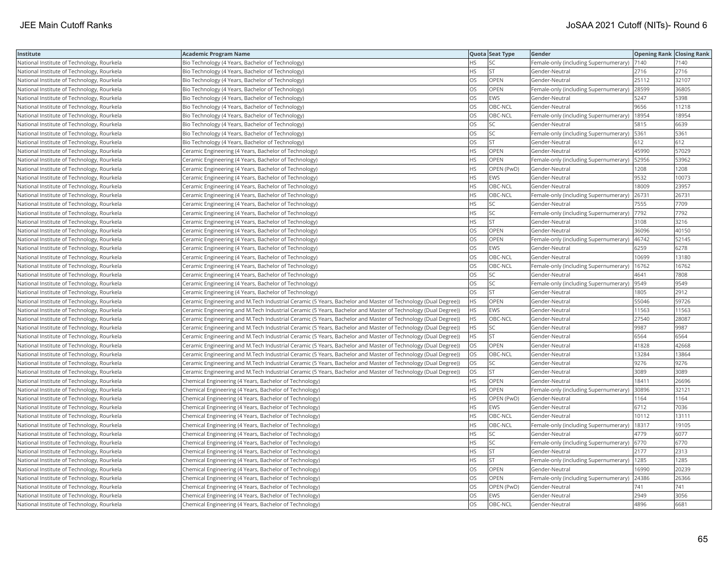| Institute | Academic Program Name | Quota | Seat Type | Gender | Opening Rank | Closing Rank |
|---|---|---|---|---|---|---|
| National Institute of Technology, Rourkela | Bio Technology (4 Years, Bachelor of Technology) | HS | SC | Female-only (including Supernumerary) | 7140 | 7140 |
| National Institute of Technology, Rourkela | Bio Technology (4 Years, Bachelor of Technology) | HS | ST | Gender-Neutral | 2716 | 2716 |
| National Institute of Technology, Rourkela | Bio Technology (4 Years, Bachelor of Technology) | OS | OPEN | Gender-Neutral | 25112 | 32107 |
| National Institute of Technology, Rourkela | Bio Technology (4 Years, Bachelor of Technology) | OS | OPEN | Female-only (including Supernumerary) | 28599 | 36805 |
| National Institute of Technology, Rourkela | Bio Technology (4 Years, Bachelor of Technology) | OS | EWS | Gender-Neutral | 5247 | 5398 |
| National Institute of Technology, Rourkela | Bio Technology (4 Years, Bachelor of Technology) | OS | OBC-NCL | Gender-Neutral | 9656 | 11218 |
| National Institute of Technology, Rourkela | Bio Technology (4 Years, Bachelor of Technology) | OS | OBC-NCL | Female-only (including Supernumerary) | 18954 | 18954 |
| National Institute of Technology, Rourkela | Bio Technology (4 Years, Bachelor of Technology) | OS | SC | Gender-Neutral | 5815 | 6639 |
| National Institute of Technology, Rourkela | Bio Technology (4 Years, Bachelor of Technology) | OS | SC | Female-only (including Supernumerary) | 5361 | 5361 |
| National Institute of Technology, Rourkela | Bio Technology (4 Years, Bachelor of Technology) | OS | ST | Gender-Neutral | 612 | 612 |
| National Institute of Technology, Rourkela | Ceramic Engineering (4 Years, Bachelor of Technology) | HS | OPEN | Gender-Neutral | 45990 | 57029 |
| National Institute of Technology, Rourkela | Ceramic Engineering (4 Years, Bachelor of Technology) | HS | OPEN | Female-only (including Supernumerary) | 52956 | 53962 |
| National Institute of Technology, Rourkela | Ceramic Engineering (4 Years, Bachelor of Technology) | HS | OPEN (PwD) | Gender-Neutral | 1208 | 1208 |
| National Institute of Technology, Rourkela | Ceramic Engineering (4 Years, Bachelor of Technology) | HS | EWS | Gender-Neutral | 9532 | 10073 |
| National Institute of Technology, Rourkela | Ceramic Engineering (4 Years, Bachelor of Technology) | HS | OBC-NCL | Gender-Neutral | 18009 | 23957 |
| National Institute of Technology, Rourkela | Ceramic Engineering (4 Years, Bachelor of Technology) | HS | OBC-NCL | Female-only (including Supernumerary) | 26731 | 26731 |
| National Institute of Technology, Rourkela | Ceramic Engineering (4 Years, Bachelor of Technology) | HS | SC | Gender-Neutral | 7555 | 7709 |
| National Institute of Technology, Rourkela | Ceramic Engineering (4 Years, Bachelor of Technology) | HS | SC | Female-only (including Supernumerary) | 7792 | 7792 |
| National Institute of Technology, Rourkela | Ceramic Engineering (4 Years, Bachelor of Technology) | HS | ST | Gender-Neutral | 3108 | 3216 |
| National Institute of Technology, Rourkela | Ceramic Engineering (4 Years, Bachelor of Technology) | OS | OPEN | Gender-Neutral | 36096 | 40150 |
| National Institute of Technology, Rourkela | Ceramic Engineering (4 Years, Bachelor of Technology) | OS | OPEN | Female-only (including Supernumerary) | 46742 | 52145 |
| National Institute of Technology, Rourkela | Ceramic Engineering (4 Years, Bachelor of Technology) | OS | EWS | Gender-Neutral | 6259 | 6278 |
| National Institute of Technology, Rourkela | Ceramic Engineering (4 Years, Bachelor of Technology) | OS | OBC-NCL | Gender-Neutral | 10699 | 13180 |
| National Institute of Technology, Rourkela | Ceramic Engineering (4 Years, Bachelor of Technology) | OS | OBC-NCL | Female-only (including Supernumerary) | 16762 | 16762 |
| National Institute of Technology, Rourkela | Ceramic Engineering (4 Years, Bachelor of Technology) | OS | SC | Gender-Neutral | 4641 | 7808 |
| National Institute of Technology, Rourkela | Ceramic Engineering (4 Years, Bachelor of Technology) | OS | SC | Female-only (including Supernumerary) | 9549 | 9549 |
| National Institute of Technology, Rourkela | Ceramic Engineering (4 Years, Bachelor of Technology) | OS | ST | Gender-Neutral | 1805 | 2912 |
| National Institute of Technology, Rourkela | Ceramic Engineering and M.Tech Industrial Ceramic (5 Years, Bachelor and Master of Technology (Dual Degree)) | HS | OPEN | Gender-Neutral | 55046 | 59726 |
| National Institute of Technology, Rourkela | Ceramic Engineering and M.Tech Industrial Ceramic (5 Years, Bachelor and Master of Technology (Dual Degree)) | HS | EWS | Gender-Neutral | 11563 | 11563 |
| National Institute of Technology, Rourkela | Ceramic Engineering and M.Tech Industrial Ceramic (5 Years, Bachelor and Master of Technology (Dual Degree)) | HS | OBC-NCL | Gender-Neutral | 27540 | 28087 |
| National Institute of Technology, Rourkela | Ceramic Engineering and M.Tech Industrial Ceramic (5 Years, Bachelor and Master of Technology (Dual Degree)) | HS | SC | Gender-Neutral | 9987 | 9987 |
| National Institute of Technology, Rourkela | Ceramic Engineering and M.Tech Industrial Ceramic (5 Years, Bachelor and Master of Technology (Dual Degree)) | HS | ST | Gender-Neutral | 6564 | 6564 |
| National Institute of Technology, Rourkela | Ceramic Engineering and M.Tech Industrial Ceramic (5 Years, Bachelor and Master of Technology (Dual Degree)) | OS | OPEN | Gender-Neutral | 41828 | 42668 |
| National Institute of Technology, Rourkela | Ceramic Engineering and M.Tech Industrial Ceramic (5 Years, Bachelor and Master of Technology (Dual Degree)) | OS | OBC-NCL | Gender-Neutral | 13284 | 13864 |
| National Institute of Technology, Rourkela | Ceramic Engineering and M.Tech Industrial Ceramic (5 Years, Bachelor and Master of Technology (Dual Degree)) | OS | SC | Gender-Neutral | 9276 | 9276 |
| National Institute of Technology, Rourkela | Ceramic Engineering and M.Tech Industrial Ceramic (5 Years, Bachelor and Master of Technology (Dual Degree)) | OS | ST | Gender-Neutral | 3089 | 3089 |
| National Institute of Technology, Rourkela | Chemical Engineering (4 Years, Bachelor of Technology) | HS | OPEN | Gender-Neutral | 18411 | 26696 |
| National Institute of Technology, Rourkela | Chemical Engineering (4 Years, Bachelor of Technology) | HS | OPEN | Female-only (including Supernumerary) | 30896 | 32121 |
| National Institute of Technology, Rourkela | Chemical Engineering (4 Years, Bachelor of Technology) | HS | OPEN (PwD) | Gender-Neutral | 1164 | 1164 |
| National Institute of Technology, Rourkela | Chemical Engineering (4 Years, Bachelor of Technology) | HS | EWS | Gender-Neutral | 6712 | 7036 |
| National Institute of Technology, Rourkela | Chemical Engineering (4 Years, Bachelor of Technology) | HS | OBC-NCL | Gender-Neutral | 10112 | 13111 |
| National Institute of Technology, Rourkela | Chemical Engineering (4 Years, Bachelor of Technology) | HS | OBC-NCL | Female-only (including Supernumerary) | 18317 | 19105 |
| National Institute of Technology, Rourkela | Chemical Engineering (4 Years, Bachelor of Technology) | HS | SC | Gender-Neutral | 4779 | 6077 |
| National Institute of Technology, Rourkela | Chemical Engineering (4 Years, Bachelor of Technology) | HS | SC | Female-only (including Supernumerary) | 6770 | 6770 |
| National Institute of Technology, Rourkela | Chemical Engineering (4 Years, Bachelor of Technology) | HS | ST | Gender-Neutral | 2177 | 2313 |
| National Institute of Technology, Rourkela | Chemical Engineering (4 Years, Bachelor of Technology) | HS | ST | Female-only (including Supernumerary) | 1285 | 1285 |
| National Institute of Technology, Rourkela | Chemical Engineering (4 Years, Bachelor of Technology) | OS | OPEN | Gender-Neutral | 16990 | 20239 |
| National Institute of Technology, Rourkela | Chemical Engineering (4 Years, Bachelor of Technology) | OS | OPEN | Female-only (including Supernumerary) | 24386 | 26366 |
| National Institute of Technology, Rourkela | Chemical Engineering (4 Years, Bachelor of Technology) | OS | OPEN (PwD) | Gender-Neutral | 741 | 741 |
| National Institute of Technology, Rourkela | Chemical Engineering (4 Years, Bachelor of Technology) | OS | EWS | Gender-Neutral | 2949 | 3056 |
| National Institute of Technology, Rourkela | Chemical Engineering (4 Years, Bachelor of Technology) | OS | OBC-NCL | Gender-Neutral | 4896 | 6681 |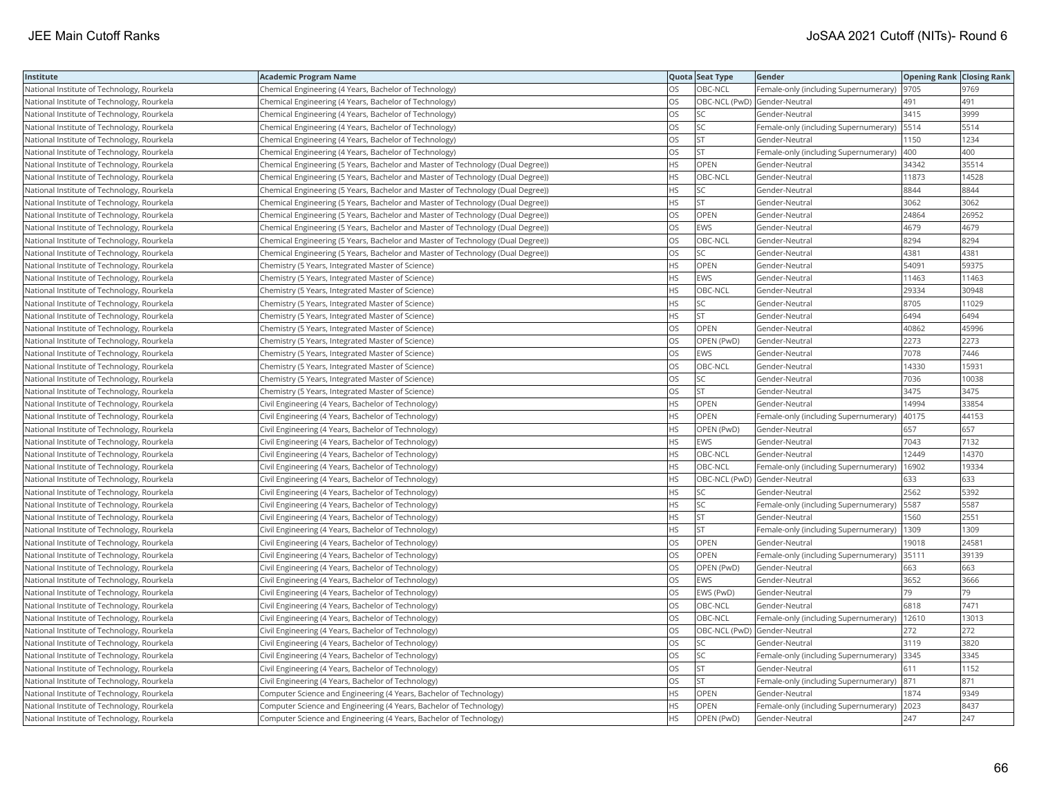| Institute | Academic Program Name | Quota | Seat Type | Gender | Opening Rank | Closing Rank |
|---|---|---|---|---|---|---|
| National Institute of Technology, Rourkela | Chemical Engineering (4 Years, Bachelor of Technology) | OS | OBC-NCL | Female-only (including Supernumerary) | 9705 | 9769 |
| National Institute of Technology, Rourkela | Chemical Engineering (4 Years, Bachelor of Technology) | OS | OBC-NCL (PwD) | Gender-Neutral | 491 | 491 |
| National Institute of Technology, Rourkela | Chemical Engineering (4 Years, Bachelor of Technology) | OS | SC | Gender-Neutral | 3415 | 3999 |
| National Institute of Technology, Rourkela | Chemical Engineering (4 Years, Bachelor of Technology) | OS | SC | Female-only (including Supernumerary) | 5514 | 5514 |
| National Institute of Technology, Rourkela | Chemical Engineering (4 Years, Bachelor of Technology) | OS | ST | Gender-Neutral | 1150 | 1234 |
| National Institute of Technology, Rourkela | Chemical Engineering (4 Years, Bachelor of Technology) | OS | ST | Female-only (including Supernumerary) | 400 | 400 |
| National Institute of Technology, Rourkela | Chemical Engineering (5 Years, Bachelor and Master of Technology (Dual Degree)) | HS | OPEN | Gender-Neutral | 34342 | 35514 |
| National Institute of Technology, Rourkela | Chemical Engineering (5 Years, Bachelor and Master of Technology (Dual Degree)) | HS | OBC-NCL | Gender-Neutral | 11873 | 14528 |
| National Institute of Technology, Rourkela | Chemical Engineering (5 Years, Bachelor and Master of Technology (Dual Degree)) | HS | SC | Gender-Neutral | 8844 | 8844 |
| National Institute of Technology, Rourkela | Chemical Engineering (5 Years, Bachelor and Master of Technology (Dual Degree)) | HS | ST | Gender-Neutral | 3062 | 3062 |
| National Institute of Technology, Rourkela | Chemical Engineering (5 Years, Bachelor and Master of Technology (Dual Degree)) | OS | OPEN | Gender-Neutral | 24864 | 26952 |
| National Institute of Technology, Rourkela | Chemical Engineering (5 Years, Bachelor and Master of Technology (Dual Degree)) | OS | EWS | Gender-Neutral | 4679 | 4679 |
| National Institute of Technology, Rourkela | Chemical Engineering (5 Years, Bachelor and Master of Technology (Dual Degree)) | OS | OBC-NCL | Gender-Neutral | 8294 | 8294 |
| National Institute of Technology, Rourkela | Chemical Engineering (5 Years, Bachelor and Master of Technology (Dual Degree)) | OS | SC | Gender-Neutral | 4381 | 4381 |
| National Institute of Technology, Rourkela | Chemistry (5 Years, Integrated Master of Science) | HS | OPEN | Gender-Neutral | 54091 | 59375 |
| National Institute of Technology, Rourkela | Chemistry (5 Years, Integrated Master of Science) | HS | EWS | Gender-Neutral | 11463 | 11463 |
| National Institute of Technology, Rourkela | Chemistry (5 Years, Integrated Master of Science) | HS | OBC-NCL | Gender-Neutral | 29334 | 30948 |
| National Institute of Technology, Rourkela | Chemistry (5 Years, Integrated Master of Science) | HS | SC | Gender-Neutral | 8705 | 11029 |
| National Institute of Technology, Rourkela | Chemistry (5 Years, Integrated Master of Science) | HS | ST | Gender-Neutral | 6494 | 6494 |
| National Institute of Technology, Rourkela | Chemistry (5 Years, Integrated Master of Science) | OS | OPEN | Gender-Neutral | 40862 | 45996 |
| National Institute of Technology, Rourkela | Chemistry (5 Years, Integrated Master of Science) | OS | OPEN (PwD) | Gender-Neutral | 2273 | 2273 |
| National Institute of Technology, Rourkela | Chemistry (5 Years, Integrated Master of Science) | OS | EWS | Gender-Neutral | 7078 | 7446 |
| National Institute of Technology, Rourkela | Chemistry (5 Years, Integrated Master of Science) | OS | OBC-NCL | Gender-Neutral | 14330 | 15931 |
| National Institute of Technology, Rourkela | Chemistry (5 Years, Integrated Master of Science) | OS | SC | Gender-Neutral | 7036 | 10038 |
| National Institute of Technology, Rourkela | Chemistry (5 Years, Integrated Master of Science) | OS | ST | Gender-Neutral | 3475 | 3475 |
| National Institute of Technology, Rourkela | Civil Engineering (4 Years, Bachelor of Technology) | HS | OPEN | Gender-Neutral | 14994 | 33854 |
| National Institute of Technology, Rourkela | Civil Engineering (4 Years, Bachelor of Technology) | HS | OPEN | Female-only (including Supernumerary) | 40175 | 44153 |
| National Institute of Technology, Rourkela | Civil Engineering (4 Years, Bachelor of Technology) | HS | OPEN (PwD) | Gender-Neutral | 657 | 657 |
| National Institute of Technology, Rourkela | Civil Engineering (4 Years, Bachelor of Technology) | HS | EWS | Gender-Neutral | 7043 | 7132 |
| National Institute of Technology, Rourkela | Civil Engineering (4 Years, Bachelor of Technology) | HS | OBC-NCL | Gender-Neutral | 12449 | 14370 |
| National Institute of Technology, Rourkela | Civil Engineering (4 Years, Bachelor of Technology) | HS | OBC-NCL | Female-only (including Supernumerary) | 16902 | 19334 |
| National Institute of Technology, Rourkela | Civil Engineering (4 Years, Bachelor of Technology) | HS | OBC-NCL (PwD) | Gender-Neutral | 633 | 633 |
| National Institute of Technology, Rourkela | Civil Engineering (4 Years, Bachelor of Technology) | HS | SC | Gender-Neutral | 2562 | 5392 |
| National Institute of Technology, Rourkela | Civil Engineering (4 Years, Bachelor of Technology) | HS | SC | Female-only (including Supernumerary) | 5587 | 5587 |
| National Institute of Technology, Rourkela | Civil Engineering (4 Years, Bachelor of Technology) | HS | ST | Gender-Neutral | 1560 | 2551 |
| National Institute of Technology, Rourkela | Civil Engineering (4 Years, Bachelor of Technology) | HS | ST | Female-only (including Supernumerary) | 1309 | 1309 |
| National Institute of Technology, Rourkela | Civil Engineering (4 Years, Bachelor of Technology) | OS | OPEN | Gender-Neutral | 19018 | 24581 |
| National Institute of Technology, Rourkela | Civil Engineering (4 Years, Bachelor of Technology) | OS | OPEN | Female-only (including Supernumerary) | 35111 | 39139 |
| National Institute of Technology, Rourkela | Civil Engineering (4 Years, Bachelor of Technology) | OS | OPEN (PwD) | Gender-Neutral | 663 | 663 |
| National Institute of Technology, Rourkela | Civil Engineering (4 Years, Bachelor of Technology) | OS | EWS | Gender-Neutral | 3652 | 3666 |
| National Institute of Technology, Rourkela | Civil Engineering (4 Years, Bachelor of Technology) | OS | EWS (PwD) | Gender-Neutral | 79 | 79 |
| National Institute of Technology, Rourkela | Civil Engineering (4 Years, Bachelor of Technology) | OS | OBC-NCL | Gender-Neutral | 6818 | 7471 |
| National Institute of Technology, Rourkela | Civil Engineering (4 Years, Bachelor of Technology) | OS | OBC-NCL | Female-only (including Supernumerary) | 12610 | 13013 |
| National Institute of Technology, Rourkela | Civil Engineering (4 Years, Bachelor of Technology) | OS | OBC-NCL (PwD) | Gender-Neutral | 272 | 272 |
| National Institute of Technology, Rourkela | Civil Engineering (4 Years, Bachelor of Technology) | OS | SC | Gender-Neutral | 3119 | 3820 |
| National Institute of Technology, Rourkela | Civil Engineering (4 Years, Bachelor of Technology) | OS | SC | Female-only (including Supernumerary) | 3345 | 3345 |
| National Institute of Technology, Rourkela | Civil Engineering (4 Years, Bachelor of Technology) | OS | ST | Gender-Neutral | 611 | 1152 |
| National Institute of Technology, Rourkela | Civil Engineering (4 Years, Bachelor of Technology) | OS | ST | Female-only (including Supernumerary) | 871 | 871 |
| National Institute of Technology, Rourkela | Computer Science and Engineering (4 Years, Bachelor of Technology) | HS | OPEN | Gender-Neutral | 1874 | 9349 |
| National Institute of Technology, Rourkela | Computer Science and Engineering (4 Years, Bachelor of Technology) | HS | OPEN | Female-only (including Supernumerary) | 2023 | 8437 |
| National Institute of Technology, Rourkela | Computer Science and Engineering (4 Years, Bachelor of Technology) | HS | OPEN (PwD) | Gender-Neutral | 247 | 247 |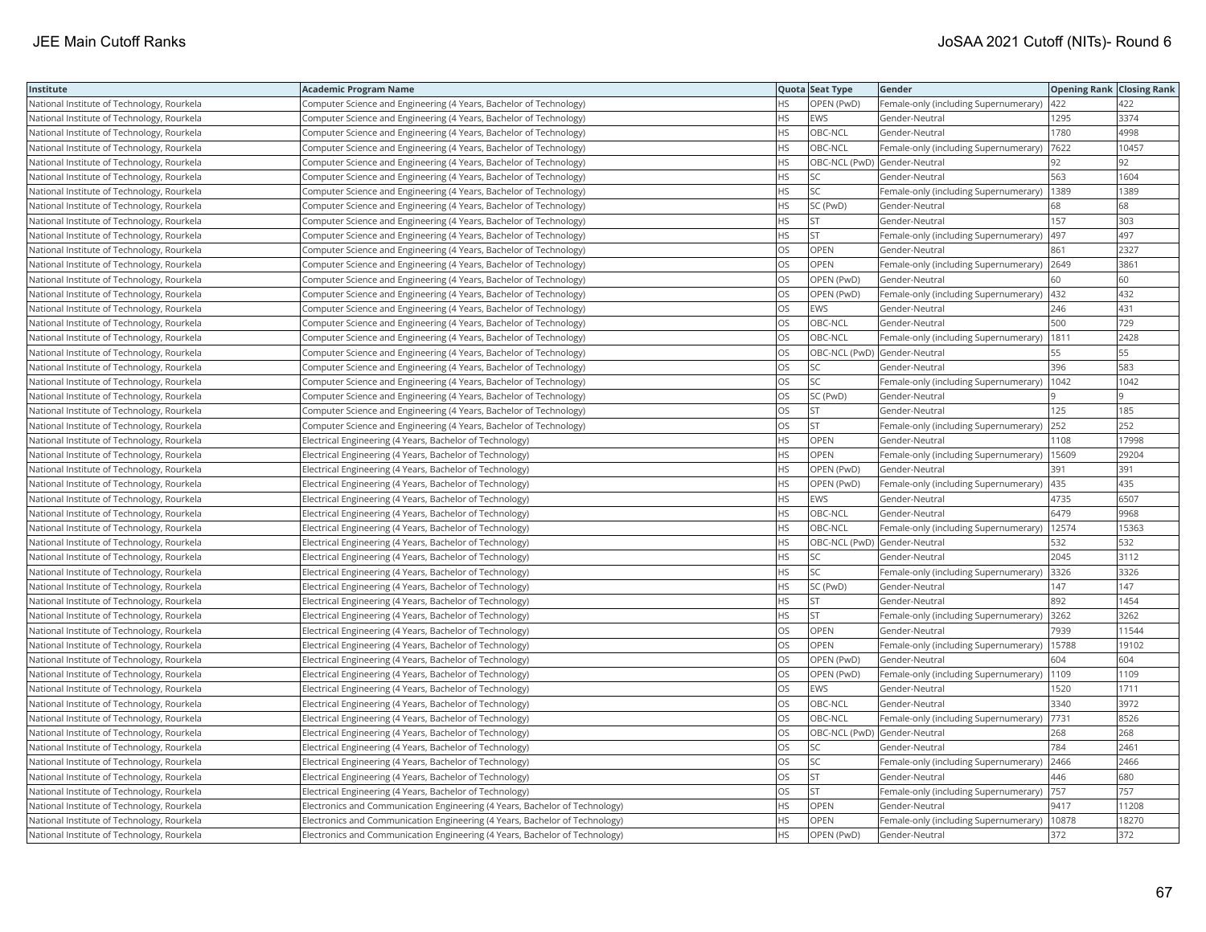| Institute | Academic Program Name | Quota | Seat Type | Gender | Opening Rank | Closing Rank |
|---|---|---|---|---|---|---|
| National Institute of Technology, Rourkela | Computer Science and Engineering (4 Years, Bachelor of Technology) | HS | OPEN (PwD) | Female-only (including Supernumerary) | 422 | 422 |
| National Institute of Technology, Rourkela | Computer Science and Engineering (4 Years, Bachelor of Technology) | HS | EWS | Gender-Neutral | 1295 | 3374 |
| National Institute of Technology, Rourkela | Computer Science and Engineering (4 Years, Bachelor of Technology) | HS | OBC-NCL | Gender-Neutral | 1780 | 4998 |
| National Institute of Technology, Rourkela | Computer Science and Engineering (4 Years, Bachelor of Technology) | HS | OBC-NCL | Female-only (including Supernumerary) | 7622 | 10457 |
| National Institute of Technology, Rourkela | Computer Science and Engineering (4 Years, Bachelor of Technology) | HS | OBC-NCL (PwD) | Gender-Neutral | 92 | 92 |
| National Institute of Technology, Rourkela | Computer Science and Engineering (4 Years, Bachelor of Technology) | HS | SC | Gender-Neutral | 563 | 1604 |
| National Institute of Technology, Rourkela | Computer Science and Engineering (4 Years, Bachelor of Technology) | HS | SC | Female-only (including Supernumerary) | 1389 | 1389 |
| National Institute of Technology, Rourkela | Computer Science and Engineering (4 Years, Bachelor of Technology) | HS | SC (PwD) | Gender-Neutral | 68 | 68 |
| National Institute of Technology, Rourkela | Computer Science and Engineering (4 Years, Bachelor of Technology) | HS | ST | Gender-Neutral | 157 | 303 |
| National Institute of Technology, Rourkela | Computer Science and Engineering (4 Years, Bachelor of Technology) | HS | ST | Female-only (including Supernumerary) | 497 | 497 |
| National Institute of Technology, Rourkela | Computer Science and Engineering (4 Years, Bachelor of Technology) | OS | OPEN | Gender-Neutral | 861 | 2327 |
| National Institute of Technology, Rourkela | Computer Science and Engineering (4 Years, Bachelor of Technology) | OS | OPEN | Female-only (including Supernumerary) | 2649 | 3861 |
| National Institute of Technology, Rourkela | Computer Science and Engineering (4 Years, Bachelor of Technology) | OS | OPEN (PwD) | Gender-Neutral | 60 | 60 |
| National Institute of Technology, Rourkela | Computer Science and Engineering (4 Years, Bachelor of Technology) | OS | OPEN (PwD) | Female-only (including Supernumerary) | 432 | 432 |
| National Institute of Technology, Rourkela | Computer Science and Engineering (4 Years, Bachelor of Technology) | OS | EWS | Gender-Neutral | 246 | 431 |
| National Institute of Technology, Rourkela | Computer Science and Engineering (4 Years, Bachelor of Technology) | OS | OBC-NCL | Gender-Neutral | 500 | 729 |
| National Institute of Technology, Rourkela | Computer Science and Engineering (4 Years, Bachelor of Technology) | OS | OBC-NCL | Female-only (including Supernumerary) | 1811 | 2428 |
| National Institute of Technology, Rourkela | Computer Science and Engineering (4 Years, Bachelor of Technology) | OS | OBC-NCL (PwD) | Gender-Neutral | 55 | 55 |
| National Institute of Technology, Rourkela | Computer Science and Engineering (4 Years, Bachelor of Technology) | OS | SC | Gender-Neutral | 396 | 583 |
| National Institute of Technology, Rourkela | Computer Science and Engineering (4 Years, Bachelor of Technology) | OS | SC | Female-only (including Supernumerary) | 1042 | 1042 |
| National Institute of Technology, Rourkela | Computer Science and Engineering (4 Years, Bachelor of Technology) | OS | SC (PwD) | Gender-Neutral | 9 | 9 |
| National Institute of Technology, Rourkela | Computer Science and Engineering (4 Years, Bachelor of Technology) | OS | ST | Gender-Neutral | 125 | 185 |
| National Institute of Technology, Rourkela | Computer Science and Engineering (4 Years, Bachelor of Technology) | OS | ST | Female-only (including Supernumerary) | 252 | 252 |
| National Institute of Technology, Rourkela | Electrical Engineering (4 Years, Bachelor of Technology) | HS | OPEN | Gender-Neutral | 1108 | 17998 |
| National Institute of Technology, Rourkela | Electrical Engineering (4 Years, Bachelor of Technology) | HS | OPEN | Female-only (including Supernumerary) | 15609 | 29204 |
| National Institute of Technology, Rourkela | Electrical Engineering (4 Years, Bachelor of Technology) | HS | OPEN (PwD) | Gender-Neutral | 391 | 391 |
| National Institute of Technology, Rourkela | Electrical Engineering (4 Years, Bachelor of Technology) | HS | OPEN (PwD) | Female-only (including Supernumerary) | 435 | 435 |
| National Institute of Technology, Rourkela | Electrical Engineering (4 Years, Bachelor of Technology) | HS | EWS | Gender-Neutral | 4735 | 6507 |
| National Institute of Technology, Rourkela | Electrical Engineering (4 Years, Bachelor of Technology) | HS | OBC-NCL | Gender-Neutral | 6479 | 9968 |
| National Institute of Technology, Rourkela | Electrical Engineering (4 Years, Bachelor of Technology) | HS | OBC-NCL | Female-only (including Supernumerary) | 12574 | 15363 |
| National Institute of Technology, Rourkela | Electrical Engineering (4 Years, Bachelor of Technology) | HS | OBC-NCL (PwD) | Gender-Neutral | 532 | 532 |
| National Institute of Technology, Rourkela | Electrical Engineering (4 Years, Bachelor of Technology) | HS | SC | Gender-Neutral | 2045 | 3112 |
| National Institute of Technology, Rourkela | Electrical Engineering (4 Years, Bachelor of Technology) | HS | SC | Female-only (including Supernumerary) | 3326 | 3326 |
| National Institute of Technology, Rourkela | Electrical Engineering (4 Years, Bachelor of Technology) | HS | SC (PwD) | Gender-Neutral | 147 | 147 |
| National Institute of Technology, Rourkela | Electrical Engineering (4 Years, Bachelor of Technology) | HS | ST | Gender-Neutral | 892 | 1454 |
| National Institute of Technology, Rourkela | Electrical Engineering (4 Years, Bachelor of Technology) | HS | ST | Female-only (including Supernumerary) | 3262 | 3262 |
| National Institute of Technology, Rourkela | Electrical Engineering (4 Years, Bachelor of Technology) | OS | OPEN | Gender-Neutral | 7939 | 11544 |
| National Institute of Technology, Rourkela | Electrical Engineering (4 Years, Bachelor of Technology) | OS | OPEN | Female-only (including Supernumerary) | 15788 | 19102 |
| National Institute of Technology, Rourkela | Electrical Engineering (4 Years, Bachelor of Technology) | OS | OPEN (PwD) | Gender-Neutral | 604 | 604 |
| National Institute of Technology, Rourkela | Electrical Engineering (4 Years, Bachelor of Technology) | OS | OPEN (PwD) | Female-only (including Supernumerary) | 1109 | 1109 |
| National Institute of Technology, Rourkela | Electrical Engineering (4 Years, Bachelor of Technology) | OS | EWS | Gender-Neutral | 1520 | 1711 |
| National Institute of Technology, Rourkela | Electrical Engineering (4 Years, Bachelor of Technology) | OS | OBC-NCL | Gender-Neutral | 3340 | 3972 |
| National Institute of Technology, Rourkela | Electrical Engineering (4 Years, Bachelor of Technology) | OS | OBC-NCL | Female-only (including Supernumerary) | 7731 | 8526 |
| National Institute of Technology, Rourkela | Electrical Engineering (4 Years, Bachelor of Technology) | OS | OBC-NCL (PwD) | Gender-Neutral | 268 | 268 |
| National Institute of Technology, Rourkela | Electrical Engineering (4 Years, Bachelor of Technology) | OS | SC | Gender-Neutral | 784 | 2461 |
| National Institute of Technology, Rourkela | Electrical Engineering (4 Years, Bachelor of Technology) | OS | SC | Female-only (including Supernumerary) | 2466 | 2466 |
| National Institute of Technology, Rourkela | Electrical Engineering (4 Years, Bachelor of Technology) | OS | ST | Gender-Neutral | 446 | 680 |
| National Institute of Technology, Rourkela | Electrical Engineering (4 Years, Bachelor of Technology) | OS | ST | Female-only (including Supernumerary) | 757 | 757 |
| National Institute of Technology, Rourkela | Electronics and Communication Engineering (4 Years, Bachelor of Technology) | HS | OPEN | Gender-Neutral | 9417 | 11208 |
| National Institute of Technology, Rourkela | Electronics and Communication Engineering (4 Years, Bachelor of Technology) | HS | OPEN | Female-only (including Supernumerary) | 10878 | 18270 |
| National Institute of Technology, Rourkela | Electronics and Communication Engineering (4 Years, Bachelor of Technology) | HS | OPEN (PwD) | Gender-Neutral | 372 | 372 |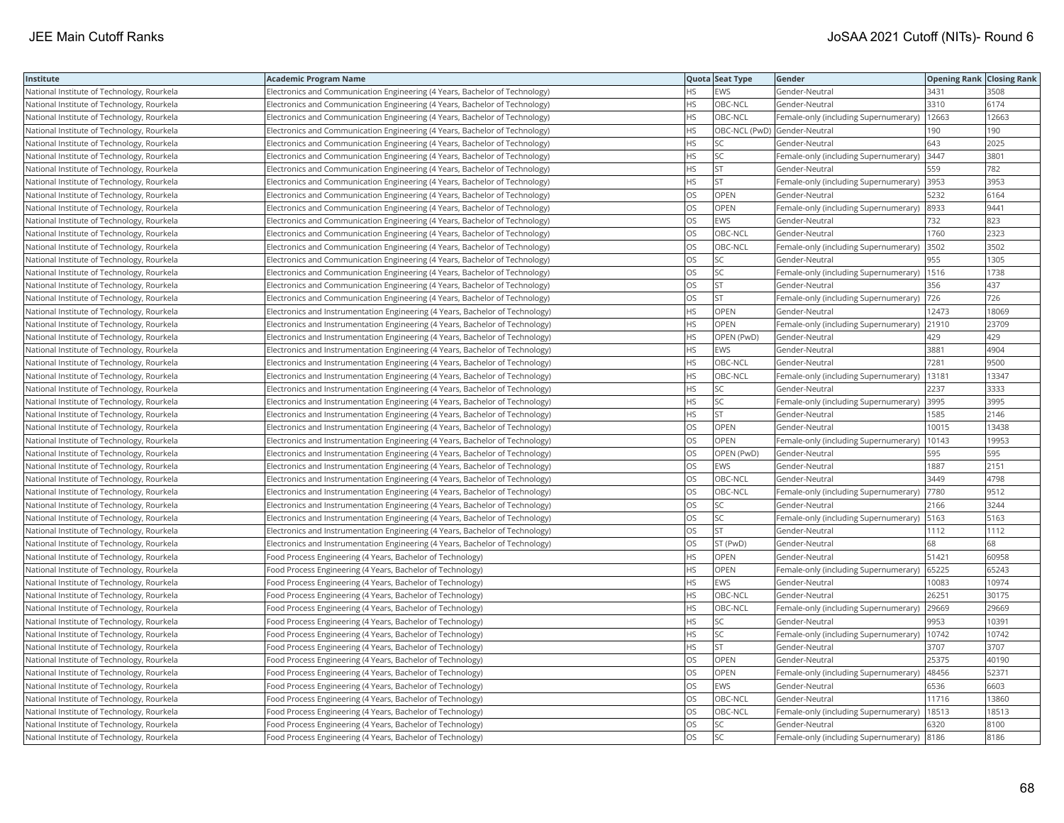| Institute | Academic Program Name | Quota | Seat Type | Gender | Opening Rank | Closing Rank |
|---|---|---|---|---|---|---|
| National Institute of Technology, Rourkela | Electronics and Communication Engineering (4 Years, Bachelor of Technology) | HS | EWS | Gender-Neutral | 3431 | 3508 |
| National Institute of Technology, Rourkela | Electronics and Communication Engineering (4 Years, Bachelor of Technology) | HS | OBC-NCL | Gender-Neutral | 3310 | 6174 |
| National Institute of Technology, Rourkela | Electronics and Communication Engineering (4 Years, Bachelor of Technology) | HS | OBC-NCL | Female-only (including Supernumerary) | 12663 | 12663 |
| National Institute of Technology, Rourkela | Electronics and Communication Engineering (4 Years, Bachelor of Technology) | HS | OBC-NCL (PwD) | Gender-Neutral | 190 | 190 |
| National Institute of Technology, Rourkela | Electronics and Communication Engineering (4 Years, Bachelor of Technology) | HS | SC | Gender-Neutral | 643 | 2025 |
| National Institute of Technology, Rourkela | Electronics and Communication Engineering (4 Years, Bachelor of Technology) | HS | SC | Female-only (including Supernumerary) | 3447 | 3801 |
| National Institute of Technology, Rourkela | Electronics and Communication Engineering (4 Years, Bachelor of Technology) | HS | ST | Gender-Neutral | 559 | 782 |
| National Institute of Technology, Rourkela | Electronics and Communication Engineering (4 Years, Bachelor of Technology) | HS | ST | Female-only (including Supernumerary) | 3953 | 3953 |
| National Institute of Technology, Rourkela | Electronics and Communication Engineering (4 Years, Bachelor of Technology) | OS | OPEN | Gender-Neutral | 5232 | 6164 |
| National Institute of Technology, Rourkela | Electronics and Communication Engineering (4 Years, Bachelor of Technology) | OS | OPEN | Female-only (including Supernumerary) | 8933 | 9441 |
| National Institute of Technology, Rourkela | Electronics and Communication Engineering (4 Years, Bachelor of Technology) | OS | EWS | Gender-Neutral | 732 | 823 |
| National Institute of Technology, Rourkela | Electronics and Communication Engineering (4 Years, Bachelor of Technology) | OS | OBC-NCL | Gender-Neutral | 1760 | 2323 |
| National Institute of Technology, Rourkela | Electronics and Communication Engineering (4 Years, Bachelor of Technology) | OS | OBC-NCL | Female-only (including Supernumerary) | 3502 | 3502 |
| National Institute of Technology, Rourkela | Electronics and Communication Engineering (4 Years, Bachelor of Technology) | OS | SC | Gender-Neutral | 955 | 1305 |
| National Institute of Technology, Rourkela | Electronics and Communication Engineering (4 Years, Bachelor of Technology) | OS | SC | Female-only (including Supernumerary) | 1516 | 1738 |
| National Institute of Technology, Rourkela | Electronics and Communication Engineering (4 Years, Bachelor of Technology) | OS | ST | Gender-Neutral | 356 | 437 |
| National Institute of Technology, Rourkela | Electronics and Communication Engineering (4 Years, Bachelor of Technology) | OS | ST | Female-only (including Supernumerary) | 726 | 726 |
| National Institute of Technology, Rourkela | Electronics and Instrumentation Engineering (4 Years, Bachelor of Technology) | HS | OPEN | Gender-Neutral | 12473 | 18069 |
| National Institute of Technology, Rourkela | Electronics and Instrumentation Engineering (4 Years, Bachelor of Technology) | HS | OPEN | Female-only (including Supernumerary) | 21910 | 23709 |
| National Institute of Technology, Rourkela | Electronics and Instrumentation Engineering (4 Years, Bachelor of Technology) | HS | OPEN (PwD) | Gender-Neutral | 429 | 429 |
| National Institute of Technology, Rourkela | Electronics and Instrumentation Engineering (4 Years, Bachelor of Technology) | HS | EWS | Gender-Neutral | 3881 | 4904 |
| National Institute of Technology, Rourkela | Electronics and Instrumentation Engineering (4 Years, Bachelor of Technology) | HS | OBC-NCL | Gender-Neutral | 7281 | 9500 |
| National Institute of Technology, Rourkela | Electronics and Instrumentation Engineering (4 Years, Bachelor of Technology) | HS | OBC-NCL | Female-only (including Supernumerary) | 13181 | 13347 |
| National Institute of Technology, Rourkela | Electronics and Instrumentation Engineering (4 Years, Bachelor of Technology) | HS | SC | Gender-Neutral | 2237 | 3333 |
| National Institute of Technology, Rourkela | Electronics and Instrumentation Engineering (4 Years, Bachelor of Technology) | HS | SC | Female-only (including Supernumerary) | 3995 | 3995 |
| National Institute of Technology, Rourkela | Electronics and Instrumentation Engineering (4 Years, Bachelor of Technology) | HS | ST | Gender-Neutral | 1585 | 2146 |
| National Institute of Technology, Rourkela | Electronics and Instrumentation Engineering (4 Years, Bachelor of Technology) | OS | OPEN | Gender-Neutral | 10015 | 13438 |
| National Institute of Technology, Rourkela | Electronics and Instrumentation Engineering (4 Years, Bachelor of Technology) | OS | OPEN | Female-only (including Supernumerary) | 10143 | 19953 |
| National Institute of Technology, Rourkela | Electronics and Instrumentation Engineering (4 Years, Bachelor of Technology) | OS | OPEN (PwD) | Gender-Neutral | 595 | 595 |
| National Institute of Technology, Rourkela | Electronics and Instrumentation Engineering (4 Years, Bachelor of Technology) | OS | EWS | Gender-Neutral | 1887 | 2151 |
| National Institute of Technology, Rourkela | Electronics and Instrumentation Engineering (4 Years, Bachelor of Technology) | OS | OBC-NCL | Gender-Neutral | 3449 | 4798 |
| National Institute of Technology, Rourkela | Electronics and Instrumentation Engineering (4 Years, Bachelor of Technology) | OS | OBC-NCL | Female-only (including Supernumerary) | 7780 | 9512 |
| National Institute of Technology, Rourkela | Electronics and Instrumentation Engineering (4 Years, Bachelor of Technology) | OS | SC | Gender-Neutral | 2166 | 3244 |
| National Institute of Technology, Rourkela | Electronics and Instrumentation Engineering (4 Years, Bachelor of Technology) | OS | SC | Female-only (including Supernumerary) | 5163 | 5163 |
| National Institute of Technology, Rourkela | Electronics and Instrumentation Engineering (4 Years, Bachelor of Technology) | OS | ST | Gender-Neutral | 1112 | 1112 |
| National Institute of Technology, Rourkela | Electronics and Instrumentation Engineering (4 Years, Bachelor of Technology) | OS | ST (PwD) | Gender-Neutral | 68 | 68 |
| National Institute of Technology, Rourkela | Food Process Engineering (4 Years, Bachelor of Technology) | HS | OPEN | Gender-Neutral | 51421 | 60958 |
| National Institute of Technology, Rourkela | Food Process Engineering (4 Years, Bachelor of Technology) | HS | OPEN | Female-only (including Supernumerary) | 65225 | 65243 |
| National Institute of Technology, Rourkela | Food Process Engineering (4 Years, Bachelor of Technology) | HS | EWS | Gender-Neutral | 10083 | 10974 |
| National Institute of Technology, Rourkela | Food Process Engineering (4 Years, Bachelor of Technology) | HS | OBC-NCL | Gender-Neutral | 26251 | 30175 |
| National Institute of Technology, Rourkela | Food Process Engineering (4 Years, Bachelor of Technology) | HS | OBC-NCL | Female-only (including Supernumerary) | 29669 | 29669 |
| National Institute of Technology, Rourkela | Food Process Engineering (4 Years, Bachelor of Technology) | HS | SC | Gender-Neutral | 9953 | 10391 |
| National Institute of Technology, Rourkela | Food Process Engineering (4 Years, Bachelor of Technology) | HS | SC | Female-only (including Supernumerary) | 10742 | 10742 |
| National Institute of Technology, Rourkela | Food Process Engineering (4 Years, Bachelor of Technology) | HS | ST | Gender-Neutral | 3707 | 3707 |
| National Institute of Technology, Rourkela | Food Process Engineering (4 Years, Bachelor of Technology) | OS | OPEN | Gender-Neutral | 25375 | 40190 |
| National Institute of Technology, Rourkela | Food Process Engineering (4 Years, Bachelor of Technology) | OS | OPEN | Female-only (including Supernumerary) | 48456 | 52371 |
| National Institute of Technology, Rourkela | Food Process Engineering (4 Years, Bachelor of Technology) | OS | EWS | Gender-Neutral | 6536 | 6603 |
| National Institute of Technology, Rourkela | Food Process Engineering (4 Years, Bachelor of Technology) | OS | OBC-NCL | Gender-Neutral | 11716 | 13860 |
| National Institute of Technology, Rourkela | Food Process Engineering (4 Years, Bachelor of Technology) | OS | OBC-NCL | Female-only (including Supernumerary) | 18513 | 18513 |
| National Institute of Technology, Rourkela | Food Process Engineering (4 Years, Bachelor of Technology) | OS | SC | Gender-Neutral | 6320 | 8100 |
| National Institute of Technology, Rourkela | Food Process Engineering (4 Years, Bachelor of Technology) | OS | SC | Female-only (including Supernumerary) | 8186 | 8186 |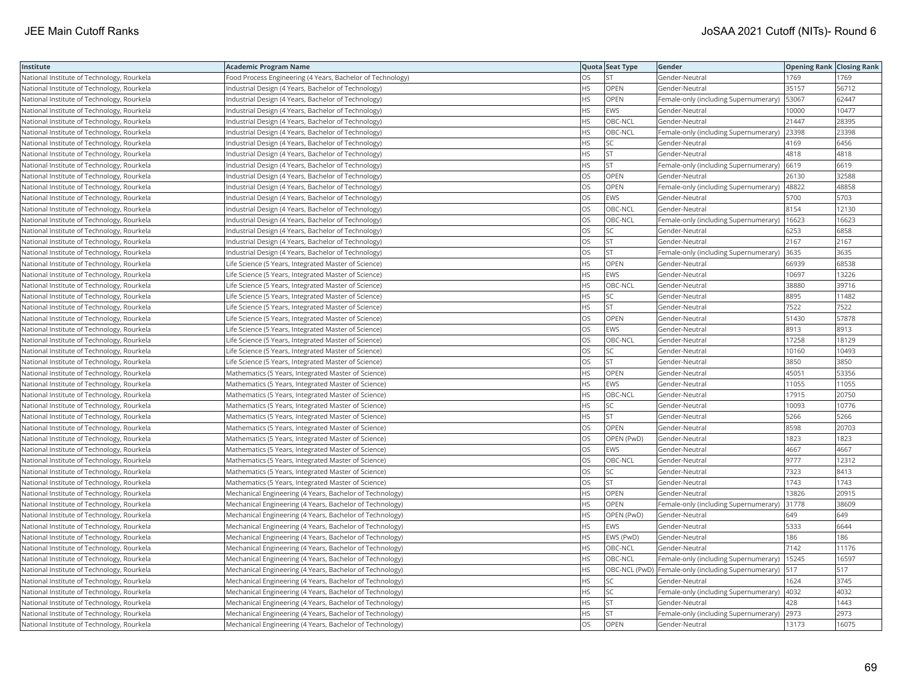| Institute | Academic Program Name | Quota | Seat Type | Gender | Opening Rank | Closing Rank |
|---|---|---|---|---|---|---|
| National Institute of Technology, Rourkela | Food Process Engineering (4 Years, Bachelor of Technology) | OS | ST | Gender-Neutral | 1769 | 1769 |
| National Institute of Technology, Rourkela | Industrial Design (4 Years, Bachelor of Technology) | HS | OPEN | Gender-Neutral | 35157 | 56712 |
| National Institute of Technology, Rourkela | Industrial Design (4 Years, Bachelor of Technology) | HS | OPEN | Female-only (including Supernumerary) | 53067 | 62447 |
| National Institute of Technology, Rourkela | Industrial Design (4 Years, Bachelor of Technology) | HS | EWS | Gender-Neutral | 10000 | 10477 |
| National Institute of Technology, Rourkela | Industrial Design (4 Years, Bachelor of Technology) | HS | OBC-NCL | Gender-Neutral | 21447 | 28395 |
| National Institute of Technology, Rourkela | Industrial Design (4 Years, Bachelor of Technology) | HS | OBC-NCL | Female-only (including Supernumerary) | 23398 | 23398 |
| National Institute of Technology, Rourkela | Industrial Design (4 Years, Bachelor of Technology) | HS | SC | Gender-Neutral | 4169 | 6456 |
| National Institute of Technology, Rourkela | Industrial Design (4 Years, Bachelor of Technology) | HS | ST | Gender-Neutral | 4818 | 4818 |
| National Institute of Technology, Rourkela | Industrial Design (4 Years, Bachelor of Technology) | HS | ST | Female-only (including Supernumerary) | 6619 | 6619 |
| National Institute of Technology, Rourkela | Industrial Design (4 Years, Bachelor of Technology) | OS | OPEN | Gender-Neutral | 26130 | 32588 |
| National Institute of Technology, Rourkela | Industrial Design (4 Years, Bachelor of Technology) | OS | OPEN | Female-only (including Supernumerary) | 48822 | 48858 |
| National Institute of Technology, Rourkela | Industrial Design (4 Years, Bachelor of Technology) | OS | EWS | Gender-Neutral | 5700 | 5703 |
| National Institute of Technology, Rourkela | Industrial Design (4 Years, Bachelor of Technology) | OS | OBC-NCL | Gender-Neutral | 8154 | 12130 |
| National Institute of Technology, Rourkela | Industrial Design (4 Years, Bachelor of Technology) | OS | OBC-NCL | Female-only (including Supernumerary) | 16623 | 16623 |
| National Institute of Technology, Rourkela | Industrial Design (4 Years, Bachelor of Technology) | OS | SC | Gender-Neutral | 6253 | 6858 |
| National Institute of Technology, Rourkela | Industrial Design (4 Years, Bachelor of Technology) | OS | ST | Gender-Neutral | 2167 | 2167 |
| National Institute of Technology, Rourkela | Industrial Design (4 Years, Bachelor of Technology) | OS | ST | Female-only (including Supernumerary) | 3635 | 3635 |
| National Institute of Technology, Rourkela | Life Science (5 Years, Integrated Master of Science) | HS | OPEN | Gender-Neutral | 66939 | 68538 |
| National Institute of Technology, Rourkela | Life Science (5 Years, Integrated Master of Science) | HS | EWS | Gender-Neutral | 10697 | 13226 |
| National Institute of Technology, Rourkela | Life Science (5 Years, Integrated Master of Science) | HS | OBC-NCL | Gender-Neutral | 38880 | 39716 |
| National Institute of Technology, Rourkela | Life Science (5 Years, Integrated Master of Science) | HS | SC | Gender-Neutral | 8895 | 11482 |
| National Institute of Technology, Rourkela | Life Science (5 Years, Integrated Master of Science) | HS | ST | Gender-Neutral | 7522 | 7522 |
| National Institute of Technology, Rourkela | Life Science (5 Years, Integrated Master of Science) | OS | OPEN | Gender-Neutral | 51430 | 57878 |
| National Institute of Technology, Rourkela | Life Science (5 Years, Integrated Master of Science) | OS | EWS | Gender-Neutral | 8913 | 8913 |
| National Institute of Technology, Rourkela | Life Science (5 Years, Integrated Master of Science) | OS | OBC-NCL | Gender-Neutral | 17258 | 18129 |
| National Institute of Technology, Rourkela | Life Science (5 Years, Integrated Master of Science) | OS | SC | Gender-Neutral | 10160 | 10493 |
| National Institute of Technology, Rourkela | Life Science (5 Years, Integrated Master of Science) | OS | ST | Gender-Neutral | 3850 | 3850 |
| National Institute of Technology, Rourkela | Mathematics (5 Years, Integrated Master of Science) | HS | OPEN | Gender-Neutral | 45051 | 53356 |
| National Institute of Technology, Rourkela | Mathematics (5 Years, Integrated Master of Science) | HS | EWS | Gender-Neutral | 11055 | 11055 |
| National Institute of Technology, Rourkela | Mathematics (5 Years, Integrated Master of Science) | HS | OBC-NCL | Gender-Neutral | 17915 | 20750 |
| National Institute of Technology, Rourkela | Mathematics (5 Years, Integrated Master of Science) | HS | SC | Gender-Neutral | 10093 | 10776 |
| National Institute of Technology, Rourkela | Mathematics (5 Years, Integrated Master of Science) | HS | ST | Gender-Neutral | 5266 | 5266 |
| National Institute of Technology, Rourkela | Mathematics (5 Years, Integrated Master of Science) | OS | OPEN | Gender-Neutral | 8598 | 20703 |
| National Institute of Technology, Rourkela | Mathematics (5 Years, Integrated Master of Science) | OS | OPEN (PwD) | Gender-Neutral | 1823 | 1823 |
| National Institute of Technology, Rourkela | Mathematics (5 Years, Integrated Master of Science) | OS | EWS | Gender-Neutral | 4667 | 4667 |
| National Institute of Technology, Rourkela | Mathematics (5 Years, Integrated Master of Science) | OS | OBC-NCL | Gender-Neutral | 9777 | 12312 |
| National Institute of Technology, Rourkela | Mathematics (5 Years, Integrated Master of Science) | OS | SC | Gender-Neutral | 7323 | 8413 |
| National Institute of Technology, Rourkela | Mathematics (5 Years, Integrated Master of Science) | OS | ST | Gender-Neutral | 1743 | 1743 |
| National Institute of Technology, Rourkela | Mechanical Engineering (4 Years, Bachelor of Technology) | HS | OPEN | Gender-Neutral | 13826 | 20915 |
| National Institute of Technology, Rourkela | Mechanical Engineering (4 Years, Bachelor of Technology) | HS | OPEN | Female-only (including Supernumerary) | 31778 | 38609 |
| National Institute of Technology, Rourkela | Mechanical Engineering (4 Years, Bachelor of Technology) | HS | OPEN (PwD) | Gender-Neutral | 649 | 649 |
| National Institute of Technology, Rourkela | Mechanical Engineering (4 Years, Bachelor of Technology) | HS | EWS | Gender-Neutral | 5333 | 6644 |
| National Institute of Technology, Rourkela | Mechanical Engineering (4 Years, Bachelor of Technology) | HS | EWS (PwD) | Gender-Neutral | 186 | 186 |
| National Institute of Technology, Rourkela | Mechanical Engineering (4 Years, Bachelor of Technology) | HS | OBC-NCL | Gender-Neutral | 7142 | 11176 |
| National Institute of Technology, Rourkela | Mechanical Engineering (4 Years, Bachelor of Technology) | HS | OBC-NCL | Female-only (including Supernumerary) | 15245 | 16597 |
| National Institute of Technology, Rourkela | Mechanical Engineering (4 Years, Bachelor of Technology) | HS | OBC-NCL (PwD) | Female-only (including Supernumerary) | 517 | 517 |
| National Institute of Technology, Rourkela | Mechanical Engineering (4 Years, Bachelor of Technology) | HS | SC | Gender-Neutral | 1624 | 3745 |
| National Institute of Technology, Rourkela | Mechanical Engineering (4 Years, Bachelor of Technology) | HS | SC | Female-only (including Supernumerary) | 4032 | 4032 |
| National Institute of Technology, Rourkela | Mechanical Engineering (4 Years, Bachelor of Technology) | HS | ST | Gender-Neutral | 428 | 1443 |
| National Institute of Technology, Rourkela | Mechanical Engineering (4 Years, Bachelor of Technology) | HS | ST | Female-only (including Supernumerary) | 2973 | 2973 |
| National Institute of Technology, Rourkela | Mechanical Engineering (4 Years, Bachelor of Technology) | OS | OPEN | Gender-Neutral | 13173 | 16075 |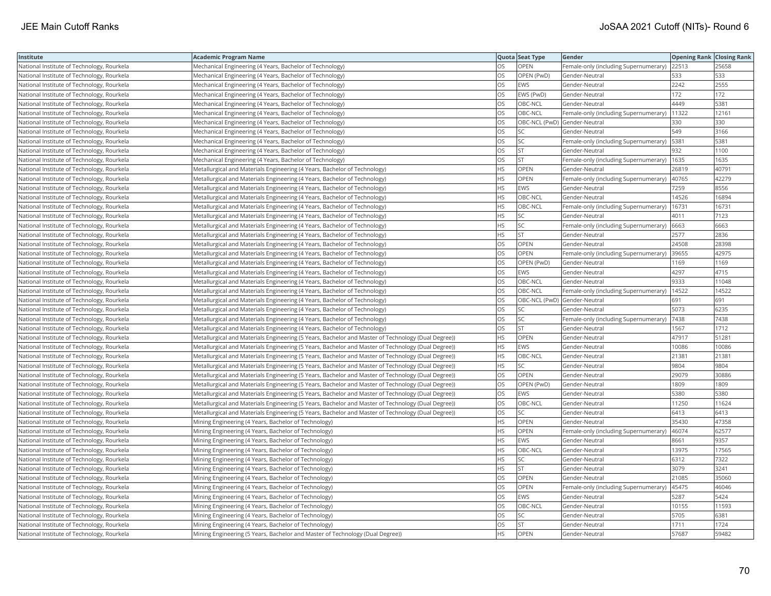| Institute | Academic Program Name | Quota | Seat Type | Gender | Opening Rank | Closing Rank |
|---|---|---|---|---|---|---|
| National Institute of Technology, Rourkela | Mechanical Engineering (4 Years, Bachelor of Technology) | OS | OPEN | Female-only (including Supernumerary) | 22513 | 25658 |
| National Institute of Technology, Rourkela | Mechanical Engineering (4 Years, Bachelor of Technology) | OS | OPEN (PwD) | Gender-Neutral | 533 | 533 |
| National Institute of Technology, Rourkela | Mechanical Engineering (4 Years, Bachelor of Technology) | OS | EWS | Gender-Neutral | 2242 | 2555 |
| National Institute of Technology, Rourkela | Mechanical Engineering (4 Years, Bachelor of Technology) | OS | EWS (PwD) | Gender-Neutral | 172 | 172 |
| National Institute of Technology, Rourkela | Mechanical Engineering (4 Years, Bachelor of Technology) | OS | OBC-NCL | Gender-Neutral | 4449 | 5381 |
| National Institute of Technology, Rourkela | Mechanical Engineering (4 Years, Bachelor of Technology) | OS | OBC-NCL | Female-only (including Supernumerary) | 11322 | 12161 |
| National Institute of Technology, Rourkela | Mechanical Engineering (4 Years, Bachelor of Technology) | OS | OBC-NCL (PwD) | Gender-Neutral | 330 | 330 |
| National Institute of Technology, Rourkela | Mechanical Engineering (4 Years, Bachelor of Technology) | OS | SC | Gender-Neutral | 549 | 3166 |
| National Institute of Technology, Rourkela | Mechanical Engineering (4 Years, Bachelor of Technology) | OS | SC | Female-only (including Supernumerary) | 5381 | 5381 |
| National Institute of Technology, Rourkela | Mechanical Engineering (4 Years, Bachelor of Technology) | OS | ST | Gender-Neutral | 932 | 1100 |
| National Institute of Technology, Rourkela | Mechanical Engineering (4 Years, Bachelor of Technology) | OS | ST | Female-only (including Supernumerary) | 1635 | 1635 |
| National Institute of Technology, Rourkela | Metallurgical and Materials Engineering (4 Years, Bachelor of Technology) | HS | OPEN | Gender-Neutral | 26819 | 40791 |
| National Institute of Technology, Rourkela | Metallurgical and Materials Engineering (4 Years, Bachelor of Technology) | HS | OPEN | Female-only (including Supernumerary) | 40765 | 42279 |
| National Institute of Technology, Rourkela | Metallurgical and Materials Engineering (4 Years, Bachelor of Technology) | HS | EWS | Gender-Neutral | 7259 | 8556 |
| National Institute of Technology, Rourkela | Metallurgical and Materials Engineering (4 Years, Bachelor of Technology) | HS | OBC-NCL | Gender-Neutral | 14526 | 16894 |
| National Institute of Technology, Rourkela | Metallurgical and Materials Engineering (4 Years, Bachelor of Technology) | HS | OBC-NCL | Female-only (including Supernumerary) | 16731 | 16731 |
| National Institute of Technology, Rourkela | Metallurgical and Materials Engineering (4 Years, Bachelor of Technology) | HS | SC | Gender-Neutral | 4011 | 7123 |
| National Institute of Technology, Rourkela | Metallurgical and Materials Engineering (4 Years, Bachelor of Technology) | HS | SC | Female-only (including Supernumerary) | 6663 | 6663 |
| National Institute of Technology, Rourkela | Metallurgical and Materials Engineering (4 Years, Bachelor of Technology) | HS | ST | Gender-Neutral | 2577 | 2836 |
| National Institute of Technology, Rourkela | Metallurgical and Materials Engineering (4 Years, Bachelor of Technology) | OS | OPEN | Gender-Neutral | 24508 | 28398 |
| National Institute of Technology, Rourkela | Metallurgical and Materials Engineering (4 Years, Bachelor of Technology) | OS | OPEN | Female-only (including Supernumerary) | 39655 | 42975 |
| National Institute of Technology, Rourkela | Metallurgical and Materials Engineering (4 Years, Bachelor of Technology) | OS | OPEN (PwD) | Gender-Neutral | 1169 | 1169 |
| National Institute of Technology, Rourkela | Metallurgical and Materials Engineering (4 Years, Bachelor of Technology) | OS | EWS | Gender-Neutral | 4297 | 4715 |
| National Institute of Technology, Rourkela | Metallurgical and Materials Engineering (4 Years, Bachelor of Technology) | OS | OBC-NCL | Gender-Neutral | 9333 | 11048 |
| National Institute of Technology, Rourkela | Metallurgical and Materials Engineering (4 Years, Bachelor of Technology) | OS | OBC-NCL | Female-only (including Supernumerary) | 14522 | 14522 |
| National Institute of Technology, Rourkela | Metallurgical and Materials Engineering (4 Years, Bachelor of Technology) | OS | OBC-NCL (PwD) | Gender-Neutral | 691 | 691 |
| National Institute of Technology, Rourkela | Metallurgical and Materials Engineering (4 Years, Bachelor of Technology) | OS | SC | Gender-Neutral | 5073 | 6235 |
| National Institute of Technology, Rourkela | Metallurgical and Materials Engineering (4 Years, Bachelor of Technology) | OS | SC | Female-only (including Supernumerary) | 7438 | 7438 |
| National Institute of Technology, Rourkela | Metallurgical and Materials Engineering (4 Years, Bachelor of Technology) | OS | ST | Gender-Neutral | 1567 | 1712 |
| National Institute of Technology, Rourkela | Metallurgical and Materials Engineering (5 Years, Bachelor and Master of Technology (Dual Degree)) | HS | OPEN | Gender-Neutral | 47917 | 51281 |
| National Institute of Technology, Rourkela | Metallurgical and Materials Engineering (5 Years, Bachelor and Master of Technology (Dual Degree)) | HS | EWS | Gender-Neutral | 10086 | 10086 |
| National Institute of Technology, Rourkela | Metallurgical and Materials Engineering (5 Years, Bachelor and Master of Technology (Dual Degree)) | HS | OBC-NCL | Gender-Neutral | 21381 | 21381 |
| National Institute of Technology, Rourkela | Metallurgical and Materials Engineering (5 Years, Bachelor and Master of Technology (Dual Degree)) | HS | SC | Gender-Neutral | 9804 | 9804 |
| National Institute of Technology, Rourkela | Metallurgical and Materials Engineering (5 Years, Bachelor and Master of Technology (Dual Degree)) | OS | OPEN | Gender-Neutral | 29079 | 30886 |
| National Institute of Technology, Rourkela | Metallurgical and Materials Engineering (5 Years, Bachelor and Master of Technology (Dual Degree)) | OS | OPEN (PwD) | Gender-Neutral | 1809 | 1809 |
| National Institute of Technology, Rourkela | Metallurgical and Materials Engineering (5 Years, Bachelor and Master of Technology (Dual Degree)) | OS | EWS | Gender-Neutral | 5380 | 5380 |
| National Institute of Technology, Rourkela | Metallurgical and Materials Engineering (5 Years, Bachelor and Master of Technology (Dual Degree)) | OS | OBC-NCL | Gender-Neutral | 11250 | 11624 |
| National Institute of Technology, Rourkela | Metallurgical and Materials Engineering (5 Years, Bachelor and Master of Technology (Dual Degree)) | OS | SC | Gender-Neutral | 6413 | 6413 |
| National Institute of Technology, Rourkela | Mining Engineering (4 Years, Bachelor of Technology) | HS | OPEN | Gender-Neutral | 35430 | 47358 |
| National Institute of Technology, Rourkela | Mining Engineering (4 Years, Bachelor of Technology) | HS | OPEN | Female-only (including Supernumerary) | 46074 | 62577 |
| National Institute of Technology, Rourkela | Mining Engineering (4 Years, Bachelor of Technology) | HS | EWS | Gender-Neutral | 8661 | 9357 |
| National Institute of Technology, Rourkela | Mining Engineering (4 Years, Bachelor of Technology) | HS | OBC-NCL | Gender-Neutral | 13975 | 17565 |
| National Institute of Technology, Rourkela | Mining Engineering (4 Years, Bachelor of Technology) | HS | SC | Gender-Neutral | 6312 | 7322 |
| National Institute of Technology, Rourkela | Mining Engineering (4 Years, Bachelor of Technology) | HS | ST | Gender-Neutral | 3079 | 3241 |
| National Institute of Technology, Rourkela | Mining Engineering (4 Years, Bachelor of Technology) | OS | OPEN | Gender-Neutral | 21085 | 35060 |
| National Institute of Technology, Rourkela | Mining Engineering (4 Years, Bachelor of Technology) | OS | OPEN | Female-only (including Supernumerary) | 45475 | 46046 |
| National Institute of Technology, Rourkela | Mining Engineering (4 Years, Bachelor of Technology) | OS | EWS | Gender-Neutral | 5287 | 5424 |
| National Institute of Technology, Rourkela | Mining Engineering (4 Years, Bachelor of Technology) | OS | OBC-NCL | Gender-Neutral | 10155 | 11593 |
| National Institute of Technology, Rourkela | Mining Engineering (4 Years, Bachelor of Technology) | OS | SC | Gender-Neutral | 5705 | 6381 |
| National Institute of Technology, Rourkela | Mining Engineering (4 Years, Bachelor of Technology) | OS | ST | Gender-Neutral | 1711 | 1724 |
| National Institute of Technology, Rourkela | Mining Engineering (5 Years, Bachelor and Master of Technology (Dual Degree)) | HS | OPEN | Gender-Neutral | 57687 | 59482 |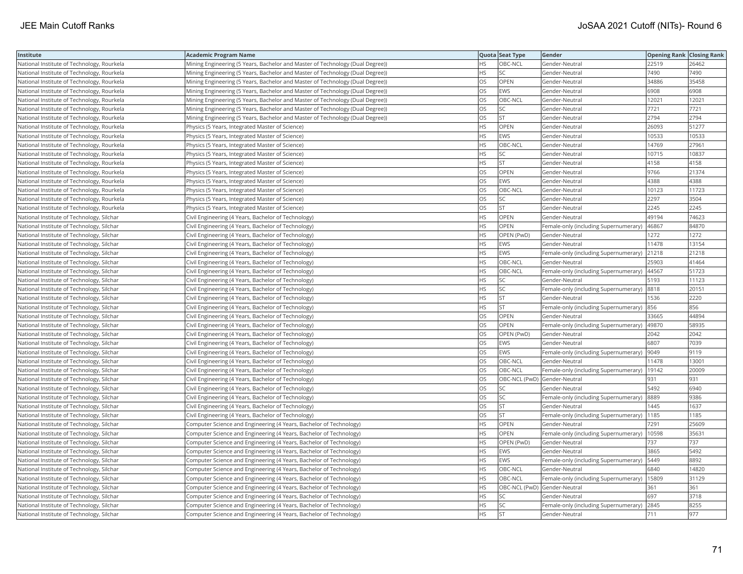| Institute | Academic Program Name | Quota | Seat Type | Gender | Opening Rank | Closing Rank |
|---|---|---|---|---|---|---|
| National Institute of Technology, Rourkela | Mining Engineering (5 Years, Bachelor and Master of Technology (Dual Degree)) | HS | OBC-NCL | Gender-Neutral | 22519 | 26462 |
| National Institute of Technology, Rourkela | Mining Engineering (5 Years, Bachelor and Master of Technology (Dual Degree)) | HS | SC | Gender-Neutral | 7490 | 7490 |
| National Institute of Technology, Rourkela | Mining Engineering (5 Years, Bachelor and Master of Technology (Dual Degree)) | OS | OPEN | Gender-Neutral | 34886 | 35458 |
| National Institute of Technology, Rourkela | Mining Engineering (5 Years, Bachelor and Master of Technology (Dual Degree)) | OS | EWS | Gender-Neutral | 6908 | 6908 |
| National Institute of Technology, Rourkela | Mining Engineering (5 Years, Bachelor and Master of Technology (Dual Degree)) | OS | OBC-NCL | Gender-Neutral | 12021 | 12021 |
| National Institute of Technology, Rourkela | Mining Engineering (5 Years, Bachelor and Master of Technology (Dual Degree)) | OS | SC | Gender-Neutral | 7721 | 7721 |
| National Institute of Technology, Rourkela | Mining Engineering (5 Years, Bachelor and Master of Technology (Dual Degree)) | OS | ST | Gender-Neutral | 2794 | 2794 |
| National Institute of Technology, Rourkela | Physics (5 Years, Integrated Master of Science) | HS | OPEN | Gender-Neutral | 26093 | 51277 |
| National Institute of Technology, Rourkela | Physics (5 Years, Integrated Master of Science) | HS | EWS | Gender-Neutral | 10533 | 10533 |
| National Institute of Technology, Rourkela | Physics (5 Years, Integrated Master of Science) | HS | OBC-NCL | Gender-Neutral | 14769 | 27961 |
| National Institute of Technology, Rourkela | Physics (5 Years, Integrated Master of Science) | HS | SC | Gender-Neutral | 10715 | 10837 |
| National Institute of Technology, Rourkela | Physics (5 Years, Integrated Master of Science) | HS | ST | Gender-Neutral | 4158 | 4158 |
| National Institute of Technology, Rourkela | Physics (5 Years, Integrated Master of Science) | OS | OPEN | Gender-Neutral | 9766 | 21374 |
| National Institute of Technology, Rourkela | Physics (5 Years, Integrated Master of Science) | OS | EWS | Gender-Neutral | 4388 | 4388 |
| National Institute of Technology, Rourkela | Physics (5 Years, Integrated Master of Science) | OS | OBC-NCL | Gender-Neutral | 10123 | 11723 |
| National Institute of Technology, Rourkela | Physics (5 Years, Integrated Master of Science) | OS | SC | Gender-Neutral | 2297 | 3504 |
| National Institute of Technology, Rourkela | Physics (5 Years, Integrated Master of Science) | OS | ST | Gender-Neutral | 2245 | 2245 |
| National Institute of Technology, Silchar | Civil Engineering (4 Years, Bachelor of Technology) | HS | OPEN | Gender-Neutral | 49194 | 74623 |
| National Institute of Technology, Silchar | Civil Engineering (4 Years, Bachelor of Technology) | HS | OPEN | Female-only (including Supernumerary) | 46867 | 84870 |
| National Institute of Technology, Silchar | Civil Engineering (4 Years, Bachelor of Technology) | HS | OPEN (PwD) | Gender-Neutral | 1272 | 1272 |
| National Institute of Technology, Silchar | Civil Engineering (4 Years, Bachelor of Technology) | HS | EWS | Gender-Neutral | 11478 | 13154 |
| National Institute of Technology, Silchar | Civil Engineering (4 Years, Bachelor of Technology) | HS | EWS | Female-only (including Supernumerary) | 21218 | 21218 |
| National Institute of Technology, Silchar | Civil Engineering (4 Years, Bachelor of Technology) | HS | OBC-NCL | Gender-Neutral | 25903 | 41464 |
| National Institute of Technology, Silchar | Civil Engineering (4 Years, Bachelor of Technology) | HS | OBC-NCL | Female-only (including Supernumerary) | 44567 | 51723 |
| National Institute of Technology, Silchar | Civil Engineering (4 Years, Bachelor of Technology) | HS | SC | Gender-Neutral | 5193 | 11123 |
| National Institute of Technology, Silchar | Civil Engineering (4 Years, Bachelor of Technology) | HS | SC | Female-only (including Supernumerary) | 8818 | 20151 |
| National Institute of Technology, Silchar | Civil Engineering (4 Years, Bachelor of Technology) | HS | ST | Gender-Neutral | 1536 | 2220 |
| National Institute of Technology, Silchar | Civil Engineering (4 Years, Bachelor of Technology) | HS | ST | Female-only (including Supernumerary) | 856 | 856 |
| National Institute of Technology, Silchar | Civil Engineering (4 Years, Bachelor of Technology) | OS | OPEN | Gender-Neutral | 33665 | 44894 |
| National Institute of Technology, Silchar | Civil Engineering (4 Years, Bachelor of Technology) | OS | OPEN | Female-only (including Supernumerary) | 49870 | 58935 |
| National Institute of Technology, Silchar | Civil Engineering (4 Years, Bachelor of Technology) | OS | OPEN (PwD) | Gender-Neutral | 2042 | 2042 |
| National Institute of Technology, Silchar | Civil Engineering (4 Years, Bachelor of Technology) | OS | EWS | Gender-Neutral | 6807 | 7039 |
| National Institute of Technology, Silchar | Civil Engineering (4 Years, Bachelor of Technology) | OS | EWS | Female-only (including Supernumerary) | 9049 | 9119 |
| National Institute of Technology, Silchar | Civil Engineering (4 Years, Bachelor of Technology) | OS | OBC-NCL | Gender-Neutral | 11478 | 13001 |
| National Institute of Technology, Silchar | Civil Engineering (4 Years, Bachelor of Technology) | OS | OBC-NCL | Female-only (including Supernumerary) | 19142 | 20009 |
| National Institute of Technology, Silchar | Civil Engineering (4 Years, Bachelor of Technology) | OS | OBC-NCL (PwD) | Gender-Neutral | 931 | 931 |
| National Institute of Technology, Silchar | Civil Engineering (4 Years, Bachelor of Technology) | OS | SC | Gender-Neutral | 5492 | 6940 |
| National Institute of Technology, Silchar | Civil Engineering (4 Years, Bachelor of Technology) | OS | SC | Female-only (including Supernumerary) | 8889 | 9386 |
| National Institute of Technology, Silchar | Civil Engineering (4 Years, Bachelor of Technology) | OS | ST | Gender-Neutral | 1445 | 1637 |
| National Institute of Technology, Silchar | Civil Engineering (4 Years, Bachelor of Technology) | OS | ST | Female-only (including Supernumerary) | 1185 | 1185 |
| National Institute of Technology, Silchar | Computer Science and Engineering (4 Years, Bachelor of Technology) | HS | OPEN | Gender-Neutral | 7291 | 25609 |
| National Institute of Technology, Silchar | Computer Science and Engineering (4 Years, Bachelor of Technology) | HS | OPEN | Female-only (including Supernumerary) | 10598 | 35631 |
| National Institute of Technology, Silchar | Computer Science and Engineering (4 Years, Bachelor of Technology) | HS | OPEN (PwD) | Gender-Neutral | 737 | 737 |
| National Institute of Technology, Silchar | Computer Science and Engineering (4 Years, Bachelor of Technology) | HS | EWS | Gender-Neutral | 3865 | 5492 |
| National Institute of Technology, Silchar | Computer Science and Engineering (4 Years, Bachelor of Technology) | HS | EWS | Female-only (including Supernumerary) | 5449 | 8892 |
| National Institute of Technology, Silchar | Computer Science and Engineering (4 Years, Bachelor of Technology) | HS | OBC-NCL | Gender-Neutral | 6840 | 14820 |
| National Institute of Technology, Silchar | Computer Science and Engineering (4 Years, Bachelor of Technology) | HS | OBC-NCL | Female-only (including Supernumerary) | 15809 | 31129 |
| National Institute of Technology, Silchar | Computer Science and Engineering (4 Years, Bachelor of Technology) | HS | OBC-NCL (PwD) | Gender-Neutral | 361 | 361 |
| National Institute of Technology, Silchar | Computer Science and Engineering (4 Years, Bachelor of Technology) | HS | SC | Gender-Neutral | 697 | 3718 |
| National Institute of Technology, Silchar | Computer Science and Engineering (4 Years, Bachelor of Technology) | HS | SC | Female-only (including Supernumerary) | 2845 | 8255 |
| National Institute of Technology, Silchar | Computer Science and Engineering (4 Years, Bachelor of Technology) | HS | ST | Gender-Neutral | 711 | 977 |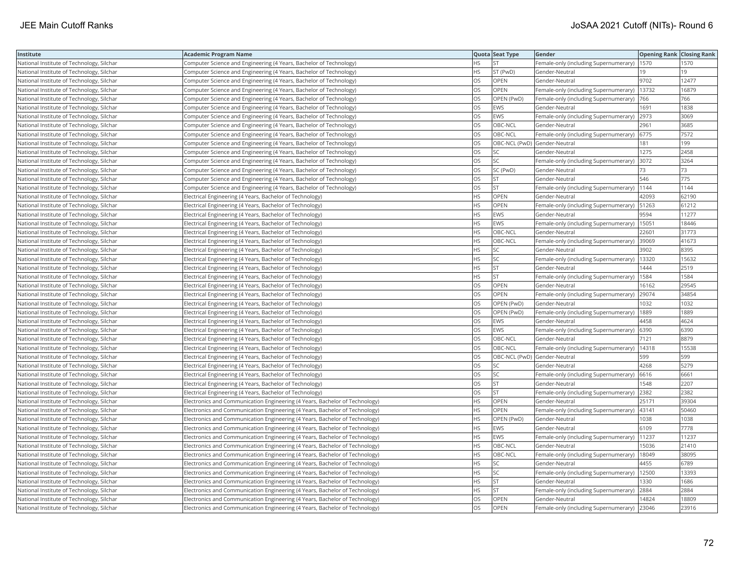| Institute | Academic Program Name | Quota | Seat Type | Gender | Opening Rank | Closing Rank |
| --- | --- | --- | --- | --- | --- | --- |
| National Institute of Technology, Silchar | Computer Science and Engineering (4 Years, Bachelor of Technology) | HS | ST | Female-only (including Supernumerary) | 1570 | 1570 |
| National Institute of Technology, Silchar | Computer Science and Engineering (4 Years, Bachelor of Technology) | HS | ST (PwD) | Gender-Neutral | 19 | 19 |
| National Institute of Technology, Silchar | Computer Science and Engineering (4 Years, Bachelor of Technology) | OS | OPEN | Gender-Neutral | 9702 | 12477 |
| National Institute of Technology, Silchar | Computer Science and Engineering (4 Years, Bachelor of Technology) | OS | OPEN | Female-only (including Supernumerary) | 13732 | 16879 |
| National Institute of Technology, Silchar | Computer Science and Engineering (4 Years, Bachelor of Technology) | OS | OPEN (PwD) | Female-only (including Supernumerary) | 766 | 766 |
| National Institute of Technology, Silchar | Computer Science and Engineering (4 Years, Bachelor of Technology) | OS | EWS | Gender-Neutral | 1691 | 1838 |
| National Institute of Technology, Silchar | Computer Science and Engineering (4 Years, Bachelor of Technology) | OS | EWS | Female-only (including Supernumerary) | 2973 | 3069 |
| National Institute of Technology, Silchar | Computer Science and Engineering (4 Years, Bachelor of Technology) | OS | OBC-NCL | Gender-Neutral | 2961 | 3685 |
| National Institute of Technology, Silchar | Computer Science and Engineering (4 Years, Bachelor of Technology) | OS | OBC-NCL | Female-only (including Supernumerary) | 6775 | 7572 |
| National Institute of Technology, Silchar | Computer Science and Engineering (4 Years, Bachelor of Technology) | OS | OBC-NCL (PwD) | Gender-Neutral | 181 | 199 |
| National Institute of Technology, Silchar | Computer Science and Engineering (4 Years, Bachelor of Technology) | OS | SC | Gender-Neutral | 1275 | 2458 |
| National Institute of Technology, Silchar | Computer Science and Engineering (4 Years, Bachelor of Technology) | OS | SC | Female-only (including Supernumerary) | 3072 | 3264 |
| National Institute of Technology, Silchar | Computer Science and Engineering (4 Years, Bachelor of Technology) | OS | SC (PwD) | Gender-Neutral | 73 | 73 |
| National Institute of Technology, Silchar | Computer Science and Engineering (4 Years, Bachelor of Technology) | OS | ST | Gender-Neutral | 546 | 775 |
| National Institute of Technology, Silchar | Computer Science and Engineering (4 Years, Bachelor of Technology) | OS | ST | Female-only (including Supernumerary) | 1144 | 1144 |
| National Institute of Technology, Silchar | Electrical Engineering (4 Years, Bachelor of Technology) | HS | OPEN | Gender-Neutral | 42093 | 62190 |
| National Institute of Technology, Silchar | Electrical Engineering (4 Years, Bachelor of Technology) | HS | OPEN | Female-only (including Supernumerary) | 51263 | 61212 |
| National Institute of Technology, Silchar | Electrical Engineering (4 Years, Bachelor of Technology) | HS | EWS | Gender-Neutral | 9594 | 11277 |
| National Institute of Technology, Silchar | Electrical Engineering (4 Years, Bachelor of Technology) | HS | EWS | Female-only (including Supernumerary) | 15051 | 18446 |
| National Institute of Technology, Silchar | Electrical Engineering (4 Years, Bachelor of Technology) | HS | OBC-NCL | Gender-Neutral | 22601 | 31773 |
| National Institute of Technology, Silchar | Electrical Engineering (4 Years, Bachelor of Technology) | HS | OBC-NCL | Female-only (including Supernumerary) | 39069 | 41673 |
| National Institute of Technology, Silchar | Electrical Engineering (4 Years, Bachelor of Technology) | HS | SC | Gender-Neutral | 3902 | 8395 |
| National Institute of Technology, Silchar | Electrical Engineering (4 Years, Bachelor of Technology) | HS | SC | Female-only (including Supernumerary) | 13320 | 15632 |
| National Institute of Technology, Silchar | Electrical Engineering (4 Years, Bachelor of Technology) | HS | ST | Gender-Neutral | 1444 | 2519 |
| National Institute of Technology, Silchar | Electrical Engineering (4 Years, Bachelor of Technology) | HS | ST | Female-only (including Supernumerary) | 1584 | 1584 |
| National Institute of Technology, Silchar | Electrical Engineering (4 Years, Bachelor of Technology) | OS | OPEN | Gender-Neutral | 16162 | 29545 |
| National Institute of Technology, Silchar | Electrical Engineering (4 Years, Bachelor of Technology) | OS | OPEN | Female-only (including Supernumerary) | 29074 | 34854 |
| National Institute of Technology, Silchar | Electrical Engineering (4 Years, Bachelor of Technology) | OS | OPEN (PwD) | Gender-Neutral | 1032 | 1032 |
| National Institute of Technology, Silchar | Electrical Engineering (4 Years, Bachelor of Technology) | OS | OPEN (PwD) | Female-only (including Supernumerary) | 1889 | 1889 |
| National Institute of Technology, Silchar | Electrical Engineering (4 Years, Bachelor of Technology) | OS | EWS | Gender-Neutral | 4458 | 4624 |
| National Institute of Technology, Silchar | Electrical Engineering (4 Years, Bachelor of Technology) | OS | EWS | Female-only (including Supernumerary) | 6390 | 6390 |
| National Institute of Technology, Silchar | Electrical Engineering (4 Years, Bachelor of Technology) | OS | OBC-NCL | Gender-Neutral | 7121 | 8879 |
| National Institute of Technology, Silchar | Electrical Engineering (4 Years, Bachelor of Technology) | OS | OBC-NCL | Female-only (including Supernumerary) | 14318 | 15538 |
| National Institute of Technology, Silchar | Electrical Engineering (4 Years, Bachelor of Technology) | OS | OBC-NCL (PwD) | Gender-Neutral | 599 | 599 |
| National Institute of Technology, Silchar | Electrical Engineering (4 Years, Bachelor of Technology) | OS | SC | Gender-Neutral | 4268 | 5279 |
| National Institute of Technology, Silchar | Electrical Engineering (4 Years, Bachelor of Technology) | OS | SC | Female-only (including Supernumerary) | 6616 | 6661 |
| National Institute of Technology, Silchar | Electrical Engineering (4 Years, Bachelor of Technology) | OS | ST | Gender-Neutral | 1548 | 2207 |
| National Institute of Technology, Silchar | Electrical Engineering (4 Years, Bachelor of Technology) | OS | ST | Female-only (including Supernumerary) | 2382 | 2382 |
| National Institute of Technology, Silchar | Electronics and Communication Engineering (4 Years, Bachelor of Technology) | HS | OPEN | Gender-Neutral | 25171 | 39304 |
| National Institute of Technology, Silchar | Electronics and Communication Engineering (4 Years, Bachelor of Technology) | HS | OPEN | Female-only (including Supernumerary) | 43141 | 50460 |
| National Institute of Technology, Silchar | Electronics and Communication Engineering (4 Years, Bachelor of Technology) | HS | OPEN (PwD) | Gender-Neutral | 1038 | 1038 |
| National Institute of Technology, Silchar | Electronics and Communication Engineering (4 Years, Bachelor of Technology) | HS | EWS | Gender-Neutral | 6109 | 7778 |
| National Institute of Technology, Silchar | Electronics and Communication Engineering (4 Years, Bachelor of Technology) | HS | EWS | Female-only (including Supernumerary) | 11237 | 11237 |
| National Institute of Technology, Silchar | Electronics and Communication Engineering (4 Years, Bachelor of Technology) | HS | OBC-NCL | Gender-Neutral | 15036 | 21410 |
| National Institute of Technology, Silchar | Electronics and Communication Engineering (4 Years, Bachelor of Technology) | HS | OBC-NCL | Female-only (including Supernumerary) | 18049 | 38095 |
| National Institute of Technology, Silchar | Electronics and Communication Engineering (4 Years, Bachelor of Technology) | HS | SC | Gender-Neutral | 4455 | 6789 |
| National Institute of Technology, Silchar | Electronics and Communication Engineering (4 Years, Bachelor of Technology) | HS | SC | Female-only (including Supernumerary) | 12500 | 13393 |
| National Institute of Technology, Silchar | Electronics and Communication Engineering (4 Years, Bachelor of Technology) | HS | ST | Gender-Neutral | 1330 | 1686 |
| National Institute of Technology, Silchar | Electronics and Communication Engineering (4 Years, Bachelor of Technology) | HS | ST | Female-only (including Supernumerary) | 2884 | 2884 |
| National Institute of Technology, Silchar | Electronics and Communication Engineering (4 Years, Bachelor of Technology) | OS | OPEN | Gender-Neutral | 14824 | 18809 |
| National Institute of Technology, Silchar | Electronics and Communication Engineering (4 Years, Bachelor of Technology) | OS | OPEN | Female-only (including Supernumerary) | 23046 | 23916 |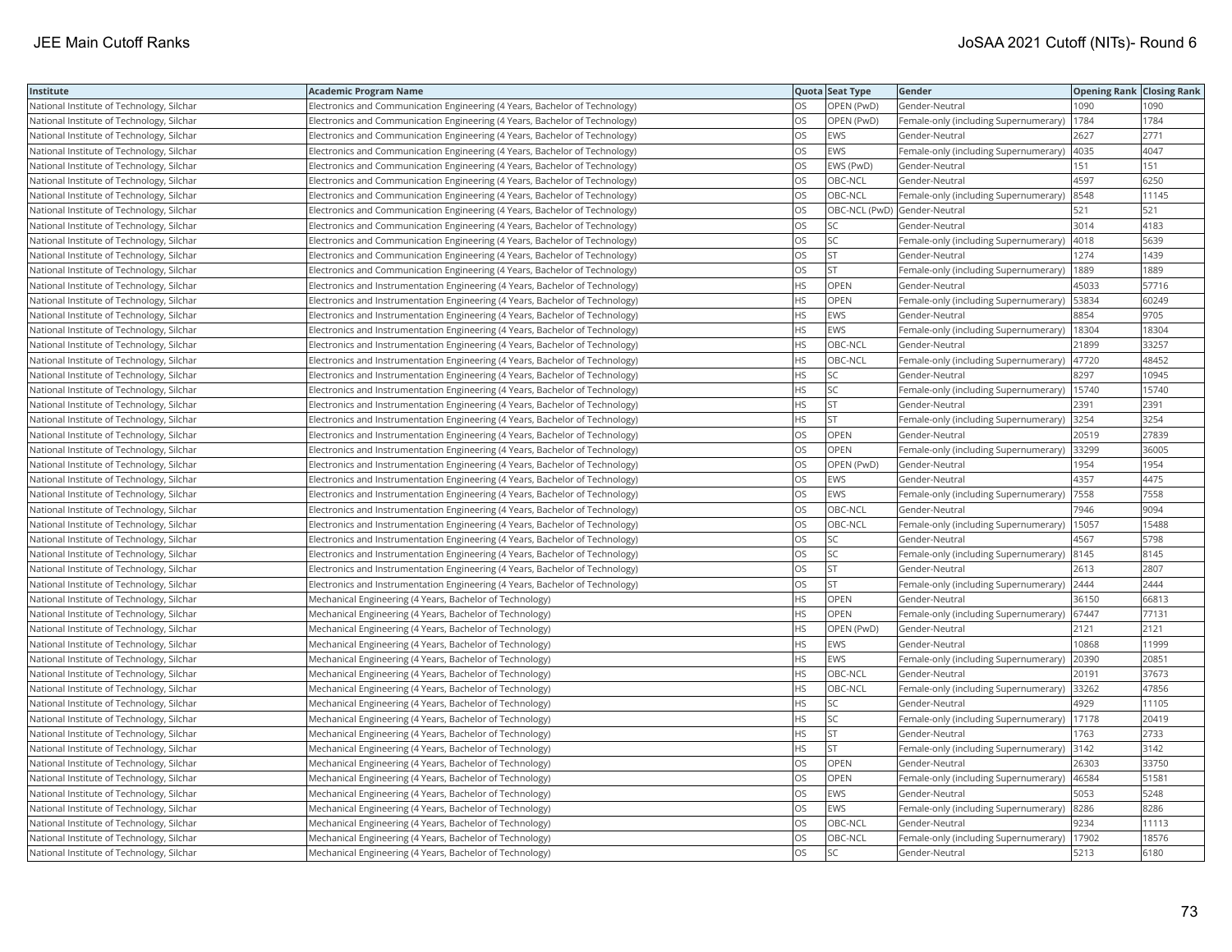| Institute | Academic Program Name | Quota | Seat Type | Gender | Opening Rank | Closing Rank |
|---|---|---|---|---|---|---|
| National Institute of Technology, Silchar | Electronics and Communication Engineering (4 Years, Bachelor of Technology) | OS | OPEN (PwD) | Gender-Neutral | 1090 | 1090 |
| National Institute of Technology, Silchar | Electronics and Communication Engineering (4 Years, Bachelor of Technology) | OS | OPEN (PwD) | Female-only (including Supernumerary) | 1784 | 1784 |
| National Institute of Technology, Silchar | Electronics and Communication Engineering (4 Years, Bachelor of Technology) | OS | EWS | Gender-Neutral | 2627 | 2771 |
| National Institute of Technology, Silchar | Electronics and Communication Engineering (4 Years, Bachelor of Technology) | OS | EWS | Female-only (including Supernumerary) | 4035 | 4047 |
| National Institute of Technology, Silchar | Electronics and Communication Engineering (4 Years, Bachelor of Technology) | OS | EWS (PwD) | Gender-Neutral | 151 | 151 |
| National Institute of Technology, Silchar | Electronics and Communication Engineering (4 Years, Bachelor of Technology) | OS | OBC-NCL | Gender-Neutral | 4597 | 6250 |
| National Institute of Technology, Silchar | Electronics and Communication Engineering (4 Years, Bachelor of Technology) | OS | OBC-NCL | Female-only (including Supernumerary) | 8548 | 11145 |
| National Institute of Technology, Silchar | Electronics and Communication Engineering (4 Years, Bachelor of Technology) | OS | OBC-NCL (PwD) | Gender-Neutral | 521 | 521 |
| National Institute of Technology, Silchar | Electronics and Communication Engineering (4 Years, Bachelor of Technology) | OS | SC | Gender-Neutral | 3014 | 4183 |
| National Institute of Technology, Silchar | Electronics and Communication Engineering (4 Years, Bachelor of Technology) | OS | SC | Female-only (including Supernumerary) | 4018 | 5639 |
| National Institute of Technology, Silchar | Electronics and Communication Engineering (4 Years, Bachelor of Technology) | OS | ST | Gender-Neutral | 1274 | 1439 |
| National Institute of Technology, Silchar | Electronics and Communication Engineering (4 Years, Bachelor of Technology) | OS | ST | Female-only (including Supernumerary) | 1889 | 1889 |
| National Institute of Technology, Silchar | Electronics and Instrumentation Engineering (4 Years, Bachelor of Technology) | HS | OPEN | Gender-Neutral | 45033 | 57716 |
| National Institute of Technology, Silchar | Electronics and Instrumentation Engineering (4 Years, Bachelor of Technology) | HS | OPEN | Female-only (including Supernumerary) | 53834 | 60249 |
| National Institute of Technology, Silchar | Electronics and Instrumentation Engineering (4 Years, Bachelor of Technology) | HS | EWS | Gender-Neutral | 8854 | 9705 |
| National Institute of Technology, Silchar | Electronics and Instrumentation Engineering (4 Years, Bachelor of Technology) | HS | EWS | Female-only (including Supernumerary) | 18304 | 18304 |
| National Institute of Technology, Silchar | Electronics and Instrumentation Engineering (4 Years, Bachelor of Technology) | HS | OBC-NCL | Gender-Neutral | 21899 | 33257 |
| National Institute of Technology, Silchar | Electronics and Instrumentation Engineering (4 Years, Bachelor of Technology) | HS | OBC-NCL | Female-only (including Supernumerary) | 47720 | 48452 |
| National Institute of Technology, Silchar | Electronics and Instrumentation Engineering (4 Years, Bachelor of Technology) | HS | SC | Gender-Neutral | 8297 | 10945 |
| National Institute of Technology, Silchar | Electronics and Instrumentation Engineering (4 Years, Bachelor of Technology) | HS | SC | Female-only (including Supernumerary) | 15740 | 15740 |
| National Institute of Technology, Silchar | Electronics and Instrumentation Engineering (4 Years, Bachelor of Technology) | HS | ST | Gender-Neutral | 2391 | 2391 |
| National Institute of Technology, Silchar | Electronics and Instrumentation Engineering (4 Years, Bachelor of Technology) | HS | ST | Female-only (including Supernumerary) | 3254 | 3254 |
| National Institute of Technology, Silchar | Electronics and Instrumentation Engineering (4 Years, Bachelor of Technology) | OS | OPEN | Gender-Neutral | 20519 | 27839 |
| National Institute of Technology, Silchar | Electronics and Instrumentation Engineering (4 Years, Bachelor of Technology) | OS | OPEN | Female-only (including Supernumerary) | 33299 | 36005 |
| National Institute of Technology, Silchar | Electronics and Instrumentation Engineering (4 Years, Bachelor of Technology) | OS | OPEN (PwD) | Gender-Neutral | 1954 | 1954 |
| National Institute of Technology, Silchar | Electronics and Instrumentation Engineering (4 Years, Bachelor of Technology) | OS | EWS | Gender-Neutral | 4357 | 4475 |
| National Institute of Technology, Silchar | Electronics and Instrumentation Engineering (4 Years, Bachelor of Technology) | OS | EWS | Female-only (including Supernumerary) | 7558 | 7558 |
| National Institute of Technology, Silchar | Electronics and Instrumentation Engineering (4 Years, Bachelor of Technology) | OS | OBC-NCL | Gender-Neutral | 7946 | 9094 |
| National Institute of Technology, Silchar | Electronics and Instrumentation Engineering (4 Years, Bachelor of Technology) | OS | OBC-NCL | Female-only (including Supernumerary) | 15057 | 15488 |
| National Institute of Technology, Silchar | Electronics and Instrumentation Engineering (4 Years, Bachelor of Technology) | OS | SC | Gender-Neutral | 4567 | 5798 |
| National Institute of Technology, Silchar | Electronics and Instrumentation Engineering (4 Years, Bachelor of Technology) | OS | SC | Female-only (including Supernumerary) | 8145 | 8145 |
| National Institute of Technology, Silchar | Electronics and Instrumentation Engineering (4 Years, Bachelor of Technology) | OS | ST | Gender-Neutral | 2613 | 2807 |
| National Institute of Technology, Silchar | Electronics and Instrumentation Engineering (4 Years, Bachelor of Technology) | OS | ST | Female-only (including Supernumerary) | 2444 | 2444 |
| National Institute of Technology, Silchar | Mechanical Engineering (4 Years, Bachelor of Technology) | HS | OPEN | Gender-Neutral | 36150 | 66813 |
| National Institute of Technology, Silchar | Mechanical Engineering (4 Years, Bachelor of Technology) | HS | OPEN | Female-only (including Supernumerary) | 67447 | 77131 |
| National Institute of Technology, Silchar | Mechanical Engineering (4 Years, Bachelor of Technology) | HS | OPEN (PwD) | Gender-Neutral | 2121 | 2121 |
| National Institute of Technology, Silchar | Mechanical Engineering (4 Years, Bachelor of Technology) | HS | EWS | Gender-Neutral | 10868 | 11999 |
| National Institute of Technology, Silchar | Mechanical Engineering (4 Years, Bachelor of Technology) | HS | EWS | Female-only (including Supernumerary) | 20390 | 20851 |
| National Institute of Technology, Silchar | Mechanical Engineering (4 Years, Bachelor of Technology) | HS | OBC-NCL | Gender-Neutral | 20191 | 37673 |
| National Institute of Technology, Silchar | Mechanical Engineering (4 Years, Bachelor of Technology) | HS | OBC-NCL | Female-only (including Supernumerary) | 33262 | 47856 |
| National Institute of Technology, Silchar | Mechanical Engineering (4 Years, Bachelor of Technology) | HS | SC | Gender-Neutral | 4929 | 11105 |
| National Institute of Technology, Silchar | Mechanical Engineering (4 Years, Bachelor of Technology) | HS | SC | Female-only (including Supernumerary) | 17178 | 20419 |
| National Institute of Technology, Silchar | Mechanical Engineering (4 Years, Bachelor of Technology) | HS | ST | Gender-Neutral | 1763 | 2733 |
| National Institute of Technology, Silchar | Mechanical Engineering (4 Years, Bachelor of Technology) | HS | ST | Female-only (including Supernumerary) | 3142 | 3142 |
| National Institute of Technology, Silchar | Mechanical Engineering (4 Years, Bachelor of Technology) | OS | OPEN | Gender-Neutral | 26303 | 33750 |
| National Institute of Technology, Silchar | Mechanical Engineering (4 Years, Bachelor of Technology) | OS | OPEN | Female-only (including Supernumerary) | 46584 | 51581 |
| National Institute of Technology, Silchar | Mechanical Engineering (4 Years, Bachelor of Technology) | OS | EWS | Gender-Neutral | 5053 | 5248 |
| National Institute of Technology, Silchar | Mechanical Engineering (4 Years, Bachelor of Technology) | OS | EWS | Female-only (including Supernumerary) | 8286 | 8286 |
| National Institute of Technology, Silchar | Mechanical Engineering (4 Years, Bachelor of Technology) | OS | OBC-NCL | Gender-Neutral | 9234 | 11113 |
| National Institute of Technology, Silchar | Mechanical Engineering (4 Years, Bachelor of Technology) | OS | OBC-NCL | Female-only (including Supernumerary) | 17902 | 18576 |
| National Institute of Technology, Silchar | Mechanical Engineering (4 Years, Bachelor of Technology) | OS | SC | Gender-Neutral | 5213 | 6180 |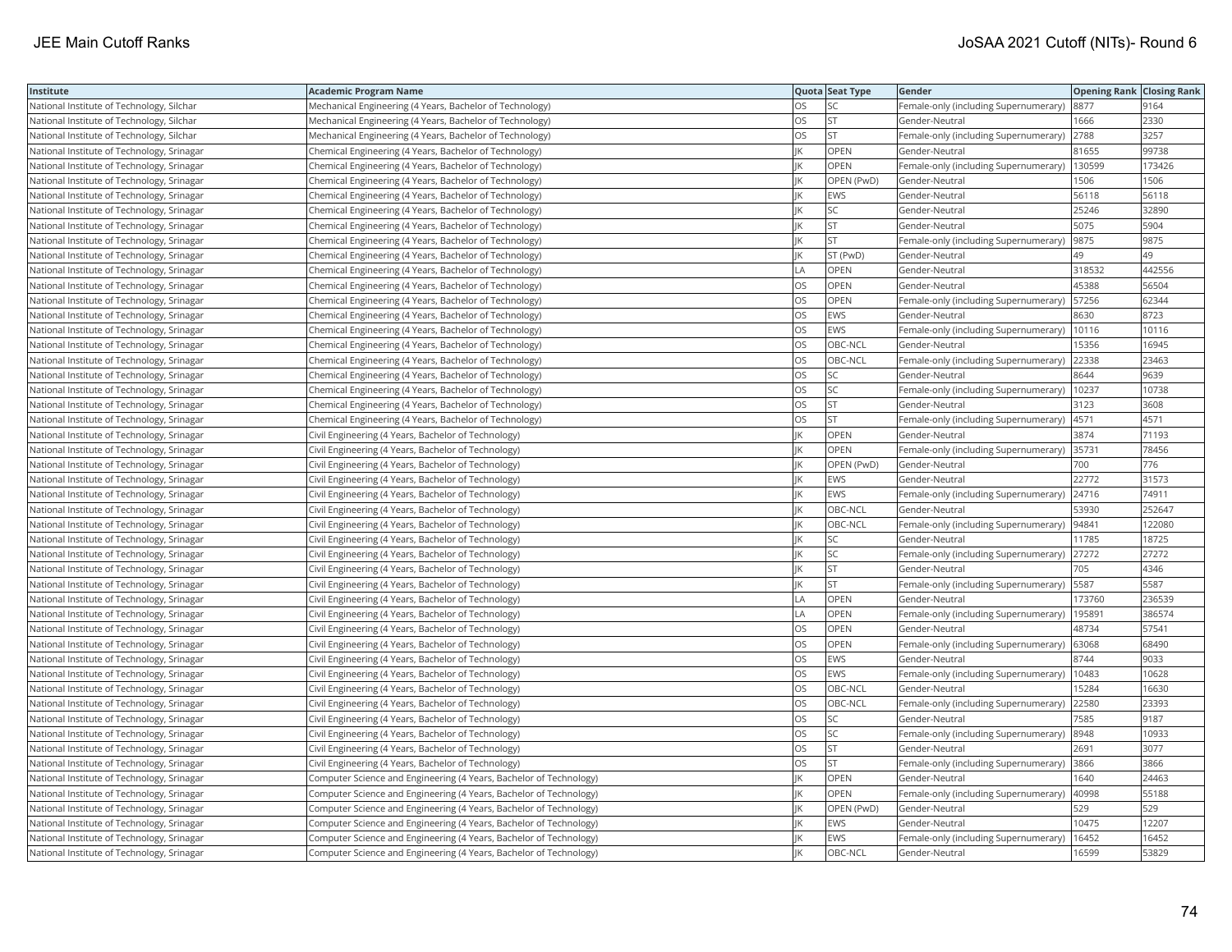| Institute | Academic Program Name | Quota | Seat Type | Gender | Opening Rank | Closing Rank |
|---|---|---|---|---|---|---|
| National Institute of Technology, Silchar | Mechanical Engineering (4 Years, Bachelor of Technology) | OS | SC | Female-only (including Supernumerary) | 8877 | 9164 |
| National Institute of Technology, Silchar | Mechanical Engineering (4 Years, Bachelor of Technology) | OS | ST | Gender-Neutral | 1666 | 2330 |
| National Institute of Technology, Silchar | Mechanical Engineering (4 Years, Bachelor of Technology) | OS | ST | Female-only (including Supernumerary) | 2788 | 3257 |
| National Institute of Technology, Srinagar | Chemical Engineering (4 Years, Bachelor of Technology) | JK | OPEN | Gender-Neutral | 81655 | 99738 |
| National Institute of Technology, Srinagar | Chemical Engineering (4 Years, Bachelor of Technology) | JK | OPEN | Female-only (including Supernumerary) | 130599 | 173426 |
| National Institute of Technology, Srinagar | Chemical Engineering (4 Years, Bachelor of Technology) | JK | OPEN (PwD) | Gender-Neutral | 1506 | 1506 |
| National Institute of Technology, Srinagar | Chemical Engineering (4 Years, Bachelor of Technology) | JK | EWS | Gender-Neutral | 56118 | 56118 |
| National Institute of Technology, Srinagar | Chemical Engineering (4 Years, Bachelor of Technology) | JK | SC | Gender-Neutral | 25246 | 32890 |
| National Institute of Technology, Srinagar | Chemical Engineering (4 Years, Bachelor of Technology) | JK | ST | Gender-Neutral | 5075 | 5904 |
| National Institute of Technology, Srinagar | Chemical Engineering (4 Years, Bachelor of Technology) | JK | ST | Female-only (including Supernumerary) | 9875 | 9875 |
| National Institute of Technology, Srinagar | Chemical Engineering (4 Years, Bachelor of Technology) | JK | ST (PwD) | Gender-Neutral | 49 | 49 |
| National Institute of Technology, Srinagar | Chemical Engineering (4 Years, Bachelor of Technology) | LA | OPEN | Gender-Neutral | 318532 | 442556 |
| National Institute of Technology, Srinagar | Chemical Engineering (4 Years, Bachelor of Technology) | OS | OPEN | Gender-Neutral | 45388 | 56504 |
| National Institute of Technology, Srinagar | Chemical Engineering (4 Years, Bachelor of Technology) | OS | OPEN | Female-only (including Supernumerary) | 57256 | 62344 |
| National Institute of Technology, Srinagar | Chemical Engineering (4 Years, Bachelor of Technology) | OS | EWS | Gender-Neutral | 8630 | 8723 |
| National Institute of Technology, Srinagar | Chemical Engineering (4 Years, Bachelor of Technology) | OS | EWS | Female-only (including Supernumerary) | 10116 | 10116 |
| National Institute of Technology, Srinagar | Chemical Engineering (4 Years, Bachelor of Technology) | OS | OBC-NCL | Gender-Neutral | 15356 | 16945 |
| National Institute of Technology, Srinagar | Chemical Engineering (4 Years, Bachelor of Technology) | OS | OBC-NCL | Female-only (including Supernumerary) | 22338 | 23463 |
| National Institute of Technology, Srinagar | Chemical Engineering (4 Years, Bachelor of Technology) | OS | SC | Gender-Neutral | 8644 | 9639 |
| National Institute of Technology, Srinagar | Chemical Engineering (4 Years, Bachelor of Technology) | OS | SC | Female-only (including Supernumerary) | 10237 | 10738 |
| National Institute of Technology, Srinagar | Chemical Engineering (4 Years, Bachelor of Technology) | OS | ST | Gender-Neutral | 3123 | 3608 |
| National Institute of Technology, Srinagar | Chemical Engineering (4 Years, Bachelor of Technology) | OS | ST | Female-only (including Supernumerary) | 4571 | 4571 |
| National Institute of Technology, Srinagar | Civil Engineering (4 Years, Bachelor of Technology) | JK | OPEN | Gender-Neutral | 3874 | 71193 |
| National Institute of Technology, Srinagar | Civil Engineering (4 Years, Bachelor of Technology) | JK | OPEN | Female-only (including Supernumerary) | 35731 | 78456 |
| National Institute of Technology, Srinagar | Civil Engineering (4 Years, Bachelor of Technology) | JK | OPEN (PwD) | Gender-Neutral | 700 | 776 |
| National Institute of Technology, Srinagar | Civil Engineering (4 Years, Bachelor of Technology) | JK | EWS | Gender-Neutral | 22772 | 31573 |
| National Institute of Technology, Srinagar | Civil Engineering (4 Years, Bachelor of Technology) | JK | EWS | Female-only (including Supernumerary) | 24716 | 74911 |
| National Institute of Technology, Srinagar | Civil Engineering (4 Years, Bachelor of Technology) | JK | OBC-NCL | Gender-Neutral | 53930 | 252647 |
| National Institute of Technology, Srinagar | Civil Engineering (4 Years, Bachelor of Technology) | JK | OBC-NCL | Female-only (including Supernumerary) | 94841 | 122080 |
| National Institute of Technology, Srinagar | Civil Engineering (4 Years, Bachelor of Technology) | JK | SC | Gender-Neutral | 11785 | 18725 |
| National Institute of Technology, Srinagar | Civil Engineering (4 Years, Bachelor of Technology) | JK | SC | Female-only (including Supernumerary) | 27272 | 27272 |
| National Institute of Technology, Srinagar | Civil Engineering (4 Years, Bachelor of Technology) | JK | ST | Gender-Neutral | 705 | 4346 |
| National Institute of Technology, Srinagar | Civil Engineering (4 Years, Bachelor of Technology) | JK | ST | Female-only (including Supernumerary) | 5587 | 5587 |
| National Institute of Technology, Srinagar | Civil Engineering (4 Years, Bachelor of Technology) | LA | OPEN | Gender-Neutral | 173760 | 236539 |
| National Institute of Technology, Srinagar | Civil Engineering (4 Years, Bachelor of Technology) | LA | OPEN | Female-only (including Supernumerary) | 195891 | 386574 |
| National Institute of Technology, Srinagar | Civil Engineering (4 Years, Bachelor of Technology) | OS | OPEN | Gender-Neutral | 48734 | 57541 |
| National Institute of Technology, Srinagar | Civil Engineering (4 Years, Bachelor of Technology) | OS | OPEN | Female-only (including Supernumerary) | 63068 | 68490 |
| National Institute of Technology, Srinagar | Civil Engineering (4 Years, Bachelor of Technology) | OS | EWS | Gender-Neutral | 8744 | 9033 |
| National Institute of Technology, Srinagar | Civil Engineering (4 Years, Bachelor of Technology) | OS | EWS | Female-only (including Supernumerary) | 10483 | 10628 |
| National Institute of Technology, Srinagar | Civil Engineering (4 Years, Bachelor of Technology) | OS | OBC-NCL | Gender-Neutral | 15284 | 16630 |
| National Institute of Technology, Srinagar | Civil Engineering (4 Years, Bachelor of Technology) | OS | OBC-NCL | Female-only (including Supernumerary) | 22580 | 23393 |
| National Institute of Technology, Srinagar | Civil Engineering (4 Years, Bachelor of Technology) | OS | SC | Gender-Neutral | 7585 | 9187 |
| National Institute of Technology, Srinagar | Civil Engineering (4 Years, Bachelor of Technology) | OS | SC | Female-only (including Supernumerary) | 8948 | 10933 |
| National Institute of Technology, Srinagar | Civil Engineering (4 Years, Bachelor of Technology) | OS | ST | Gender-Neutral | 2691 | 3077 |
| National Institute of Technology, Srinagar | Civil Engineering (4 Years, Bachelor of Technology) | OS | ST | Female-only (including Supernumerary) | 3866 | 3866 |
| National Institute of Technology, Srinagar | Computer Science and Engineering (4 Years, Bachelor of Technology) | JK | OPEN | Gender-Neutral | 1640 | 24463 |
| National Institute of Technology, Srinagar | Computer Science and Engineering (4 Years, Bachelor of Technology) | JK | OPEN | Female-only (including Supernumerary) | 40998 | 55188 |
| National Institute of Technology, Srinagar | Computer Science and Engineering (4 Years, Bachelor of Technology) | JK | OPEN (PwD) | Gender-Neutral | 529 | 529 |
| National Institute of Technology, Srinagar | Computer Science and Engineering (4 Years, Bachelor of Technology) | JK | EWS | Gender-Neutral | 10475 | 12207 |
| National Institute of Technology, Srinagar | Computer Science and Engineering (4 Years, Bachelor of Technology) | JK | EWS | Female-only (including Supernumerary) | 16452 | 16452 |
| National Institute of Technology, Srinagar | Computer Science and Engineering (4 Years, Bachelor of Technology) | JK | OBC-NCL | Gender-Neutral | 16599 | 53829 |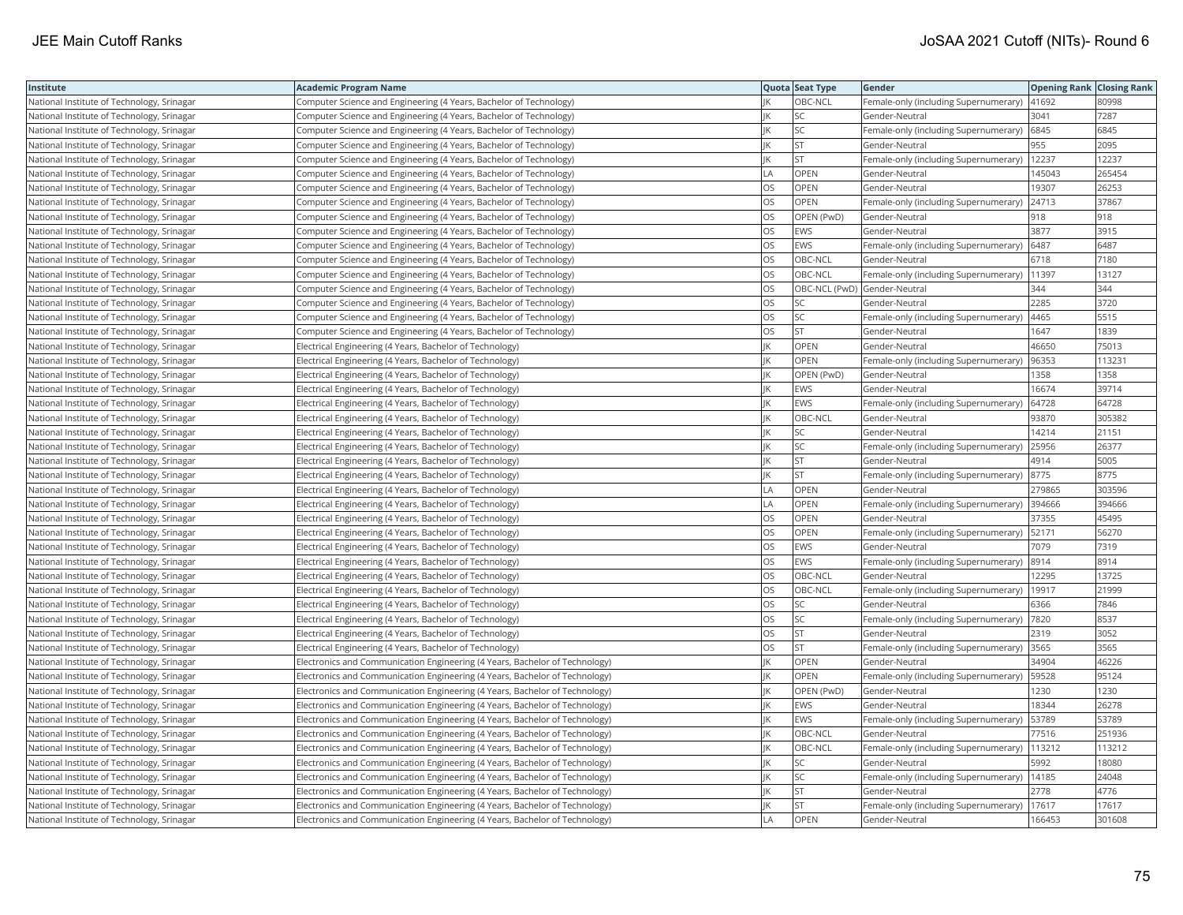| Institute | Academic Program Name | Quota | Seat Type | Gender | Opening Rank | Closing Rank |
|---|---|---|---|---|---|---|
| National Institute of Technology, Srinagar | Computer Science and Engineering (4 Years, Bachelor of Technology) | JK | OBC-NCL | Female-only (including Supernumerary) | 41692 | 80998 |
| National Institute of Technology, Srinagar | Computer Science and Engineering (4 Years, Bachelor of Technology) | JK | SC | Gender-Neutral | 3041 | 7287 |
| National Institute of Technology, Srinagar | Computer Science and Engineering (4 Years, Bachelor of Technology) | JK | SC | Female-only (including Supernumerary) | 6845 | 6845 |
| National Institute of Technology, Srinagar | Computer Science and Engineering (4 Years, Bachelor of Technology) | JK | ST | Gender-Neutral | 955 | 2095 |
| National Institute of Technology, Srinagar | Computer Science and Engineering (4 Years, Bachelor of Technology) | JK | ST | Female-only (including Supernumerary) | 12237 | 12237 |
| National Institute of Technology, Srinagar | Computer Science and Engineering (4 Years, Bachelor of Technology) | LA | OPEN | Gender-Neutral | 145043 | 265454 |
| National Institute of Technology, Srinagar | Computer Science and Engineering (4 Years, Bachelor of Technology) | OS | OPEN | Gender-Neutral | 19307 | 26253 |
| National Institute of Technology, Srinagar | Computer Science and Engineering (4 Years, Bachelor of Technology) | OS | OPEN | Female-only (including Supernumerary) | 24713 | 37867 |
| National Institute of Technology, Srinagar | Computer Science and Engineering (4 Years, Bachelor of Technology) | OS | OPEN (PwD) | Gender-Neutral | 918 | 918 |
| National Institute of Technology, Srinagar | Computer Science and Engineering (4 Years, Bachelor of Technology) | OS | EWS | Gender-Neutral | 3877 | 3915 |
| National Institute of Technology, Srinagar | Computer Science and Engineering (4 Years, Bachelor of Technology) | OS | EWS | Female-only (including Supernumerary) | 6487 | 6487 |
| National Institute of Technology, Srinagar | Computer Science and Engineering (4 Years, Bachelor of Technology) | OS | OBC-NCL | Gender-Neutral | 6718 | 7180 |
| National Institute of Technology, Srinagar | Computer Science and Engineering (4 Years, Bachelor of Technology) | OS | OBC-NCL | Female-only (including Supernumerary) | 11397 | 13127 |
| National Institute of Technology, Srinagar | Computer Science and Engineering (4 Years, Bachelor of Technology) | OS | OBC-NCL (PwD) | Gender-Neutral | 344 | 344 |
| National Institute of Technology, Srinagar | Computer Science and Engineering (4 Years, Bachelor of Technology) | OS | SC | Gender-Neutral | 2285 | 3720 |
| National Institute of Technology, Srinagar | Computer Science and Engineering (4 Years, Bachelor of Technology) | OS | SC | Female-only (including Supernumerary) | 4465 | 5515 |
| National Institute of Technology, Srinagar | Computer Science and Engineering (4 Years, Bachelor of Technology) | OS | ST | Gender-Neutral | 1647 | 1839 |
| National Institute of Technology, Srinagar | Electrical Engineering (4 Years, Bachelor of Technology) | JK | OPEN | Gender-Neutral | 46650 | 75013 |
| National Institute of Technology, Srinagar | Electrical Engineering (4 Years, Bachelor of Technology) | JK | OPEN | Female-only (including Supernumerary) | 96353 | 113231 |
| National Institute of Technology, Srinagar | Electrical Engineering (4 Years, Bachelor of Technology) | JK | OPEN (PwD) | Gender-Neutral | 1358 | 1358 |
| National Institute of Technology, Srinagar | Electrical Engineering (4 Years, Bachelor of Technology) | JK | EWS | Gender-Neutral | 16674 | 39714 |
| National Institute of Technology, Srinagar | Electrical Engineering (4 Years, Bachelor of Technology) | JK | EWS | Female-only (including Supernumerary) | 64728 | 64728 |
| National Institute of Technology, Srinagar | Electrical Engineering (4 Years, Bachelor of Technology) | JK | OBC-NCL | Gender-Neutral | 93870 | 305382 |
| National Institute of Technology, Srinagar | Electrical Engineering (4 Years, Bachelor of Technology) | JK | SC | Gender-Neutral | 14214 | 21151 |
| National Institute of Technology, Srinagar | Electrical Engineering (4 Years, Bachelor of Technology) | JK | SC | Female-only (including Supernumerary) | 25956 | 26377 |
| National Institute of Technology, Srinagar | Electrical Engineering (4 Years, Bachelor of Technology) | JK | ST | Gender-Neutral | 4914 | 5005 |
| National Institute of Technology, Srinagar | Electrical Engineering (4 Years, Bachelor of Technology) | JK | ST | Female-only (including Supernumerary) | 8775 | 8775 |
| National Institute of Technology, Srinagar | Electrical Engineering (4 Years, Bachelor of Technology) | LA | OPEN | Gender-Neutral | 279865 | 303596 |
| National Institute of Technology, Srinagar | Electrical Engineering (4 Years, Bachelor of Technology) | LA | OPEN | Female-only (including Supernumerary) | 394666 | 394666 |
| National Institute of Technology, Srinagar | Electrical Engineering (4 Years, Bachelor of Technology) | OS | OPEN | Gender-Neutral | 37355 | 45495 |
| National Institute of Technology, Srinagar | Electrical Engineering (4 Years, Bachelor of Technology) | OS | OPEN | Female-only (including Supernumerary) | 52171 | 56270 |
| National Institute of Technology, Srinagar | Electrical Engineering (4 Years, Bachelor of Technology) | OS | EWS | Gender-Neutral | 7079 | 7319 |
| National Institute of Technology, Srinagar | Electrical Engineering (4 Years, Bachelor of Technology) | OS | EWS | Female-only (including Supernumerary) | 8914 | 8914 |
| National Institute of Technology, Srinagar | Electrical Engineering (4 Years, Bachelor of Technology) | OS | OBC-NCL | Gender-Neutral | 12295 | 13725 |
| National Institute of Technology, Srinagar | Electrical Engineering (4 Years, Bachelor of Technology) | OS | OBC-NCL | Female-only (including Supernumerary) | 19917 | 21999 |
| National Institute of Technology, Srinagar | Electrical Engineering (4 Years, Bachelor of Technology) | OS | SC | Gender-Neutral | 6366 | 7846 |
| National Institute of Technology, Srinagar | Electrical Engineering (4 Years, Bachelor of Technology) | OS | SC | Female-only (including Supernumerary) | 7820 | 8537 |
| National Institute of Technology, Srinagar | Electrical Engineering (4 Years, Bachelor of Technology) | OS | ST | Gender-Neutral | 2319 | 3052 |
| National Institute of Technology, Srinagar | Electrical Engineering (4 Years, Bachelor of Technology) | OS | ST | Female-only (including Supernumerary) | 3565 | 3565 |
| National Institute of Technology, Srinagar | Electronics and Communication Engineering (4 Years, Bachelor of Technology) | JK | OPEN | Gender-Neutral | 34904 | 46226 |
| National Institute of Technology, Srinagar | Electronics and Communication Engineering (4 Years, Bachelor of Technology) | JK | OPEN | Female-only (including Supernumerary) | 59528 | 95124 |
| National Institute of Technology, Srinagar | Electronics and Communication Engineering (4 Years, Bachelor of Technology) | JK | OPEN (PwD) | Gender-Neutral | 1230 | 1230 |
| National Institute of Technology, Srinagar | Electronics and Communication Engineering (4 Years, Bachelor of Technology) | JK | EWS | Gender-Neutral | 18344 | 26278 |
| National Institute of Technology, Srinagar | Electronics and Communication Engineering (4 Years, Bachelor of Technology) | JK | EWS | Female-only (including Supernumerary) | 53789 | 53789 |
| National Institute of Technology, Srinagar | Electronics and Communication Engineering (4 Years, Bachelor of Technology) | JK | OBC-NCL | Gender-Neutral | 77516 | 251936 |
| National Institute of Technology, Srinagar | Electronics and Communication Engineering (4 Years, Bachelor of Technology) | JK | OBC-NCL | Female-only (including Supernumerary) | 113212 | 113212 |
| National Institute of Technology, Srinagar | Electronics and Communication Engineering (4 Years, Bachelor of Technology) | JK | SC | Gender-Neutral | 5992 | 18080 |
| National Institute of Technology, Srinagar | Electronics and Communication Engineering (4 Years, Bachelor of Technology) | JK | SC | Female-only (including Supernumerary) | 14185 | 24048 |
| National Institute of Technology, Srinagar | Electronics and Communication Engineering (4 Years, Bachelor of Technology) | JK | ST | Gender-Neutral | 2778 | 4776 |
| National Institute of Technology, Srinagar | Electronics and Communication Engineering (4 Years, Bachelor of Technology) | JK | ST | Female-only (including Supernumerary) | 17617 | 17617 |
| National Institute of Technology, Srinagar | Electronics and Communication Engineering (4 Years, Bachelor of Technology) | LA | OPEN | Gender-Neutral | 166453 | 301608 |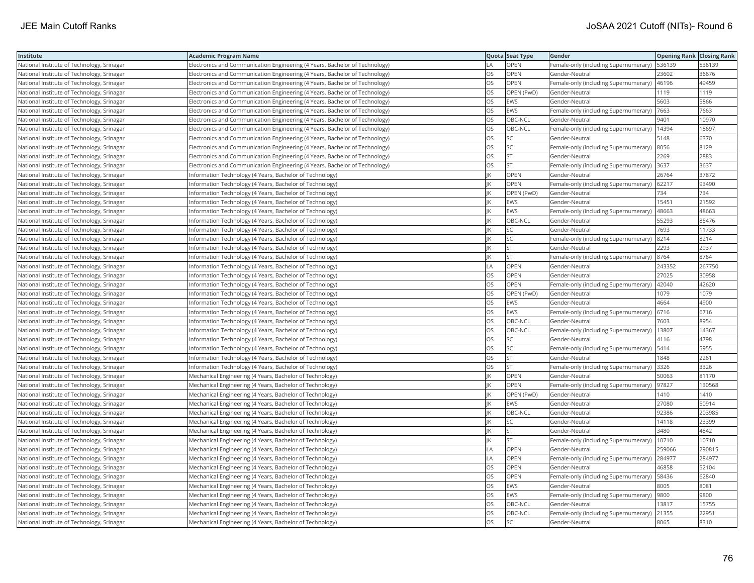| Institute | Academic Program Name | Quota | Seat Type | Gender | Opening Rank | Closing Rank |
|---|---|---|---|---|---|---|
| National Institute of Technology, Srinagar | Electronics and Communication Engineering (4 Years, Bachelor of Technology) | LA | OPEN | Female-only (including Supernumerary) | 536139 | 536139 |
| National Institute of Technology, Srinagar | Electronics and Communication Engineering (4 Years, Bachelor of Technology) | OS | OPEN | Gender-Neutral | 23602 | 36676 |
| National Institute of Technology, Srinagar | Electronics and Communication Engineering (4 Years, Bachelor of Technology) | OS | OPEN | Female-only (including Supernumerary) | 46196 | 49459 |
| National Institute of Technology, Srinagar | Electronics and Communication Engineering (4 Years, Bachelor of Technology) | OS | OPEN (PwD) | Gender-Neutral | 1119 | 1119 |
| National Institute of Technology, Srinagar | Electronics and Communication Engineering (4 Years, Bachelor of Technology) | OS | EWS | Gender-Neutral | 5603 | 5866 |
| National Institute of Technology, Srinagar | Electronics and Communication Engineering (4 Years, Bachelor of Technology) | OS | EWS | Female-only (including Supernumerary) | 7663 | 7663 |
| National Institute of Technology, Srinagar | Electronics and Communication Engineering (4 Years, Bachelor of Technology) | OS | OBC-NCL | Gender-Neutral | 9401 | 10970 |
| National Institute of Technology, Srinagar | Electronics and Communication Engineering (4 Years, Bachelor of Technology) | OS | OBC-NCL | Female-only (including Supernumerary) | 14394 | 18697 |
| National Institute of Technology, Srinagar | Electronics and Communication Engineering (4 Years, Bachelor of Technology) | OS | SC | Gender-Neutral | 5148 | 6370 |
| National Institute of Technology, Srinagar | Electronics and Communication Engineering (4 Years, Bachelor of Technology) | OS | SC | Female-only (including Supernumerary) | 8056 | 8129 |
| National Institute of Technology, Srinagar | Electronics and Communication Engineering (4 Years, Bachelor of Technology) | OS | ST | Gender-Neutral | 2269 | 2883 |
| National Institute of Technology, Srinagar | Electronics and Communication Engineering (4 Years, Bachelor of Technology) | OS | ST | Female-only (including Supernumerary) | 3637 | 3637 |
| National Institute of Technology, Srinagar | Information Technology (4 Years, Bachelor of Technology) | JK | OPEN | Gender-Neutral | 26764 | 37872 |
| National Institute of Technology, Srinagar | Information Technology (4 Years, Bachelor of Technology) | JK | OPEN | Female-only (including Supernumerary) | 62217 | 93490 |
| National Institute of Technology, Srinagar | Information Technology (4 Years, Bachelor of Technology) | JK | OPEN (PwD) | Gender-Neutral | 734 | 734 |
| National Institute of Technology, Srinagar | Information Technology (4 Years, Bachelor of Technology) | JK | EWS | Gender-Neutral | 15451 | 21592 |
| National Institute of Technology, Srinagar | Information Technology (4 Years, Bachelor of Technology) | JK | EWS | Female-only (including Supernumerary) | 48663 | 48663 |
| National Institute of Technology, Srinagar | Information Technology (4 Years, Bachelor of Technology) | JK | OBC-NCL | Gender-Neutral | 55293 | 85476 |
| National Institute of Technology, Srinagar | Information Technology (4 Years, Bachelor of Technology) | JK | SC | Gender-Neutral | 7693 | 11733 |
| National Institute of Technology, Srinagar | Information Technology (4 Years, Bachelor of Technology) | JK | SC | Female-only (including Supernumerary) | 8214 | 8214 |
| National Institute of Technology, Srinagar | Information Technology (4 Years, Bachelor of Technology) | JK | ST | Gender-Neutral | 2293 | 2937 |
| National Institute of Technology, Srinagar | Information Technology (4 Years, Bachelor of Technology) | JK | ST | Female-only (including Supernumerary) | 8764 | 8764 |
| National Institute of Technology, Srinagar | Information Technology (4 Years, Bachelor of Technology) | LA | OPEN | Gender-Neutral | 243352 | 267750 |
| National Institute of Technology, Srinagar | Information Technology (4 Years, Bachelor of Technology) | OS | OPEN | Gender-Neutral | 27025 | 30958 |
| National Institute of Technology, Srinagar | Information Technology (4 Years, Bachelor of Technology) | OS | OPEN | Female-only (including Supernumerary) | 42040 | 42620 |
| National Institute of Technology, Srinagar | Information Technology (4 Years, Bachelor of Technology) | OS | OPEN (PwD) | Gender-Neutral | 1079 | 1079 |
| National Institute of Technology, Srinagar | Information Technology (4 Years, Bachelor of Technology) | OS | EWS | Gender-Neutral | 4664 | 4900 |
| National Institute of Technology, Srinagar | Information Technology (4 Years, Bachelor of Technology) | OS | EWS | Female-only (including Supernumerary) | 6716 | 6716 |
| National Institute of Technology, Srinagar | Information Technology (4 Years, Bachelor of Technology) | OS | OBC-NCL | Gender-Neutral | 7603 | 8954 |
| National Institute of Technology, Srinagar | Information Technology (4 Years, Bachelor of Technology) | OS | OBC-NCL | Female-only (including Supernumerary) | 13807 | 14367 |
| National Institute of Technology, Srinagar | Information Technology (4 Years, Bachelor of Technology) | OS | SC | Gender-Neutral | 4116 | 4798 |
| National Institute of Technology, Srinagar | Information Technology (4 Years, Bachelor of Technology) | OS | SC | Female-only (including Supernumerary) | 5414 | 5955 |
| National Institute of Technology, Srinagar | Information Technology (4 Years, Bachelor of Technology) | OS | ST | Gender-Neutral | 1848 | 2261 |
| National Institute of Technology, Srinagar | Information Technology (4 Years, Bachelor of Technology) | OS | ST | Female-only (including Supernumerary) | 3326 | 3326 |
| National Institute of Technology, Srinagar | Mechanical Engineering (4 Years, Bachelor of Technology) | JK | OPEN | Gender-Neutral | 50063 | 81170 |
| National Institute of Technology, Srinagar | Mechanical Engineering (4 Years, Bachelor of Technology) | JK | OPEN | Female-only (including Supernumerary) | 97827 | 130568 |
| National Institute of Technology, Srinagar | Mechanical Engineering (4 Years, Bachelor of Technology) | JK | OPEN (PwD) | Gender-Neutral | 1410 | 1410 |
| National Institute of Technology, Srinagar | Mechanical Engineering (4 Years, Bachelor of Technology) | JK | EWS | Gender-Neutral | 27080 | 50914 |
| National Institute of Technology, Srinagar | Mechanical Engineering (4 Years, Bachelor of Technology) | JK | OBC-NCL | Gender-Neutral | 92386 | 203985 |
| National Institute of Technology, Srinagar | Mechanical Engineering (4 Years, Bachelor of Technology) | JK | SC | Gender-Neutral | 14118 | 23399 |
| National Institute of Technology, Srinagar | Mechanical Engineering (4 Years, Bachelor of Technology) | JK | ST | Gender-Neutral | 3480 | 4842 |
| National Institute of Technology, Srinagar | Mechanical Engineering (4 Years, Bachelor of Technology) | JK | ST | Female-only (including Supernumerary) | 10710 | 10710 |
| National Institute of Technology, Srinagar | Mechanical Engineering (4 Years, Bachelor of Technology) | LA | OPEN | Gender-Neutral | 259066 | 290815 |
| National Institute of Technology, Srinagar | Mechanical Engineering (4 Years, Bachelor of Technology) | LA | OPEN | Female-only (including Supernumerary) | 284977 | 284977 |
| National Institute of Technology, Srinagar | Mechanical Engineering (4 Years, Bachelor of Technology) | OS | OPEN | Gender-Neutral | 46858 | 52104 |
| National Institute of Technology, Srinagar | Mechanical Engineering (4 Years, Bachelor of Technology) | OS | OPEN | Female-only (including Supernumerary) | 58436 | 62840 |
| National Institute of Technology, Srinagar | Mechanical Engineering (4 Years, Bachelor of Technology) | OS | EWS | Gender-Neutral | 8005 | 8081 |
| National Institute of Technology, Srinagar | Mechanical Engineering (4 Years, Bachelor of Technology) | OS | EWS | Female-only (including Supernumerary) | 9800 | 9800 |
| National Institute of Technology, Srinagar | Mechanical Engineering (4 Years, Bachelor of Technology) | OS | OBC-NCL | Gender-Neutral | 13817 | 15755 |
| National Institute of Technology, Srinagar | Mechanical Engineering (4 Years, Bachelor of Technology) | OS | OBC-NCL | Female-only (including Supernumerary) | 21355 | 22951 |
| National Institute of Technology, Srinagar | Mechanical Engineering (4 Years, Bachelor of Technology) | OS | SC | Gender-Neutral | 8065 | 8310 |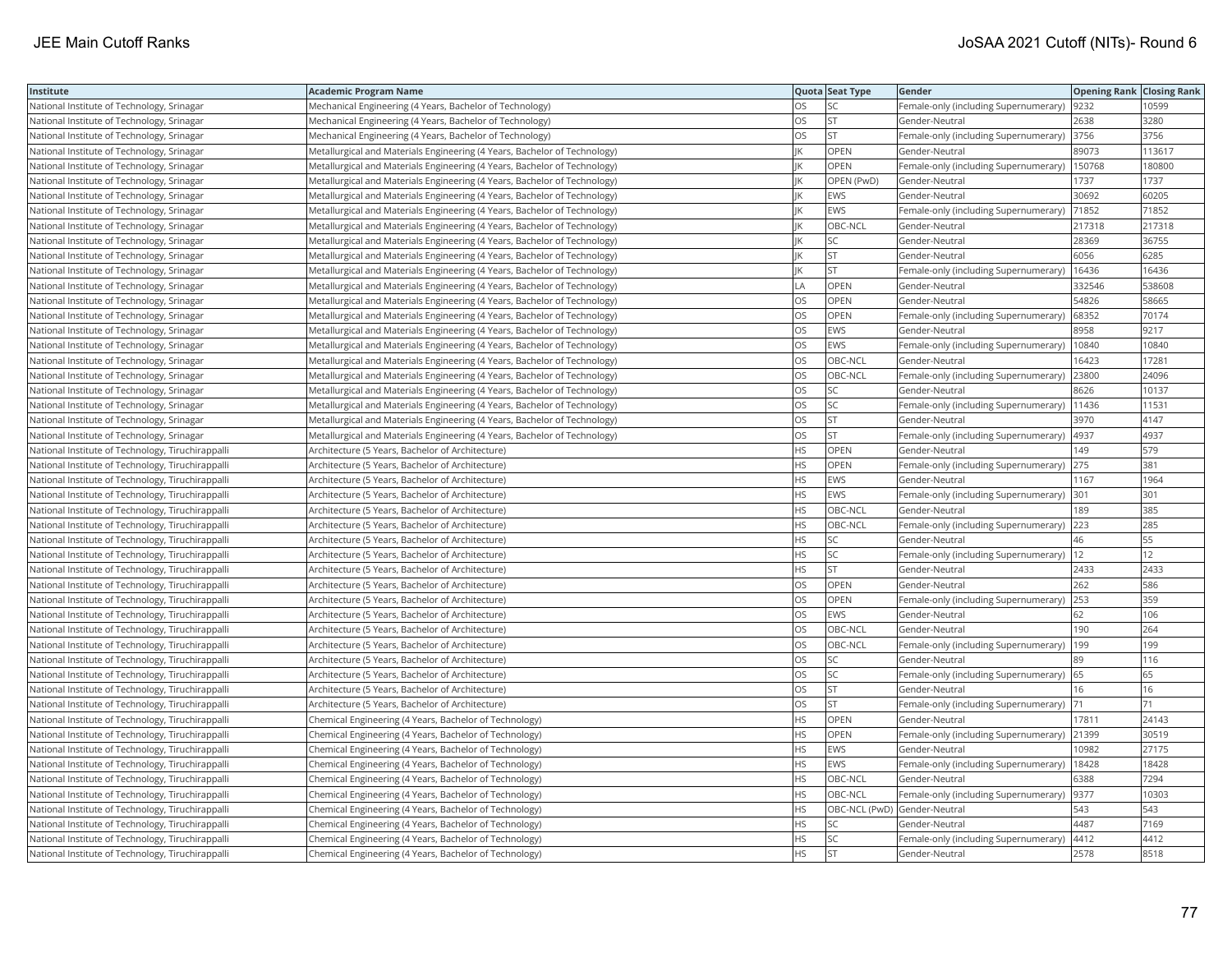| Institute | Academic Program Name | Quota | Seat Type | Gender | Opening Rank | Closing Rank |
|---|---|---|---|---|---|---|
| National Institute of Technology, Srinagar | Mechanical Engineering (4 Years, Bachelor of Technology) | OS | SC | Female-only (including Supernumerary) | 9232 | 10599 |
| National Institute of Technology, Srinagar | Mechanical Engineering (4 Years, Bachelor of Technology) | OS | ST | Gender-Neutral | 2638 | 3280 |
| National Institute of Technology, Srinagar | Mechanical Engineering (4 Years, Bachelor of Technology) | OS | ST | Female-only (including Supernumerary) | 3756 | 3756 |
| National Institute of Technology, Srinagar | Metallurgical and Materials Engineering (4 Years, Bachelor of Technology) | JK | OPEN | Gender-Neutral | 89073 | 113617 |
| National Institute of Technology, Srinagar | Metallurgical and Materials Engineering (4 Years, Bachelor of Technology) | JK | OPEN | Female-only (including Supernumerary) | 150768 | 180800 |
| National Institute of Technology, Srinagar | Metallurgical and Materials Engineering (4 Years, Bachelor of Technology) | JK | OPEN (PwD) | Gender-Neutral | 1737 | 1737 |
| National Institute of Technology, Srinagar | Metallurgical and Materials Engineering (4 Years, Bachelor of Technology) | JK | EWS | Gender-Neutral | 30692 | 60205 |
| National Institute of Technology, Srinagar | Metallurgical and Materials Engineering (4 Years, Bachelor of Technology) | JK | EWS | Female-only (including Supernumerary) | 71852 | 71852 |
| National Institute of Technology, Srinagar | Metallurgical and Materials Engineering (4 Years, Bachelor of Technology) | JK | OBC-NCL | Gender-Neutral | 217318 | 217318 |
| National Institute of Technology, Srinagar | Metallurgical and Materials Engineering (4 Years, Bachelor of Technology) | JK | SC | Gender-Neutral | 28369 | 36755 |
| National Institute of Technology, Srinagar | Metallurgical and Materials Engineering (4 Years, Bachelor of Technology) | JK | ST | Gender-Neutral | 6056 | 6285 |
| National Institute of Technology, Srinagar | Metallurgical and Materials Engineering (4 Years, Bachelor of Technology) | JK | ST | Female-only (including Supernumerary) | 16436 | 16436 |
| National Institute of Technology, Srinagar | Metallurgical and Materials Engineering (4 Years, Bachelor of Technology) | LA | OPEN | Gender-Neutral | 332546 | 538608 |
| National Institute of Technology, Srinagar | Metallurgical and Materials Engineering (4 Years, Bachelor of Technology) | OS | OPEN | Gender-Neutral | 54826 | 58665 |
| National Institute of Technology, Srinagar | Metallurgical and Materials Engineering (4 Years, Bachelor of Technology) | OS | OPEN | Female-only (including Supernumerary) | 68352 | 70174 |
| National Institute of Technology, Srinagar | Metallurgical and Materials Engineering (4 Years, Bachelor of Technology) | OS | EWS | Gender-Neutral | 8958 | 9217 |
| National Institute of Technology, Srinagar | Metallurgical and Materials Engineering (4 Years, Bachelor of Technology) | OS | EWS | Female-only (including Supernumerary) | 10840 | 10840 |
| National Institute of Technology, Srinagar | Metallurgical and Materials Engineering (4 Years, Bachelor of Technology) | OS | OBC-NCL | Gender-Neutral | 16423 | 17281 |
| National Institute of Technology, Srinagar | Metallurgical and Materials Engineering (4 Years, Bachelor of Technology) | OS | OBC-NCL | Female-only (including Supernumerary) | 23800 | 24096 |
| National Institute of Technology, Srinagar | Metallurgical and Materials Engineering (4 Years, Bachelor of Technology) | OS | SC | Gender-Neutral | 8626 | 10137 |
| National Institute of Technology, Srinagar | Metallurgical and Materials Engineering (4 Years, Bachelor of Technology) | OS | SC | Female-only (including Supernumerary) | 11436 | 11531 |
| National Institute of Technology, Srinagar | Metallurgical and Materials Engineering (4 Years, Bachelor of Technology) | OS | ST | Gender-Neutral | 3970 | 4147 |
| National Institute of Technology, Srinagar | Metallurgical and Materials Engineering (4 Years, Bachelor of Technology) | OS | ST | Female-only (including Supernumerary) | 4937 | 4937 |
| National Institute of Technology, Tiruchirappalli | Architecture (5 Years, Bachelor of Architecture) | HS | OPEN | Gender-Neutral | 149 | 579 |
| National Institute of Technology, Tiruchirappalli | Architecture (5 Years, Bachelor of Architecture) | HS | OPEN | Female-only (including Supernumerary) | 275 | 381 |
| National Institute of Technology, Tiruchirappalli | Architecture (5 Years, Bachelor of Architecture) | HS | EWS | Gender-Neutral | 1167 | 1964 |
| National Institute of Technology, Tiruchirappalli | Architecture (5 Years, Bachelor of Architecture) | HS | EWS | Female-only (including Supernumerary) | 301 | 301 |
| National Institute of Technology, Tiruchirappalli | Architecture (5 Years, Bachelor of Architecture) | HS | OBC-NCL | Gender-Neutral | 189 | 385 |
| National Institute of Technology, Tiruchirappalli | Architecture (5 Years, Bachelor of Architecture) | HS | OBC-NCL | Female-only (including Supernumerary) | 223 | 285 |
| National Institute of Technology, Tiruchirappalli | Architecture (5 Years, Bachelor of Architecture) | HS | SC | Gender-Neutral | 46 | 55 |
| National Institute of Technology, Tiruchirappalli | Architecture (5 Years, Bachelor of Architecture) | HS | SC | Female-only (including Supernumerary) | 12 | 12 |
| National Institute of Technology, Tiruchirappalli | Architecture (5 Years, Bachelor of Architecture) | HS | ST | Gender-Neutral | 2433 | 2433 |
| National Institute of Technology, Tiruchirappalli | Architecture (5 Years, Bachelor of Architecture) | OS | OPEN | Gender-Neutral | 262 | 586 |
| National Institute of Technology, Tiruchirappalli | Architecture (5 Years, Bachelor of Architecture) | OS | OPEN | Female-only (including Supernumerary) | 253 | 359 |
| National Institute of Technology, Tiruchirappalli | Architecture (5 Years, Bachelor of Architecture) | OS | EWS | Gender-Neutral | 62 | 106 |
| National Institute of Technology, Tiruchirappalli | Architecture (5 Years, Bachelor of Architecture) | OS | OBC-NCL | Gender-Neutral | 190 | 264 |
| National Institute of Technology, Tiruchirappalli | Architecture (5 Years, Bachelor of Architecture) | OS | OBC-NCL | Female-only (including Supernumerary) | 199 | 199 |
| National Institute of Technology, Tiruchirappalli | Architecture (5 Years, Bachelor of Architecture) | OS | SC | Gender-Neutral | 89 | 116 |
| National Institute of Technology, Tiruchirappalli | Architecture (5 Years, Bachelor of Architecture) | OS | SC | Female-only (including Supernumerary) | 65 | 65 |
| National Institute of Technology, Tiruchirappalli | Architecture (5 Years, Bachelor of Architecture) | OS | ST | Gender-Neutral | 16 | 16 |
| National Institute of Technology, Tiruchirappalli | Architecture (5 Years, Bachelor of Architecture) | OS | ST | Female-only (including Supernumerary) | 71 | 71 |
| National Institute of Technology, Tiruchirappalli | Chemical Engineering (4 Years, Bachelor of Technology) | HS | OPEN | Gender-Neutral | 17811 | 24143 |
| National Institute of Technology, Tiruchirappalli | Chemical Engineering (4 Years, Bachelor of Technology) | HS | OPEN | Female-only (including Supernumerary) | 21399 | 30519 |
| National Institute of Technology, Tiruchirappalli | Chemical Engineering (4 Years, Bachelor of Technology) | HS | EWS | Gender-Neutral | 10982 | 27175 |
| National Institute of Technology, Tiruchirappalli | Chemical Engineering (4 Years, Bachelor of Technology) | HS | EWS | Female-only (including Supernumerary) | 18428 | 18428 |
| National Institute of Technology, Tiruchirappalli | Chemical Engineering (4 Years, Bachelor of Technology) | HS | OBC-NCL | Gender-Neutral | 6388 | 7294 |
| National Institute of Technology, Tiruchirappalli | Chemical Engineering (4 Years, Bachelor of Technology) | HS | OBC-NCL | Female-only (including Supernumerary) | 9377 | 10303 |
| National Institute of Technology, Tiruchirappalli | Chemical Engineering (4 Years, Bachelor of Technology) | HS | OBC-NCL (PwD) | Gender-Neutral | 543 | 543 |
| National Institute of Technology, Tiruchirappalli | Chemical Engineering (4 Years, Bachelor of Technology) | HS | SC | Gender-Neutral | 4487 | 7169 |
| National Institute of Technology, Tiruchirappalli | Chemical Engineering (4 Years, Bachelor of Technology) | HS | SC | Female-only (including Supernumerary) | 4412 | 4412 |
| National Institute of Technology, Tiruchirappalli | Chemical Engineering (4 Years, Bachelor of Technology) | HS | ST | Gender-Neutral | 2578 | 8518 |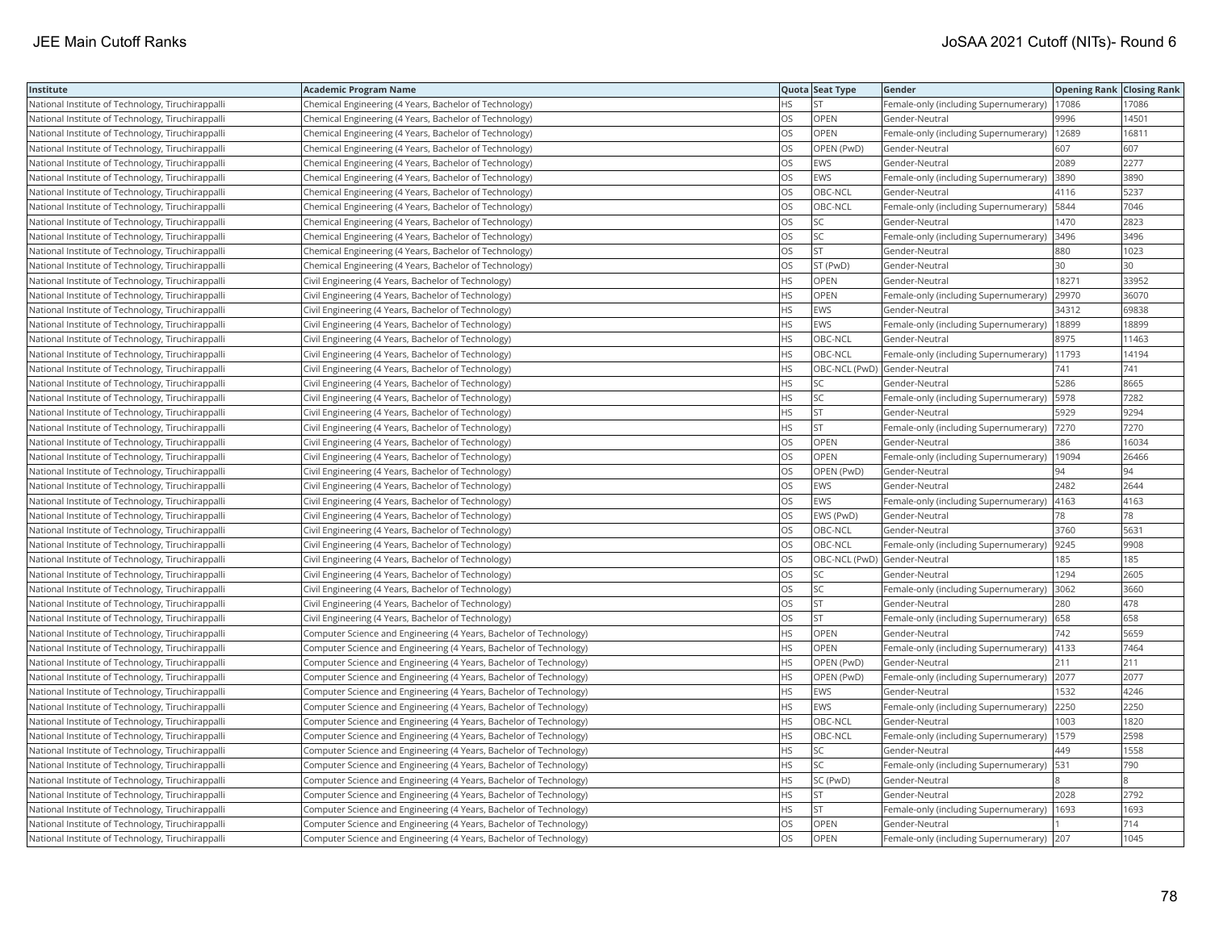| Institute | Academic Program Name | Quota | Seat Type | Gender | Opening Rank | Closing Rank |
|---|---|---|---|---|---|---|
| National Institute of Technology, Tiruchirappalli | Chemical Engineering (4 Years, Bachelor of Technology) | HS | ST | Female-only (including Supernumerary) | 17086 | 17086 |
| National Institute of Technology, Tiruchirappalli | Chemical Engineering (4 Years, Bachelor of Technology) | OS | OPEN | Gender-Neutral | 9996 | 14501 |
| National Institute of Technology, Tiruchirappalli | Chemical Engineering (4 Years, Bachelor of Technology) | OS | OPEN | Female-only (including Supernumerary) | 12689 | 16811 |
| National Institute of Technology, Tiruchirappalli | Chemical Engineering (4 Years, Bachelor of Technology) | OS | OPEN (PwD) | Gender-Neutral | 607 | 607 |
| National Institute of Technology, Tiruchirappalli | Chemical Engineering (4 Years, Bachelor of Technology) | OS | EWS | Gender-Neutral | 2089 | 2277 |
| National Institute of Technology, Tiruchirappalli | Chemical Engineering (4 Years, Bachelor of Technology) | OS | EWS | Female-only (including Supernumerary) | 3890 | 3890 |
| National Institute of Technology, Tiruchirappalli | Chemical Engineering (4 Years, Bachelor of Technology) | OS | OBC-NCL | Gender-Neutral | 4116 | 5237 |
| National Institute of Technology, Tiruchirappalli | Chemical Engineering (4 Years, Bachelor of Technology) | OS | OBC-NCL | Female-only (including Supernumerary) | 5844 | 7046 |
| National Institute of Technology, Tiruchirappalli | Chemical Engineering (4 Years, Bachelor of Technology) | OS | SC | Gender-Neutral | 1470 | 2823 |
| National Institute of Technology, Tiruchirappalli | Chemical Engineering (4 Years, Bachelor of Technology) | OS | SC | Female-only (including Supernumerary) | 3496 | 3496 |
| National Institute of Technology, Tiruchirappalli | Chemical Engineering (4 Years, Bachelor of Technology) | OS | ST | Gender-Neutral | 880 | 1023 |
| National Institute of Technology, Tiruchirappalli | Chemical Engineering (4 Years, Bachelor of Technology) | OS | ST (PwD) | Gender-Neutral | 30 | 30 |
| National Institute of Technology, Tiruchirappalli | Civil Engineering (4 Years, Bachelor of Technology) | HS | OPEN | Gender-Neutral | 18271 | 33952 |
| National Institute of Technology, Tiruchirappalli | Civil Engineering (4 Years, Bachelor of Technology) | HS | OPEN | Female-only (including Supernumerary) | 29970 | 36070 |
| National Institute of Technology, Tiruchirappalli | Civil Engineering (4 Years, Bachelor of Technology) | HS | EWS | Gender-Neutral | 34312 | 69838 |
| National Institute of Technology, Tiruchirappalli | Civil Engineering (4 Years, Bachelor of Technology) | HS | EWS | Female-only (including Supernumerary) | 18899 | 18899 |
| National Institute of Technology, Tiruchirappalli | Civil Engineering (4 Years, Bachelor of Technology) | HS | OBC-NCL | Gender-Neutral | 8975 | 11463 |
| National Institute of Technology, Tiruchirappalli | Civil Engineering (4 Years, Bachelor of Technology) | HS | OBC-NCL | Female-only (including Supernumerary) | 11793 | 14194 |
| National Institute of Technology, Tiruchirappalli | Civil Engineering (4 Years, Bachelor of Technology) | HS | OBC-NCL (PwD) | Gender-Neutral | 741 | 741 |
| National Institute of Technology, Tiruchirappalli | Civil Engineering (4 Years, Bachelor of Technology) | HS | SC | Gender-Neutral | 5286 | 8665 |
| National Institute of Technology, Tiruchirappalli | Civil Engineering (4 Years, Bachelor of Technology) | HS | SC | Female-only (including Supernumerary) | 5978 | 7282 |
| National Institute of Technology, Tiruchirappalli | Civil Engineering (4 Years, Bachelor of Technology) | HS | ST | Gender-Neutral | 5929 | 9294 |
| National Institute of Technology, Tiruchirappalli | Civil Engineering (4 Years, Bachelor of Technology) | HS | ST | Female-only (including Supernumerary) | 7270 | 7270 |
| National Institute of Technology, Tiruchirappalli | Civil Engineering (4 Years, Bachelor of Technology) | OS | OPEN | Gender-Neutral | 386 | 16034 |
| National Institute of Technology, Tiruchirappalli | Civil Engineering (4 Years, Bachelor of Technology) | OS | OPEN | Female-only (including Supernumerary) | 19094 | 26466 |
| National Institute of Technology, Tiruchirappalli | Civil Engineering (4 Years, Bachelor of Technology) | OS | OPEN (PwD) | Gender-Neutral | 94 | 94 |
| National Institute of Technology, Tiruchirappalli | Civil Engineering (4 Years, Bachelor of Technology) | OS | EWS | Gender-Neutral | 2482 | 2644 |
| National Institute of Technology, Tiruchirappalli | Civil Engineering (4 Years, Bachelor of Technology) | OS | EWS | Female-only (including Supernumerary) | 4163 | 4163 |
| National Institute of Technology, Tiruchirappalli | Civil Engineering (4 Years, Bachelor of Technology) | OS | EWS (PwD) | Gender-Neutral | 78 | 78 |
| National Institute of Technology, Tiruchirappalli | Civil Engineering (4 Years, Bachelor of Technology) | OS | OBC-NCL | Gender-Neutral | 3760 | 5631 |
| National Institute of Technology, Tiruchirappalli | Civil Engineering (4 Years, Bachelor of Technology) | OS | OBC-NCL | Female-only (including Supernumerary) | 9245 | 9908 |
| National Institute of Technology, Tiruchirappalli | Civil Engineering (4 Years, Bachelor of Technology) | OS | OBC-NCL (PwD) | Gender-Neutral | 185 | 185 |
| National Institute of Technology, Tiruchirappalli | Civil Engineering (4 Years, Bachelor of Technology) | OS | SC | Gender-Neutral | 1294 | 2605 |
| National Institute of Technology, Tiruchirappalli | Civil Engineering (4 Years, Bachelor of Technology) | OS | SC | Female-only (including Supernumerary) | 3062 | 3660 |
| National Institute of Technology, Tiruchirappalli | Civil Engineering (4 Years, Bachelor of Technology) | OS | ST | Gender-Neutral | 280 | 478 |
| National Institute of Technology, Tiruchirappalli | Civil Engineering (4 Years, Bachelor of Technology) | OS | ST | Female-only (including Supernumerary) | 658 | 658 |
| National Institute of Technology, Tiruchirappalli | Computer Science and Engineering (4 Years, Bachelor of Technology) | HS | OPEN | Gender-Neutral | 742 | 5659 |
| National Institute of Technology, Tiruchirappalli | Computer Science and Engineering (4 Years, Bachelor of Technology) | HS | OPEN | Female-only (including Supernumerary) | 4133 | 7464 |
| National Institute of Technology, Tiruchirappalli | Computer Science and Engineering (4 Years, Bachelor of Technology) | HS | OPEN (PwD) | Gender-Neutral | 211 | 211 |
| National Institute of Technology, Tiruchirappalli | Computer Science and Engineering (4 Years, Bachelor of Technology) | HS | OPEN (PwD) | Female-only (including Supernumerary) | 2077 | 2077 |
| National Institute of Technology, Tiruchirappalli | Computer Science and Engineering (4 Years, Bachelor of Technology) | HS | EWS | Gender-Neutral | 1532 | 4246 |
| National Institute of Technology, Tiruchirappalli | Computer Science and Engineering (4 Years, Bachelor of Technology) | HS | EWS | Female-only (including Supernumerary) | 2250 | 2250 |
| National Institute of Technology, Tiruchirappalli | Computer Science and Engineering (4 Years, Bachelor of Technology) | HS | OBC-NCL | Gender-Neutral | 1003 | 1820 |
| National Institute of Technology, Tiruchirappalli | Computer Science and Engineering (4 Years, Bachelor of Technology) | HS | OBC-NCL | Female-only (including Supernumerary) | 1579 | 2598 |
| National Institute of Technology, Tiruchirappalli | Computer Science and Engineering (4 Years, Bachelor of Technology) | HS | SC | Gender-Neutral | 449 | 1558 |
| National Institute of Technology, Tiruchirappalli | Computer Science and Engineering (4 Years, Bachelor of Technology) | HS | SC | Female-only (including Supernumerary) | 531 | 790 |
| National Institute of Technology, Tiruchirappalli | Computer Science and Engineering (4 Years, Bachelor of Technology) | HS | SC (PwD) | Gender-Neutral | 8 | 8 |
| National Institute of Technology, Tiruchirappalli | Computer Science and Engineering (4 Years, Bachelor of Technology) | HS | ST | Gender-Neutral | 2028 | 2792 |
| National Institute of Technology, Tiruchirappalli | Computer Science and Engineering (4 Years, Bachelor of Technology) | HS | ST | Female-only (including Supernumerary) | 1693 | 1693 |
| National Institute of Technology, Tiruchirappalli | Computer Science and Engineering (4 Years, Bachelor of Technology) | OS | OPEN | Gender-Neutral | 1 | 714 |
| National Institute of Technology, Tiruchirappalli | Computer Science and Engineering (4 Years, Bachelor of Technology) | OS | OPEN | Female-only (including Supernumerary) | 207 | 1045 |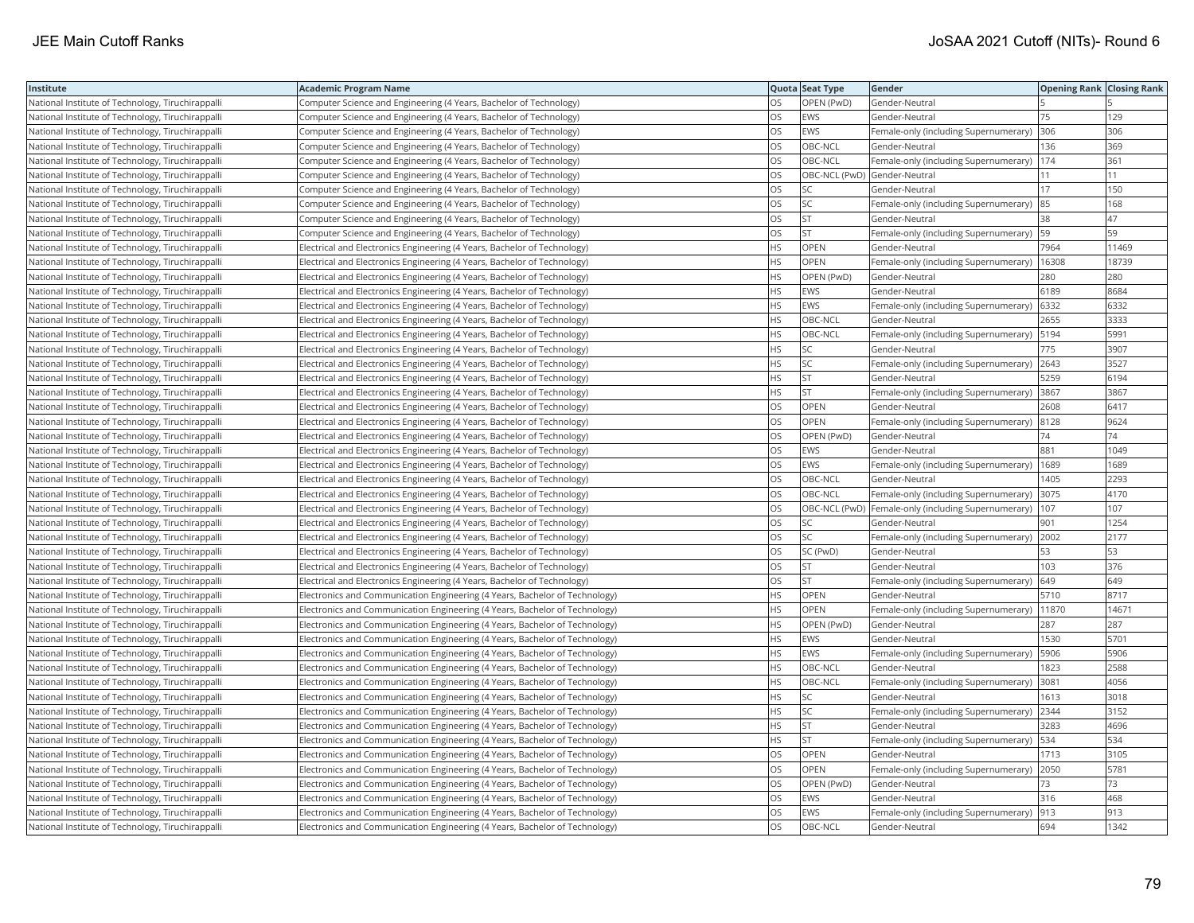| Institute | Academic Program Name | Quota | Seat Type | Gender | Opening Rank | Closing Rank |
|---|---|---|---|---|---|---|
| National Institute of Technology, Tiruchirappalli | Computer Science and Engineering (4 Years, Bachelor of Technology) | OS | OPEN (PwD) | Gender-Neutral | 5 | 5 |
| National Institute of Technology, Tiruchirappalli | Computer Science and Engineering (4 Years, Bachelor of Technology) | OS | EWS | Gender-Neutral | 75 | 129 |
| National Institute of Technology, Tiruchirappalli | Computer Science and Engineering (4 Years, Bachelor of Technology) | OS | EWS | Female-only (including Supernumerary) | 306 | 306 |
| National Institute of Technology, Tiruchirappalli | Computer Science and Engineering (4 Years, Bachelor of Technology) | OS | OBC-NCL | Gender-Neutral | 136 | 369 |
| National Institute of Technology, Tiruchirappalli | Computer Science and Engineering (4 Years, Bachelor of Technology) | OS | OBC-NCL | Female-only (including Supernumerary) | 174 | 361 |
| National Institute of Technology, Tiruchirappalli | Computer Science and Engineering (4 Years, Bachelor of Technology) | OS | OBC-NCL (PwD) | Gender-Neutral | 11 | 11 |
| National Institute of Technology, Tiruchirappalli | Computer Science and Engineering (4 Years, Bachelor of Technology) | OS | SC | Gender-Neutral | 17 | 150 |
| National Institute of Technology, Tiruchirappalli | Computer Science and Engineering (4 Years, Bachelor of Technology) | OS | SC | Female-only (including Supernumerary) | 85 | 168 |
| National Institute of Technology, Tiruchirappalli | Computer Science and Engineering (4 Years, Bachelor of Technology) | OS | ST | Gender-Neutral | 38 | 47 |
| National Institute of Technology, Tiruchirappalli | Computer Science and Engineering (4 Years, Bachelor of Technology) | OS | ST | Female-only (including Supernumerary) | 59 | 59 |
| National Institute of Technology, Tiruchirappalli | Electrical and Electronics Engineering (4 Years, Bachelor of Technology) | HS | OPEN | Gender-Neutral | 7964 | 11469 |
| National Institute of Technology, Tiruchirappalli | Electrical and Electronics Engineering (4 Years, Bachelor of Technology) | HS | OPEN | Female-only (including Supernumerary) | 16308 | 18739 |
| National Institute of Technology, Tiruchirappalli | Electrical and Electronics Engineering (4 Years, Bachelor of Technology) | HS | OPEN (PwD) | Gender-Neutral | 280 | 280 |
| National Institute of Technology, Tiruchirappalli | Electrical and Electronics Engineering (4 Years, Bachelor of Technology) | HS | EWS | Gender-Neutral | 6189 | 8684 |
| National Institute of Technology, Tiruchirappalli | Electrical and Electronics Engineering (4 Years, Bachelor of Technology) | HS | EWS | Female-only (including Supernumerary) | 6332 | 6332 |
| National Institute of Technology, Tiruchirappalli | Electrical and Electronics Engineering (4 Years, Bachelor of Technology) | HS | OBC-NCL | Gender-Neutral | 2655 | 3333 |
| National Institute of Technology, Tiruchirappalli | Electrical and Electronics Engineering (4 Years, Bachelor of Technology) | HS | OBC-NCL | Female-only (including Supernumerary) | 5194 | 5991 |
| National Institute of Technology, Tiruchirappalli | Electrical and Electronics Engineering (4 Years, Bachelor of Technology) | HS | SC | Gender-Neutral | 775 | 3907 |
| National Institute of Technology, Tiruchirappalli | Electrical and Electronics Engineering (4 Years, Bachelor of Technology) | HS | SC | Female-only (including Supernumerary) | 2643 | 3527 |
| National Institute of Technology, Tiruchirappalli | Electrical and Electronics Engineering (4 Years, Bachelor of Technology) | HS | ST | Gender-Neutral | 5259 | 6194 |
| National Institute of Technology, Tiruchirappalli | Electrical and Electronics Engineering (4 Years, Bachelor of Technology) | HS | ST | Female-only (including Supernumerary) | 3867 | 3867 |
| National Institute of Technology, Tiruchirappalli | Electrical and Electronics Engineering (4 Years, Bachelor of Technology) | OS | OPEN | Gender-Neutral | 2608 | 6417 |
| National Institute of Technology, Tiruchirappalli | Electrical and Electronics Engineering (4 Years, Bachelor of Technology) | OS | OPEN | Female-only (including Supernumerary) | 8128 | 9624 |
| National Institute of Technology, Tiruchirappalli | Electrical and Electronics Engineering (4 Years, Bachelor of Technology) | OS | OPEN (PwD) | Gender-Neutral | 74 | 74 |
| National Institute of Technology, Tiruchirappalli | Electrical and Electronics Engineering (4 Years, Bachelor of Technology) | OS | EWS | Gender-Neutral | 881 | 1049 |
| National Institute of Technology, Tiruchirappalli | Electrical and Electronics Engineering (4 Years, Bachelor of Technology) | OS | EWS | Female-only (including Supernumerary) | 1689 | 1689 |
| National Institute of Technology, Tiruchirappalli | Electrical and Electronics Engineering (4 Years, Bachelor of Technology) | OS | OBC-NCL | Gender-Neutral | 1405 | 2293 |
| National Institute of Technology, Tiruchirappalli | Electrical and Electronics Engineering (4 Years, Bachelor of Technology) | OS | OBC-NCL | Female-only (including Supernumerary) | 3075 | 4170 |
| National Institute of Technology, Tiruchirappalli | Electrical and Electronics Engineering (4 Years, Bachelor of Technology) | OS | OBC-NCL (PwD) | Female-only (including Supernumerary) | 107 | 107 |
| National Institute of Technology, Tiruchirappalli | Electrical and Electronics Engineering (4 Years, Bachelor of Technology) | OS | SC | Gender-Neutral | 901 | 1254 |
| National Institute of Technology, Tiruchirappalli | Electrical and Electronics Engineering (4 Years, Bachelor of Technology) | OS | SC | Female-only (including Supernumerary) | 2002 | 2177 |
| National Institute of Technology, Tiruchirappalli | Electrical and Electronics Engineering (4 Years, Bachelor of Technology) | OS | SC (PwD) | Gender-Neutral | 53 | 53 |
| National Institute of Technology, Tiruchirappalli | Electrical and Electronics Engineering (4 Years, Bachelor of Technology) | OS | ST | Gender-Neutral | 103 | 376 |
| National Institute of Technology, Tiruchirappalli | Electrical and Electronics Engineering (4 Years, Bachelor of Technology) | OS | ST | Female-only (including Supernumerary) | 649 | 649 |
| National Institute of Technology, Tiruchirappalli | Electronics and Communication Engineering (4 Years, Bachelor of Technology) | HS | OPEN | Gender-Neutral | 5710 | 8717 |
| National Institute of Technology, Tiruchirappalli | Electronics and Communication Engineering (4 Years, Bachelor of Technology) | HS | OPEN | Female-only (including Supernumerary) | 11870 | 14671 |
| National Institute of Technology, Tiruchirappalli | Electronics and Communication Engineering (4 Years, Bachelor of Technology) | HS | OPEN (PwD) | Gender-Neutral | 287 | 287 |
| National Institute of Technology, Tiruchirappalli | Electronics and Communication Engineering (4 Years, Bachelor of Technology) | HS | EWS | Gender-Neutral | 1530 | 5701 |
| National Institute of Technology, Tiruchirappalli | Electronics and Communication Engineering (4 Years, Bachelor of Technology) | HS | EWS | Female-only (including Supernumerary) | 5906 | 5906 |
| National Institute of Technology, Tiruchirappalli | Electronics and Communication Engineering (4 Years, Bachelor of Technology) | HS | OBC-NCL | Gender-Neutral | 1823 | 2588 |
| National Institute of Technology, Tiruchirappalli | Electronics and Communication Engineering (4 Years, Bachelor of Technology) | HS | OBC-NCL | Female-only (including Supernumerary) | 3081 | 4056 |
| National Institute of Technology, Tiruchirappalli | Electronics and Communication Engineering (4 Years, Bachelor of Technology) | HS | SC | Gender-Neutral | 1613 | 3018 |
| National Institute of Technology, Tiruchirappalli | Electronics and Communication Engineering (4 Years, Bachelor of Technology) | HS | SC | Female-only (including Supernumerary) | 2344 | 3152 |
| National Institute of Technology, Tiruchirappalli | Electronics and Communication Engineering (4 Years, Bachelor of Technology) | HS | ST | Gender-Neutral | 3283 | 4696 |
| National Institute of Technology, Tiruchirappalli | Electronics and Communication Engineering (4 Years, Bachelor of Technology) | HS | ST | Female-only (including Supernumerary) | 534 | 534 |
| National Institute of Technology, Tiruchirappalli | Electronics and Communication Engineering (4 Years, Bachelor of Technology) | OS | OPEN | Gender-Neutral | 1713 | 3105 |
| National Institute of Technology, Tiruchirappalli | Electronics and Communication Engineering (4 Years, Bachelor of Technology) | OS | OPEN | Female-only (including Supernumerary) | 2050 | 5781 |
| National Institute of Technology, Tiruchirappalli | Electronics and Communication Engineering (4 Years, Bachelor of Technology) | OS | OPEN (PwD) | Gender-Neutral | 73 | 73 |
| National Institute of Technology, Tiruchirappalli | Electronics and Communication Engineering (4 Years, Bachelor of Technology) | OS | EWS | Gender-Neutral | 316 | 468 |
| National Institute of Technology, Tiruchirappalli | Electronics and Communication Engineering (4 Years, Bachelor of Technology) | OS | EWS | Female-only (including Supernumerary) | 913 | 913 |
| National Institute of Technology, Tiruchirappalli | Electronics and Communication Engineering (4 Years, Bachelor of Technology) | OS | OBC-NCL | Gender-Neutral | 694 | 1342 |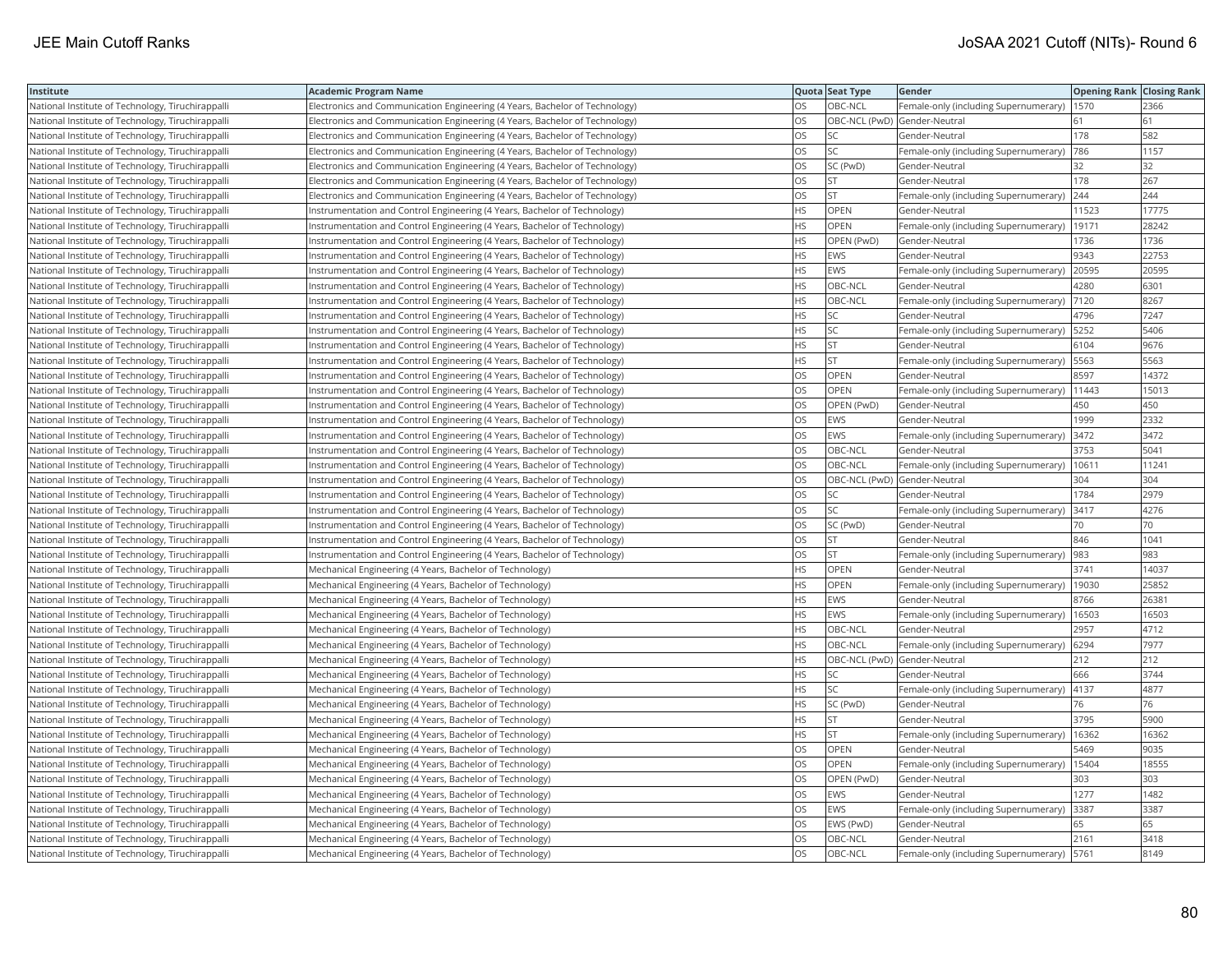| Institute | Academic Program Name | Quota | Seat Type | Gender | Opening Rank | Closing Rank |
|---|---|---|---|---|---|---|
| National Institute of Technology, Tiruchirappalli | Electronics and Communication Engineering (4 Years, Bachelor of Technology) | OS | OBC-NCL | Female-only (including Supernumerary) | 1570 | 2366 |
| National Institute of Technology, Tiruchirappalli | Electronics and Communication Engineering (4 Years, Bachelor of Technology) | OS | OBC-NCL (PwD) | Gender-Neutral | 61 | 61 |
| National Institute of Technology, Tiruchirappalli | Electronics and Communication Engineering (4 Years, Bachelor of Technology) | OS | SC | Gender-Neutral | 178 | 582 |
| National Institute of Technology, Tiruchirappalli | Electronics and Communication Engineering (4 Years, Bachelor of Technology) | OS | SC | Female-only (including Supernumerary) | 786 | 1157 |
| National Institute of Technology, Tiruchirappalli | Electronics and Communication Engineering (4 Years, Bachelor of Technology) | OS | SC (PwD) | Gender-Neutral | 32 | 32 |
| National Institute of Technology, Tiruchirappalli | Electronics and Communication Engineering (4 Years, Bachelor of Technology) | OS | ST | Gender-Neutral | 178 | 267 |
| National Institute of Technology, Tiruchirappalli | Electronics and Communication Engineering (4 Years, Bachelor of Technology) | OS | ST | Female-only (including Supernumerary) | 244 | 244 |
| National Institute of Technology, Tiruchirappalli | Instrumentation and Control Engineering (4 Years, Bachelor of Technology) | HS | OPEN | Gender-Neutral | 11523 | 17775 |
| National Institute of Technology, Tiruchirappalli | Instrumentation and Control Engineering (4 Years, Bachelor of Technology) | HS | OPEN | Female-only (including Supernumerary) | 19171 | 28242 |
| National Institute of Technology, Tiruchirappalli | Instrumentation and Control Engineering (4 Years, Bachelor of Technology) | HS | OPEN (PwD) | Gender-Neutral | 1736 | 1736 |
| National Institute of Technology, Tiruchirappalli | Instrumentation and Control Engineering (4 Years, Bachelor of Technology) | HS | EWS | Gender-Neutral | 9343 | 22753 |
| National Institute of Technology, Tiruchirappalli | Instrumentation and Control Engineering (4 Years, Bachelor of Technology) | HS | EWS | Female-only (including Supernumerary) | 20595 | 20595 |
| National Institute of Technology, Tiruchirappalli | Instrumentation and Control Engineering (4 Years, Bachelor of Technology) | HS | OBC-NCL | Gender-Neutral | 4280 | 6301 |
| National Institute of Technology, Tiruchirappalli | Instrumentation and Control Engineering (4 Years, Bachelor of Technology) | HS | OBC-NCL | Female-only (including Supernumerary) | 7120 | 8267 |
| National Institute of Technology, Tiruchirappalli | Instrumentation and Control Engineering (4 Years, Bachelor of Technology) | HS | SC | Gender-Neutral | 4796 | 7247 |
| National Institute of Technology, Tiruchirappalli | Instrumentation and Control Engineering (4 Years, Bachelor of Technology) | HS | SC | Female-only (including Supernumerary) | 5252 | 5406 |
| National Institute of Technology, Tiruchirappalli | Instrumentation and Control Engineering (4 Years, Bachelor of Technology) | HS | ST | Gender-Neutral | 6104 | 9676 |
| National Institute of Technology, Tiruchirappalli | Instrumentation and Control Engineering (4 Years, Bachelor of Technology) | HS | ST | Female-only (including Supernumerary) | 5563 | 5563 |
| National Institute of Technology, Tiruchirappalli | Instrumentation and Control Engineering (4 Years, Bachelor of Technology) | OS | OPEN | Gender-Neutral | 8597 | 14372 |
| National Institute of Technology, Tiruchirappalli | Instrumentation and Control Engineering (4 Years, Bachelor of Technology) | OS | OPEN | Female-only (including Supernumerary) | 11443 | 15013 |
| National Institute of Technology, Tiruchirappalli | Instrumentation and Control Engineering (4 Years, Bachelor of Technology) | OS | OPEN (PwD) | Gender-Neutral | 450 | 450 |
| National Institute of Technology, Tiruchirappalli | Instrumentation and Control Engineering (4 Years, Bachelor of Technology) | OS | EWS | Gender-Neutral | 1999 | 2332 |
| National Institute of Technology, Tiruchirappalli | Instrumentation and Control Engineering (4 Years, Bachelor of Technology) | OS | EWS | Female-only (including Supernumerary) | 3472 | 3472 |
| National Institute of Technology, Tiruchirappalli | Instrumentation and Control Engineering (4 Years, Bachelor of Technology) | OS | OBC-NCL | Gender-Neutral | 3753 | 5041 |
| National Institute of Technology, Tiruchirappalli | Instrumentation and Control Engineering (4 Years, Bachelor of Technology) | OS | OBC-NCL | Female-only (including Supernumerary) | 10611 | 11241 |
| National Institute of Technology, Tiruchirappalli | Instrumentation and Control Engineering (4 Years, Bachelor of Technology) | OS | OBC-NCL (PwD) | Gender-Neutral | 304 | 304 |
| National Institute of Technology, Tiruchirappalli | Instrumentation and Control Engineering (4 Years, Bachelor of Technology) | OS | SC | Gender-Neutral | 1784 | 2979 |
| National Institute of Technology, Tiruchirappalli | Instrumentation and Control Engineering (4 Years, Bachelor of Technology) | OS | SC | Female-only (including Supernumerary) | 3417 | 4276 |
| National Institute of Technology, Tiruchirappalli | Instrumentation and Control Engineering (4 Years, Bachelor of Technology) | OS | SC (PwD) | Gender-Neutral | 70 | 70 |
| National Institute of Technology, Tiruchirappalli | Instrumentation and Control Engineering (4 Years, Bachelor of Technology) | OS | ST | Gender-Neutral | 846 | 1041 |
| National Institute of Technology, Tiruchirappalli | Instrumentation and Control Engineering (4 Years, Bachelor of Technology) | OS | ST | Female-only (including Supernumerary) | 983 | 983 |
| National Institute of Technology, Tiruchirappalli | Mechanical Engineering (4 Years, Bachelor of Technology) | HS | OPEN | Gender-Neutral | 3741 | 14037 |
| National Institute of Technology, Tiruchirappalli | Mechanical Engineering (4 Years, Bachelor of Technology) | HS | OPEN | Female-only (including Supernumerary) | 19030 | 25852 |
| National Institute of Technology, Tiruchirappalli | Mechanical Engineering (4 Years, Bachelor of Technology) | HS | EWS | Gender-Neutral | 8766 | 26381 |
| National Institute of Technology, Tiruchirappalli | Mechanical Engineering (4 Years, Bachelor of Technology) | HS | EWS | Female-only (including Supernumerary) | 16503 | 16503 |
| National Institute of Technology, Tiruchirappalli | Mechanical Engineering (4 Years, Bachelor of Technology) | HS | OBC-NCL | Gender-Neutral | 2957 | 4712 |
| National Institute of Technology, Tiruchirappalli | Mechanical Engineering (4 Years, Bachelor of Technology) | HS | OBC-NCL | Female-only (including Supernumerary) | 6294 | 7977 |
| National Institute of Technology, Tiruchirappalli | Mechanical Engineering (4 Years, Bachelor of Technology) | HS | OBC-NCL (PwD) | Gender-Neutral | 212 | 212 |
| National Institute of Technology, Tiruchirappalli | Mechanical Engineering (4 Years, Bachelor of Technology) | HS | SC | Gender-Neutral | 666 | 3744 |
| National Institute of Technology, Tiruchirappalli | Mechanical Engineering (4 Years, Bachelor of Technology) | HS | SC | Female-only (including Supernumerary) | 4137 | 4877 |
| National Institute of Technology, Tiruchirappalli | Mechanical Engineering (4 Years, Bachelor of Technology) | HS | SC (PwD) | Gender-Neutral | 76 | 76 |
| National Institute of Technology, Tiruchirappalli | Mechanical Engineering (4 Years, Bachelor of Technology) | HS | ST | Gender-Neutral | 3795 | 5900 |
| National Institute of Technology, Tiruchirappalli | Mechanical Engineering (4 Years, Bachelor of Technology) | HS | ST | Female-only (including Supernumerary) | 16362 | 16362 |
| National Institute of Technology, Tiruchirappalli | Mechanical Engineering (4 Years, Bachelor of Technology) | OS | OPEN | Gender-Neutral | 5469 | 9035 |
| National Institute of Technology, Tiruchirappalli | Mechanical Engineering (4 Years, Bachelor of Technology) | OS | OPEN | Female-only (including Supernumerary) | 15404 | 18555 |
| National Institute of Technology, Tiruchirappalli | Mechanical Engineering (4 Years, Bachelor of Technology) | OS | OPEN (PwD) | Gender-Neutral | 303 | 303 |
| National Institute of Technology, Tiruchirappalli | Mechanical Engineering (4 Years, Bachelor of Technology) | OS | EWS | Gender-Neutral | 1277 | 1482 |
| National Institute of Technology, Tiruchirappalli | Mechanical Engineering (4 Years, Bachelor of Technology) | OS | EWS | Female-only (including Supernumerary) | 3387 | 3387 |
| National Institute of Technology, Tiruchirappalli | Mechanical Engineering (4 Years, Bachelor of Technology) | OS | EWS (PwD) | Gender-Neutral | 65 | 65 |
| National Institute of Technology, Tiruchirappalli | Mechanical Engineering (4 Years, Bachelor of Technology) | OS | OBC-NCL | Gender-Neutral | 2161 | 3418 |
| National Institute of Technology, Tiruchirappalli | Mechanical Engineering (4 Years, Bachelor of Technology) | OS | OBC-NCL | Female-only (including Supernumerary) | 5761 | 8149 |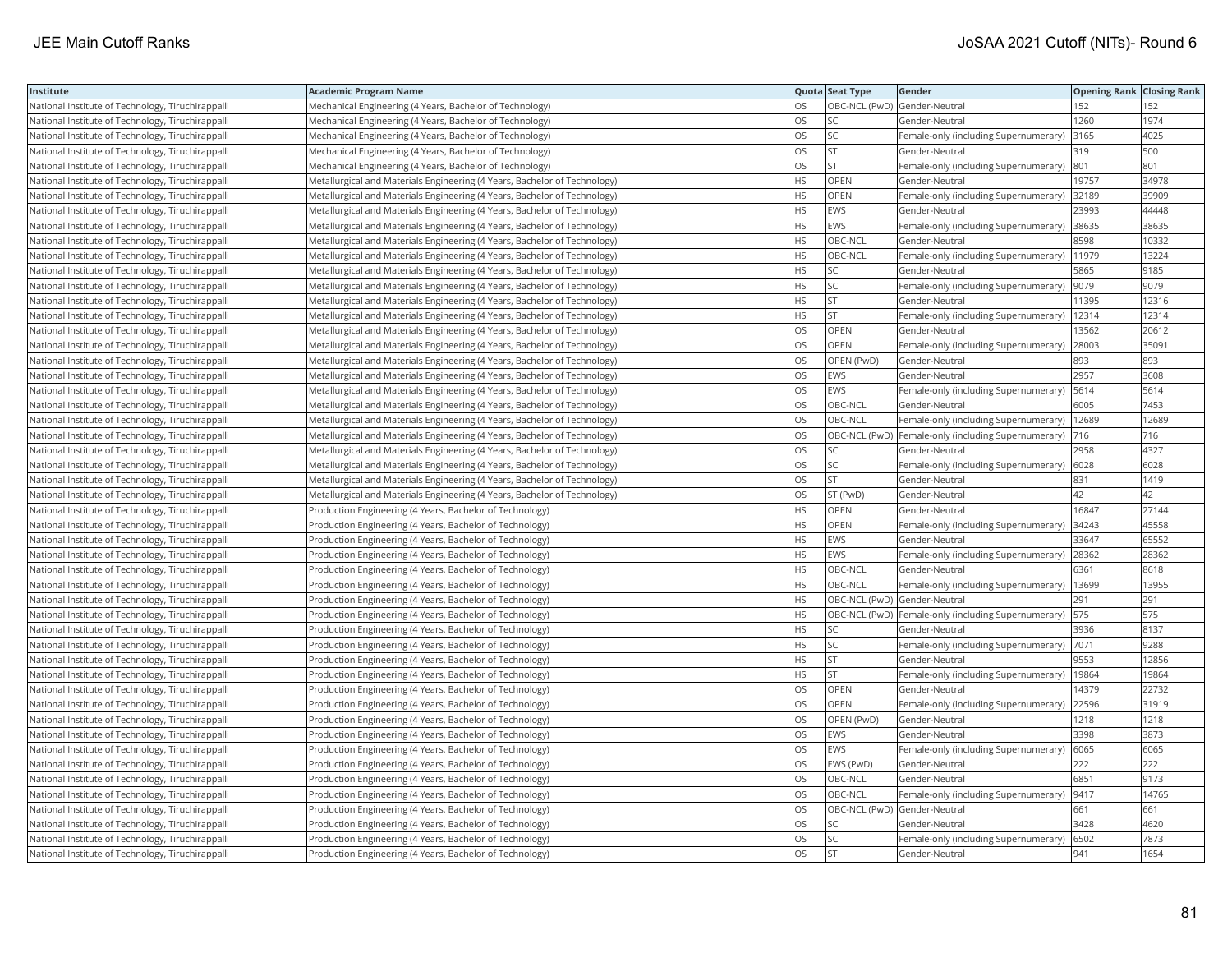| Institute | Academic Program Name | Quota | Seat Type | Gender | Opening Rank | Closing Rank |
|---|---|---|---|---|---|---|
| National Institute of Technology, Tiruchirappalli | Mechanical Engineering (4 Years, Bachelor of Technology) | OS | OBC-NCL (PwD) | Gender-Neutral | 152 | 152 |
| National Institute of Technology, Tiruchirappalli | Mechanical Engineering (4 Years, Bachelor of Technology) | OS | SC | Gender-Neutral | 1260 | 1974 |
| National Institute of Technology, Tiruchirappalli | Mechanical Engineering (4 Years, Bachelor of Technology) | OS | SC | Female-only (including Supernumerary) | 3165 | 4025 |
| National Institute of Technology, Tiruchirappalli | Mechanical Engineering (4 Years, Bachelor of Technology) | OS | ST | Gender-Neutral | 319 | 500 |
| National Institute of Technology, Tiruchirappalli | Mechanical Engineering (4 Years, Bachelor of Technology) | OS | ST | Female-only (including Supernumerary) | 801 | 801 |
| National Institute of Technology, Tiruchirappalli | Metallurgical and Materials Engineering (4 Years, Bachelor of Technology) | HS | OPEN | Gender-Neutral | 19757 | 34978 |
| National Institute of Technology, Tiruchirappalli | Metallurgical and Materials Engineering (4 Years, Bachelor of Technology) | HS | OPEN | Female-only (including Supernumerary) | 32189 | 39909 |
| National Institute of Technology, Tiruchirappalli | Metallurgical and Materials Engineering (4 Years, Bachelor of Technology) | HS | EWS | Gender-Neutral | 23993 | 44448 |
| National Institute of Technology, Tiruchirappalli | Metallurgical and Materials Engineering (4 Years, Bachelor of Technology) | HS | EWS | Female-only (including Supernumerary) | 38635 | 38635 |
| National Institute of Technology, Tiruchirappalli | Metallurgical and Materials Engineering (4 Years, Bachelor of Technology) | HS | OBC-NCL | Gender-Neutral | 8598 | 10332 |
| National Institute of Technology, Tiruchirappalli | Metallurgical and Materials Engineering (4 Years, Bachelor of Technology) | HS | OBC-NCL | Female-only (including Supernumerary) | 11979 | 13224 |
| National Institute of Technology, Tiruchirappalli | Metallurgical and Materials Engineering (4 Years, Bachelor of Technology) | HS | SC | Gender-Neutral | 5865 | 9185 |
| National Institute of Technology, Tiruchirappalli | Metallurgical and Materials Engineering (4 Years, Bachelor of Technology) | HS | SC | Female-only (including Supernumerary) | 9079 | 9079 |
| National Institute of Technology, Tiruchirappalli | Metallurgical and Materials Engineering (4 Years, Bachelor of Technology) | HS | ST | Gender-Neutral | 11395 | 12316 |
| National Institute of Technology, Tiruchirappalli | Metallurgical and Materials Engineering (4 Years, Bachelor of Technology) | HS | ST | Female-only (including Supernumerary) | 12314 | 12314 |
| National Institute of Technology, Tiruchirappalli | Metallurgical and Materials Engineering (4 Years, Bachelor of Technology) | OS | OPEN | Gender-Neutral | 13562 | 20612 |
| National Institute of Technology, Tiruchirappalli | Metallurgical and Materials Engineering (4 Years, Bachelor of Technology) | OS | OPEN | Female-only (including Supernumerary) | 28003 | 35091 |
| National Institute of Technology, Tiruchirappalli | Metallurgical and Materials Engineering (4 Years, Bachelor of Technology) | OS | OPEN (PwD) | Gender-Neutral | 893 | 893 |
| National Institute of Technology, Tiruchirappalli | Metallurgical and Materials Engineering (4 Years, Bachelor of Technology) | OS | EWS | Gender-Neutral | 2957 | 3608 |
| National Institute of Technology, Tiruchirappalli | Metallurgical and Materials Engineering (4 Years, Bachelor of Technology) | OS | EWS | Female-only (including Supernumerary) | 5614 | 5614 |
| National Institute of Technology, Tiruchirappalli | Metallurgical and Materials Engineering (4 Years, Bachelor of Technology) | OS | OBC-NCL | Gender-Neutral | 6005 | 7453 |
| National Institute of Technology, Tiruchirappalli | Metallurgical and Materials Engineering (4 Years, Bachelor of Technology) | OS | OBC-NCL | Female-only (including Supernumerary) | 12689 | 12689 |
| National Institute of Technology, Tiruchirappalli | Metallurgical and Materials Engineering (4 Years, Bachelor of Technology) | OS | OBC-NCL (PwD) | Female-only (including Supernumerary) | 716 | 716 |
| National Institute of Technology, Tiruchirappalli | Metallurgical and Materials Engineering (4 Years, Bachelor of Technology) | OS | SC | Gender-Neutral | 2958 | 4327 |
| National Institute of Technology, Tiruchirappalli | Metallurgical and Materials Engineering (4 Years, Bachelor of Technology) | OS | SC | Female-only (including Supernumerary) | 6028 | 6028 |
| National Institute of Technology, Tiruchirappalli | Metallurgical and Materials Engineering (4 Years, Bachelor of Technology) | OS | ST | Gender-Neutral | 831 | 1419 |
| National Institute of Technology, Tiruchirappalli | Metallurgical and Materials Engineering (4 Years, Bachelor of Technology) | OS | ST (PwD) | Gender-Neutral | 42 | 42 |
| National Institute of Technology, Tiruchirappalli | Production Engineering (4 Years, Bachelor of Technology) | HS | OPEN | Gender-Neutral | 16847 | 27144 |
| National Institute of Technology, Tiruchirappalli | Production Engineering (4 Years, Bachelor of Technology) | HS | OPEN | Female-only (including Supernumerary) | 34243 | 45558 |
| National Institute of Technology, Tiruchirappalli | Production Engineering (4 Years, Bachelor of Technology) | HS | EWS | Gender-Neutral | 33647 | 65552 |
| National Institute of Technology, Tiruchirappalli | Production Engineering (4 Years, Bachelor of Technology) | HS | EWS | Female-only (including Supernumerary) | 28362 | 28362 |
| National Institute of Technology, Tiruchirappalli | Production Engineering (4 Years, Bachelor of Technology) | HS | OBC-NCL | Gender-Neutral | 6361 | 8618 |
| National Institute of Technology, Tiruchirappalli | Production Engineering (4 Years, Bachelor of Technology) | HS | OBC-NCL | Female-only (including Supernumerary) | 13699 | 13955 |
| National Institute of Technology, Tiruchirappalli | Production Engineering (4 Years, Bachelor of Technology) | HS | OBC-NCL (PwD) | Gender-Neutral | 291 | 291 |
| National Institute of Technology, Tiruchirappalli | Production Engineering (4 Years, Bachelor of Technology) | HS | OBC-NCL (PwD) | Female-only (including Supernumerary) | 575 | 575 |
| National Institute of Technology, Tiruchirappalli | Production Engineering (4 Years, Bachelor of Technology) | HS | SC | Gender-Neutral | 3936 | 8137 |
| National Institute of Technology, Tiruchirappalli | Production Engineering (4 Years, Bachelor of Technology) | HS | SC | Female-only (including Supernumerary) | 7071 | 9288 |
| National Institute of Technology, Tiruchirappalli | Production Engineering (4 Years, Bachelor of Technology) | HS | ST | Gender-Neutral | 9553 | 12856 |
| National Institute of Technology, Tiruchirappalli | Production Engineering (4 Years, Bachelor of Technology) | HS | ST | Female-only (including Supernumerary) | 19864 | 19864 |
| National Institute of Technology, Tiruchirappalli | Production Engineering (4 Years, Bachelor of Technology) | OS | OPEN | Gender-Neutral | 14379 | 22732 |
| National Institute of Technology, Tiruchirappalli | Production Engineering (4 Years, Bachelor of Technology) | OS | OPEN | Female-only (including Supernumerary) | 22596 | 31919 |
| National Institute of Technology, Tiruchirappalli | Production Engineering (4 Years, Bachelor of Technology) | OS | OPEN (PwD) | Gender-Neutral | 1218 | 1218 |
| National Institute of Technology, Tiruchirappalli | Production Engineering (4 Years, Bachelor of Technology) | OS | EWS | Gender-Neutral | 3398 | 3873 |
| National Institute of Technology, Tiruchirappalli | Production Engineering (4 Years, Bachelor of Technology) | OS | EWS | Female-only (including Supernumerary) | 6065 | 6065 |
| National Institute of Technology, Tiruchirappalli | Production Engineering (4 Years, Bachelor of Technology) | OS | EWS (PwD) | Gender-Neutral | 222 | 222 |
| National Institute of Technology, Tiruchirappalli | Production Engineering (4 Years, Bachelor of Technology) | OS | OBC-NCL | Gender-Neutral | 6851 | 9173 |
| National Institute of Technology, Tiruchirappalli | Production Engineering (4 Years, Bachelor of Technology) | OS | OBC-NCL | Female-only (including Supernumerary) | 9417 | 14765 |
| National Institute of Technology, Tiruchirappalli | Production Engineering (4 Years, Bachelor of Technology) | OS | OBC-NCL (PwD) | Gender-Neutral | 661 | 661 |
| National Institute of Technology, Tiruchirappalli | Production Engineering (4 Years, Bachelor of Technology) | OS | SC | Gender-Neutral | 3428 | 4620 |
| National Institute of Technology, Tiruchirappalli | Production Engineering (4 Years, Bachelor of Technology) | OS | SC | Female-only (including Supernumerary) | 6502 | 7873 |
| National Institute of Technology, Tiruchirappalli | Production Engineering (4 Years, Bachelor of Technology) | OS | ST | Gender-Neutral | 941 | 1654 |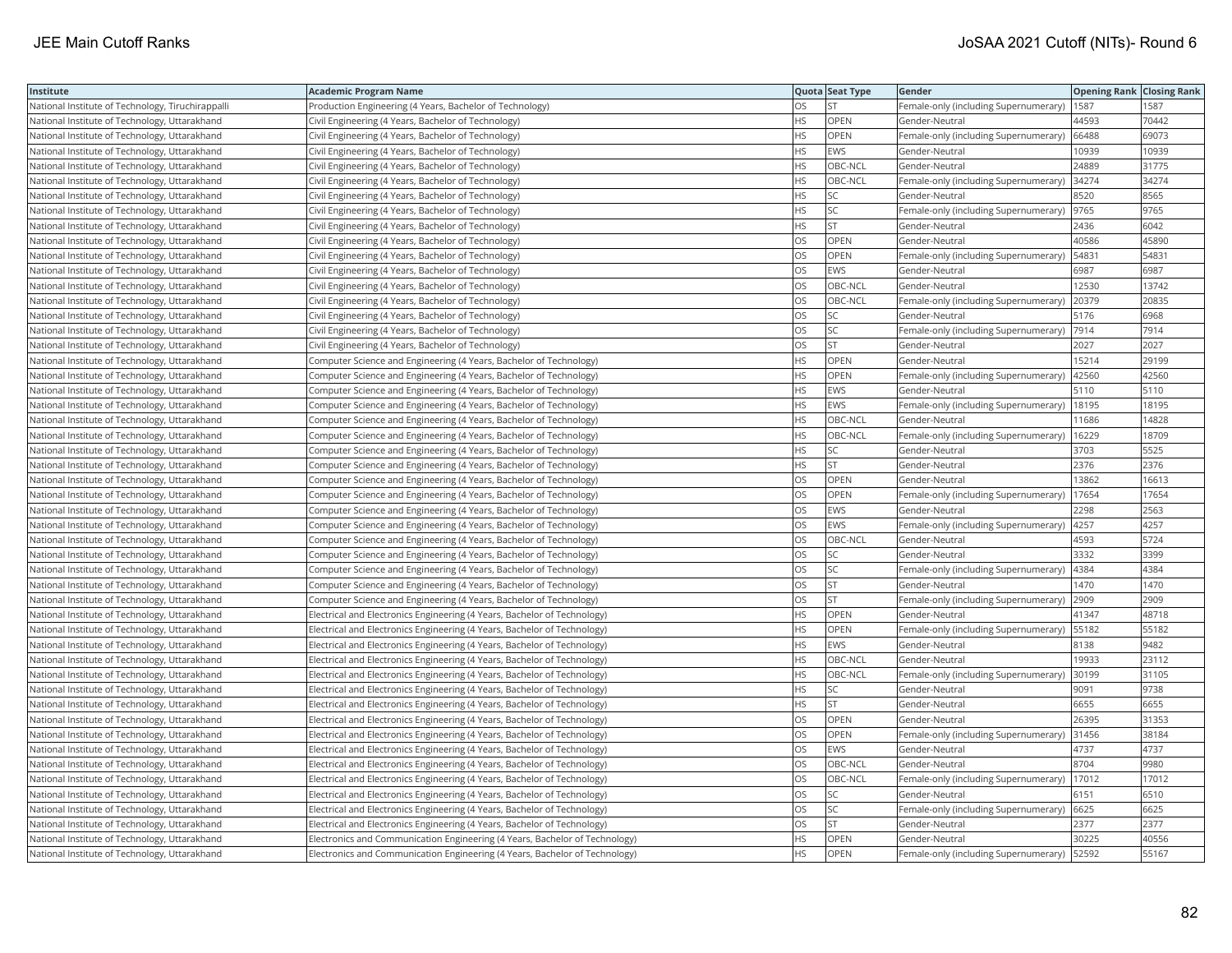| Institute | Academic Program Name | Quota | Seat Type | Gender | Opening Rank | Closing Rank |
|---|---|---|---|---|---|---|
| National Institute of Technology, Tiruchirappalli | Production Engineering (4 Years, Bachelor of Technology) | OS | ST | Female-only (including Supernumerary) | 1587 | 1587 |
| National Institute of Technology, Uttarakhand | Civil Engineering (4 Years, Bachelor of Technology) | HS | OPEN | Gender-Neutral | 44593 | 70442 |
| National Institute of Technology, Uttarakhand | Civil Engineering (4 Years, Bachelor of Technology) | HS | OPEN | Female-only (including Supernumerary) | 66488 | 69073 |
| National Institute of Technology, Uttarakhand | Civil Engineering (4 Years, Bachelor of Technology) | HS | EWS | Gender-Neutral | 10939 | 10939 |
| National Institute of Technology, Uttarakhand | Civil Engineering (4 Years, Bachelor of Technology) | HS | OBC-NCL | Gender-Neutral | 24889 | 31775 |
| National Institute of Technology, Uttarakhand | Civil Engineering (4 Years, Bachelor of Technology) | HS | OBC-NCL | Female-only (including Supernumerary) | 34274 | 34274 |
| National Institute of Technology, Uttarakhand | Civil Engineering (4 Years, Bachelor of Technology) | HS | SC | Gender-Neutral | 8520 | 8565 |
| National Institute of Technology, Uttarakhand | Civil Engineering (4 Years, Bachelor of Technology) | HS | SC | Female-only (including Supernumerary) | 9765 | 9765 |
| National Institute of Technology, Uttarakhand | Civil Engineering (4 Years, Bachelor of Technology) | HS | ST | Gender-Neutral | 2436 | 6042 |
| National Institute of Technology, Uttarakhand | Civil Engineering (4 Years, Bachelor of Technology) | OS | OPEN | Gender-Neutral | 40586 | 45890 |
| National Institute of Technology, Uttarakhand | Civil Engineering (4 Years, Bachelor of Technology) | OS | OPEN | Female-only (including Supernumerary) | 54831 | 54831 |
| National Institute of Technology, Uttarakhand | Civil Engineering (4 Years, Bachelor of Technology) | OS | EWS | Gender-Neutral | 6987 | 6987 |
| National Institute of Technology, Uttarakhand | Civil Engineering (4 Years, Bachelor of Technology) | OS | OBC-NCL | Gender-Neutral | 12530 | 13742 |
| National Institute of Technology, Uttarakhand | Civil Engineering (4 Years, Bachelor of Technology) | OS | OBC-NCL | Female-only (including Supernumerary) | 20379 | 20835 |
| National Institute of Technology, Uttarakhand | Civil Engineering (4 Years, Bachelor of Technology) | OS | SC | Gender-Neutral | 5176 | 6968 |
| National Institute of Technology, Uttarakhand | Civil Engineering (4 Years, Bachelor of Technology) | OS | SC | Female-only (including Supernumerary) | 7914 | 7914 |
| National Institute of Technology, Uttarakhand | Civil Engineering (4 Years, Bachelor of Technology) | OS | ST | Gender-Neutral | 2027 | 2027 |
| National Institute of Technology, Uttarakhand | Computer Science and Engineering (4 Years, Bachelor of Technology) | HS | OPEN | Gender-Neutral | 15214 | 29199 |
| National Institute of Technology, Uttarakhand | Computer Science and Engineering (4 Years, Bachelor of Technology) | HS | OPEN | Female-only (including Supernumerary) | 42560 | 42560 |
| National Institute of Technology, Uttarakhand | Computer Science and Engineering (4 Years, Bachelor of Technology) | HS | EWS | Gender-Neutral | 5110 | 5110 |
| National Institute of Technology, Uttarakhand | Computer Science and Engineering (4 Years, Bachelor of Technology) | HS | EWS | Female-only (including Supernumerary) | 18195 | 18195 |
| National Institute of Technology, Uttarakhand | Computer Science and Engineering (4 Years, Bachelor of Technology) | HS | OBC-NCL | Gender-Neutral | 11686 | 14828 |
| National Institute of Technology, Uttarakhand | Computer Science and Engineering (4 Years, Bachelor of Technology) | HS | OBC-NCL | Female-only (including Supernumerary) | 16229 | 18709 |
| National Institute of Technology, Uttarakhand | Computer Science and Engineering (4 Years, Bachelor of Technology) | HS | SC | Gender-Neutral | 3703 | 5525 |
| National Institute of Technology, Uttarakhand | Computer Science and Engineering (4 Years, Bachelor of Technology) | HS | ST | Gender-Neutral | 2376 | 2376 |
| National Institute of Technology, Uttarakhand | Computer Science and Engineering (4 Years, Bachelor of Technology) | OS | OPEN | Gender-Neutral | 13862 | 16613 |
| National Institute of Technology, Uttarakhand | Computer Science and Engineering (4 Years, Bachelor of Technology) | OS | OPEN | Female-only (including Supernumerary) | 17654 | 17654 |
| National Institute of Technology, Uttarakhand | Computer Science and Engineering (4 Years, Bachelor of Technology) | OS | EWS | Gender-Neutral | 2298 | 2563 |
| National Institute of Technology, Uttarakhand | Computer Science and Engineering (4 Years, Bachelor of Technology) | OS | EWS | Female-only (including Supernumerary) | 4257 | 4257 |
| National Institute of Technology, Uttarakhand | Computer Science and Engineering (4 Years, Bachelor of Technology) | OS | OBC-NCL | Gender-Neutral | 4593 | 5724 |
| National Institute of Technology, Uttarakhand | Computer Science and Engineering (4 Years, Bachelor of Technology) | OS | SC | Gender-Neutral | 3332 | 3399 |
| National Institute of Technology, Uttarakhand | Computer Science and Engineering (4 Years, Bachelor of Technology) | OS | SC | Female-only (including Supernumerary) | 4384 | 4384 |
| National Institute of Technology, Uttarakhand | Computer Science and Engineering (4 Years, Bachelor of Technology) | OS | ST | Gender-Neutral | 1470 | 1470 |
| National Institute of Technology, Uttarakhand | Computer Science and Engineering (4 Years, Bachelor of Technology) | OS | ST | Female-only (including Supernumerary) | 2909 | 2909 |
| National Institute of Technology, Uttarakhand | Electrical and Electronics Engineering (4 Years, Bachelor of Technology) | HS | OPEN | Gender-Neutral | 41347 | 48718 |
| National Institute of Technology, Uttarakhand | Electrical and Electronics Engineering (4 Years, Bachelor of Technology) | HS | OPEN | Female-only (including Supernumerary) | 55182 | 55182 |
| National Institute of Technology, Uttarakhand | Electrical and Electronics Engineering (4 Years, Bachelor of Technology) | HS | EWS | Gender-Neutral | 8138 | 9482 |
| National Institute of Technology, Uttarakhand | Electrical and Electronics Engineering (4 Years, Bachelor of Technology) | HS | OBC-NCL | Gender-Neutral | 19933 | 23112 |
| National Institute of Technology, Uttarakhand | Electrical and Electronics Engineering (4 Years, Bachelor of Technology) | HS | OBC-NCL | Female-only (including Supernumerary) | 30199 | 31105 |
| National Institute of Technology, Uttarakhand | Electrical and Electronics Engineering (4 Years, Bachelor of Technology) | HS | SC | Gender-Neutral | 9091 | 9738 |
| National Institute of Technology, Uttarakhand | Electrical and Electronics Engineering (4 Years, Bachelor of Technology) | HS | ST | Gender-Neutral | 6655 | 6655 |
| National Institute of Technology, Uttarakhand | Electrical and Electronics Engineering (4 Years, Bachelor of Technology) | OS | OPEN | Gender-Neutral | 26395 | 31353 |
| National Institute of Technology, Uttarakhand | Electrical and Electronics Engineering (4 Years, Bachelor of Technology) | OS | OPEN | Female-only (including Supernumerary) | 31456 | 38184 |
| National Institute of Technology, Uttarakhand | Electrical and Electronics Engineering (4 Years, Bachelor of Technology) | OS | EWS | Gender-Neutral | 4737 | 4737 |
| National Institute of Technology, Uttarakhand | Electrical and Electronics Engineering (4 Years, Bachelor of Technology) | OS | OBC-NCL | Gender-Neutral | 8704 | 9980 |
| National Institute of Technology, Uttarakhand | Electrical and Electronics Engineering (4 Years, Bachelor of Technology) | OS | OBC-NCL | Female-only (including Supernumerary) | 17012 | 17012 |
| National Institute of Technology, Uttarakhand | Electrical and Electronics Engineering (4 Years, Bachelor of Technology) | OS | SC | Gender-Neutral | 6151 | 6510 |
| National Institute of Technology, Uttarakhand | Electrical and Electronics Engineering (4 Years, Bachelor of Technology) | OS | SC | Female-only (including Supernumerary) | 6625 | 6625 |
| National Institute of Technology, Uttarakhand | Electrical and Electronics Engineering (4 Years, Bachelor of Technology) | OS | ST | Gender-Neutral | 2377 | 2377 |
| National Institute of Technology, Uttarakhand | Electronics and Communication Engineering (4 Years, Bachelor of Technology) | HS | OPEN | Gender-Neutral | 30225 | 40556 |
| National Institute of Technology, Uttarakhand | Electronics and Communication Engineering (4 Years, Bachelor of Technology) | HS | OPEN | Female-only (including Supernumerary) | 52592 | 55167 |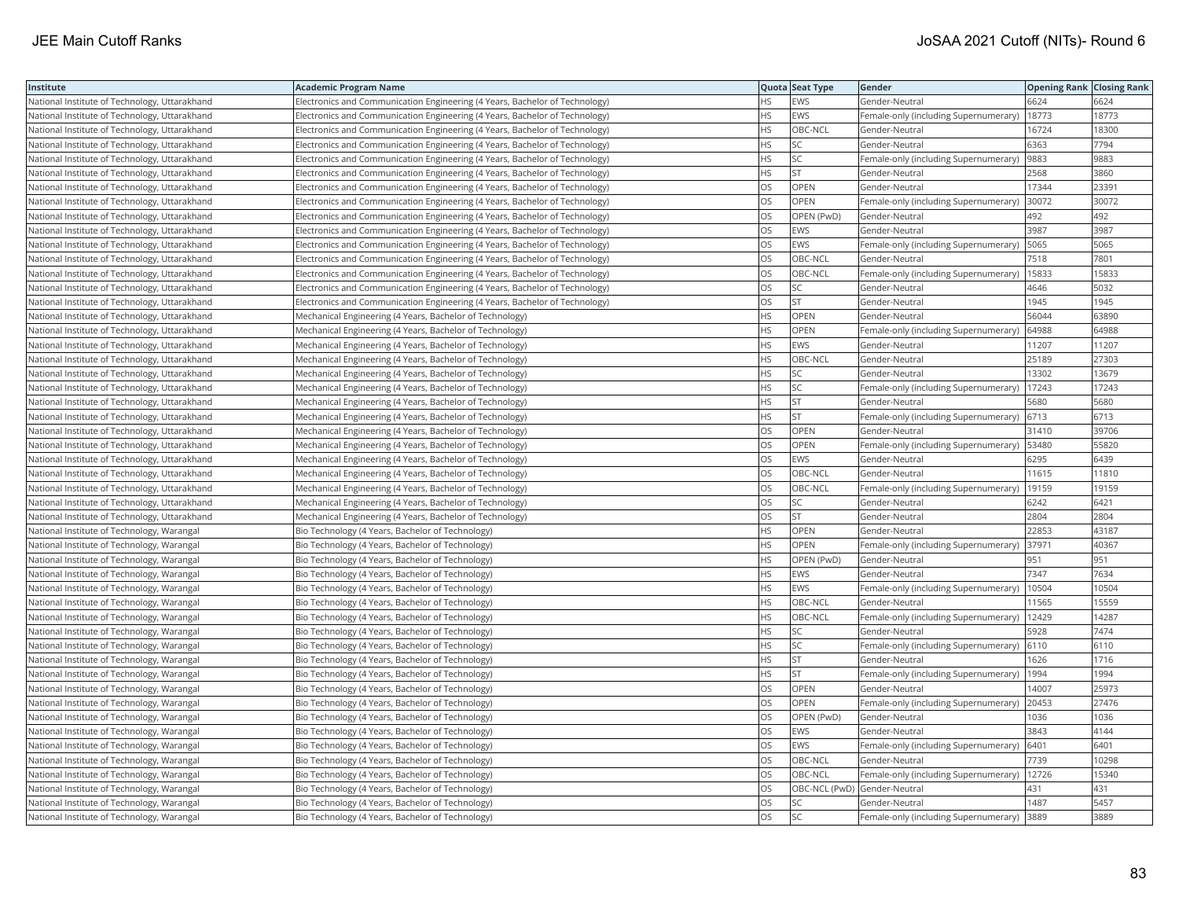| Institute | Academic Program Name | Quota | Seat Type | Gender | Opening Rank | Closing Rank |
|---|---|---|---|---|---|---|
| National Institute of Technology, Uttarakhand | Electronics and Communication Engineering (4 Years, Bachelor of Technology) | HS | EWS | Gender-Neutral | 6624 | 6624 |
| National Institute of Technology, Uttarakhand | Electronics and Communication Engineering (4 Years, Bachelor of Technology) | HS | EWS | Female-only (including Supernumerary) | 18773 | 18773 |
| National Institute of Technology, Uttarakhand | Electronics and Communication Engineering (4 Years, Bachelor of Technology) | HS | OBC-NCL | Gender-Neutral | 16724 | 18300 |
| National Institute of Technology, Uttarakhand | Electronics and Communication Engineering (4 Years, Bachelor of Technology) | HS | SC | Gender-Neutral | 6363 | 7794 |
| National Institute of Technology, Uttarakhand | Electronics and Communication Engineering (4 Years, Bachelor of Technology) | HS | SC | Female-only (including Supernumerary) | 9883 | 9883 |
| National Institute of Technology, Uttarakhand | Electronics and Communication Engineering (4 Years, Bachelor of Technology) | HS | ST | Gender-Neutral | 2568 | 3860 |
| National Institute of Technology, Uttarakhand | Electronics and Communication Engineering (4 Years, Bachelor of Technology) | OS | OPEN | Gender-Neutral | 17344 | 23391 |
| National Institute of Technology, Uttarakhand | Electronics and Communication Engineering (4 Years, Bachelor of Technology) | OS | OPEN | Female-only (including Supernumerary) | 30072 | 30072 |
| National Institute of Technology, Uttarakhand | Electronics and Communication Engineering (4 Years, Bachelor of Technology) | OS | OPEN (PwD) | Gender-Neutral | 492 | 492 |
| National Institute of Technology, Uttarakhand | Electronics and Communication Engineering (4 Years, Bachelor of Technology) | OS | EWS | Gender-Neutral | 3987 | 3987 |
| National Institute of Technology, Uttarakhand | Electronics and Communication Engineering (4 Years, Bachelor of Technology) | OS | EWS | Female-only (including Supernumerary) | 5065 | 5065 |
| National Institute of Technology, Uttarakhand | Electronics and Communication Engineering (4 Years, Bachelor of Technology) | OS | OBC-NCL | Gender-Neutral | 7518 | 7801 |
| National Institute of Technology, Uttarakhand | Electronics and Communication Engineering (4 Years, Bachelor of Technology) | OS | OBC-NCL | Female-only (including Supernumerary) | 15833 | 15833 |
| National Institute of Technology, Uttarakhand | Electronics and Communication Engineering (4 Years, Bachelor of Technology) | OS | SC | Gender-Neutral | 4646 | 5032 |
| National Institute of Technology, Uttarakhand | Electronics and Communication Engineering (4 Years, Bachelor of Technology) | OS | ST | Gender-Neutral | 1945 | 1945 |
| National Institute of Technology, Uttarakhand | Mechanical Engineering (4 Years, Bachelor of Technology) | HS | OPEN | Gender-Neutral | 56044 | 63890 |
| National Institute of Technology, Uttarakhand | Mechanical Engineering (4 Years, Bachelor of Technology) | HS | OPEN | Female-only (including Supernumerary) | 64988 | 64988 |
| National Institute of Technology, Uttarakhand | Mechanical Engineering (4 Years, Bachelor of Technology) | HS | EWS | Gender-Neutral | 11207 | 11207 |
| National Institute of Technology, Uttarakhand | Mechanical Engineering (4 Years, Bachelor of Technology) | HS | OBC-NCL | Gender-Neutral | 25189 | 27303 |
| National Institute of Technology, Uttarakhand | Mechanical Engineering (4 Years, Bachelor of Technology) | HS | SC | Gender-Neutral | 13302 | 13679 |
| National Institute of Technology, Uttarakhand | Mechanical Engineering (4 Years, Bachelor of Technology) | HS | SC | Female-only (including Supernumerary) | 17243 | 17243 |
| National Institute of Technology, Uttarakhand | Mechanical Engineering (4 Years, Bachelor of Technology) | HS | ST | Gender-Neutral | 5680 | 5680 |
| National Institute of Technology, Uttarakhand | Mechanical Engineering (4 Years, Bachelor of Technology) | HS | ST | Female-only (including Supernumerary) | 6713 | 6713 |
| National Institute of Technology, Uttarakhand | Mechanical Engineering (4 Years, Bachelor of Technology) | OS | OPEN | Gender-Neutral | 31410 | 39706 |
| National Institute of Technology, Uttarakhand | Mechanical Engineering (4 Years, Bachelor of Technology) | OS | OPEN | Female-only (including Supernumerary) | 53480 | 55820 |
| National Institute of Technology, Uttarakhand | Mechanical Engineering (4 Years, Bachelor of Technology) | OS | EWS | Gender-Neutral | 6295 | 6439 |
| National Institute of Technology, Uttarakhand | Mechanical Engineering (4 Years, Bachelor of Technology) | OS | OBC-NCL | Gender-Neutral | 11615 | 11810 |
| National Institute of Technology, Uttarakhand | Mechanical Engineering (4 Years, Bachelor of Technology) | OS | OBC-NCL | Female-only (including Supernumerary) | 19159 | 19159 |
| National Institute of Technology, Uttarakhand | Mechanical Engineering (4 Years, Bachelor of Technology) | OS | SC | Gender-Neutral | 6242 | 6421 |
| National Institute of Technology, Uttarakhand | Mechanical Engineering (4 Years, Bachelor of Technology) | OS | ST | Gender-Neutral | 2804 | 2804 |
| National Institute of Technology, Warangal | Bio Technology (4 Years, Bachelor of Technology) | HS | OPEN | Gender-Neutral | 22853 | 43187 |
| National Institute of Technology, Warangal | Bio Technology (4 Years, Bachelor of Technology) | HS | OPEN | Female-only (including Supernumerary) | 37971 | 40367 |
| National Institute of Technology, Warangal | Bio Technology (4 Years, Bachelor of Technology) | HS | OPEN (PwD) | Gender-Neutral | 951 | 951 |
| National Institute of Technology, Warangal | Bio Technology (4 Years, Bachelor of Technology) | HS | EWS | Gender-Neutral | 7347 | 7634 |
| National Institute of Technology, Warangal | Bio Technology (4 Years, Bachelor of Technology) | HS | EWS | Female-only (including Supernumerary) | 10504 | 10504 |
| National Institute of Technology, Warangal | Bio Technology (4 Years, Bachelor of Technology) | HS | OBC-NCL | Gender-Neutral | 11565 | 15559 |
| National Institute of Technology, Warangal | Bio Technology (4 Years, Bachelor of Technology) | HS | OBC-NCL | Female-only (including Supernumerary) | 12429 | 14287 |
| National Institute of Technology, Warangal | Bio Technology (4 Years, Bachelor of Technology) | HS | SC | Gender-Neutral | 5928 | 7474 |
| National Institute of Technology, Warangal | Bio Technology (4 Years, Bachelor of Technology) | HS | SC | Female-only (including Supernumerary) | 6110 | 6110 |
| National Institute of Technology, Warangal | Bio Technology (4 Years, Bachelor of Technology) | HS | ST | Gender-Neutral | 1626 | 1716 |
| National Institute of Technology, Warangal | Bio Technology (4 Years, Bachelor of Technology) | HS | ST | Female-only (including Supernumerary) | 1994 | 1994 |
| National Institute of Technology, Warangal | Bio Technology (4 Years, Bachelor of Technology) | OS | OPEN | Gender-Neutral | 14007 | 25973 |
| National Institute of Technology, Warangal | Bio Technology (4 Years, Bachelor of Technology) | OS | OPEN | Female-only (including Supernumerary) | 20453 | 27476 |
| National Institute of Technology, Warangal | Bio Technology (4 Years, Bachelor of Technology) | OS | OPEN (PwD) | Gender-Neutral | 1036 | 1036 |
| National Institute of Technology, Warangal | Bio Technology (4 Years, Bachelor of Technology) | OS | EWS | Gender-Neutral | 3843 | 4144 |
| National Institute of Technology, Warangal | Bio Technology (4 Years, Bachelor of Technology) | OS | EWS | Female-only (including Supernumerary) | 6401 | 6401 |
| National Institute of Technology, Warangal | Bio Technology (4 Years, Bachelor of Technology) | OS | OBC-NCL | Gender-Neutral | 7739 | 10298 |
| National Institute of Technology, Warangal | Bio Technology (4 Years, Bachelor of Technology) | OS | OBC-NCL | Female-only (including Supernumerary) | 12726 | 15340 |
| National Institute of Technology, Warangal | Bio Technology (4 Years, Bachelor of Technology) | OS | OBC-NCL (PwD) | Gender-Neutral | 431 | 431 |
| National Institute of Technology, Warangal | Bio Technology (4 Years, Bachelor of Technology) | OS | SC | Gender-Neutral | 1487 | 5457 |
| National Institute of Technology, Warangal | Bio Technology (4 Years, Bachelor of Technology) | OS | SC | Female-only (including Supernumerary) | 3889 | 3889 |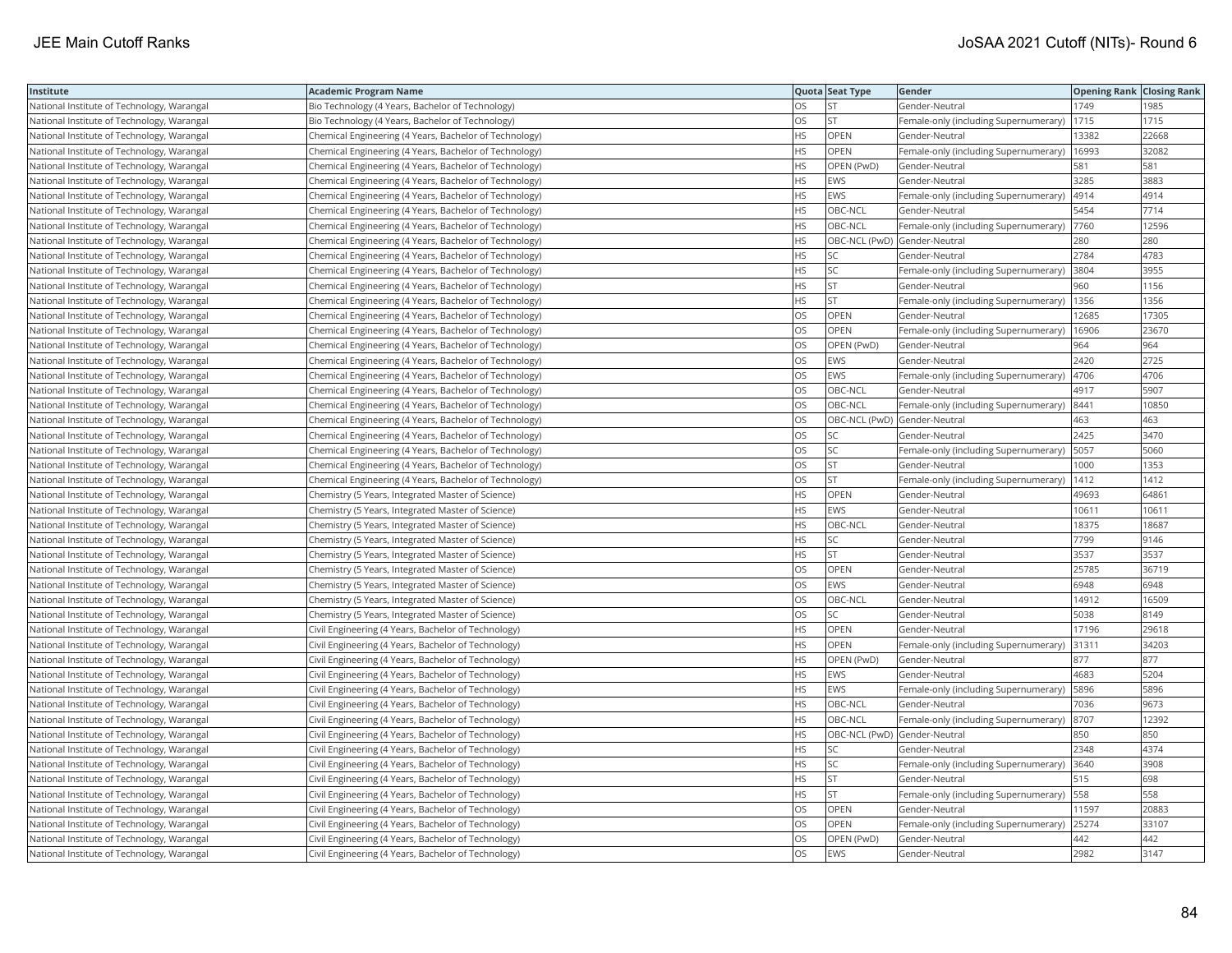| Institute | Academic Program Name | Quota | Seat Type | Gender | Opening Rank | Closing Rank |
|---|---|---|---|---|---|---|
| National Institute of Technology, Warangal | Bio Technology (4 Years, Bachelor of Technology) | OS | ST | Gender-Neutral | 1749 | 1985 |
| National Institute of Technology, Warangal | Bio Technology (4 Years, Bachelor of Technology) | OS | ST | Female-only (including Supernumerary) | 1715 | 1715 |
| National Institute of Technology, Warangal | Chemical Engineering (4 Years, Bachelor of Technology) | HS | OPEN | Gender-Neutral | 13382 | 22668 |
| National Institute of Technology, Warangal | Chemical Engineering (4 Years, Bachelor of Technology) | HS | OPEN | Female-only (including Supernumerary) | 16993 | 32082 |
| National Institute of Technology, Warangal | Chemical Engineering (4 Years, Bachelor of Technology) | HS | OPEN (PwD) | Gender-Neutral | 581 | 581 |
| National Institute of Technology, Warangal | Chemical Engineering (4 Years, Bachelor of Technology) | HS | EWS | Gender-Neutral | 3285 | 3883 |
| National Institute of Technology, Warangal | Chemical Engineering (4 Years, Bachelor of Technology) | HS | EWS | Female-only (including Supernumerary) | 4914 | 4914 |
| National Institute of Technology, Warangal | Chemical Engineering (4 Years, Bachelor of Technology) | HS | OBC-NCL | Gender-Neutral | 5454 | 7714 |
| National Institute of Technology, Warangal | Chemical Engineering (4 Years, Bachelor of Technology) | HS | OBC-NCL | Female-only (including Supernumerary) | 7760 | 12596 |
| National Institute of Technology, Warangal | Chemical Engineering (4 Years, Bachelor of Technology) | HS | OBC-NCL (PwD) | Gender-Neutral | 280 | 280 |
| National Institute of Technology, Warangal | Chemical Engineering (4 Years, Bachelor of Technology) | HS | SC | Gender-Neutral | 2784 | 4783 |
| National Institute of Technology, Warangal | Chemical Engineering (4 Years, Bachelor of Technology) | HS | SC | Female-only (including Supernumerary) | 3804 | 3955 |
| National Institute of Technology, Warangal | Chemical Engineering (4 Years, Bachelor of Technology) | HS | ST | Gender-Neutral | 960 | 1156 |
| National Institute of Technology, Warangal | Chemical Engineering (4 Years, Bachelor of Technology) | HS | ST | Female-only (including Supernumerary) | 1356 | 1356 |
| National Institute of Technology, Warangal | Chemical Engineering (4 Years, Bachelor of Technology) | OS | OPEN | Gender-Neutral | 12685 | 17305 |
| National Institute of Technology, Warangal | Chemical Engineering (4 Years, Bachelor of Technology) | OS | OPEN | Female-only (including Supernumerary) | 16906 | 23670 |
| National Institute of Technology, Warangal | Chemical Engineering (4 Years, Bachelor of Technology) | OS | OPEN (PwD) | Gender-Neutral | 964 | 964 |
| National Institute of Technology, Warangal | Chemical Engineering (4 Years, Bachelor of Technology) | OS | EWS | Gender-Neutral | 2420 | 2725 |
| National Institute of Technology, Warangal | Chemical Engineering (4 Years, Bachelor of Technology) | OS | EWS | Female-only (including Supernumerary) | 4706 | 4706 |
| National Institute of Technology, Warangal | Chemical Engineering (4 Years, Bachelor of Technology) | OS | OBC-NCL | Gender-Neutral | 4917 | 5907 |
| National Institute of Technology, Warangal | Chemical Engineering (4 Years, Bachelor of Technology) | OS | OBC-NCL | Female-only (including Supernumerary) | 8441 | 10850 |
| National Institute of Technology, Warangal | Chemical Engineering (4 Years, Bachelor of Technology) | OS | OBC-NCL (PwD) | Gender-Neutral | 463 | 463 |
| National Institute of Technology, Warangal | Chemical Engineering (4 Years, Bachelor of Technology) | OS | SC | Gender-Neutral | 2425 | 3470 |
| National Institute of Technology, Warangal | Chemical Engineering (4 Years, Bachelor of Technology) | OS | SC | Female-only (including Supernumerary) | 5057 | 5060 |
| National Institute of Technology, Warangal | Chemical Engineering (4 Years, Bachelor of Technology) | OS | ST | Gender-Neutral | 1000 | 1353 |
| National Institute of Technology, Warangal | Chemical Engineering (4 Years, Bachelor of Technology) | OS | ST | Female-only (including Supernumerary) | 1412 | 1412 |
| National Institute of Technology, Warangal | Chemistry (5 Years, Integrated Master of Science) | HS | OPEN | Gender-Neutral | 49693 | 64861 |
| National Institute of Technology, Warangal | Chemistry (5 Years, Integrated Master of Science) | HS | EWS | Gender-Neutral | 10611 | 10611 |
| National Institute of Technology, Warangal | Chemistry (5 Years, Integrated Master of Science) | HS | OBC-NCL | Gender-Neutral | 18375 | 18687 |
| National Institute of Technology, Warangal | Chemistry (5 Years, Integrated Master of Science) | HS | SC | Gender-Neutral | 7799 | 9146 |
| National Institute of Technology, Warangal | Chemistry (5 Years, Integrated Master of Science) | HS | ST | Gender-Neutral | 3537 | 3537 |
| National Institute of Technology, Warangal | Chemistry (5 Years, Integrated Master of Science) | OS | OPEN | Gender-Neutral | 25785 | 36719 |
| National Institute of Technology, Warangal | Chemistry (5 Years, Integrated Master of Science) | OS | EWS | Gender-Neutral | 6948 | 6948 |
| National Institute of Technology, Warangal | Chemistry (5 Years, Integrated Master of Science) | OS | OBC-NCL | Gender-Neutral | 14912 | 16509 |
| National Institute of Technology, Warangal | Chemistry (5 Years, Integrated Master of Science) | OS | SC | Gender-Neutral | 5038 | 8149 |
| National Institute of Technology, Warangal | Civil Engineering (4 Years, Bachelor of Technology) | HS | OPEN | Gender-Neutral | 17196 | 29618 |
| National Institute of Technology, Warangal | Civil Engineering (4 Years, Bachelor of Technology) | HS | OPEN | Female-only (including Supernumerary) | 31311 | 34203 |
| National Institute of Technology, Warangal | Civil Engineering (4 Years, Bachelor of Technology) | HS | OPEN (PwD) | Gender-Neutral | 877 | 877 |
| National Institute of Technology, Warangal | Civil Engineering (4 Years, Bachelor of Technology) | HS | EWS | Gender-Neutral | 4683 | 5204 |
| National Institute of Technology, Warangal | Civil Engineering (4 Years, Bachelor of Technology) | HS | EWS | Female-only (including Supernumerary) | 5896 | 5896 |
| National Institute of Technology, Warangal | Civil Engineering (4 Years, Bachelor of Technology) | HS | OBC-NCL | Gender-Neutral | 7036 | 9673 |
| National Institute of Technology, Warangal | Civil Engineering (4 Years, Bachelor of Technology) | HS | OBC-NCL | Female-only (including Supernumerary) | 8707 | 12392 |
| National Institute of Technology, Warangal | Civil Engineering (4 Years, Bachelor of Technology) | HS | OBC-NCL (PwD) | Gender-Neutral | 850 | 850 |
| National Institute of Technology, Warangal | Civil Engineering (4 Years, Bachelor of Technology) | HS | SC | Gender-Neutral | 2348 | 4374 |
| National Institute of Technology, Warangal | Civil Engineering (4 Years, Bachelor of Technology) | HS | SC | Female-only (including Supernumerary) | 3640 | 3908 |
| National Institute of Technology, Warangal | Civil Engineering (4 Years, Bachelor of Technology) | HS | ST | Gender-Neutral | 515 | 698 |
| National Institute of Technology, Warangal | Civil Engineering (4 Years, Bachelor of Technology) | HS | ST | Female-only (including Supernumerary) | 558 | 558 |
| National Institute of Technology, Warangal | Civil Engineering (4 Years, Bachelor of Technology) | OS | OPEN | Gender-Neutral | 11597 | 20883 |
| National Institute of Technology, Warangal | Civil Engineering (4 Years, Bachelor of Technology) | OS | OPEN | Female-only (including Supernumerary) | 25274 | 33107 |
| National Institute of Technology, Warangal | Civil Engineering (4 Years, Bachelor of Technology) | OS | OPEN (PwD) | Gender-Neutral | 442 | 442 |
| National Institute of Technology, Warangal | Civil Engineering (4 Years, Bachelor of Technology) | OS | EWS | Gender-Neutral | 2982 | 3147 |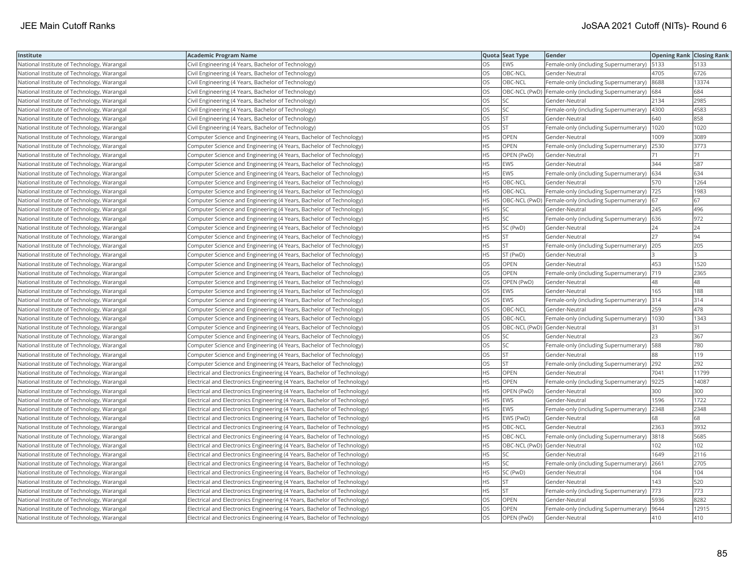| Institute | Academic Program Name | Quota | Seat Type | Gender | Opening Rank | Closing Rank |
|---|---|---|---|---|---|---|
| National Institute of Technology, Warangal | Civil Engineering (4 Years, Bachelor of Technology) | OS | EWS | Female-only (including Supernumerary) | 5133 | 5133 |
| National Institute of Technology, Warangal | Civil Engineering (4 Years, Bachelor of Technology) | OS | OBC-NCL | Gender-Neutral | 4705 | 6726 |
| National Institute of Technology, Warangal | Civil Engineering (4 Years, Bachelor of Technology) | OS | OBC-NCL | Female-only (including Supernumerary) | 8688 | 13374 |
| National Institute of Technology, Warangal | Civil Engineering (4 Years, Bachelor of Technology) | OS | OBC-NCL (PwD) | Female-only (including Supernumerary) | 684 | 684 |
| National Institute of Technology, Warangal | Civil Engineering (4 Years, Bachelor of Technology) | OS | SC | Gender-Neutral | 2134 | 2985 |
| National Institute of Technology, Warangal | Civil Engineering (4 Years, Bachelor of Technology) | OS | SC | Female-only (including Supernumerary) | 4300 | 4583 |
| National Institute of Technology, Warangal | Civil Engineering (4 Years, Bachelor of Technology) | OS | ST | Gender-Neutral | 640 | 858 |
| National Institute of Technology, Warangal | Civil Engineering (4 Years, Bachelor of Technology) | OS | ST | Female-only (including Supernumerary) | 1020 | 1020 |
| National Institute of Technology, Warangal | Computer Science and Engineering (4 Years, Bachelor of Technology) | HS | OPEN | Gender-Neutral | 1009 | 3089 |
| National Institute of Technology, Warangal | Computer Science and Engineering (4 Years, Bachelor of Technology) | HS | OPEN | Female-only (including Supernumerary) | 2530 | 3773 |
| National Institute of Technology, Warangal | Computer Science and Engineering (4 Years, Bachelor of Technology) | HS | OPEN (PwD) | Gender-Neutral | 71 | 71 |
| National Institute of Technology, Warangal | Computer Science and Engineering (4 Years, Bachelor of Technology) | HS | EWS | Gender-Neutral | 344 | 587 |
| National Institute of Technology, Warangal | Computer Science and Engineering (4 Years, Bachelor of Technology) | HS | EWS | Female-only (including Supernumerary) | 634 | 634 |
| National Institute of Technology, Warangal | Computer Science and Engineering (4 Years, Bachelor of Technology) | HS | OBC-NCL | Gender-Neutral | 570 | 1264 |
| National Institute of Technology, Warangal | Computer Science and Engineering (4 Years, Bachelor of Technology) | HS | OBC-NCL | Female-only (including Supernumerary) | 725 | 1983 |
| National Institute of Technology, Warangal | Computer Science and Engineering (4 Years, Bachelor of Technology) | HS | OBC-NCL (PwD) | Female-only (including Supernumerary) | 67 | 67 |
| National Institute of Technology, Warangal | Computer Science and Engineering (4 Years, Bachelor of Technology) | HS | SC | Gender-Neutral | 245 | 496 |
| National Institute of Technology, Warangal | Computer Science and Engineering (4 Years, Bachelor of Technology) | HS | SC | Female-only (including Supernumerary) | 636 | 972 |
| National Institute of Technology, Warangal | Computer Science and Engineering (4 Years, Bachelor of Technology) | HS | SC (PwD) | Gender-Neutral | 24 | 24 |
| National Institute of Technology, Warangal | Computer Science and Engineering (4 Years, Bachelor of Technology) | HS | ST | Gender-Neutral | 27 | 94 |
| National Institute of Technology, Warangal | Computer Science and Engineering (4 Years, Bachelor of Technology) | HS | ST | Female-only (including Supernumerary) | 205 | 205 |
| National Institute of Technology, Warangal | Computer Science and Engineering (4 Years, Bachelor of Technology) | HS | ST (PwD) | Gender-Neutral | 3 | 3 |
| National Institute of Technology, Warangal | Computer Science and Engineering (4 Years, Bachelor of Technology) | OS | OPEN | Gender-Neutral | 453 | 1520 |
| National Institute of Technology, Warangal | Computer Science and Engineering (4 Years, Bachelor of Technology) | OS | OPEN | Female-only (including Supernumerary) | 719 | 2365 |
| National Institute of Technology, Warangal | Computer Science and Engineering (4 Years, Bachelor of Technology) | OS | OPEN (PwD) | Gender-Neutral | 48 | 48 |
| National Institute of Technology, Warangal | Computer Science and Engineering (4 Years, Bachelor of Technology) | OS | EWS | Gender-Neutral | 165 | 188 |
| National Institute of Technology, Warangal | Computer Science and Engineering (4 Years, Bachelor of Technology) | OS | EWS | Female-only (including Supernumerary) | 314 | 314 |
| National Institute of Technology, Warangal | Computer Science and Engineering (4 Years, Bachelor of Technology) | OS | OBC-NCL | Gender-Neutral | 259 | 478 |
| National Institute of Technology, Warangal | Computer Science and Engineering (4 Years, Bachelor of Technology) | OS | OBC-NCL | Female-only (including Supernumerary) | 1030 | 1343 |
| National Institute of Technology, Warangal | Computer Science and Engineering (4 Years, Bachelor of Technology) | OS | OBC-NCL (PwD) | Gender-Neutral | 31 | 31 |
| National Institute of Technology, Warangal | Computer Science and Engineering (4 Years, Bachelor of Technology) | OS | SC | Gender-Neutral | 23 | 367 |
| National Institute of Technology, Warangal | Computer Science and Engineering (4 Years, Bachelor of Technology) | OS | SC | Female-only (including Supernumerary) | 588 | 780 |
| National Institute of Technology, Warangal | Computer Science and Engineering (4 Years, Bachelor of Technology) | OS | ST | Gender-Neutral | 88 | 119 |
| National Institute of Technology, Warangal | Computer Science and Engineering (4 Years, Bachelor of Technology) | OS | ST | Female-only (including Supernumerary) | 292 | 292 |
| National Institute of Technology, Warangal | Electrical and Electronics Engineering (4 Years, Bachelor of Technology) | HS | OPEN | Gender-Neutral | 7041 | 11799 |
| National Institute of Technology, Warangal | Electrical and Electronics Engineering (4 Years, Bachelor of Technology) | HS | OPEN | Female-only (including Supernumerary) | 9225 | 14087 |
| National Institute of Technology, Warangal | Electrical and Electronics Engineering (4 Years, Bachelor of Technology) | HS | OPEN (PwD) | Gender-Neutral | 300 | 300 |
| National Institute of Technology, Warangal | Electrical and Electronics Engineering (4 Years, Bachelor of Technology) | HS | EWS | Gender-Neutral | 1596 | 1722 |
| National Institute of Technology, Warangal | Electrical and Electronics Engineering (4 Years, Bachelor of Technology) | HS | EWS | Female-only (including Supernumerary) | 2348 | 2348 |
| National Institute of Technology, Warangal | Electrical and Electronics Engineering (4 Years, Bachelor of Technology) | HS | EWS (PwD) | Gender-Neutral | 68 | 68 |
| National Institute of Technology, Warangal | Electrical and Electronics Engineering (4 Years, Bachelor of Technology) | HS | OBC-NCL | Gender-Neutral | 2363 | 3932 |
| National Institute of Technology, Warangal | Electrical and Electronics Engineering (4 Years, Bachelor of Technology) | HS | OBC-NCL | Female-only (including Supernumerary) | 3818 | 5685 |
| National Institute of Technology, Warangal | Electrical and Electronics Engineering (4 Years, Bachelor of Technology) | HS | OBC-NCL (PwD) | Gender-Neutral | 102 | 102 |
| National Institute of Technology, Warangal | Electrical and Electronics Engineering (4 Years, Bachelor of Technology) | HS | SC | Gender-Neutral | 1649 | 2116 |
| National Institute of Technology, Warangal | Electrical and Electronics Engineering (4 Years, Bachelor of Technology) | HS | SC | Female-only (including Supernumerary) | 2661 | 2705 |
| National Institute of Technology, Warangal | Electrical and Electronics Engineering (4 Years, Bachelor of Technology) | HS | SC (PwD) | Gender-Neutral | 104 | 104 |
| National Institute of Technology, Warangal | Electrical and Electronics Engineering (4 Years, Bachelor of Technology) | HS | ST | Gender-Neutral | 143 | 520 |
| National Institute of Technology, Warangal | Electrical and Electronics Engineering (4 Years, Bachelor of Technology) | HS | ST | Female-only (including Supernumerary) | 773 | 773 |
| National Institute of Technology, Warangal | Electrical and Electronics Engineering (4 Years, Bachelor of Technology) | OS | OPEN | Gender-Neutral | 5936 | 8282 |
| National Institute of Technology, Warangal | Electrical and Electronics Engineering (4 Years, Bachelor of Technology) | OS | OPEN | Female-only (including Supernumerary) | 9644 | 12915 |
| National Institute of Technology, Warangal | Electrical and Electronics Engineering (4 Years, Bachelor of Technology) | OS | OPEN (PwD) | Gender-Neutral | 410 | 410 |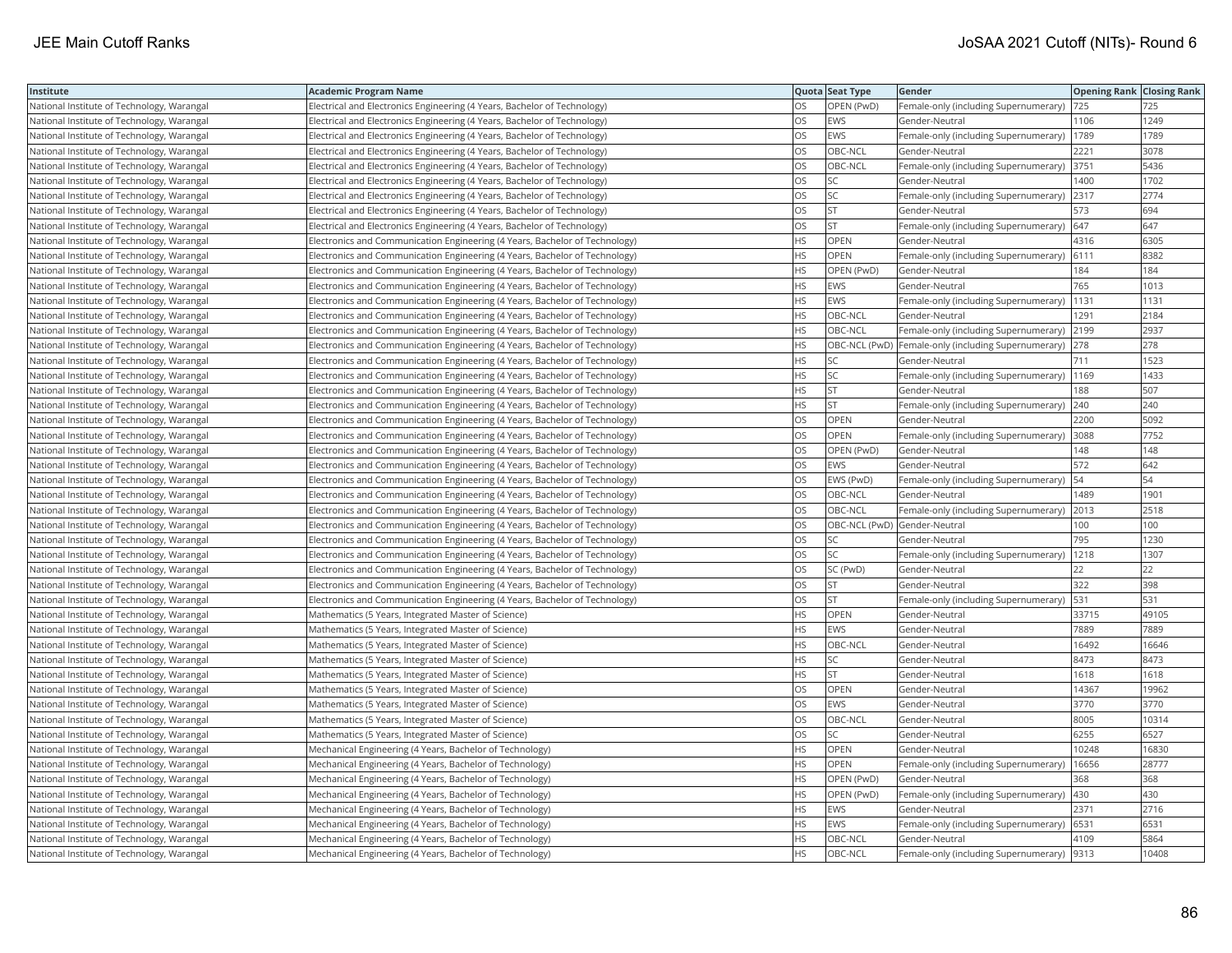| Institute | Academic Program Name | Quota | Seat Type | Gender | Opening Rank | Closing Rank |
|---|---|---|---|---|---|---|
| National Institute of Technology, Warangal | Electrical and Electronics Engineering (4 Years, Bachelor of Technology) | OS | OPEN (PwD) | Female-only (including Supernumerary) | 725 | 725 |
| National Institute of Technology, Warangal | Electrical and Electronics Engineering (4 Years, Bachelor of Technology) | OS | EWS | Gender-Neutral | 1106 | 1249 |
| National Institute of Technology, Warangal | Electrical and Electronics Engineering (4 Years, Bachelor of Technology) | OS | EWS | Female-only (including Supernumerary) | 1789 | 1789 |
| National Institute of Technology, Warangal | Electrical and Electronics Engineering (4 Years, Bachelor of Technology) | OS | OBC-NCL | Gender-Neutral | 2221 | 3078 |
| National Institute of Technology, Warangal | Electrical and Electronics Engineering (4 Years, Bachelor of Technology) | OS | OBC-NCL | Female-only (including Supernumerary) | 3751 | 5436 |
| National Institute of Technology, Warangal | Electrical and Electronics Engineering (4 Years, Bachelor of Technology) | OS | SC | Gender-Neutral | 1400 | 1702 |
| National Institute of Technology, Warangal | Electrical and Electronics Engineering (4 Years, Bachelor of Technology) | OS | SC | Female-only (including Supernumerary) | 2317 | 2774 |
| National Institute of Technology, Warangal | Electrical and Electronics Engineering (4 Years, Bachelor of Technology) | OS | ST | Gender-Neutral | 573 | 694 |
| National Institute of Technology, Warangal | Electrical and Electronics Engineering (4 Years, Bachelor of Technology) | OS | ST | Female-only (including Supernumerary) | 647 | 647 |
| National Institute of Technology, Warangal | Electronics and Communication Engineering (4 Years, Bachelor of Technology) | HS | OPEN | Gender-Neutral | 4316 | 6305 |
| National Institute of Technology, Warangal | Electronics and Communication Engineering (4 Years, Bachelor of Technology) | HS | OPEN | Female-only (including Supernumerary) | 6111 | 8382 |
| National Institute of Technology, Warangal | Electronics and Communication Engineering (4 Years, Bachelor of Technology) | HS | OPEN (PwD) | Gender-Neutral | 184 | 184 |
| National Institute of Technology, Warangal | Electronics and Communication Engineering (4 Years, Bachelor of Technology) | HS | EWS | Gender-Neutral | 765 | 1013 |
| National Institute of Technology, Warangal | Electronics and Communication Engineering (4 Years, Bachelor of Technology) | HS | EWS | Female-only (including Supernumerary) | 1131 | 1131 |
| National Institute of Technology, Warangal | Electronics and Communication Engineering (4 Years, Bachelor of Technology) | HS | OBC-NCL | Gender-Neutral | 1291 | 2184 |
| National Institute of Technology, Warangal | Electronics and Communication Engineering (4 Years, Bachelor of Technology) | HS | OBC-NCL | Female-only (including Supernumerary) | 2199 | 2937 |
| National Institute of Technology, Warangal | Electronics and Communication Engineering (4 Years, Bachelor of Technology) | HS | OBC-NCL (PwD) | Female-only (including Supernumerary) | 278 | 278 |
| National Institute of Technology, Warangal | Electronics and Communication Engineering (4 Years, Bachelor of Technology) | HS | SC | Gender-Neutral | 711 | 1523 |
| National Institute of Technology, Warangal | Electronics and Communication Engineering (4 Years, Bachelor of Technology) | HS | SC | Female-only (including Supernumerary) | 1169 | 1433 |
| National Institute of Technology, Warangal | Electronics and Communication Engineering (4 Years, Bachelor of Technology) | HS | ST | Gender-Neutral | 188 | 507 |
| National Institute of Technology, Warangal | Electronics and Communication Engineering (4 Years, Bachelor of Technology) | HS | ST | Female-only (including Supernumerary) | 240 | 240 |
| National Institute of Technology, Warangal | Electronics and Communication Engineering (4 Years, Bachelor of Technology) | OS | OPEN | Gender-Neutral | 2200 | 5092 |
| National Institute of Technology, Warangal | Electronics and Communication Engineering (4 Years, Bachelor of Technology) | OS | OPEN | Female-only (including Supernumerary) | 3088 | 7752 |
| National Institute of Technology, Warangal | Electronics and Communication Engineering (4 Years, Bachelor of Technology) | OS | OPEN (PwD) | Gender-Neutral | 148 | 148 |
| National Institute of Technology, Warangal | Electronics and Communication Engineering (4 Years, Bachelor of Technology) | OS | EWS | Gender-Neutral | 572 | 642 |
| National Institute of Technology, Warangal | Electronics and Communication Engineering (4 Years, Bachelor of Technology) | OS | EWS (PwD) | Female-only (including Supernumerary) | 54 | 54 |
| National Institute of Technology, Warangal | Electronics and Communication Engineering (4 Years, Bachelor of Technology) | OS | OBC-NCL | Gender-Neutral | 1489 | 1901 |
| National Institute of Technology, Warangal | Electronics and Communication Engineering (4 Years, Bachelor of Technology) | OS | OBC-NCL | Female-only (including Supernumerary) | 2013 | 2518 |
| National Institute of Technology, Warangal | Electronics and Communication Engineering (4 Years, Bachelor of Technology) | OS | OBC-NCL (PwD) | Gender-Neutral | 100 | 100 |
| National Institute of Technology, Warangal | Electronics and Communication Engineering (4 Years, Bachelor of Technology) | OS | SC | Gender-Neutral | 795 | 1230 |
| National Institute of Technology, Warangal | Electronics and Communication Engineering (4 Years, Bachelor of Technology) | OS | SC | Female-only (including Supernumerary) | 1218 | 1307 |
| National Institute of Technology, Warangal | Electronics and Communication Engineering (4 Years, Bachelor of Technology) | OS | SC (PwD) | Gender-Neutral | 22 | 22 |
| National Institute of Technology, Warangal | Electronics and Communication Engineering (4 Years, Bachelor of Technology) | OS | ST | Gender-Neutral | 322 | 398 |
| National Institute of Technology, Warangal | Electronics and Communication Engineering (4 Years, Bachelor of Technology) | OS | ST | Female-only (including Supernumerary) | 531 | 531 |
| National Institute of Technology, Warangal | Mathematics (5 Years, Integrated Master of Science) | HS | OPEN | Gender-Neutral | 33715 | 49105 |
| National Institute of Technology, Warangal | Mathematics (5 Years, Integrated Master of Science) | HS | EWS | Gender-Neutral | 7889 | 7889 |
| National Institute of Technology, Warangal | Mathematics (5 Years, Integrated Master of Science) | HS | OBC-NCL | Gender-Neutral | 16492 | 16646 |
| National Institute of Technology, Warangal | Mathematics (5 Years, Integrated Master of Science) | HS | SC | Gender-Neutral | 8473 | 8473 |
| National Institute of Technology, Warangal | Mathematics (5 Years, Integrated Master of Science) | HS | ST | Gender-Neutral | 1618 | 1618 |
| National Institute of Technology, Warangal | Mathematics (5 Years, Integrated Master of Science) | OS | OPEN | Gender-Neutral | 14367 | 19962 |
| National Institute of Technology, Warangal | Mathematics (5 Years, Integrated Master of Science) | OS | EWS | Gender-Neutral | 3770 | 3770 |
| National Institute of Technology, Warangal | Mathematics (5 Years, Integrated Master of Science) | OS | OBC-NCL | Gender-Neutral | 8005 | 10314 |
| National Institute of Technology, Warangal | Mathematics (5 Years, Integrated Master of Science) | OS | SC | Gender-Neutral | 6255 | 6527 |
| National Institute of Technology, Warangal | Mechanical Engineering (4 Years, Bachelor of Technology) | HS | OPEN | Gender-Neutral | 10248 | 16830 |
| National Institute of Technology, Warangal | Mechanical Engineering (4 Years, Bachelor of Technology) | HS | OPEN | Female-only (including Supernumerary) | 16656 | 28777 |
| National Institute of Technology, Warangal | Mechanical Engineering (4 Years, Bachelor of Technology) | HS | OPEN (PwD) | Gender-Neutral | 368 | 368 |
| National Institute of Technology, Warangal | Mechanical Engineering (4 Years, Bachelor of Technology) | HS | OPEN (PwD) | Female-only (including Supernumerary) | 430 | 430 |
| National Institute of Technology, Warangal | Mechanical Engineering (4 Years, Bachelor of Technology) | HS | EWS | Gender-Neutral | 2371 | 2716 |
| National Institute of Technology, Warangal | Mechanical Engineering (4 Years, Bachelor of Technology) | HS | EWS | Female-only (including Supernumerary) | 6531 | 6531 |
| National Institute of Technology, Warangal | Mechanical Engineering (4 Years, Bachelor of Technology) | HS | OBC-NCL | Gender-Neutral | 4109 | 5864 |
| National Institute of Technology, Warangal | Mechanical Engineering (4 Years, Bachelor of Technology) | HS | OBC-NCL | Female-only (including Supernumerary) | 9313 | 10408 |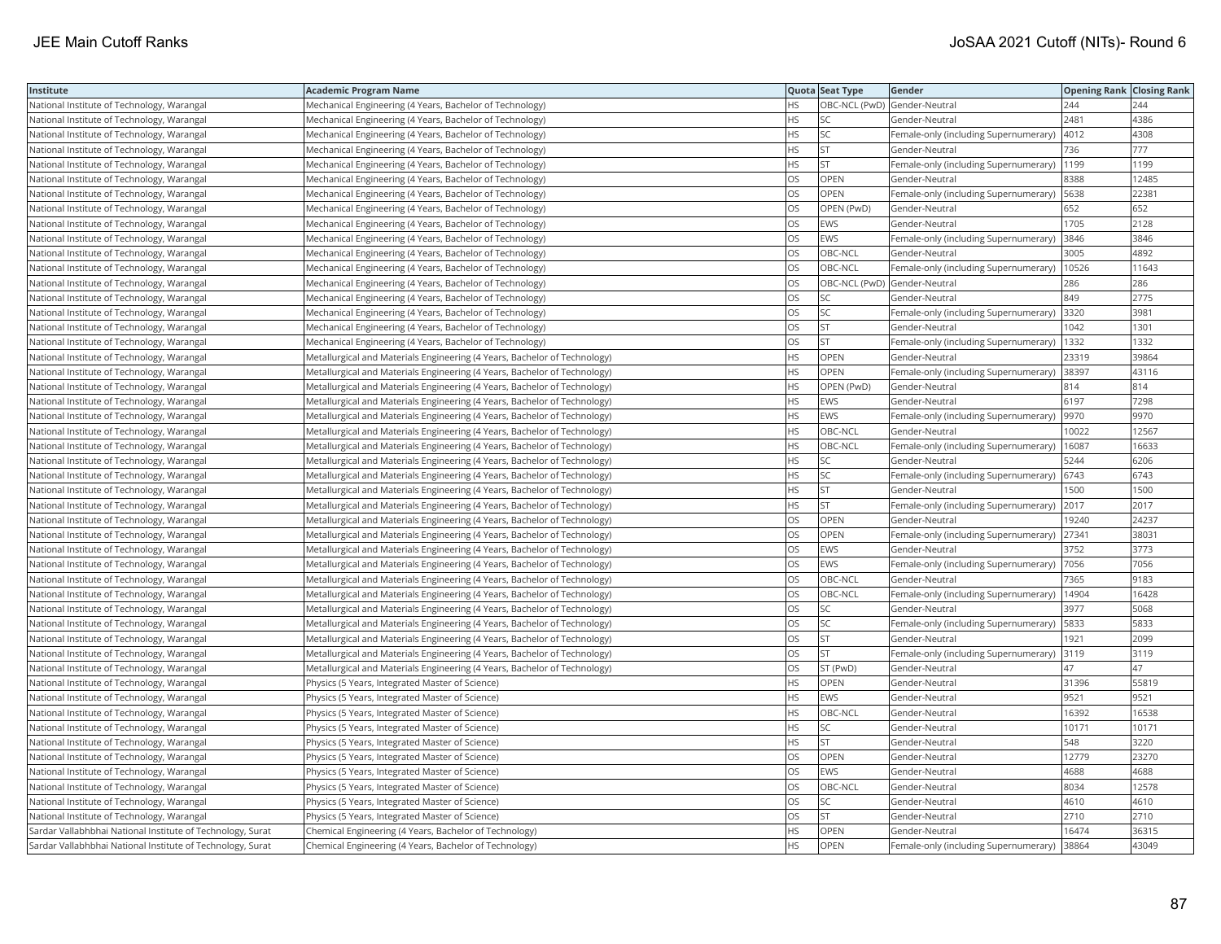| Institute | Academic Program Name | Quota | Seat Type | Gender | Opening Rank | Closing Rank |
|---|---|---|---|---|---|---|
| National Institute of Technology, Warangal | Mechanical Engineering (4 Years, Bachelor of Technology) | HS | OBC-NCL (PwD) | Gender-Neutral | 244 | 244 |
| National Institute of Technology, Warangal | Mechanical Engineering (4 Years, Bachelor of Technology) | HS | SC | Gender-Neutral | 2481 | 4386 |
| National Institute of Technology, Warangal | Mechanical Engineering (4 Years, Bachelor of Technology) | HS | SC | Female-only (including Supernumerary) | 4012 | 4308 |
| National Institute of Technology, Warangal | Mechanical Engineering (4 Years, Bachelor of Technology) | HS | ST | Gender-Neutral | 736 | 777 |
| National Institute of Technology, Warangal | Mechanical Engineering (4 Years, Bachelor of Technology) | HS | ST | Female-only (including Supernumerary) | 1199 | 1199 |
| National Institute of Technology, Warangal | Mechanical Engineering (4 Years, Bachelor of Technology) | OS | OPEN | Gender-Neutral | 8388 | 12485 |
| National Institute of Technology, Warangal | Mechanical Engineering (4 Years, Bachelor of Technology) | OS | OPEN | Female-only (including Supernumerary) | 5638 | 22381 |
| National Institute of Technology, Warangal | Mechanical Engineering (4 Years, Bachelor of Technology) | OS | OPEN (PwD) | Gender-Neutral | 652 | 652 |
| National Institute of Technology, Warangal | Mechanical Engineering (4 Years, Bachelor of Technology) | OS | EWS | Gender-Neutral | 1705 | 2128 |
| National Institute of Technology, Warangal | Mechanical Engineering (4 Years, Bachelor of Technology) | OS | EWS | Female-only (including Supernumerary) | 3846 | 3846 |
| National Institute of Technology, Warangal | Mechanical Engineering (4 Years, Bachelor of Technology) | OS | OBC-NCL | Gender-Neutral | 3005 | 4892 |
| National Institute of Technology, Warangal | Mechanical Engineering (4 Years, Bachelor of Technology) | OS | OBC-NCL | Female-only (including Supernumerary) | 10526 | 11643 |
| National Institute of Technology, Warangal | Mechanical Engineering (4 Years, Bachelor of Technology) | OS | OBC-NCL (PwD) | Gender-Neutral | 286 | 286 |
| National Institute of Technology, Warangal | Mechanical Engineering (4 Years, Bachelor of Technology) | OS | SC | Gender-Neutral | 849 | 2775 |
| National Institute of Technology, Warangal | Mechanical Engineering (4 Years, Bachelor of Technology) | OS | SC | Female-only (including Supernumerary) | 3320 | 3981 |
| National Institute of Technology, Warangal | Mechanical Engineering (4 Years, Bachelor of Technology) | OS | ST | Gender-Neutral | 1042 | 1301 |
| National Institute of Technology, Warangal | Mechanical Engineering (4 Years, Bachelor of Technology) | OS | ST | Female-only (including Supernumerary) | 1332 | 1332 |
| National Institute of Technology, Warangal | Metallurgical and Materials Engineering (4 Years, Bachelor of Technology) | HS | OPEN | Gender-Neutral | 23319 | 39864 |
| National Institute of Technology, Warangal | Metallurgical and Materials Engineering (4 Years, Bachelor of Technology) | HS | OPEN | Female-only (including Supernumerary) | 38397 | 43116 |
| National Institute of Technology, Warangal | Metallurgical and Materials Engineering (4 Years, Bachelor of Technology) | HS | OPEN (PwD) | Gender-Neutral | 814 | 814 |
| National Institute of Technology, Warangal | Metallurgical and Materials Engineering (4 Years, Bachelor of Technology) | HS | EWS | Gender-Neutral | 6197 | 7298 |
| National Institute of Technology, Warangal | Metallurgical and Materials Engineering (4 Years, Bachelor of Technology) | HS | EWS | Female-only (including Supernumerary) | 9970 | 9970 |
| National Institute of Technology, Warangal | Metallurgical and Materials Engineering (4 Years, Bachelor of Technology) | HS | OBC-NCL | Gender-Neutral | 10022 | 12567 |
| National Institute of Technology, Warangal | Metallurgical and Materials Engineering (4 Years, Bachelor of Technology) | HS | OBC-NCL | Female-only (including Supernumerary) | 16087 | 16633 |
| National Institute of Technology, Warangal | Metallurgical and Materials Engineering (4 Years, Bachelor of Technology) | HS | SC | Gender-Neutral | 5244 | 6206 |
| National Institute of Technology, Warangal | Metallurgical and Materials Engineering (4 Years, Bachelor of Technology) | HS | SC | Female-only (including Supernumerary) | 6743 | 6743 |
| National Institute of Technology, Warangal | Metallurgical and Materials Engineering (4 Years, Bachelor of Technology) | HS | ST | Gender-Neutral | 1500 | 1500 |
| National Institute of Technology, Warangal | Metallurgical and Materials Engineering (4 Years, Bachelor of Technology) | HS | ST | Female-only (including Supernumerary) | 2017 | 2017 |
| National Institute of Technology, Warangal | Metallurgical and Materials Engineering (4 Years, Bachelor of Technology) | OS | OPEN | Gender-Neutral | 19240 | 24237 |
| National Institute of Technology, Warangal | Metallurgical and Materials Engineering (4 Years, Bachelor of Technology) | OS | OPEN | Female-only (including Supernumerary) | 27341 | 38031 |
| National Institute of Technology, Warangal | Metallurgical and Materials Engineering (4 Years, Bachelor of Technology) | OS | EWS | Gender-Neutral | 3752 | 3773 |
| National Institute of Technology, Warangal | Metallurgical and Materials Engineering (4 Years, Bachelor of Technology) | OS | EWS | Female-only (including Supernumerary) | 7056 | 7056 |
| National Institute of Technology, Warangal | Metallurgical and Materials Engineering (4 Years, Bachelor of Technology) | OS | OBC-NCL | Gender-Neutral | 7365 | 9183 |
| National Institute of Technology, Warangal | Metallurgical and Materials Engineering (4 Years, Bachelor of Technology) | OS | OBC-NCL | Female-only (including Supernumerary) | 14904 | 16428 |
| National Institute of Technology, Warangal | Metallurgical and Materials Engineering (4 Years, Bachelor of Technology) | OS | SC | Gender-Neutral | 3977 | 5068 |
| National Institute of Technology, Warangal | Metallurgical and Materials Engineering (4 Years, Bachelor of Technology) | OS | SC | Female-only (including Supernumerary) | 5833 | 5833 |
| National Institute of Technology, Warangal | Metallurgical and Materials Engineering (4 Years, Bachelor of Technology) | OS | ST | Gender-Neutral | 1921 | 2099 |
| National Institute of Technology, Warangal | Metallurgical and Materials Engineering (4 Years, Bachelor of Technology) | OS | ST | Female-only (including Supernumerary) | 3119 | 3119 |
| National Institute of Technology, Warangal | Metallurgical and Materials Engineering (4 Years, Bachelor of Technology) | OS | ST (PwD) | Gender-Neutral | 47 | 47 |
| National Institute of Technology, Warangal | Physics (5 Years, Integrated Master of Science) | HS | OPEN | Gender-Neutral | 31396 | 55819 |
| National Institute of Technology, Warangal | Physics (5 Years, Integrated Master of Science) | HS | EWS | Gender-Neutral | 9521 | 9521 |
| National Institute of Technology, Warangal | Physics (5 Years, Integrated Master of Science) | HS | OBC-NCL | Gender-Neutral | 16392 | 16538 |
| National Institute of Technology, Warangal | Physics (5 Years, Integrated Master of Science) | HS | SC | Gender-Neutral | 10171 | 10171 |
| National Institute of Technology, Warangal | Physics (5 Years, Integrated Master of Science) | HS | ST | Gender-Neutral | 548 | 3220 |
| National Institute of Technology, Warangal | Physics (5 Years, Integrated Master of Science) | OS | OPEN | Gender-Neutral | 12779 | 23270 |
| National Institute of Technology, Warangal | Physics (5 Years, Integrated Master of Science) | OS | EWS | Gender-Neutral | 4688 | 4688 |
| National Institute of Technology, Warangal | Physics (5 Years, Integrated Master of Science) | OS | OBC-NCL | Gender-Neutral | 8034 | 12578 |
| National Institute of Technology, Warangal | Physics (5 Years, Integrated Master of Science) | OS | SC | Gender-Neutral | 4610 | 4610 |
| National Institute of Technology, Warangal | Physics (5 Years, Integrated Master of Science) | OS | ST | Gender-Neutral | 2710 | 2710 |
| Sardar Vallabhbhai National Institute of Technology, Surat | Chemical Engineering (4 Years, Bachelor of Technology) | HS | OPEN | Gender-Neutral | 16474 | 36315 |
| Sardar Vallabhbhai National Institute of Technology, Surat | Chemical Engineering (4 Years, Bachelor of Technology) | HS | OPEN | Female-only (including Supernumerary) | 38864 | 43049 |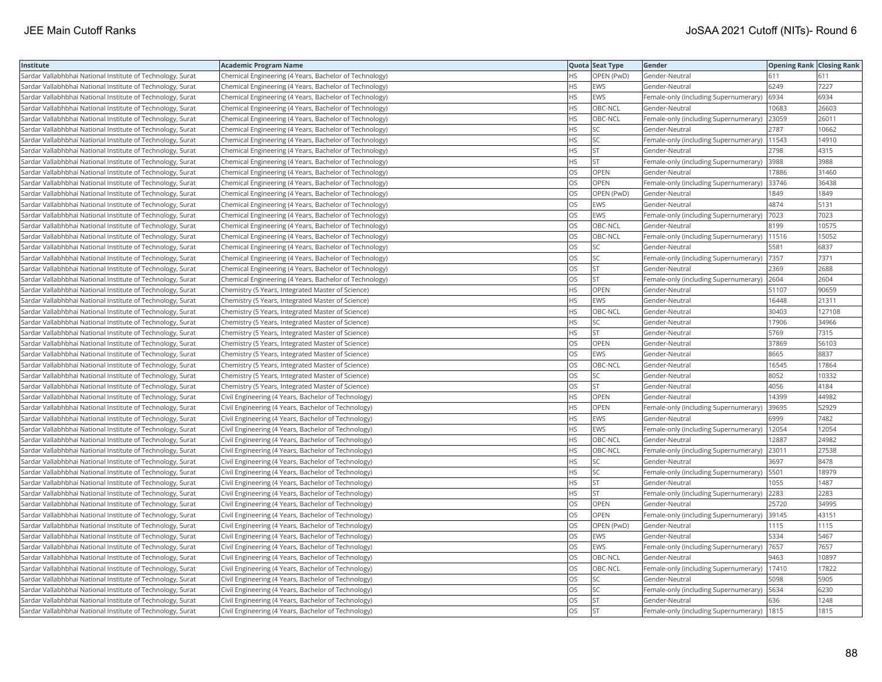| Institute | Academic Program Name | Quota | Seat Type | Gender | Opening Rank | Closing Rank |
|---|---|---|---|---|---|---|
| Sardar Vallabhbhai National Institute of Technology, Surat | Chemical Engineering (4 Years, Bachelor of Technology) | HS | OPEN (PwD) | Gender-Neutral | 611 | 611 |
| Sardar Vallabhbhai National Institute of Technology, Surat | Chemical Engineering (4 Years, Bachelor of Technology) | HS | EWS | Gender-Neutral | 6249 | 7227 |
| Sardar Vallabhbhai National Institute of Technology, Surat | Chemical Engineering (4 Years, Bachelor of Technology) | HS | EWS | Female-only (including Supernumerary) | 6934 | 6934 |
| Sardar Vallabhbhai National Institute of Technology, Surat | Chemical Engineering (4 Years, Bachelor of Technology) | HS | OBC-NCL | Gender-Neutral | 10683 | 26603 |
| Sardar Vallabhbhai National Institute of Technology, Surat | Chemical Engineering (4 Years, Bachelor of Technology) | HS | OBC-NCL | Female-only (including Supernumerary) | 23059 | 26011 |
| Sardar Vallabhbhai National Institute of Technology, Surat | Chemical Engineering (4 Years, Bachelor of Technology) | HS | SC | Gender-Neutral | 2787 | 10662 |
| Sardar Vallabhbhai National Institute of Technology, Surat | Chemical Engineering (4 Years, Bachelor of Technology) | HS | SC | Female-only (including Supernumerary) | 11543 | 14910 |
| Sardar Vallabhbhai National Institute of Technology, Surat | Chemical Engineering (4 Years, Bachelor of Technology) | HS | ST | Gender-Neutral | 2798 | 4315 |
| Sardar Vallabhbhai National Institute of Technology, Surat | Chemical Engineering (4 Years, Bachelor of Technology) | HS | ST | Female-only (including Supernumerary) | 3988 | 3988 |
| Sardar Vallabhbhai National Institute of Technology, Surat | Chemical Engineering (4 Years, Bachelor of Technology) | OS | OPEN | Gender-Neutral | 17886 | 31460 |
| Sardar Vallabhbhai National Institute of Technology, Surat | Chemical Engineering (4 Years, Bachelor of Technology) | OS | OPEN | Female-only (including Supernumerary) | 33746 | 36438 |
| Sardar Vallabhbhai National Institute of Technology, Surat | Chemical Engineering (4 Years, Bachelor of Technology) | OS | OPEN (PwD) | Gender-Neutral | 1849 | 1849 |
| Sardar Vallabhbhai National Institute of Technology, Surat | Chemical Engineering (4 Years, Bachelor of Technology) | OS | EWS | Gender-Neutral | 4874 | 5131 |
| Sardar Vallabhbhai National Institute of Technology, Surat | Chemical Engineering (4 Years, Bachelor of Technology) | OS | EWS | Female-only (including Supernumerary) | 7023 | 7023 |
| Sardar Vallabhbhai National Institute of Technology, Surat | Chemical Engineering (4 Years, Bachelor of Technology) | OS | OBC-NCL | Gender-Neutral | 8199 | 10575 |
| Sardar Vallabhbhai National Institute of Technology, Surat | Chemical Engineering (4 Years, Bachelor of Technology) | OS | OBC-NCL | Female-only (including Supernumerary) | 11516 | 15052 |
| Sardar Vallabhbhai National Institute of Technology, Surat | Chemical Engineering (4 Years, Bachelor of Technology) | OS | SC | Gender-Neutral | 5581 | 6837 |
| Sardar Vallabhbhai National Institute of Technology, Surat | Chemical Engineering (4 Years, Bachelor of Technology) | OS | SC | Female-only (including Supernumerary) | 7357 | 7371 |
| Sardar Vallabhbhai National Institute of Technology, Surat | Chemical Engineering (4 Years, Bachelor of Technology) | OS | ST | Gender-Neutral | 2369 | 2688 |
| Sardar Vallabhbhai National Institute of Technology, Surat | Chemical Engineering (4 Years, Bachelor of Technology) | OS | ST | Female-only (including Supernumerary) | 2604 | 2604 |
| Sardar Vallabhbhai National Institute of Technology, Surat | Chemistry (5 Years, Integrated Master of Science) | HS | OPEN | Gender-Neutral | 51107 | 90659 |
| Sardar Vallabhbhai National Institute of Technology, Surat | Chemistry (5 Years, Integrated Master of Science) | HS | EWS | Gender-Neutral | 16448 | 21311 |
| Sardar Vallabhbhai National Institute of Technology, Surat | Chemistry (5 Years, Integrated Master of Science) | HS | OBC-NCL | Gender-Neutral | 30403 | 127108 |
| Sardar Vallabhbhai National Institute of Technology, Surat | Chemistry (5 Years, Integrated Master of Science) | HS | SC | Gender-Neutral | 17906 | 34966 |
| Sardar Vallabhbhai National Institute of Technology, Surat | Chemistry (5 Years, Integrated Master of Science) | HS | ST | Gender-Neutral | 5769 | 7315 |
| Sardar Vallabhbhai National Institute of Technology, Surat | Chemistry (5 Years, Integrated Master of Science) | OS | OPEN | Gender-Neutral | 37869 | 56103 |
| Sardar Vallabhbhai National Institute of Technology, Surat | Chemistry (5 Years, Integrated Master of Science) | OS | EWS | Gender-Neutral | 8665 | 8837 |
| Sardar Vallabhbhai National Institute of Technology, Surat | Chemistry (5 Years, Integrated Master of Science) | OS | OBC-NCL | Gender-Neutral | 16545 | 17864 |
| Sardar Vallabhbhai National Institute of Technology, Surat | Chemistry (5 Years, Integrated Master of Science) | OS | SC | Gender-Neutral | 8052 | 10332 |
| Sardar Vallabhbhai National Institute of Technology, Surat | Chemistry (5 Years, Integrated Master of Science) | OS | ST | Gender-Neutral | 4056 | 4184 |
| Sardar Vallabhbhai National Institute of Technology, Surat | Civil Engineering (4 Years, Bachelor of Technology) | HS | OPEN | Gender-Neutral | 14399 | 44982 |
| Sardar Vallabhbhai National Institute of Technology, Surat | Civil Engineering (4 Years, Bachelor of Technology) | HS | OPEN | Female-only (including Supernumerary) | 39695 | 52929 |
| Sardar Vallabhbhai National Institute of Technology, Surat | Civil Engineering (4 Years, Bachelor of Technology) | HS | EWS | Gender-Neutral | 6999 | 7482 |
| Sardar Vallabhbhai National Institute of Technology, Surat | Civil Engineering (4 Years, Bachelor of Technology) | HS | EWS | Female-only (including Supernumerary) | 12054 | 12054 |
| Sardar Vallabhbhai National Institute of Technology, Surat | Civil Engineering (4 Years, Bachelor of Technology) | HS | OBC-NCL | Gender-Neutral | 12887 | 24982 |
| Sardar Vallabhbhai National Institute of Technology, Surat | Civil Engineering (4 Years, Bachelor of Technology) | HS | OBC-NCL | Female-only (including Supernumerary) | 23011 | 27538 |
| Sardar Vallabhbhai National Institute of Technology, Surat | Civil Engineering (4 Years, Bachelor of Technology) | HS | SC | Gender-Neutral | 3697 | 8478 |
| Sardar Vallabhbhai National Institute of Technology, Surat | Civil Engineering (4 Years, Bachelor of Technology) | HS | SC | Female-only (including Supernumerary) | 5501 | 18979 |
| Sardar Vallabhbhai National Institute of Technology, Surat | Civil Engineering (4 Years, Bachelor of Technology) | HS | ST | Gender-Neutral | 1055 | 1487 |
| Sardar Vallabhbhai National Institute of Technology, Surat | Civil Engineering (4 Years, Bachelor of Technology) | HS | ST | Female-only (including Supernumerary) | 2283 | 2283 |
| Sardar Vallabhbhai National Institute of Technology, Surat | Civil Engineering (4 Years, Bachelor of Technology) | OS | OPEN | Gender-Neutral | 25720 | 34995 |
| Sardar Vallabhbhai National Institute of Technology, Surat | Civil Engineering (4 Years, Bachelor of Technology) | OS | OPEN | Female-only (including Supernumerary) | 39145 | 43151 |
| Sardar Vallabhbhai National Institute of Technology, Surat | Civil Engineering (4 Years, Bachelor of Technology) | OS | OPEN (PwD) | Gender-Neutral | 1115 | 1115 |
| Sardar Vallabhbhai National Institute of Technology, Surat | Civil Engineering (4 Years, Bachelor of Technology) | OS | EWS | Gender-Neutral | 5334 | 5467 |
| Sardar Vallabhbhai National Institute of Technology, Surat | Civil Engineering (4 Years, Bachelor of Technology) | OS | EWS | Female-only (including Supernumerary) | 7657 | 7657 |
| Sardar Vallabhbhai National Institute of Technology, Surat | Civil Engineering (4 Years, Bachelor of Technology) | OS | OBC-NCL | Gender-Neutral | 9463 | 10897 |
| Sardar Vallabhbhai National Institute of Technology, Surat | Civil Engineering (4 Years, Bachelor of Technology) | OS | OBC-NCL | Female-only (including Supernumerary) | 17410 | 17822 |
| Sardar Vallabhbhai National Institute of Technology, Surat | Civil Engineering (4 Years, Bachelor of Technology) | OS | SC | Gender-Neutral | 5098 | 5905 |
| Sardar Vallabhbhai National Institute of Technology, Surat | Civil Engineering (4 Years, Bachelor of Technology) | OS | SC | Female-only (including Supernumerary) | 5634 | 6230 |
| Sardar Vallabhbhai National Institute of Technology, Surat | Civil Engineering (4 Years, Bachelor of Technology) | OS | ST | Gender-Neutral | 636 | 1248 |
| Sardar Vallabhbhai National Institute of Technology, Surat | Civil Engineering (4 Years, Bachelor of Technology) | OS | ST | Female-only (including Supernumerary) | 1815 | 1815 |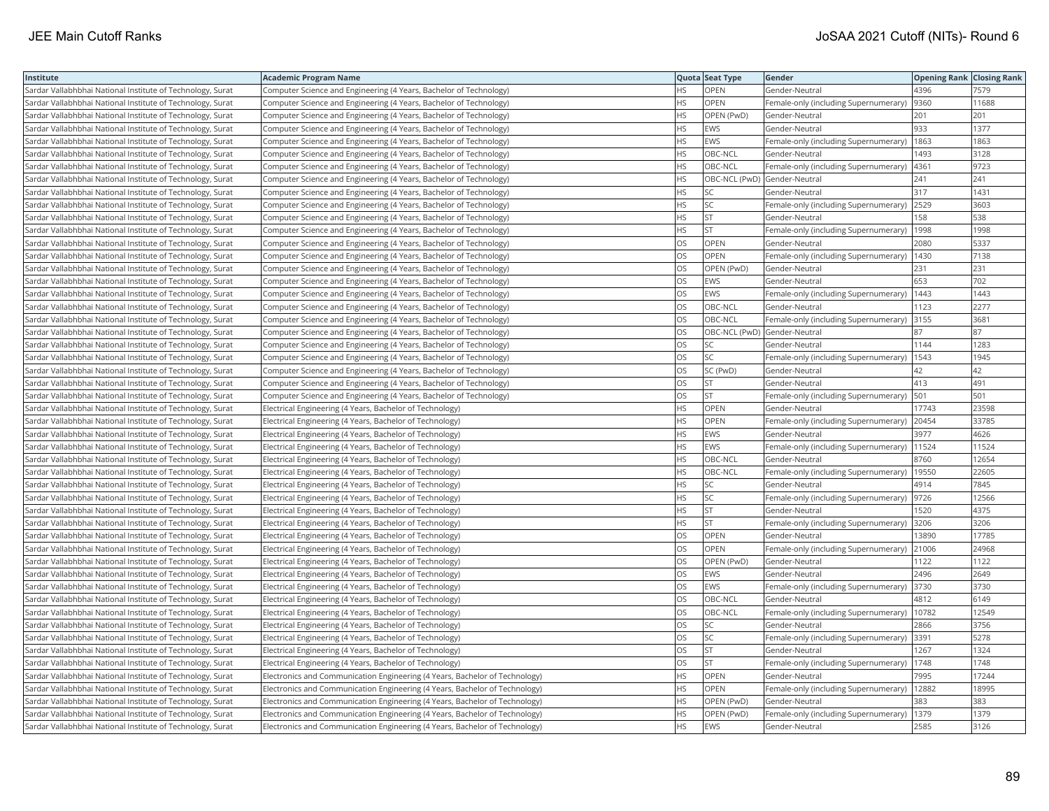| Institute | Academic Program Name | Quota | Seat Type | Gender | Opening Rank | Closing Rank |
|---|---|---|---|---|---|---|
| Sardar Vallabhbhai National Institute of Technology, Surat | Computer Science and Engineering (4 Years, Bachelor of Technology) | HS | OPEN | Gender-Neutral | 4396 | 7579 |
| Sardar Vallabhbhai National Institute of Technology, Surat | Computer Science and Engineering (4 Years, Bachelor of Technology) | HS | OPEN | Female-only (including Supernumerary) | 9360 | 11688 |
| Sardar Vallabhbhai National Institute of Technology, Surat | Computer Science and Engineering (4 Years, Bachelor of Technology) | HS | OPEN (PwD) | Gender-Neutral | 201 | 201 |
| Sardar Vallabhbhai National Institute of Technology, Surat | Computer Science and Engineering (4 Years, Bachelor of Technology) | HS | EWS | Gender-Neutral | 933 | 1377 |
| Sardar Vallabhbhai National Institute of Technology, Surat | Computer Science and Engineering (4 Years, Bachelor of Technology) | HS | EWS | Female-only (including Supernumerary) | 1863 | 1863 |
| Sardar Vallabhbhai National Institute of Technology, Surat | Computer Science and Engineering (4 Years, Bachelor of Technology) | HS | OBC-NCL | Gender-Neutral | 1493 | 3128 |
| Sardar Vallabhbhai National Institute of Technology, Surat | Computer Science and Engineering (4 Years, Bachelor of Technology) | HS | OBC-NCL | Female-only (including Supernumerary) | 4361 | 9723 |
| Sardar Vallabhbhai National Institute of Technology, Surat | Computer Science and Engineering (4 Years, Bachelor of Technology) | HS | OBC-NCL (PwD) | Gender-Neutral | 241 | 241 |
| Sardar Vallabhbhai National Institute of Technology, Surat | Computer Science and Engineering (4 Years, Bachelor of Technology) | HS | SC | Gender-Neutral | 317 | 1431 |
| Sardar Vallabhbhai National Institute of Technology, Surat | Computer Science and Engineering (4 Years, Bachelor of Technology) | HS | SC | Female-only (including Supernumerary) | 2529 | 3603 |
| Sardar Vallabhbhai National Institute of Technology, Surat | Computer Science and Engineering (4 Years, Bachelor of Technology) | HS | ST | Gender-Neutral | 158 | 538 |
| Sardar Vallabhbhai National Institute of Technology, Surat | Computer Science and Engineering (4 Years, Bachelor of Technology) | HS | ST | Female-only (including Supernumerary) | 1998 | 1998 |
| Sardar Vallabhbhai National Institute of Technology, Surat | Computer Science and Engineering (4 Years, Bachelor of Technology) | OS | OPEN | Gender-Neutral | 2080 | 5337 |
| Sardar Vallabhbhai National Institute of Technology, Surat | Computer Science and Engineering (4 Years, Bachelor of Technology) | OS | OPEN | Female-only (including Supernumerary) | 1430 | 7138 |
| Sardar Vallabhbhai National Institute of Technology, Surat | Computer Science and Engineering (4 Years, Bachelor of Technology) | OS | OPEN (PwD) | Gender-Neutral | 231 | 231 |
| Sardar Vallabhbhai National Institute of Technology, Surat | Computer Science and Engineering (4 Years, Bachelor of Technology) | OS | EWS | Gender-Neutral | 653 | 702 |
| Sardar Vallabhbhai National Institute of Technology, Surat | Computer Science and Engineering (4 Years, Bachelor of Technology) | OS | EWS | Female-only (including Supernumerary) | 1443 | 1443 |
| Sardar Vallabhbhai National Institute of Technology, Surat | Computer Science and Engineering (4 Years, Bachelor of Technology) | OS | OBC-NCL | Gender-Neutral | 1123 | 2277 |
| Sardar Vallabhbhai National Institute of Technology, Surat | Computer Science and Engineering (4 Years, Bachelor of Technology) | OS | OBC-NCL | Female-only (including Supernumerary) | 3155 | 3681 |
| Sardar Vallabhbhai National Institute of Technology, Surat | Computer Science and Engineering (4 Years, Bachelor of Technology) | OS | OBC-NCL (PwD) | Gender-Neutral | 87 | 87 |
| Sardar Vallabhbhai National Institute of Technology, Surat | Computer Science and Engineering (4 Years, Bachelor of Technology) | OS | SC | Gender-Neutral | 1144 | 1283 |
| Sardar Vallabhbhai National Institute of Technology, Surat | Computer Science and Engineering (4 Years, Bachelor of Technology) | OS | SC | Female-only (including Supernumerary) | 1543 | 1945 |
| Sardar Vallabhbhai National Institute of Technology, Surat | Computer Science and Engineering (4 Years, Bachelor of Technology) | OS | SC (PwD) | Gender-Neutral | 42 | 42 |
| Sardar Vallabhbhai National Institute of Technology, Surat | Computer Science and Engineering (4 Years, Bachelor of Technology) | OS | ST | Gender-Neutral | 413 | 491 |
| Sardar Vallabhbhai National Institute of Technology, Surat | Computer Science and Engineering (4 Years, Bachelor of Technology) | OS | ST | Female-only (including Supernumerary) | 501 | 501 |
| Sardar Vallabhbhai National Institute of Technology, Surat | Electrical Engineering (4 Years, Bachelor of Technology) | HS | OPEN | Gender-Neutral | 17743 | 23598 |
| Sardar Vallabhbhai National Institute of Technology, Surat | Electrical Engineering (4 Years, Bachelor of Technology) | HS | OPEN | Female-only (including Supernumerary) | 20454 | 33785 |
| Sardar Vallabhbhai National Institute of Technology, Surat | Electrical Engineering (4 Years, Bachelor of Technology) | HS | EWS | Gender-Neutral | 3977 | 4626 |
| Sardar Vallabhbhai National Institute of Technology, Surat | Electrical Engineering (4 Years, Bachelor of Technology) | HS | EWS | Female-only (including Supernumerary) | 11524 | 11524 |
| Sardar Vallabhbhai National Institute of Technology, Surat | Electrical Engineering (4 Years, Bachelor of Technology) | HS | OBC-NCL | Gender-Neutral | 8760 | 12654 |
| Sardar Vallabhbhai National Institute of Technology, Surat | Electrical Engineering (4 Years, Bachelor of Technology) | HS | OBC-NCL | Female-only (including Supernumerary) | 19550 | 22605 |
| Sardar Vallabhbhai National Institute of Technology, Surat | Electrical Engineering (4 Years, Bachelor of Technology) | HS | SC | Gender-Neutral | 4914 | 7845 |
| Sardar Vallabhbhai National Institute of Technology, Surat | Electrical Engineering (4 Years, Bachelor of Technology) | HS | SC | Female-only (including Supernumerary) | 9726 | 12566 |
| Sardar Vallabhbhai National Institute of Technology, Surat | Electrical Engineering (4 Years, Bachelor of Technology) | HS | ST | Gender-Neutral | 1520 | 4375 |
| Sardar Vallabhbhai National Institute of Technology, Surat | Electrical Engineering (4 Years, Bachelor of Technology) | HS | ST | Female-only (including Supernumerary) | 3206 | 3206 |
| Sardar Vallabhbhai National Institute of Technology, Surat | Electrical Engineering (4 Years, Bachelor of Technology) | OS | OPEN | Gender-Neutral | 13890 | 17785 |
| Sardar Vallabhbhai National Institute of Technology, Surat | Electrical Engineering (4 Years, Bachelor of Technology) | OS | OPEN | Female-only (including Supernumerary) | 21006 | 24968 |
| Sardar Vallabhbhai National Institute of Technology, Surat | Electrical Engineering (4 Years, Bachelor of Technology) | OS | OPEN (PwD) | Gender-Neutral | 1122 | 1122 |
| Sardar Vallabhbhai National Institute of Technology, Surat | Electrical Engineering (4 Years, Bachelor of Technology) | OS | EWS | Gender-Neutral | 2496 | 2649 |
| Sardar Vallabhbhai National Institute of Technology, Surat | Electrical Engineering (4 Years, Bachelor of Technology) | OS | EWS | Female-only (including Supernumerary) | 3730 | 3730 |
| Sardar Vallabhbhai National Institute of Technology, Surat | Electrical Engineering (4 Years, Bachelor of Technology) | OS | OBC-NCL | Gender-Neutral | 4812 | 6149 |
| Sardar Vallabhbhai National Institute of Technology, Surat | Electrical Engineering (4 Years, Bachelor of Technology) | OS | OBC-NCL | Female-only (including Supernumerary) | 10782 | 12549 |
| Sardar Vallabhbhai National Institute of Technology, Surat | Electrical Engineering (4 Years, Bachelor of Technology) | OS | SC | Gender-Neutral | 2866 | 3756 |
| Sardar Vallabhbhai National Institute of Technology, Surat | Electrical Engineering (4 Years, Bachelor of Technology) | OS | SC | Female-only (including Supernumerary) | 3391 | 5278 |
| Sardar Vallabhbhai National Institute of Technology, Surat | Electrical Engineering (4 Years, Bachelor of Technology) | OS | ST | Gender-Neutral | 1267 | 1324 |
| Sardar Vallabhbhai National Institute of Technology, Surat | Electrical Engineering (4 Years, Bachelor of Technology) | OS | ST | Female-only (including Supernumerary) | 1748 | 1748 |
| Sardar Vallabhbhai National Institute of Technology, Surat | Electronics and Communication Engineering (4 Years, Bachelor of Technology) | HS | OPEN | Gender-Neutral | 7995 | 17244 |
| Sardar Vallabhbhai National Institute of Technology, Surat | Electronics and Communication Engineering (4 Years, Bachelor of Technology) | HS | OPEN | Female-only (including Supernumerary) | 12882 | 18995 |
| Sardar Vallabhbhai National Institute of Technology, Surat | Electronics and Communication Engineering (4 Years, Bachelor of Technology) | HS | OPEN (PwD) | Gender-Neutral | 383 | 383 |
| Sardar Vallabhbhai National Institute of Technology, Surat | Electronics and Communication Engineering (4 Years, Bachelor of Technology) | HS | OPEN (PwD) | Female-only (including Supernumerary) | 1379 | 1379 |
| Sardar Vallabhbhai National Institute of Technology, Surat | Electronics and Communication Engineering (4 Years, Bachelor of Technology) | HS | EWS | Gender-Neutral | 2585 | 3126 |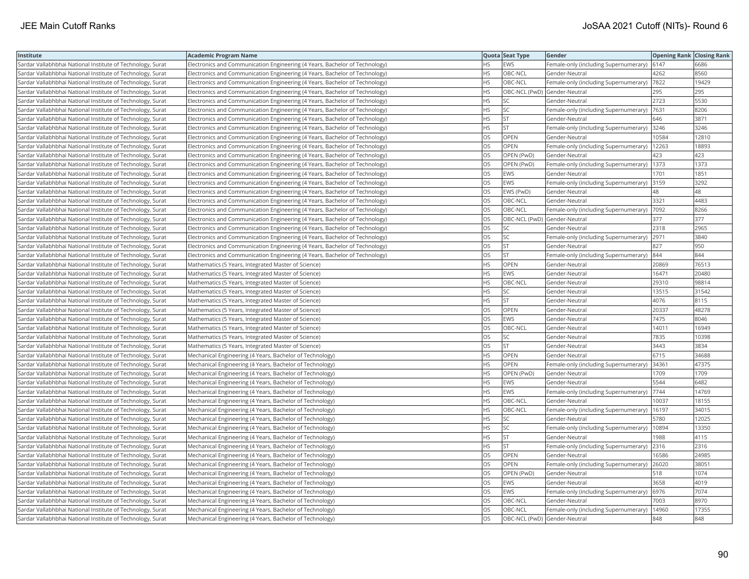| Institute | Academic Program Name | Quota | Seat Type | Gender | Opening Rank | Closing Rank |
|---|---|---|---|---|---|---|
| Sardar Vallabhbhai National Institute of Technology, Surat | Electronics and Communication Engineering (4 Years, Bachelor of Technology) | HS | EWS | Female-only (including Supernumerary) | 6147 | 6686 |
| Sardar Vallabhbhai National Institute of Technology, Surat | Electronics and Communication Engineering (4 Years, Bachelor of Technology) | HS | OBC-NCL | Gender-Neutral | 4262 | 8560 |
| Sardar Vallabhbhai National Institute of Technology, Surat | Electronics and Communication Engineering (4 Years, Bachelor of Technology) | HS | OBC-NCL | Female-only (including Supernumerary) | 7822 | 19429 |
| Sardar Vallabhbhai National Institute of Technology, Surat | Electronics and Communication Engineering (4 Years, Bachelor of Technology) | HS | OBC-NCL (PwD) | Gender-Neutral | 295 | 295 |
| Sardar Vallabhbhai National Institute of Technology, Surat | Electronics and Communication Engineering (4 Years, Bachelor of Technology) | HS | SC | Gender-Neutral | 2723 | 5530 |
| Sardar Vallabhbhai National Institute of Technology, Surat | Electronics and Communication Engineering (4 Years, Bachelor of Technology) | HS | SC | Female-only (including Supernumerary) | 7631 | 8206 |
| Sardar Vallabhbhai National Institute of Technology, Surat | Electronics and Communication Engineering (4 Years, Bachelor of Technology) | HS | ST | Gender-Neutral | 646 | 3871 |
| Sardar Vallabhbhai National Institute of Technology, Surat | Electronics and Communication Engineering (4 Years, Bachelor of Technology) | HS | ST | Female-only (including Supernumerary) | 3246 | 3246 |
| Sardar Vallabhbhai National Institute of Technology, Surat | Electronics and Communication Engineering (4 Years, Bachelor of Technology) | OS | OPEN | Gender-Neutral | 10584 | 12810 |
| Sardar Vallabhbhai National Institute of Technology, Surat | Electronics and Communication Engineering (4 Years, Bachelor of Technology) | OS | OPEN | Female-only (including Supernumerary) | 12263 | 18893 |
| Sardar Vallabhbhai National Institute of Technology, Surat | Electronics and Communication Engineering (4 Years, Bachelor of Technology) | OS | OPEN (PwD) | Gender-Neutral | 423 | 423 |
| Sardar Vallabhbhai National Institute of Technology, Surat | Electronics and Communication Engineering (4 Years, Bachelor of Technology) | OS | OPEN (PwD) | Female-only (including Supernumerary) | 1373 | 1373 |
| Sardar Vallabhbhai National Institute of Technology, Surat | Electronics and Communication Engineering (4 Years, Bachelor of Technology) | OS | EWS | Gender-Neutral | 1701 | 1851 |
| Sardar Vallabhbhai National Institute of Technology, Surat | Electronics and Communication Engineering (4 Years, Bachelor of Technology) | OS | EWS | Female-only (including Supernumerary) | 3159 | 3292 |
| Sardar Vallabhbhai National Institute of Technology, Surat | Electronics and Communication Engineering (4 Years, Bachelor of Technology) | OS | EWS (PwD) | Gender-Neutral | 48 | 48 |
| Sardar Vallabhbhai National Institute of Technology, Surat | Electronics and Communication Engineering (4 Years, Bachelor of Technology) | OS | OBC-NCL | Gender-Neutral | 3321 | 4483 |
| Sardar Vallabhbhai National Institute of Technology, Surat | Electronics and Communication Engineering (4 Years, Bachelor of Technology) | OS | OBC-NCL | Female-only (including Supernumerary) | 7092 | 8266 |
| Sardar Vallabhbhai National Institute of Technology, Surat | Electronics and Communication Engineering (4 Years, Bachelor of Technology) | OS | OBC-NCL (PwD) | Gender-Neutral | 377 | 377 |
| Sardar Vallabhbhai National Institute of Technology, Surat | Electronics and Communication Engineering (4 Years, Bachelor of Technology) | OS | SC | Gender-Neutral | 2318 | 2965 |
| Sardar Vallabhbhai National Institute of Technology, Surat | Electronics and Communication Engineering (4 Years, Bachelor of Technology) | OS | SC | Female-only (including Supernumerary) | 2971 | 3840 |
| Sardar Vallabhbhai National Institute of Technology, Surat | Electronics and Communication Engineering (4 Years, Bachelor of Technology) | OS | ST | Gender-Neutral | 827 | 950 |
| Sardar Vallabhbhai National Institute of Technology, Surat | Electronics and Communication Engineering (4 Years, Bachelor of Technology) | OS | ST | Female-only (including Supernumerary) | 844 | 844 |
| Sardar Vallabhbhai National Institute of Technology, Surat | Mathematics (5 Years, Integrated Master of Science) | HS | OPEN | Gender-Neutral | 20869 | 76513 |
| Sardar Vallabhbhai National Institute of Technology, Surat | Mathematics (5 Years, Integrated Master of Science) | HS | EWS | Gender-Neutral | 16471 | 20480 |
| Sardar Vallabhbhai National Institute of Technology, Surat | Mathematics (5 Years, Integrated Master of Science) | HS | OBC-NCL | Gender-Neutral | 29310 | 98814 |
| Sardar Vallabhbhai National Institute of Technology, Surat | Mathematics (5 Years, Integrated Master of Science) | HS | SC | Gender-Neutral | 13515 | 31542 |
| Sardar Vallabhbhai National Institute of Technology, Surat | Mathematics (5 Years, Integrated Master of Science) | HS | ST | Gender-Neutral | 4076 | 8115 |
| Sardar Vallabhbhai National Institute of Technology, Surat | Mathematics (5 Years, Integrated Master of Science) | OS | OPEN | Gender-Neutral | 20337 | 48278 |
| Sardar Vallabhbhai National Institute of Technology, Surat | Mathematics (5 Years, Integrated Master of Science) | OS | EWS | Gender-Neutral | 7475 | 8046 |
| Sardar Vallabhbhai National Institute of Technology, Surat | Mathematics (5 Years, Integrated Master of Science) | OS | OBC-NCL | Gender-Neutral | 14011 | 16949 |
| Sardar Vallabhbhai National Institute of Technology, Surat | Mathematics (5 Years, Integrated Master of Science) | OS | SC | Gender-Neutral | 7835 | 10398 |
| Sardar Vallabhbhai National Institute of Technology, Surat | Mathematics (5 Years, Integrated Master of Science) | OS | ST | Gender-Neutral | 3443 | 3834 |
| Sardar Vallabhbhai National Institute of Technology, Surat | Mechanical Engineering (4 Years, Bachelor of Technology) | HS | OPEN | Gender-Neutral | 6715 | 34688 |
| Sardar Vallabhbhai National Institute of Technology, Surat | Mechanical Engineering (4 Years, Bachelor of Technology) | HS | OPEN | Female-only (including Supernumerary) | 34361 | 47375 |
| Sardar Vallabhbhai National Institute of Technology, Surat | Mechanical Engineering (4 Years, Bachelor of Technology) | HS | OPEN (PwD) | Gender-Neutral | 1709 | 1709 |
| Sardar Vallabhbhai National Institute of Technology, Surat | Mechanical Engineering (4 Years, Bachelor of Technology) | HS | EWS | Gender-Neutral | 5544 | 6482 |
| Sardar Vallabhbhai National Institute of Technology, Surat | Mechanical Engineering (4 Years, Bachelor of Technology) | HS | EWS | Female-only (including Supernumerary) | 7744 | 14769 |
| Sardar Vallabhbhai National Institute of Technology, Surat | Mechanical Engineering (4 Years, Bachelor of Technology) | HS | OBC-NCL | Gender-Neutral | 10037 | 18155 |
| Sardar Vallabhbhai National Institute of Technology, Surat | Mechanical Engineering (4 Years, Bachelor of Technology) | HS | OBC-NCL | Female-only (including Supernumerary) | 16197 | 34015 |
| Sardar Vallabhbhai National Institute of Technology, Surat | Mechanical Engineering (4 Years, Bachelor of Technology) | HS | SC | Gender-Neutral | 5780 | 12025 |
| Sardar Vallabhbhai National Institute of Technology, Surat | Mechanical Engineering (4 Years, Bachelor of Technology) | HS | SC | Female-only (including Supernumerary) | 10894 | 13350 |
| Sardar Vallabhbhai National Institute of Technology, Surat | Mechanical Engineering (4 Years, Bachelor of Technology) | HS | ST | Gender-Neutral | 1988 | 4115 |
| Sardar Vallabhbhai National Institute of Technology, Surat | Mechanical Engineering (4 Years, Bachelor of Technology) | HS | ST | Female-only (including Supernumerary) | 2316 | 2316 |
| Sardar Vallabhbhai National Institute of Technology, Surat | Mechanical Engineering (4 Years, Bachelor of Technology) | OS | OPEN | Gender-Neutral | 16586 | 24985 |
| Sardar Vallabhbhai National Institute of Technology, Surat | Mechanical Engineering (4 Years, Bachelor of Technology) | OS | OPEN | Female-only (including Supernumerary) | 26020 | 38051 |
| Sardar Vallabhbhai National Institute of Technology, Surat | Mechanical Engineering (4 Years, Bachelor of Technology) | OS | OPEN (PwD) | Gender-Neutral | 518 | 1074 |
| Sardar Vallabhbhai National Institute of Technology, Surat | Mechanical Engineering (4 Years, Bachelor of Technology) | OS | EWS | Gender-Neutral | 3658 | 4019 |
| Sardar Vallabhbhai National Institute of Technology, Surat | Mechanical Engineering (4 Years, Bachelor of Technology) | OS | EWS | Female-only (including Supernumerary) | 6976 | 7074 |
| Sardar Vallabhbhai National Institute of Technology, Surat | Mechanical Engineering (4 Years, Bachelor of Technology) | OS | OBC-NCL | Gender-Neutral | 7003 | 8970 |
| Sardar Vallabhbhai National Institute of Technology, Surat | Mechanical Engineering (4 Years, Bachelor of Technology) | OS | OBC-NCL | Female-only (including Supernumerary) | 14960 | 17355 |
| Sardar Vallabhbhai National Institute of Technology, Surat | Mechanical Engineering (4 Years, Bachelor of Technology) | OS | OBC-NCL (PwD) | Gender-Neutral | 848 | 848 |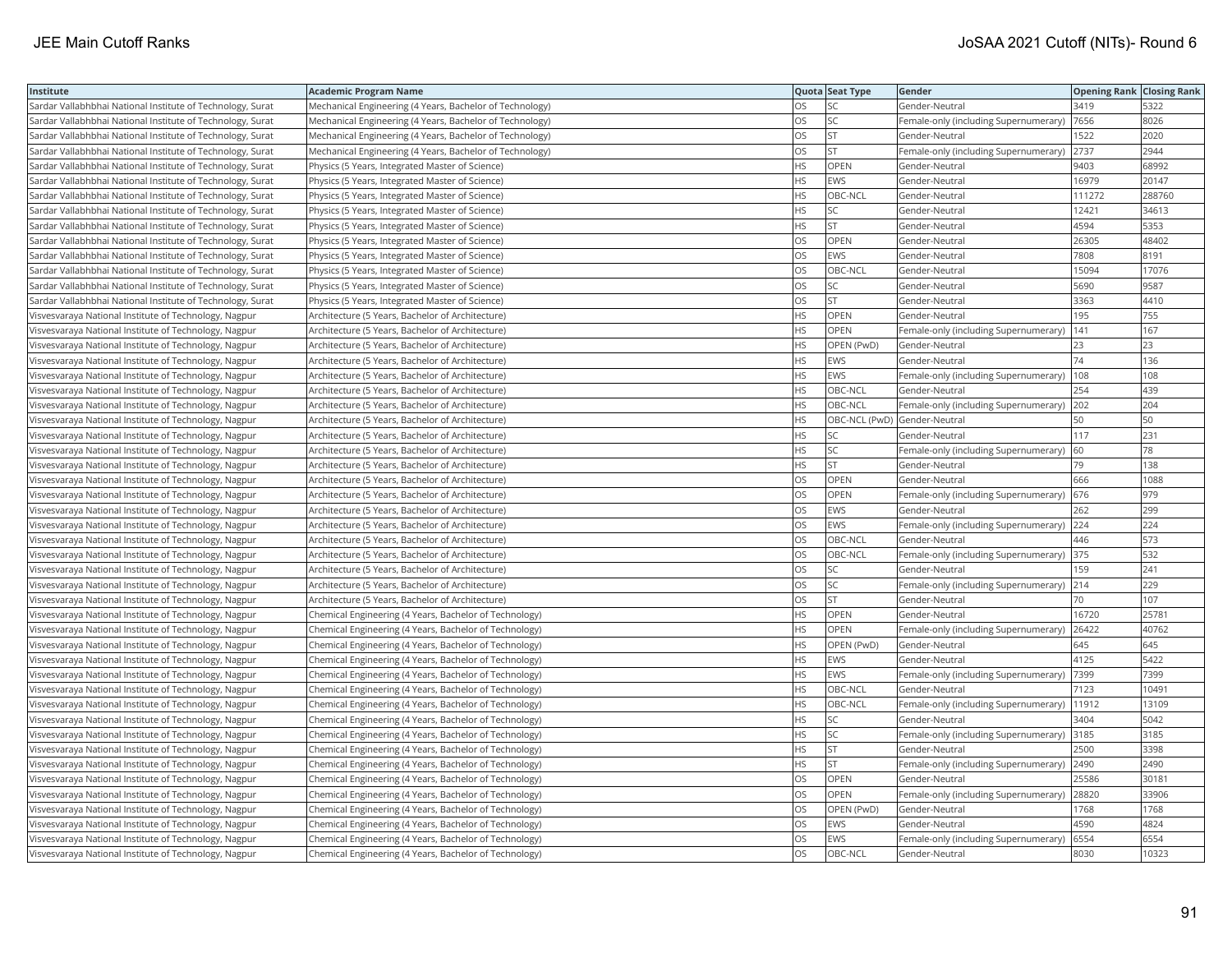| Institute | Academic Program Name | Quota | Seat Type | Gender | Opening Rank | Closing Rank |
|---|---|---|---|---|---|---|
| Sardar Vallabhbhai National Institute of Technology, Surat | Mechanical Engineering (4 Years, Bachelor of Technology) | OS | SC | Gender-Neutral | 3419 | 5322 |
| Sardar Vallabhbhai National Institute of Technology, Surat | Mechanical Engineering (4 Years, Bachelor of Technology) | OS | SC | Female-only (including Supernumerary) | 7656 | 8026 |
| Sardar Vallabhbhai National Institute of Technology, Surat | Mechanical Engineering (4 Years, Bachelor of Technology) | OS | ST | Gender-Neutral | 1522 | 2020 |
| Sardar Vallabhbhai National Institute of Technology, Surat | Mechanical Engineering (4 Years, Bachelor of Technology) | OS | ST | Female-only (including Supernumerary) | 2737 | 2944 |
| Sardar Vallabhbhai National Institute of Technology, Surat | Physics (5 Years, Integrated Master of Science) | HS | OPEN | Gender-Neutral | 9403 | 68992 |
| Sardar Vallabhbhai National Institute of Technology, Surat | Physics (5 Years, Integrated Master of Science) | HS | EWS | Gender-Neutral | 16979 | 20147 |
| Sardar Vallabhbhai National Institute of Technology, Surat | Physics (5 Years, Integrated Master of Science) | HS | OBC-NCL | Gender-Neutral | 111272 | 288760 |
| Sardar Vallabhbhai National Institute of Technology, Surat | Physics (5 Years, Integrated Master of Science) | HS | SC | Gender-Neutral | 12421 | 34613 |
| Sardar Vallabhbhai National Institute of Technology, Surat | Physics (5 Years, Integrated Master of Science) | HS | ST | Gender-Neutral | 4594 | 5353 |
| Sardar Vallabhbhai National Institute of Technology, Surat | Physics (5 Years, Integrated Master of Science) | OS | OPEN | Gender-Neutral | 26305 | 48402 |
| Sardar Vallabhbhai National Institute of Technology, Surat | Physics (5 Years, Integrated Master of Science) | OS | EWS | Gender-Neutral | 7808 | 8191 |
| Sardar Vallabhbhai National Institute of Technology, Surat | Physics (5 Years, Integrated Master of Science) | OS | OBC-NCL | Gender-Neutral | 15094 | 17076 |
| Sardar Vallabhbhai National Institute of Technology, Surat | Physics (5 Years, Integrated Master of Science) | OS | SC | Gender-Neutral | 5690 | 9587 |
| Sardar Vallabhbhai National Institute of Technology, Surat | Physics (5 Years, Integrated Master of Science) | OS | ST | Gender-Neutral | 3363 | 4410 |
| Visvesvaraya National Institute of Technology, Nagpur | Architecture (5 Years, Bachelor of Architecture) | HS | OPEN | Gender-Neutral | 195 | 755 |
| Visvesvaraya National Institute of Technology, Nagpur | Architecture (5 Years, Bachelor of Architecture) | HS | OPEN | Female-only (including Supernumerary) | 141 | 167 |
| Visvesvaraya National Institute of Technology, Nagpur | Architecture (5 Years, Bachelor of Architecture) | HS | OPEN (PwD) | Gender-Neutral | 23 | 23 |
| Visvesvaraya National Institute of Technology, Nagpur | Architecture (5 Years, Bachelor of Architecture) | HS | EWS | Gender-Neutral | 74 | 136 |
| Visvesvaraya National Institute of Technology, Nagpur | Architecture (5 Years, Bachelor of Architecture) | HS | EWS | Female-only (including Supernumerary) | 108 | 108 |
| Visvesvaraya National Institute of Technology, Nagpur | Architecture (5 Years, Bachelor of Architecture) | HS | OBC-NCL | Gender-Neutral | 254 | 439 |
| Visvesvaraya National Institute of Technology, Nagpur | Architecture (5 Years, Bachelor of Architecture) | HS | OBC-NCL | Female-only (including Supernumerary) | 202 | 204 |
| Visvesvaraya National Institute of Technology, Nagpur | Architecture (5 Years, Bachelor of Architecture) | HS | OBC-NCL (PwD) | Gender-Neutral | 50 | 50 |
| Visvesvaraya National Institute of Technology, Nagpur | Architecture (5 Years, Bachelor of Architecture) | HS | SC | Gender-Neutral | 117 | 231 |
| Visvesvaraya National Institute of Technology, Nagpur | Architecture (5 Years, Bachelor of Architecture) | HS | SC | Female-only (including Supernumerary) | 60 | 78 |
| Visvesvaraya National Institute of Technology, Nagpur | Architecture (5 Years, Bachelor of Architecture) | HS | ST | Gender-Neutral | 79 | 138 |
| Visvesvaraya National Institute of Technology, Nagpur | Architecture (5 Years, Bachelor of Architecture) | OS | OPEN | Gender-Neutral | 666 | 1088 |
| Visvesvaraya National Institute of Technology, Nagpur | Architecture (5 Years, Bachelor of Architecture) | OS | OPEN | Female-only (including Supernumerary) | 676 | 979 |
| Visvesvaraya National Institute of Technology, Nagpur | Architecture (5 Years, Bachelor of Architecture) | OS | EWS | Gender-Neutral | 262 | 299 |
| Visvesvaraya National Institute of Technology, Nagpur | Architecture (5 Years, Bachelor of Architecture) | OS | EWS | Female-only (including Supernumerary) | 224 | 224 |
| Visvesvaraya National Institute of Technology, Nagpur | Architecture (5 Years, Bachelor of Architecture) | OS | OBC-NCL | Gender-Neutral | 446 | 573 |
| Visvesvaraya National Institute of Technology, Nagpur | Architecture (5 Years, Bachelor of Architecture) | OS | OBC-NCL | Female-only (including Supernumerary) | 375 | 532 |
| Visvesvaraya National Institute of Technology, Nagpur | Architecture (5 Years, Bachelor of Architecture) | OS | SC | Gender-Neutral | 159 | 241 |
| Visvesvaraya National Institute of Technology, Nagpur | Architecture (5 Years, Bachelor of Architecture) | OS | SC | Female-only (including Supernumerary) | 214 | 229 |
| Visvesvaraya National Institute of Technology, Nagpur | Architecture (5 Years, Bachelor of Architecture) | OS | ST | Gender-Neutral | 70 | 107 |
| Visvesvaraya National Institute of Technology, Nagpur | Chemical Engineering (4 Years, Bachelor of Technology) | HS | OPEN | Gender-Neutral | 16720 | 25781 |
| Visvesvaraya National Institute of Technology, Nagpur | Chemical Engineering (4 Years, Bachelor of Technology) | HS | OPEN | Female-only (including Supernumerary) | 26422 | 40762 |
| Visvesvaraya National Institute of Technology, Nagpur | Chemical Engineering (4 Years, Bachelor of Technology) | HS | OPEN (PwD) | Gender-Neutral | 645 | 645 |
| Visvesvaraya National Institute of Technology, Nagpur | Chemical Engineering (4 Years, Bachelor of Technology) | HS | EWS | Gender-Neutral | 4125 | 5422 |
| Visvesvaraya National Institute of Technology, Nagpur | Chemical Engineering (4 Years, Bachelor of Technology) | HS | EWS | Female-only (including Supernumerary) | 7399 | 7399 |
| Visvesvaraya National Institute of Technology, Nagpur | Chemical Engineering (4 Years, Bachelor of Technology) | HS | OBC-NCL | Gender-Neutral | 7123 | 10491 |
| Visvesvaraya National Institute of Technology, Nagpur | Chemical Engineering (4 Years, Bachelor of Technology) | HS | OBC-NCL | Female-only (including Supernumerary) | 11912 | 13109 |
| Visvesvaraya National Institute of Technology, Nagpur | Chemical Engineering (4 Years, Bachelor of Technology) | HS | SC | Gender-Neutral | 3404 | 5042 |
| Visvesvaraya National Institute of Technology, Nagpur | Chemical Engineering (4 Years, Bachelor of Technology) | HS | SC | Female-only (including Supernumerary) | 3185 | 3185 |
| Visvesvaraya National Institute of Technology, Nagpur | Chemical Engineering (4 Years, Bachelor of Technology) | HS | ST | Gender-Neutral | 2500 | 3398 |
| Visvesvaraya National Institute of Technology, Nagpur | Chemical Engineering (4 Years, Bachelor of Technology) | HS | ST | Female-only (including Supernumerary) | 2490 | 2490 |
| Visvesvaraya National Institute of Technology, Nagpur | Chemical Engineering (4 Years, Bachelor of Technology) | OS | OPEN | Gender-Neutral | 25586 | 30181 |
| Visvesvaraya National Institute of Technology, Nagpur | Chemical Engineering (4 Years, Bachelor of Technology) | OS | OPEN | Female-only (including Supernumerary) | 28820 | 33906 |
| Visvesvaraya National Institute of Technology, Nagpur | Chemical Engineering (4 Years, Bachelor of Technology) | OS | OPEN (PwD) | Gender-Neutral | 1768 | 1768 |
| Visvesvaraya National Institute of Technology, Nagpur | Chemical Engineering (4 Years, Bachelor of Technology) | OS | EWS | Gender-Neutral | 4590 | 4824 |
| Visvesvaraya National Institute of Technology, Nagpur | Chemical Engineering (4 Years, Bachelor of Technology) | OS | EWS | Female-only (including Supernumerary) | 6554 | 6554 |
| Visvesvaraya National Institute of Technology, Nagpur | Chemical Engineering (4 Years, Bachelor of Technology) | OS | OBC-NCL | Gender-Neutral | 8030 | 10323 |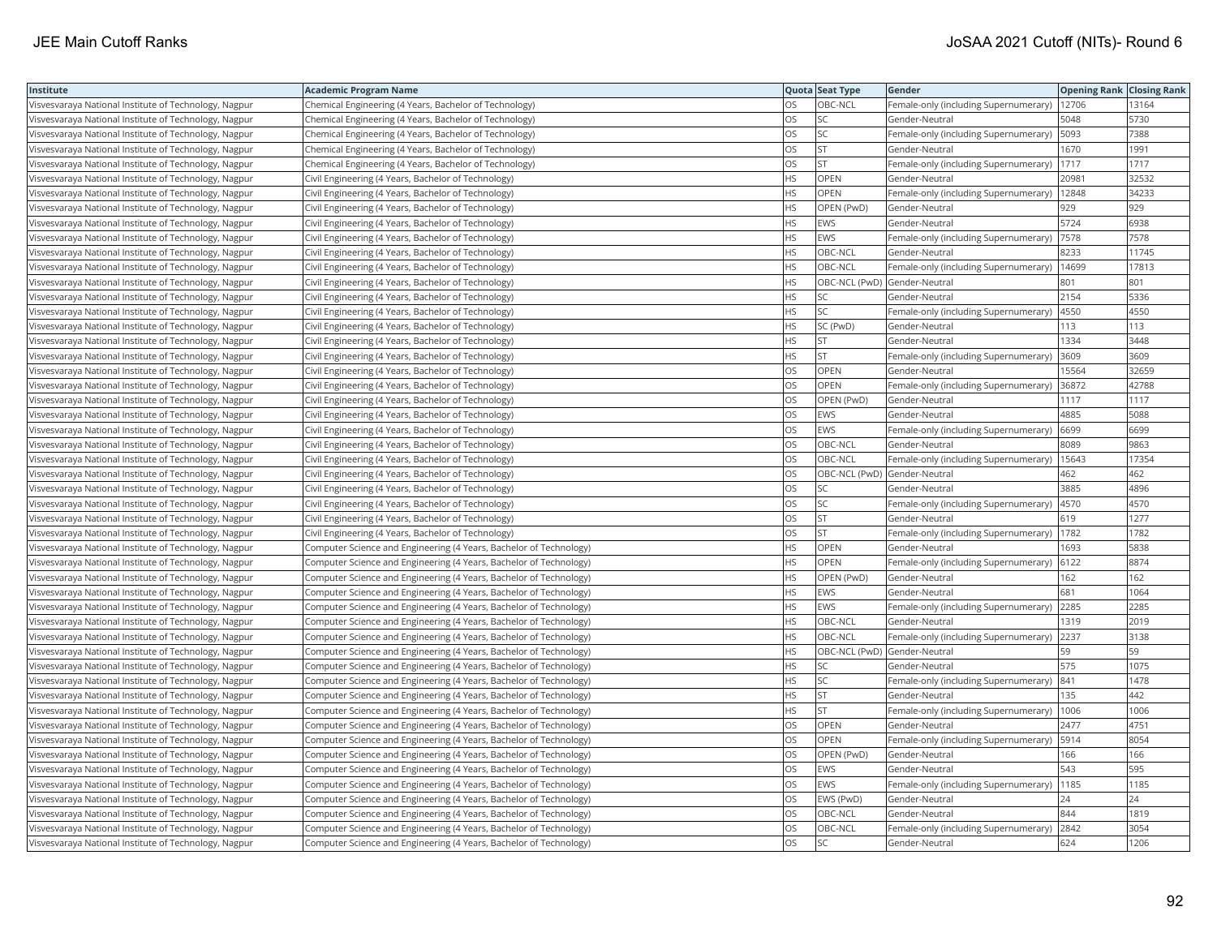| Institute | Academic Program Name | Quota | Seat Type | Gender | Opening Rank | Closing Rank |
|---|---|---|---|---|---|---|
| Visvesvaraya National Institute of Technology, Nagpur | Chemical Engineering (4 Years, Bachelor of Technology) | OS | OBC-NCL | Female-only (including Supernumerary) | 12706 | 13164 |
| Visvesvaraya National Institute of Technology, Nagpur | Chemical Engineering (4 Years, Bachelor of Technology) | OS | SC | Gender-Neutral | 5048 | 5730 |
| Visvesvaraya National Institute of Technology, Nagpur | Chemical Engineering (4 Years, Bachelor of Technology) | OS | SC | Female-only (including Supernumerary) | 5093 | 7388 |
| Visvesvaraya National Institute of Technology, Nagpur | Chemical Engineering (4 Years, Bachelor of Technology) | OS | ST | Gender-Neutral | 1670 | 1991 |
| Visvesvaraya National Institute of Technology, Nagpur | Chemical Engineering (4 Years, Bachelor of Technology) | OS | ST | Female-only (including Supernumerary) | 1717 | 1717 |
| Visvesvaraya National Institute of Technology, Nagpur | Civil Engineering (4 Years, Bachelor of Technology) | HS | OPEN | Gender-Neutral | 20981 | 32532 |
| Visvesvaraya National Institute of Technology, Nagpur | Civil Engineering (4 Years, Bachelor of Technology) | HS | OPEN | Female-only (including Supernumerary) | 12848 | 34233 |
| Visvesvaraya National Institute of Technology, Nagpur | Civil Engineering (4 Years, Bachelor of Technology) | HS | OPEN (PwD) | Gender-Neutral | 929 | 929 |
| Visvesvaraya National Institute of Technology, Nagpur | Civil Engineering (4 Years, Bachelor of Technology) | HS | EWS | Gender-Neutral | 5724 | 6938 |
| Visvesvaraya National Institute of Technology, Nagpur | Civil Engineering (4 Years, Bachelor of Technology) | HS | EWS | Female-only (including Supernumerary) | 7578 | 7578 |
| Visvesvaraya National Institute of Technology, Nagpur | Civil Engineering (4 Years, Bachelor of Technology) | HS | OBC-NCL | Gender-Neutral | 8233 | 11745 |
| Visvesvaraya National Institute of Technology, Nagpur | Civil Engineering (4 Years, Bachelor of Technology) | HS | OBC-NCL | Female-only (including Supernumerary) | 14699 | 17813 |
| Visvesvaraya National Institute of Technology, Nagpur | Civil Engineering (4 Years, Bachelor of Technology) | HS | OBC-NCL (PwD) | Gender-Neutral | 801 | 801 |
| Visvesvaraya National Institute of Technology, Nagpur | Civil Engineering (4 Years, Bachelor of Technology) | HS | SC | Gender-Neutral | 2154 | 5336 |
| Visvesvaraya National Institute of Technology, Nagpur | Civil Engineering (4 Years, Bachelor of Technology) | HS | SC | Female-only (including Supernumerary) | 4550 | 4550 |
| Visvesvaraya National Institute of Technology, Nagpur | Civil Engineering (4 Years, Bachelor of Technology) | HS | SC (PwD) | Gender-Neutral | 113 | 113 |
| Visvesvaraya National Institute of Technology, Nagpur | Civil Engineering (4 Years, Bachelor of Technology) | HS | ST | Gender-Neutral | 1334 | 3448 |
| Visvesvaraya National Institute of Technology, Nagpur | Civil Engineering (4 Years, Bachelor of Technology) | HS | ST | Female-only (including Supernumerary) | 3609 | 3609 |
| Visvesvaraya National Institute of Technology, Nagpur | Civil Engineering (4 Years, Bachelor of Technology) | OS | OPEN | Gender-Neutral | 15564 | 32659 |
| Visvesvaraya National Institute of Technology, Nagpur | Civil Engineering (4 Years, Bachelor of Technology) | OS | OPEN | Female-only (including Supernumerary) | 36872 | 42788 |
| Visvesvaraya National Institute of Technology, Nagpur | Civil Engineering (4 Years, Bachelor of Technology) | OS | OPEN (PwD) | Gender-Neutral | 1117 | 1117 |
| Visvesvaraya National Institute of Technology, Nagpur | Civil Engineering (4 Years, Bachelor of Technology) | OS | EWS | Gender-Neutral | 4885 | 5088 |
| Visvesvaraya National Institute of Technology, Nagpur | Civil Engineering (4 Years, Bachelor of Technology) | OS | EWS | Female-only (including Supernumerary) | 6699 | 6699 |
| Visvesvaraya National Institute of Technology, Nagpur | Civil Engineering (4 Years, Bachelor of Technology) | OS | OBC-NCL | Gender-Neutral | 8089 | 9863 |
| Visvesvaraya National Institute of Technology, Nagpur | Civil Engineering (4 Years, Bachelor of Technology) | OS | OBC-NCL | Female-only (including Supernumerary) | 15643 | 17354 |
| Visvesvaraya National Institute of Technology, Nagpur | Civil Engineering (4 Years, Bachelor of Technology) | OS | OBC-NCL (PwD) | Gender-Neutral | 462 | 462 |
| Visvesvaraya National Institute of Technology, Nagpur | Civil Engineering (4 Years, Bachelor of Technology) | OS | SC | Gender-Neutral | 3885 | 4896 |
| Visvesvaraya National Institute of Technology, Nagpur | Civil Engineering (4 Years, Bachelor of Technology) | OS | SC | Female-only (including Supernumerary) | 4570 | 4570 |
| Visvesvaraya National Institute of Technology, Nagpur | Civil Engineering (4 Years, Bachelor of Technology) | OS | ST | Gender-Neutral | 619 | 1277 |
| Visvesvaraya National Institute of Technology, Nagpur | Civil Engineering (4 Years, Bachelor of Technology) | OS | ST | Female-only (including Supernumerary) | 1782 | 1782 |
| Visvesvaraya National Institute of Technology, Nagpur | Computer Science and Engineering (4 Years, Bachelor of Technology) | HS | OPEN | Gender-Neutral | 1693 | 5838 |
| Visvesvaraya National Institute of Technology, Nagpur | Computer Science and Engineering (4 Years, Bachelor of Technology) | HS | OPEN | Female-only (including Supernumerary) | 6122 | 8874 |
| Visvesvaraya National Institute of Technology, Nagpur | Computer Science and Engineering (4 Years, Bachelor of Technology) | HS | OPEN (PwD) | Gender-Neutral | 162 | 162 |
| Visvesvaraya National Institute of Technology, Nagpur | Computer Science and Engineering (4 Years, Bachelor of Technology) | HS | EWS | Gender-Neutral | 681 | 1064 |
| Visvesvaraya National Institute of Technology, Nagpur | Computer Science and Engineering (4 Years, Bachelor of Technology) | HS | EWS | Female-only (including Supernumerary) | 2285 | 2285 |
| Visvesvaraya National Institute of Technology, Nagpur | Computer Science and Engineering (4 Years, Bachelor of Technology) | HS | OBC-NCL | Gender-Neutral | 1319 | 2019 |
| Visvesvaraya National Institute of Technology, Nagpur | Computer Science and Engineering (4 Years, Bachelor of Technology) | HS | OBC-NCL | Female-only (including Supernumerary) | 2237 | 3138 |
| Visvesvaraya National Institute of Technology, Nagpur | Computer Science and Engineering (4 Years, Bachelor of Technology) | HS | OBC-NCL (PwD) | Gender-Neutral | 59 | 59 |
| Visvesvaraya National Institute of Technology, Nagpur | Computer Science and Engineering (4 Years, Bachelor of Technology) | HS | SC | Gender-Neutral | 575 | 1075 |
| Visvesvaraya National Institute of Technology, Nagpur | Computer Science and Engineering (4 Years, Bachelor of Technology) | HS | SC | Female-only (including Supernumerary) | 841 | 1478 |
| Visvesvaraya National Institute of Technology, Nagpur | Computer Science and Engineering (4 Years, Bachelor of Technology) | HS | ST | Gender-Neutral | 135 | 442 |
| Visvesvaraya National Institute of Technology, Nagpur | Computer Science and Engineering (4 Years, Bachelor of Technology) | HS | ST | Female-only (including Supernumerary) | 1006 | 1006 |
| Visvesvaraya National Institute of Technology, Nagpur | Computer Science and Engineering (4 Years, Bachelor of Technology) | OS | OPEN | Gender-Neutral | 2477 | 4751 |
| Visvesvaraya National Institute of Technology, Nagpur | Computer Science and Engineering (4 Years, Bachelor of Technology) | OS | OPEN | Female-only (including Supernumerary) | 5914 | 8054 |
| Visvesvaraya National Institute of Technology, Nagpur | Computer Science and Engineering (4 Years, Bachelor of Technology) | OS | OPEN (PwD) | Gender-Neutral | 166 | 166 |
| Visvesvaraya National Institute of Technology, Nagpur | Computer Science and Engineering (4 Years, Bachelor of Technology) | OS | EWS | Gender-Neutral | 543 | 595 |
| Visvesvaraya National Institute of Technology, Nagpur | Computer Science and Engineering (4 Years, Bachelor of Technology) | OS | EWS | Female-only (including Supernumerary) | 1185 | 1185 |
| Visvesvaraya National Institute of Technology, Nagpur | Computer Science and Engineering (4 Years, Bachelor of Technology) | OS | EWS (PwD) | Gender-Neutral | 24 | 24 |
| Visvesvaraya National Institute of Technology, Nagpur | Computer Science and Engineering (4 Years, Bachelor of Technology) | OS | OBC-NCL | Gender-Neutral | 844 | 1819 |
| Visvesvaraya National Institute of Technology, Nagpur | Computer Science and Engineering (4 Years, Bachelor of Technology) | OS | OBC-NCL | Female-only (including Supernumerary) | 2842 | 3054 |
| Visvesvaraya National Institute of Technology, Nagpur | Computer Science and Engineering (4 Years, Bachelor of Technology) | OS | SC | Gender-Neutral | 624 | 1206 |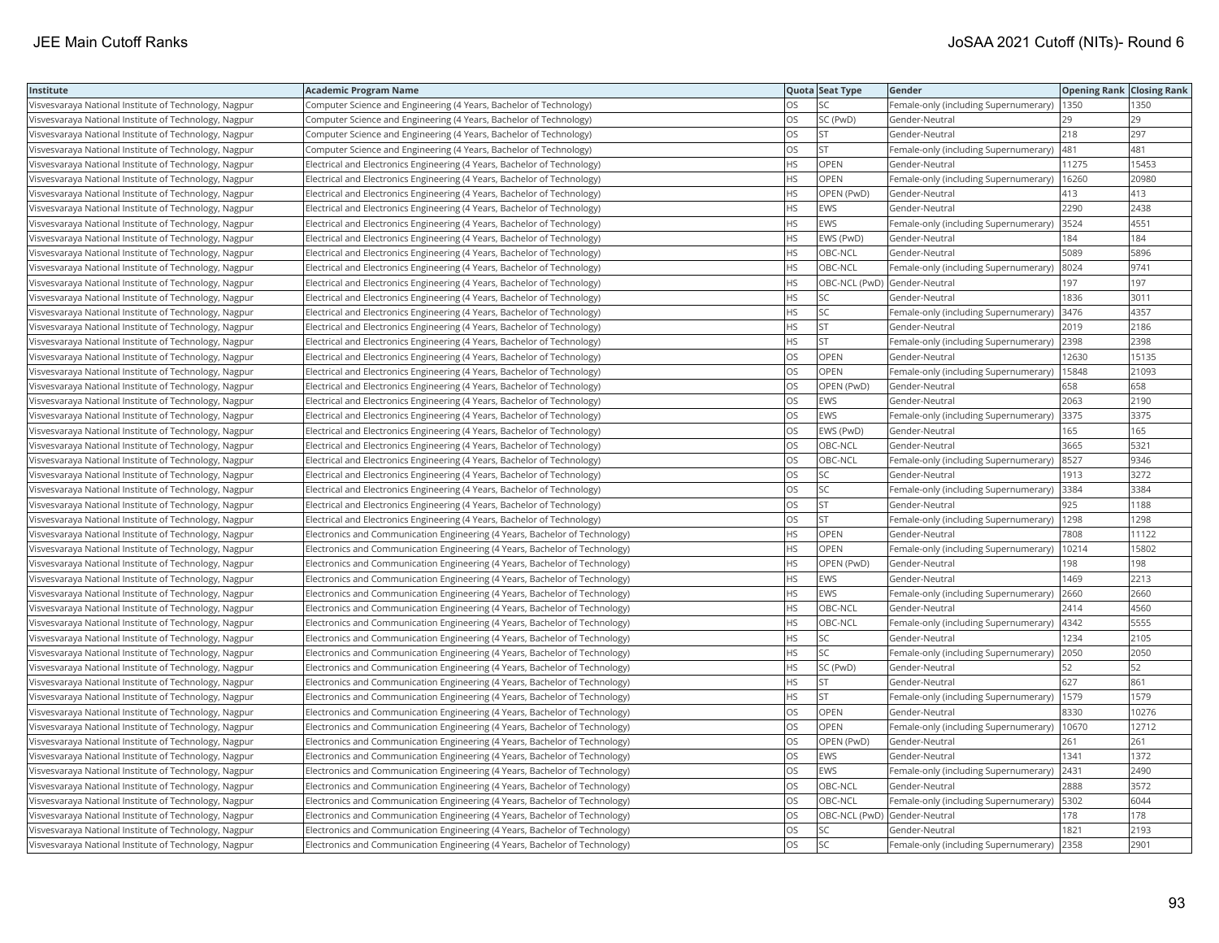| Institute | Academic Program Name | Quota | Seat Type | Gender | Opening Rank | Closing Rank |
|---|---|---|---|---|---|---|
| Visvesvaraya National Institute of Technology, Nagpur | Computer Science and Engineering (4 Years, Bachelor of Technology) | OS | SC | Female-only (including Supernumerary) | 1350 | 1350 |
| Visvesvaraya National Institute of Technology, Nagpur | Computer Science and Engineering (4 Years, Bachelor of Technology) | OS | SC (PwD) | Gender-Neutral | 29 | 29 |
| Visvesvaraya National Institute of Technology, Nagpur | Computer Science and Engineering (4 Years, Bachelor of Technology) | OS | ST | Gender-Neutral | 218 | 297 |
| Visvesvaraya National Institute of Technology, Nagpur | Computer Science and Engineering (4 Years, Bachelor of Technology) | OS | ST | Female-only (including Supernumerary) | 481 | 481 |
| Visvesvaraya National Institute of Technology, Nagpur | Electrical and Electronics Engineering (4 Years, Bachelor of Technology) | HS | OPEN | Gender-Neutral | 11275 | 15453 |
| Visvesvaraya National Institute of Technology, Nagpur | Electrical and Electronics Engineering (4 Years, Bachelor of Technology) | HS | OPEN | Female-only (including Supernumerary) | 16260 | 20980 |
| Visvesvaraya National Institute of Technology, Nagpur | Electrical and Electronics Engineering (4 Years, Bachelor of Technology) | HS | OPEN (PwD) | Gender-Neutral | 413 | 413 |
| Visvesvaraya National Institute of Technology, Nagpur | Electrical and Electronics Engineering (4 Years, Bachelor of Technology) | HS | EWS | Gender-Neutral | 2290 | 2438 |
| Visvesvaraya National Institute of Technology, Nagpur | Electrical and Electronics Engineering (4 Years, Bachelor of Technology) | HS | EWS | Female-only (including Supernumerary) | 3524 | 4551 |
| Visvesvaraya National Institute of Technology, Nagpur | Electrical and Electronics Engineering (4 Years, Bachelor of Technology) | HS | EWS (PwD) | Gender-Neutral | 184 | 184 |
| Visvesvaraya National Institute of Technology, Nagpur | Electrical and Electronics Engineering (4 Years, Bachelor of Technology) | HS | OBC-NCL | Gender-Neutral | 5089 | 5896 |
| Visvesvaraya National Institute of Technology, Nagpur | Electrical and Electronics Engineering (4 Years, Bachelor of Technology) | HS | OBC-NCL | Female-only (including Supernumerary) | 8024 | 9741 |
| Visvesvaraya National Institute of Technology, Nagpur | Electrical and Electronics Engineering (4 Years, Bachelor of Technology) | HS | OBC-NCL (PwD) | Gender-Neutral | 197 | 197 |
| Visvesvaraya National Institute of Technology, Nagpur | Electrical and Electronics Engineering (4 Years, Bachelor of Technology) | HS | SC | Gender-Neutral | 1836 | 3011 |
| Visvesvaraya National Institute of Technology, Nagpur | Electrical and Electronics Engineering (4 Years, Bachelor of Technology) | HS | SC | Female-only (including Supernumerary) | 3476 | 4357 |
| Visvesvaraya National Institute of Technology, Nagpur | Electrical and Electronics Engineering (4 Years, Bachelor of Technology) | HS | ST | Gender-Neutral | 2019 | 2186 |
| Visvesvaraya National Institute of Technology, Nagpur | Electrical and Electronics Engineering (4 Years, Bachelor of Technology) | HS | ST | Female-only (including Supernumerary) | 2398 | 2398 |
| Visvesvaraya National Institute of Technology, Nagpur | Electrical and Electronics Engineering (4 Years, Bachelor of Technology) | OS | OPEN | Gender-Neutral | 12630 | 15135 |
| Visvesvaraya National Institute of Technology, Nagpur | Electrical and Electronics Engineering (4 Years, Bachelor of Technology) | OS | OPEN | Female-only (including Supernumerary) | 15848 | 21093 |
| Visvesvaraya National Institute of Technology, Nagpur | Electrical and Electronics Engineering (4 Years, Bachelor of Technology) | OS | OPEN (PwD) | Gender-Neutral | 658 | 658 |
| Visvesvaraya National Institute of Technology, Nagpur | Electrical and Electronics Engineering (4 Years, Bachelor of Technology) | OS | EWS | Gender-Neutral | 2063 | 2190 |
| Visvesvaraya National Institute of Technology, Nagpur | Electrical and Electronics Engineering (4 Years, Bachelor of Technology) | OS | EWS | Female-only (including Supernumerary) | 3375 | 3375 |
| Visvesvaraya National Institute of Technology, Nagpur | Electrical and Electronics Engineering (4 Years, Bachelor of Technology) | OS | EWS (PwD) | Gender-Neutral | 165 | 165 |
| Visvesvaraya National Institute of Technology, Nagpur | Electrical and Electronics Engineering (4 Years, Bachelor of Technology) | OS | OBC-NCL | Gender-Neutral | 3665 | 5321 |
| Visvesvaraya National Institute of Technology, Nagpur | Electrical and Electronics Engineering (4 Years, Bachelor of Technology) | OS | OBC-NCL | Female-only (including Supernumerary) | 8527 | 9346 |
| Visvesvaraya National Institute of Technology, Nagpur | Electrical and Electronics Engineering (4 Years, Bachelor of Technology) | OS | SC | Gender-Neutral | 1913 | 3272 |
| Visvesvaraya National Institute of Technology, Nagpur | Electrical and Electronics Engineering (4 Years, Bachelor of Technology) | OS | SC | Female-only (including Supernumerary) | 3384 | 3384 |
| Visvesvaraya National Institute of Technology, Nagpur | Electrical and Electronics Engineering (4 Years, Bachelor of Technology) | OS | ST | Gender-Neutral | 925 | 1188 |
| Visvesvaraya National Institute of Technology, Nagpur | Electrical and Electronics Engineering (4 Years, Bachelor of Technology) | OS | ST | Female-only (including Supernumerary) | 1298 | 1298 |
| Visvesvaraya National Institute of Technology, Nagpur | Electronics and Communication Engineering (4 Years, Bachelor of Technology) | HS | OPEN | Gender-Neutral | 7808 | 11122 |
| Visvesvaraya National Institute of Technology, Nagpur | Electronics and Communication Engineering (4 Years, Bachelor of Technology) | HS | OPEN | Female-only (including Supernumerary) | 10214 | 15802 |
| Visvesvaraya National Institute of Technology, Nagpur | Electronics and Communication Engineering (4 Years, Bachelor of Technology) | HS | OPEN (PwD) | Gender-Neutral | 198 | 198 |
| Visvesvaraya National Institute of Technology, Nagpur | Electronics and Communication Engineering (4 Years, Bachelor of Technology) | HS | EWS | Gender-Neutral | 1469 | 2213 |
| Visvesvaraya National Institute of Technology, Nagpur | Electronics and Communication Engineering (4 Years, Bachelor of Technology) | HS | EWS | Female-only (including Supernumerary) | 2660 | 2660 |
| Visvesvaraya National Institute of Technology, Nagpur | Electronics and Communication Engineering (4 Years, Bachelor of Technology) | HS | OBC-NCL | Gender-Neutral | 2414 | 4560 |
| Visvesvaraya National Institute of Technology, Nagpur | Electronics and Communication Engineering (4 Years, Bachelor of Technology) | HS | OBC-NCL | Female-only (including Supernumerary) | 4342 | 5555 |
| Visvesvaraya National Institute of Technology, Nagpur | Electronics and Communication Engineering (4 Years, Bachelor of Technology) | HS | SC | Gender-Neutral | 1234 | 2105 |
| Visvesvaraya National Institute of Technology, Nagpur | Electronics and Communication Engineering (4 Years, Bachelor of Technology) | HS | SC | Female-only (including Supernumerary) | 2050 | 2050 |
| Visvesvaraya National Institute of Technology, Nagpur | Electronics and Communication Engineering (4 Years, Bachelor of Technology) | HS | SC (PwD) | Gender-Neutral | 52 | 52 |
| Visvesvaraya National Institute of Technology, Nagpur | Electronics and Communication Engineering (4 Years, Bachelor of Technology) | HS | ST | Gender-Neutral | 627 | 861 |
| Visvesvaraya National Institute of Technology, Nagpur | Electronics and Communication Engineering (4 Years, Bachelor of Technology) | HS | ST | Female-only (including Supernumerary) | 1579 | 1579 |
| Visvesvaraya National Institute of Technology, Nagpur | Electronics and Communication Engineering (4 Years, Bachelor of Technology) | OS | OPEN | Gender-Neutral | 8330 | 10276 |
| Visvesvaraya National Institute of Technology, Nagpur | Electronics and Communication Engineering (4 Years, Bachelor of Technology) | OS | OPEN | Female-only (including Supernumerary) | 10670 | 12712 |
| Visvesvaraya National Institute of Technology, Nagpur | Electronics and Communication Engineering (4 Years, Bachelor of Technology) | OS | OPEN (PwD) | Gender-Neutral | 261 | 261 |
| Visvesvaraya National Institute of Technology, Nagpur | Electronics and Communication Engineering (4 Years, Bachelor of Technology) | OS | EWS | Gender-Neutral | 1341 | 1372 |
| Visvesvaraya National Institute of Technology, Nagpur | Electronics and Communication Engineering (4 Years, Bachelor of Technology) | OS | EWS | Female-only (including Supernumerary) | 2431 | 2490 |
| Visvesvaraya National Institute of Technology, Nagpur | Electronics and Communication Engineering (4 Years, Bachelor of Technology) | OS | OBC-NCL | Gender-Neutral | 2888 | 3572 |
| Visvesvaraya National Institute of Technology, Nagpur | Electronics and Communication Engineering (4 Years, Bachelor of Technology) | OS | OBC-NCL | Female-only (including Supernumerary) | 5302 | 6044 |
| Visvesvaraya National Institute of Technology, Nagpur | Electronics and Communication Engineering (4 Years, Bachelor of Technology) | OS | OBC-NCL (PwD) | Gender-Neutral | 178 | 178 |
| Visvesvaraya National Institute of Technology, Nagpur | Electronics and Communication Engineering (4 Years, Bachelor of Technology) | OS | SC | Gender-Neutral | 1821 | 2193 |
| Visvesvaraya National Institute of Technology, Nagpur | Electronics and Communication Engineering (4 Years, Bachelor of Technology) | OS | SC | Female-only (including Supernumerary) | 2358 | 2901 |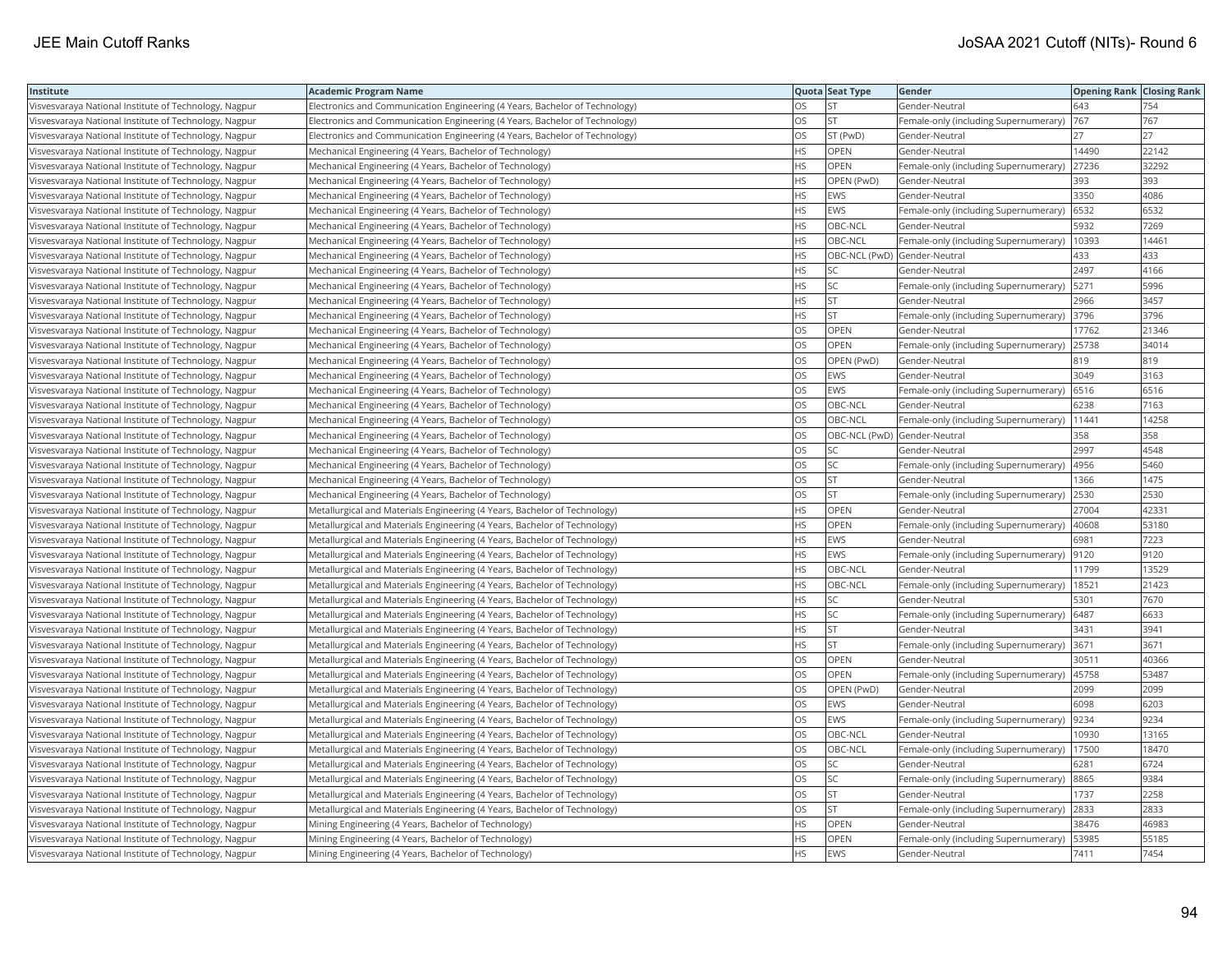| Institute | Academic Program Name | Quota | Seat Type | Gender | Opening Rank | Closing Rank |
|---|---|---|---|---|---|---|
| Visvesvaraya National Institute of Technology, Nagpur | Electronics and Communication Engineering (4 Years, Bachelor of Technology) | OS | ST | Gender-Neutral | 643 | 754 |
| Visvesvaraya National Institute of Technology, Nagpur | Electronics and Communication Engineering (4 Years, Bachelor of Technology) | OS | ST | Female-only (including Supernumerary) | 767 | 767 |
| Visvesvaraya National Institute of Technology, Nagpur | Electronics and Communication Engineering (4 Years, Bachelor of Technology) | OS | ST (PwD) | Gender-Neutral | 27 | 27 |
| Visvesvaraya National Institute of Technology, Nagpur | Mechanical Engineering (4 Years, Bachelor of Technology) | HS | OPEN | Gender-Neutral | 14490 | 22142 |
| Visvesvaraya National Institute of Technology, Nagpur | Mechanical Engineering (4 Years, Bachelor of Technology) | HS | OPEN | Female-only (including Supernumerary) | 27236 | 32292 |
| Visvesvaraya National Institute of Technology, Nagpur | Mechanical Engineering (4 Years, Bachelor of Technology) | HS | OPEN (PwD) | Gender-Neutral | 393 | 393 |
| Visvesvaraya National Institute of Technology, Nagpur | Mechanical Engineering (4 Years, Bachelor of Technology) | HS | EWS | Gender-Neutral | 3350 | 4086 |
| Visvesvaraya National Institute of Technology, Nagpur | Mechanical Engineering (4 Years, Bachelor of Technology) | HS | EWS | Female-only (including Supernumerary) | 6532 | 6532 |
| Visvesvaraya National Institute of Technology, Nagpur | Mechanical Engineering (4 Years, Bachelor of Technology) | HS | OBC-NCL | Gender-Neutral | 5932 | 7269 |
| Visvesvaraya National Institute of Technology, Nagpur | Mechanical Engineering (4 Years, Bachelor of Technology) | HS | OBC-NCL | Female-only (including Supernumerary) | 10393 | 14461 |
| Visvesvaraya National Institute of Technology, Nagpur | Mechanical Engineering (4 Years, Bachelor of Technology) | HS | OBC-NCL (PwD) | Gender-Neutral | 433 | 433 |
| Visvesvaraya National Institute of Technology, Nagpur | Mechanical Engineering (4 Years, Bachelor of Technology) | HS | SC | Gender-Neutral | 2497 | 4166 |
| Visvesvaraya National Institute of Technology, Nagpur | Mechanical Engineering (4 Years, Bachelor of Technology) | HS | SC | Female-only (including Supernumerary) | 5271 | 5996 |
| Visvesvaraya National Institute of Technology, Nagpur | Mechanical Engineering (4 Years, Bachelor of Technology) | HS | ST | Gender-Neutral | 2966 | 3457 |
| Visvesvaraya National Institute of Technology, Nagpur | Mechanical Engineering (4 Years, Bachelor of Technology) | HS | ST | Female-only (including Supernumerary) | 3796 | 3796 |
| Visvesvaraya National Institute of Technology, Nagpur | Mechanical Engineering (4 Years, Bachelor of Technology) | OS | OPEN | Gender-Neutral | 17762 | 21346 |
| Visvesvaraya National Institute of Technology, Nagpur | Mechanical Engineering (4 Years, Bachelor of Technology) | OS | OPEN | Female-only (including Supernumerary) | 25738 | 34014 |
| Visvesvaraya National Institute of Technology, Nagpur | Mechanical Engineering (4 Years, Bachelor of Technology) | OS | OPEN (PwD) | Gender-Neutral | 819 | 819 |
| Visvesvaraya National Institute of Technology, Nagpur | Mechanical Engineering (4 Years, Bachelor of Technology) | OS | EWS | Gender-Neutral | 3049 | 3163 |
| Visvesvaraya National Institute of Technology, Nagpur | Mechanical Engineering (4 Years, Bachelor of Technology) | OS | EWS | Female-only (including Supernumerary) | 6516 | 6516 |
| Visvesvaraya National Institute of Technology, Nagpur | Mechanical Engineering (4 Years, Bachelor of Technology) | OS | OBC-NCL | Gender-Neutral | 6238 | 7163 |
| Visvesvaraya National Institute of Technology, Nagpur | Mechanical Engineering (4 Years, Bachelor of Technology) | OS | OBC-NCL | Female-only (including Supernumerary) | 11441 | 14258 |
| Visvesvaraya National Institute of Technology, Nagpur | Mechanical Engineering (4 Years, Bachelor of Technology) | OS | OBC-NCL (PwD) | Gender-Neutral | 358 | 358 |
| Visvesvaraya National Institute of Technology, Nagpur | Mechanical Engineering (4 Years, Bachelor of Technology) | OS | SC | Gender-Neutral | 2997 | 4548 |
| Visvesvaraya National Institute of Technology, Nagpur | Mechanical Engineering (4 Years, Bachelor of Technology) | OS | SC | Female-only (including Supernumerary) | 4956 | 5460 |
| Visvesvaraya National Institute of Technology, Nagpur | Mechanical Engineering (4 Years, Bachelor of Technology) | OS | ST | Gender-Neutral | 1366 | 1475 |
| Visvesvaraya National Institute of Technology, Nagpur | Mechanical Engineering (4 Years, Bachelor of Technology) | OS | ST | Female-only (including Supernumerary) | 2530 | 2530 |
| Visvesvaraya National Institute of Technology, Nagpur | Metallurgical and Materials Engineering (4 Years, Bachelor of Technology) | HS | OPEN | Gender-Neutral | 27004 | 42331 |
| Visvesvaraya National Institute of Technology, Nagpur | Metallurgical and Materials Engineering (4 Years, Bachelor of Technology) | HS | OPEN | Female-only (including Supernumerary) | 40608 | 53180 |
| Visvesvaraya National Institute of Technology, Nagpur | Metallurgical and Materials Engineering (4 Years, Bachelor of Technology) | HS | EWS | Gender-Neutral | 6981 | 7223 |
| Visvesvaraya National Institute of Technology, Nagpur | Metallurgical and Materials Engineering (4 Years, Bachelor of Technology) | HS | EWS | Female-only (including Supernumerary) | 9120 | 9120 |
| Visvesvaraya National Institute of Technology, Nagpur | Metallurgical and Materials Engineering (4 Years, Bachelor of Technology) | HS | OBC-NCL | Gender-Neutral | 11799 | 13529 |
| Visvesvaraya National Institute of Technology, Nagpur | Metallurgical and Materials Engineering (4 Years, Bachelor of Technology) | HS | OBC-NCL | Female-only (including Supernumerary) | 18521 | 21423 |
| Visvesvaraya National Institute of Technology, Nagpur | Metallurgical and Materials Engineering (4 Years, Bachelor of Technology) | HS | SC | Gender-Neutral | 5301 | 7670 |
| Visvesvaraya National Institute of Technology, Nagpur | Metallurgical and Materials Engineering (4 Years, Bachelor of Technology) | HS | SC | Female-only (including Supernumerary) | 6487 | 6633 |
| Visvesvaraya National Institute of Technology, Nagpur | Metallurgical and Materials Engineering (4 Years, Bachelor of Technology) | HS | ST | Gender-Neutral | 3431 | 3941 |
| Visvesvaraya National Institute of Technology, Nagpur | Metallurgical and Materials Engineering (4 Years, Bachelor of Technology) | HS | ST | Female-only (including Supernumerary) | 3671 | 3671 |
| Visvesvaraya National Institute of Technology, Nagpur | Metallurgical and Materials Engineering (4 Years, Bachelor of Technology) | OS | OPEN | Gender-Neutral | 30511 | 40366 |
| Visvesvaraya National Institute of Technology, Nagpur | Metallurgical and Materials Engineering (4 Years, Bachelor of Technology) | OS | OPEN | Female-only (including Supernumerary) | 45758 | 53487 |
| Visvesvaraya National Institute of Technology, Nagpur | Metallurgical and Materials Engineering (4 Years, Bachelor of Technology) | OS | OPEN (PwD) | Gender-Neutral | 2099 | 2099 |
| Visvesvaraya National Institute of Technology, Nagpur | Metallurgical and Materials Engineering (4 Years, Bachelor of Technology) | OS | EWS | Gender-Neutral | 6098 | 6203 |
| Visvesvaraya National Institute of Technology, Nagpur | Metallurgical and Materials Engineering (4 Years, Bachelor of Technology) | OS | EWS | Female-only (including Supernumerary) | 9234 | 9234 |
| Visvesvaraya National Institute of Technology, Nagpur | Metallurgical and Materials Engineering (4 Years, Bachelor of Technology) | OS | OBC-NCL | Gender-Neutral | 10930 | 13165 |
| Visvesvaraya National Institute of Technology, Nagpur | Metallurgical and Materials Engineering (4 Years, Bachelor of Technology) | OS | OBC-NCL | Female-only (including Supernumerary) | 17500 | 18470 |
| Visvesvaraya National Institute of Technology, Nagpur | Metallurgical and Materials Engineering (4 Years, Bachelor of Technology) | OS | SC | Gender-Neutral | 6281 | 6724 |
| Visvesvaraya National Institute of Technology, Nagpur | Metallurgical and Materials Engineering (4 Years, Bachelor of Technology) | OS | SC | Female-only (including Supernumerary) | 8865 | 9384 |
| Visvesvaraya National Institute of Technology, Nagpur | Metallurgical and Materials Engineering (4 Years, Bachelor of Technology) | OS | ST | Gender-Neutral | 1737 | 2258 |
| Visvesvaraya National Institute of Technology, Nagpur | Metallurgical and Materials Engineering (4 Years, Bachelor of Technology) | OS | ST | Female-only (including Supernumerary) | 2833 | 2833 |
| Visvesvaraya National Institute of Technology, Nagpur | Mining Engineering (4 Years, Bachelor of Technology) | HS | OPEN | Gender-Neutral | 38476 | 46983 |
| Visvesvaraya National Institute of Technology, Nagpur | Mining Engineering (4 Years, Bachelor of Technology) | HS | OPEN | Female-only (including Supernumerary) | 53985 | 55185 |
| Visvesvaraya National Institute of Technology, Nagpur | Mining Engineering (4 Years, Bachelor of Technology) | HS | EWS | Gender-Neutral | 7411 | 7454 |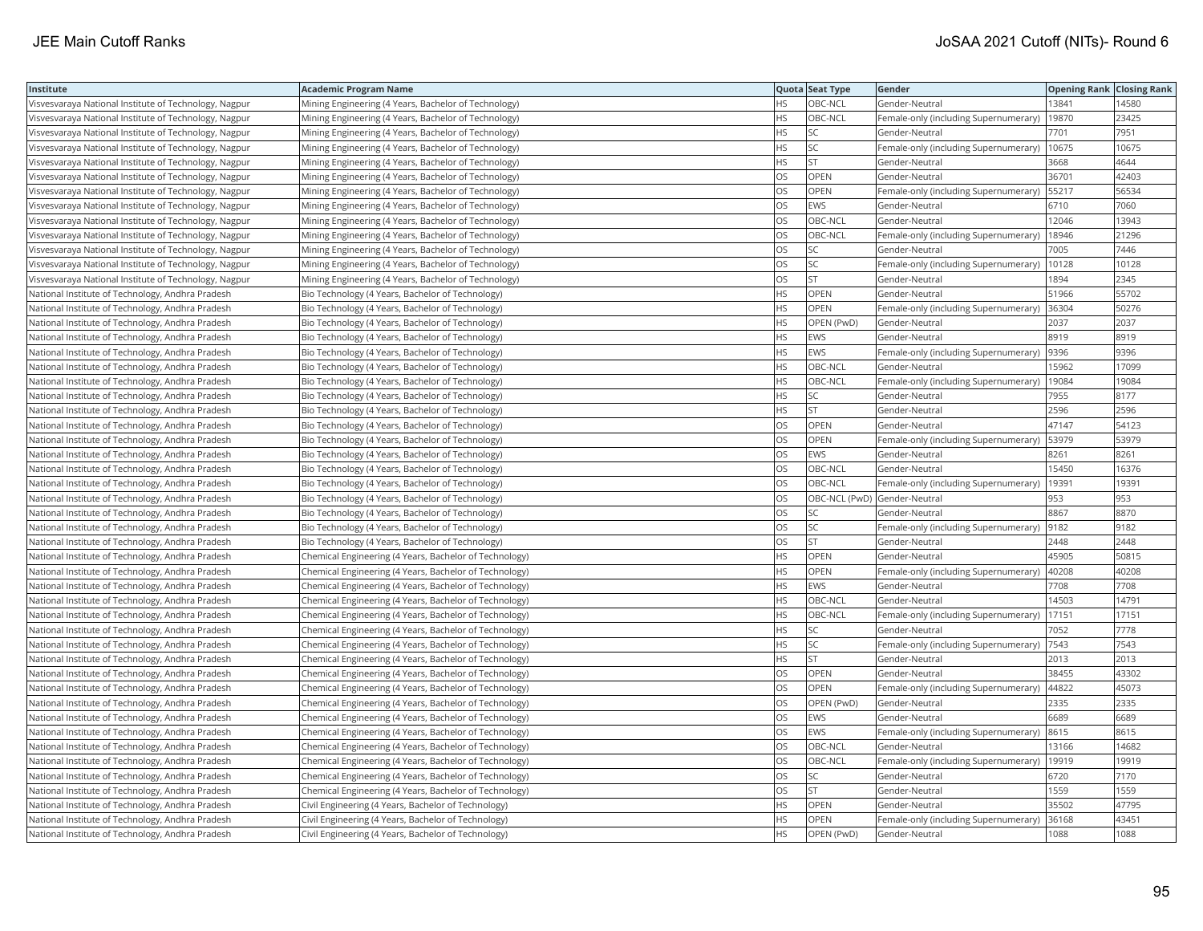| Institute | Academic Program Name | Quota | Seat Type | Gender | Opening Rank | Closing Rank |
|---|---|---|---|---|---|---|
| Visvesvaraya National Institute of Technology, Nagpur | Mining Engineering (4 Years, Bachelor of Technology) | HS | OBC-NCL | Gender-Neutral | 13841 | 14580 |
| Visvesvaraya National Institute of Technology, Nagpur | Mining Engineering (4 Years, Bachelor of Technology) | HS | OBC-NCL | Female-only (including Supernumerary) | 19870 | 23425 |
| Visvesvaraya National Institute of Technology, Nagpur | Mining Engineering (4 Years, Bachelor of Technology) | HS | SC | Gender-Neutral | 7701 | 7951 |
| Visvesvaraya National Institute of Technology, Nagpur | Mining Engineering (4 Years, Bachelor of Technology) | HS | SC | Female-only (including Supernumerary) | 10675 | 10675 |
| Visvesvaraya National Institute of Technology, Nagpur | Mining Engineering (4 Years, Bachelor of Technology) | HS | ST | Gender-Neutral | 3668 | 4644 |
| Visvesvaraya National Institute of Technology, Nagpur | Mining Engineering (4 Years, Bachelor of Technology) | OS | OPEN | Gender-Neutral | 36701 | 42403 |
| Visvesvaraya National Institute of Technology, Nagpur | Mining Engineering (4 Years, Bachelor of Technology) | OS | OPEN | Female-only (including Supernumerary) | 55217 | 56534 |
| Visvesvaraya National Institute of Technology, Nagpur | Mining Engineering (4 Years, Bachelor of Technology) | OS | EWS | Gender-Neutral | 6710 | 7060 |
| Visvesvaraya National Institute of Technology, Nagpur | Mining Engineering (4 Years, Bachelor of Technology) | OS | OBC-NCL | Gender-Neutral | 12046 | 13943 |
| Visvesvaraya National Institute of Technology, Nagpur | Mining Engineering (4 Years, Bachelor of Technology) | OS | OBC-NCL | Female-only (including Supernumerary) | 18946 | 21296 |
| Visvesvaraya National Institute of Technology, Nagpur | Mining Engineering (4 Years, Bachelor of Technology) | OS | SC | Gender-Neutral | 7005 | 7446 |
| Visvesvaraya National Institute of Technology, Nagpur | Mining Engineering (4 Years, Bachelor of Technology) | OS | SC | Female-only (including Supernumerary) | 10128 | 10128 |
| Visvesvaraya National Institute of Technology, Nagpur | Mining Engineering (4 Years, Bachelor of Technology) | OS | ST | Gender-Neutral | 1894 | 2345 |
| National Institute of Technology, Andhra Pradesh | Bio Technology (4 Years, Bachelor of Technology) | HS | OPEN | Gender-Neutral | 51966 | 55702 |
| National Institute of Technology, Andhra Pradesh | Bio Technology (4 Years, Bachelor of Technology) | HS | OPEN | Female-only (including Supernumerary) | 36304 | 50276 |
| National Institute of Technology, Andhra Pradesh | Bio Technology (4 Years, Bachelor of Technology) | HS | OPEN (PwD) | Gender-Neutral | 2037 | 2037 |
| National Institute of Technology, Andhra Pradesh | Bio Technology (4 Years, Bachelor of Technology) | HS | EWS | Gender-Neutral | 8919 | 8919 |
| National Institute of Technology, Andhra Pradesh | Bio Technology (4 Years, Bachelor of Technology) | HS | EWS | Female-only (including Supernumerary) | 9396 | 9396 |
| National Institute of Technology, Andhra Pradesh | Bio Technology (4 Years, Bachelor of Technology) | HS | OBC-NCL | Gender-Neutral | 15962 | 17099 |
| National Institute of Technology, Andhra Pradesh | Bio Technology (4 Years, Bachelor of Technology) | HS | OBC-NCL | Female-only (including Supernumerary) | 19084 | 19084 |
| National Institute of Technology, Andhra Pradesh | Bio Technology (4 Years, Bachelor of Technology) | HS | SC | Gender-Neutral | 7955 | 8177 |
| National Institute of Technology, Andhra Pradesh | Bio Technology (4 Years, Bachelor of Technology) | HS | ST | Gender-Neutral | 2596 | 2596 |
| National Institute of Technology, Andhra Pradesh | Bio Technology (4 Years, Bachelor of Technology) | OS | OPEN | Gender-Neutral | 47147 | 54123 |
| National Institute of Technology, Andhra Pradesh | Bio Technology (4 Years, Bachelor of Technology) | OS | OPEN | Female-only (including Supernumerary) | 53979 | 53979 |
| National Institute of Technology, Andhra Pradesh | Bio Technology (4 Years, Bachelor of Technology) | OS | EWS | Gender-Neutral | 8261 | 8261 |
| National Institute of Technology, Andhra Pradesh | Bio Technology (4 Years, Bachelor of Technology) | OS | OBC-NCL | Gender-Neutral | 15450 | 16376 |
| National Institute of Technology, Andhra Pradesh | Bio Technology (4 Years, Bachelor of Technology) | OS | OBC-NCL | Female-only (including Supernumerary) | 19391 | 19391 |
| National Institute of Technology, Andhra Pradesh | Bio Technology (4 Years, Bachelor of Technology) | OS | OBC-NCL (PwD) | Gender-Neutral | 953 | 953 |
| National Institute of Technology, Andhra Pradesh | Bio Technology (4 Years, Bachelor of Technology) | OS | SC | Gender-Neutral | 8867 | 8870 |
| National Institute of Technology, Andhra Pradesh | Bio Technology (4 Years, Bachelor of Technology) | OS | SC | Female-only (including Supernumerary) | 9182 | 9182 |
| National Institute of Technology, Andhra Pradesh | Bio Technology (4 Years, Bachelor of Technology) | OS | ST | Gender-Neutral | 2448 | 2448 |
| National Institute of Technology, Andhra Pradesh | Chemical Engineering (4 Years, Bachelor of Technology) | HS | OPEN | Gender-Neutral | 45905 | 50815 |
| National Institute of Technology, Andhra Pradesh | Chemical Engineering (4 Years, Bachelor of Technology) | HS | OPEN | Female-only (including Supernumerary) | 40208 | 40208 |
| National Institute of Technology, Andhra Pradesh | Chemical Engineering (4 Years, Bachelor of Technology) | HS | EWS | Gender-Neutral | 7708 | 7708 |
| National Institute of Technology, Andhra Pradesh | Chemical Engineering (4 Years, Bachelor of Technology) | HS | OBC-NCL | Gender-Neutral | 14503 | 14791 |
| National Institute of Technology, Andhra Pradesh | Chemical Engineering (4 Years, Bachelor of Technology) | HS | OBC-NCL | Female-only (including Supernumerary) | 17151 | 17151 |
| National Institute of Technology, Andhra Pradesh | Chemical Engineering (4 Years, Bachelor of Technology) | HS | SC | Gender-Neutral | 7052 | 7778 |
| National Institute of Technology, Andhra Pradesh | Chemical Engineering (4 Years, Bachelor of Technology) | HS | SC | Female-only (including Supernumerary) | 7543 | 7543 |
| National Institute of Technology, Andhra Pradesh | Chemical Engineering (4 Years, Bachelor of Technology) | HS | ST | Gender-Neutral | 2013 | 2013 |
| National Institute of Technology, Andhra Pradesh | Chemical Engineering (4 Years, Bachelor of Technology) | OS | OPEN | Gender-Neutral | 38455 | 43302 |
| National Institute of Technology, Andhra Pradesh | Chemical Engineering (4 Years, Bachelor of Technology) | OS | OPEN | Female-only (including Supernumerary) | 44822 | 45073 |
| National Institute of Technology, Andhra Pradesh | Chemical Engineering (4 Years, Bachelor of Technology) | OS | OPEN (PwD) | Gender-Neutral | 2335 | 2335 |
| National Institute of Technology, Andhra Pradesh | Chemical Engineering (4 Years, Bachelor of Technology) | OS | EWS | Gender-Neutral | 6689 | 6689 |
| National Institute of Technology, Andhra Pradesh | Chemical Engineering (4 Years, Bachelor of Technology) | OS | EWS | Female-only (including Supernumerary) | 8615 | 8615 |
| National Institute of Technology, Andhra Pradesh | Chemical Engineering (4 Years, Bachelor of Technology) | OS | OBC-NCL | Gender-Neutral | 13166 | 14682 |
| National Institute of Technology, Andhra Pradesh | Chemical Engineering (4 Years, Bachelor of Technology) | OS | OBC-NCL | Female-only (including Supernumerary) | 19919 | 19919 |
| National Institute of Technology, Andhra Pradesh | Chemical Engineering (4 Years, Bachelor of Technology) | OS | SC | Gender-Neutral | 6720 | 7170 |
| National Institute of Technology, Andhra Pradesh | Chemical Engineering (4 Years, Bachelor of Technology) | OS | ST | Gender-Neutral | 1559 | 1559 |
| National Institute of Technology, Andhra Pradesh | Civil Engineering (4 Years, Bachelor of Technology) | HS | OPEN | Gender-Neutral | 35502 | 47795 |
| National Institute of Technology, Andhra Pradesh | Civil Engineering (4 Years, Bachelor of Technology) | HS | OPEN | Female-only (including Supernumerary) | 36168 | 43451 |
| National Institute of Technology, Andhra Pradesh | Civil Engineering (4 Years, Bachelor of Technology) | HS | OPEN (PwD) | Gender-Neutral | 1088 | 1088 |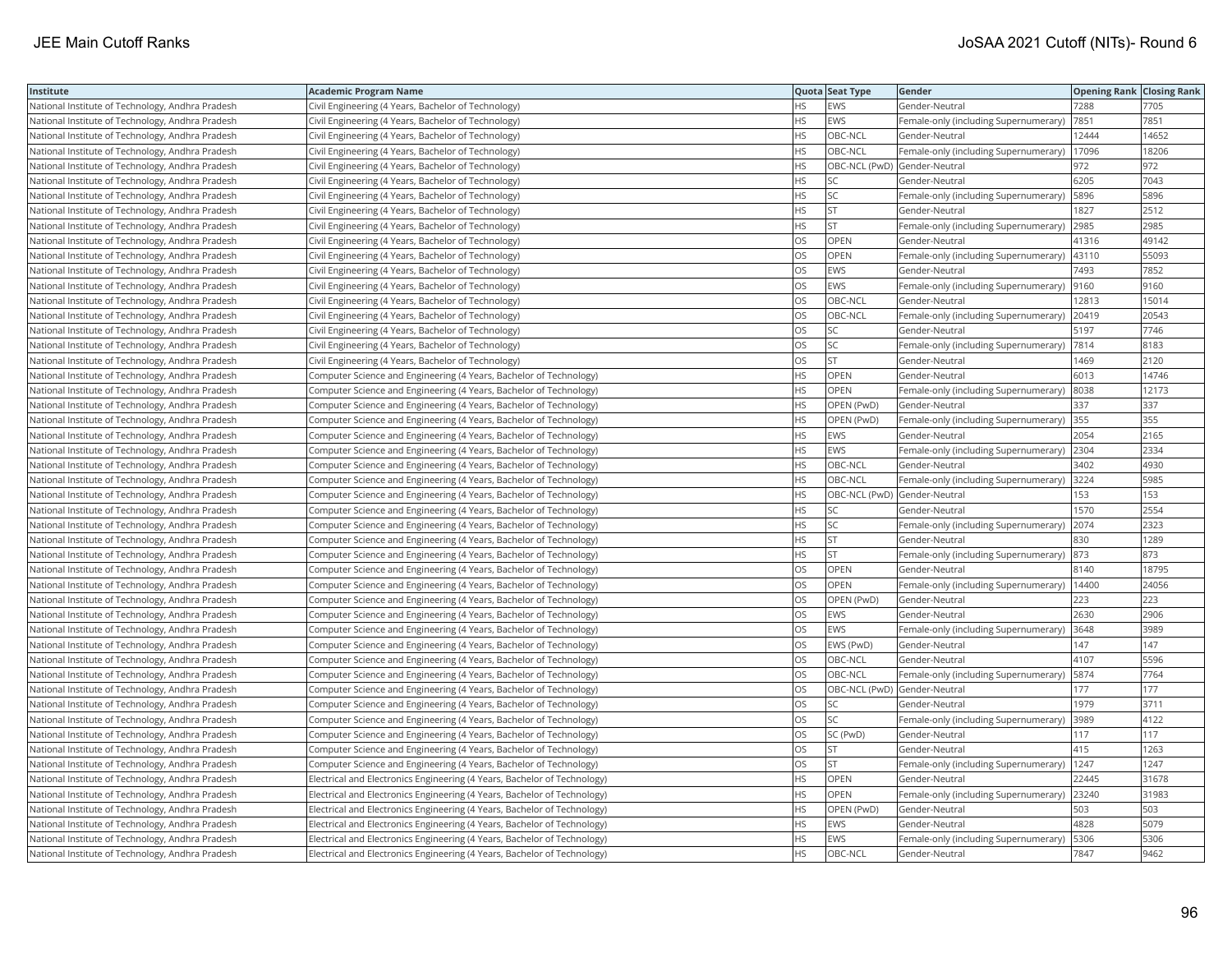| Institute | Academic Program Name | Quota | Seat Type | Gender | Opening Rank | Closing Rank |
|---|---|---|---|---|---|---|
| National Institute of Technology, Andhra Pradesh | Civil Engineering (4 Years, Bachelor of Technology) | HS | EWS | Gender-Neutral | 7288 | 7705 |
| National Institute of Technology, Andhra Pradesh | Civil Engineering (4 Years, Bachelor of Technology) | HS | EWS | Female-only (including Supernumerary) | 7851 | 7851 |
| National Institute of Technology, Andhra Pradesh | Civil Engineering (4 Years, Bachelor of Technology) | HS | OBC-NCL | Gender-Neutral | 12444 | 14652 |
| National Institute of Technology, Andhra Pradesh | Civil Engineering (4 Years, Bachelor of Technology) | HS | OBC-NCL | Female-only (including Supernumerary) | 17096 | 18206 |
| National Institute of Technology, Andhra Pradesh | Civil Engineering (4 Years, Bachelor of Technology) | HS | OBC-NCL (PwD) | Gender-Neutral | 972 | 972 |
| National Institute of Technology, Andhra Pradesh | Civil Engineering (4 Years, Bachelor of Technology) | HS | SC | Gender-Neutral | 6205 | 7043 |
| National Institute of Technology, Andhra Pradesh | Civil Engineering (4 Years, Bachelor of Technology) | HS | SC | Female-only (including Supernumerary) | 5896 | 5896 |
| National Institute of Technology, Andhra Pradesh | Civil Engineering (4 Years, Bachelor of Technology) | HS | ST | Gender-Neutral | 1827 | 2512 |
| National Institute of Technology, Andhra Pradesh | Civil Engineering (4 Years, Bachelor of Technology) | HS | ST | Female-only (including Supernumerary) | 2985 | 2985 |
| National Institute of Technology, Andhra Pradesh | Civil Engineering (4 Years, Bachelor of Technology) | OS | OPEN | Gender-Neutral | 41316 | 49142 |
| National Institute of Technology, Andhra Pradesh | Civil Engineering (4 Years, Bachelor of Technology) | OS | OPEN | Female-only (including Supernumerary) | 43110 | 55093 |
| National Institute of Technology, Andhra Pradesh | Civil Engineering (4 Years, Bachelor of Technology) | OS | EWS | Gender-Neutral | 7493 | 7852 |
| National Institute of Technology, Andhra Pradesh | Civil Engineering (4 Years, Bachelor of Technology) | OS | EWS | Female-only (including Supernumerary) | 9160 | 9160 |
| National Institute of Technology, Andhra Pradesh | Civil Engineering (4 Years, Bachelor of Technology) | OS | OBC-NCL | Gender-Neutral | 12813 | 15014 |
| National Institute of Technology, Andhra Pradesh | Civil Engineering (4 Years, Bachelor of Technology) | OS | OBC-NCL | Female-only (including Supernumerary) | 20419 | 20543 |
| National Institute of Technology, Andhra Pradesh | Civil Engineering (4 Years, Bachelor of Technology) | OS | SC | Gender-Neutral | 5197 | 7746 |
| National Institute of Technology, Andhra Pradesh | Civil Engineering (4 Years, Bachelor of Technology) | OS | SC | Female-only (including Supernumerary) | 7814 | 8183 |
| National Institute of Technology, Andhra Pradesh | Civil Engineering (4 Years, Bachelor of Technology) | OS | ST | Gender-Neutral | 1469 | 2120 |
| National Institute of Technology, Andhra Pradesh | Computer Science and Engineering (4 Years, Bachelor of Technology) | HS | OPEN | Gender-Neutral | 6013 | 14746 |
| National Institute of Technology, Andhra Pradesh | Computer Science and Engineering (4 Years, Bachelor of Technology) | HS | OPEN | Female-only (including Supernumerary) | 8038 | 12173 |
| National Institute of Technology, Andhra Pradesh | Computer Science and Engineering (4 Years, Bachelor of Technology) | HS | OPEN (PwD) | Gender-Neutral | 337 | 337 |
| National Institute of Technology, Andhra Pradesh | Computer Science and Engineering (4 Years, Bachelor of Technology) | HS | OPEN (PwD) | Female-only (including Supernumerary) | 355 | 355 |
| National Institute of Technology, Andhra Pradesh | Computer Science and Engineering (4 Years, Bachelor of Technology) | HS | EWS | Gender-Neutral | 2054 | 2165 |
| National Institute of Technology, Andhra Pradesh | Computer Science and Engineering (4 Years, Bachelor of Technology) | HS | EWS | Female-only (including Supernumerary) | 2304 | 2334 |
| National Institute of Technology, Andhra Pradesh | Computer Science and Engineering (4 Years, Bachelor of Technology) | HS | OBC-NCL | Gender-Neutral | 3402 | 4930 |
| National Institute of Technology, Andhra Pradesh | Computer Science and Engineering (4 Years, Bachelor of Technology) | HS | OBC-NCL | Female-only (including Supernumerary) | 3224 | 5985 |
| National Institute of Technology, Andhra Pradesh | Computer Science and Engineering (4 Years, Bachelor of Technology) | HS | OBC-NCL (PwD) | Gender-Neutral | 153 | 153 |
| National Institute of Technology, Andhra Pradesh | Computer Science and Engineering (4 Years, Bachelor of Technology) | HS | SC | Gender-Neutral | 1570 | 2554 |
| National Institute of Technology, Andhra Pradesh | Computer Science and Engineering (4 Years, Bachelor of Technology) | HS | SC | Female-only (including Supernumerary) | 2074 | 2323 |
| National Institute of Technology, Andhra Pradesh | Computer Science and Engineering (4 Years, Bachelor of Technology) | HS | ST | Gender-Neutral | 830 | 1289 |
| National Institute of Technology, Andhra Pradesh | Computer Science and Engineering (4 Years, Bachelor of Technology) | HS | ST | Female-only (including Supernumerary) | 873 | 873 |
| National Institute of Technology, Andhra Pradesh | Computer Science and Engineering (4 Years, Bachelor of Technology) | OS | OPEN | Gender-Neutral | 8140 | 18795 |
| National Institute of Technology, Andhra Pradesh | Computer Science and Engineering (4 Years, Bachelor of Technology) | OS | OPEN | Female-only (including Supernumerary) | 14400 | 24056 |
| National Institute of Technology, Andhra Pradesh | Computer Science and Engineering (4 Years, Bachelor of Technology) | OS | OPEN (PwD) | Gender-Neutral | 223 | 223 |
| National Institute of Technology, Andhra Pradesh | Computer Science and Engineering (4 Years, Bachelor of Technology) | OS | EWS | Gender-Neutral | 2630 | 2906 |
| National Institute of Technology, Andhra Pradesh | Computer Science and Engineering (4 Years, Bachelor of Technology) | OS | EWS | Female-only (including Supernumerary) | 3648 | 3989 |
| National Institute of Technology, Andhra Pradesh | Computer Science and Engineering (4 Years, Bachelor of Technology) | OS | EWS (PwD) | Gender-Neutral | 147 | 147 |
| National Institute of Technology, Andhra Pradesh | Computer Science and Engineering (4 Years, Bachelor of Technology) | OS | OBC-NCL | Gender-Neutral | 4107 | 5596 |
| National Institute of Technology, Andhra Pradesh | Computer Science and Engineering (4 Years, Bachelor of Technology) | OS | OBC-NCL | Female-only (including Supernumerary) | 5874 | 7764 |
| National Institute of Technology, Andhra Pradesh | Computer Science and Engineering (4 Years, Bachelor of Technology) | OS | OBC-NCL (PwD) | Gender-Neutral | 177 | 177 |
| National Institute of Technology, Andhra Pradesh | Computer Science and Engineering (4 Years, Bachelor of Technology) | OS | SC | Gender-Neutral | 1979 | 3711 |
| National Institute of Technology, Andhra Pradesh | Computer Science and Engineering (4 Years, Bachelor of Technology) | OS | SC | Female-only (including Supernumerary) | 3989 | 4122 |
| National Institute of Technology, Andhra Pradesh | Computer Science and Engineering (4 Years, Bachelor of Technology) | OS | SC (PwD) | Gender-Neutral | 117 | 117 |
| National Institute of Technology, Andhra Pradesh | Computer Science and Engineering (4 Years, Bachelor of Technology) | OS | ST | Gender-Neutral | 415 | 1263 |
| National Institute of Technology, Andhra Pradesh | Computer Science and Engineering (4 Years, Bachelor of Technology) | OS | ST | Female-only (including Supernumerary) | 1247 | 1247 |
| National Institute of Technology, Andhra Pradesh | Electrical and Electronics Engineering (4 Years, Bachelor of Technology) | HS | OPEN | Gender-Neutral | 22445 | 31678 |
| National Institute of Technology, Andhra Pradesh | Electrical and Electronics Engineering (4 Years, Bachelor of Technology) | HS | OPEN | Female-only (including Supernumerary) | 23240 | 31983 |
| National Institute of Technology, Andhra Pradesh | Electrical and Electronics Engineering (4 Years, Bachelor of Technology) | HS | OPEN (PwD) | Gender-Neutral | 503 | 503 |
| National Institute of Technology, Andhra Pradesh | Electrical and Electronics Engineering (4 Years, Bachelor of Technology) | HS | EWS | Gender-Neutral | 4828 | 5079 |
| National Institute of Technology, Andhra Pradesh | Electrical and Electronics Engineering (4 Years, Bachelor of Technology) | HS | EWS | Female-only (including Supernumerary) | 5306 | 5306 |
| National Institute of Technology, Andhra Pradesh | Electrical and Electronics Engineering (4 Years, Bachelor of Technology) | HS | OBC-NCL | Gender-Neutral | 7847 | 9462 |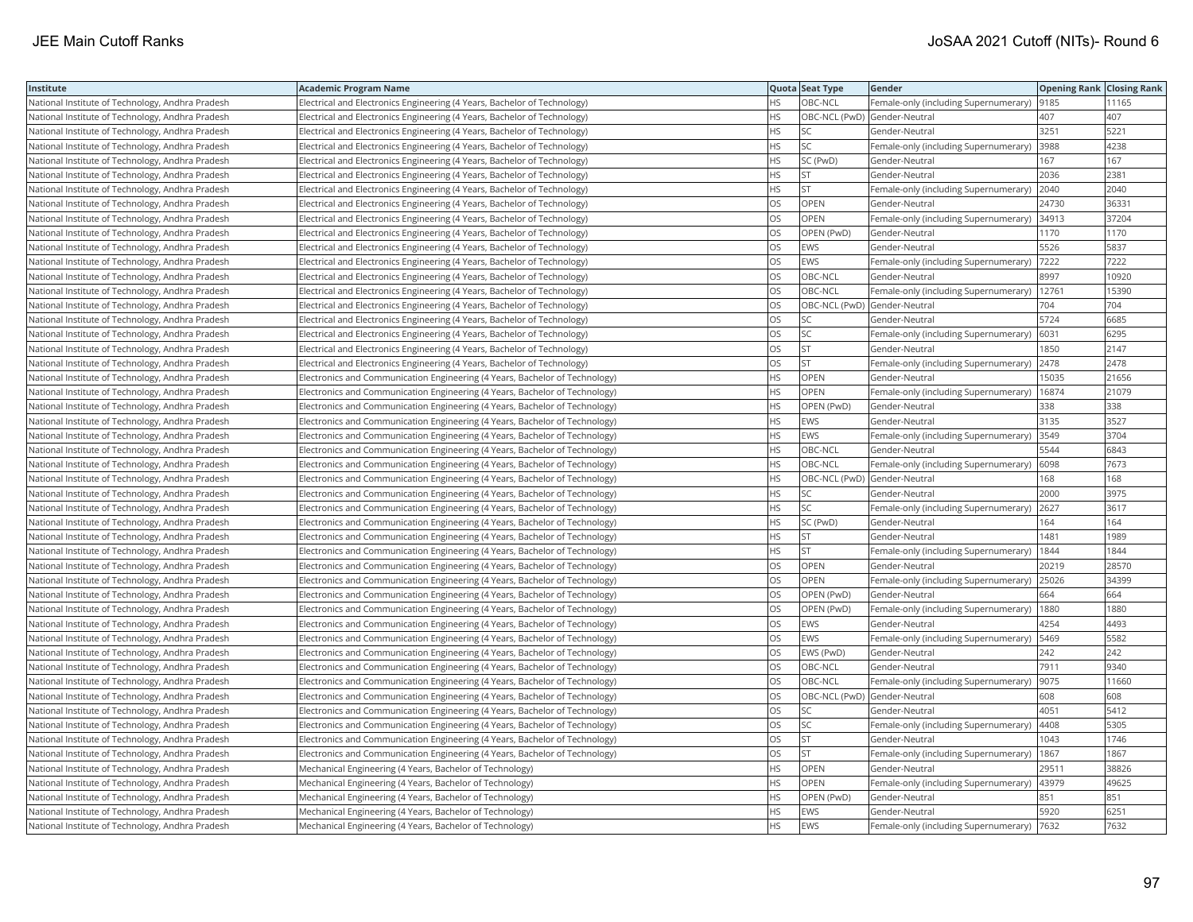| Institute | Academic Program Name | Quota | Seat Type | Gender | Opening Rank | Closing Rank |
|---|---|---|---|---|---|---|
| National Institute of Technology, Andhra Pradesh | Electrical and Electronics Engineering (4 Years, Bachelor of Technology) | HS | OBC-NCL | Female-only (including Supernumerary) | 9185 | 11165 |
| National Institute of Technology, Andhra Pradesh | Electrical and Electronics Engineering (4 Years, Bachelor of Technology) | HS | OBC-NCL (PwD) | Gender-Neutral | 407 | 407 |
| National Institute of Technology, Andhra Pradesh | Electrical and Electronics Engineering (4 Years, Bachelor of Technology) | HS | SC | Gender-Neutral | 3251 | 5221 |
| National Institute of Technology, Andhra Pradesh | Electrical and Electronics Engineering (4 Years, Bachelor of Technology) | HS | SC | Female-only (including Supernumerary) | 3988 | 4238 |
| National Institute of Technology, Andhra Pradesh | Electrical and Electronics Engineering (4 Years, Bachelor of Technology) | HS | SC (PwD) | Gender-Neutral | 167 | 167 |
| National Institute of Technology, Andhra Pradesh | Electrical and Electronics Engineering (4 Years, Bachelor of Technology) | HS | ST | Gender-Neutral | 2036 | 2381 |
| National Institute of Technology, Andhra Pradesh | Electrical and Electronics Engineering (4 Years, Bachelor of Technology) | HS | ST | Female-only (including Supernumerary) | 2040 | 2040 |
| National Institute of Technology, Andhra Pradesh | Electrical and Electronics Engineering (4 Years, Bachelor of Technology) | OS | OPEN | Gender-Neutral | 24730 | 36331 |
| National Institute of Technology, Andhra Pradesh | Electrical and Electronics Engineering (4 Years, Bachelor of Technology) | OS | OPEN | Female-only (including Supernumerary) | 34913 | 37204 |
| National Institute of Technology, Andhra Pradesh | Electrical and Electronics Engineering (4 Years, Bachelor of Technology) | OS | OPEN (PwD) | Gender-Neutral | 1170 | 1170 |
| National Institute of Technology, Andhra Pradesh | Electrical and Electronics Engineering (4 Years, Bachelor of Technology) | OS | EWS | Gender-Neutral | 5526 | 5837 |
| National Institute of Technology, Andhra Pradesh | Electrical and Electronics Engineering (4 Years, Bachelor of Technology) | OS | EWS | Female-only (including Supernumerary) | 7222 | 7222 |
| National Institute of Technology, Andhra Pradesh | Electrical and Electronics Engineering (4 Years, Bachelor of Technology) | OS | OBC-NCL | Gender-Neutral | 8997 | 10920 |
| National Institute of Technology, Andhra Pradesh | Electrical and Electronics Engineering (4 Years, Bachelor of Technology) | OS | OBC-NCL | Female-only (including Supernumerary) | 12761 | 15390 |
| National Institute of Technology, Andhra Pradesh | Electrical and Electronics Engineering (4 Years, Bachelor of Technology) | OS | OBC-NCL (PwD) | Gender-Neutral | 704 | 704 |
| National Institute of Technology, Andhra Pradesh | Electrical and Electronics Engineering (4 Years, Bachelor of Technology) | OS | SC | Gender-Neutral | 5724 | 6685 |
| National Institute of Technology, Andhra Pradesh | Electrical and Electronics Engineering (4 Years, Bachelor of Technology) | OS | SC | Female-only (including Supernumerary) | 6031 | 6295 |
| National Institute of Technology, Andhra Pradesh | Electrical and Electronics Engineering (4 Years, Bachelor of Technology) | OS | ST | Gender-Neutral | 1850 | 2147 |
| National Institute of Technology, Andhra Pradesh | Electrical and Electronics Engineering (4 Years, Bachelor of Technology) | OS | ST | Female-only (including Supernumerary) | 2478 | 2478 |
| National Institute of Technology, Andhra Pradesh | Electronics and Communication Engineering (4 Years, Bachelor of Technology) | HS | OPEN | Gender-Neutral | 15035 | 21656 |
| National Institute of Technology, Andhra Pradesh | Electronics and Communication Engineering (4 Years, Bachelor of Technology) | HS | OPEN | Female-only (including Supernumerary) | 16874 | 21079 |
| National Institute of Technology, Andhra Pradesh | Electronics and Communication Engineering (4 Years, Bachelor of Technology) | HS | OPEN (PwD) | Gender-Neutral | 338 | 338 |
| National Institute of Technology, Andhra Pradesh | Electronics and Communication Engineering (4 Years, Bachelor of Technology) | HS | EWS | Gender-Neutral | 3135 | 3527 |
| National Institute of Technology, Andhra Pradesh | Electronics and Communication Engineering (4 Years, Bachelor of Technology) | HS | EWS | Female-only (including Supernumerary) | 3549 | 3704 |
| National Institute of Technology, Andhra Pradesh | Electronics and Communication Engineering (4 Years, Bachelor of Technology) | HS | OBC-NCL | Gender-Neutral | 5544 | 6843 |
| National Institute of Technology, Andhra Pradesh | Electronics and Communication Engineering (4 Years, Bachelor of Technology) | HS | OBC-NCL | Female-only (including Supernumerary) | 6098 | 7673 |
| National Institute of Technology, Andhra Pradesh | Electronics and Communication Engineering (4 Years, Bachelor of Technology) | HS | OBC-NCL (PwD) | Gender-Neutral | 168 | 168 |
| National Institute of Technology, Andhra Pradesh | Electronics and Communication Engineering (4 Years, Bachelor of Technology) | HS | SC | Gender-Neutral | 2000 | 3975 |
| National Institute of Technology, Andhra Pradesh | Electronics and Communication Engineering (4 Years, Bachelor of Technology) | HS | SC | Female-only (including Supernumerary) | 2627 | 3617 |
| National Institute of Technology, Andhra Pradesh | Electronics and Communication Engineering (4 Years, Bachelor of Technology) | HS | SC (PwD) | Gender-Neutral | 164 | 164 |
| National Institute of Technology, Andhra Pradesh | Electronics and Communication Engineering (4 Years, Bachelor of Technology) | HS | ST | Gender-Neutral | 1481 | 1989 |
| National Institute of Technology, Andhra Pradesh | Electronics and Communication Engineering (4 Years, Bachelor of Technology) | HS | ST | Female-only (including Supernumerary) | 1844 | 1844 |
| National Institute of Technology, Andhra Pradesh | Electronics and Communication Engineering (4 Years, Bachelor of Technology) | OS | OPEN | Gender-Neutral | 20219 | 28570 |
| National Institute of Technology, Andhra Pradesh | Electronics and Communication Engineering (4 Years, Bachelor of Technology) | OS | OPEN | Female-only (including Supernumerary) | 25026 | 34399 |
| National Institute of Technology, Andhra Pradesh | Electronics and Communication Engineering (4 Years, Bachelor of Technology) | OS | OPEN (PwD) | Gender-Neutral | 664 | 664 |
| National Institute of Technology, Andhra Pradesh | Electronics and Communication Engineering (4 Years, Bachelor of Technology) | OS | OPEN (PwD) | Female-only (including Supernumerary) | 1880 | 1880 |
| National Institute of Technology, Andhra Pradesh | Electronics and Communication Engineering (4 Years, Bachelor of Technology) | OS | EWS | Gender-Neutral | 4254 | 4493 |
| National Institute of Technology, Andhra Pradesh | Electronics and Communication Engineering (4 Years, Bachelor of Technology) | OS | EWS | Female-only (including Supernumerary) | 5469 | 5582 |
| National Institute of Technology, Andhra Pradesh | Electronics and Communication Engineering (4 Years, Bachelor of Technology) | OS | EWS (PwD) | Gender-Neutral | 242 | 242 |
| National Institute of Technology, Andhra Pradesh | Electronics and Communication Engineering (4 Years, Bachelor of Technology) | OS | OBC-NCL | Gender-Neutral | 7911 | 9340 |
| National Institute of Technology, Andhra Pradesh | Electronics and Communication Engineering (4 Years, Bachelor of Technology) | OS | OBC-NCL | Female-only (including Supernumerary) | 9075 | 11660 |
| National Institute of Technology, Andhra Pradesh | Electronics and Communication Engineering (4 Years, Bachelor of Technology) | OS | OBC-NCL (PwD) | Gender-Neutral | 608 | 608 |
| National Institute of Technology, Andhra Pradesh | Electronics and Communication Engineering (4 Years, Bachelor of Technology) | OS | SC | Gender-Neutral | 4051 | 5412 |
| National Institute of Technology, Andhra Pradesh | Electronics and Communication Engineering (4 Years, Bachelor of Technology) | OS | SC | Female-only (including Supernumerary) | 4408 | 5305 |
| National Institute of Technology, Andhra Pradesh | Electronics and Communication Engineering (4 Years, Bachelor of Technology) | OS | ST | Gender-Neutral | 1043 | 1746 |
| National Institute of Technology, Andhra Pradesh | Electronics and Communication Engineering (4 Years, Bachelor of Technology) | OS | ST | Female-only (including Supernumerary) | 1867 | 1867 |
| National Institute of Technology, Andhra Pradesh | Mechanical Engineering (4 Years, Bachelor of Technology) | HS | OPEN | Gender-Neutral | 29511 | 38826 |
| National Institute of Technology, Andhra Pradesh | Mechanical Engineering (4 Years, Bachelor of Technology) | HS | OPEN | Female-only (including Supernumerary) | 43979 | 49625 |
| National Institute of Technology, Andhra Pradesh | Mechanical Engineering (4 Years, Bachelor of Technology) | HS | OPEN (PwD) | Gender-Neutral | 851 | 851 |
| National Institute of Technology, Andhra Pradesh | Mechanical Engineering (4 Years, Bachelor of Technology) | HS | EWS | Gender-Neutral | 5920 | 6251 |
| National Institute of Technology, Andhra Pradesh | Mechanical Engineering (4 Years, Bachelor of Technology) | HS | EWS | Female-only (including Supernumerary) | 7632 | 7632 |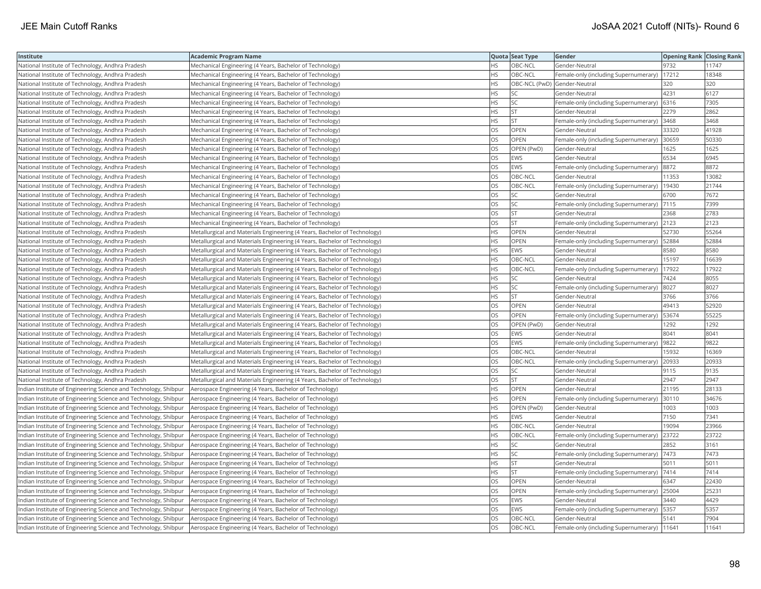| Institute | Academic Program Name | Quota | Seat Type | Gender | Opening Rank | Closing Rank |
|---|---|---|---|---|---|---|
| National Institute of Technology, Andhra Pradesh | Mechanical Engineering (4 Years, Bachelor of Technology) | HS | OBC-NCL | Gender-Neutral | 9732 | 11747 |
| National Institute of Technology, Andhra Pradesh | Mechanical Engineering (4 Years, Bachelor of Technology) | HS | OBC-NCL | Female-only (including Supernumerary) | 17212 | 18348 |
| National Institute of Technology, Andhra Pradesh | Mechanical Engineering (4 Years, Bachelor of Technology) | HS | OBC-NCL (PwD) | Gender-Neutral | 320 | 320 |
| National Institute of Technology, Andhra Pradesh | Mechanical Engineering (4 Years, Bachelor of Technology) | HS | SC | Gender-Neutral | 4231 | 6127 |
| National Institute of Technology, Andhra Pradesh | Mechanical Engineering (4 Years, Bachelor of Technology) | HS | SC | Female-only (including Supernumerary) | 6316 | 7305 |
| National Institute of Technology, Andhra Pradesh | Mechanical Engineering (4 Years, Bachelor of Technology) | HS | ST | Gender-Neutral | 2279 | 2862 |
| National Institute of Technology, Andhra Pradesh | Mechanical Engineering (4 Years, Bachelor of Technology) | HS | ST | Female-only (including Supernumerary) | 3468 | 3468 |
| National Institute of Technology, Andhra Pradesh | Mechanical Engineering (4 Years, Bachelor of Technology) | OS | OPEN | Gender-Neutral | 33320 | 41928 |
| National Institute of Technology, Andhra Pradesh | Mechanical Engineering (4 Years, Bachelor of Technology) | OS | OPEN | Female-only (including Supernumerary) | 30659 | 50330 |
| National Institute of Technology, Andhra Pradesh | Mechanical Engineering (4 Years, Bachelor of Technology) | OS | OPEN (PwD) | Gender-Neutral | 1625 | 1625 |
| National Institute of Technology, Andhra Pradesh | Mechanical Engineering (4 Years, Bachelor of Technology) | OS | EWS | Gender-Neutral | 6534 | 6945 |
| National Institute of Technology, Andhra Pradesh | Mechanical Engineering (4 Years, Bachelor of Technology) | OS | EWS | Female-only (including Supernumerary) | 8872 | 8872 |
| National Institute of Technology, Andhra Pradesh | Mechanical Engineering (4 Years, Bachelor of Technology) | OS | OBC-NCL | Gender-Neutral | 11353 | 13082 |
| National Institute of Technology, Andhra Pradesh | Mechanical Engineering (4 Years, Bachelor of Technology) | OS | OBC-NCL | Female-only (including Supernumerary) | 19430 | 21744 |
| National Institute of Technology, Andhra Pradesh | Mechanical Engineering (4 Years, Bachelor of Technology) | OS | SC | Gender-Neutral | 6700 | 7672 |
| National Institute of Technology, Andhra Pradesh | Mechanical Engineering (4 Years, Bachelor of Technology) | OS | SC | Female-only (including Supernumerary) | 7115 | 7399 |
| National Institute of Technology, Andhra Pradesh | Mechanical Engineering (4 Years, Bachelor of Technology) | OS | ST | Gender-Neutral | 2368 | 2783 |
| National Institute of Technology, Andhra Pradesh | Mechanical Engineering (4 Years, Bachelor of Technology) | OS | ST | Female-only (including Supernumerary) | 2123 | 2123 |
| National Institute of Technology, Andhra Pradesh | Metallurgical and Materials Engineering (4 Years, Bachelor of Technology) | HS | OPEN | Gender-Neutral | 52730 | 55264 |
| National Institute of Technology, Andhra Pradesh | Metallurgical and Materials Engineering (4 Years, Bachelor of Technology) | HS | OPEN | Female-only (including Supernumerary) | 52884 | 52884 |
| National Institute of Technology, Andhra Pradesh | Metallurgical and Materials Engineering (4 Years, Bachelor of Technology) | HS | EWS | Gender-Neutral | 8580 | 8580 |
| National Institute of Technology, Andhra Pradesh | Metallurgical and Materials Engineering (4 Years, Bachelor of Technology) | HS | OBC-NCL | Gender-Neutral | 15197 | 16639 |
| National Institute of Technology, Andhra Pradesh | Metallurgical and Materials Engineering (4 Years, Bachelor of Technology) | HS | OBC-NCL | Female-only (including Supernumerary) | 17922 | 17922 |
| National Institute of Technology, Andhra Pradesh | Metallurgical and Materials Engineering (4 Years, Bachelor of Technology) | HS | SC | Gender-Neutral | 7424 | 8055 |
| National Institute of Technology, Andhra Pradesh | Metallurgical and Materials Engineering (4 Years, Bachelor of Technology) | HS | SC | Female-only (including Supernumerary) | 8027 | 8027 |
| National Institute of Technology, Andhra Pradesh | Metallurgical and Materials Engineering (4 Years, Bachelor of Technology) | HS | ST | Gender-Neutral | 3766 | 3766 |
| National Institute of Technology, Andhra Pradesh | Metallurgical and Materials Engineering (4 Years, Bachelor of Technology) | OS | OPEN | Gender-Neutral | 49413 | 52920 |
| National Institute of Technology, Andhra Pradesh | Metallurgical and Materials Engineering (4 Years, Bachelor of Technology) | OS | OPEN | Female-only (including Supernumerary) | 53674 | 55225 |
| National Institute of Technology, Andhra Pradesh | Metallurgical and Materials Engineering (4 Years, Bachelor of Technology) | OS | OPEN (PwD) | Gender-Neutral | 1292 | 1292 |
| National Institute of Technology, Andhra Pradesh | Metallurgical and Materials Engineering (4 Years, Bachelor of Technology) | OS | EWS | Gender-Neutral | 8041 | 8041 |
| National Institute of Technology, Andhra Pradesh | Metallurgical and Materials Engineering (4 Years, Bachelor of Technology) | OS | EWS | Female-only (including Supernumerary) | 9822 | 9822 |
| National Institute of Technology, Andhra Pradesh | Metallurgical and Materials Engineering (4 Years, Bachelor of Technology) | OS | OBC-NCL | Gender-Neutral | 15932 | 16369 |
| National Institute of Technology, Andhra Pradesh | Metallurgical and Materials Engineering (4 Years, Bachelor of Technology) | OS | OBC-NCL | Female-only (including Supernumerary) | 20933 | 20933 |
| National Institute of Technology, Andhra Pradesh | Metallurgical and Materials Engineering (4 Years, Bachelor of Technology) | OS | SC | Gender-Neutral | 9115 | 9135 |
| National Institute of Technology, Andhra Pradesh | Metallurgical and Materials Engineering (4 Years, Bachelor of Technology) | OS | ST | Gender-Neutral | 2947 | 2947 |
| Indian Institute of Engineering Science and Technology, Shibpur | Aerospace Engineering (4 Years, Bachelor of Technology) | HS | OPEN | Gender-Neutral | 21195 | 28133 |
| Indian Institute of Engineering Science and Technology, Shibpur | Aerospace Engineering (4 Years, Bachelor of Technology) | HS | OPEN | Female-only (including Supernumerary) | 30110 | 34676 |
| Indian Institute of Engineering Science and Technology, Shibpur | Aerospace Engineering (4 Years, Bachelor of Technology) | HS | OPEN (PwD) | Gender-Neutral | 1003 | 1003 |
| Indian Institute of Engineering Science and Technology, Shibpur | Aerospace Engineering (4 Years, Bachelor of Technology) | HS | EWS | Gender-Neutral | 7150 | 7341 |
| Indian Institute of Engineering Science and Technology, Shibpur | Aerospace Engineering (4 Years, Bachelor of Technology) | HS | OBC-NCL | Gender-Neutral | 19094 | 23966 |
| Indian Institute of Engineering Science and Technology, Shibpur | Aerospace Engineering (4 Years, Bachelor of Technology) | HS | OBC-NCL | Female-only (including Supernumerary) | 23722 | 23722 |
| Indian Institute of Engineering Science and Technology, Shibpur | Aerospace Engineering (4 Years, Bachelor of Technology) | HS | SC | Gender-Neutral | 2852 | 3161 |
| Indian Institute of Engineering Science and Technology, Shibpur | Aerospace Engineering (4 Years, Bachelor of Technology) | HS | SC | Female-only (including Supernumerary) | 7473 | 7473 |
| Indian Institute of Engineering Science and Technology, Shibpur | Aerospace Engineering (4 Years, Bachelor of Technology) | HS | ST | Gender-Neutral | 5011 | 5011 |
| Indian Institute of Engineering Science and Technology, Shibpur | Aerospace Engineering (4 Years, Bachelor of Technology) | HS | ST | Female-only (including Supernumerary) | 7414 | 7414 |
| Indian Institute of Engineering Science and Technology, Shibpur | Aerospace Engineering (4 Years, Bachelor of Technology) | OS | OPEN | Gender-Neutral | 6347 | 22430 |
| Indian Institute of Engineering Science and Technology, Shibpur | Aerospace Engineering (4 Years, Bachelor of Technology) | OS | OPEN | Female-only (including Supernumerary) | 25004 | 25231 |
| Indian Institute of Engineering Science and Technology, Shibpur | Aerospace Engineering (4 Years, Bachelor of Technology) | OS | EWS | Gender-Neutral | 3440 | 4429 |
| Indian Institute of Engineering Science and Technology, Shibpur | Aerospace Engineering (4 Years, Bachelor of Technology) | OS | EWS | Female-only (including Supernumerary) | 5357 | 5357 |
| Indian Institute of Engineering Science and Technology, Shibpur | Aerospace Engineering (4 Years, Bachelor of Technology) | OS | OBC-NCL | Gender-Neutral | 5141 | 7904 |
| Indian Institute of Engineering Science and Technology, Shibpur | Aerospace Engineering (4 Years, Bachelor of Technology) | OS | OBC-NCL | Female-only (including Supernumerary) | 11641 | 11641 |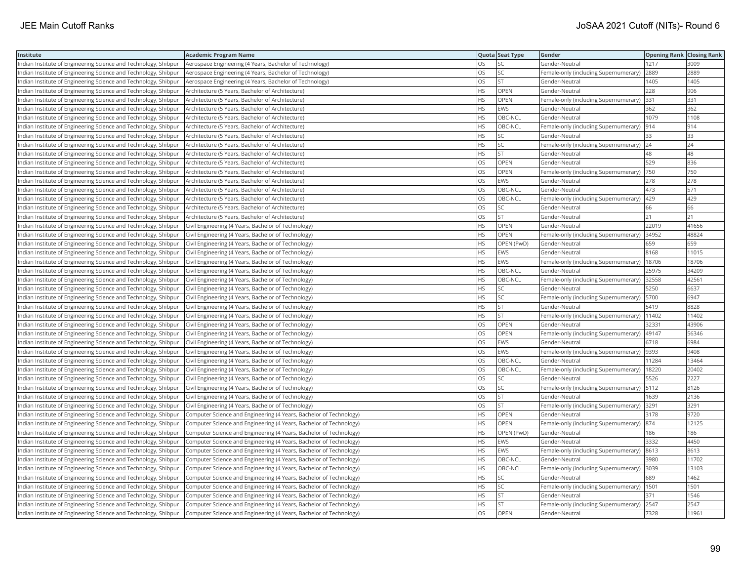| Institute | Academic Program Name | Quota | Seat Type | Gender | Opening Rank | Closing Rank |
| --- | --- | --- | --- | --- | --- | --- |
| Indian Institute of Engineering Science and Technology, Shibpur | Aerospace Engineering (4 Years, Bachelor of Technology) | OS | SC | Gender-Neutral | 1217 | 3009 |
| Indian Institute of Engineering Science and Technology, Shibpur | Aerospace Engineering (4 Years, Bachelor of Technology) | OS | SC | Female-only (including Supernumerary) | 2889 | 2889 |
| Indian Institute of Engineering Science and Technology, Shibpur | Aerospace Engineering (4 Years, Bachelor of Technology) | OS | ST | Gender-Neutral | 1405 | 1405 |
| Indian Institute of Engineering Science and Technology, Shibpur | Architecture (5 Years, Bachelor of Architecture) | HS | OPEN | Gender-Neutral | 228 | 906 |
| Indian Institute of Engineering Science and Technology, Shibpur | Architecture (5 Years, Bachelor of Architecture) | HS | OPEN | Female-only (including Supernumerary) | 331 | 331 |
| Indian Institute of Engineering Science and Technology, Shibpur | Architecture (5 Years, Bachelor of Architecture) | HS | EWS | Gender-Neutral | 362 | 362 |
| Indian Institute of Engineering Science and Technology, Shibpur | Architecture (5 Years, Bachelor of Architecture) | HS | OBC-NCL | Gender-Neutral | 1079 | 1108 |
| Indian Institute of Engineering Science and Technology, Shibpur | Architecture (5 Years, Bachelor of Architecture) | HS | OBC-NCL | Female-only (including Supernumerary) | 914 | 914 |
| Indian Institute of Engineering Science and Technology, Shibpur | Architecture (5 Years, Bachelor of Architecture) | HS | SC | Gender-Neutral | 33 | 33 |
| Indian Institute of Engineering Science and Technology, Shibpur | Architecture (5 Years, Bachelor of Architecture) | HS | SC | Female-only (including Supernumerary) | 24 | 24 |
| Indian Institute of Engineering Science and Technology, Shibpur | Architecture (5 Years, Bachelor of Architecture) | HS | ST | Gender-Neutral | 48 | 48 |
| Indian Institute of Engineering Science and Technology, Shibpur | Architecture (5 Years, Bachelor of Architecture) | OS | OPEN | Gender-Neutral | 529 | 836 |
| Indian Institute of Engineering Science and Technology, Shibpur | Architecture (5 Years, Bachelor of Architecture) | OS | OPEN | Female-only (including Supernumerary) | 750 | 750 |
| Indian Institute of Engineering Science and Technology, Shibpur | Architecture (5 Years, Bachelor of Architecture) | OS | EWS | Gender-Neutral | 278 | 278 |
| Indian Institute of Engineering Science and Technology, Shibpur | Architecture (5 Years, Bachelor of Architecture) | OS | OBC-NCL | Gender-Neutral | 473 | 571 |
| Indian Institute of Engineering Science and Technology, Shibpur | Architecture (5 Years, Bachelor of Architecture) | OS | OBC-NCL | Female-only (including Supernumerary) | 429 | 429 |
| Indian Institute of Engineering Science and Technology, Shibpur | Architecture (5 Years, Bachelor of Architecture) | OS | SC | Gender-Neutral | 66 | 66 |
| Indian Institute of Engineering Science and Technology, Shibpur | Architecture (5 Years, Bachelor of Architecture) | OS | ST | Gender-Neutral | 21 | 21 |
| Indian Institute of Engineering Science and Technology, Shibpur | Civil Engineering (4 Years, Bachelor of Technology) | HS | OPEN | Gender-Neutral | 22019 | 41656 |
| Indian Institute of Engineering Science and Technology, Shibpur | Civil Engineering (4 Years, Bachelor of Technology) | HS | OPEN | Female-only (including Supernumerary) | 34952 | 48824 |
| Indian Institute of Engineering Science and Technology, Shibpur | Civil Engineering (4 Years, Bachelor of Technology) | HS | OPEN (PwD) | Gender-Neutral | 659 | 659 |
| Indian Institute of Engineering Science and Technology, Shibpur | Civil Engineering (4 Years, Bachelor of Technology) | HS | EWS | Gender-Neutral | 8168 | 11015 |
| Indian Institute of Engineering Science and Technology, Shibpur | Civil Engineering (4 Years, Bachelor of Technology) | HS | EWS | Female-only (including Supernumerary) | 18706 | 18706 |
| Indian Institute of Engineering Science and Technology, Shibpur | Civil Engineering (4 Years, Bachelor of Technology) | HS | OBC-NCL | Gender-Neutral | 25975 | 34209 |
| Indian Institute of Engineering Science and Technology, Shibpur | Civil Engineering (4 Years, Bachelor of Technology) | HS | OBC-NCL | Female-only (including Supernumerary) | 32558 | 42561 |
| Indian Institute of Engineering Science and Technology, Shibpur | Civil Engineering (4 Years, Bachelor of Technology) | HS | SC | Gender-Neutral | 5250 | 6637 |
| Indian Institute of Engineering Science and Technology, Shibpur | Civil Engineering (4 Years, Bachelor of Technology) | HS | SC | Female-only (including Supernumerary) | 5700 | 6947 |
| Indian Institute of Engineering Science and Technology, Shibpur | Civil Engineering (4 Years, Bachelor of Technology) | HS | ST | Gender-Neutral | 5419 | 8828 |
| Indian Institute of Engineering Science and Technology, Shibpur | Civil Engineering (4 Years, Bachelor of Technology) | HS | ST | Female-only (including Supernumerary) | 11402 | 11402 |
| Indian Institute of Engineering Science and Technology, Shibpur | Civil Engineering (4 Years, Bachelor of Technology) | OS | OPEN | Gender-Neutral | 32331 | 43906 |
| Indian Institute of Engineering Science and Technology, Shibpur | Civil Engineering (4 Years, Bachelor of Technology) | OS | OPEN | Female-only (including Supernumerary) | 49147 | 56346 |
| Indian Institute of Engineering Science and Technology, Shibpur | Civil Engineering (4 Years, Bachelor of Technology) | OS | EWS | Gender-Neutral | 6718 | 6984 |
| Indian Institute of Engineering Science and Technology, Shibpur | Civil Engineering (4 Years, Bachelor of Technology) | OS | EWS | Female-only (including Supernumerary) | 9393 | 9408 |
| Indian Institute of Engineering Science and Technology, Shibpur | Civil Engineering (4 Years, Bachelor of Technology) | OS | OBC-NCL | Gender-Neutral | 11284 | 13464 |
| Indian Institute of Engineering Science and Technology, Shibpur | Civil Engineering (4 Years, Bachelor of Technology) | OS | OBC-NCL | Female-only (including Supernumerary) | 18220 | 20402 |
| Indian Institute of Engineering Science and Technology, Shibpur | Civil Engineering (4 Years, Bachelor of Technology) | OS | SC | Gender-Neutral | 5526 | 7227 |
| Indian Institute of Engineering Science and Technology, Shibpur | Civil Engineering (4 Years, Bachelor of Technology) | OS | SC | Female-only (including Supernumerary) | 5112 | 8126 |
| Indian Institute of Engineering Science and Technology, Shibpur | Civil Engineering (4 Years, Bachelor of Technology) | OS | ST | Gender-Neutral | 1639 | 2136 |
| Indian Institute of Engineering Science and Technology, Shibpur | Civil Engineering (4 Years, Bachelor of Technology) | OS | ST | Female-only (including Supernumerary) | 3291 | 3291 |
| Indian Institute of Engineering Science and Technology, Shibpur | Computer Science and Engineering (4 Years, Bachelor of Technology) | HS | OPEN | Gender-Neutral | 3178 | 9720 |
| Indian Institute of Engineering Science and Technology, Shibpur | Computer Science and Engineering (4 Years, Bachelor of Technology) | HS | OPEN | Female-only (including Supernumerary) | 874 | 12125 |
| Indian Institute of Engineering Science and Technology, Shibpur | Computer Science and Engineering (4 Years, Bachelor of Technology) | HS | OPEN (PwD) | Gender-Neutral | 186 | 186 |
| Indian Institute of Engineering Science and Technology, Shibpur | Computer Science and Engineering (4 Years, Bachelor of Technology) | HS | EWS | Gender-Neutral | 3332 | 4450 |
| Indian Institute of Engineering Science and Technology, Shibpur | Computer Science and Engineering (4 Years, Bachelor of Technology) | HS | EWS | Female-only (including Supernumerary) | 8613 | 8613 |
| Indian Institute of Engineering Science and Technology, Shibpur | Computer Science and Engineering (4 Years, Bachelor of Technology) | HS | OBC-NCL | Gender-Neutral | 3980 | 11702 |
| Indian Institute of Engineering Science and Technology, Shibpur | Computer Science and Engineering (4 Years, Bachelor of Technology) | HS | OBC-NCL | Female-only (including Supernumerary) | 3039 | 13103 |
| Indian Institute of Engineering Science and Technology, Shibpur | Computer Science and Engineering (4 Years, Bachelor of Technology) | HS | SC | Gender-Neutral | 689 | 1462 |
| Indian Institute of Engineering Science and Technology, Shibpur | Computer Science and Engineering (4 Years, Bachelor of Technology) | HS | SC | Female-only (including Supernumerary) | 1501 | 1501 |
| Indian Institute of Engineering Science and Technology, Shibpur | Computer Science and Engineering (4 Years, Bachelor of Technology) | HS | ST | Gender-Neutral | 371 | 1546 |
| Indian Institute of Engineering Science and Technology, Shibpur | Computer Science and Engineering (4 Years, Bachelor of Technology) | HS | ST | Female-only (including Supernumerary) | 2547 | 2547 |
| Indian Institute of Engineering Science and Technology, Shibpur | Computer Science and Engineering (4 Years, Bachelor of Technology) | OS | OPEN | Gender-Neutral | 7328 | 11961 |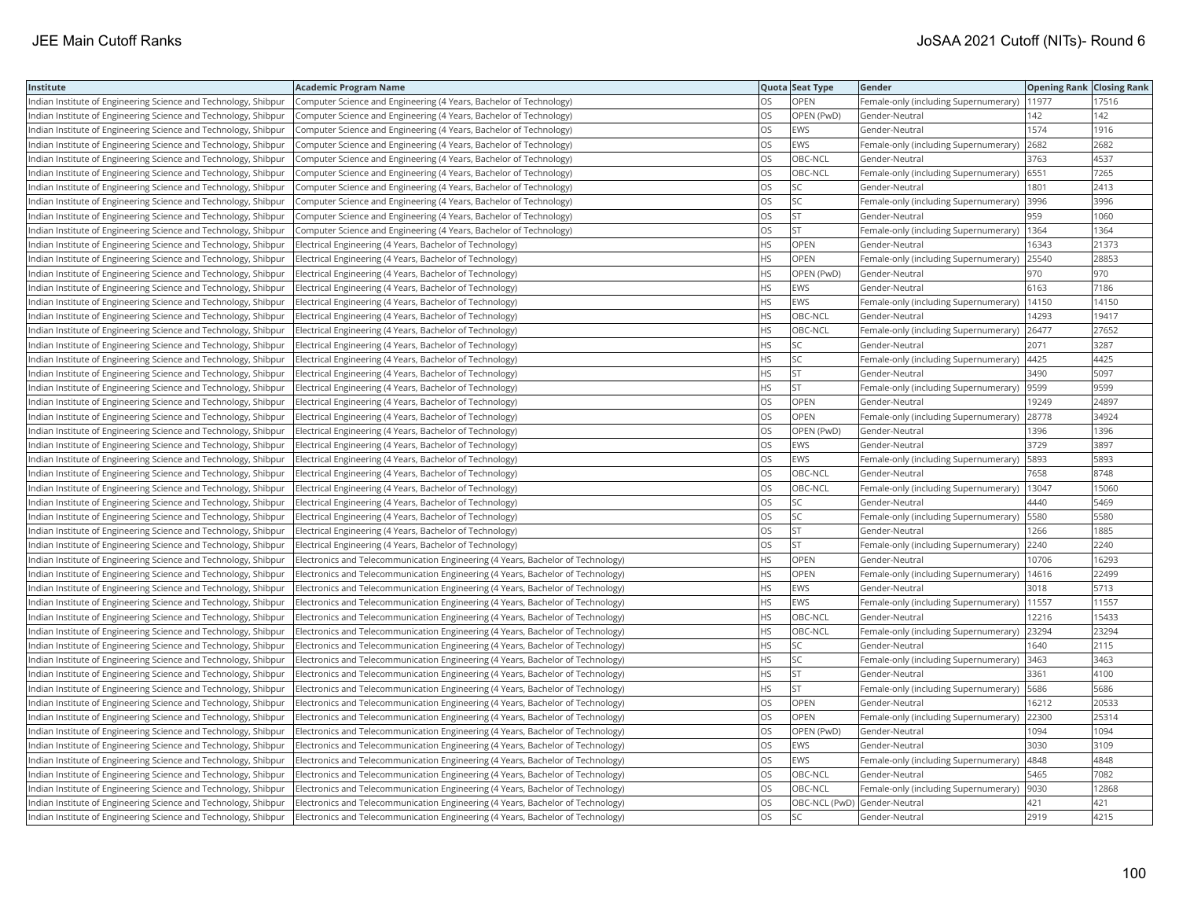| Institute | Academic Program Name | Quota | Seat Type | Gender | Opening Rank | Closing Rank |
|---|---|---|---|---|---|---|
| Indian Institute of Engineering Science and Technology, Shibpur | Computer Science and Engineering (4 Years, Bachelor of Technology) | OS | OPEN | Female-only (including Supernumerary) | 11977 | 17516 |
| Indian Institute of Engineering Science and Technology, Shibpur | Computer Science and Engineering (4 Years, Bachelor of Technology) | OS | OPEN (PwD) | Gender-Neutral | 142 | 142 |
| Indian Institute of Engineering Science and Technology, Shibpur | Computer Science and Engineering (4 Years, Bachelor of Technology) | OS | EWS | Gender-Neutral | 1574 | 1916 |
| Indian Institute of Engineering Science and Technology, Shibpur | Computer Science and Engineering (4 Years, Bachelor of Technology) | OS | EWS | Female-only (including Supernumerary) | 2682 | 2682 |
| Indian Institute of Engineering Science and Technology, Shibpur | Computer Science and Engineering (4 Years, Bachelor of Technology) | OS | OBC-NCL | Gender-Neutral | 3763 | 4537 |
| Indian Institute of Engineering Science and Technology, Shibpur | Computer Science and Engineering (4 Years, Bachelor of Technology) | OS | OBC-NCL | Female-only (including Supernumerary) | 6551 | 7265 |
| Indian Institute of Engineering Science and Technology, Shibpur | Computer Science and Engineering (4 Years, Bachelor of Technology) | OS | SC | Gender-Neutral | 1801 | 2413 |
| Indian Institute of Engineering Science and Technology, Shibpur | Computer Science and Engineering (4 Years, Bachelor of Technology) | OS | SC | Female-only (including Supernumerary) | 3996 | 3996 |
| Indian Institute of Engineering Science and Technology, Shibpur | Computer Science and Engineering (4 Years, Bachelor of Technology) | OS | ST | Gender-Neutral | 959 | 1060 |
| Indian Institute of Engineering Science and Technology, Shibpur | Computer Science and Engineering (4 Years, Bachelor of Technology) | OS | ST | Female-only (including Supernumerary) | 1364 | 1364 |
| Indian Institute of Engineering Science and Technology, Shibpur | Electrical Engineering (4 Years, Bachelor of Technology) | HS | OPEN | Gender-Neutral | 16343 | 21373 |
| Indian Institute of Engineering Science and Technology, Shibpur | Electrical Engineering (4 Years, Bachelor of Technology) | HS | OPEN | Female-only (including Supernumerary) | 25540 | 28853 |
| Indian Institute of Engineering Science and Technology, Shibpur | Electrical Engineering (4 Years, Bachelor of Technology) | HS | OPEN (PwD) | Gender-Neutral | 970 | 970 |
| Indian Institute of Engineering Science and Technology, Shibpur | Electrical Engineering (4 Years, Bachelor of Technology) | HS | EWS | Gender-Neutral | 6163 | 7186 |
| Indian Institute of Engineering Science and Technology, Shibpur | Electrical Engineering (4 Years, Bachelor of Technology) | HS | EWS | Female-only (including Supernumerary) | 14150 | 14150 |
| Indian Institute of Engineering Science and Technology, Shibpur | Electrical Engineering (4 Years, Bachelor of Technology) | HS | OBC-NCL | Gender-Neutral | 14293 | 19417 |
| Indian Institute of Engineering Science and Technology, Shibpur | Electrical Engineering (4 Years, Bachelor of Technology) | HS | OBC-NCL | Female-only (including Supernumerary) | 26477 | 27652 |
| Indian Institute of Engineering Science and Technology, Shibpur | Electrical Engineering (4 Years, Bachelor of Technology) | HS | SC | Gender-Neutral | 2071 | 3287 |
| Indian Institute of Engineering Science and Technology, Shibpur | Electrical Engineering (4 Years, Bachelor of Technology) | HS | SC | Female-only (including Supernumerary) | 4425 | 4425 |
| Indian Institute of Engineering Science and Technology, Shibpur | Electrical Engineering (4 Years, Bachelor of Technology) | HS | ST | Gender-Neutral | 3490 | 5097 |
| Indian Institute of Engineering Science and Technology, Shibpur | Electrical Engineering (4 Years, Bachelor of Technology) | HS | ST | Female-only (including Supernumerary) | 9599 | 9599 |
| Indian Institute of Engineering Science and Technology, Shibpur | Electrical Engineering (4 Years, Bachelor of Technology) | OS | OPEN | Gender-Neutral | 19249 | 24897 |
| Indian Institute of Engineering Science and Technology, Shibpur | Electrical Engineering (4 Years, Bachelor of Technology) | OS | OPEN | Female-only (including Supernumerary) | 28778 | 34924 |
| Indian Institute of Engineering Science and Technology, Shibpur | Electrical Engineering (4 Years, Bachelor of Technology) | OS | OPEN (PwD) | Gender-Neutral | 1396 | 1396 |
| Indian Institute of Engineering Science and Technology, Shibpur | Electrical Engineering (4 Years, Bachelor of Technology) | OS | EWS | Gender-Neutral | 3729 | 3897 |
| Indian Institute of Engineering Science and Technology, Shibpur | Electrical Engineering (4 Years, Bachelor of Technology) | OS | EWS | Female-only (including Supernumerary) | 5893 | 5893 |
| Indian Institute of Engineering Science and Technology, Shibpur | Electrical Engineering (4 Years, Bachelor of Technology) | OS | OBC-NCL | Gender-Neutral | 7658 | 8748 |
| Indian Institute of Engineering Science and Technology, Shibpur | Electrical Engineering (4 Years, Bachelor of Technology) | OS | OBC-NCL | Female-only (including Supernumerary) | 13047 | 15060 |
| Indian Institute of Engineering Science and Technology, Shibpur | Electrical Engineering (4 Years, Bachelor of Technology) | OS | SC | Gender-Neutral | 4440 | 5469 |
| Indian Institute of Engineering Science and Technology, Shibpur | Electrical Engineering (4 Years, Bachelor of Technology) | OS | SC | Female-only (including Supernumerary) | 5580 | 5580 |
| Indian Institute of Engineering Science and Technology, Shibpur | Electrical Engineering (4 Years, Bachelor of Technology) | OS | ST | Gender-Neutral | 1266 | 1885 |
| Indian Institute of Engineering Science and Technology, Shibpur | Electrical Engineering (4 Years, Bachelor of Technology) | OS | ST | Female-only (including Supernumerary) | 2240 | 2240 |
| Indian Institute of Engineering Science and Technology, Shibpur | Electronics and Telecommunication Engineering (4 Years, Bachelor of Technology) | HS | OPEN | Gender-Neutral | 10706 | 16293 |
| Indian Institute of Engineering Science and Technology, Shibpur | Electronics and Telecommunication Engineering (4 Years, Bachelor of Technology) | HS | OPEN | Female-only (including Supernumerary) | 14616 | 22499 |
| Indian Institute of Engineering Science and Technology, Shibpur | Electronics and Telecommunication Engineering (4 Years, Bachelor of Technology) | HS | EWS | Gender-Neutral | 3018 | 5713 |
| Indian Institute of Engineering Science and Technology, Shibpur | Electronics and Telecommunication Engineering (4 Years, Bachelor of Technology) | HS | EWS | Female-only (including Supernumerary) | 11557 | 11557 |
| Indian Institute of Engineering Science and Technology, Shibpur | Electronics and Telecommunication Engineering (4 Years, Bachelor of Technology) | HS | OBC-NCL | Gender-Neutral | 12216 | 15433 |
| Indian Institute of Engineering Science and Technology, Shibpur | Electronics and Telecommunication Engineering (4 Years, Bachelor of Technology) | HS | OBC-NCL | Female-only (including Supernumerary) | 23294 | 23294 |
| Indian Institute of Engineering Science and Technology, Shibpur | Electronics and Telecommunication Engineering (4 Years, Bachelor of Technology) | HS | SC | Gender-Neutral | 1640 | 2115 |
| Indian Institute of Engineering Science and Technology, Shibpur | Electronics and Telecommunication Engineering (4 Years, Bachelor of Technology) | HS | SC | Female-only (including Supernumerary) | 3463 | 3463 |
| Indian Institute of Engineering Science and Technology, Shibpur | Electronics and Telecommunication Engineering (4 Years, Bachelor of Technology) | HS | ST | Gender-Neutral | 3361 | 4100 |
| Indian Institute of Engineering Science and Technology, Shibpur | Electronics and Telecommunication Engineering (4 Years, Bachelor of Technology) | HS | ST | Female-only (including Supernumerary) | 5686 | 5686 |
| Indian Institute of Engineering Science and Technology, Shibpur | Electronics and Telecommunication Engineering (4 Years, Bachelor of Technology) | OS | OPEN | Gender-Neutral | 16212 | 20533 |
| Indian Institute of Engineering Science and Technology, Shibpur | Electronics and Telecommunication Engineering (4 Years, Bachelor of Technology) | OS | OPEN | Female-only (including Supernumerary) | 22300 | 25314 |
| Indian Institute of Engineering Science and Technology, Shibpur | Electronics and Telecommunication Engineering (4 Years, Bachelor of Technology) | OS | OPEN (PwD) | Gender-Neutral | 1094 | 1094 |
| Indian Institute of Engineering Science and Technology, Shibpur | Electronics and Telecommunication Engineering (4 Years, Bachelor of Technology) | OS | EWS | Gender-Neutral | 3030 | 3109 |
| Indian Institute of Engineering Science and Technology, Shibpur | Electronics and Telecommunication Engineering (4 Years, Bachelor of Technology) | OS | EWS | Female-only (including Supernumerary) | 4848 | 4848 |
| Indian Institute of Engineering Science and Technology, Shibpur | Electronics and Telecommunication Engineering (4 Years, Bachelor of Technology) | OS | OBC-NCL | Gender-Neutral | 5465 | 7082 |
| Indian Institute of Engineering Science and Technology, Shibpur | Electronics and Telecommunication Engineering (4 Years, Bachelor of Technology) | OS | OBC-NCL | Female-only (including Supernumerary) | 9030 | 12868 |
| Indian Institute of Engineering Science and Technology, Shibpur | Electronics and Telecommunication Engineering (4 Years, Bachelor of Technology) | OS | OBC-NCL (PwD) | Gender-Neutral | 421 | 421 |
| Indian Institute of Engineering Science and Technology, Shibpur | Electronics and Telecommunication Engineering (4 Years, Bachelor of Technology) | OS | SC | Gender-Neutral | 2919 | 4215 |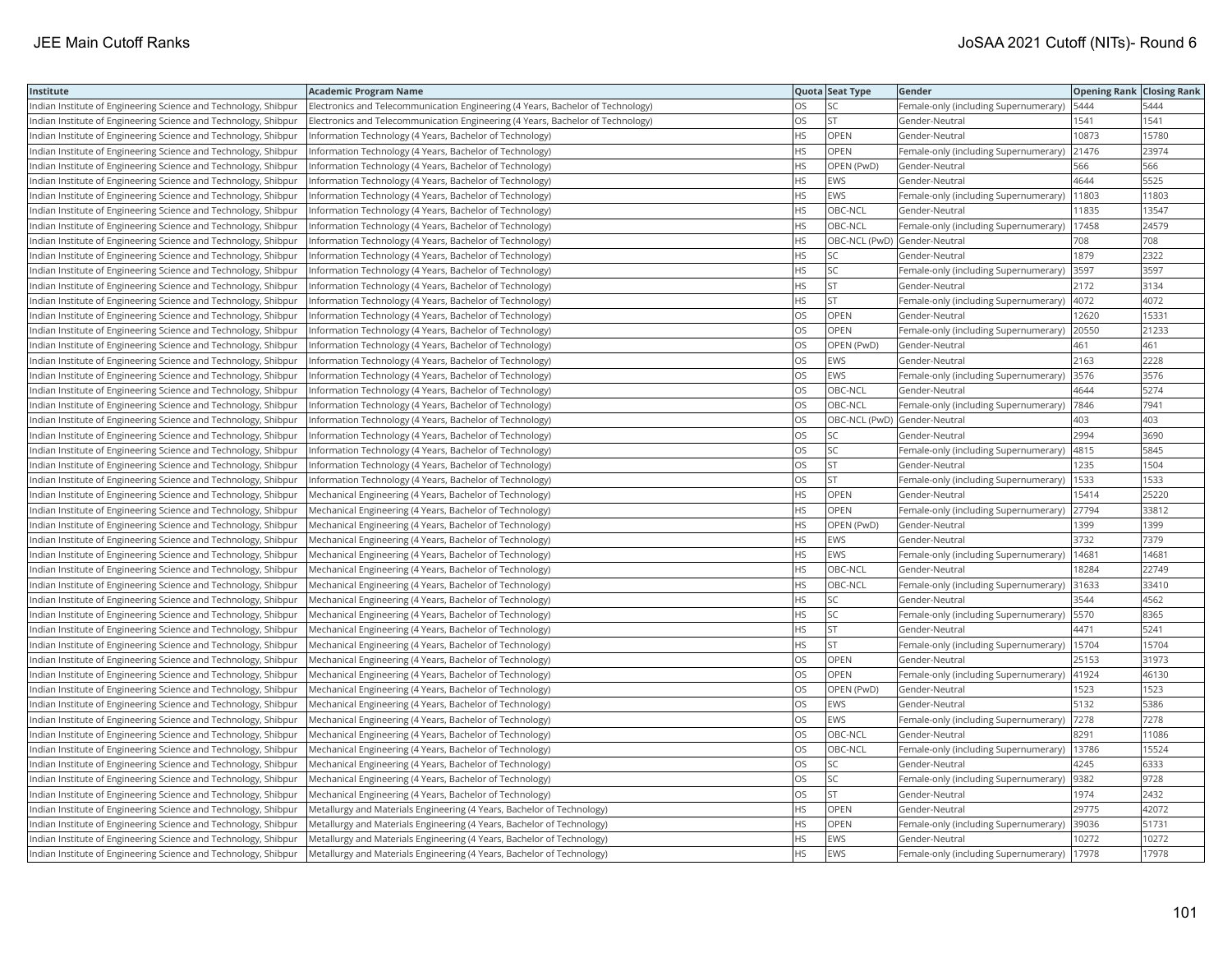| Institute | Academic Program Name | Quota | Seat Type | Gender | Opening Rank | Closing Rank |
|---|---|---|---|---|---|---|
| Indian Institute of Engineering Science and Technology, Shibpur | Electronics and Telecommunication Engineering (4 Years, Bachelor of Technology) | OS | SC | Female-only (including Supernumerary) | 5444 | 5444 |
| Indian Institute of Engineering Science and Technology, Shibpur | Electronics and Telecommunication Engineering (4 Years, Bachelor of Technology) | OS | ST | Gender-Neutral | 1541 | 1541 |
| Indian Institute of Engineering Science and Technology, Shibpur | Information Technology (4 Years, Bachelor of Technology) | HS | OPEN | Gender-Neutral | 10873 | 15780 |
| Indian Institute of Engineering Science and Technology, Shibpur | Information Technology (4 Years, Bachelor of Technology) | HS | OPEN | Female-only (including Supernumerary) | 21476 | 23974 |
| Indian Institute of Engineering Science and Technology, Shibpur | Information Technology (4 Years, Bachelor of Technology) | HS | OPEN (PwD) | Gender-Neutral | 566 | 566 |
| Indian Institute of Engineering Science and Technology, Shibpur | Information Technology (4 Years, Bachelor of Technology) | HS | EWS | Gender-Neutral | 4644 | 5525 |
| Indian Institute of Engineering Science and Technology, Shibpur | Information Technology (4 Years, Bachelor of Technology) | HS | EWS | Female-only (including Supernumerary) | 11803 | 11803 |
| Indian Institute of Engineering Science and Technology, Shibpur | Information Technology (4 Years, Bachelor of Technology) | HS | OBC-NCL | Gender-Neutral | 11835 | 13547 |
| Indian Institute of Engineering Science and Technology, Shibpur | Information Technology (4 Years, Bachelor of Technology) | HS | OBC-NCL | Female-only (including Supernumerary) | 17458 | 24579 |
| Indian Institute of Engineering Science and Technology, Shibpur | Information Technology (4 Years, Bachelor of Technology) | HS | OBC-NCL (PwD) | Gender-Neutral | 708 | 708 |
| Indian Institute of Engineering Science and Technology, Shibpur | Information Technology (4 Years, Bachelor of Technology) | HS | SC | Gender-Neutral | 1879 | 2322 |
| Indian Institute of Engineering Science and Technology, Shibpur | Information Technology (4 Years, Bachelor of Technology) | HS | SC | Female-only (including Supernumerary) | 3597 | 3597 |
| Indian Institute of Engineering Science and Technology, Shibpur | Information Technology (4 Years, Bachelor of Technology) | HS | ST | Gender-Neutral | 2172 | 3134 |
| Indian Institute of Engineering Science and Technology, Shibpur | Information Technology (4 Years, Bachelor of Technology) | HS | ST | Female-only (including Supernumerary) | 4072 | 4072 |
| Indian Institute of Engineering Science and Technology, Shibpur | Information Technology (4 Years, Bachelor of Technology) | OS | OPEN | Gender-Neutral | 12620 | 15331 |
| Indian Institute of Engineering Science and Technology, Shibpur | Information Technology (4 Years, Bachelor of Technology) | OS | OPEN | Female-only (including Supernumerary) | 20550 | 21233 |
| Indian Institute of Engineering Science and Technology, Shibpur | Information Technology (4 Years, Bachelor of Technology) | OS | OPEN (PwD) | Gender-Neutral | 461 | 461 |
| Indian Institute of Engineering Science and Technology, Shibpur | Information Technology (4 Years, Bachelor of Technology) | OS | EWS | Gender-Neutral | 2163 | 2228 |
| Indian Institute of Engineering Science and Technology, Shibpur | Information Technology (4 Years, Bachelor of Technology) | OS | EWS | Female-only (including Supernumerary) | 3576 | 3576 |
| Indian Institute of Engineering Science and Technology, Shibpur | Information Technology (4 Years, Bachelor of Technology) | OS | OBC-NCL | Gender-Neutral | 4644 | 5274 |
| Indian Institute of Engineering Science and Technology, Shibpur | Information Technology (4 Years, Bachelor of Technology) | OS | OBC-NCL | Female-only (including Supernumerary) | 7846 | 7941 |
| Indian Institute of Engineering Science and Technology, Shibpur | Information Technology (4 Years, Bachelor of Technology) | OS | OBC-NCL (PwD) | Gender-Neutral | 403 | 403 |
| Indian Institute of Engineering Science and Technology, Shibpur | Information Technology (4 Years, Bachelor of Technology) | OS | SC | Gender-Neutral | 2994 | 3690 |
| Indian Institute of Engineering Science and Technology, Shibpur | Information Technology (4 Years, Bachelor of Technology) | OS | SC | Female-only (including Supernumerary) | 4815 | 5845 |
| Indian Institute of Engineering Science and Technology, Shibpur | Information Technology (4 Years, Bachelor of Technology) | OS | ST | Gender-Neutral | 1235 | 1504 |
| Indian Institute of Engineering Science and Technology, Shibpur | Information Technology (4 Years, Bachelor of Technology) | OS | ST | Female-only (including Supernumerary) | 1533 | 1533 |
| Indian Institute of Engineering Science and Technology, Shibpur | Mechanical Engineering (4 Years, Bachelor of Technology) | HS | OPEN | Gender-Neutral | 15414 | 25220 |
| Indian Institute of Engineering Science and Technology, Shibpur | Mechanical Engineering (4 Years, Bachelor of Technology) | HS | OPEN | Female-only (including Supernumerary) | 27794 | 33812 |
| Indian Institute of Engineering Science and Technology, Shibpur | Mechanical Engineering (4 Years, Bachelor of Technology) | HS | OPEN (PwD) | Gender-Neutral | 1399 | 1399 |
| Indian Institute of Engineering Science and Technology, Shibpur | Mechanical Engineering (4 Years, Bachelor of Technology) | HS | EWS | Gender-Neutral | 3732 | 7379 |
| Indian Institute of Engineering Science and Technology, Shibpur | Mechanical Engineering (4 Years, Bachelor of Technology) | HS | EWS | Female-only (including Supernumerary) | 14681 | 14681 |
| Indian Institute of Engineering Science and Technology, Shibpur | Mechanical Engineering (4 Years, Bachelor of Technology) | HS | OBC-NCL | Gender-Neutral | 18284 | 22749 |
| Indian Institute of Engineering Science and Technology, Shibpur | Mechanical Engineering (4 Years, Bachelor of Technology) | HS | OBC-NCL | Female-only (including Supernumerary) | 31633 | 33410 |
| Indian Institute of Engineering Science and Technology, Shibpur | Mechanical Engineering (4 Years, Bachelor of Technology) | HS | SC | Gender-Neutral | 3544 | 4562 |
| Indian Institute of Engineering Science and Technology, Shibpur | Mechanical Engineering (4 Years, Bachelor of Technology) | HS | SC | Female-only (including Supernumerary) | 5570 | 8365 |
| Indian Institute of Engineering Science and Technology, Shibpur | Mechanical Engineering (4 Years, Bachelor of Technology) | HS | ST | Gender-Neutral | 4471 | 5241 |
| Indian Institute of Engineering Science and Technology, Shibpur | Mechanical Engineering (4 Years, Bachelor of Technology) | HS | ST | Female-only (including Supernumerary) | 15704 | 15704 |
| Indian Institute of Engineering Science and Technology, Shibpur | Mechanical Engineering (4 Years, Bachelor of Technology) | OS | OPEN | Gender-Neutral | 25153 | 31973 |
| Indian Institute of Engineering Science and Technology, Shibpur | Mechanical Engineering (4 Years, Bachelor of Technology) | OS | OPEN | Female-only (including Supernumerary) | 41924 | 46130 |
| Indian Institute of Engineering Science and Technology, Shibpur | Mechanical Engineering (4 Years, Bachelor of Technology) | OS | OPEN (PwD) | Gender-Neutral | 1523 | 1523 |
| Indian Institute of Engineering Science and Technology, Shibpur | Mechanical Engineering (4 Years, Bachelor of Technology) | OS | EWS | Gender-Neutral | 5132 | 5386 |
| Indian Institute of Engineering Science and Technology, Shibpur | Mechanical Engineering (4 Years, Bachelor of Technology) | OS | EWS | Female-only (including Supernumerary) | 7278 | 7278 |
| Indian Institute of Engineering Science and Technology, Shibpur | Mechanical Engineering (4 Years, Bachelor of Technology) | OS | OBC-NCL | Gender-Neutral | 8291 | 11086 |
| Indian Institute of Engineering Science and Technology, Shibpur | Mechanical Engineering (4 Years, Bachelor of Technology) | OS | OBC-NCL | Female-only (including Supernumerary) | 13786 | 15524 |
| Indian Institute of Engineering Science and Technology, Shibpur | Mechanical Engineering (4 Years, Bachelor of Technology) | OS | SC | Gender-Neutral | 4245 | 6333 |
| Indian Institute of Engineering Science and Technology, Shibpur | Mechanical Engineering (4 Years, Bachelor of Technology) | OS | SC | Female-only (including Supernumerary) | 9382 | 9728 |
| Indian Institute of Engineering Science and Technology, Shibpur | Mechanical Engineering (4 Years, Bachelor of Technology) | OS | ST | Gender-Neutral | 1974 | 2432 |
| Indian Institute of Engineering Science and Technology, Shibpur | Metallurgy and Materials Engineering (4 Years, Bachelor of Technology) | HS | OPEN | Gender-Neutral | 29775 | 42072 |
| Indian Institute of Engineering Science and Technology, Shibpur | Metallurgy and Materials Engineering (4 Years, Bachelor of Technology) | HS | OPEN | Female-only (including Supernumerary) | 39036 | 51731 |
| Indian Institute of Engineering Science and Technology, Shibpur | Metallurgy and Materials Engineering (4 Years, Bachelor of Technology) | HS | EWS | Gender-Neutral | 10272 | 10272 |
| Indian Institute of Engineering Science and Technology, Shibpur | Metallurgy and Materials Engineering (4 Years, Bachelor of Technology) | HS | EWS | Female-only (including Supernumerary) | 17978 | 17978 |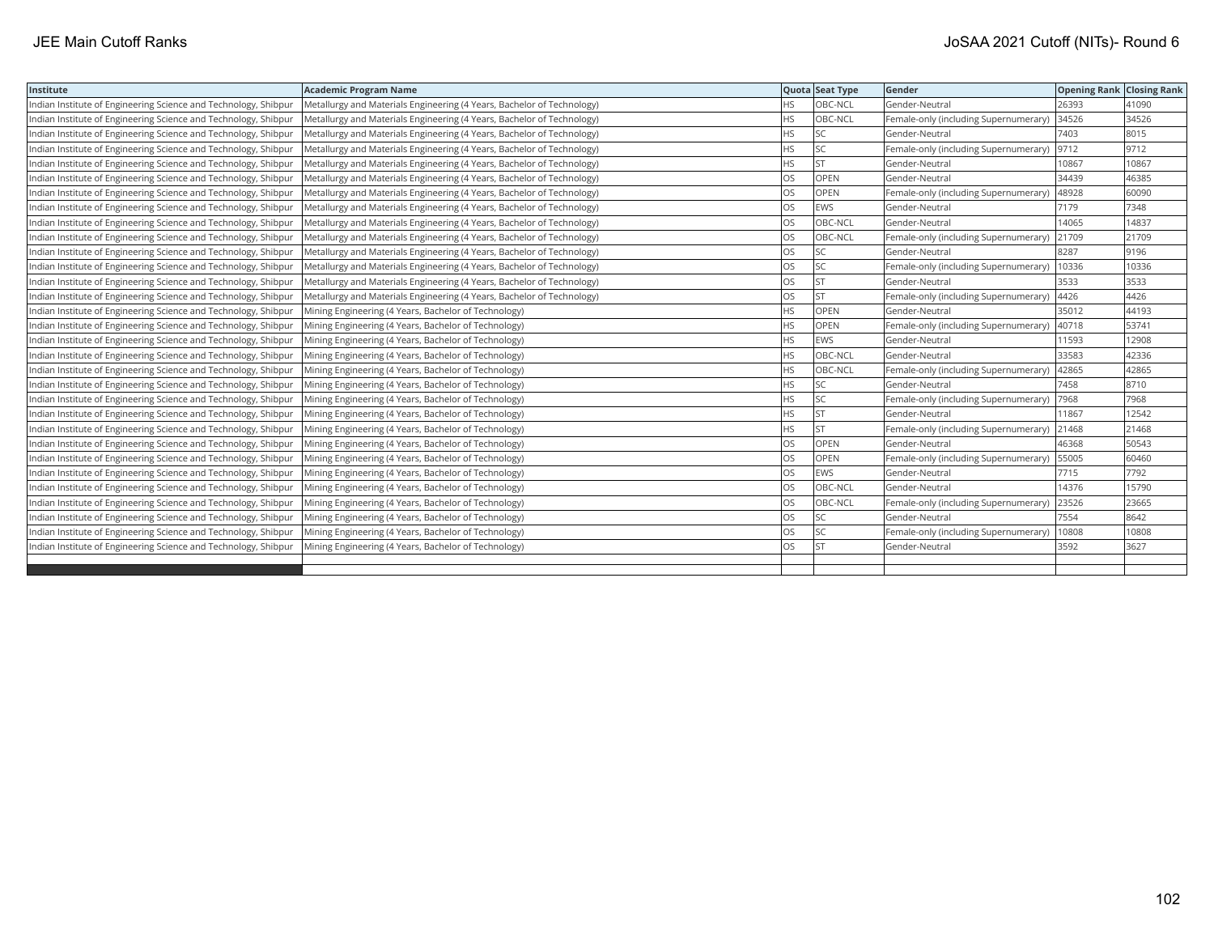| Institute | Academic Program Name | Quota | Seat Type | Gender | Opening Rank | Closing Rank |
|---|---|---|---|---|---|---|
| Indian Institute of Engineering Science and Technology, Shibpur | Metallurgy and Materials Engineering (4 Years, Bachelor of Technology) | HS | OBC-NCL | Gender-Neutral | 26393 | 41090 |
| Indian Institute of Engineering Science and Technology, Shibpur | Metallurgy and Materials Engineering (4 Years, Bachelor of Technology) | HS | OBC-NCL | Female-only (including Supernumerary) | 34526 | 34526 |
| Indian Institute of Engineering Science and Technology, Shibpur | Metallurgy and Materials Engineering (4 Years, Bachelor of Technology) | HS | SC | Gender-Neutral | 7403 | 8015 |
| Indian Institute of Engineering Science and Technology, Shibpur | Metallurgy and Materials Engineering (4 Years, Bachelor of Technology) | HS | SC | Female-only (including Supernumerary) | 9712 | 9712 |
| Indian Institute of Engineering Science and Technology, Shibpur | Metallurgy and Materials Engineering (4 Years, Bachelor of Technology) | HS | ST | Gender-Neutral | 10867 | 10867 |
| Indian Institute of Engineering Science and Technology, Shibpur | Metallurgy and Materials Engineering (4 Years, Bachelor of Technology) | OS | OPEN | Gender-Neutral | 34439 | 46385 |
| Indian Institute of Engineering Science and Technology, Shibpur | Metallurgy and Materials Engineering (4 Years, Bachelor of Technology) | OS | OPEN | Female-only (including Supernumerary) | 48928 | 60090 |
| Indian Institute of Engineering Science and Technology, Shibpur | Metallurgy and Materials Engineering (4 Years, Bachelor of Technology) | OS | EWS | Gender-Neutral | 7179 | 7348 |
| Indian Institute of Engineering Science and Technology, Shibpur | Metallurgy and Materials Engineering (4 Years, Bachelor of Technology) | OS | OBC-NCL | Gender-Neutral | 14065 | 14837 |
| Indian Institute of Engineering Science and Technology, Shibpur | Metallurgy and Materials Engineering (4 Years, Bachelor of Technology) | OS | OBC-NCL | Female-only (including Supernumerary) | 21709 | 21709 |
| Indian Institute of Engineering Science and Technology, Shibpur | Metallurgy and Materials Engineering (4 Years, Bachelor of Technology) | OS | SC | Gender-Neutral | 8287 | 9196 |
| Indian Institute of Engineering Science and Technology, Shibpur | Metallurgy and Materials Engineering (4 Years, Bachelor of Technology) | OS | SC | Female-only (including Supernumerary) | 10336 | 10336 |
| Indian Institute of Engineering Science and Technology, Shibpur | Metallurgy and Materials Engineering (4 Years, Bachelor of Technology) | OS | ST | Gender-Neutral | 3533 | 3533 |
| Indian Institute of Engineering Science and Technology, Shibpur | Metallurgy and Materials Engineering (4 Years, Bachelor of Technology) | OS | ST | Female-only (including Supernumerary) | 4426 | 4426 |
| Indian Institute of Engineering Science and Technology, Shibpur | Mining Engineering (4 Years, Bachelor of Technology) | HS | OPEN | Gender-Neutral | 35012 | 44193 |
| Indian Institute of Engineering Science and Technology, Shibpur | Mining Engineering (4 Years, Bachelor of Technology) | HS | OPEN | Female-only (including Supernumerary) | 40718 | 53741 |
| Indian Institute of Engineering Science and Technology, Shibpur | Mining Engineering (4 Years, Bachelor of Technology) | HS | EWS | Gender-Neutral | 11593 | 12908 |
| Indian Institute of Engineering Science and Technology, Shibpur | Mining Engineering (4 Years, Bachelor of Technology) | HS | OBC-NCL | Gender-Neutral | 33583 | 42336 |
| Indian Institute of Engineering Science and Technology, Shibpur | Mining Engineering (4 Years, Bachelor of Technology) | HS | OBC-NCL | Female-only (including Supernumerary) | 42865 | 42865 |
| Indian Institute of Engineering Science and Technology, Shibpur | Mining Engineering (4 Years, Bachelor of Technology) | HS | SC | Gender-Neutral | 7458 | 8710 |
| Indian Institute of Engineering Science and Technology, Shibpur | Mining Engineering (4 Years, Bachelor of Technology) | HS | SC | Female-only (including Supernumerary) | 7968 | 7968 |
| Indian Institute of Engineering Science and Technology, Shibpur | Mining Engineering (4 Years, Bachelor of Technology) | HS | ST | Gender-Neutral | 11867 | 12542 |
| Indian Institute of Engineering Science and Technology, Shibpur | Mining Engineering (4 Years, Bachelor of Technology) | HS | ST | Female-only (including Supernumerary) | 21468 | 21468 |
| Indian Institute of Engineering Science and Technology, Shibpur | Mining Engineering (4 Years, Bachelor of Technology) | OS | OPEN | Gender-Neutral | 46368 | 50543 |
| Indian Institute of Engineering Science and Technology, Shibpur | Mining Engineering (4 Years, Bachelor of Technology) | OS | OPEN | Female-only (including Supernumerary) | 55005 | 60460 |
| Indian Institute of Engineering Science and Technology, Shibpur | Mining Engineering (4 Years, Bachelor of Technology) | OS | EWS | Gender-Neutral | 7715 | 7792 |
| Indian Institute of Engineering Science and Technology, Shibpur | Mining Engineering (4 Years, Bachelor of Technology) | OS | OBC-NCL | Gender-Neutral | 14376 | 15790 |
| Indian Institute of Engineering Science and Technology, Shibpur | Mining Engineering (4 Years, Bachelor of Technology) | OS | OBC-NCL | Female-only (including Supernumerary) | 23526 | 23665 |
| Indian Institute of Engineering Science and Technology, Shibpur | Mining Engineering (4 Years, Bachelor of Technology) | OS | SC | Gender-Neutral | 7554 | 8642 |
| Indian Institute of Engineering Science and Technology, Shibpur | Mining Engineering (4 Years, Bachelor of Technology) | OS | SC | Female-only (including Supernumerary) | 10808 | 10808 |
| Indian Institute of Engineering Science and Technology, Shibpur | Mining Engineering (4 Years, Bachelor of Technology) | OS | ST | Gender-Neutral | 3592 | 3627 |